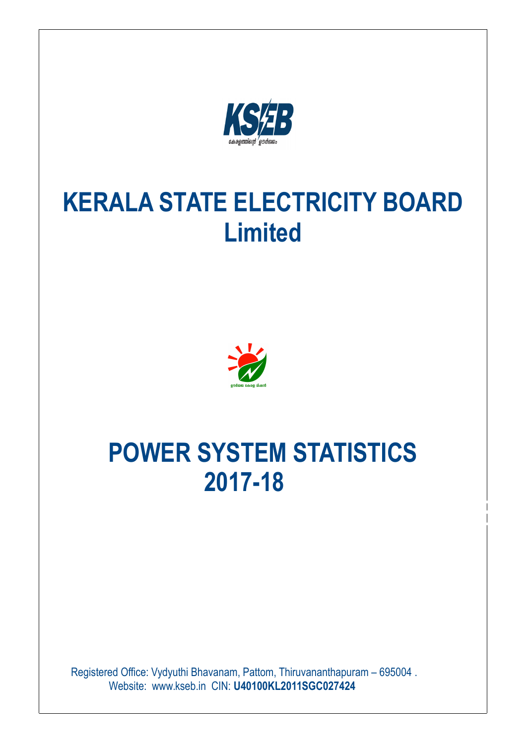# KERALA STATE ELECTRICITY BOARD Limited

# POWER SYSTEM STATISTICS 2017-18

Registered Office: Vydyuthi Bhavanam, Pattom, Thiruvananthapuram – 695004 .
Website: www.kseb.in CIN: **U40100KL2011SGC027424**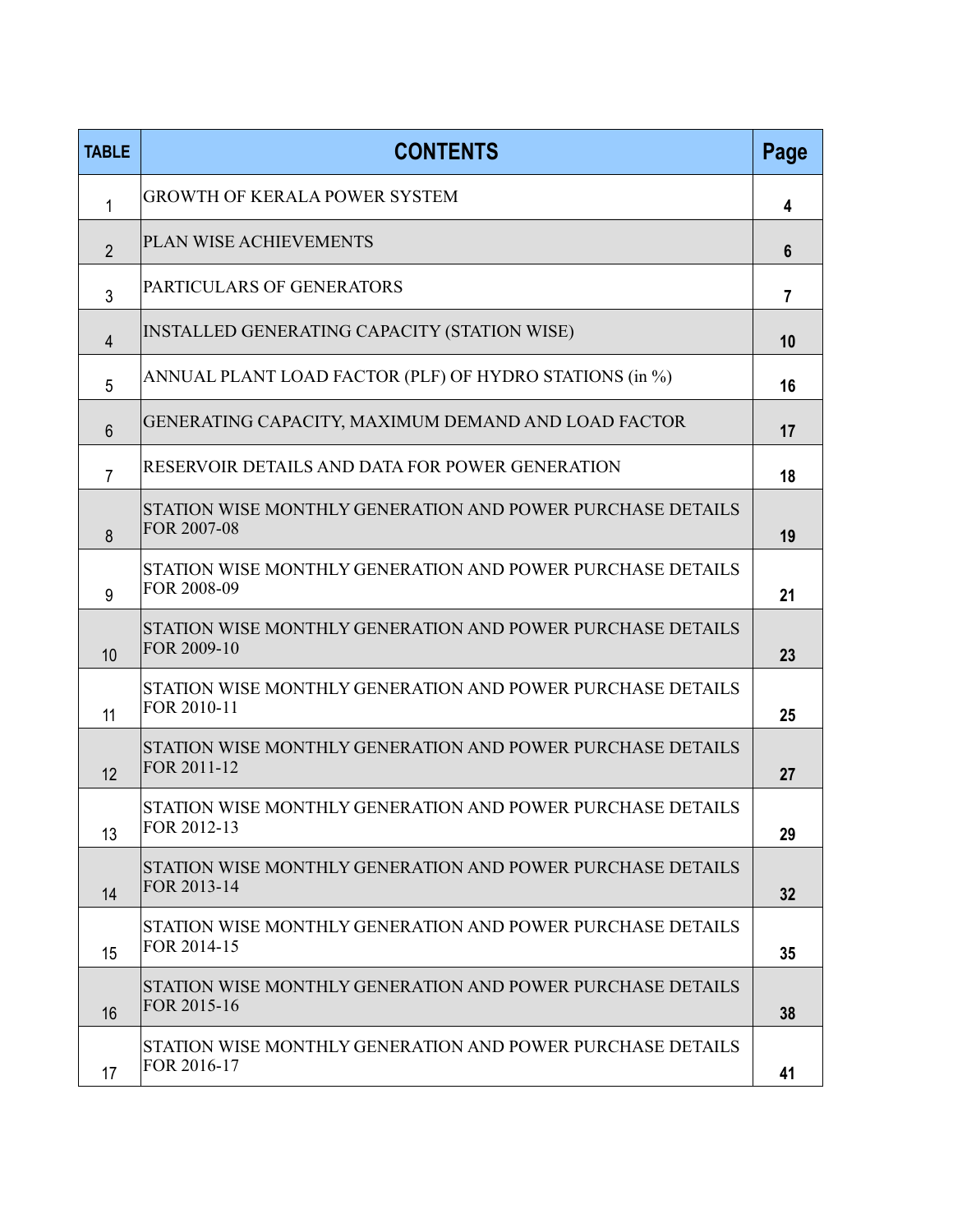| TABLE | CONTENTS | Page |
|---|---|---|
| 1 | GROWTH OF KERALA POWER SYSTEM | 4 |
| 2 | PLAN WISE ACHIEVEMENTS | 6 |
| 3 | PARTICULARS OF GENERATORS | 7 |
| 4 | INSTALLED GENERATING CAPACITY (STATION WISE) | 10 |
| 5 | ANNUAL PLANT LOAD FACTOR (PLF) OF HYDRO STATIONS (in %) | 16 |
| 6 | GENERATING CAPACITY, MAXIMUM DEMAND AND LOAD FACTOR | 17 |
| 7 | RESERVOIR DETAILS AND DATA FOR POWER GENERATION | 18 |
| 8 | STATION WISE MONTHLY GENERATION AND POWER PURCHASE DETAILS FOR 2007-08 | 19 |
| 9 | STATION WISE MONTHLY GENERATION AND POWER PURCHASE DETAILS FOR 2008-09 | 21 |
| 10 | STATION WISE MONTHLY GENERATION AND POWER PURCHASE DETAILS FOR 2009-10 | 23 |
| 11 | STATION WISE MONTHLY GENERATION AND POWER PURCHASE DETAILS FOR 2010-11 | 25 |
| 12 | STATION WISE MONTHLY GENERATION AND POWER PURCHASE DETAILS FOR 2011-12 | 27 |
| 13 | STATION WISE MONTHLY GENERATION AND POWER PURCHASE DETAILS FOR 2012-13 | 29 |
| 14 | STATION WISE MONTHLY GENERATION AND POWER PURCHASE DETAILS FOR 2013-14 | 32 |
| 15 | STATION WISE MONTHLY GENERATION AND POWER PURCHASE DETAILS FOR 2014-15 | 35 |
| 16 | STATION WISE MONTHLY GENERATION AND POWER PURCHASE DETAILS FOR 2015-16 | 38 |
| 17 | STATION WISE MONTHLY GENERATION AND POWER PURCHASE DETAILS FOR 2016-17 | 41 |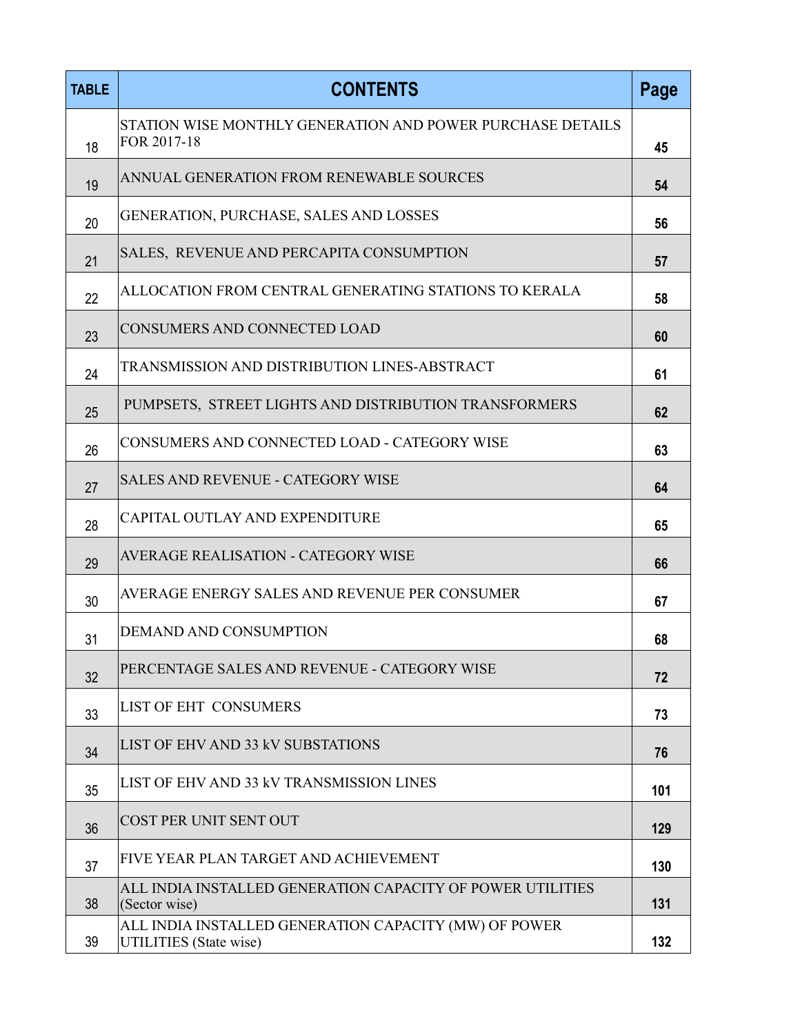| TABLE | CONTENTS | Page |
|---|---|---|
| 18 | STATION WISE MONTHLY GENERATION AND POWER PURCHASE DETAILS FOR 2017-18 | 45 |
| 19 | ANNUAL GENERATION FROM RENEWABLE SOURCES | 54 |
| 20 | GENERATION, PURCHASE, SALES AND LOSSES | 56 |
| 21 | SALES, REVENUE AND PERCAPITA CONSUMPTION | 57 |
| 22 | ALLOCATION FROM CENTRAL GENERATING STATIONS TO KERALA | 58 |
| 23 | CONSUMERS AND CONNECTED LOAD | 60 |
| 24 | TRANSMISSION AND DISTRIBUTION LINES-ABSTRACT | 61 |
| 25 | PUMPSETS, STREET LIGHTS AND DISTRIBUTION TRANSFORMERS | 62 |
| 26 | CONSUMERS AND CONNECTED LOAD - CATEGORY WISE | 63 |
| 27 | SALES AND REVENUE - CATEGORY WISE | 64 |
| 28 | CAPITAL OUTLAY AND EXPENDITURE | 65 |
| 29 | AVERAGE REALISATION - CATEGORY WISE | 66 |
| 30 | AVERAGE ENERGY SALES AND REVENUE PER CONSUMER | 67 |
| 31 | DEMAND AND CONSUMPTION | 68 |
| 32 | PERCENTAGE SALES AND REVENUE - CATEGORY WISE | 72 |
| 33 | LIST OF EHT CONSUMERS | 73 |
| 34 | LIST OF EHV AND 33 kV SUBSTATIONS | 76 |
| 35 | LIST OF EHV AND 33 kV TRANSMISSION LINES | 101 |
| 36 | COST PER UNIT SENT OUT | 129 |
| 37 | FIVE YEAR PLAN TARGET AND ACHIEVEMENT | 130 |
| 38 | ALL INDIA INSTALLED GENERATION CAPACITY OF POWER UTILITIES (Sector wise) | 131 |
| 39 | ALL INDIA INSTALLED GENERATION CAPACITY (MW) OF POWER UTILITIES (State wise) | 132 |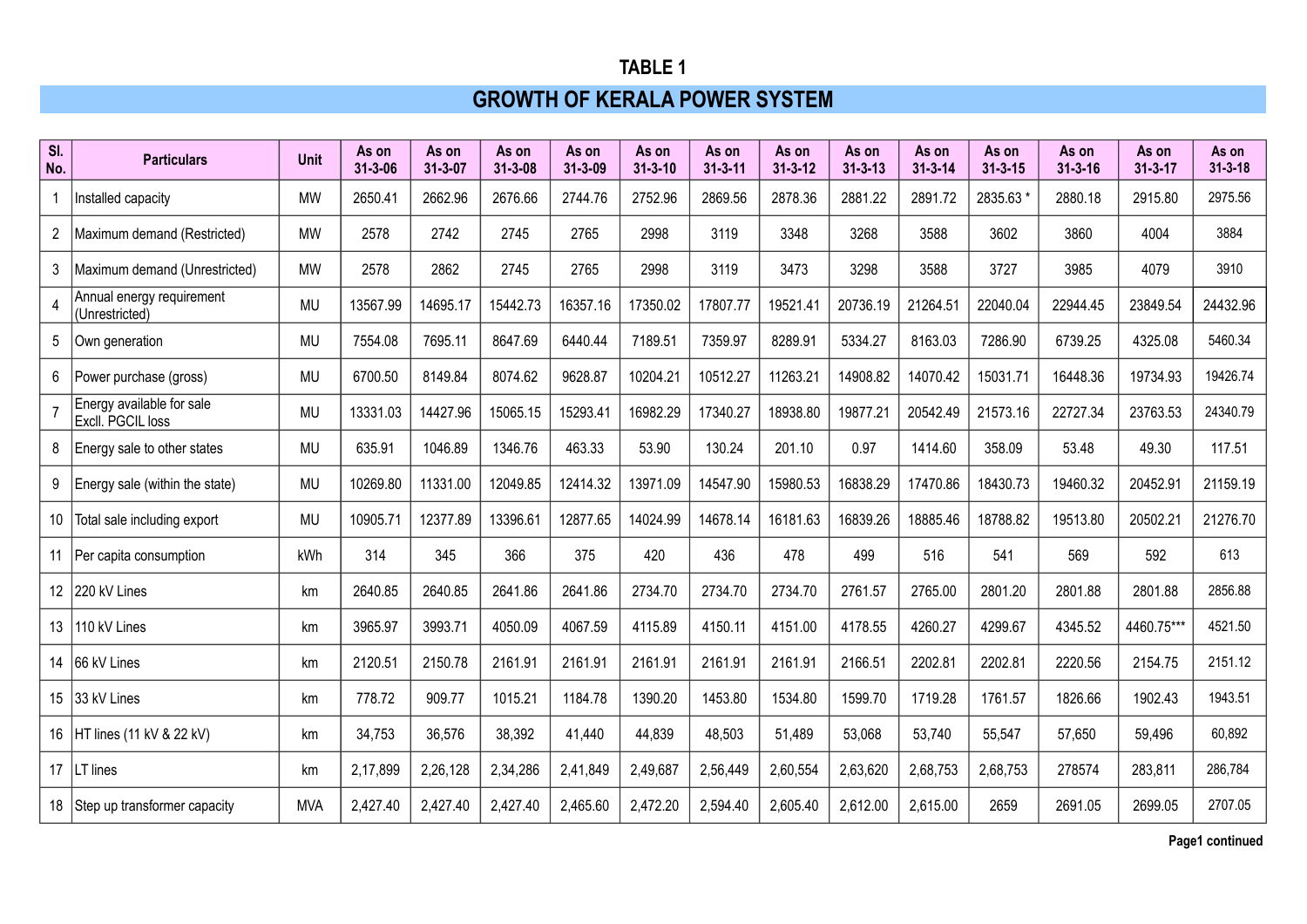# TABLE 1

## GROWTH OF KERALA POWER SYSTEM

| Sl. No. | Particulars | Unit | As on 31-3-06 | As on 31-3-07 | As on 31-3-08 | As on 31-3-09 | As on 31-3-10 | As on 31-3-11 | As on 31-3-12 | As on 31-3-13 | As on 31-3-14 | As on 31-3-15 | As on 31-3-16 | As on 31-3-17 | As on 31-3-18 |
|---|---|---|---|---|---|---|---|---|---|---|---|---|---|---|---|
| 1 | Installed capacity | MW | 2650.41 | 2662.96 | 2676.66 | 2744.76 | 2752.96 | 2869.56 | 2878.36 | 2881.22 | 2891.72 | 2835.63 * | 2880.18 | 2915.80 | 2975.56 |
| 2 | Maximum demand (Restricted) | MW | 2578 | 2742 | 2745 | 2765 | 2998 | 3119 | 3348 | 3268 | 3588 | 3602 | 3860 | 4004 | 3884 |
| 3 | Maximum demand (Unrestricted) | MW | 2578 | 2862 | 2745 | 2765 | 2998 | 3119 | 3473 | 3298 | 3588 | 3727 | 3985 | 4079 | 3910 |
| 4 | Annual energy requirement (Unrestricted) | MU | 13567.99 | 14695.17 | 15442.73 | 16357.16 | 17350.02 | 17807.77 | 19521.41 | 20736.19 | 21264.51 | 22040.04 | 22944.45 | 23849.54 | 24432.96 |
| 5 | Own generation | MU | 7554.08 | 7695.11 | 8647.69 | 6440.44 | 7189.51 | 7359.97 | 8289.91 | 5334.27 | 8163.03 | 7286.90 | 6739.25 | 4325.08 | 5460.34 |
| 6 | Power purchase (gross) | MU | 6700.50 | 8149.84 | 8074.62 | 9628.87 | 10204.21 | 10512.27 | 11263.21 | 14908.82 | 14070.42 | 15031.71 | 16448.36 | 19734.93 | 19426.74 |
| 7 | Energy available for sale Excll. PGCIL loss | MU | 13331.03 | 14427.96 | 15065.15 | 15293.41 | 16982.29 | 17340.27 | 18938.80 | 19877.21 | 20542.49 | 21573.16 | 22727.34 | 23763.53 | 24340.79 |
| 8 | Energy sale to other states | MU | 635.91 | 1046.89 | 1346.76 | 463.33 | 53.90 | 130.24 | 201.10 | 0.97 | 1414.60 | 358.09 | 53.48 | 49.30 | 117.51 |
| 9 | Energy sale (within the state) | MU | 10269.80 | 11331.00 | 12049.85 | 12414.32 | 13971.09 | 14547.90 | 15980.53 | 16838.29 | 17470.86 | 18430.73 | 19460.32 | 20452.91 | 21159.19 |
| 10 | Total sale including export | MU | 10905.71 | 12377.89 | 13396.61 | 12877.65 | 14024.99 | 14678.14 | 16181.63 | 16839.26 | 18885.46 | 18788.82 | 19513.80 | 20502.21 | 21276.70 |
| 11 | Per capita consumption | kWh | 314 | 345 | 366 | 375 | 420 | 436 | 478 | 499 | 516 | 541 | 569 | 592 | 613 |
| 12 | 220 kV Lines | km | 2640.85 | 2640.85 | 2641.86 | 2641.86 | 2734.70 | 2734.70 | 2734.70 | 2761.57 | 2765.00 | 2801.20 | 2801.88 | 2801.88 | 2856.88 |
| 13 | 110 kV Lines | km | 3965.97 | 3993.71 | 4050.09 | 4067.59 | 4115.89 | 4150.11 | 4151.00 | 4178.55 | 4260.27 | 4299.67 | 4345.52 | 4460.75*** | 4521.50 |
| 14 | 66 kV Lines | km | 2120.51 | 2150.78 | 2161.91 | 2161.91 | 2161.91 | 2161.91 | 2161.91 | 2166.51 | 2202.81 | 2202.81 | 2220.56 | 2154.75 | 2151.12 |
| 15 | 33 kV Lines | km | 778.72 | 909.77 | 1015.21 | 1184.78 | 1390.20 | 1453.80 | 1534.80 | 1599.70 | 1719.28 | 1761.57 | 1826.66 | 1902.43 | 1943.51 |
| 16 | HT lines (11 kV & 22 kV) | km | 34,753 | 36,576 | 38,392 | 41,440 | 44,839 | 48,503 | 51,489 | 53,068 | 53,740 | 55,547 | 57,650 | 59,496 | 60,892 |
| 17 | LT lines | km | 2,17,899 | 2,26,128 | 2,34,286 | 2,41,849 | 2,49,687 | 2,56,449 | 2,60,554 | 2,63,620 | 2,68,753 | 2,68,753 | 278574 | 283,811 | 286,784 |
| 18 | Step up transformer capacity | MVA | 2,427.40 | 2,427.40 | 2,427.40 | 2,465.60 | 2,472.20 | 2,594.40 | 2,605.40 | 2,612.00 | 2,615.00 | 2659 | 2691.05 | 2699.05 | 2707.05 |

**Page1 continued**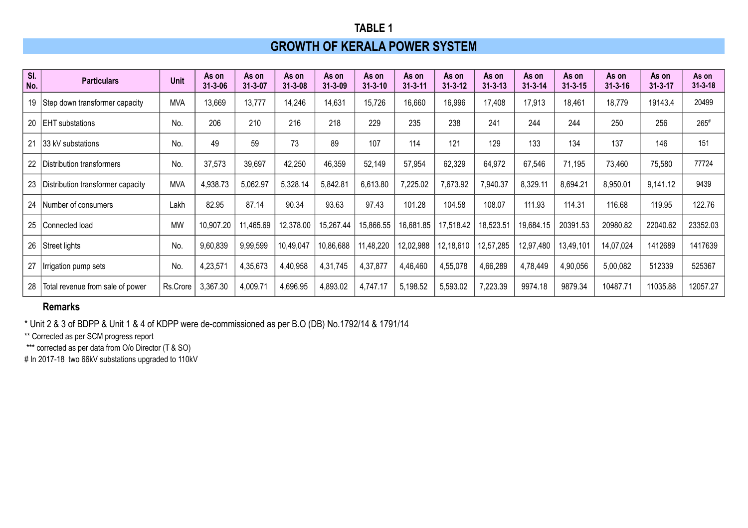# TABLE 1

## GROWTH OF KERALA POWER SYSTEM

| Sl. No. | Particulars | Unit | As on 31-3-06 | As on 31-3-07 | As on 31-3-08 | As on 31-3-09 | As on 31-3-10 | As on 31-3-11 | As on 31-3-12 | As on 31-3-13 | As on 31-3-14 | As on 31-3-15 | As on 31-3-16 | As on 31-3-17 | As on 31-3-18 |
|---|---|---|---|---|---|---|---|---|---|---|---|---|---|---|---|
| 19 | Step down transformer capacity | MVA | 13,669 | 13,777 | 14,246 | 14,631 | 15,726 | 16,660 | 16,996 | 17,408 | 17,913 | 18,461 | 18,779 | 19143.4 | 20499 |
| 20 | EHT substations | No. | 206 | 210 | 216 | 218 | 229 | 235 | 238 | 241 | 244 | 244 | 250 | 256 | 265# |
| 21 | 33 kV substations | No. | 49 | 59 | 73 | 89 | 107 | 114 | 121 | 129 | 133 | 134 | 137 | 146 | 151 |
| 22 | Distribution transformers | No. | 37,573 | 39,697 | 42,250 | 46,359 | 52,149 | 57,954 | 62,329 | 64,972 | 67,546 | 71,195 | 73,460 | 75,580 | 77724 |
| 23 | Distribution transformer capacity | MVA | 4,938.73 | 5,062.97 | 5,328.14 | 5,842.81 | 6,613.80 | 7,225.02 | 7,673.92 | 7,940.37 | 8,329.11 | 8,694.21 | 8,950.01 | 9,141.12 | 9439 |
| 24 | Number of consumers | Lakh | 82.95 | 87.14 | 90.34 | 93.63 | 97.43 | 101.28 | 104.58 | 108.07 | 111.93 | 114.31 | 116.68 | 119.95 | 122.76 |
| 25 | Connected load | MW | 10,907.20 | 11,465.69 | 12,378.00 | 15,267.44 | 15,866.55 | 16,681.85 | 17,518.42 | 18,523.51 | 19,684.15 | 20391.53 | 20980.82 | 22040.62 | 23352.03 |
| 26 | Street lights | No. | 9,60,839 | 9,99,599 | 10,49,047 | 10,86,688 | 11,48,220 | 12,02,988 | 12,18,610 | 12,57,285 | 12,97,480 | 13,49,101 | 14,07,024 | 1412689 | 1417639 |
| 27 | Irrigation pump sets | No. | 4,23,571 | 4,35,673 | 4,40,958 | 4,31,745 | 4,37,877 | 4,46,460 | 4,55,078 | 4,66,289 | 4,78,449 | 4,90,056 | 5,00,082 | 512339 | 525367 |
| 28 | Total revenue from sale of power | Rs.Crore | 3,367.30 | 4,009.71 | 4,696.95 | 4,893.02 | 4,747.17 | 5,198.52 | 5,593.02 | 7,223.39 | 9974.18 | 9879.34 | 10487.71 | 11035.88 | 12057.27 |

**Remarks**

* Unit 2 & 3 of BDPP & Unit 1 & 4 of KDPP were de-commissioned as per B.O (DB) No.1792/14 & 1791/14

** Corrected as per SCM progress report

*** corrected as per data from O/o Director (T & SO)

# In 2017-18 two 66kV substations upgraded to 110kV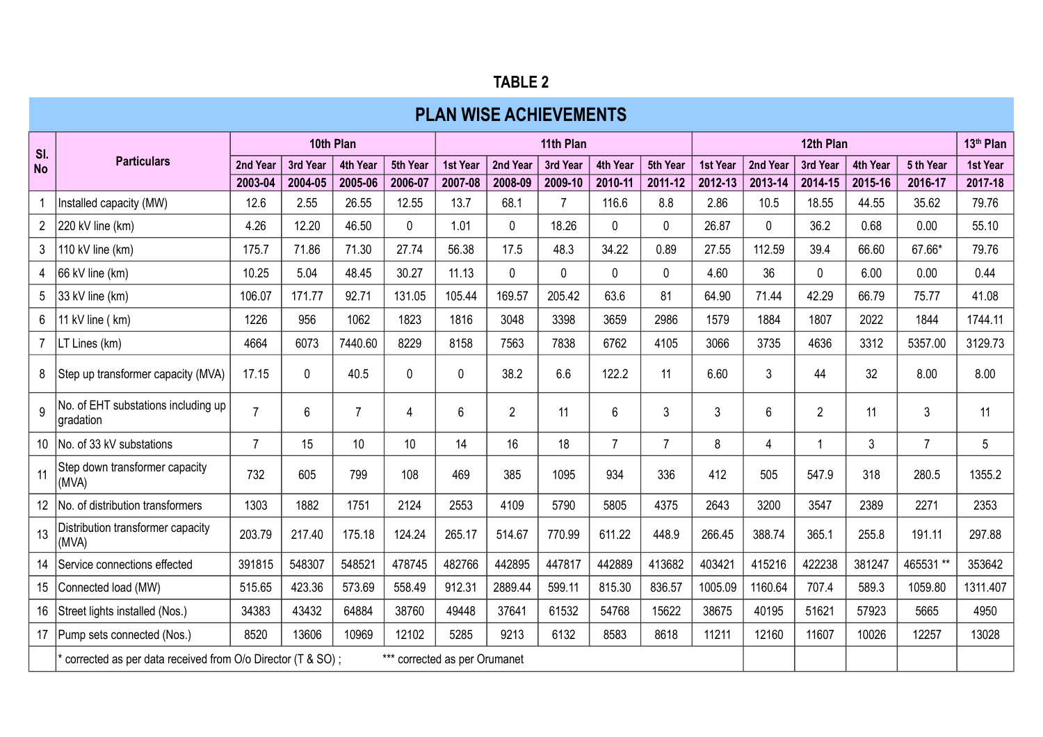# TABLE 2

## PLAN WISE ACHIEVEMENTS

| Sl. No | Particulars | 10th Plan | | | | 11th Plan | | | | | 12th Plan | | | | | 13th Plan |
|---|---|---|---|---|---|---|---|---|---|---|---|---|---|---|---|---|
| | | 2nd Year | 3rd Year | 4th Year | 5th Year | 1st Year | 2nd Year | 3rd Year | 4th Year | 5th Year | 1st Year | 2nd Year | 3rd Year | 4th Year | 5 th Year | 1st Year |
| | | 2003-04 | 2004-05 | 2005-06 | 2006-07 | 2007-08 | 2008-09 | 2009-10 | 2010-11 | 2011-12 | 2012-13 | 2013-14 | 2014-15 | 2015-16 | 2016-17 | 2017-18 |
| 1 | Installed capacity (MW) | 12.6 | 2.55 | 26.55 | 12.55 | 13.7 | 68.1 | 7 | 116.6 | 8.8 | 2.86 | 10.5 | 18.55 | 44.55 | 35.62 | 79.76 |
| 2 | 220 kV line (km) | 4.26 | 12.20 | 46.50 | 0 | 1.01 | 0 | 18.26 | 0 | 0 | 26.87 | 0 | 36.2 | 0.68 | 0.00 | 55.10 |
| 3 | 110 kV line (km) | 175.7 | 71.86 | 71.30 | 27.74 | 56.38 | 17.5 | 48.3 | 34.22 | 0.89 | 27.55 | 112.59 | 39.4 | 66.60 | 67.66* | 79.76 |
| 4 | 66 kV line (km) | 10.25 | 5.04 | 48.45 | 30.27 | 11.13 | 0 | 0 | 0 | 0 | 4.60 | 36 | 0 | 6.00 | 0.00 | 0.44 |
| 5 | 33 kV line (km) | 106.07 | 171.77 | 92.71 | 131.05 | 105.44 | 169.57 | 205.42 | 63.6 | 81 | 64.90 | 71.44 | 42.29 | 66.79 | 75.77 | 41.08 |
| 6 | 11 kV line ( km) | 1226 | 956 | 1062 | 1823 | 1816 | 3048 | 3398 | 3659 | 2986 | 1579 | 1884 | 1807 | 2022 | 1844 | 1744.11 |
| 7 | LT Lines (km) | 4664 | 6073 | 7440.60 | 8229 | 8158 | 7563 | 7838 | 6762 | 4105 | 3066 | 3735 | 4636 | 3312 | 5357.00 | 3129.73 |
| 8 | Step up transformer capacity (MVA) | 17.15 | 0 | 40.5 | 0 | 0 | 38.2 | 6.6 | 122.2 | 11 | 6.60 | 3 | 44 | 32 | 8.00 | 8.00 |
| 9 | No. of EHT substations including up gradation | 7 | 6 | 7 | 4 | 6 | 2 | 11 | 6 | 3 | 3 | 6 | 2 | 11 | 3 | 11 |
| 10 | No. of 33 kV substations | 7 | 15 | 10 | 10 | 14 | 16 | 18 | 7 | 7 | 8 | 4 | 1 | 3 | 7 | 5 |
| 11 | Step down transformer capacity (MVA) | 732 | 605 | 799 | 108 | 469 | 385 | 1095 | 934 | 336 | 412 | 505 | 547.9 | 318 | 280.5 | 1355.2 |
| 12 | No. of distribution transformers | 1303 | 1882 | 1751 | 2124 | 2553 | 4109 | 5790 | 5805 | 4375 | 2643 | 3200 | 3547 | 2389 | 2271 | 2353 |
| 13 | Distribution transformer capacity (MVA) | 203.79 | 217.40 | 175.18 | 124.24 | 265.17 | 514.67 | 770.99 | 611.22 | 448.9 | 266.45 | 388.74 | 365.1 | 255.8 | 191.11 | 297.88 |
| 14 | Service connections effected | 391815 | 548307 | 548521 | 478745 | 482766 | 442895 | 447817 | 442889 | 413682 | 403421 | 415216 | 422238 | 381247 | 465531 ** | 353642 |
| 15 | Connected load (MW) | 515.65 | 423.36 | 573.69 | 558.49 | 912.31 | 2889.44 | 599.11 | 815.30 | 836.57 | 1005.09 | 1160.64 | 707.4 | 589.3 | 1059.80 | 1311.407 |
| 16 | Street lights installed (Nos.) | 34383 | 43432 | 64884 | 38760 | 49448 | 37641 | 61532 | 54768 | 15622 | 38675 | 40195 | 51621 | 57923 | 5665 | 4950 |
| 17 | Pump sets connected (Nos.) | 8520 | 13606 | 10969 | 12102 | 5285 | 9213 | 6132 | 8583 | 8618 | 11211 | 12160 | 11607 | 10026 | 12257 | 13028 |

\* corrected as per data received from O/o Director (T & SO) ; *** corrected as per Orumanet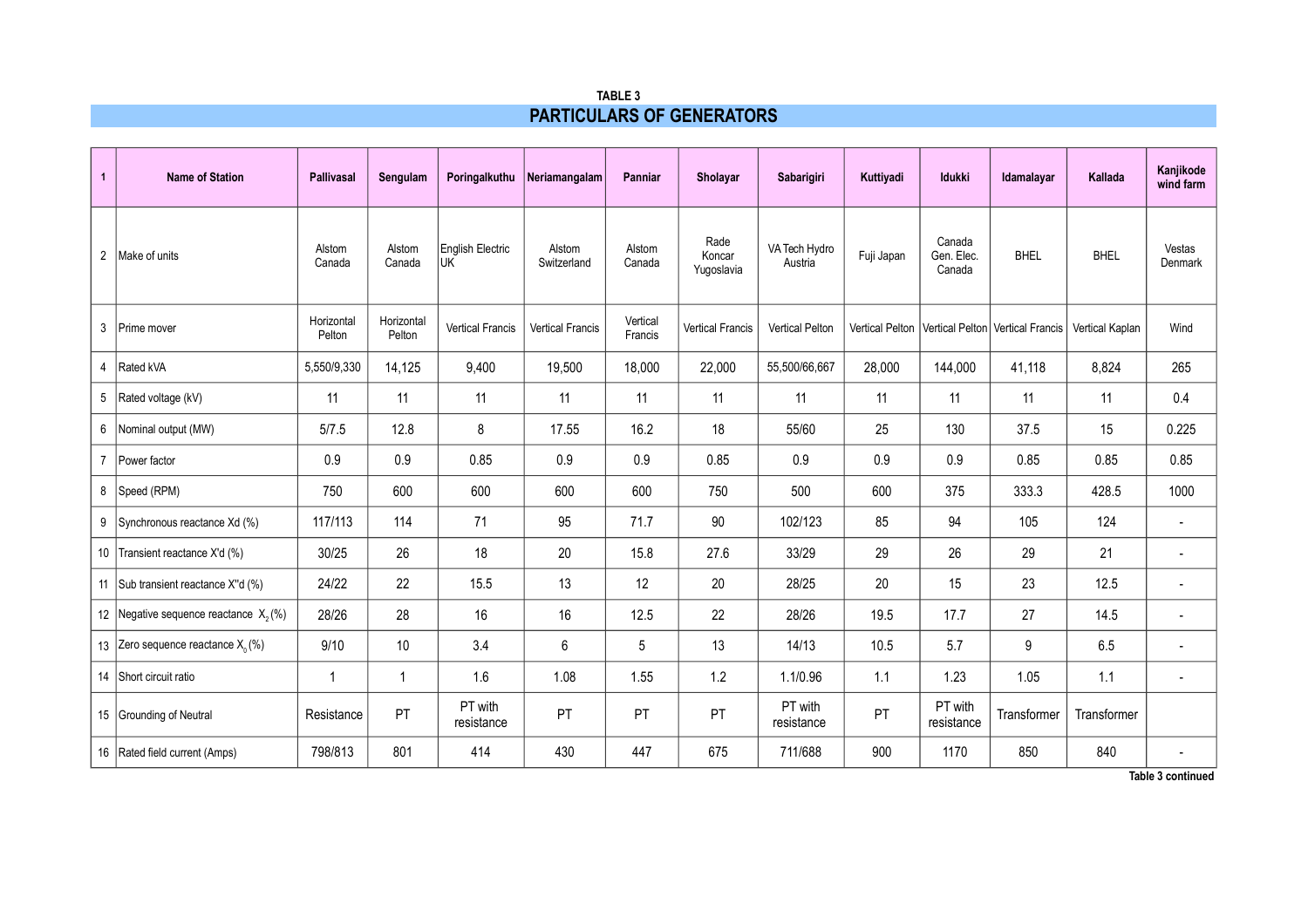**TABLE 3**

## PARTICULARS OF GENERATORS

| 1 | Name of Station | Pallivasal | Sengulam | Poringalkuthu | Neriamangalam | Panniar | Sholayar | Sabarigiri | Kuttiyadi | Idukki | Idamalayar | Kallada | Kanjikode wind farm |
|---|---|---|---|---|---|---|---|---|---|---|---|---|---|
| 2 | Make of units | Alstom Canada | Alstom Canada | English Electric UK | Alstom Switzerland | Alstom Canada | Rade Koncar Yugoslavia | VA Tech Hydro Austria | Fuji Japan | Canada Gen. Elec. Canada | BHEL | BHEL | Vestas Denmark |
| 3 | Prime mover | Horizontal Pelton | Horizontal Pelton | Vertical Francis | Vertical Francis | Vertical Francis | Vertical Francis | Vertical Pelton | Vertical Pelton | Vertical Pelton | Vertical Francis | Vertical Kaplan | Wind |
| 4 | Rated kVA | 5,550/9,330 | 14,125 | 9,400 | 19,500 | 18,000 | 22,000 | 55,500/66,667 | 28,000 | 144,000 | 41,118 | 8,824 | 265 |
| 5 | Rated voltage (kV) | 11 | 11 | 11 | 11 | 11 | 11 | 11 | 11 | 11 | 11 | 11 | 0.4 |
| 6 | Nominal output (MW) | 5/7.5 | 12.8 | 8 | 17.55 | 16.2 | 18 | 55/60 | 25 | 130 | 37.5 | 15 | 0.225 |
| 7 | Power factor | 0.9 | 0.9 | 0.85 | 0.9 | 0.9 | 0.85 | 0.9 | 0.9 | 0.9 | 0.85 | 0.85 | 0.85 |
| 8 | Speed (RPM) | 750 | 600 | 600 | 600 | 600 | 750 | 500 | 600 | 375 | 333.3 | 428.5 | 1000 |
| 9 | Synchronous reactance Xd (%) | 117/113 | 114 | 71 | 95 | 71.7 | 90 | 102/123 | 85 | 94 | 105 | 124 | - |
| 10 | Transient reactance X'd (%) | 30/25 | 26 | 18 | 20 | 15.8 | 27.6 | 33/29 | 29 | 26 | 29 | 21 | - |
| 11 | Sub transient reactance X"d (%) | 24/22 | 22 | 15.5 | 13 | 12 | 20 | 28/25 | 20 | 15 | 23 | 12.5 | - |
| 12 | Negative sequence reactance $X_2$ (%) | 28/26 | 28 | 16 | 16 | 12.5 | 22 | 28/26 | 19.5 | 17.7 | 27 | 14.5 | - |
| 13 | Zero sequence reactance $X_0$ (%) | 9/10 | 10 | 3.4 | 6 | 5 | 13 | 14/13 | 10.5 | 5.7 | 9 | 6.5 | - |
| 14 | Short circuit ratio | 1 | 1 | 1.6 | 1.08 | 1.55 | 1.2 | 1.1/0.96 | 1.1 | 1.23 | 1.05 | 1.1 | - |
| 15 | Grounding of Neutral | Resistance | PT | PT with resistance | PT | PT | PT | PT with resistance | PT | PT with resistance | Transformer | Transformer | |
| 16 | Rated field current (Amps) | 798/813 | 801 | 414 | 430 | 447 | 675 | 711/688 | 900 | 1170 | 850 | 840 | - |

**Table 3 continued**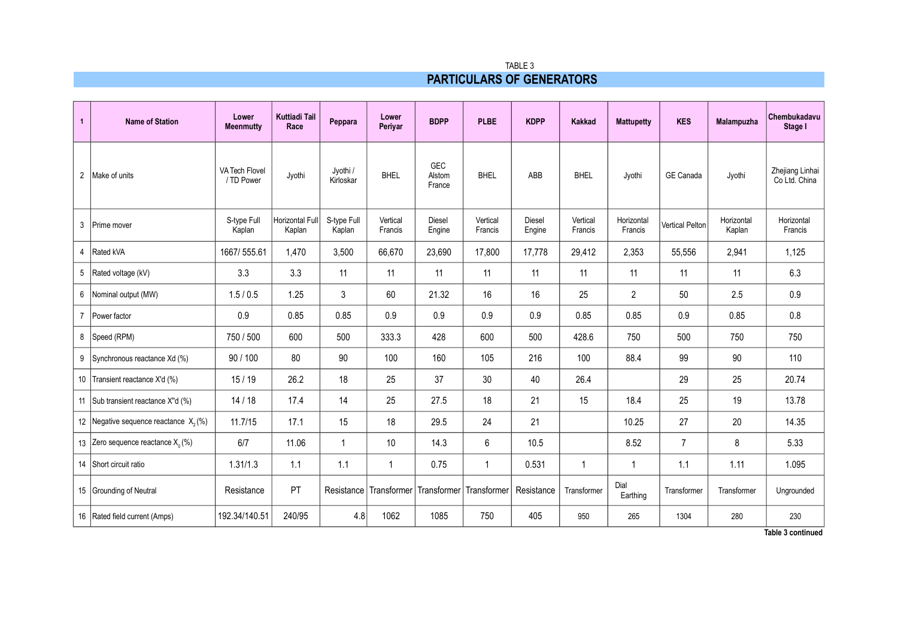TABLE 3

## PARTICULARS OF GENERATORS

| 1 | Name of Station | Lower Meenmutty | Kuttiadi Tail Race | Peppara | Lower Periyar | BDPP | PLBE | KDPP | Kakkad | Mattupetty | KES | Malampuzha | Chembukadavu Stage I |
|---|---|---|---|---|---|---|---|---|---|---|---|---|---|
| 2 | Make of units | VA Tech Flovel / TD Power | Jyothi | Jyothi / Kirloskar | BHEL | GEC Alstom France | BHEL | ABB | BHEL | Jyothi | GE Canada | Jyothi | Zhejiang Linhai Co Ltd. China |
| 3 | Prime mover | S-type Full Kaplan | Horizontal Full Kaplan | S-type Full Kaplan | Vertical Francis | Diesel Engine | Vertical Francis | Diesel Engine | Vertical Francis | Horizontal Francis | Vertical Pelton | Horizontal Kaplan | Horizontal Francis |
| 4 | Rated kVA | 1667/ 555.61 | 1,470 | 3,500 | 66,670 | 23,690 | 17,800 | 17,778 | 29,412 | 2,353 | 55,556 | 2,941 | 1,125 |
| 5 | Rated voltage (kV) | 3.3 | 3.3 | 11 | 11 | 11 | 11 | 11 | 11 | 11 | 11 | 11 | 6.3 |
| 6 | Nominal output (MW) | 1.5 / 0.5 | 1.25 | 3 | 60 | 21.32 | 16 | 16 | 25 | 2 | 50 | 2.5 | 0.9 |
| 7 | Power factor | 0.9 | 0.85 | 0.85 | 0.9 | 0.9 | 0.9 | 0.9 | 0.85 | 0.85 | 0.9 | 0.85 | 0.8 |
| 8 | Speed (RPM) | 750 / 500 | 600 | 500 | 333.3 | 428 | 600 | 500 | 428.6 | 750 | 500 | 750 | 750 |
| 9 | Synchronous reactance Xd (%) | 90 / 100 | 80 | 90 | 100 | 160 | 105 | 216 | 100 | 88.4 | 99 | 90 | 110 |
| 10 | Transient reactance X'd (%) | 15 / 19 | 26.2 | 18 | 25 | 37 | 30 | 40 | 26.4 | | 29 | 25 | 20.74 |
| 11 | Sub transient reactance X"d (%) | 14 / 18 | 17.4 | 14 | 25 | 27.5 | 18 | 21 | 15 | 18.4 | 25 | 19 | 13.78 |
| 12 | Negative sequence reactance $X_2$ (%) | 11.7/15 | 17.1 | 15 | 18 | 29.5 | 24 | 21 | | 10.25 | 27 | 20 | 14.35 |
| 13 | Zero sequence reactance $X_0$ (%) | 6/7 | 11.06 | 1 | 10 | 14.3 | 6 | 10.5 | | 8.52 | 7 | 8 | 5.33 |
| 14 | Short circuit ratio | 1.31/1.3 | 1.1 | 1.1 | 1 | 0.75 | 1 | 0.531 | 1 | 1 | 1.1 | 1.11 | 1.095 |
| 15 | Grounding of Neutral | Resistance | PT | Resistance | Transformer | Transformer | Transformer | Resistance | Transformer | Dial Earthing | Transformer | Transformer | Ungrounded |
| 16 | Rated field current (Amps) | 192.34/140.51 | 240/95 | 4.8 | 1062 | 1085 | 750 | 405 | 950 | 265 | 1304 | 280 | 230 |

**Table 3 continued**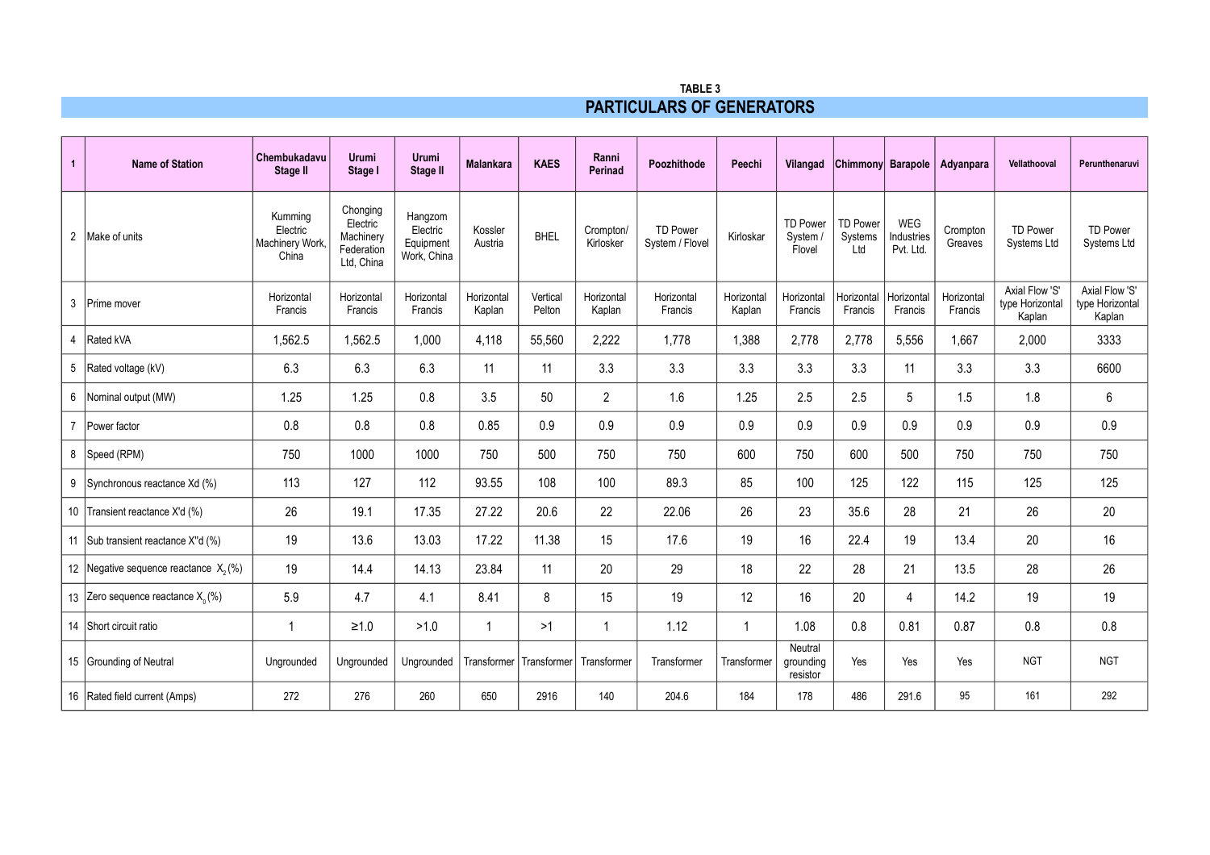**TABLE 3**

## PARTICULARS OF GENERATORS

| 1 | Name of Station | Chembukadavu Stage II | Urumi Stage I | Urumi Stage II | Malankara | KAES | Ranni Perinad | Poozhithode | Peechi | Vilangad | Chimmony | Barapole | Adyanpara | Vellathooval | Perunthenaruvi |
|---|---|---|---|---|---|---|---|---|---|---|---|---|---|---|---|
| 2 | Make of units | Kumming Electric Machinery Work, China | Chonging Electric Machinery Federation Ltd, China | Hangzom Electric Equipment Work, China | Kossler Austria | BHEL | Crompton/ Kirlosker | TD Power System / Flovel | Kirloskar | TD Power System / Flovel | TD Power Systems Ltd | WEG Industries Pvt. Ltd. | Crompton Greaves | TD Power Systems Ltd | TD Power Systems Ltd |
| 3 | Prime mover | Horizontal Francis | Horizontal Francis | Horizontal Francis | Horizontal Kaplan | Vertical Pelton | Horizontal Kaplan | Horizontal Francis | Horizontal Kaplan | Horizontal Francis | Horizontal Francis | Horizontal Francis | Horizontal Francis | Axial Flow 'S' type Horizontal Kaplan | Axial Flow 'S' type Horizontal Kaplan |
| 4 | Rated kVA | 1,562.5 | 1,562.5 | 1,000 | 4,118 | 55,560 | 2,222 | 1,778 | 1,388 | 2,778 | 2,778 | 5,556 | 1,667 | 2,000 | 3333 |
| 5 | Rated voltage (kV) | 6.3 | 6.3 | 6.3 | 11 | 11 | 3.3 | 3.3 | 3.3 | 3.3 | 3.3 | 11 | 3.3 | 3.3 | 6600 |
| 6 | Nominal output (MW) | 1.25 | 1.25 | 0.8 | 3.5 | 50 | 2 | 1.6 | 1.25 | 2.5 | 2.5 | 5 | 1.5 | 1.8 | 6 |
| 7 | Power factor | 0.8 | 0.8 | 0.8 | 0.85 | 0.9 | 0.9 | 0.9 | 0.9 | 0.9 | 0.9 | 0.9 | 0.9 | 0.9 | 0.9 |
| 8 | Speed (RPM) | 750 | 1000 | 1000 | 750 | 500 | 750 | 750 | 600 | 750 | 600 | 500 | 750 | 750 | 750 |
| 9 | Synchronous reactance Xd (%) | 113 | 127 | 112 | 93.55 | 108 | 100 | 89.3 | 85 | 100 | 125 | 122 | 115 | 125 | 125 |
| 10 | Transient reactance X'd (%) | 26 | 19.1 | 17.35 | 27.22 | 20.6 | 22 | 22.06 | 26 | 23 | 35.6 | 28 | 21 | 26 | 20 |
| 11 | Sub transient reactance X"d (%) | 19 | 13.6 | 13.03 | 17.22 | 11.38 | 15 | 17.6 | 19 | 16 | 22.4 | 19 | 13.4 | 20 | 16 |
| 12 | Negative sequence reactance $X_2$ (%) | 19 | 14.4 | 14.13 | 23.84 | 11 | 20 | 29 | 18 | 22 | 28 | 21 | 13.5 | 28 | 26 |
| 13 | Zero sequence reactance $X_0$ (%) | 5.9 | 4.7 | 4.1 | 8.41 | 8 | 15 | 19 | 12 | 16 | 20 | 4 | 14.2 | 19 | 19 |
| 14 | Short circuit ratio | 1 | ≥1.0 | >1.0 | 1 | >1 | 1 | 1.12 | 1 | 1.08 | 0.8 | 0.81 | 0.87 | 0.8 | 0.8 |
| 15 | Grounding of Neutral | Ungrounded | Ungrounded | Ungrounded | Transformer | Transformer | Transformer | Transformer | Transformer | Neutral grounding resistor | Yes | Yes | Yes | NGT | NGT |
| 16 | Rated field current (Amps) | 272 | 276 | 260 | 650 | 2916 | 140 | 204.6 | 184 | 178 | 486 | 291.6 | 95 | 161 | 292 |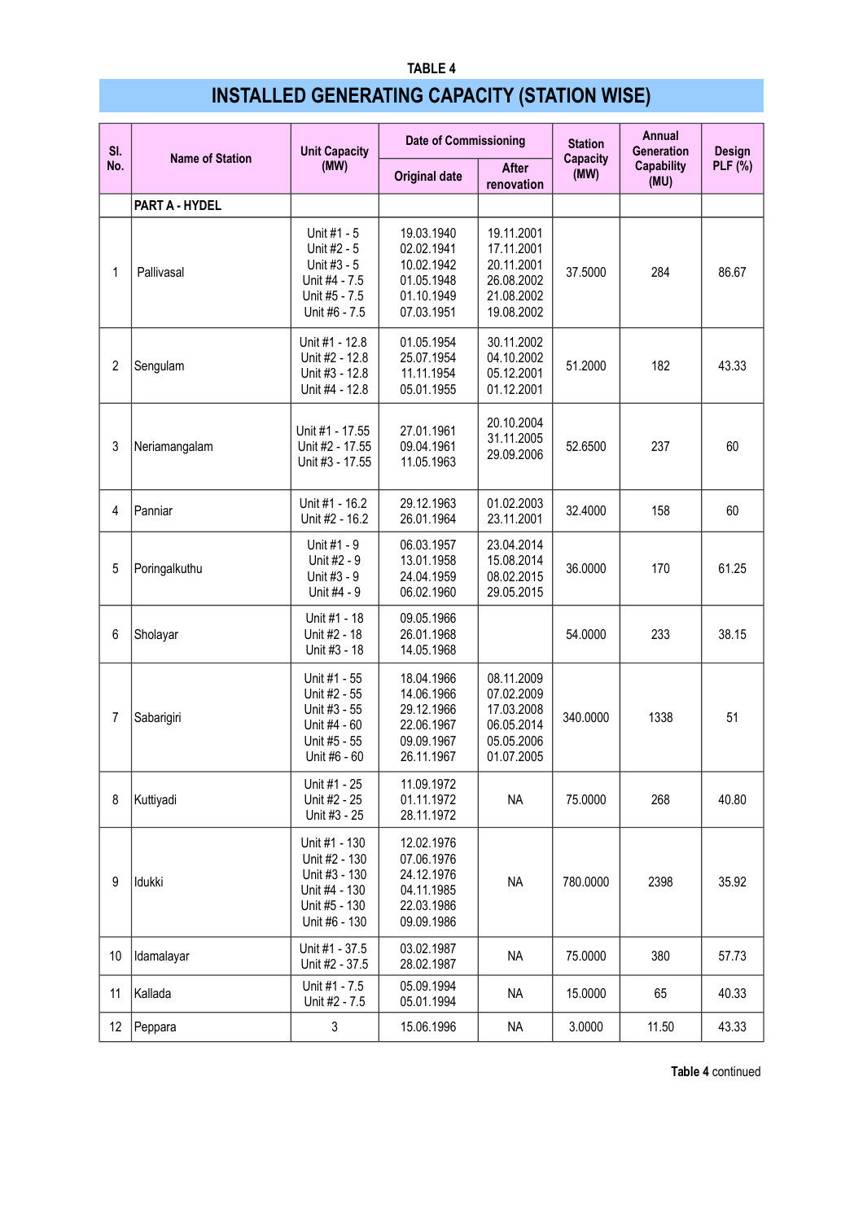TABLE 4

## INSTALLED GENERATING CAPACITY (STATION WISE)

| Sl. No. | Name of Station | Unit Capacity (MW) | Date of Commissioning | | Station Capacity (MW) | Annual Generation Capability (MU) | Design PLF (%) |
|---|---|---|---|---|---|---|---|
| | | | Original date | After renovation | | | |
| | **PART A - HYDEL** | | | | | | |
| 1 | Pallivasal | Unit #1 - 5<br>Unit #2 - 5<br>Unit #3 - 5<br>Unit #4 - 7.5<br>Unit #5 - 7.5<br>Unit #6 - 7.5 | 19.03.1940<br>02.02.1941<br>10.02.1942<br>01.05.1948<br>01.10.1949<br>07.03.1951 | 19.11.2001<br>17.11.2001<br>20.11.2001<br>26.08.2002<br>21.08.2002<br>19.08.2002 | 37.5000 | 284 | 86.67 |
| 2 | Sengulam | Unit #1 - 12.8<br>Unit #2 - 12.8<br>Unit #3 - 12.8<br>Unit #4 - 12.8 | 01.05.1954<br>25.07.1954<br>11.11.1954<br>05.01.1955 | 30.11.2002<br>04.10.2002<br>05.12.2001<br>01.12.2001 | 51.2000 | 182 | 43.33 |
| 3 | Neriamangalam | Unit #1 - 17.55<br>Unit #2 - 17.55<br>Unit #3 - 17.55 | 27.01.1961<br>09.04.1961<br>11.05.1963 | 20.10.2004<br>31.11.2005<br>29.09.2006 | 52.6500 | 237 | 60 |
| 4 | Panniar | Unit #1 - 16.2<br>Unit #2 - 16.2 | 29.12.1963<br>26.01.1964 | 01.02.2003<br>23.11.2001 | 32.4000 | 158 | 60 |
| 5 | Poringalkuthu | Unit #1 - 9<br>Unit #2 - 9<br>Unit #3 - 9<br>Unit #4 - 9 | 06.03.1957<br>13.01.1958<br>24.04.1959<br>06.02.1960 | 23.04.2014<br>15.08.2014<br>08.02.2015<br>29.05.2015 | 36.0000 | 170 | 61.25 |
| 6 | Sholayar | Unit #1 - 18<br>Unit #2 - 18<br>Unit #3 - 18 | 09.05.1966<br>26.01.1968<br>14.05.1968 | | 54.0000 | 233 | 38.15 |
| 7 | Sabarigiri | Unit #1 - 55<br>Unit #2 - 55<br>Unit #3 - 55<br>Unit #4 - 60<br>Unit #5 - 55<br>Unit #6 - 60 | 18.04.1966<br>14.06.1966<br>29.12.1966<br>22.06.1967<br>09.09.1967<br>26.11.1967 | 08.11.2009<br>07.02.2009<br>17.03.2008<br>06.05.2014<br>05.05.2006<br>01.07.2005 | 340.0000 | 1338 | 51 |
| 8 | Kuttiyadi | Unit #1 - 25<br>Unit #2 - 25<br>Unit #3 - 25 | 11.09.1972<br>01.11.1972<br>28.11.1972 | NA | 75.0000 | 268 | 40.80 |
| 9 | Idukki | Unit #1 - 130<br>Unit #2 - 130<br>Unit #3 - 130<br>Unit #4 - 130<br>Unit #5 - 130<br>Unit #6 - 130 | 12.02.1976<br>07.06.1976<br>24.12.1976<br>04.11.1985<br>22.03.1986<br>09.09.1986 | NA | 780.0000 | 2398 | 35.92 |
| 10 | Idamalayar | Unit #1 - 37.5<br>Unit #2 - 37.5 | 03.02.1987<br>28.02.1987 | NA | 75.0000 | 380 | 57.73 |
| 11 | Kallada | Unit #1 - 7.5<br>Unit #2 - 7.5 | 05.09.1994<br>05.01.1994 | NA | 15.0000 | 65 | 40.33 |
| 12 | Peppara | 3 | 15.06.1996 | NA | 3.0000 | 11.50 | 43.33 |

**Table 4** continued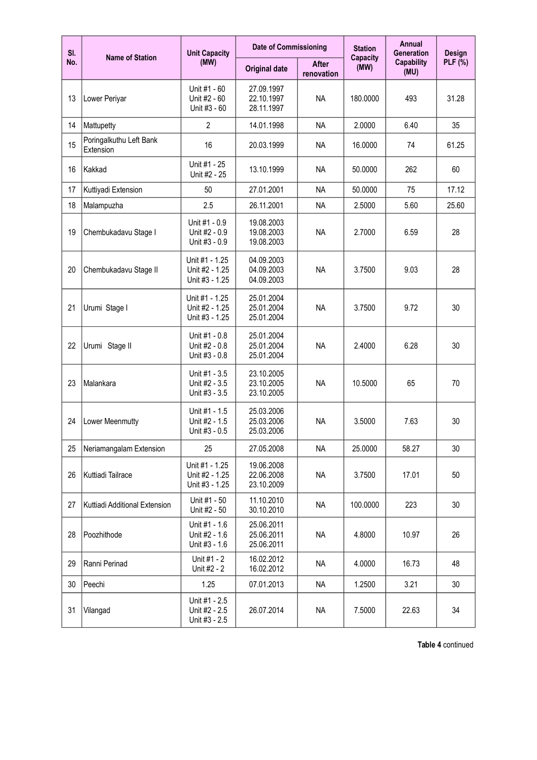| Sl. No. | Name of Station | Unit Capacity (MW) | Date of Commissioning | | Station Capacity (MW) | Annual Generation Capability (MU) | Design PLF (%) |
|---|---|---|---|---|---|---|---|
| | | | Original date | After renovation | | | |
| 13 | Lower Periyar | Unit #1 - 60<br>Unit #2 - 60<br>Unit #3 - 60 | 27.09.1997<br>22.10.1997<br>28.11.1997 | NA | 180.0000 | 493 | 31.28 |
| 14 | Mattupetty | 2 | 14.01.1998 | NA | 2.0000 | 6.40 | 35 |
| 15 | Poringalkuthu Left Bank Extension | 16 | 20.03.1999 | NA | 16.0000 | 74 | 61.25 |
| 16 | Kakkad | Unit #1 - 25<br>Unit #2 - 25 | 13.10.1999 | NA | 50.0000 | 262 | 60 |
| 17 | Kuttiyadi Extension | 50 | 27.01.2001 | NA | 50.0000 | 75 | 17.12 |
| 18 | Malampuzha | 2.5 | 26.11.2001 | NA | 2.5000 | 5.60 | 25.60 |
| 19 | Chembukadavu Stage I | Unit #1 - 0.9<br>Unit #2 - 0.9<br>Unit #3 - 0.9 | 19.08.2003<br>19.08.2003<br>19.08.2003 | NA | 2.7000 | 6.59 | 28 |
| 20 | Chembukadavu Stage II | Unit #1 - 1.25<br>Unit #2 - 1.25<br>Unit #3 - 1.25 | 04.09.2003<br>04.09.2003<br>04.09.2003 | NA | 3.7500 | 9.03 | 28 |
| 21 | Urumi Stage I | Unit #1 - 1.25<br>Unit #2 - 1.25<br>Unit #3 - 1.25 | 25.01.2004<br>25.01.2004<br>25.01.2004 | NA | 3.7500 | 9.72 | 30 |
| 22 | Urumi Stage II | Unit #1 - 0.8<br>Unit #2 - 0.8<br>Unit #3 - 0.8 | 25.01.2004<br>25.01.2004<br>25.01.2004 | NA | 2.4000 | 6.28 | 30 |
| 23 | Malankara | Unit #1 - 3.5<br>Unit #2 - 3.5<br>Unit #3 - 3.5 | 23.10.2005<br>23.10.2005<br>23.10.2005 | NA | 10.5000 | 65 | 70 |
| 24 | Lower Meenmutty | Unit #1 - 1.5<br>Unit #2 - 1.5<br>Unit #3 - 0.5 | 25.03.2006<br>25.03.2006<br>25.03.2006 | NA | 3.5000 | 7.63 | 30 |
| 25 | Neriamangalam Extension | 25 | 27.05.2008 | NA | 25.0000 | 58.27 | 30 |
| 26 | Kuttiadi Tailrace | Unit #1 - 1.25<br>Unit #2 - 1.25<br>Unit #3 - 1.25 | 19.06.2008<br>22.06.2008<br>23.10.2009 | NA | 3.7500 | 17.01 | 50 |
| 27 | Kuttiadi Additional Extension | Unit #1 - 50<br>Unit #2 - 50 | 11.10.2010<br>30.10.2010 | NA | 100.0000 | 223 | 30 |
| 28 | Poozhithode | Unit #1 - 1.6<br>Unit #2 - 1.6<br>Unit #3 - 1.6 | 25.06.2011<br>25.06.2011<br>25.06.2011 | NA | 4.8000 | 10.97 | 26 |
| 29 | Ranni Perinad | Unit #1 - 2<br>Unit #2 - 2 | 16.02.2012<br>16.02.2012 | NA | 4.0000 | 16.73 | 48 |
| 30 | Peechi | 1.25 | 07.01.2013 | NA | 1.2500 | 3.21 | 30 |
| 31 | Vilangad | Unit #1 - 2.5<br>Unit #2 - 2.5<br>Unit #3 - 2.5 | 26.07.2014 | NA | 7.5000 | 22.63 | 34 |

**Table 4** continued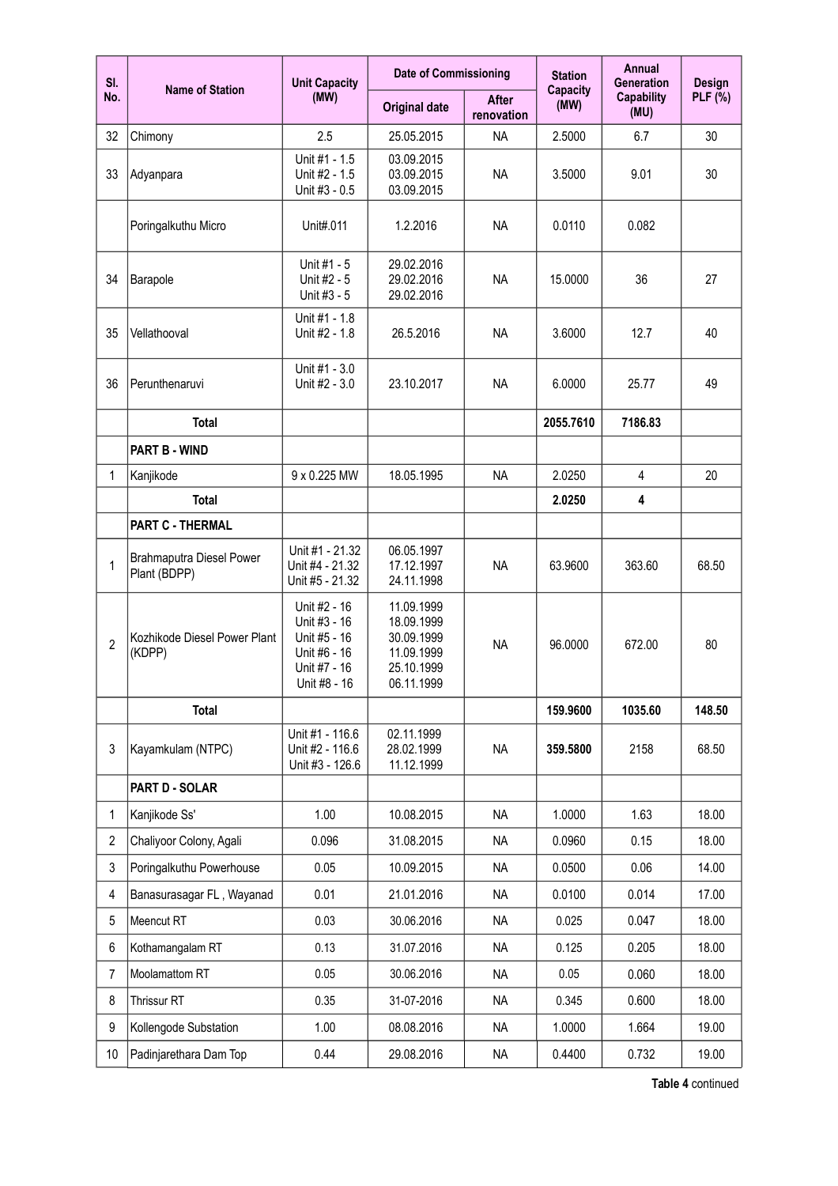| Sl. No. | Name of Station | Unit Capacity (MW) | Date of Commissioning | | Station Capacity (MW) | Annual Generation Capability (MU) | Design PLF (%) |
|---|---|---|---|---|---|---|---|
| | | | Original date | After renovation | | | |
| 32 | Chimony | 2.5 | 25.05.2015 | NA | 2.5000 | 6.7 | 30 |
| 33 | Adyanpara | Unit #1 - 1.5<br>Unit #2 - 1.5<br>Unit #3 - 0.5 | 03.09.2015<br>03.09.2015<br>03.09.2015 | NA | 3.5000 | 9.01 | 30 |
| | Poringalkuthu Micro | Unit#.011 | 1.2.2016 | NA | 0.0110 | 0.082 | |
| 34 | Barapole | Unit #1 - 5<br>Unit #2 - 5<br>Unit #3 - 5 | 29.02.2016<br>29.02.2016<br>29.02.2016 | NA | 15.0000 | 36 | 27 |
| 35 | Vellathooval | Unit #1 - 1.8<br>Unit #2 - 1.8 | 26.5.2016 | NA | 3.6000 | 12.7 | 40 |
| 36 | Perunthenaruvi | Unit #1 - 3.0<br>Unit #2 - 3.0 | 23.10.2017 | NA | 6.0000 | 25.77 | 49 |
| | **Total** | | | | **2055.7610** | **7186.83** | |
| | **PART B - WIND** | | | | | | |
| 1 | Kanjikode | 9 x 0.225 MW | 18.05.1995 | NA | 2.0250 | 4 | 20 |
| | **Total** | | | | **2.0250** | **4** | |
| | **PART C - THERMAL** | | | | | | |
| 1 | Brahmaputra Diesel Power Plant (BDPP) | Unit #1 - 21.32<br>Unit #4 - 21.32<br>Unit #5 - 21.32 | 06.05.1997<br>17.12.1997<br>24.11.1998 | NA | 63.9600 | 363.60 | 68.50 |
| 2 | Kozhikode Diesel Power Plant (KDPP) | Unit #2 - 16<br>Unit #3 - 16<br>Unit #5 - 16<br>Unit #6 - 16<br>Unit #7 - 16<br>Unit #8 - 16 | 11.09.1999<br>18.09.1999<br>30.09.1999<br>11.09.1999<br>25.10.1999<br>06.11.1999 | NA | 96.0000 | 672.00 | 80 |
| | **Total** | | | | **159.9600** | **1035.60** | **148.50** |
| 3 | Kayamkulam (NTPC) | Unit #1 - 116.6<br>Unit #2 - 116.6<br>Unit #3 - 126.6 | 02.11.1999<br>28.02.1999<br>11.12.1999 | NA | **359.5800** | 2158 | 68.50 |
| | **PART D - SOLAR** | | | | | | |
| 1 | Kanjikode Ss' | 1.00 | 10.08.2015 | NA | 1.0000 | 1.63 | 18.00 |
| 2 | Chaliyoor Colony, Agali | 0.096 | 31.08.2015 | NA | 0.0960 | 0.15 | 18.00 |
| 3 | Poringalkuthu Powerhouse | 0.05 | 10.09.2015 | NA | 0.0500 | 0.06 | 14.00 |
| 4 | Banasurasagar FL , Wayanad | 0.01 | 21.01.2016 | NA | 0.0100 | 0.014 | 17.00 |
| 5 | Meencut RT | 0.03 | 30.06.2016 | NA | 0.025 | 0.047 | 18.00 |
| 6 | Kothamangalam RT | 0.13 | 31.07.2016 | NA | 0.125 | 0.205 | 18.00 |
| 7 | Moolamattom RT | 0.05 | 30.06.2016 | NA | 0.05 | 0.060 | 18.00 |
| 8 | Thrissur RT | 0.35 | 31-07-2016 | NA | 0.345 | 0.600 | 18.00 |
| 9 | Kollengode Substation | 1.00 | 08.08.2016 | NA | 1.0000 | 1.664 | 19.00 |
| 10 | Padinjarethara Dam Top | 0.44 | 29.08.2016 | NA | 0.4400 | 0.732 | 19.00 |

**Table 4** continued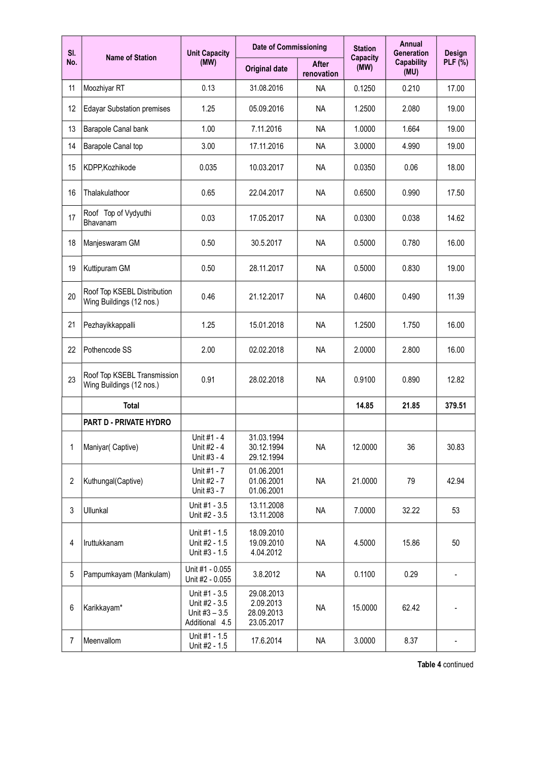| Sl. No. | Name of Station | Unit Capacity (MW) | Date of Commissioning | | Station Capacity (MW) | Annual Generation Capability (MU) | Design PLF (%) |
|---|---|---|---|---|---|---|---|
| | | | Original date | After renovation | | | |
| 11 | Moozhiyar RT | 0.13 | 31.08.2016 | NA | 0.1250 | 0.210 | 17.00 |
| 12 | Edayar Substation premises | 1.25 | 05.09.2016 | NA | 1.2500 | 2.080 | 19.00 |
| 13 | Barapole Canal bank | 1.00 | 7.11.2016 | NA | 1.0000 | 1.664 | 19.00 |
| 14 | Barapole Canal top | 3.00 | 17.11.2016 | NA | 3.0000 | 4.990 | 19.00 |
| 15 | KDPP,Kozhikode | 0.035 | 10.03.2017 | NA | 0.0350 | 0.06 | 18.00 |
| 16 | Thalakulathoor | 0.65 | 22.04.2017 | NA | 0.6500 | 0.990 | 17.50 |
| 17 | Roof Top of Vydyuthi Bhavanam | 0.03 | 17.05.2017 | NA | 0.0300 | 0.038 | 14.62 |
| 18 | Manjeswaram GM | 0.50 | 30.5.2017 | NA | 0.5000 | 0.780 | 16.00 |
| 19 | Kuttipuram GM | 0.50 | 28.11.2017 | NA | 0.5000 | 0.830 | 19.00 |
| 20 | Roof Top KSEBL Distribution Wing Buildings (12 nos.) | 0.46 | 21.12.2017 | NA | 0.4600 | 0.490 | 11.39 |
| 21 | Pezhayikkappalli | 1.25 | 15.01.2018 | NA | 1.2500 | 1.750 | 16.00 |
| 22 | Pothencode SS | 2.00 | 02.02.2018 | NA | 2.0000 | 2.800 | 16.00 |
| 23 | Roof Top KSEBL Transmission Wing Buildings (12 nos.) | 0.91 | 28.02.2018 | NA | 0.9100 | 0.890 | 12.82 |
| | **Total** | | | | **14.85** | **21.85** | **379.51** |
| | **PART D - PRIVATE HYDRO** | | | | | | |
| 1 | Maniyar( Captive) | Unit #1 - 4<br>Unit #2 - 4<br>Unit #3 - 4 | 31.03.1994<br>30.12.1994<br>29.12.1994 | NA | 12.0000 | 36 | 30.83 |
| 2 | Kuthungal(Captive) | Unit #1 - 7<br>Unit #2 - 7<br>Unit #3 - 7 | 01.06.2001<br>01.06.2001<br>01.06.2001 | NA | 21.0000 | 79 | 42.94 |
| 3 | Ullunkal | Unit #1 - 3.5<br>Unit #2 - 3.5 | 13.11.2008<br>13.11.2008 | NA | 7.0000 | 32.22 | 53 |
| 4 | Iruttukkanam | Unit #1 - 1.5<br>Unit #2 - 1.5<br>Unit #3 - 1.5 | 18.09.2010<br>19.09.2010<br>4.04.2012 | NA | 4.5000 | 15.86 | 50 |
| 5 | Pampumkayam (Mankulam) | Unit #1 - 0.055<br>Unit #2 - 0.055 | 3.8.2012 | NA | 0.1100 | 0.29 | - |
| 6 | Karikkayam* | Unit #1 - 3.5<br>Unit #2 - 3.5<br>Unit #3 – 3.5<br>Additional 4.5 | 29.08.2013<br>2.09.2013<br>28.09.2013<br>23.05.2017 | NA | 15.0000 | 62.42 | - |
| 7 | Meenvallom | Unit #1 - 1.5<br>Unit #2 - 1.5 | 17.6.2014 | NA | 3.0000 | 8.37 | - |

**Table 4** continued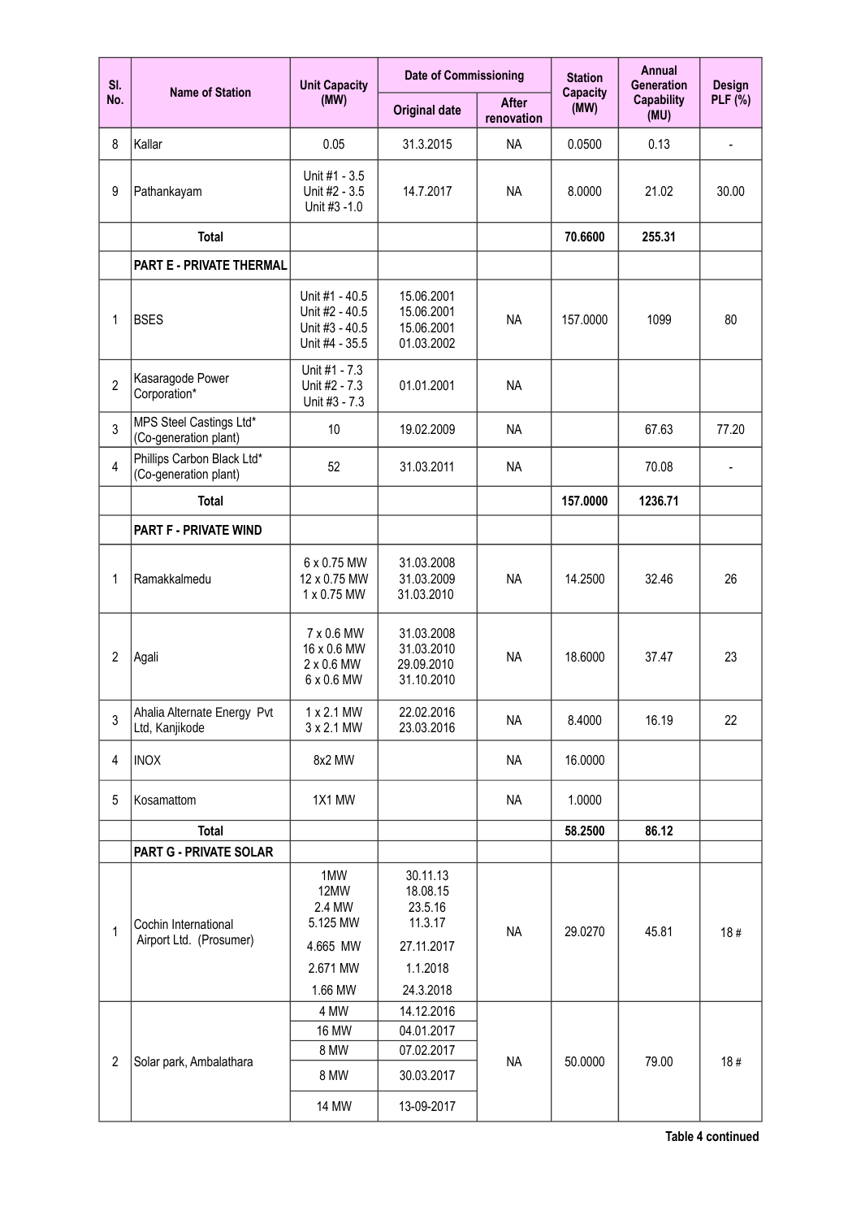| Sl. No. | Name of Station | Unit Capacity (MW) | Date of Commissioning | | Station Capacity (MW) | Annual Generation Capability (MU) | Design PLF (%) |
|---|---|---|---|---|---|---|---|
| | | | Original date | After renovation | | | |
| 8 | Kallar | 0.05 | 31.3.2015 | NA | 0.0500 | 0.13 | - |
| 9 | Pathankayam | Unit #1 - 3.5<br>Unit #2 - 3.5<br>Unit #3 -1.0 | 14.7.2017 | NA | 8.0000 | 21.02 | 30.00 |
| | **Total** | | | | **70.6600** | **255.31** | |
| | **PART E - PRIVATE THERMAL** | | | | | | |
| 1 | BSES | Unit #1 - 40.5<br>Unit #2 - 40.5<br>Unit #3 - 40.5<br>Unit #4 - 35.5 | 15.06.2001<br>15.06.2001<br>15.06.2001<br>01.03.2002 | NA | 157.0000 | 1099 | 80 |
| 2 | Kasaragode Power Corporation* | Unit #1 - 7.3<br>Unit #2 - 7.3<br>Unit #3 - 7.3 | 01.01.2001 | NA | | | |
| 3 | MPS Steel Castings Ltd* (Co-generation plant) | 10 | 19.02.2009 | NA | | 67.63 | 77.20 |
| 4 | Phillips Carbon Black Ltd* (Co-generation plant) | 52 | 31.03.2011 | NA | | 70.08 | - |
| | **Total** | | | | **157.0000** | **1236.71** | |
| | **PART F - PRIVATE WIND** | | | | | | |
| 1 | Ramakkalmedu | 6 x 0.75 MW<br>12 x 0.75 MW<br>1 x 0.75 MW | 31.03.2008<br>31.03.2009<br>31.03.2010 | NA | 14.2500 | 32.46 | 26 |
| 2 | Agali | 7 x 0.6 MW<br>16 x 0.6 MW<br>2 x 0.6 MW<br>6 x 0.6 MW | 31.03.2008<br>31.03.2010<br>29.09.2010<br>31.10.2010 | NA | 18.6000 | 37.47 | 23 |
| 3 | Ahalia Alternate Energy Pvt Ltd, Kanjikode | 1 x 2.1 MW<br>3 x 2.1 MW | 22.02.2016<br>23.03.2016 | NA | 8.4000 | 16.19 | 22 |
| 4 | INOX | 8x2 MW | | NA | 16.0000 | | |
| 5 | Kosamattom | 1X1 MW | | NA | 1.0000 | | |
| | **Total** | | | | **58.2500** | **86.12** | |
| | **PART G - PRIVATE SOLAR** | | | | | | |
| 1 | Cochin International Airport Ltd. (Prosumer) | 1MW<br>12MW<br>2.4 MW<br>5.125 MW<br>4.665 MW<br>2.671 MW<br>1.66 MW | 30.11.13<br>18.08.15<br>23.5.16<br>11.3.17<br>27.11.2017<br>1.1.2018<br>24.3.2018 | NA | 29.0270 | 45.81 | 18 # |
| 2 | Solar park, Ambalathara | 4 MW<br>16 MW<br>8 MW<br>8 MW<br>14 MW | 14.12.2016<br>04.01.2017<br>07.02.2017<br>30.03.2017<br>13-09-2017 | NA | 50.0000 | 79.00 | 18 # |

**Table 4 continued**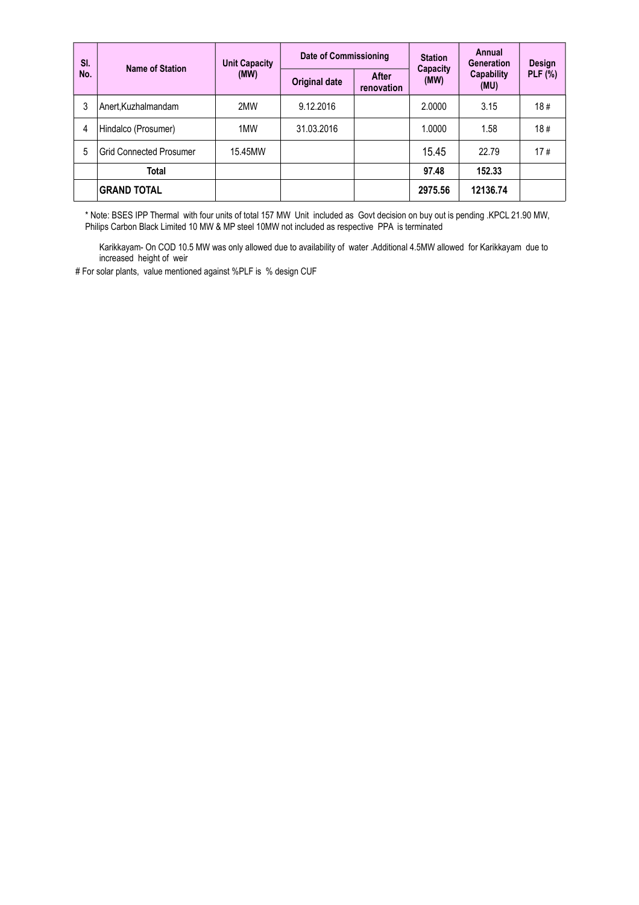| Sl. No. | Name of Station | Unit Capacity (MW) | Date of Commissioning | | Station Capacity (MW) | Annual Generation Capability (MU) | Design PLF (%) |
|---|---|---|---|---|---|---|---|
| | | | Original date | After renovation | | | |
| 3 | Anert,Kuzhalmandam | 2MW | 9.12.2016 | | 2.0000 | 3.15 | 18 # |
| 4 | Hindalco (Prosumer) | 1MW | 31.03.2016 | | 1.0000 | 1.58 | 18 # |
| 5 | Grid Connected Prosumer | 15.45MW | | | 15.45 | 22.79 | 17 # |
| | **Total** | | | | **97.48** | **152.33** | |
| | **GRAND TOTAL** | | | | **2975.56** | **12136.74** | |

* Note: BSES IPP Thermal with four units of total 157 MW Unit included as Govt decision on buy out is pending .KPCL 21.90 MW, Philips Carbon Black Limited 10 MW & MP steel 10MW not included as respective PPA is terminated

Karikkayam- On COD 10.5 MW was only allowed due to availability of water .Additional 4.5MW allowed for Karikkayam due to increased height of weir

# For solar plants, value mentioned against %PLF is % design CUF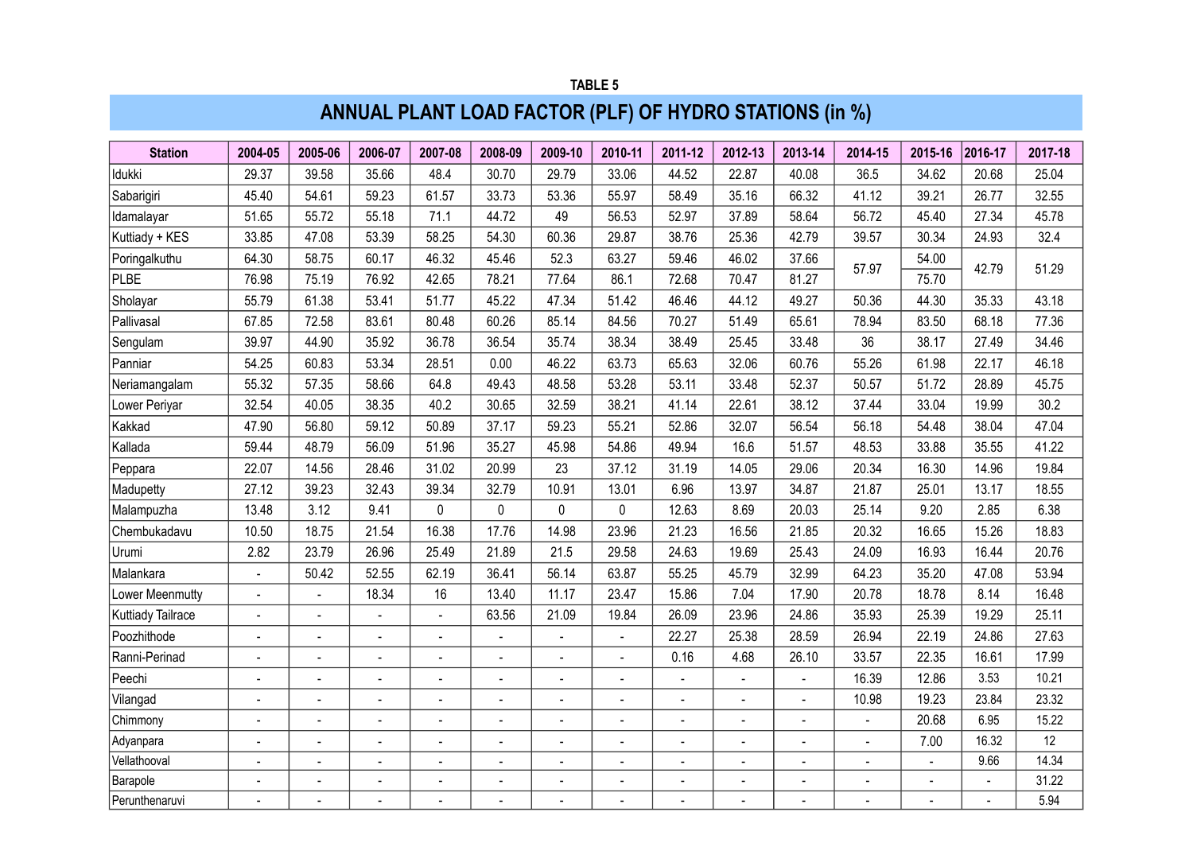**TABLE 5**

## ANNUAL PLANT LOAD FACTOR (PLF) OF HYDRO STATIONS (in %)

| Station | 2004-05 | 2005-06 | 2006-07 | 2007-08 | 2008-09 | 2009-10 | 2010-11 | 2011-12 | 2012-13 | 2013-14 | 2014-15 | 2015-16 | 2016-17 | 2017-18 |
|---|---|---|---|---|---|---|---|---|---|---|---|---|---|---|
| Idukki | 29.37 | 39.58 | 35.66 | 48.4 | 30.70 | 29.79 | 33.06 | 44.52 | 22.87 | 40.08 | 36.5 | 34.62 | 20.68 | 25.04 |
| Sabarigiri | 45.40 | 54.61 | 59.23 | 61.57 | 33.73 | 53.36 | 55.97 | 58.49 | 35.16 | 66.32 | 41.12 | 39.21 | 26.77 | 32.55 |
| Idamalayar | 51.65 | 55.72 | 55.18 | 71.1 | 44.72 | 49 | 56.53 | 52.97 | 37.89 | 58.64 | 56.72 | 45.40 | 27.34 | 45.78 |
| Kuttiady + KES | 33.85 | 47.08 | 53.39 | 58.25 | 54.30 | 60.36 | 29.87 | 38.76 | 25.36 | 42.79 | 39.57 | 30.34 | 24.93 | 32.4 |
| Poringalkuthu | 64.30 | 58.75 | 60.17 | 46.32 | 45.46 | 52.3 | 63.27 | 59.46 | 46.02 | 37.66 | 57.97 | 54.00 | 42.79 | 51.29 |
| PLBE | 76.98 | 75.19 | 76.92 | 42.65 | 78.21 | 77.64 | 86.1 | 72.68 | 70.47 | 81.27 | | 75.70 | | |
| Sholayar | 55.79 | 61.38 | 53.41 | 51.77 | 45.22 | 47.34 | 51.42 | 46.46 | 44.12 | 49.27 | 50.36 | 44.30 | 35.33 | 43.18 |
| Pallivasal | 67.85 | 72.58 | 83.61 | 80.48 | 60.26 | 85.14 | 84.56 | 70.27 | 51.49 | 65.61 | 78.94 | 83.50 | 68.18 | 77.36 |
| Sengulam | 39.97 | 44.90 | 35.92 | 36.78 | 36.54 | 35.74 | 38.34 | 38.49 | 25.45 | 33.48 | 36 | 38.17 | 27.49 | 34.46 |
| Panniar | 54.25 | 60.83 | 53.34 | 28.51 | 0.00 | 46.22 | 63.73 | 65.63 | 32.06 | 60.76 | 55.26 | 61.98 | 22.17 | 46.18 |
| Neriamangalam | 55.32 | 57.35 | 58.66 | 64.8 | 49.43 | 48.58 | 53.28 | 53.11 | 33.48 | 52.37 | 50.57 | 51.72 | 28.89 | 45.75 |
| Lower Periyar | 32.54 | 40.05 | 38.35 | 40.2 | 30.65 | 32.59 | 38.21 | 41.14 | 22.61 | 38.12 | 37.44 | 33.04 | 19.99 | 30.2 |
| Kakkad | 47.90 | 56.80 | 59.12 | 50.89 | 37.17 | 59.23 | 55.21 | 52.86 | 32.07 | 56.54 | 56.18 | 54.48 | 38.04 | 47.04 |
| Kallada | 59.44 | 48.79 | 56.09 | 51.96 | 35.27 | 45.98 | 54.86 | 49.94 | 16.6 | 51.57 | 48.53 | 33.88 | 35.55 | 41.22 |
| Peppara | 22.07 | 14.56 | 28.46 | 31.02 | 20.99 | 23 | 37.12 | 31.19 | 14.05 | 29.06 | 20.34 | 16.30 | 14.96 | 19.84 |
| Madupetty | 27.12 | 39.23 | 32.43 | 39.34 | 32.79 | 10.91 | 13.01 | 6.96 | 13.97 | 34.87 | 21.87 | 25.01 | 13.17 | 18.55 |
| Malampuzha | 13.48 | 3.12 | 9.41 | 0 | 0 | 0 | 0 | 12.63 | 8.69 | 20.03 | 25.14 | 9.20 | 2.85 | 6.38 |
| Chembukadavu | 10.50 | 18.75 | 21.54 | 16.38 | 17.76 | 14.98 | 23.96 | 21.23 | 16.56 | 21.85 | 20.32 | 16.65 | 15.26 | 18.83 |
| Urumi | 2.82 | 23.79 | 26.96 | 25.49 | 21.89 | 21.5 | 29.58 | 24.63 | 19.69 | 25.43 | 24.09 | 16.93 | 16.44 | 20.76 |
| Malankara | - | 50.42 | 52.55 | 62.19 | 36.41 | 56.14 | 63.87 | 55.25 | 45.79 | 32.99 | 64.23 | 35.20 | 47.08 | 53.94 |
| Lower Meenmutty | - | - | 18.34 | 16 | 13.40 | 11.17 | 23.47 | 15.86 | 7.04 | 17.90 | 20.78 | 18.78 | 8.14 | 16.48 |
| Kuttiady Tailrace | - | - | - | - | 63.56 | 21.09 | 19.84 | 26.09 | 23.96 | 24.86 | 35.93 | 25.39 | 19.29 | 25.11 |
| Poozhithode | - | - | - | - | - | - | - | 22.27 | 25.38 | 28.59 | 26.94 | 22.19 | 24.86 | 27.63 |
| Ranni-Perinad | - | - | - | - | - | - | - | 0.16 | 4.68 | 26.10 | 33.57 | 22.35 | 16.61 | 17.99 |
| Peechi | - | - | - | - | - | - | - | - | - | - | 16.39 | 12.86 | 3.53 | 10.21 |
| Vilangad | - | - | - | - | - | - | - | - | - | - | 10.98 | 19.23 | 23.84 | 23.32 |
| Chimmony | - | - | - | - | - | - | - | - | - | - | - | 20.68 | 6.95 | 15.22 |
| Adyanpara | - | - | - | - | - | - | - | - | - | - | - | 7.00 | 16.32 | 12 |
| Vellathooval | - | - | - | - | - | - | - | - | - | - | - | - | 9.66 | 14.34 |
| Barapole | - | - | - | - | - | - | - | - | - | - | - | - | - | 31.22 |
| Perunthenaruvi | - | - | - | - | - | - | - | - | - | - | - | - | - | 5.94 |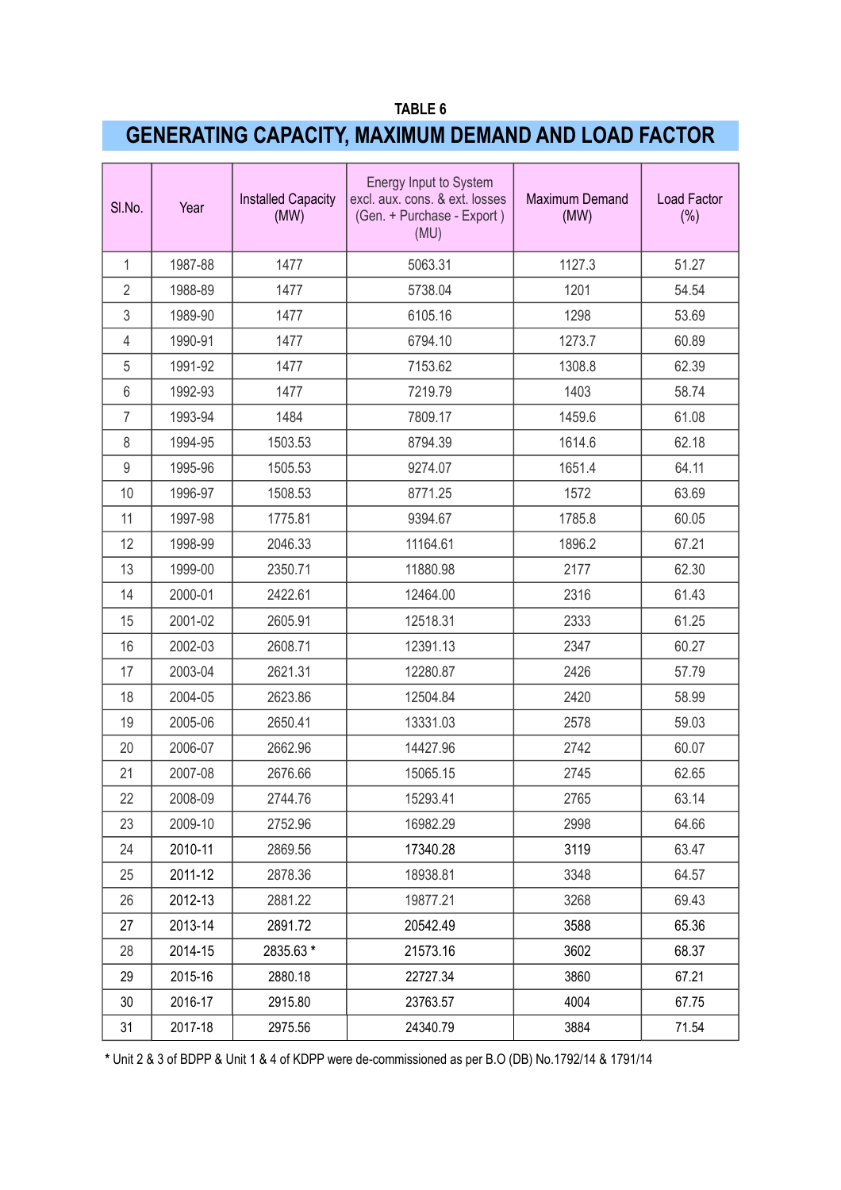TABLE 6

## GENERATING CAPACITY, MAXIMUM DEMAND AND LOAD FACTOR

| Sl.No. | Year | Installed Capacity (MW) | Energy Input to System excl. aux. cons. & ext. losses (Gen. + Purchase - Export ) (MU) | Maximum Demand (MW) | Load Factor (%) |
|---|---|---|---|---|---|
| 1 | 1987-88 | 1477 | 5063.31 | 1127.3 | 51.27 |
| 2 | 1988-89 | 1477 | 5738.04 | 1201 | 54.54 |
| 3 | 1989-90 | 1477 | 6105.16 | 1298 | 53.69 |
| 4 | 1990-91 | 1477 | 6794.10 | 1273.7 | 60.89 |
| 5 | 1991-92 | 1477 | 7153.62 | 1308.8 | 62.39 |
| 6 | 1992-93 | 1477 | 7219.79 | 1403 | 58.74 |
| 7 | 1993-94 | 1484 | 7809.17 | 1459.6 | 61.08 |
| 8 | 1994-95 | 1503.53 | 8794.39 | 1614.6 | 62.18 |
| 9 | 1995-96 | 1505.53 | 9274.07 | 1651.4 | 64.11 |
| 10 | 1996-97 | 1508.53 | 8771.25 | 1572 | 63.69 |
| 11 | 1997-98 | 1775.81 | 9394.67 | 1785.8 | 60.05 |
| 12 | 1998-99 | 2046.33 | 11164.61 | 1896.2 | 67.21 |
| 13 | 1999-00 | 2350.71 | 11880.98 | 2177 | 62.30 |
| 14 | 2000-01 | 2422.61 | 12464.00 | 2316 | 61.43 |
| 15 | 2001-02 | 2605.91 | 12518.31 | 2333 | 61.25 |
| 16 | 2002-03 | 2608.71 | 12391.13 | 2347 | 60.27 |
| 17 | 2003-04 | 2621.31 | 12280.87 | 2426 | 57.79 |
| 18 | 2004-05 | 2623.86 | 12504.84 | 2420 | 58.99 |
| 19 | 2005-06 | 2650.41 | 13331.03 | 2578 | 59.03 |
| 20 | 2006-07 | 2662.96 | 14427.96 | 2742 | 60.07 |
| 21 | 2007-08 | 2676.66 | 15065.15 | 2745 | 62.65 |
| 22 | 2008-09 | 2744.76 | 15293.41 | 2765 | 63.14 |
| 23 | 2009-10 | 2752.96 | 16982.29 | 2998 | 64.66 |
| 24 | 2010-11 | 2869.56 | 17340.28 | 3119 | 63.47 |
| 25 | 2011-12 | 2878.36 | 18938.81 | 3348 | 64.57 |
| 26 | 2012-13 | 2881.22 | 19877.21 | 3268 | 69.43 |
| 27 | 2013-14 | 2891.72 | 20542.49 | 3588 | 65.36 |
| 28 | 2014-15 | 2835.63 * | 21573.16 | 3602 | 68.37 |
| 29 | 2015-16 | 2880.18 | 22727.34 | 3860 | 67.21 |
| 30 | 2016-17 | 2915.80 | 23763.57 | 4004 | 67.75 |
| 31 | 2017-18 | 2975.56 | 24340.79 | 3884 | 71.54 |

* Unit 2 & 3 of BDPP & Unit 1 & 4 of KDPP were de-commissioned as per B.O (DB) No.1792/14 & 1791/14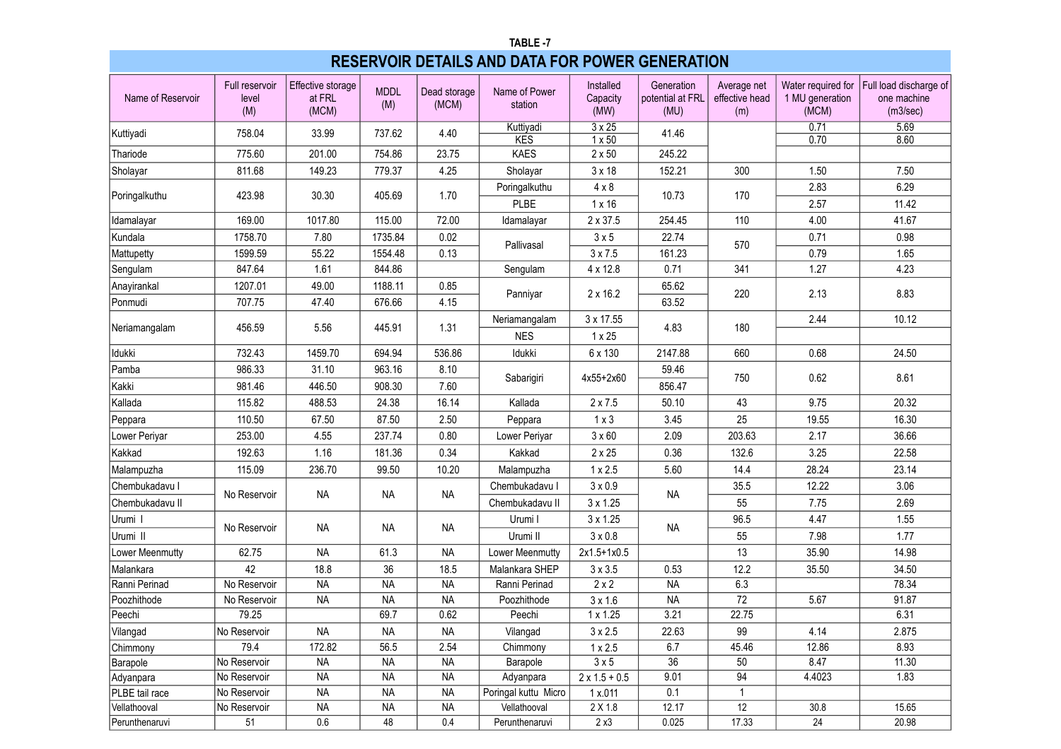TABLE -7

# RESERVOIR DETAILS AND DATA FOR POWER GENERATION

| Name of Reservoir | Full reservoir level (M) | Effective storage at FRL (MCM) | MDDL (M) | Dead storage (MCM) | Name of Power station | Installed Capacity (MW) | Generation potential at FRL (MU) | Average net effective head (m) | Water required for 1 MU generation (MCM) | Full load discharge of one machine (m3/sec) |
|---|---|---|---|---|---|---|---|---|---|---|
| Kuttiyadi | 758.04 | 33.99 | 737.62 | 4.40 | Kuttiyadi | 3 x 25 | 41.46 | | 0.71 | 5.69 |
| | | | | | KES | 1 x 50 | | | 0.70 | 8.60 |
| Thariode | 775.60 | 201.00 | 754.86 | 23.75 | KAES | 2 x 50 | 245.22 | | | |
| Sholayar | 811.68 | 149.23 | 779.37 | 4.25 | Sholayar | 3 x 18 | 152.21 | 300 | 1.50 | 7.50 |
| Poringalkuthu | 423.98 | 30.30 | 405.69 | 1.70 | Poringalkuthu | 4 x 8 | 10.73 | 170 | 2.83 | 6.29 |
| | | | | | PLBE | 1 x 16 | | | 2.57 | 11.42 |
| Idamalayar | 169.00 | 1017.80 | 115.00 | 72.00 | Idamalayar | 2 x 37.5 | 254.45 | 110 | 4.00 | 41.67 |
| Kundala | 1758.70 | 7.80 | 1735.84 | 0.02 | Pallivasal | 3 x 5 | 22.74 | 570 | 0.71 | 0.98 |
| Mattupetty | 1599.59 | 55.22 | 1554.48 | 0.13 | | 3 x 7.5 | 161.23 | | 0.79 | 1.65 |
| Sengulam | 847.64 | 1.61 | 844.86 | | Sengulam | 4 x 12.8 | 0.71 | 341 | 1.27 | 4.23 |
| Anayirankal | 1207.01 | 49.00 | 1188.11 | 0.85 | Panniyar | 2 x 16.2 | 65.62 | 220 | 2.13 | 8.83 |
| Ponmudi | 707.75 | 47.40 | 676.66 | 4.15 | | | 63.52 | | | |
| Neriamangalam | 456.59 | 5.56 | 445.91 | 1.31 | Neriamangalam | 3 x 17.55 | 4.83 | 180 | 2.44 | 10.12 |
| | | | | | NES | 1 x 25 | | | | |
| Idukki | 732.43 | 1459.70 | 694.94 | 536.86 | Idukki | 6 x 130 | 2147.88 | 660 | 0.68 | 24.50 |
| Pamba | 986.33 | 31.10 | 963.16 | 8.10 | Sabarigiri | 4x55+2x60 | 59.46 | 750 | 0.62 | 8.61 |
| Kakki | 981.46 | 446.50 | 908.30 | 7.60 | | | 856.47 | | | |
| Kallada | 115.82 | 488.53 | 24.38 | 16.14 | Kallada | 2 x 7.5 | 50.10 | 43 | 9.75 | 20.32 |
| Peppara | 110.50 | 67.50 | 87.50 | 2.50 | Peppara | 1 x 3 | 3.45 | 25 | 19.55 | 16.30 |
| Lower Periyar | 253.00 | 4.55 | 237.74 | 0.80 | Lower Periyar | 3 x 60 | 2.09 | 203.63 | 2.17 | 36.66 |
| Kakkad | 192.63 | 1.16 | 181.36 | 0.34 | Kakkad | 2 x 25 | 0.36 | 132.6 | 3.25 | 22.58 |
| Malampuzha | 115.09 | 236.70 | 99.50 | 10.20 | Malampuzha | 1 x 2.5 | 5.60 | 14.4 | 28.24 | 23.14 |
| Chembukadavu I | No Reservoir | NA | NA | NA | Chembukadavu I | 3 x 0.9 | NA | 35.5 | 12.22 | 3.06 |
| Chembukadavu II | | | | | Chembukadavu II | 3 x 1.25 | | 55 | 7.75 | 2.69 |
| Urumi I | No Reservoir | NA | NA | NA | Urumi I | 3 x 1.25 | NA | 96.5 | 4.47 | 1.55 |
| Urumi II | | | | | Urumi II | 3 x 0.8 | | 55 | 7.98 | 1.77 |
| Lower Meenmutty | 62.75 | NA | 61.3 | NA | Lower Meenmutty | 2x1.5+1x0.5 | | 13 | 35.90 | 14.98 |
| Malankara | 42 | 18.8 | 36 | 18.5 | Malankara SHEP | 3 x 3.5 | 0.53 | 12.2 | 35.50 | 34.50 |
| Ranni Perinad | No Reservoir | NA | NA | NA | Ranni Perinad | 2 x 2 | NA | 6.3 | | 78.34 |
| Poozhithode | No Reservoir | NA | NA | NA | Poozhithode | 3 x 1.6 | NA | 72 | 5.67 | 91.87 |
| Peechi | 79.25 | | 69.7 | 0.62 | Peechi | 1 x 1.25 | 3.21 | 22.75 | | 6.31 |
| Vilangad | No Reservoir | NA | NA | NA | Vilangad | 3 x 2.5 | 22.63 | 99 | 4.14 | 2.875 |
| Chimmony | 79.4 | 172.82 | 56.5 | 2.54 | Chimmony | 1 x 2.5 | 6.7 | 45.46 | 12.86 | 8.93 |
| Barapole | No Reservoir | NA | NA | NA | Barapole | 3 x 5 | 36 | 50 | 8.47 | 11.30 |
| Adyanpara | No Reservoir | NA | NA | NA | Adyanpara | 2 x 1.5 + 0.5 | 9.01 | 94 | 4.4023 | 1.83 |
| PLBE tail race | No Reservoir | NA | NA | NA | Poringal kuttu Micro | 1 x.011 | 0.1 | 1 | | |
| Vellathooval | No Reservoir | NA | NA | NA | Vellathooval | 2 X 1.8 | 12.17 | 12 | 30.8 | 15.65 |
| Perunthenaruvi | 51 | 0.6 | 48 | 0.4 | Perunthenaruvi | 2 x3 | 0.025 | 17.33 | 24 | 20.98 |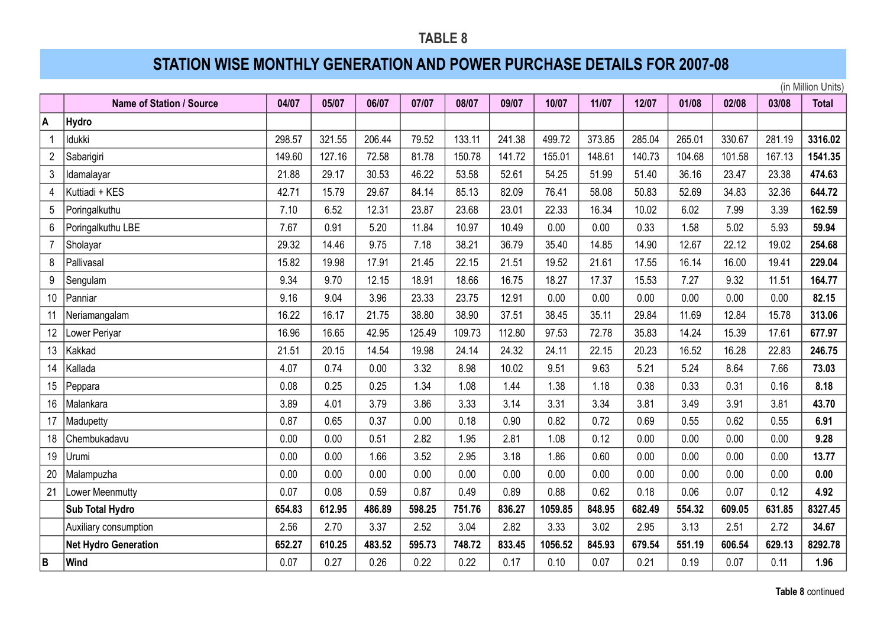# TABLE 8

## STATION WISE MONTHLY GENERATION AND POWER PURCHASE DETAILS FOR 2007-08

(in Million Units)

| | Name of Station / Source | 04/07 | 05/07 | 06/07 | 07/07 | 08/07 | 09/07 | 10/07 | 11/07 | 12/07 | 01/08 | 02/08 | 03/08 | Total |
|---|---|---|---|---|---|---|---|---|---|---|---|---|---|---|
| **A** | **Hydro** | | | | | | | | | | | | | |
| 1 | Idukki | 298.57 | 321.55 | 206.44 | 79.52 | 133.11 | 241.38 | 499.72 | 373.85 | 285.04 | 265.01 | 330.67 | 281.19 | **3316.02** |
| 2 | Sabarigiri | 149.60 | 127.16 | 72.58 | 81.78 | 150.78 | 141.72 | 155.01 | 148.61 | 140.73 | 104.68 | 101.58 | 167.13 | **1541.35** |
| 3 | Idamalayar | 21.88 | 29.17 | 30.53 | 46.22 | 53.58 | 52.61 | 54.25 | 51.99 | 51.40 | 36.16 | 23.47 | 23.38 | **474.63** |
| 4 | Kuttiadi + KES | 42.71 | 15.79 | 29.67 | 84.14 | 85.13 | 82.09 | 76.41 | 58.08 | 50.83 | 52.69 | 34.83 | 32.36 | **644.72** |
| 5 | Poringalkuthu | 7.10 | 6.52 | 12.31 | 23.87 | 23.68 | 23.01 | 22.33 | 16.34 | 10.02 | 6.02 | 7.99 | 3.39 | **162.59** |
| 6 | Poringalkuthu LBE | 7.67 | 0.91 | 5.20 | 11.84 | 10.97 | 10.49 | 0.00 | 0.00 | 0.33 | 1.58 | 5.02 | 5.93 | **59.94** |
| 7 | Sholayar | 29.32 | 14.46 | 9.75 | 7.18 | 38.21 | 36.79 | 35.40 | 14.85 | 14.90 | 12.67 | 22.12 | 19.02 | **254.68** |
| 8 | Pallivasal | 15.82 | 19.98 | 17.91 | 21.45 | 22.15 | 21.51 | 19.52 | 21.61 | 17.55 | 16.14 | 16.00 | 19.41 | **229.04** |
| 9 | Sengulam | 9.34 | 9.70 | 12.15 | 18.91 | 18.66 | 16.75 | 18.27 | 17.37 | 15.53 | 7.27 | 9.32 | 11.51 | **164.77** |
| 10 | Panniar | 9.16 | 9.04 | 3.96 | 23.33 | 23.75 | 12.91 | 0.00 | 0.00 | 0.00 | 0.00 | 0.00 | 0.00 | **82.15** |
| 11 | Neriamangalam | 16.22 | 16.17 | 21.75 | 38.80 | 38.90 | 37.51 | 38.45 | 35.11 | 29.84 | 11.69 | 12.84 | 15.78 | **313.06** |
| 12 | Lower Periyar | 16.96 | 16.65 | 42.95 | 125.49 | 109.73 | 112.80 | 97.53 | 72.78 | 35.83 | 14.24 | 15.39 | 17.61 | **677.97** |
| 13 | Kakkad | 21.51 | 20.15 | 14.54 | 19.98 | 24.14 | 24.32 | 24.11 | 22.15 | 20.23 | 16.52 | 16.28 | 22.83 | **246.75** |
| 14 | Kallada | 4.07 | 0.74 | 0.00 | 3.32 | 8.98 | 10.02 | 9.51 | 9.63 | 5.21 | 5.24 | 8.64 | 7.66 | **73.03** |
| 15 | Peppara | 0.08 | 0.25 | 0.25 | 1.34 | 1.08 | 1.44 | 1.38 | 1.18 | 0.38 | 0.33 | 0.31 | 0.16 | **8.18** |
| 16 | Malankara | 3.89 | 4.01 | 3.79 | 3.86 | 3.33 | 3.14 | 3.31 | 3.34 | 3.81 | 3.49 | 3.91 | 3.81 | **43.70** |
| 17 | Madupetty | 0.87 | 0.65 | 0.37 | 0.00 | 0.18 | 0.90 | 0.82 | 0.72 | 0.69 | 0.55 | 0.62 | 0.55 | **6.91** |
| 18 | Chembukadavu | 0.00 | 0.00 | 0.51 | 2.82 | 1.95 | 2.81 | 1.08 | 0.12 | 0.00 | 0.00 | 0.00 | 0.00 | **9.28** |
| 19 | Urumi | 0.00 | 0.00 | 1.66 | 3.52 | 2.95 | 3.18 | 1.86 | 0.60 | 0.00 | 0.00 | 0.00 | 0.00 | **13.77** |
| 20 | Malampuzha | 0.00 | 0.00 | 0.00 | 0.00 | 0.00 | 0.00 | 0.00 | 0.00 | 0.00 | 0.00 | 0.00 | 0.00 | **0.00** |
| 21 | Lower Meenmutty | 0.07 | 0.08 | 0.59 | 0.87 | 0.49 | 0.89 | 0.88 | 0.62 | 0.18 | 0.06 | 0.07 | 0.12 | **4.92** |
| | **Sub Total Hydro** | **654.83** | **612.95** | **486.89** | **598.25** | **751.76** | **836.27** | **1059.85** | **848.95** | **682.49** | **554.32** | **609.05** | **631.85** | **8327.45** |
| | Auxiliary consumption | 2.56 | 2.70 | 3.37 | 2.52 | 3.04 | 2.82 | 3.33 | 3.02 | 2.95 | 3.13 | 2.51 | 2.72 | **34.67** |
| | **Net Hydro Generation** | **652.27** | **610.25** | **483.52** | **595.73** | **748.72** | **833.45** | **1056.52** | **845.93** | **679.54** | **551.19** | **606.54** | **629.13** | **8292.78** |
| **B** | **Wind** | 0.07 | 0.27 | 0.26 | 0.22 | 0.22 | 0.17 | 0.10 | 0.07 | 0.21 | 0.19 | 0.07 | 0.11 | **1.96** |

**Table 8** continued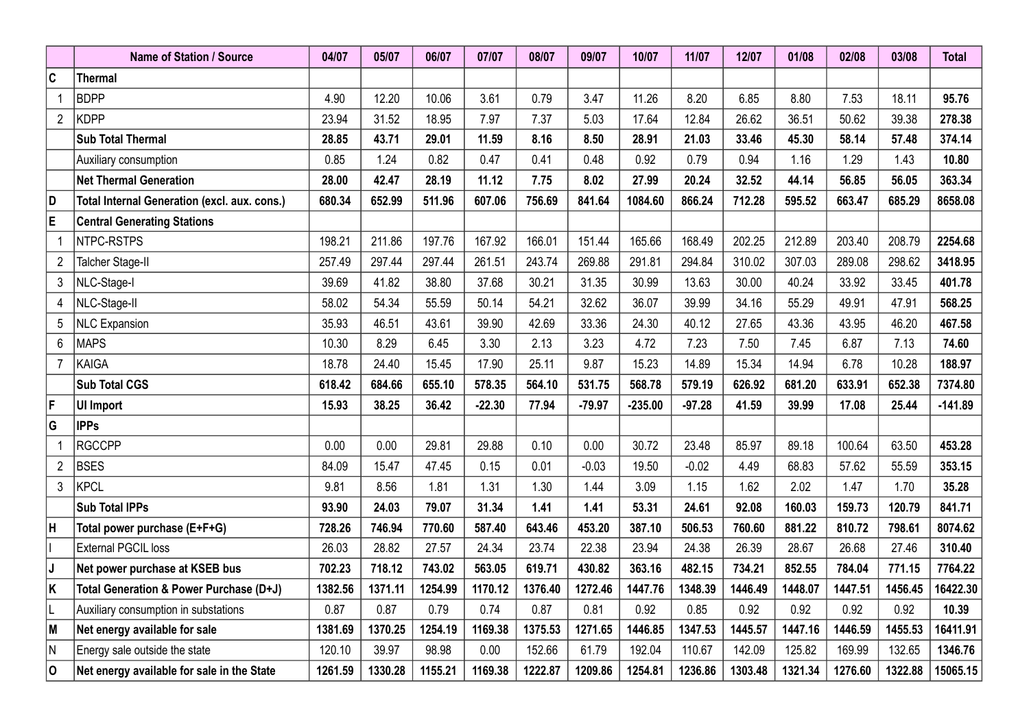| | Name of Station / Source | 04/07 | 05/07 | 06/07 | 07/07 | 08/07 | 09/07 | 10/07 | 11/07 | 12/07 | 01/08 | 02/08 | 03/08 | Total |
|---|---|---|---|---|---|---|---|---|---|---|---|---|---|---|
| C | **Thermal** | | | | | | | | | | | | | |
| 1 | BDPP | 4.90 | 12.20 | 10.06 | 3.61 | 0.79 | 3.47 | 11.26 | 8.20 | 6.85 | 8.80 | 7.53 | 18.11 | **95.76** |
| 2 | KDPP | 23.94 | 31.52 | 18.95 | 7.97 | 7.37 | 5.03 | 17.64 | 12.84 | 26.62 | 36.51 | 50.62 | 39.38 | **278.38** |
| | **Sub Total Thermal** | **28.85** | **43.71** | **29.01** | **11.59** | **8.16** | **8.50** | **28.91** | **21.03** | **33.46** | **45.30** | **58.14** | **57.48** | **374.14** |
| | Auxiliary consumption | 0.85 | 1.24 | 0.82 | 0.47 | 0.41 | 0.48 | 0.92 | 0.79 | 0.94 | 1.16 | 1.29 | 1.43 | **10.80** |
| | **Net Thermal Generation** | **28.00** | **42.47** | **28.19** | **11.12** | **7.75** | **8.02** | **27.99** | **20.24** | **32.52** | **44.14** | **56.85** | **56.05** | **363.34** |
| D | **Total Internal Generation (excl. aux. cons.)** | **680.34** | **652.99** | **511.96** | **607.06** | **756.69** | **841.64** | **1084.60** | **866.24** | **712.28** | **595.52** | **663.47** | **685.29** | **8658.08** |
| E | **Central Generating Stations** | | | | | | | | | | | | | |
| 1 | NTPC-RSTPS | 198.21 | 211.86 | 197.76 | 167.92 | 166.01 | 151.44 | 165.66 | 168.49 | 202.25 | 212.89 | 203.40 | 208.79 | **2254.68** |
| 2 | Talcher Stage-II | 257.49 | 297.44 | 297.44 | 261.51 | 243.74 | 269.88 | 291.81 | 294.84 | 310.02 | 307.03 | 289.08 | 298.62 | **3418.95** |
| 3 | NLC-Stage-I | 39.69 | 41.82 | 38.80 | 37.68 | 30.21 | 31.35 | 30.99 | 13.63 | 30.00 | 40.24 | 33.92 | 33.45 | **401.78** |
| 4 | NLC-Stage-II | 58.02 | 54.34 | 55.59 | 50.14 | 54.21 | 32.62 | 36.07 | 39.99 | 34.16 | 55.29 | 49.91 | 47.91 | **568.25** |
| 5 | NLC Expansion | 35.93 | 46.51 | 43.61 | 39.90 | 42.69 | 33.36 | 24.30 | 40.12 | 27.65 | 43.36 | 43.95 | 46.20 | **467.58** |
| 6 | MAPS | 10.30 | 8.29 | 6.45 | 3.30 | 2.13 | 3.23 | 4.72 | 7.23 | 7.50 | 7.45 | 6.87 | 7.13 | **74.60** |
| 7 | KAIGA | 18.78 | 24.40 | 15.45 | 17.90 | 25.11 | 9.87 | 15.23 | 14.89 | 15.34 | 14.94 | 6.78 | 10.28 | **188.97** |
| | **Sub Total CGS** | **618.42** | **684.66** | **655.10** | **578.35** | **564.10** | **531.75** | **568.78** | **579.19** | **626.92** | **681.20** | **633.91** | **652.38** | **7374.80** |
| F | **UI Import** | **15.93** | **38.25** | **36.42** | **-22.30** | **77.94** | **-79.97** | **-235.00** | **-97.28** | **41.59** | **39.99** | **17.08** | **25.44** | **-141.89** |
| G | **IPPs** | | | | | | | | | | | | | |
| 1 | RGCCPP | 0.00 | 0.00 | 29.81 | 29.88 | 0.10 | 0.00 | 30.72 | 23.48 | 85.97 | 89.18 | 100.64 | 63.50 | **453.28** |
| 2 | BSES | 84.09 | 15.47 | 47.45 | 0.15 | 0.01 | -0.03 | 19.50 | -0.02 | 4.49 | 68.83 | 57.62 | 55.59 | **353.15** |
| 3 | KPCL | 9.81 | 8.56 | 1.81 | 1.31 | 1.30 | 1.44 | 3.09 | 1.15 | 1.62 | 2.02 | 1.47 | 1.70 | **35.28** |
| | **Sub Total IPPs** | **93.90** | **24.03** | **79.07** | **31.34** | **1.41** | **1.41** | **53.31** | **24.61** | **92.08** | **160.03** | **159.73** | **120.79** | **841.71** |
| H | **Total power purchase (E+F+G)** | **728.26** | **746.94** | **770.60** | **587.40** | **643.46** | **453.20** | **387.10** | **506.53** | **760.60** | **881.22** | **810.72** | **798.61** | **8074.62** |
| I | External PGCIL loss | 26.03 | 28.82 | 27.57 | 24.34 | 23.74 | 22.38 | 23.94 | 24.38 | 26.39 | 28.67 | 26.68 | 27.46 | **310.40** |
| J | **Net power purchase at KSEB bus** | **702.23** | **718.12** | **743.02** | **563.05** | **619.71** | **430.82** | **363.16** | **482.15** | **734.21** | **852.55** | **784.04** | **771.15** | **7764.22** |
| K | **Total Generation & Power Purchase (D+J)** | **1382.56** | **1371.11** | **1254.99** | **1170.12** | **1376.40** | **1272.46** | **1447.76** | **1348.39** | **1446.49** | **1448.07** | **1447.51** | **1456.45** | **16422.30** |
| L | Auxiliary consumption in substations | 0.87 | 0.87 | 0.79 | 0.74 | 0.87 | 0.81 | 0.92 | 0.85 | 0.92 | 0.92 | 0.92 | 0.92 | **10.39** |
| M | **Net energy available for sale** | **1381.69** | **1370.25** | **1254.19** | **1169.38** | **1375.53** | **1271.65** | **1446.85** | **1347.53** | **1445.57** | **1447.16** | **1446.59** | **1455.53** | **16411.91** |
| N | Energy sale outside the state | 120.10 | 39.97 | 98.98 | 0.00 | 152.66 | 61.79 | 192.04 | 110.67 | 142.09 | 125.82 | 169.99 | 132.65 | **1346.76** |
| O | **Net energy available for sale in the State** | **1261.59** | **1330.28** | **1155.21** | **1169.38** | **1222.87** | **1209.86** | **1254.81** | **1236.86** | **1303.48** | **1321.34** | **1276.60** | **1322.88** | **15065.15** |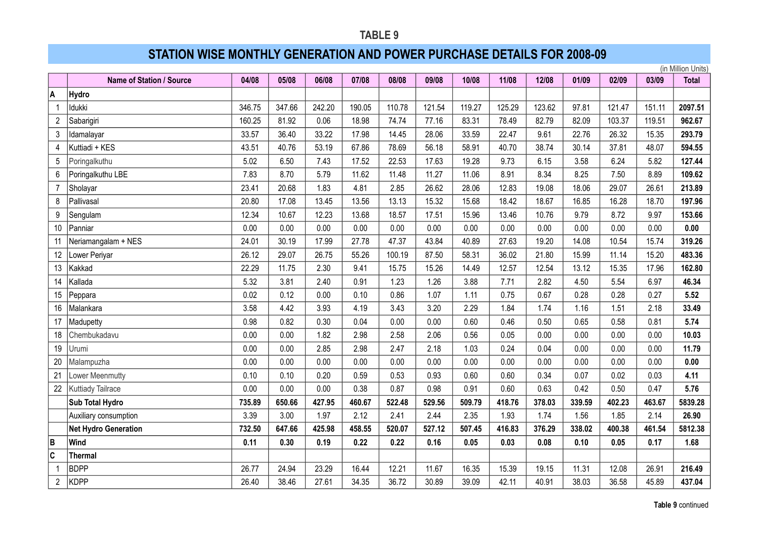## TABLE 9

## STATION WISE MONTHLY GENERATION AND POWER PURCHASE DETAILS FOR 2008-09

(in Million Units)

| | Name of Station / Source | 04/08 | 05/08 | 06/08 | 07/08 | 08/08 | 09/08 | 10/08 | 11/08 | 12/08 | 01/09 | 02/09 | 03/09 | Total |
|---|---|---|---|---|---|---|---|---|---|---|---|---|---|---|
| **A** | **Hydro** | | | | | | | | | | | | | |
| 1 | Idukki | 346.75 | 347.66 | 242.20 | 190.05 | 110.78 | 121.54 | 119.27 | 125.29 | 123.62 | 97.81 | 121.47 | 151.11 | **2097.51** |
| 2 | Sabarigiri | 160.25 | 81.92 | 0.06 | 18.98 | 74.74 | 77.16 | 83.31 | 78.49 | 82.79 | 82.09 | 103.37 | 119.51 | **962.67** |
| 3 | Idamalayar | 33.57 | 36.40 | 33.22 | 17.98 | 14.45 | 28.06 | 33.59 | 22.47 | 9.61 | 22.76 | 26.32 | 15.35 | **293.79** |
| 4 | Kuttiadi + KES | 43.51 | 40.76 | 53.19 | 67.86 | 78.69 | 56.18 | 58.91 | 40.70 | 38.74 | 30.14 | 37.81 | 48.07 | **594.55** |
| 5 | Poringalkuthu | 5.02 | 6.50 | 7.43 | 17.52 | 22.53 | 17.63 | 19.28 | 9.73 | 6.15 | 3.58 | 6.24 | 5.82 | **127.44** |
| 6 | Poringalkuthu LBE | 7.83 | 8.70 | 5.79 | 11.62 | 11.48 | 11.27 | 11.06 | 8.91 | 8.34 | 8.25 | 7.50 | 8.89 | **109.62** |
| 7 | Sholayar | 23.41 | 20.68 | 1.83 | 4.81 | 2.85 | 26.62 | 28.06 | 12.83 | 19.08 | 18.06 | 29.07 | 26.61 | **213.89** |
| 8 | Pallivasal | 20.80 | 17.08 | 13.45 | 13.56 | 13.13 | 15.32 | 15.68 | 18.42 | 18.67 | 16.85 | 16.28 | 18.70 | **197.96** |
| 9 | Sengulam | 12.34 | 10.67 | 12.23 | 13.68 | 18.57 | 17.51 | 15.96 | 13.46 | 10.76 | 9.79 | 8.72 | 9.97 | **153.66** |
| 10 | Panniar | 0.00 | 0.00 | 0.00 | 0.00 | 0.00 | 0.00 | 0.00 | 0.00 | 0.00 | 0.00 | 0.00 | 0.00 | **0.00** |
| 11 | Neriamangalam + NES | 24.01 | 30.19 | 17.99 | 27.78 | 47.37 | 43.84 | 40.89 | 27.63 | 19.20 | 14.08 | 10.54 | 15.74 | **319.26** |
| 12 | Lower Periyar | 26.12 | 29.07 | 26.75 | 55.26 | 100.19 | 87.50 | 58.31 | 36.02 | 21.80 | 15.99 | 11.14 | 15.20 | **483.36** |
| 13 | Kakkad | 22.29 | 11.75 | 2.30 | 9.41 | 15.75 | 15.26 | 14.49 | 12.57 | 12.54 | 13.12 | 15.35 | 17.96 | **162.80** |
| 14 | Kallada | 5.32 | 3.81 | 2.40 | 0.91 | 1.23 | 1.26 | 3.88 | 7.71 | 2.82 | 4.50 | 5.54 | 6.97 | **46.34** |
| 15 | Peppara | 0.02 | 0.12 | 0.00 | 0.10 | 0.86 | 1.07 | 1.11 | 0.75 | 0.67 | 0.28 | 0.28 | 0.27 | **5.52** |
| 16 | Malankara | 3.58 | 4.42 | 3.93 | 4.19 | 3.43 | 3.20 | 2.29 | 1.84 | 1.74 | 1.16 | 1.51 | 2.18 | **33.49** |
| 17 | Madupetty | 0.98 | 0.82 | 0.30 | 0.04 | 0.00 | 0.00 | 0.60 | 0.46 | 0.50 | 0.65 | 0.58 | 0.81 | **5.74** |
| 18 | Chembukadavu | 0.00 | 0.00 | 1.82 | 2.98 | 2.58 | 2.06 | 0.56 | 0.05 | 0.00 | 0.00 | 0.00 | 0.00 | **10.03** |
| 19 | Urumi | 0.00 | 0.00 | 2.85 | 2.98 | 2.47 | 2.18 | 1.03 | 0.24 | 0.04 | 0.00 | 0.00 | 0.00 | **11.79** |
| 20 | Malampuzha | 0.00 | 0.00 | 0.00 | 0.00 | 0.00 | 0.00 | 0.00 | 0.00 | 0.00 | 0.00 | 0.00 | 0.00 | **0.00** |
| 21 | Lower Meenmutty | 0.10 | 0.10 | 0.20 | 0.59 | 0.53 | 0.93 | 0.60 | 0.60 | 0.34 | 0.07 | 0.02 | 0.03 | **4.11** |
| 22 | Kuttiady Tailrace | 0.00 | 0.00 | 0.00 | 0.38 | 0.87 | 0.98 | 0.91 | 0.60 | 0.63 | 0.42 | 0.50 | 0.47 | **5.76** |
| | **Sub Total Hydro** | **735.89** | **650.66** | **427.95** | **460.67** | **522.48** | **529.56** | **509.79** | **418.76** | **378.03** | **339.59** | **402.23** | **463.67** | **5839.28** |
| | Auxiliary consumption | 3.39 | 3.00 | 1.97 | 2.12 | 2.41 | 2.44 | 2.35 | 1.93 | 1.74 | 1.56 | 1.85 | 2.14 | **26.90** |
| | **Net Hydro Generation** | **732.50** | **647.66** | **425.98** | **458.55** | **520.07** | **527.12** | **507.45** | **416.83** | **376.29** | **338.02** | **400.38** | **461.54** | **5812.38** |
| **B** | **Wind** | **0.11** | **0.30** | **0.19** | **0.22** | **0.22** | **0.16** | **0.05** | **0.03** | **0.08** | **0.10** | **0.05** | **0.17** | **1.68** |
| **C** | **Thermal** | | | | | | | | | | | | | |
| 1 | BDPP | 26.77 | 24.94 | 23.29 | 16.44 | 12.21 | 11.67 | 16.35 | 15.39 | 19.15 | 11.31 | 12.08 | 26.91 | **216.49** |
| 2 | KDPP | 26.40 | 38.46 | 27.61 | 34.35 | 36.72 | 30.89 | 39.09 | 42.11 | 40.91 | 38.03 | 36.58 | 45.89 | **437.04** |

**Table 9** continued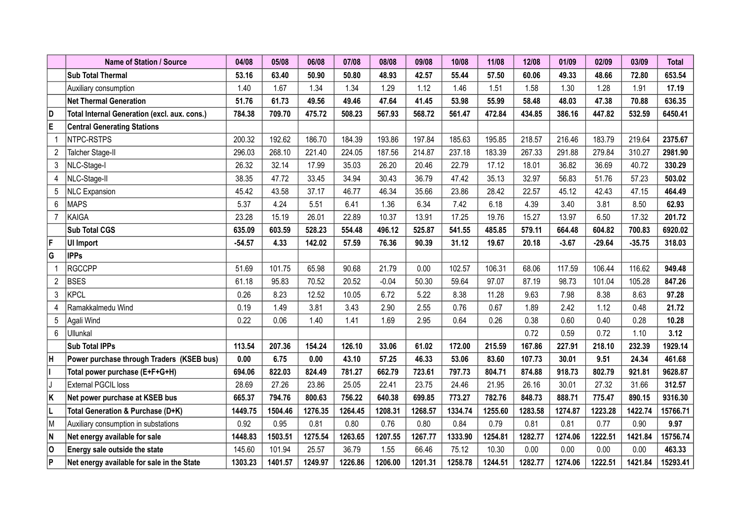| | Name of Station / Source | 04/08 | 05/08 | 06/08 | 07/08 | 08/08 | 09/08 | 10/08 | 11/08 | 12/08 | 01/09 | 02/09 | 03/09 | Total |
|---|---|---|---|---|---|---|---|---|---|---|---|---|---|---|
| | **Sub Total Thermal** | **53.16** | **63.40** | **50.90** | **50.80** | **48.93** | **42.57** | **55.44** | **57.50** | **60.06** | **49.33** | **48.66** | **72.80** | **653.54** |
| | Auxiliary consumption | 1.40 | 1.67 | 1.34 | 1.34 | 1.29 | 1.12 | 1.46 | 1.51 | 1.58 | 1.30 | 1.28 | 1.91 | **17.19** |
| | **Net Thermal Generation** | **51.76** | **61.73** | **49.56** | **49.46** | **47.64** | **41.45** | **53.98** | **55.99** | **58.48** | **48.03** | **47.38** | **70.88** | **636.35** |
| D | **Total Internal Generation (excl. aux. cons.)** | **784.38** | **709.70** | **475.72** | **508.23** | **567.93** | **568.72** | **561.47** | **472.84** | **434.85** | **386.16** | **447.82** | **532.59** | **6450.41** |
| E | **Central Generating Stations** | | | | | | | | | | | | | |
| 1 | NTPC-RSTPS | 200.32 | 192.62 | 186.70 | 184.39 | 193.86 | 197.84 | 185.63 | 195.85 | 218.57 | 216.46 | 183.79 | 219.64 | **2375.67** |
| 2 | Talcher Stage-II | 296.03 | 268.10 | 221.40 | 224.05 | 187.56 | 214.87 | 237.18 | 183.39 | 267.33 | 291.88 | 279.84 | 310.27 | **2981.90** |
| 3 | NLC-Stage-I | 26.32 | 32.14 | 17.99 | 35.03 | 26.20 | 20.46 | 22.79 | 17.12 | 18.01 | 36.82 | 36.69 | 40.72 | **330.29** |
| 4 | NLC-Stage-II | 38.35 | 47.72 | 33.45 | 34.94 | 30.43 | 36.79 | 47.42 | 35.13 | 32.97 | 56.83 | 51.76 | 57.23 | **503.02** |
| 5 | NLC Expansion | 45.42 | 43.58 | 37.17 | 46.77 | 46.34 | 35.66 | 23.86 | 28.42 | 22.57 | 45.12 | 42.43 | 47.15 | **464.49** |
| 6 | MAPS | 5.37 | 4.24 | 5.51 | 6.41 | 1.36 | 6.34 | 7.42 | 6.18 | 4.39 | 3.40 | 3.81 | 8.50 | **62.93** |
| 7 | KAIGA | 23.28 | 15.19 | 26.01 | 22.89 | 10.37 | 13.91 | 17.25 | 19.76 | 15.27 | 13.97 | 6.50 | 17.32 | **201.72** |
| | **Sub Total CGS** | **635.09** | **603.59** | **528.23** | **554.48** | **496.12** | **525.87** | **541.55** | **485.85** | **579.11** | **664.48** | **604.82** | **700.83** | **6920.02** |
| F | **UI Import** | **-54.57** | **4.33** | **142.02** | **57.59** | **76.36** | **90.39** | **31.12** | **19.67** | **20.18** | **-3.67** | **-29.64** | **-35.75** | **318.03** |
| G | **IPPs** | | | | | | | | | | | | | |
| 1 | RGCCPP | 51.69 | 101.75 | 65.98 | 90.68 | 21.79 | 0.00 | 102.57 | 106.31 | 68.06 | 117.59 | 106.44 | 116.62 | **949.48** |
| 2 | BSES | 61.18 | 95.83 | 70.52 | 20.52 | -0.04 | 50.30 | 59.64 | 97.07 | 87.19 | 98.73 | 101.04 | 105.28 | **847.26** |
| 3 | KPCL | 0.26 | 8.23 | 12.52 | 10.05 | 6.72 | 5.22 | 8.38 | 11.28 | 9.63 | 7.98 | 8.38 | 8.63 | **97.28** |
| 4 | Ramakkalmedu Wind | 0.19 | 1.49 | 3.81 | 3.43 | 2.90 | 2.55 | 0.76 | 0.67 | 1.89 | 2.42 | 1.12 | 0.48 | **21.72** |
| 5 | Agali Wind | 0.22 | 0.06 | 1.40 | 1.41 | 1.69 | 2.95 | 0.64 | 0.26 | 0.38 | 0.60 | 0.40 | 0.28 | **10.28** |
| 6 | Ullunkal | | | | | | | | | 0.72 | 0.59 | 0.72 | 1.10 | **3.12** |
| | **Sub Total IPPs** | **113.54** | **207.36** | **154.24** | **126.10** | **33.06** | **61.02** | **172.00** | **215.59** | **167.86** | **227.91** | **218.10** | **232.39** | **1929.14** |
| H | **Power purchase through Traders (KSEB bus)** | **0.00** | **6.75** | **0.00** | **43.10** | **57.25** | **46.33** | **53.06** | **83.60** | **107.73** | **30.01** | **9.51** | **24.34** | **461.68** |
| I | **Total power purchase (E+F+G+H)** | **694.06** | **822.03** | **824.49** | **781.27** | **662.79** | **723.61** | **797.73** | **804.71** | **874.88** | **918.73** | **802.79** | **921.81** | **9628.87** |
| J | External PGCIL loss | 28.69 | 27.26 | 23.86 | 25.05 | 22.41 | 23.75 | 24.46 | 21.95 | 26.16 | 30.01 | 27.32 | 31.66 | **312.57** |
| K | **Net power purchase at KSEB bus** | **665.37** | **794.76** | **800.63** | **756.22** | **640.38** | **699.85** | **773.27** | **782.76** | **848.73** | **888.71** | **775.47** | **890.15** | **9316.30** |
| L | **Total Generation & Purchase (D+K)** | **1449.75** | **1504.46** | **1276.35** | **1264.45** | **1208.31** | **1268.57** | **1334.74** | **1255.60** | **1283.58** | **1274.87** | **1223.28** | **1422.74** | **15766.71** |
| M | Auxiliary consumption in substations | 0.92 | 0.95 | 0.81 | 0.80 | 0.76 | 0.80 | 0.84 | 0.79 | 0.81 | 0.81 | 0.77 | 0.90 | **9.97** |
| N | **Net energy available for sale** | **1448.83** | **1503.51** | **1275.54** | **1263.65** | **1207.55** | **1267.77** | **1333.90** | **1254.81** | **1282.77** | **1274.06** | **1222.51** | **1421.84** | **15756.74** |
| O | **Energy sale outside the state** | 145.60 | 101.94 | 25.57 | 36.79 | 1.55 | 66.46 | 75.12 | 10.30 | 0.00 | 0.00 | 0.00 | 0.00 | **463.33** |
| P | **Net energy available for sale in the State** | **1303.23** | **1401.57** | **1249.97** | **1226.86** | **1206.00** | **1201.31** | **1258.78** | **1244.51** | **1282.77** | **1274.06** | **1222.51** | **1421.84** | **15293.41** |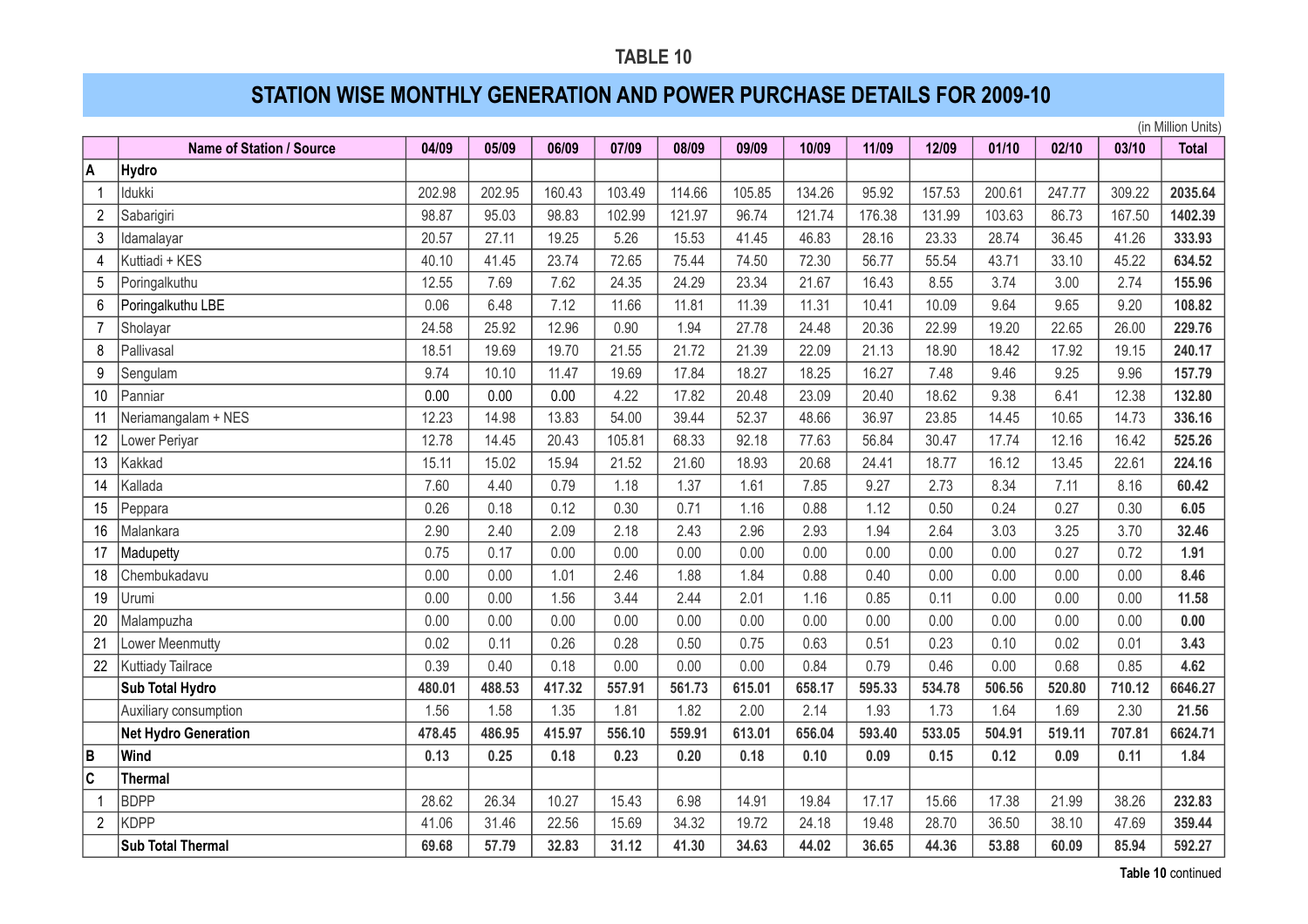# TABLE 10

## STATION WISE MONTHLY GENERATION AND POWER PURCHASE DETAILS FOR 2009-10

(in Million Units)

| | Name of Station / Source | 04/09 | 05/09 | 06/09 | 07/09 | 08/09 | 09/09 | 10/09 | 11/09 | 12/09 | 01/10 | 02/10 | 03/10 | Total |
|---|---|---|---|---|---|---|---|---|---|---|---|---|---|---|
| **A** | **Hydro** | | | | | | | | | | | | | |
| 1 | Idukki | 202.98 | 202.95 | 160.43 | 103.49 | 114.66 | 105.85 | 134.26 | 95.92 | 157.53 | 200.61 | 247.77 | 309.22 | **2035.64** |
| 2 | Sabarigiri | 98.87 | 95.03 | 98.83 | 102.99 | 121.97 | 96.74 | 121.74 | 176.38 | 131.99 | 103.63 | 86.73 | 167.50 | **1402.39** |
| 3 | Idamalayar | 20.57 | 27.11 | 19.25 | 5.26 | 15.53 | 41.45 | 46.83 | 28.16 | 23.33 | 28.74 | 36.45 | 41.26 | **333.93** |
| 4 | Kuttiadi + KES | 40.10 | 41.45 | 23.74 | 72.65 | 75.44 | 74.50 | 72.30 | 56.77 | 55.54 | 43.71 | 33.10 | 45.22 | **634.52** |
| 5 | Poringalkuthu | 12.55 | 7.69 | 7.62 | 24.35 | 24.29 | 23.34 | 21.67 | 16.43 | 8.55 | 3.74 | 3.00 | 2.74 | **155.96** |
| 6 | Poringalkuthu LBE | 0.06 | 6.48 | 7.12 | 11.66 | 11.81 | 11.39 | 11.31 | 10.41 | 10.09 | 9.64 | 9.65 | 9.20 | **108.82** |
| 7 | Sholayar | 24.58 | 25.92 | 12.96 | 0.90 | 1.94 | 27.78 | 24.48 | 20.36 | 22.99 | 19.20 | 22.65 | 26.00 | **229.76** |
| 8 | Pallivasal | 18.51 | 19.69 | 19.70 | 21.55 | 21.72 | 21.39 | 22.09 | 21.13 | 18.90 | 18.42 | 17.92 | 19.15 | **240.17** |
| 9 | Sengulam | 9.74 | 10.10 | 11.47 | 19.69 | 17.84 | 18.27 | 18.25 | 16.27 | 7.48 | 9.46 | 9.25 | 9.96 | **157.79** |
| 10 | Panniar | 0.00 | 0.00 | 0.00 | 4.22 | 17.82 | 20.48 | 23.09 | 20.40 | 18.62 | 9.38 | 6.41 | 12.38 | **132.80** |
| 11 | Neriamangalam + NES | 12.23 | 14.98 | 13.83 | 54.00 | 39.44 | 52.37 | 48.66 | 36.97 | 23.85 | 14.45 | 10.65 | 14.73 | **336.16** |
| 12 | Lower Periyar | 12.78 | 14.45 | 20.43 | 105.81 | 68.33 | 92.18 | 77.63 | 56.84 | 30.47 | 17.74 | 12.16 | 16.42 | **525.26** |
| 13 | Kakkad | 15.11 | 15.02 | 15.94 | 21.52 | 21.60 | 18.93 | 20.68 | 24.41 | 18.77 | 16.12 | 13.45 | 22.61 | **224.16** |
| 14 | Kallada | 7.60 | 4.40 | 0.79 | 1.18 | 1.37 | 1.61 | 7.85 | 9.27 | 2.73 | 8.34 | 7.11 | 8.16 | **60.42** |
| 15 | Peppara | 0.26 | 0.18 | 0.12 | 0.30 | 0.71 | 1.16 | 0.88 | 1.12 | 0.50 | 0.24 | 0.27 | 0.30 | **6.05** |
| 16 | Malankara | 2.90 | 2.40 | 2.09 | 2.18 | 2.43 | 2.96 | 2.93 | 1.94 | 2.64 | 3.03 | 3.25 | 3.70 | **32.46** |
| 17 | Madupetty | 0.75 | 0.17 | 0.00 | 0.00 | 0.00 | 0.00 | 0.00 | 0.00 | 0.00 | 0.00 | 0.27 | 0.72 | **1.91** |
| 18 | Chembukadavu | 0.00 | 0.00 | 1.01 | 2.46 | 1.88 | 1.84 | 0.88 | 0.40 | 0.00 | 0.00 | 0.00 | 0.00 | **8.46** |
| 19 | Urumi | 0.00 | 0.00 | 1.56 | 3.44 | 2.44 | 2.01 | 1.16 | 0.85 | 0.11 | 0.00 | 0.00 | 0.00 | **11.58** |
| 20 | Malampuzha | 0.00 | 0.00 | 0.00 | 0.00 | 0.00 | 0.00 | 0.00 | 0.00 | 0.00 | 0.00 | 0.00 | 0.00 | **0.00** |
| 21 | Lower Meenmutty | 0.02 | 0.11 | 0.26 | 0.28 | 0.50 | 0.75 | 0.63 | 0.51 | 0.23 | 0.10 | 0.02 | 0.01 | **3.43** |
| 22 | Kuttiady Tailrace | 0.39 | 0.40 | 0.18 | 0.00 | 0.00 | 0.00 | 0.84 | 0.79 | 0.46 | 0.00 | 0.68 | 0.85 | **4.62** |
| | **Sub Total Hydro** | **480.01** | **488.53** | **417.32** | **557.91** | **561.73** | **615.01** | **658.17** | **595.33** | **534.78** | **506.56** | **520.80** | **710.12** | **6646.27** |
| | Auxiliary consumption | 1.56 | 1.58 | 1.35 | 1.81 | 1.82 | 2.00 | 2.14 | 1.93 | 1.73 | 1.64 | 1.69 | 2.30 | **21.56** |
| | **Net Hydro Generation** | **478.45** | **486.95** | **415.97** | **556.10** | **559.91** | **613.01** | **656.04** | **593.40** | **533.05** | **504.91** | **519.11** | **707.81** | **6624.71** |
| **B** | **Wind** | **0.13** | **0.25** | **0.18** | **0.23** | **0.20** | **0.18** | **0.10** | **0.09** | **0.15** | **0.12** | **0.09** | **0.11** | **1.84** |
| **C** | **Thermal** | | | | | | | | | | | | | |
| 1 | BDPP | 28.62 | 26.34 | 10.27 | 15.43 | 6.98 | 14.91 | 19.84 | 17.17 | 15.66 | 17.38 | 21.99 | 38.26 | **232.83** |
| 2 | KDPP | 41.06 | 31.46 | 22.56 | 15.69 | 34.32 | 19.72 | 24.18 | 19.48 | 28.70 | 36.50 | 38.10 | 47.69 | **359.44** |
| | **Sub Total Thermal** | **69.68** | **57.79** | **32.83** | **31.12** | **41.30** | **34.63** | **44.02** | **36.65** | **44.36** | **53.88** | **60.09** | **85.94** | **592.27** |

**Table 10** continued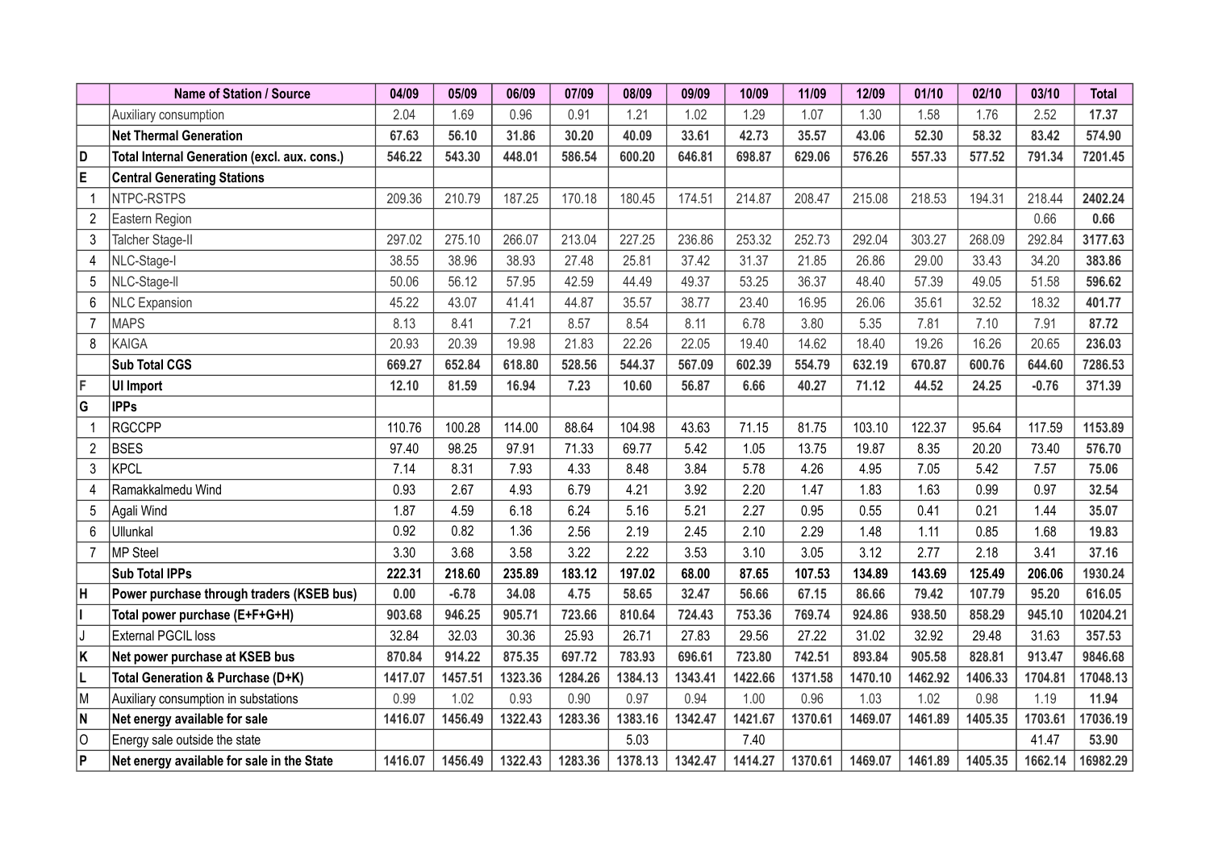| | Name of Station / Source | 04/09 | 05/09 | 06/09 | 07/09 | 08/09 | 09/09 | 10/09 | 11/09 | 12/09 | 01/10 | 02/10 | 03/10 | Total |
|---|---|---|---|---|---|---|---|---|---|---|---|---|---|---|
| | Auxiliary consumption | 2.04 | 1.69 | 0.96 | 0.91 | 1.21 | 1.02 | 1.29 | 1.07 | 1.30 | 1.58 | 1.76 | 2.52 | **17.37** |
| | **Net Thermal Generation** | **67.63** | **56.10** | **31.86** | **30.20** | **40.09** | **33.61** | **42.73** | **35.57** | **43.06** | **52.30** | **58.32** | **83.42** | **574.90** |
| **D** | **Total Internal Generation (excl. aux. cons.)** | **546.22** | **543.30** | **448.01** | **586.54** | **600.20** | **646.81** | **698.87** | **629.06** | **576.26** | **557.33** | **577.52** | **791.34** | **7201.45** |
| **E** | **Central Generating Stations** | | | | | | | | | | | | | |
| 1 | NTPC-RSTPS | 209.36 | 210.79 | 187.25 | 170.18 | 180.45 | 174.51 | 214.87 | 208.47 | 215.08 | 218.53 | 194.31 | 218.44 | **2402.24** |
| 2 | Eastern Region | | | | | | | | | | | | 0.66 | **0.66** |
| 3 | Talcher Stage-II | 297.02 | 275.10 | 266.07 | 213.04 | 227.25 | 236.86 | 253.32 | 252.73 | 292.04 | 303.27 | 268.09 | 292.84 | **3177.63** |
| 4 | NLC-Stage-I | 38.55 | 38.96 | 38.93 | 27.48 | 25.81 | 37.42 | 31.37 | 21.85 | 26.86 | 29.00 | 33.43 | 34.20 | **383.86** |
| 5 | NLC-Stage-II | 50.06 | 56.12 | 57.95 | 42.59 | 44.49 | 49.37 | 53.25 | 36.37 | 48.40 | 57.39 | 49.05 | 51.58 | **596.62** |
| 6 | NLC Expansion | 45.22 | 43.07 | 41.41 | 44.87 | 35.57 | 38.77 | 23.40 | 16.95 | 26.06 | 35.61 | 32.52 | 18.32 | **401.77** |
| 7 | MAPS | 8.13 | 8.41 | 7.21 | 8.57 | 8.54 | 8.11 | 6.78 | 3.80 | 5.35 | 7.81 | 7.10 | 7.91 | **87.72** |
| 8 | KAIGA | 20.93 | 20.39 | 19.98 | 21.83 | 22.26 | 22.05 | 19.40 | 14.62 | 18.40 | 19.26 | 16.26 | 20.65 | **236.03** |
| | **Sub Total CGS** | **669.27** | **652.84** | **618.80** | **528.56** | **544.37** | **567.09** | **602.39** | **554.79** | **632.19** | **670.87** | **600.76** | **644.60** | **7286.53** |
| **F** | **UI Import** | **12.10** | **81.59** | **16.94** | **7.23** | **10.60** | **56.87** | **6.66** | **40.27** | **71.12** | **44.52** | **24.25** | **-0.76** | **371.39** |
| **G** | **IPPs** | | | | | | | | | | | | | |
| 1 | RGCCPP | 110.76 | 100.28 | 114.00 | 88.64 | 104.98 | 43.63 | 71.15 | 81.75 | 103.10 | 122.37 | 95.64 | 117.59 | **1153.89** |
| 2 | BSES | 97.40 | 98.25 | 97.91 | 71.33 | 69.77 | 5.42 | 1.05 | 13.75 | 19.87 | 8.35 | 20.20 | 73.40 | **576.70** |
| 3 | KPCL | 7.14 | 8.31 | 7.93 | 4.33 | 8.48 | 3.84 | 5.78 | 4.26 | 4.95 | 7.05 | 5.42 | 7.57 | **75.06** |
| 4 | Ramakkalmedu Wind | 0.93 | 2.67 | 4.93 | 6.79 | 4.21 | 3.92 | 2.20 | 1.47 | 1.83 | 1.63 | 0.99 | 0.97 | **32.54** |
| 5 | Agali Wind | 1.87 | 4.59 | 6.18 | 6.24 | 5.16 | 5.21 | 2.27 | 0.95 | 0.55 | 0.41 | 0.21 | 1.44 | **35.07** |
| 6 | Ullunkal | 0.92 | 0.82 | 1.36 | 2.56 | 2.19 | 2.45 | 2.10 | 2.29 | 1.48 | 1.11 | 0.85 | 1.68 | **19.83** |
| 7 | MP Steel | 3.30 | 3.68 | 3.58 | 3.22 | 2.22 | 3.53 | 3.10 | 3.05 | 3.12 | 2.77 | 2.18 | 3.41 | **37.16** |
| | **Sub Total IPPs** | **222.31** | **218.60** | **235.89** | **183.12** | **197.02** | **68.00** | **87.65** | **107.53** | **134.89** | **143.69** | **125.49** | **206.06** | **1930.24** |
| **H** | **Power purchase through traders (KSEB bus)** | **0.00** | **-6.78** | **34.08** | **4.75** | **58.65** | **32.47** | **56.66** | **67.15** | **86.66** | **79.42** | **107.79** | **95.20** | **616.05** |
| **I** | **Total power purchase (E+F+G+H)** | **903.68** | **946.25** | **905.71** | **723.66** | **810.64** | **724.43** | **753.36** | **769.74** | **924.86** | **938.50** | **858.29** | **945.10** | **10204.21** |
| J | External PGCIL loss | 32.84 | 32.03 | 30.36 | 25.93 | 26.71 | 27.83 | 29.56 | 27.22 | 31.02 | 32.92 | 29.48 | 31.63 | **357.53** |
| **K** | **Net power purchase at KSEB bus** | **870.84** | **914.22** | **875.35** | **697.72** | **783.93** | **696.61** | **723.80** | **742.51** | **893.84** | **905.58** | **828.81** | **913.47** | **9846.68** |
| **L** | **Total Generation & Purchase (D+K)** | **1417.07** | **1457.51** | **1323.36** | **1284.26** | **1384.13** | **1343.41** | **1422.66** | **1371.58** | **1470.10** | **1462.92** | **1406.33** | **1704.81** | **17048.13** |
| M | Auxiliary consumption in substations | 0.99 | 1.02 | 0.93 | 0.90 | 0.97 | 0.94 | 1.00 | 0.96 | 1.03 | 1.02 | 0.98 | 1.19 | **11.94** |
| **N** | **Net energy available for sale** | **1416.07** | **1456.49** | **1322.43** | **1283.36** | **1383.16** | **1342.47** | **1421.67** | **1370.61** | **1469.07** | **1461.89** | **1405.35** | **1703.61** | **17036.19** |
| O | Energy sale outside the state | | | | | 5.03 | | 7.40 | | | | | 41.47 | **53.90** |
| **P** | **Net energy available for sale in the State** | **1416.07** | **1456.49** | **1322.43** | **1283.36** | **1378.13** | **1342.47** | **1414.27** | **1370.61** | **1469.07** | **1461.89** | **1405.35** | **1662.14** | **16982.29** |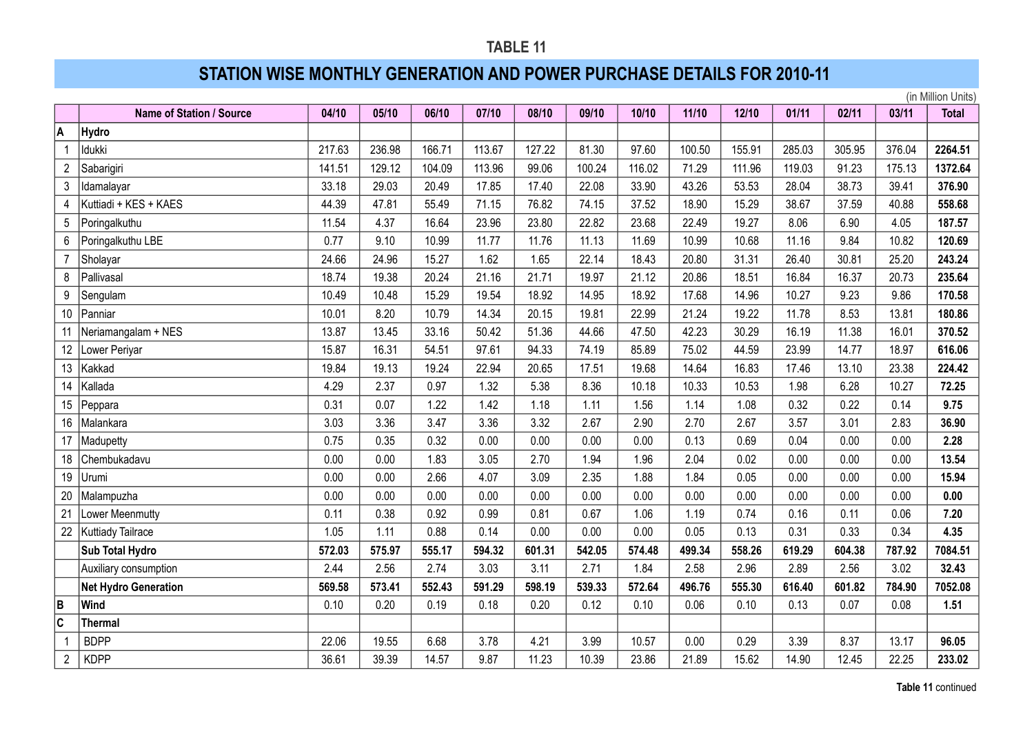# TABLE 11

## STATION WISE MONTHLY GENERATION AND POWER PURCHASE DETAILS FOR 2010-11

(in Million Units)

| | Name of Station / Source | 04/10 | 05/10 | 06/10 | 07/10 | 08/10 | 09/10 | 10/10 | 11/10 | 12/10 | 01/11 | 02/11 | 03/11 | Total |
|---|---|---|---|---|---|---|---|---|---|---|---|---|---|---|
| **A** | **Hydro** | | | | | | | | | | | | | |
| 1 | Idukki | 217.63 | 236.98 | 166.71 | 113.67 | 127.22 | 81.30 | 97.60 | 100.50 | 155.91 | 285.03 | 305.95 | 376.04 | **2264.51** |
| 2 | Sabarigiri | 141.51 | 129.12 | 104.09 | 113.96 | 99.06 | 100.24 | 116.02 | 71.29 | 111.96 | 119.03 | 91.23 | 175.13 | **1372.64** |
| 3 | Idamalayar | 33.18 | 29.03 | 20.49 | 17.85 | 17.40 | 22.08 | 33.90 | 43.26 | 53.53 | 28.04 | 38.73 | 39.41 | **376.90** |
| 4 | Kuttiadi + KES + KAES | 44.39 | 47.81 | 55.49 | 71.15 | 76.82 | 74.15 | 37.52 | 18.90 | 15.29 | 38.67 | 37.59 | 40.88 | **558.68** |
| 5 | Poringalkuthu | 11.54 | 4.37 | 16.64 | 23.96 | 23.80 | 22.82 | 23.68 | 22.49 | 19.27 | 8.06 | 6.90 | 4.05 | **187.57** |
| 6 | Poringalkuthu LBE | 0.77 | 9.10 | 10.99 | 11.77 | 11.76 | 11.13 | 11.69 | 10.99 | 10.68 | 11.16 | 9.84 | 10.82 | **120.69** |
| 7 | Sholayar | 24.66 | 24.96 | 15.27 | 1.62 | 1.65 | 22.14 | 18.43 | 20.80 | 31.31 | 26.40 | 30.81 | 25.20 | **243.24** |
| 8 | Pallivasal | 18.74 | 19.38 | 20.24 | 21.16 | 21.71 | 19.97 | 21.12 | 20.86 | 18.51 | 16.84 | 16.37 | 20.73 | **235.64** |
| 9 | Sengulam | 10.49 | 10.48 | 15.29 | 19.54 | 18.92 | 14.95 | 18.92 | 17.68 | 14.96 | 10.27 | 9.23 | 9.86 | **170.58** |
| 10 | Panniar | 10.01 | 8.20 | 10.79 | 14.34 | 20.15 | 19.81 | 22.99 | 21.24 | 19.22 | 11.78 | 8.53 | 13.81 | **180.86** |
| 11 | Neriamangalam + NES | 13.87 | 13.45 | 33.16 | 50.42 | 51.36 | 44.66 | 47.50 | 42.23 | 30.29 | 16.19 | 11.38 | 16.01 | **370.52** |
| 12 | Lower Periyar | 15.87 | 16.31 | 54.51 | 97.61 | 94.33 | 74.19 | 85.89 | 75.02 | 44.59 | 23.99 | 14.77 | 18.97 | **616.06** |
| 13 | Kakkad | 19.84 | 19.13 | 19.24 | 22.94 | 20.65 | 17.51 | 19.68 | 14.64 | 16.83 | 17.46 | 13.10 | 23.38 | **224.42** |
| 14 | Kallada | 4.29 | 2.37 | 0.97 | 1.32 | 5.38 | 8.36 | 10.18 | 10.33 | 10.53 | 1.98 | 6.28 | 10.27 | **72.25** |
| 15 | Peppara | 0.31 | 0.07 | 1.22 | 1.42 | 1.18 | 1.11 | 1.56 | 1.14 | 1.08 | 0.32 | 0.22 | 0.14 | **9.75** |
| 16 | Malankara | 3.03 | 3.36 | 3.47 | 3.36 | 3.32 | 2.67 | 2.90 | 2.70 | 2.67 | 3.57 | 3.01 | 2.83 | **36.90** |
| 17 | Madupetty | 0.75 | 0.35 | 0.32 | 0.00 | 0.00 | 0.00 | 0.00 | 0.13 | 0.69 | 0.04 | 0.00 | 0.00 | **2.28** |
| 18 | Chembukadavu | 0.00 | 0.00 | 1.83 | 3.05 | 2.70 | 1.94 | 1.96 | 2.04 | 0.02 | 0.00 | 0.00 | 0.00 | **13.54** |
| 19 | Urumi | 0.00 | 0.00 | 2.66 | 4.07 | 3.09 | 2.35 | 1.88 | 1.84 | 0.05 | 0.00 | 0.00 | 0.00 | **15.94** |
| 20 | Malampuzha | 0.00 | 0.00 | 0.00 | 0.00 | 0.00 | 0.00 | 0.00 | 0.00 | 0.00 | 0.00 | 0.00 | 0.00 | **0.00** |
| 21 | Lower Meenmutty | 0.11 | 0.38 | 0.92 | 0.99 | 0.81 | 0.67 | 1.06 | 1.19 | 0.74 | 0.16 | 0.11 | 0.06 | **7.20** |
| 22 | Kuttiady Tailrace | 1.05 | 1.11 | 0.88 | 0.14 | 0.00 | 0.00 | 0.00 | 0.05 | 0.13 | 0.31 | 0.33 | 0.34 | **4.35** |
| | **Sub Total Hydro** | **572.03** | **575.97** | **555.17** | **594.32** | **601.31** | **542.05** | **574.48** | **499.34** | **558.26** | **619.29** | **604.38** | **787.92** | **7084.51** |
| | Auxiliary consumption | 2.44 | 2.56 | 2.74 | 3.03 | 3.11 | 2.71 | 1.84 | 2.58 | 2.96 | 2.89 | 2.56 | 3.02 | **32.43** |
| | **Net Hydro Generation** | **569.58** | **573.41** | **552.43** | **591.29** | **598.19** | **539.33** | **572.64** | **496.76** | **555.30** | **616.40** | **601.82** | **784.90** | **7052.08** |
| **B** | **Wind** | 0.10 | 0.20 | 0.19 | 0.18 | 0.20 | 0.12 | 0.10 | 0.06 | 0.10 | 0.13 | 0.07 | 0.08 | **1.51** |
| **C** | **Thermal** | | | | | | | | | | | | | |
| 1 | BDPP | 22.06 | 19.55 | 6.68 | 3.78 | 4.21 | 3.99 | 10.57 | 0.00 | 0.29 | 3.39 | 8.37 | 13.17 | **96.05** |
| 2 | KDPP | 36.61 | 39.39 | 14.57 | 9.87 | 11.23 | 10.39 | 23.86 | 21.89 | 15.62 | 14.90 | 12.45 | 22.25 | **233.02** |

**Table 11** continued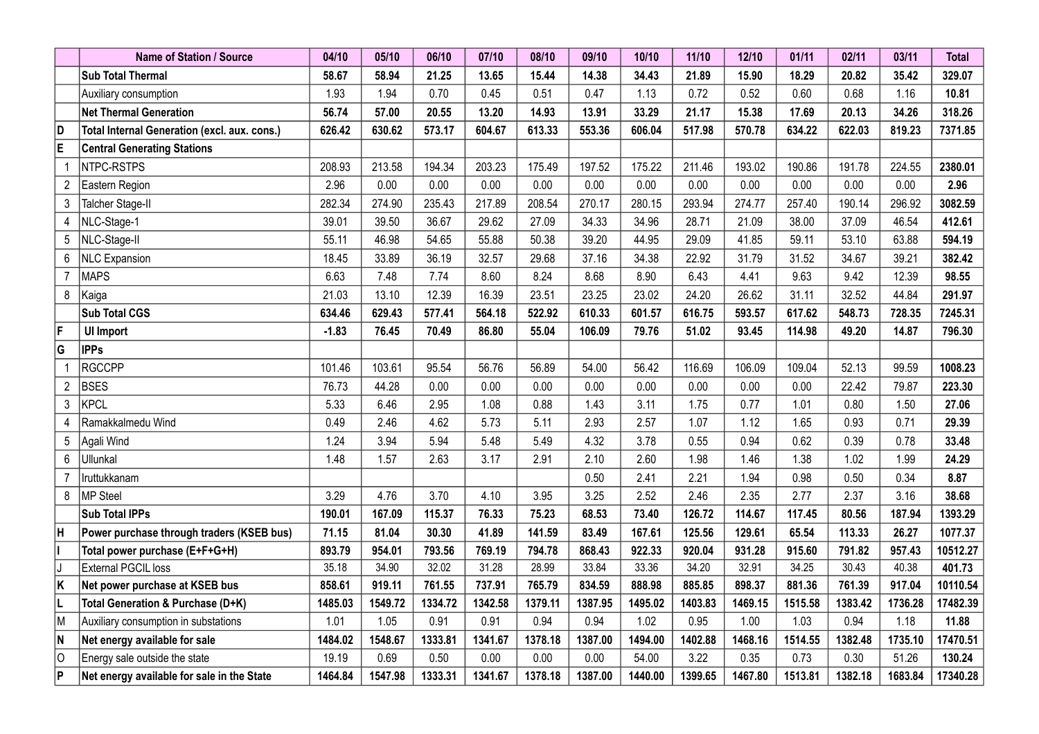| | Name of Station / Source | 04/10 | 05/10 | 06/10 | 07/10 | 08/10 | 09/10 | 10/10 | 11/10 | 12/10 | 01/11 | 02/11 | 03/11 | Total |
|---|---|---|---|---|---|---|---|---|---|---|---|---|---|---|
| | **Sub Total Thermal** | **58.67** | **58.94** | **21.25** | **13.65** | **15.44** | **14.38** | **34.43** | **21.89** | **15.90** | **18.29** | **20.82** | **35.42** | **329.07** |
| | Auxiliary consumption | 1.93 | 1.94 | 0.70 | 0.45 | 0.51 | 0.47 | 1.13 | 0.72 | 0.52 | 0.60 | 0.68 | 1.16 | **10.81** |
| | **Net Thermal Generation** | **56.74** | **57.00** | **20.55** | **13.20** | **14.93** | **13.91** | **33.29** | **21.17** | **15.38** | **17.69** | **20.13** | **34.26** | **318.26** |
| D | **Total Internal Generation (excl. aux. cons.)** | **626.42** | **630.62** | **573.17** | **604.67** | **613.33** | **553.36** | **606.04** | **517.98** | **570.78** | **634.22** | **622.03** | **819.23** | **7371.85** |
| E | **Central Generating Stations** | | | | | | | | | | | | | |
| 1 | NTPC-RSTPS | 208.93 | 213.58 | 194.34 | 203.23 | 175.49 | 197.52 | 175.22 | 211.46 | 193.02 | 190.86 | 191.78 | 224.55 | **2380.01** |
| 2 | Eastern Region | 2.96 | 0.00 | 0.00 | 0.00 | 0.00 | 0.00 | 0.00 | 0.00 | 0.00 | 0.00 | 0.00 | 0.00 | **2.96** |
| 3 | Talcher Stage-II | 282.34 | 274.90 | 235.43 | 217.89 | 208.54 | 270.17 | 280.15 | 293.94 | 274.77 | 257.40 | 190.14 | 296.92 | **3082.59** |
| 4 | NLC-Stage-1 | 39.01 | 39.50 | 36.67 | 29.62 | 27.09 | 34.33 | 34.96 | 28.71 | 21.09 | 38.00 | 37.09 | 46.54 | **412.61** |
| 5 | NLC-Stage-II | 55.11 | 46.98 | 54.65 | 55.88 | 50.38 | 39.20 | 44.95 | 29.09 | 41.85 | 59.11 | 53.10 | 63.88 | **594.19** |
| 6 | NLC Expansion | 18.45 | 33.89 | 36.19 | 32.57 | 29.68 | 37.16 | 34.38 | 22.92 | 31.79 | 31.52 | 34.67 | 39.21 | **382.42** |
| 7 | MAPS | 6.63 | 7.48 | 7.74 | 8.60 | 8.24 | 8.68 | 8.90 | 6.43 | 4.41 | 9.63 | 9.42 | 12.39 | **98.55** |
| 8 | Kaiga | 21.03 | 13.10 | 12.39 | 16.39 | 23.51 | 23.25 | 23.02 | 24.20 | 26.62 | 31.11 | 32.52 | 44.84 | **291.97** |
| | **Sub Total CGS** | **634.46** | **629.43** | **577.41** | **564.18** | **522.92** | **610.33** | **601.57** | **616.75** | **593.57** | **617.62** | **548.73** | **728.35** | **7245.31** |
| F | **UI Import** | **-1.83** | **76.45** | **70.49** | **86.80** | **55.04** | **106.09** | **79.76** | **51.02** | **93.45** | **114.98** | **49.20** | **14.87** | **796.30** |
| G | **IPPs** | | | | | | | | | | | | | |
| 1 | RGCCPP | 101.46 | 103.61 | 95.54 | 56.76 | 56.89 | 54.00 | 56.42 | 116.69 | 106.09 | 109.04 | 52.13 | 99.59 | **1008.23** |
| 2 | BSES | 76.73 | 44.28 | 0.00 | 0.00 | 0.00 | 0.00 | 0.00 | 0.00 | 0.00 | 0.00 | 22.42 | 79.87 | **223.30** |
| 3 | KPCL | 5.33 | 6.46 | 2.95 | 1.08 | 0.88 | 1.43 | 3.11 | 1.75 | 0.77 | 1.01 | 0.80 | 1.50 | **27.06** |
| 4 | Ramakkalmedu Wind | 0.49 | 2.46 | 4.62 | 5.73 | 5.11 | 2.93 | 2.57 | 1.07 | 1.12 | 1.65 | 0.93 | 0.71 | **29.39** |
| 5 | Agali Wind | 1.24 | 3.94 | 5.94 | 5.48 | 5.49 | 4.32 | 3.78 | 0.55 | 0.94 | 0.62 | 0.39 | 0.78 | **33.48** |
| 6 | Ullunkal | 1.48 | 1.57 | 2.63 | 3.17 | 2.91 | 2.10 | 2.60 | 1.98 | 1.46 | 1.38 | 1.02 | 1.99 | **24.29** |
| 7 | Iruttukkanam | | | | | | 0.50 | 2.41 | 2.21 | 1.94 | 0.98 | 0.50 | 0.34 | **8.87** |
| 8 | MP Steel | 3.29 | 4.76 | 3.70 | 4.10 | 3.95 | 3.25 | 2.52 | 2.46 | 2.35 | 2.77 | 2.37 | 3.16 | **38.68** |
| | **Sub Total IPPs** | **190.01** | **167.09** | **115.37** | **76.33** | **75.23** | **68.53** | **73.40** | **126.72** | **114.67** | **117.45** | **80.56** | **187.94** | **1393.29** |
| H | **Power purchase through traders (KSEB bus)** | **71.15** | **81.04** | **30.30** | **41.89** | **141.59** | **83.49** | **167.61** | **125.56** | **129.61** | **65.54** | **113.33** | **26.27** | **1077.37** |
| I | **Total power purchase (E+F+G+H)** | **893.79** | **954.01** | **793.56** | **769.19** | **794.78** | **868.43** | **922.33** | **920.04** | **931.28** | **915.60** | **791.82** | **957.43** | **10512.27** |
| J | External PGCIL loss | 35.18 | 34.90 | 32.02 | 31.28 | 28.99 | 33.84 | 33.36 | 34.20 | 32.91 | 34.25 | 30.43 | 40.38 | **401.73** |
| K | **Net power purchase at KSEB bus** | **858.61** | **919.11** | **761.55** | **737.91** | **765.79** | **834.59** | **888.98** | **885.85** | **898.37** | **881.36** | **761.39** | **917.04** | **10110.54** |
| L | **Total Generation & Purchase (D+K)** | **1485.03** | **1549.72** | **1334.72** | **1342.58** | **1379.11** | **1387.95** | **1495.02** | **1403.83** | **1469.15** | **1515.58** | **1383.42** | **1736.28** | **17482.39** |
| M | Auxiliary consumption in substations | 1.01 | 1.05 | 0.91 | 0.91 | 0.94 | 0.94 | 1.02 | 0.95 | 1.00 | 1.03 | 0.94 | 1.18 | **11.88** |
| N | **Net energy available for sale** | **1484.02** | **1548.67** | **1333.81** | **1341.67** | **1378.18** | **1387.00** | **1494.00** | **1402.88** | **1468.16** | **1514.55** | **1382.48** | **1735.10** | **17470.51** |
| O | Energy sale outside the state | 19.19 | 0.69 | 0.50 | 0.00 | 0.00 | 0.00 | 54.00 | 3.22 | 0.35 | 0.73 | 0.30 | 51.26 | **130.24** |
| P | **Net energy available for sale in the State** | **1464.84** | **1547.98** | **1333.31** | **1341.67** | **1378.18** | **1387.00** | **1440.00** | **1399.65** | **1467.80** | **1513.81** | **1382.18** | **1683.84** | **17340.28** |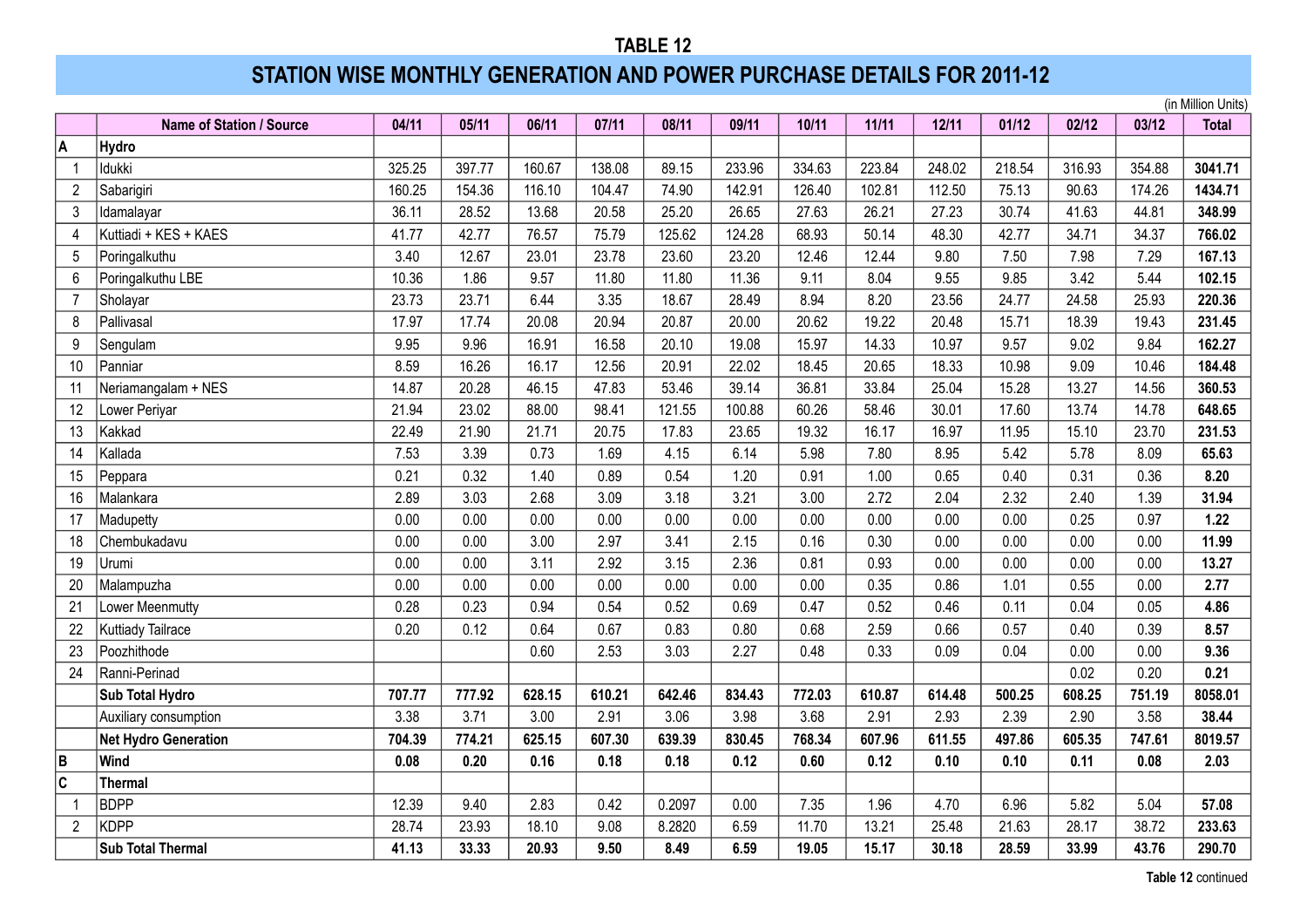# TABLE 12

## STATION WISE MONTHLY GENERATION AND POWER PURCHASE DETAILS FOR 2011-12

(in Million Units)

| | Name of Station / Source | 04/11 | 05/11 | 06/11 | 07/11 | 08/11 | 09/11 | 10/11 | 11/11 | 12/11 | 01/12 | 02/12 | 03/12 | Total |
|---|---|---|---|---|---|---|---|---|---|---|---|---|---|---|
| **A** | **Hydro** | | | | | | | | | | | | | |
| 1 | Idukki | 325.25 | 397.77 | 160.67 | 138.08 | 89.15 | 233.96 | 334.63 | 223.84 | 248.02 | 218.54 | 316.93 | 354.88 | **3041.71** |
| 2 | Sabarigiri | 160.25 | 154.36 | 116.10 | 104.47 | 74.90 | 142.91 | 126.40 | 102.81 | 112.50 | 75.13 | 90.63 | 174.26 | **1434.71** |
| 3 | Idamalayar | 36.11 | 28.52 | 13.68 | 20.58 | 25.20 | 26.65 | 27.63 | 26.21 | 27.23 | 30.74 | 41.63 | 44.81 | **348.99** |
| 4 | Kuttiadi + KES + KAES | 41.77 | 42.77 | 76.57 | 75.79 | 125.62 | 124.28 | 68.93 | 50.14 | 48.30 | 42.77 | 34.71 | 34.37 | **766.02** |
| 5 | Poringalkuthu | 3.40 | 12.67 | 23.01 | 23.78 | 23.60 | 23.20 | 12.46 | 12.44 | 9.80 | 7.50 | 7.98 | 7.29 | **167.13** |
| 6 | Poringalkuthu LBE | 10.36 | 1.86 | 9.57 | 11.80 | 11.80 | 11.36 | 9.11 | 8.04 | 9.55 | 9.85 | 3.42 | 5.44 | **102.15** |
| 7 | Sholayar | 23.73 | 23.71 | 6.44 | 3.35 | 18.67 | 28.49 | 8.94 | 8.20 | 23.56 | 24.77 | 24.58 | 25.93 | **220.36** |
| 8 | Pallivasal | 17.97 | 17.74 | 20.08 | 20.94 | 20.87 | 20.00 | 20.62 | 19.22 | 20.48 | 15.71 | 18.39 | 19.43 | **231.45** |
| 9 | Sengulam | 9.95 | 9.96 | 16.91 | 16.58 | 20.10 | 19.08 | 15.97 | 14.33 | 10.97 | 9.57 | 9.02 | 9.84 | **162.27** |
| 10 | Panniar | 8.59 | 16.26 | 16.17 | 12.56 | 20.91 | 22.02 | 18.45 | 20.65 | 18.33 | 10.98 | 9.09 | 10.46 | **184.48** |
| 11 | Neriamangalam + NES | 14.87 | 20.28 | 46.15 | 47.83 | 53.46 | 39.14 | 36.81 | 33.84 | 25.04 | 15.28 | 13.27 | 14.56 | **360.53** |
| 12 | Lower Periyar | 21.94 | 23.02 | 88.00 | 98.41 | 121.55 | 100.88 | 60.26 | 58.46 | 30.01 | 17.60 | 13.74 | 14.78 | **648.65** |
| 13 | Kakkad | 22.49 | 21.90 | 21.71 | 20.75 | 17.83 | 23.65 | 19.32 | 16.17 | 16.97 | 11.95 | 15.10 | 23.70 | **231.53** |
| 14 | Kallada | 7.53 | 3.39 | 0.73 | 1.69 | 4.15 | 6.14 | 5.98 | 7.80 | 8.95 | 5.42 | 5.78 | 8.09 | **65.63** |
| 15 | Peppara | 0.21 | 0.32 | 1.40 | 0.89 | 0.54 | 1.20 | 0.91 | 1.00 | 0.65 | 0.40 | 0.31 | 0.36 | **8.20** |
| 16 | Malankara | 2.89 | 3.03 | 2.68 | 3.09 | 3.18 | 3.21 | 3.00 | 2.72 | 2.04 | 2.32 | 2.40 | 1.39 | **31.94** |
| 17 | Madupetty | 0.00 | 0.00 | 0.00 | 0.00 | 0.00 | 0.00 | 0.00 | 0.00 | 0.00 | 0.00 | 0.25 | 0.97 | **1.22** |
| 18 | Chembukadavu | 0.00 | 0.00 | 3.00 | 2.97 | 3.41 | 2.15 | 0.16 | 0.30 | 0.00 | 0.00 | 0.00 | 0.00 | **11.99** |
| 19 | Urumi | 0.00 | 0.00 | 3.11 | 2.92 | 3.15 | 2.36 | 0.81 | 0.93 | 0.00 | 0.00 | 0.00 | 0.00 | **13.27** |
| 20 | Malampuzha | 0.00 | 0.00 | 0.00 | 0.00 | 0.00 | 0.00 | 0.00 | 0.35 | 0.86 | 1.01 | 0.55 | 0.00 | **2.77** |
| 21 | Lower Meenmutty | 0.28 | 0.23 | 0.94 | 0.54 | 0.52 | 0.69 | 0.47 | 0.52 | 0.46 | 0.11 | 0.04 | 0.05 | **4.86** |
| 22 | Kuttiady Tailrace | 0.20 | 0.12 | 0.64 | 0.67 | 0.83 | 0.80 | 0.68 | 2.59 | 0.66 | 0.57 | 0.40 | 0.39 | **8.57** |
| 23 | Poozhithode | | | 0.60 | 2.53 | 3.03 | 2.27 | 0.48 | 0.33 | 0.09 | 0.04 | 0.00 | 0.00 | **9.36** |
| 24 | Ranni-Perinad | | | | | | | | | | | 0.02 | 0.20 | **0.21** |
| | **Sub Total Hydro** | **707.77** | **777.92** | **628.15** | **610.21** | **642.46** | **834.43** | **772.03** | **610.87** | **614.48** | **500.25** | **608.25** | **751.19** | **8058.01** |
| | Auxiliary consumption | 3.38 | 3.71 | 3.00 | 2.91 | 3.06 | 3.98 | 3.68 | 2.91 | 2.93 | 2.39 | 2.90 | 3.58 | **38.44** |
| | **Net Hydro Generation** | **704.39** | **774.21** | **625.15** | **607.30** | **639.39** | **830.45** | **768.34** | **607.96** | **611.55** | **497.86** | **605.35** | **747.61** | **8019.57** |
| **B** | **Wind** | **0.08** | **0.20** | **0.16** | **0.18** | **0.18** | **0.12** | **0.60** | **0.12** | **0.10** | **0.10** | **0.11** | **0.08** | **2.03** |
| **C** | **Thermal** | | | | | | | | | | | | | |
| 1 | BDPP | 12.39 | 9.40 | 2.83 | 0.42 | 0.2097 | 0.00 | 7.35 | 1.96 | 4.70 | 6.96 | 5.82 | 5.04 | **57.08** |
| 2 | KDPP | 28.74 | 23.93 | 18.10 | 9.08 | 8.2820 | 6.59 | 11.70 | 13.21 | 25.48 | 21.63 | 28.17 | 38.72 | **233.63** |
| | **Sub Total Thermal** | **41.13** | **33.33** | **20.93** | **9.50** | **8.49** | **6.59** | **19.05** | **15.17** | **30.18** | **28.59** | **33.99** | **43.76** | **290.70** |

**Table 12** continued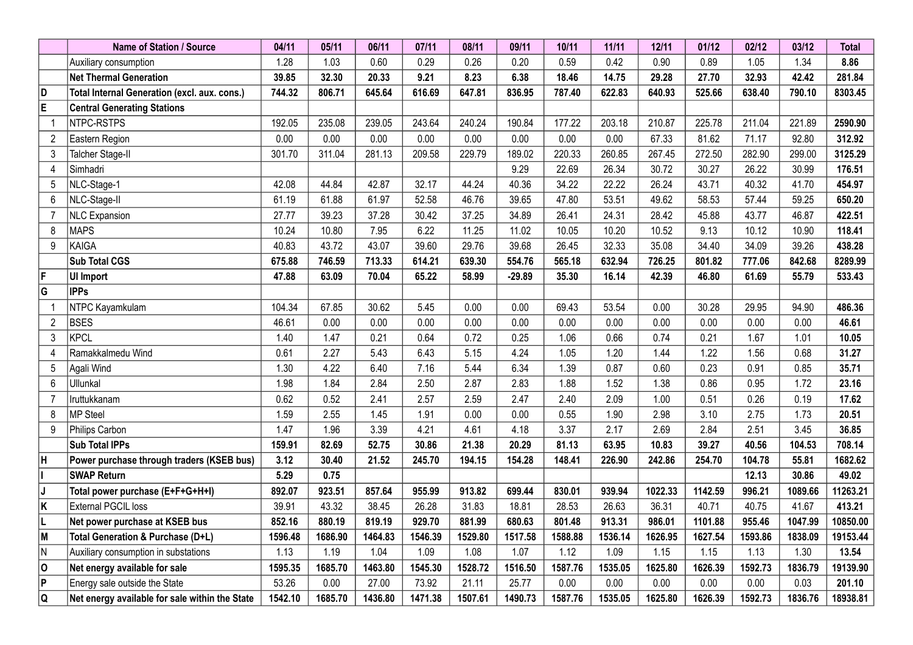| | Name of Station / Source | 04/11 | 05/11 | 06/11 | 07/11 | 08/11 | 09/11 | 10/11 | 11/11 | 12/11 | 01/12 | 02/12 | 03/12 | Total |
|---|---|---|---|---|---|---|---|---|---|---|---|---|---|---|
| | Auxiliary consumption | 1.28 | 1.03 | 0.60 | 0.29 | 0.26 | 0.20 | 0.59 | 0.42 | 0.90 | 0.89 | 1.05 | 1.34 | **8.86** |
| | **Net Thermal Generation** | **39.85** | **32.30** | **20.33** | **9.21** | **8.23** | **6.38** | **18.46** | **14.75** | **29.28** | **27.70** | **32.93** | **42.42** | **281.84** |
| **D** | **Total Internal Generation (excl. aux. cons.)** | **744.32** | **806.71** | **645.64** | **616.69** | **647.81** | **836.95** | **787.40** | **622.83** | **640.93** | **525.66** | **638.40** | **790.10** | **8303.45** |
| **E** | **Central Generating Stations** | | | | | | | | | | | | | |
| 1 | NTPC-RSTPS | 192.05 | 235.08 | 239.05 | 243.64 | 240.24 | 190.84 | 177.22 | 203.18 | 210.87 | 225.78 | 211.04 | 221.89 | **2590.90** |
| 2 | Eastern Region | 0.00 | 0.00 | 0.00 | 0.00 | 0.00 | 0.00 | 0.00 | 0.00 | 67.33 | 81.62 | 71.17 | 92.80 | **312.92** |
| 3 | Talcher Stage-II | 301.70 | 311.04 | 281.13 | 209.58 | 229.79 | 189.02 | 220.33 | 260.85 | 267.45 | 272.50 | 282.90 | 299.00 | **3125.29** |
| 4 | Simhadri | | | | | | 9.29 | 22.69 | 26.34 | 30.72 | 30.27 | 26.22 | 30.99 | **176.51** |
| 5 | NLC-Stage-1 | 42.08 | 44.84 | 42.87 | 32.17 | 44.24 | 40.36 | 34.22 | 22.22 | 26.24 | 43.71 | 40.32 | 41.70 | **454.97** |
| 6 | NLC-Stage-II | 61.19 | 61.88 | 61.97 | 52.58 | 46.76 | 39.65 | 47.80 | 53.51 | 49.62 | 58.53 | 57.44 | 59.25 | **650.20** |
| 7 | NLC Expansion | 27.77 | 39.23 | 37.28 | 30.42 | 37.25 | 34.89 | 26.41 | 24.31 | 28.42 | 45.88 | 43.77 | 46.87 | **422.51** |
| 8 | MAPS | 10.24 | 10.80 | 7.95 | 6.22 | 11.25 | 11.02 | 10.05 | 10.20 | 10.52 | 9.13 | 10.12 | 10.90 | **118.41** |
| 9 | KAIGA | 40.83 | 43.72 | 43.07 | 39.60 | 29.76 | 39.68 | 26.45 | 32.33 | 35.08 | 34.40 | 34.09 | 39.26 | **438.28** |
| | **Sub Total CGS** | **675.88** | **746.59** | **713.33** | **614.21** | **639.30** | **554.76** | **565.18** | **632.94** | **726.25** | **801.82** | **777.06** | **842.68** | **8289.99** |
| **F** | **UI Import** | **47.88** | **63.09** | **70.04** | **65.22** | **58.99** | **-29.89** | **35.30** | **16.14** | **42.39** | **46.80** | **61.69** | **55.79** | **533.43** |
| **G** | **IPPs** | | | | | | | | | | | | | |
| 1 | NTPC Kayamkulam | 104.34 | 67.85 | 30.62 | 5.45 | 0.00 | 0.00 | 69.43 | 53.54 | 0.00 | 30.28 | 29.95 | 94.90 | **486.36** |
| 2 | BSES | 46.61 | 0.00 | 0.00 | 0.00 | 0.00 | 0.00 | 0.00 | 0.00 | 0.00 | 0.00 | 0.00 | 0.00 | **46.61** |
| 3 | KPCL | 1.40 | 1.47 | 0.21 | 0.64 | 0.72 | 0.25 | 1.06 | 0.66 | 0.74 | 0.21 | 1.67 | 1.01 | **10.05** |
| 4 | Ramakkalmedu Wind | 0.61 | 2.27 | 5.43 | 6.43 | 5.15 | 4.24 | 1.05 | 1.20 | 1.44 | 1.22 | 1.56 | 0.68 | **31.27** |
| 5 | Agali Wind | 1.30 | 4.22 | 6.40 | 7.16 | 5.44 | 6.34 | 1.39 | 0.87 | 0.60 | 0.23 | 0.91 | 0.85 | **35.71** |
| 6 | Ullunkal | 1.98 | 1.84 | 2.84 | 2.50 | 2.87 | 2.83 | 1.88 | 1.52 | 1.38 | 0.86 | 0.95 | 1.72 | **23.16** |
| 7 | Iruttukkanam | 0.62 | 0.52 | 2.41 | 2.57 | 2.59 | 2.47 | 2.40 | 2.09 | 1.00 | 0.51 | 0.26 | 0.19 | **17.62** |
| 8 | MP Steel | 1.59 | 2.55 | 1.45 | 1.91 | 0.00 | 0.00 | 0.55 | 1.90 | 2.98 | 3.10 | 2.75 | 1.73 | **20.51** |
| 9 | Philips Carbon | 1.47 | 1.96 | 3.39 | 4.21 | 4.61 | 4.18 | 3.37 | 2.17 | 2.69 | 2.84 | 2.51 | 3.45 | **36.85** |
| | **Sub Total IPPs** | **159.91** | **82.69** | **52.75** | **30.86** | **21.38** | **20.29** | **81.13** | **63.95** | **10.83** | **39.27** | **40.56** | **104.53** | **708.14** |
| **H** | **Power purchase through traders (KSEB bus)** | **3.12** | **30.40** | **21.52** | **245.70** | **194.15** | **154.28** | **148.41** | **226.90** | **242.86** | **254.70** | **104.78** | **55.81** | **1682.62** |
| **I** | **SWAP Return** | **5.29** | **0.75** | | | | | | | | | **12.13** | **30.86** | **49.02** |
| **J** | **Total power purchase (E+F+G+H+I)** | **892.07** | **923.51** | **857.64** | **955.99** | **913.82** | **699.44** | **830.01** | **939.94** | **1022.33** | **1142.59** | **996.21** | **1089.66** | **11263.21** |
| **K** | External PGCIL loss | 39.91 | 43.32 | 38.45 | 26.28 | 31.83 | 18.81 | 28.53 | 26.63 | 36.31 | 40.71 | 40.75 | 41.67 | **413.21** |
| **L** | **Net power purchase at KSEB bus** | **852.16** | **880.19** | **819.19** | **929.70** | **881.99** | **680.63** | **801.48** | **913.31** | **986.01** | **1101.88** | **955.46** | **1047.99** | **10850.00** |
| **M** | **Total Generation & Purchase (D+L)** | **1596.48** | **1686.90** | **1464.83** | **1546.39** | **1529.80** | **1517.58** | **1588.88** | **1536.14** | **1626.95** | **1627.54** | **1593.86** | **1838.09** | **19153.44** |
| **N** | Auxiliary consumption in substations | 1.13 | 1.19 | 1.04 | 1.09 | 1.08 | 1.07 | 1.12 | 1.09 | 1.15 | 1.15 | 1.13 | 1.30 | **13.54** |
| **O** | **Net energy available for sale** | **1595.35** | **1685.70** | **1463.80** | **1545.30** | **1528.72** | **1516.50** | **1587.76** | **1535.05** | **1625.80** | **1626.39** | **1592.73** | **1836.79** | **19139.90** |
| **P** | Energy sale outside the State | 53.26 | 0.00 | 27.00 | 73.92 | 21.11 | 25.77 | 0.00 | 0.00 | 0.00 | 0.00 | 0.00 | 0.03 | **201.10** |
| **Q** | **Net energy available for sale within the State** | **1542.10** | **1685.70** | **1436.80** | **1471.38** | **1507.61** | **1490.73** | **1587.76** | **1535.05** | **1625.80** | **1626.39** | **1592.73** | **1836.76** | **18938.81** |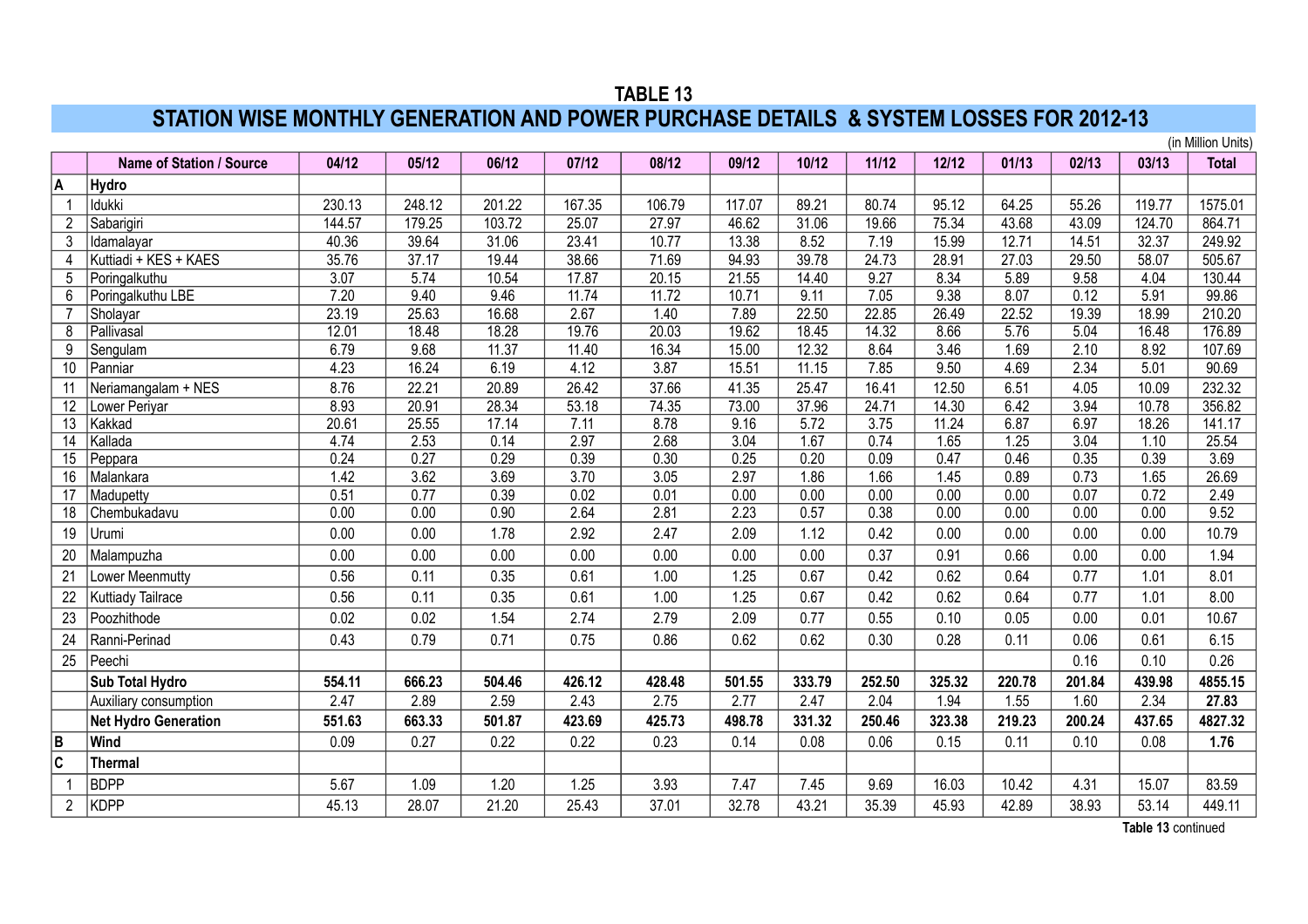# TABLE 13

## STATION WISE MONTHLY GENERATION AND POWER PURCHASE DETAILS & SYSTEM LOSSES FOR 2012-13

(in Million Units)

| | Name of Station / Source | 04/12 | 05/12 | 06/12 | 07/12 | 08/12 | 09/12 | 10/12 | 11/12 | 12/12 | 01/13 | 02/13 | 03/13 | Total |
|---|---|---|---|---|---|---|---|---|---|---|---|---|---|---|
| **A** | **Hydro** | | | | | | | | | | | | | |
| 1 | Idukki | 230.13 | 248.12 | 201.22 | 167.35 | 106.79 | 117.07 | 89.21 | 80.74 | 95.12 | 64.25 | 55.26 | 119.77 | 1575.01 |
| 2 | Sabarigiri | 144.57 | 179.25 | 103.72 | 25.07 | 27.97 | 46.62 | 31.06 | 19.66 | 75.34 | 43.68 | 43.09 | 124.70 | 864.71 |
| 3 | Idamalayar | 40.36 | 39.64 | 31.06 | 23.41 | 10.77 | 13.38 | 8.52 | 7.19 | 15.99 | 12.71 | 14.51 | 32.37 | 249.92 |
| 4 | Kuttiadi + KES + KAES | 35.76 | 37.17 | 19.44 | 38.66 | 71.69 | 94.93 | 39.78 | 24.73 | 28.91 | 27.03 | 29.50 | 58.07 | 505.67 |
| 5 | Poringalkuthu | 3.07 | 5.74 | 10.54 | 17.87 | 20.15 | 21.55 | 14.40 | 9.27 | 8.34 | 5.89 | 9.58 | 4.04 | 130.44 |
| 6 | Poringalkuthu LBE | 7.20 | 9.40 | 9.46 | 11.74 | 11.72 | 10.71 | 9.11 | 7.05 | 9.38 | 8.07 | 0.12 | 5.91 | 99.86 |
| 7 | Sholayar | 23.19 | 25.63 | 16.68 | 2.67 | 1.40 | 7.89 | 22.50 | 22.85 | 26.49 | 22.52 | 19.39 | 18.99 | 210.20 |
| 8 | Pallivasal | 12.01 | 18.48 | 18.28 | 19.76 | 20.03 | 19.62 | 18.45 | 14.32 | 8.66 | 5.76 | 5.04 | 16.48 | 176.89 |
| 9 | Sengulam | 6.79 | 9.68 | 11.37 | 11.40 | 16.34 | 15.00 | 12.32 | 8.64 | 3.46 | 1.69 | 2.10 | 8.92 | 107.69 |
| 10 | Panniar | 4.23 | 16.24 | 6.19 | 4.12 | 3.87 | 15.51 | 11.15 | 7.85 | 9.50 | 4.69 | 2.34 | 5.01 | 90.69 |
| 11 | Neriamangalam + NES | 8.76 | 22.21 | 20.89 | 26.42 | 37.66 | 41.35 | 25.47 | 16.41 | 12.50 | 6.51 | 4.05 | 10.09 | 232.32 |
| 12 | Lower Periyar | 8.93 | 20.91 | 28.34 | 53.18 | 74.35 | 73.00 | 37.96 | 24.71 | 14.30 | 6.42 | 3.94 | 10.78 | 356.82 |
| 13 | Kakkad | 20.61 | 25.55 | 17.14 | 7.11 | 8.78 | 9.16 | 5.72 | 3.75 | 11.24 | 6.87 | 6.97 | 18.26 | 141.17 |
| 14 | Kallada | 4.74 | 2.53 | 0.14 | 2.97 | 2.68 | 3.04 | 1.67 | 0.74 | 1.65 | 1.25 | 3.04 | 1.10 | 25.54 |
| 15 | Peppara | 0.24 | 0.27 | 0.29 | 0.39 | 0.30 | 0.25 | 0.20 | 0.09 | 0.47 | 0.46 | 0.35 | 0.39 | 3.69 |
| 16 | Malankara | 1.42 | 3.62 | 3.69 | 3.70 | 3.05 | 2.97 | 1.86 | 1.66 | 1.45 | 0.89 | 0.73 | 1.65 | 26.69 |
| 17 | Madupetty | 0.51 | 0.77 | 0.39 | 0.02 | 0.01 | 0.00 | 0.00 | 0.00 | 0.00 | 0.00 | 0.07 | 0.72 | 2.49 |
| 18 | Chembukadavu | 0.00 | 0.00 | 0.90 | 2.64 | 2.81 | 2.23 | 0.57 | 0.38 | 0.00 | 0.00 | 0.00 | 0.00 | 9.52 |
| 19 | Urumi | 0.00 | 0.00 | 1.78 | 2.92 | 2.47 | 2.09 | 1.12 | 0.42 | 0.00 | 0.00 | 0.00 | 0.00 | 10.79 |
| 20 | Malampuzha | 0.00 | 0.00 | 0.00 | 0.00 | 0.00 | 0.00 | 0.00 | 0.37 | 0.91 | 0.66 | 0.00 | 0.00 | 1.94 |
| 21 | Lower Meenmutty | 0.56 | 0.11 | 0.35 | 0.61 | 1.00 | 1.25 | 0.67 | 0.42 | 0.62 | 0.64 | 0.77 | 1.01 | 8.01 |
| 22 | Kuttiady Tailrace | 0.56 | 0.11 | 0.35 | 0.61 | 1.00 | 1.25 | 0.67 | 0.42 | 0.62 | 0.64 | 0.77 | 1.01 | 8.00 |
| 23 | Poozhithode | 0.02 | 0.02 | 1.54 | 2.74 | 2.79 | 2.09 | 0.77 | 0.55 | 0.10 | 0.05 | 0.00 | 0.01 | 10.67 |
| 24 | Ranni-Perinad | 0.43 | 0.79 | 0.71 | 0.75 | 0.86 | 0.62 | 0.62 | 0.30 | 0.28 | 0.11 | 0.06 | 0.61 | 6.15 |
| 25 | Peechi | | | | | | | | | | | 0.16 | 0.10 | 0.26 |
| | **Sub Total Hydro** | **554.11** | **666.23** | **504.46** | **426.12** | **428.48** | **501.55** | **333.79** | **252.50** | **325.32** | **220.78** | **201.84** | **439.98** | **4855.15** |
| | Auxiliary consumption | 2.47 | 2.89 | 2.59 | 2.43 | 2.75 | 2.77 | 2.47 | 2.04 | 1.94 | 1.55 | 1.60 | 2.34 | **27.83** |
| | **Net Hydro Generation** | **551.63** | **663.33** | **501.87** | **423.69** | **425.73** | **498.78** | **331.32** | **250.46** | **323.38** | **219.23** | **200.24** | **437.65** | **4827.32** |
| **B** | **Wind** | 0.09 | 0.27 | 0.22 | 0.22 | 0.23 | 0.14 | 0.08 | 0.06 | 0.15 | 0.11 | 0.10 | 0.08 | **1.76** |
| **C** | **Thermal** | | | | | | | | | | | | | |
| 1 | BDPP | 5.67 | 1.09 | 1.20 | 1.25 | 3.93 | 7.47 | 7.45 | 9.69 | 16.03 | 10.42 | 4.31 | 15.07 | 83.59 |
| 2 | KDPP | 45.13 | 28.07 | 21.20 | 25.43 | 37.01 | 32.78 | 43.21 | 35.39 | 45.93 | 42.89 | 38.93 | 53.14 | 449.11 |

**Table 13** continued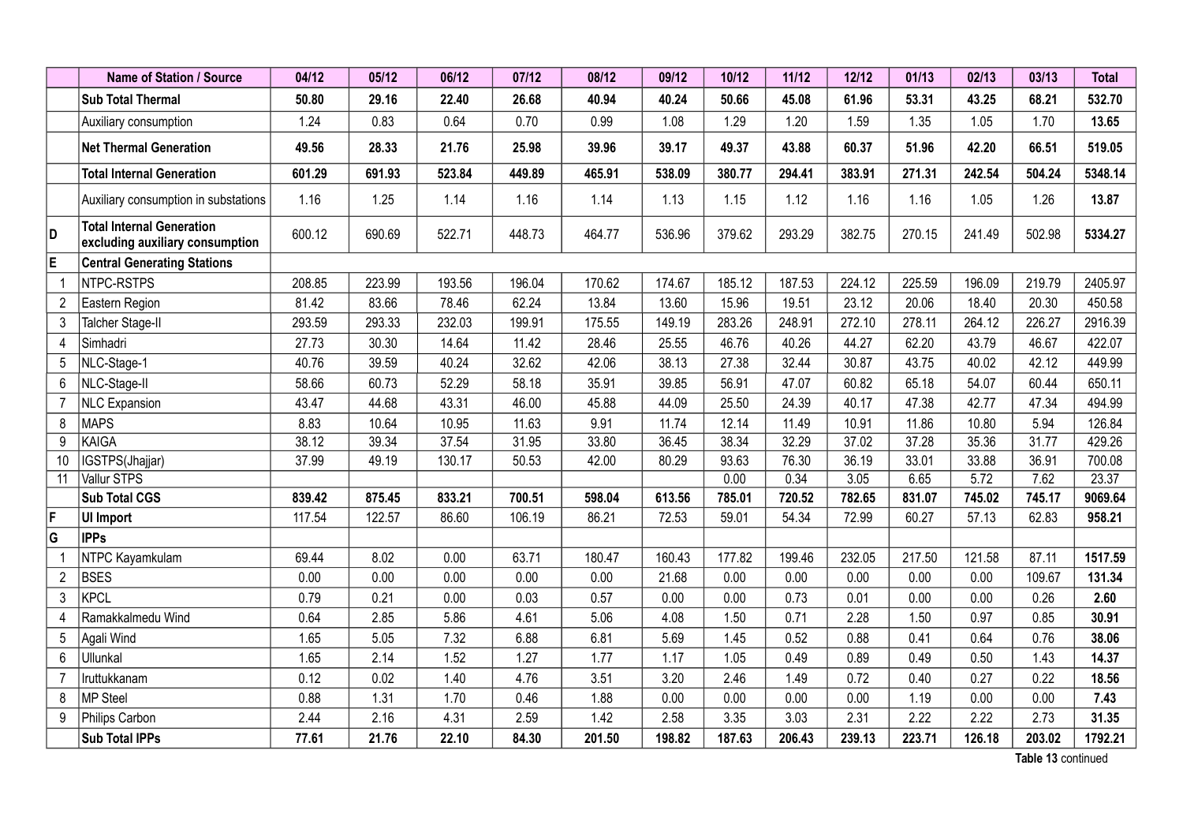|  | Name of Station / Source | 04/12 | 05/12 | 06/12 | 07/12 | 08/12 | 09/12 | 10/12 | 11/12 | 12/12 | 01/13 | 02/13 | 03/13 | Total |
|---|---|---|---|---|---|---|---|---|---|---|---|---|---|---|
|  | **Sub Total Thermal** | **50.80** | **29.16** | **22.40** | **26.68** | **40.94** | **40.24** | **50.66** | **45.08** | **61.96** | **53.31** | **43.25** | **68.21** | **532.70** |
|  | Auxiliary consumption | 1.24 | 0.83 | 0.64 | 0.70 | 0.99 | 1.08 | 1.29 | 1.20 | 1.59 | 1.35 | 1.05 | 1.70 | **13.65** |
|  | **Net Thermal Generation** | **49.56** | **28.33** | **21.76** | **25.98** | **39.96** | **39.17** | **49.37** | **43.88** | **60.37** | **51.96** | **42.20** | **66.51** | **519.05** |
|  | **Total Internal Generation** | **601.29** | **691.93** | **523.84** | **449.89** | **465.91** | **538.09** | **380.77** | **294.41** | **383.91** | **271.31** | **242.54** | **504.24** | **5348.14** |
|  | Auxiliary consumption in substations | 1.16 | 1.25 | 1.14 | 1.16 | 1.14 | 1.13 | 1.15 | 1.12 | 1.16 | 1.16 | 1.05 | 1.26 | **13.87** |
| **D** | **Total Internal Generation excluding auxiliary consumption** | 600.12 | 690.69 | 522.71 | 448.73 | 464.77 | 536.96 | 379.62 | 293.29 | 382.75 | 270.15 | 241.49 | 502.98 | **5334.27** |
| **E** | **Central Generating Stations** |  |  |  |  |  |  |  |  |  |  |  |  |  |
| 1 | NTPC-RSTPS | 208.85 | 223.99 | 193.56 | 196.04 | 170.62 | 174.67 | 185.12 | 187.53 | 224.12 | 225.59 | 196.09 | 219.79 | 2405.97 |
| 2 | Eastern Region | 81.42 | 83.66 | 78.46 | 62.24 | 13.84 | 13.60 | 15.96 | 19.51 | 23.12 | 20.06 | 18.40 | 20.30 | 450.58 |
| 3 | Talcher Stage-II | 293.59 | 293.33 | 232.03 | 199.91 | 175.55 | 149.19 | 283.26 | 248.91 | 272.10 | 278.11 | 264.12 | 226.27 | 2916.39 |
| 4 | Simhadri | 27.73 | 30.30 | 14.64 | 11.42 | 28.46 | 25.55 | 46.76 | 40.26 | 44.27 | 62.20 | 43.79 | 46.67 | 422.07 |
| 5 | NLC-Stage-1 | 40.76 | 39.59 | 40.24 | 32.62 | 42.06 | 38.13 | 27.38 | 32.44 | 30.87 | 43.75 | 40.02 | 42.12 | 449.99 |
| 6 | NLC-Stage-II | 58.66 | 60.73 | 52.29 | 58.18 | 35.91 | 39.85 | 56.91 | 47.07 | 60.82 | 65.18 | 54.07 | 60.44 | 650.11 |
| 7 | NLC Expansion | 43.47 | 44.68 | 43.31 | 46.00 | 45.88 | 44.09 | 25.50 | 24.39 | 40.17 | 47.38 | 42.77 | 47.34 | 494.99 |
| 8 | MAPS | 8.83 | 10.64 | 10.95 | 11.63 | 9.91 | 11.74 | 12.14 | 11.49 | 10.91 | 11.86 | 10.80 | 5.94 | 126.84 |
| 9 | KAIGA | 38.12 | 39.34 | 37.54 | 31.95 | 33.80 | 36.45 | 38.34 | 32.29 | 37.02 | 37.28 | 35.36 | 31.77 | 429.26 |
| 10 | IGSTPS(Jhajjar) | 37.99 | 49.19 | 130.17 | 50.53 | 42.00 | 80.29 | 93.63 | 76.30 | 36.19 | 33.01 | 33.88 | 36.91 | 700.08 |
| 11 | Vallur STPS |  |  |  |  |  |  | 0.00 | 0.34 | 3.05 | 6.65 | 5.72 | 7.62 | 23.37 |
|  | **Sub Total CGS** | **839.42** | **875.45** | **833.21** | **700.51** | **598.04** | **613.56** | **785.01** | **720.52** | **782.65** | **831.07** | **745.02** | **745.17** | **9069.64** |
| **F** | **UI Import** | 117.54 | 122.57 | 86.60 | 106.19 | 86.21 | 72.53 | 59.01 | 54.34 | 72.99 | 60.27 | 57.13 | 62.83 | **958.21** |
| **G** | **IPPs** |  |  |  |  |  |  |  |  |  |  |  |  |  |
| 1 | NTPC Kayamkulam | 69.44 | 8.02 | 0.00 | 63.71 | 180.47 | 160.43 | 177.82 | 199.46 | 232.05 | 217.50 | 121.58 | 87.11 | **1517.59** |
| 2 | BSES | 0.00 | 0.00 | 0.00 | 0.00 | 0.00 | 21.68 | 0.00 | 0.00 | 0.00 | 0.00 | 0.00 | 109.67 | **131.34** |
| 3 | KPCL | 0.79 | 0.21 | 0.00 | 0.03 | 0.57 | 0.00 | 0.00 | 0.73 | 0.01 | 0.00 | 0.00 | 0.26 | **2.60** |
| 4 | Ramakkalmedu Wind | 0.64 | 2.85 | 5.86 | 4.61 | 5.06 | 4.08 | 1.50 | 0.71 | 2.28 | 1.50 | 0.97 | 0.85 | **30.91** |
| 5 | Agali Wind | 1.65 | 5.05 | 7.32 | 6.88 | 6.81 | 5.69 | 1.45 | 0.52 | 0.88 | 0.41 | 0.64 | 0.76 | **38.06** |
| 6 | Ullunkal | 1.65 | 2.14 | 1.52 | 1.27 | 1.77 | 1.17 | 1.05 | 0.49 | 0.89 | 0.49 | 0.50 | 1.43 | **14.37** |
| 7 | Iruttukkanam | 0.12 | 0.02 | 1.40 | 4.76 | 3.51 | 3.20 | 2.46 | 1.49 | 0.72 | 0.40 | 0.27 | 0.22 | **18.56** |
| 8 | MP Steel | 0.88 | 1.31 | 1.70 | 0.46 | 1.88 | 0.00 | 0.00 | 0.00 | 0.00 | 1.19 | 0.00 | 0.00 | **7.43** |
| 9 | Philips Carbon | 2.44 | 2.16 | 4.31 | 2.59 | 1.42 | 2.58 | 3.35 | 3.03 | 2.31 | 2.22 | 2.22 | 2.73 | **31.35** |
|  | **Sub Total IPPs** | **77.61** | **21.76** | **22.10** | **84.30** | **201.50** | **198.82** | **187.63** | **206.43** | **239.13** | **223.71** | **126.18** | **203.02** | **1792.21** |

**Table 13** continued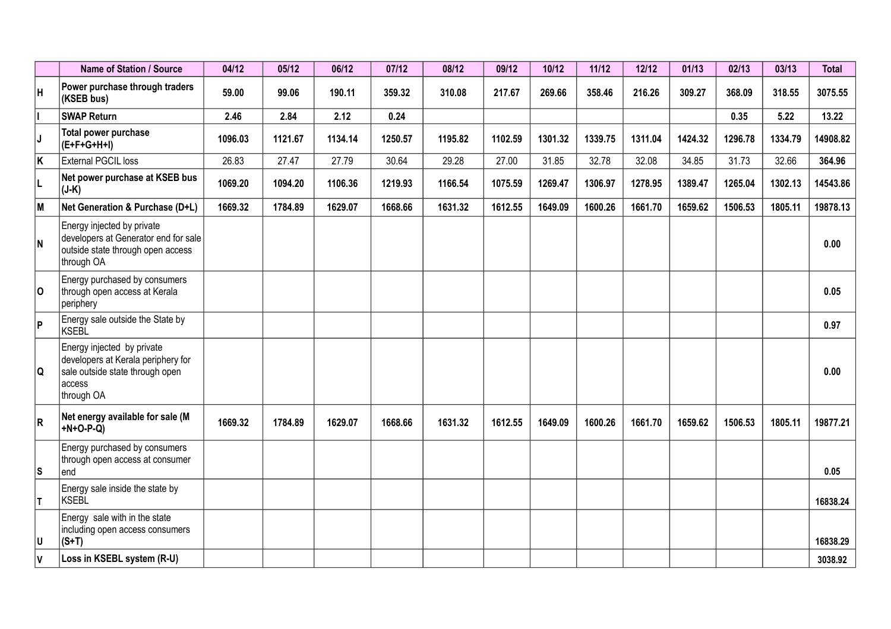| | Name of Station / Source | 04/12 | 05/12 | 06/12 | 07/12 | 08/12 | 09/12 | 10/12 | 11/12 | 12/12 | 01/13 | 02/13 | 03/13 | Total |
|---|---|---|---|---|---|---|---|---|---|---|---|---|---|---|
| H | **Power purchase through traders (KSEB bus)** | **59.00** | **99.06** | **190.11** | **359.32** | **310.08** | **217.67** | **269.66** | **358.46** | **216.26** | **309.27** | **368.09** | **318.55** | **3075.55** |
| I | **SWAP Return** | **2.46** | **2.84** | **2.12** | **0.24** | | | | | | | **0.35** | **5.22** | **13.22** |
| J | **Total power purchase (E+F+G+H+I)** | **1096.03** | **1121.67** | **1134.14** | **1250.57** | **1195.82** | **1102.59** | **1301.32** | **1339.75** | **1311.04** | **1424.32** | **1296.78** | **1334.79** | **14908.82** |
| K | External PGCIL loss | 26.83 | 27.47 | 27.79 | 30.64 | 29.28 | 27.00 | 31.85 | 32.78 | 32.08 | 34.85 | 31.73 | 32.66 | **364.96** |
| L | **Net power purchase at KSEB bus (J-K)** | **1069.20** | **1094.20** | **1106.36** | **1219.93** | **1166.54** | **1075.59** | **1269.47** | **1306.97** | **1278.95** | **1389.47** | **1265.04** | **1302.13** | **14543.86** |
| M | **Net Generation & Purchase (D+L)** | **1669.32** | **1784.89** | **1629.07** | **1668.66** | **1631.32** | **1612.55** | **1649.09** | **1600.26** | **1661.70** | **1659.62** | **1506.53** | **1805.11** | **19878.13** |
| N | Energy injected by private developers at Generator end for sale outside state through open access through OA | | | | | | | | | | | | | **0.00** |
| O | Energy purchased by consumers through open access at Kerala periphery | | | | | | | | | | | | | **0.05** |
| P | Energy sale outside the State by KSEBL | | | | | | | | | | | | | **0.97** |
| Q | Energy injected by private developers at Kerala periphery for sale outside state through open access through OA | | | | | | | | | | | | | **0.00** |
| R | **Net energy available for sale (M +N+O-P-Q)** | **1669.32** | **1784.89** | **1629.07** | **1668.66** | **1631.32** | **1612.55** | **1649.09** | **1600.26** | **1661.70** | **1659.62** | **1506.53** | **1805.11** | **19877.21** |
| S | Energy purchased by consumers through open access at consumer end | | | | | | | | | | | | | **0.05** |
| T | Energy sale inside the state by KSEBL | | | | | | | | | | | | | **16838.24** |
| U | Energy sale with in the state including open access consumers (S+T) | | | | | | | | | | | | | **16838.29** |
| V | **Loss in KSEBL system (R-U)** | | | | | | | | | | | | | **3038.92** |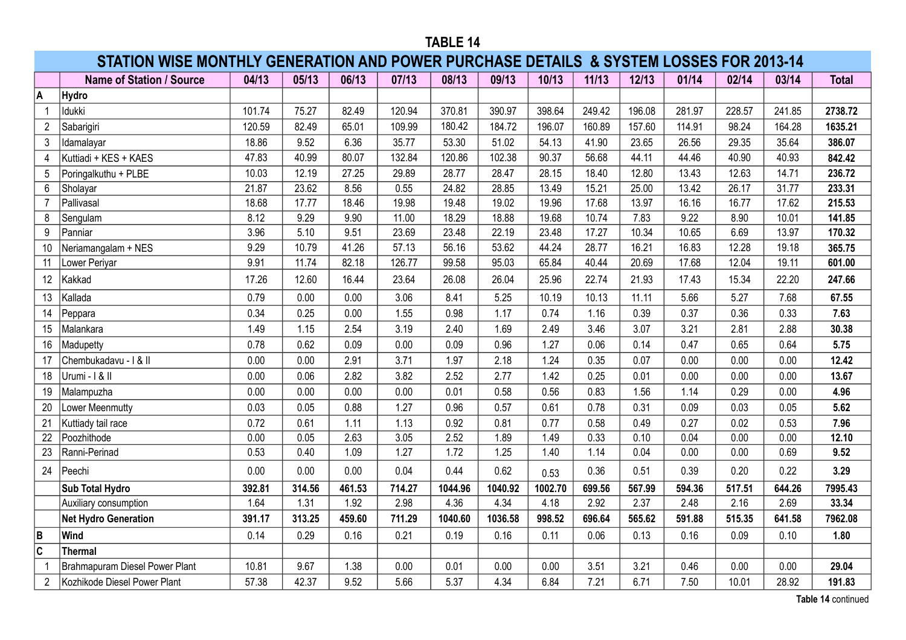**TABLE 14**

## STATION WISE MONTHLY GENERATION AND POWER PURCHASE DETAILS & SYSTEM LOSSES FOR 2013-14

| | Name of Station / Source | 04/13 | 05/13 | 06/13 | 07/13 | 08/13 | 09/13 | 10/13 | 11/13 | 12/13 | 01/14 | 02/14 | 03/14 | Total |
|---|---|---|---|---|---|---|---|---|---|---|---|---|---|---|
| A | **Hydro** | | | | | | | | | | | | | |
| 1 | Idukki | 101.74 | 75.27 | 82.49 | 120.94 | 370.81 | 390.97 | 398.64 | 249.42 | 196.08 | 281.97 | 228.57 | 241.85 | **2738.72** |
| 2 | Sabarigiri | 120.59 | 82.49 | 65.01 | 109.99 | 180.42 | 184.72 | 196.07 | 160.89 | 157.60 | 114.91 | 98.24 | 164.28 | **1635.21** |
| 3 | Idamalayar | 18.86 | 9.52 | 6.36 | 35.77 | 53.30 | 51.02 | 54.13 | 41.90 | 23.65 | 26.56 | 29.35 | 35.64 | **386.07** |
| 4 | Kuttiadi + KES + KAES | 47.83 | 40.99 | 80.07 | 132.84 | 120.86 | 102.38 | 90.37 | 56.68 | 44.11 | 44.46 | 40.90 | 40.93 | **842.42** |
| 5 | Poringalkuthu + PLBE | 10.03 | 12.19 | 27.25 | 29.89 | 28.77 | 28.47 | 28.15 | 18.40 | 12.80 | 13.43 | 12.63 | 14.71 | **236.72** |
| 6 | Sholayar | 21.87 | 23.62 | 8.56 | 0.55 | 24.82 | 28.85 | 13.49 | 15.21 | 25.00 | 13.42 | 26.17 | 31.77 | **233.31** |
| 7 | Pallivasal | 18.68 | 17.77 | 18.46 | 19.98 | 19.48 | 19.02 | 19.96 | 17.68 | 13.97 | 16.16 | 16.77 | 17.62 | **215.53** |
| 8 | Sengulam | 8.12 | 9.29 | 9.90 | 11.00 | 18.29 | 18.88 | 19.68 | 10.74 | 7.83 | 9.22 | 8.90 | 10.01 | **141.85** |
| 9 | Panniar | 3.96 | 5.10 | 9.51 | 23.69 | 23.48 | 22.19 | 23.48 | 17.27 | 10.34 | 10.65 | 6.69 | 13.97 | **170.32** |
| 10 | Neriamangalam + NES | 9.29 | 10.79 | 41.26 | 57.13 | 56.16 | 53.62 | 44.24 | 28.77 | 16.21 | 16.83 | 12.28 | 19.18 | **365.75** |
| 11 | Lower Periyar | 9.91 | 11.74 | 82.18 | 126.77 | 99.58 | 95.03 | 65.84 | 40.44 | 20.69 | 17.68 | 12.04 | 19.11 | **601.00** |
| 12 | Kakkad | 17.26 | 12.60 | 16.44 | 23.64 | 26.08 | 26.04 | 25.96 | 22.74 | 21.93 | 17.43 | 15.34 | 22.20 | **247.66** |
| 13 | Kallada | 0.79 | 0.00 | 0.00 | 3.06 | 8.41 | 5.25 | 10.19 | 10.13 | 11.11 | 5.66 | 5.27 | 7.68 | **67.55** |
| 14 | Peppara | 0.34 | 0.25 | 0.00 | 1.55 | 0.98 | 1.17 | 0.74 | 1.16 | 0.39 | 0.37 | 0.36 | 0.33 | **7.63** |
| 15 | Malankara | 1.49 | 1.15 | 2.54 | 3.19 | 2.40 | 1.69 | 2.49 | 3.46 | 3.07 | 3.21 | 2.81 | 2.88 | **30.38** |
| 16 | Madupetty | 0.78 | 0.62 | 0.09 | 0.00 | 0.09 | 0.96 | 1.27 | 0.06 | 0.14 | 0.47 | 0.65 | 0.64 | **5.75** |
| 17 | Chembukadavu - I & II | 0.00 | 0.00 | 2.91 | 3.71 | 1.97 | 2.18 | 1.24 | 0.35 | 0.07 | 0.00 | 0.00 | 0.00 | **12.42** |
| 18 | Urumi - I & II | 0.00 | 0.06 | 2.82 | 3.82 | 2.52 | 2.77 | 1.42 | 0.25 | 0.01 | 0.00 | 0.00 | 0.00 | **13.67** |
| 19 | Malampuzha | 0.00 | 0.00 | 0.00 | 0.00 | 0.01 | 0.58 | 0.56 | 0.83 | 1.56 | 1.14 | 0.29 | 0.00 | **4.96** |
| 20 | Lower Meenmutty | 0.03 | 0.05 | 0.88 | 1.27 | 0.96 | 0.57 | 0.61 | 0.78 | 0.31 | 0.09 | 0.03 | 0.05 | **5.62** |
| 21 | Kuttiady tail race | 0.72 | 0.61 | 1.11 | 1.13 | 0.92 | 0.81 | 0.77 | 0.58 | 0.49 | 0.27 | 0.02 | 0.53 | **7.96** |
| 22 | Poozhithode | 0.00 | 0.05 | 2.63 | 3.05 | 2.52 | 1.89 | 1.49 | 0.33 | 0.10 | 0.04 | 0.00 | 0.00 | **12.10** |
| 23 | Ranni-Perinad | 0.53 | 0.40 | 1.09 | 1.27 | 1.72 | 1.25 | 1.40 | 1.14 | 0.04 | 0.00 | 0.00 | 0.69 | **9.52** |
| 24 | Peechi | 0.00 | 0.00 | 0.00 | 0.04 | 0.44 | 0.62 | 0.53 | 0.36 | 0.51 | 0.39 | 0.20 | 0.22 | **3.29** |
| | **Sub Total Hydro** | **392.81** | **314.56** | **461.53** | **714.27** | **1044.96** | **1040.92** | **1002.70** | **699.56** | **567.99** | **594.36** | **517.51** | **644.26** | **7995.43** |
| | Auxiliary consumption | 1.64 | 1.31 | 1.92 | 2.98 | 4.36 | 4.34 | 4.18 | 2.92 | 2.37 | 2.48 | 2.16 | 2.69 | **33.34** |
| | **Net Hydro Generation** | **391.17** | **313.25** | **459.60** | **711.29** | **1040.60** | **1036.58** | **998.52** | **696.64** | **565.62** | **591.88** | **515.35** | **641.58** | **7962.08** |
| B | **Wind** | 0.14 | 0.29 | 0.16 | 0.21 | 0.19 | 0.16 | 0.11 | 0.06 | 0.13 | 0.16 | 0.09 | 0.10 | **1.80** |
| C | **Thermal** | | | | | | | | | | | | | |
| 1 | Brahmapuram Diesel Power Plant | 10.81 | 9.67 | 1.38 | 0.00 | 0.01 | 0.00 | 0.00 | 3.51 | 3.21 | 0.46 | 0.00 | 0.00 | **29.04** |
| 2 | Kozhikode Diesel Power Plant | 57.38 | 42.37 | 9.52 | 5.66 | 5.37 | 4.34 | 6.84 | 7.21 | 6.71 | 7.50 | 10.01 | 28.92 | **191.83** |

**Table 14** continued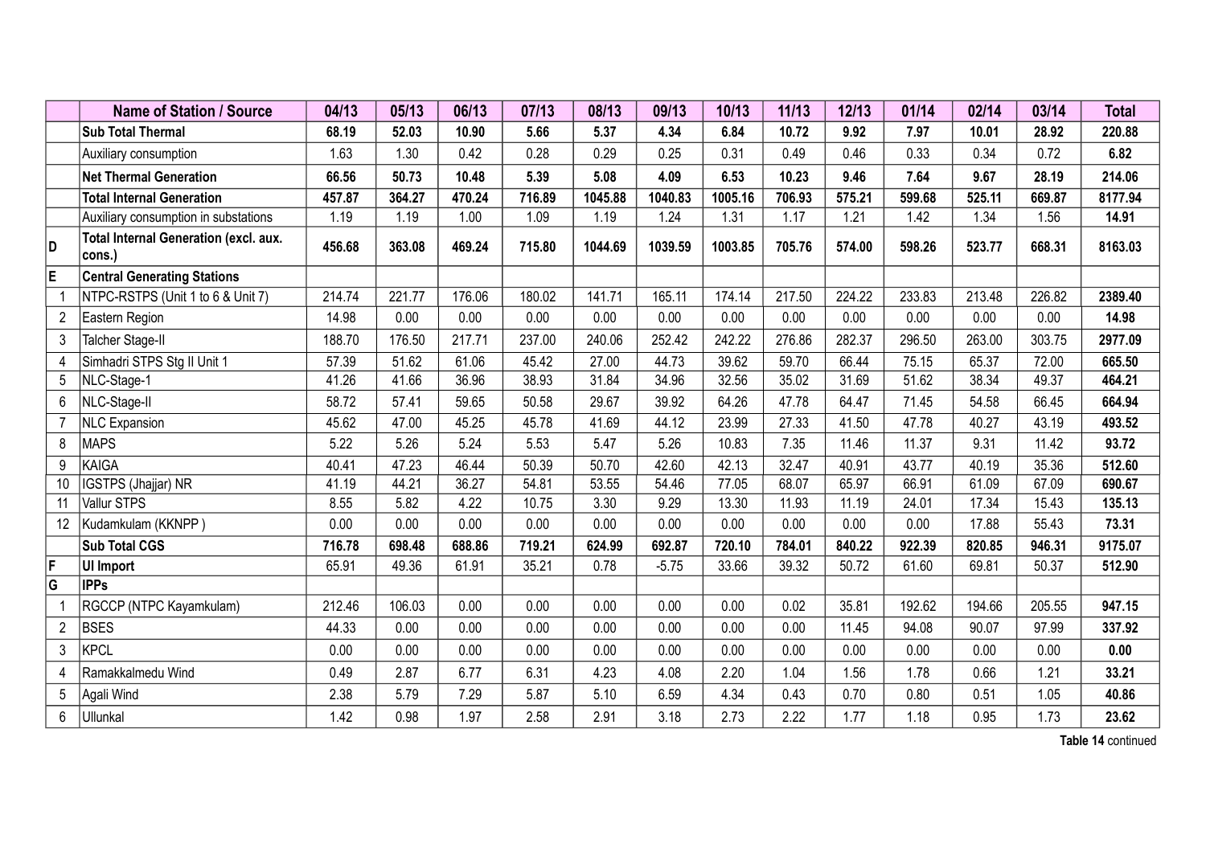| | Name of Station / Source | 04/13 | 05/13 | 06/13 | 07/13 | 08/13 | 09/13 | 10/13 | 11/13 | 12/13 | 01/14 | 02/14 | 03/14 | Total |
|---|---|---|---|---|---|---|---|---|---|---|---|---|---|---|
| | **Sub Total Thermal** | **68.19** | **52.03** | **10.90** | **5.66** | **5.37** | **4.34** | **6.84** | **10.72** | **9.92** | **7.97** | **10.01** | **28.92** | **220.88** |
| | Auxiliary consumption | 1.63 | 1.30 | 0.42 | 0.28 | 0.29 | 0.25 | 0.31 | 0.49 | 0.46 | 0.33 | 0.34 | 0.72 | **6.82** |
| | **Net Thermal Generation** | **66.56** | **50.73** | **10.48** | **5.39** | **5.08** | **4.09** | **6.53** | **10.23** | **9.46** | **7.64** | **9.67** | **28.19** | **214.06** |
| | **Total Internal Generation** | **457.87** | **364.27** | **470.24** | **716.89** | **1045.88** | **1040.83** | **1005.16** | **706.93** | **575.21** | **599.68** | **525.11** | **669.87** | **8177.94** |
| | Auxiliary consumption in substations | 1.19 | 1.19 | 1.00 | 1.09 | 1.19 | 1.24 | 1.31 | 1.17 | 1.21 | 1.42 | 1.34 | 1.56 | **14.91** |
| D | **Total Internal Generation (excl. aux. cons.)** | **456.68** | **363.08** | **469.24** | **715.80** | **1044.69** | **1039.59** | **1003.85** | **705.76** | **574.00** | **598.26** | **523.77** | **668.31** | **8163.03** |
| E | **Central Generating Stations** | | | | | | | | | | | | | |
| 1 | NTPC-RSTPS (Unit 1 to 6 & Unit 7) | 214.74 | 221.77 | 176.06 | 180.02 | 141.71 | 165.11 | 174.14 | 217.50 | 224.22 | 233.83 | 213.48 | 226.82 | **2389.40** |
| 2 | Eastern Region | 14.98 | 0.00 | 0.00 | 0.00 | 0.00 | 0.00 | 0.00 | 0.00 | 0.00 | 0.00 | 0.00 | 0.00 | **14.98** |
| 3 | Talcher Stage-II | 188.70 | 176.50 | 217.71 | 237.00 | 240.06 | 252.42 | 242.22 | 276.86 | 282.37 | 296.50 | 263.00 | 303.75 | **2977.09** |
| 4 | Simhadri STPS Stg II Unit 1 | 57.39 | 51.62 | 61.06 | 45.42 | 27.00 | 44.73 | 39.62 | 59.70 | 66.44 | 75.15 | 65.37 | 72.00 | **665.50** |
| 5 | NLC-Stage-1 | 41.26 | 41.66 | 36.96 | 38.93 | 31.84 | 34.96 | 32.56 | 35.02 | 31.69 | 51.62 | 38.34 | 49.37 | **464.21** |
| 6 | NLC-Stage-II | 58.72 | 57.41 | 59.65 | 50.58 | 29.67 | 39.92 | 64.26 | 47.78 | 64.47 | 71.45 | 54.58 | 66.45 | **664.94** |
| 7 | NLC Expansion | 45.62 | 47.00 | 45.25 | 45.78 | 41.69 | 44.12 | 23.99 | 27.33 | 41.50 | 47.78 | 40.27 | 43.19 | **493.52** |
| 8 | MAPS | 5.22 | 5.26 | 5.24 | 5.53 | 5.47 | 5.26 | 10.83 | 7.35 | 11.46 | 11.37 | 9.31 | 11.42 | **93.72** |
| 9 | KAIGA | 40.41 | 47.23 | 46.44 | 50.39 | 50.70 | 42.60 | 42.13 | 32.47 | 40.91 | 43.77 | 40.19 | 35.36 | **512.60** |
| 10 | IGSTPS (Jhajjar) NR | 41.19 | 44.21 | 36.27 | 54.81 | 53.55 | 54.46 | 77.05 | 68.07 | 65.97 | 66.91 | 61.09 | 67.09 | **690.67** |
| 11 | Vallur STPS | 8.55 | 5.82 | 4.22 | 10.75 | 3.30 | 9.29 | 13.30 | 11.93 | 11.19 | 24.01 | 17.34 | 15.43 | **135.13** |
| 12 | Kudamkulam (KKNPP ) | 0.00 | 0.00 | 0.00 | 0.00 | 0.00 | 0.00 | 0.00 | 0.00 | 0.00 | 0.00 | 17.88 | 55.43 | **73.31** |
| | **Sub Total CGS** | **716.78** | **698.48** | **688.86** | **719.21** | **624.99** | **692.87** | **720.10** | **784.01** | **840.22** | **922.39** | **820.85** | **946.31** | **9175.07** |
| F | **UI Import** | 65.91 | 49.36 | 61.91 | 35.21 | 0.78 | -5.75 | 33.66 | 39.32 | 50.72 | 61.60 | 69.81 | 50.37 | **512.90** |
| G | **IPPs** | | | | | | | | | | | | | |
| 1 | RGCCP (NTPC Kayamkulam) | 212.46 | 106.03 | 0.00 | 0.00 | 0.00 | 0.00 | 0.00 | 0.02 | 35.81 | 192.62 | 194.66 | 205.55 | **947.15** |
| 2 | BSES | 44.33 | 0.00 | 0.00 | 0.00 | 0.00 | 0.00 | 0.00 | 0.00 | 11.45 | 94.08 | 90.07 | 97.99 | **337.92** |
| 3 | KPCL | 0.00 | 0.00 | 0.00 | 0.00 | 0.00 | 0.00 | 0.00 | 0.00 | 0.00 | 0.00 | 0.00 | 0.00 | **0.00** |
| 4 | Ramakkalmedu Wind | 0.49 | 2.87 | 6.77 | 6.31 | 4.23 | 4.08 | 2.20 | 1.04 | 1.56 | 1.78 | 0.66 | 1.21 | **33.21** |
| 5 | Agali Wind | 2.38 | 5.79 | 7.29 | 5.87 | 5.10 | 6.59 | 4.34 | 0.43 | 0.70 | 0.80 | 0.51 | 1.05 | **40.86** |
| 6 | Ullunkal | 1.42 | 0.98 | 1.97 | 2.58 | 2.91 | 3.18 | 2.73 | 2.22 | 1.77 | 1.18 | 0.95 | 1.73 | **23.62** |

**Table 14** continued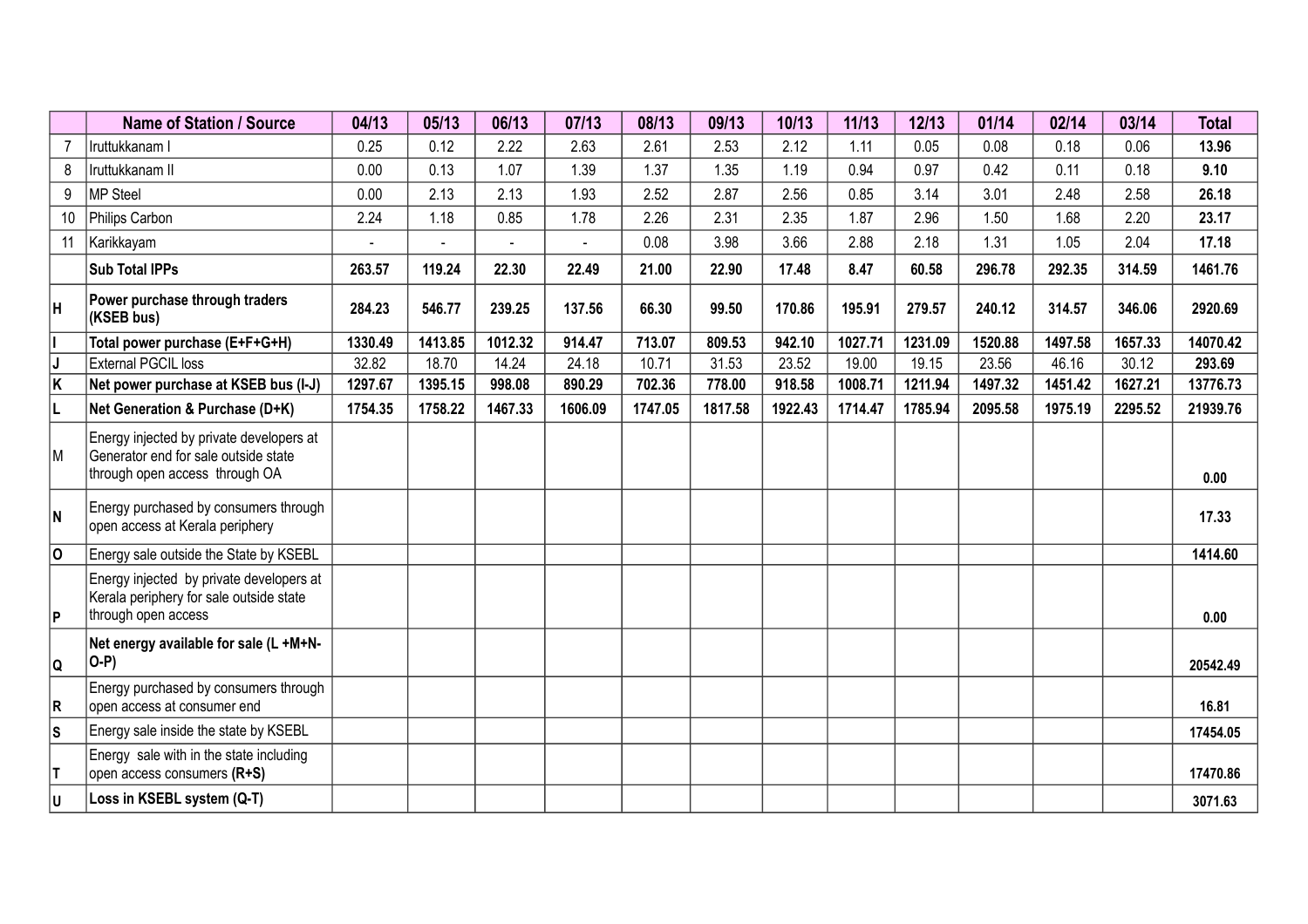| | Name of Station / Source | 04/13 | 05/13 | 06/13 | 07/13 | 08/13 | 09/13 | 10/13 | 11/13 | 12/13 | 01/14 | 02/14 | 03/14 | Total |
|---|---|---|---|---|---|---|---|---|---|---|---|---|---|---|
| 7 | Iruttukkanam I | 0.25 | 0.12 | 2.22 | 2.63 | 2.61 | 2.53 | 2.12 | 1.11 | 0.05 | 0.08 | 0.18 | 0.06 | **13.96** |
| 8 | Iruttukkanam II | 0.00 | 0.13 | 1.07 | 1.39 | 1.37 | 1.35 | 1.19 | 0.94 | 0.97 | 0.42 | 0.11 | 0.18 | **9.10** |
| 9 | MP Steel | 0.00 | 2.13 | 2.13 | 1.93 | 2.52 | 2.87 | 2.56 | 0.85 | 3.14 | 3.01 | 2.48 | 2.58 | **26.18** |
| 10 | Philips Carbon | 2.24 | 1.18 | 0.85 | 1.78 | 2.26 | 2.31 | 2.35 | 1.87 | 2.96 | 1.50 | 1.68 | 2.20 | **23.17** |
| 11 | Karikkayam | - | - | - | - | 0.08 | 3.98 | 3.66 | 2.88 | 2.18 | 1.31 | 1.05 | 2.04 | **17.18** |
| | **Sub Total IPPs** | **263.57** | **119.24** | **22.30** | **22.49** | **21.00** | **22.90** | **17.48** | **8.47** | **60.58** | **296.78** | **292.35** | **314.59** | **1461.76** |
| H | **Power purchase through traders (KSEB bus)** | **284.23** | **546.77** | **239.25** | **137.56** | **66.30** | **99.50** | **170.86** | **195.91** | **279.57** | **240.12** | **314.57** | **346.06** | **2920.69** |
| I | **Total power purchase (E+F+G+H)** | **1330.49** | **1413.85** | **1012.32** | **914.47** | **713.07** | **809.53** | **942.10** | **1027.71** | **1231.09** | **1520.88** | **1497.58** | **1657.33** | **14070.42** |
| J | External PGCIL loss | 32.82 | 18.70 | 14.24 | 24.18 | 10.71 | 31.53 | 23.52 | 19.00 | 19.15 | 23.56 | 46.16 | 30.12 | **293.69** |
| K | **Net power purchase at KSEB bus (I-J)** | **1297.67** | **1395.15** | **998.08** | **890.29** | **702.36** | **778.00** | **918.58** | **1008.71** | **1211.94** | **1497.32** | **1451.42** | **1627.21** | **13776.73** |
| L | **Net Generation & Purchase (D+K)** | **1754.35** | **1758.22** | **1467.33** | **1606.09** | **1747.05** | **1817.58** | **1922.43** | **1714.47** | **1785.94** | **2095.58** | **1975.19** | **2295.52** | **21939.76** |
| M | Energy injected by private developers at Generator end for sale outside state through open access through OA | | | | | | | | | | | | | **0.00** |
| N | Energy purchased by consumers through open access at Kerala periphery | | | | | | | | | | | | | **17.33** |
| O | Energy sale outside the State by KSEBL | | | | | | | | | | | | | **1414.60** |
| P | Energy injected by private developers at Kerala periphery for sale outside state through open access | | | | | | | | | | | | | **0.00** |
| Q | **Net energy available for sale (L +M+N-O-P)** | | | | | | | | | | | | | **20542.49** |
| R | Energy purchased by consumers through open access at consumer end | | | | | | | | | | | | | **16.81** |
| S | Energy sale inside the state by KSEBL | | | | | | | | | | | | | **17454.05** |
| T | Energy sale with in the state including open access consumers **(R+S)** | | | | | | | | | | | | | **17470.86** |
| U | **Loss in KSEBL system (Q-T)** | | | | | | | | | | | | | **3071.63** |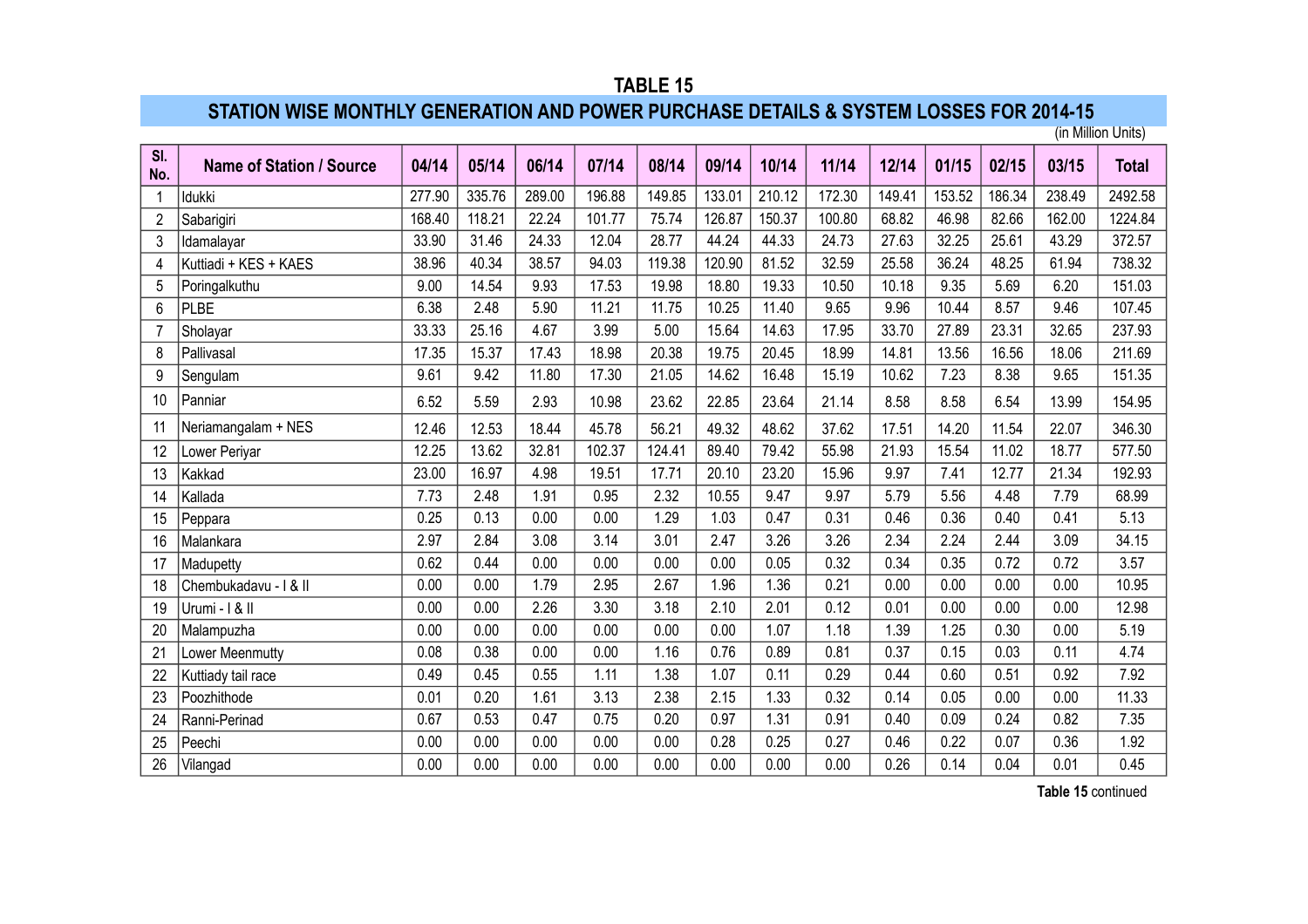# TABLE 15

## STATION WISE MONTHLY GENERATION AND POWER PURCHASE DETAILS & SYSTEM LOSSES FOR 2014-15

(in Million Units)

| Sl. No. | Name of Station / Source | 04/14 | 05/14 | 06/14 | 07/14 | 08/14 | 09/14 | 10/14 | 11/14 | 12/14 | 01/15 | 02/15 | 03/15 | Total |
|---|---|---|---|---|---|---|---|---|---|---|---|---|---|---|
| 1 | Idukki | 277.90 | 335.76 | 289.00 | 196.88 | 149.85 | 133.01 | 210.12 | 172.30 | 149.41 | 153.52 | 186.34 | 238.49 | 2492.58 |
| 2 | Sabarigiri | 168.40 | 118.21 | 22.24 | 101.77 | 75.74 | 126.87 | 150.37 | 100.80 | 68.82 | 46.98 | 82.66 | 162.00 | 1224.84 |
| 3 | Idamalayar | 33.90 | 31.46 | 24.33 | 12.04 | 28.77 | 44.24 | 44.33 | 24.73 | 27.63 | 32.25 | 25.61 | 43.29 | 372.57 |
| 4 | Kuttiadi + KES + KAES | 38.96 | 40.34 | 38.57 | 94.03 | 119.38 | 120.90 | 81.52 | 32.59 | 25.58 | 36.24 | 48.25 | 61.94 | 738.32 |
| 5 | Poringalkuthu | 9.00 | 14.54 | 9.93 | 17.53 | 19.98 | 18.80 | 19.33 | 10.50 | 10.18 | 9.35 | 5.69 | 6.20 | 151.03 |
| 6 | PLBE | 6.38 | 2.48 | 5.90 | 11.21 | 11.75 | 10.25 | 11.40 | 9.65 | 9.96 | 10.44 | 8.57 | 9.46 | 107.45 |
| 7 | Sholayar | 33.33 | 25.16 | 4.67 | 3.99 | 5.00 | 15.64 | 14.63 | 17.95 | 33.70 | 27.89 | 23.31 | 32.65 | 237.93 |
| 8 | Pallivasal | 17.35 | 15.37 | 17.43 | 18.98 | 20.38 | 19.75 | 20.45 | 18.99 | 14.81 | 13.56 | 16.56 | 18.06 | 211.69 |
| 9 | Sengulam | 9.61 | 9.42 | 11.80 | 17.30 | 21.05 | 14.62 | 16.48 | 15.19 | 10.62 | 7.23 | 8.38 | 9.65 | 151.35 |
| 10 | Panniar | 6.52 | 5.59 | 2.93 | 10.98 | 23.62 | 22.85 | 23.64 | 21.14 | 8.58 | 8.58 | 6.54 | 13.99 | 154.95 |
| 11 | Neriamangalam + NES | 12.46 | 12.53 | 18.44 | 45.78 | 56.21 | 49.32 | 48.62 | 37.62 | 17.51 | 14.20 | 11.54 | 22.07 | 346.30 |
| 12 | Lower Periyar | 12.25 | 13.62 | 32.81 | 102.37 | 124.41 | 89.40 | 79.42 | 55.98 | 21.93 | 15.54 | 11.02 | 18.77 | 577.50 |
| 13 | Kakkad | 23.00 | 16.97 | 4.98 | 19.51 | 17.71 | 20.10 | 23.20 | 15.96 | 9.97 | 7.41 | 12.77 | 21.34 | 192.93 |
| 14 | Kallada | 7.73 | 2.48 | 1.91 | 0.95 | 2.32 | 10.55 | 9.47 | 9.97 | 5.79 | 5.56 | 4.48 | 7.79 | 68.99 |
| 15 | Peppara | 0.25 | 0.13 | 0.00 | 0.00 | 1.29 | 1.03 | 0.47 | 0.31 | 0.46 | 0.36 | 0.40 | 0.41 | 5.13 |
| 16 | Malankara | 2.97 | 2.84 | 3.08 | 3.14 | 3.01 | 2.47 | 3.26 | 3.26 | 2.34 | 2.24 | 2.44 | 3.09 | 34.15 |
| 17 | Madupetty | 0.62 | 0.44 | 0.00 | 0.00 | 0.00 | 0.00 | 0.05 | 0.32 | 0.34 | 0.35 | 0.72 | 0.72 | 3.57 |
| 18 | Chembukadavu - I & II | 0.00 | 0.00 | 1.79 | 2.95 | 2.67 | 1.96 | 1.36 | 0.21 | 0.00 | 0.00 | 0.00 | 0.00 | 10.95 |
| 19 | Urumi - I & II | 0.00 | 0.00 | 2.26 | 3.30 | 3.18 | 2.10 | 2.01 | 0.12 | 0.01 | 0.00 | 0.00 | 0.00 | 12.98 |
| 20 | Malampuzha | 0.00 | 0.00 | 0.00 | 0.00 | 0.00 | 0.00 | 1.07 | 1.18 | 1.39 | 1.25 | 0.30 | 0.00 | 5.19 |
| 21 | Lower Meenmutty | 0.08 | 0.38 | 0.00 | 0.00 | 1.16 | 0.76 | 0.89 | 0.81 | 0.37 | 0.15 | 0.03 | 0.11 | 4.74 |
| 22 | Kuttiady tail race | 0.49 | 0.45 | 0.55 | 1.11 | 1.38 | 1.07 | 0.11 | 0.29 | 0.44 | 0.60 | 0.51 | 0.92 | 7.92 |
| 23 | Poozhithode | 0.01 | 0.20 | 1.61 | 3.13 | 2.38 | 2.15 | 1.33 | 0.32 | 0.14 | 0.05 | 0.00 | 0.00 | 11.33 |
| 24 | Ranni-Perinad | 0.67 | 0.53 | 0.47 | 0.75 | 0.20 | 0.97 | 1.31 | 0.91 | 0.40 | 0.09 | 0.24 | 0.82 | 7.35 |
| 25 | Peechi | 0.00 | 0.00 | 0.00 | 0.00 | 0.00 | 0.28 | 0.25 | 0.27 | 0.46 | 0.22 | 0.07 | 0.36 | 1.92 |
| 26 | Vilangad | 0.00 | 0.00 | 0.00 | 0.00 | 0.00 | 0.00 | 0.00 | 0.00 | 0.26 | 0.14 | 0.04 | 0.01 | 0.45 |

**Table 15** continued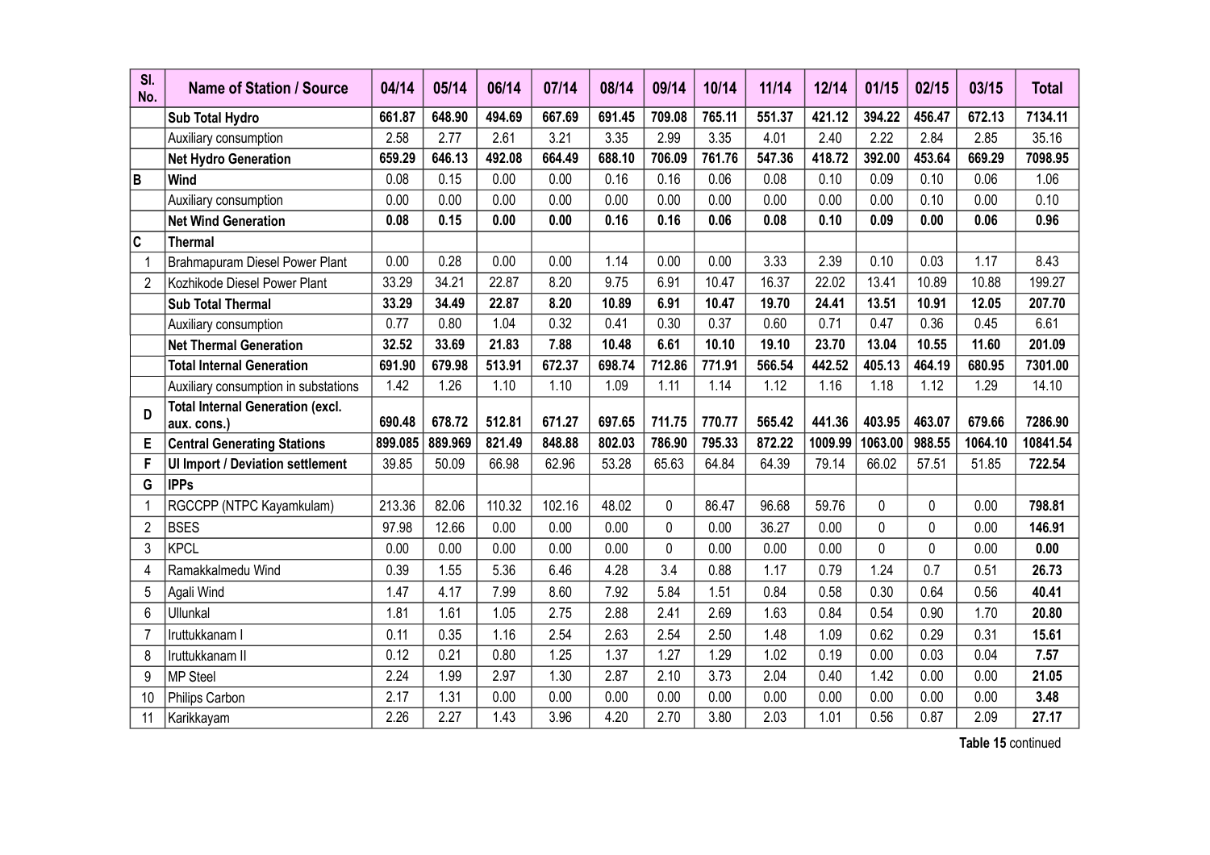| Sl. No. | Name of Station / Source | 04/14 | 05/14 | 06/14 | 07/14 | 08/14 | 09/14 | 10/14 | 11/14 | 12/14 | 01/15 | 02/15 | 03/15 | Total |
|---|---|---|---|---|---|---|---|---|---|---|---|---|---|---|
| | **Sub Total Hydro** | **661.87** | **648.90** | **494.69** | **667.69** | **691.45** | **709.08** | **765.11** | **551.37** | **421.12** | **394.22** | **456.47** | **672.13** | **7134.11** |
| | Auxiliary consumption | 2.58 | 2.77 | 2.61 | 3.21 | 3.35 | 2.99 | 3.35 | 4.01 | 2.40 | 2.22 | 2.84 | 2.85 | 35.16 |
| | **Net Hydro Generation** | **659.29** | **646.13** | **492.08** | **664.49** | **688.10** | **706.09** | **761.76** | **547.36** | **418.72** | **392.00** | **453.64** | **669.29** | **7098.95** |
| B | **Wind** | 0.08 | 0.15 | 0.00 | 0.00 | 0.16 | 0.16 | 0.06 | 0.08 | 0.10 | 0.09 | 0.10 | 0.06 | 1.06 |
| | Auxiliary consumption | 0.00 | 0.00 | 0.00 | 0.00 | 0.00 | 0.00 | 0.00 | 0.00 | 0.00 | 0.00 | 0.10 | 0.00 | 0.10 |
| | **Net Wind Generation** | **0.08** | **0.15** | **0.00** | **0.00** | **0.16** | **0.16** | **0.06** | **0.08** | **0.10** | **0.09** | **0.00** | **0.06** | **0.96** |
| C | **Thermal** | | | | | | | | | | | | | |
| 1 | Brahmapuram Diesel Power Plant | 0.00 | 0.28 | 0.00 | 0.00 | 1.14 | 0.00 | 0.00 | 3.33 | 2.39 | 0.10 | 0.03 | 1.17 | 8.43 |
| 2 | Kozhikode Diesel Power Plant | 33.29 | 34.21 | 22.87 | 8.20 | 9.75 | 6.91 | 10.47 | 16.37 | 22.02 | 13.41 | 10.89 | 10.88 | 199.27 |
| | **Sub Total Thermal** | **33.29** | **34.49** | **22.87** | **8.20** | **10.89** | **6.91** | **10.47** | **19.70** | **24.41** | **13.51** | **10.91** | **12.05** | **207.70** |
| | Auxiliary consumption | 0.77 | 0.80 | 1.04 | 0.32 | 0.41 | 0.30 | 0.37 | 0.60 | 0.71 | 0.47 | 0.36 | 0.45 | 6.61 |
| | **Net Thermal Generation** | **32.52** | **33.69** | **21.83** | **7.88** | **10.48** | **6.61** | **10.10** | **19.10** | **23.70** | **13.04** | **10.55** | **11.60** | **201.09** |
| | **Total Internal Generation** | **691.90** | **679.98** | **513.91** | **672.37** | **698.74** | **712.86** | **771.91** | **566.54** | **442.52** | **405.13** | **464.19** | **680.95** | **7301.00** |
| | Auxiliary consumption in substations | 1.42 | 1.26 | 1.10 | 1.10 | 1.09 | 1.11 | 1.14 | 1.12 | 1.16 | 1.18 | 1.12 | 1.29 | 14.10 |
| D | **Total Internal Generation (excl. aux. cons.)** | **690.48** | **678.72** | **512.81** | **671.27** | **697.65** | **711.75** | **770.77** | **565.42** | **441.36** | **403.95** | **463.07** | **679.66** | **7286.90** |
| E | **Central Generating Stations** | **899.085** | **889.969** | **821.49** | **848.88** | **802.03** | **786.90** | **795.33** | **872.22** | **1009.99** | **1063.00** | **988.55** | **1064.10** | **10841.54** |
| F | **UI Import / Deviation settlement** | 39.85 | 50.09 | 66.98 | 62.96 | 53.28 | 65.63 | 64.84 | 64.39 | 79.14 | 66.02 | 57.51 | 51.85 | **722.54** |
| G | **IPPs** | | | | | | | | | | | | | |
| 1 | RGCCPP (NTPC Kayamkulam) | 213.36 | 82.06 | 110.32 | 102.16 | 48.02 | 0 | 86.47 | 96.68 | 59.76 | 0 | 0 | 0.00 | **798.81** |
| 2 | BSES | 97.98 | 12.66 | 0.00 | 0.00 | 0.00 | 0 | 0.00 | 36.27 | 0.00 | 0 | 0 | 0.00 | **146.91** |
| 3 | KPCL | 0.00 | 0.00 | 0.00 | 0.00 | 0.00 | 0 | 0.00 | 0.00 | 0.00 | 0 | 0 | 0.00 | **0.00** |
| 4 | Ramakkalmedu Wind | 0.39 | 1.55 | 5.36 | 6.46 | 4.28 | 3.4 | 0.88 | 1.17 | 0.79 | 1.24 | 0.7 | 0.51 | **26.73** |
| 5 | Agali Wind | 1.47 | 4.17 | 7.99 | 8.60 | 7.92 | 5.84 | 1.51 | 0.84 | 0.58 | 0.30 | 0.64 | 0.56 | **40.41** |
| 6 | Ullunkal | 1.81 | 1.61 | 1.05 | 2.75 | 2.88 | 2.41 | 2.69 | 1.63 | 0.84 | 0.54 | 0.90 | 1.70 | **20.80** |
| 7 | Iruttukkanam I | 0.11 | 0.35 | 1.16 | 2.54 | 2.63 | 2.54 | 2.50 | 1.48 | 1.09 | 0.62 | 0.29 | 0.31 | **15.61** |
| 8 | Iruttukkanam II | 0.12 | 0.21 | 0.80 | 1.25 | 1.37 | 1.27 | 1.29 | 1.02 | 0.19 | 0.00 | 0.03 | 0.04 | **7.57** |
| 9 | MP Steel | 2.24 | 1.99 | 2.97 | 1.30 | 2.87 | 2.10 | 3.73 | 2.04 | 0.40 | 1.42 | 0.00 | 0.00 | **21.05** |
| 10 | Philips Carbon | 2.17 | 1.31 | 0.00 | 0.00 | 0.00 | 0.00 | 0.00 | 0.00 | 0.00 | 0.00 | 0.00 | 0.00 | **3.48** |
| 11 | Karikkayam | 2.26 | 2.27 | 1.43 | 3.96 | 4.20 | 2.70 | 3.80 | 2.03 | 1.01 | 0.56 | 0.87 | 2.09 | **27.17** |

**Table 15** continued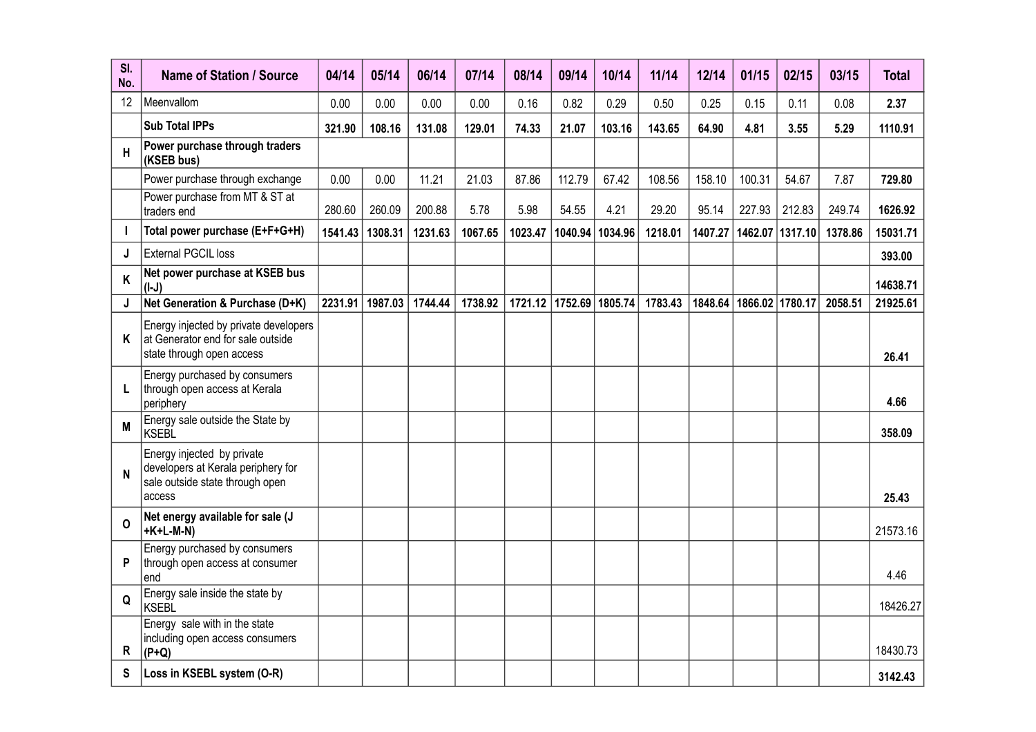| Sl. No. | Name of Station / Source | 04/14 | 05/14 | 06/14 | 07/14 | 08/14 | 09/14 | 10/14 | 11/14 | 12/14 | 01/15 | 02/15 | 03/15 | Total |
|---|---|---|---|---|---|---|---|---|---|---|---|---|---|---|
| 12 | Meenvallom | 0.00 | 0.00 | 0.00 | 0.00 | 0.16 | 0.82 | 0.29 | 0.50 | 0.25 | 0.15 | 0.11 | 0.08 | **2.37** |
| | **Sub Total IPPs** | **321.90** | **108.16** | **131.08** | **129.01** | **74.33** | **21.07** | **103.16** | **143.65** | **64.90** | **4.81** | **3.55** | **5.29** | **1110.91** |
| **H** | **Power purchase through traders (KSEB bus)** | | | | | | | | | | | | | |
| | Power purchase through exchange | 0.00 | 0.00 | 11.21 | 21.03 | 87.86 | 112.79 | 67.42 | 108.56 | 158.10 | 100.31 | 54.67 | 7.87 | **729.80** |
| | Power purchase from MT & ST at traders end | 280.60 | 260.09 | 200.88 | 5.78 | 5.98 | 54.55 | 4.21 | 29.20 | 95.14 | 227.93 | 212.83 | 249.74 | **1626.92** |
| **I** | **Total power purchase (E+F+G+H)** | **1541.43** | **1308.31** | **1231.63** | **1067.65** | **1023.47** | **1040.94** | **1034.96** | **1218.01** | **1407.27** | **1462.07** | **1317.10** | **1378.86** | **15031.71** |
| **J** | External PGCIL loss | | | | | | | | | | | | | **393.00** |
| **K** | **Net power purchase at KSEB bus (I-J)** | | | | | | | | | | | | | **14638.71** |
| **J** | **Net Generation & Purchase (D+K)** | **2231.91** | **1987.03** | **1744.44** | **1738.92** | **1721.12** | **1752.69** | **1805.74** | **1783.43** | **1848.64** | **1866.02** | **1780.17** | **2058.51** | **21925.61** |
| **K** | Energy injected by private developers at Generator end for sale outside state through open access | | | | | | | | | | | | | **26.41** |
| **L** | Energy purchased by consumers through open access at Kerala periphery | | | | | | | | | | | | | **4.66** |
| **M** | Energy sale outside the State by KSEBL | | | | | | | | | | | | | **358.09** |
| **N** | Energy injected by private developers at Kerala periphery for sale outside state through open access | | | | | | | | | | | | | **25.43** |
| **O** | **Net energy available for sale (J +K+L-M-N)** | | | | | | | | | | | | | 21573.16 |
| **P** | Energy purchased by consumers through open access at consumer end | | | | | | | | | | | | | 4.46 |
| **Q** | Energy sale inside the state by KSEBL | | | | | | | | | | | | | 18426.27 |
| **R** | Energy sale with in the state including open access consumers **(P+Q)** | | | | | | | | | | | | | 18430.73 |
| **S** | **Loss in KSEBL system (O-R)** | | | | | | | | | | | | | **3142.43** |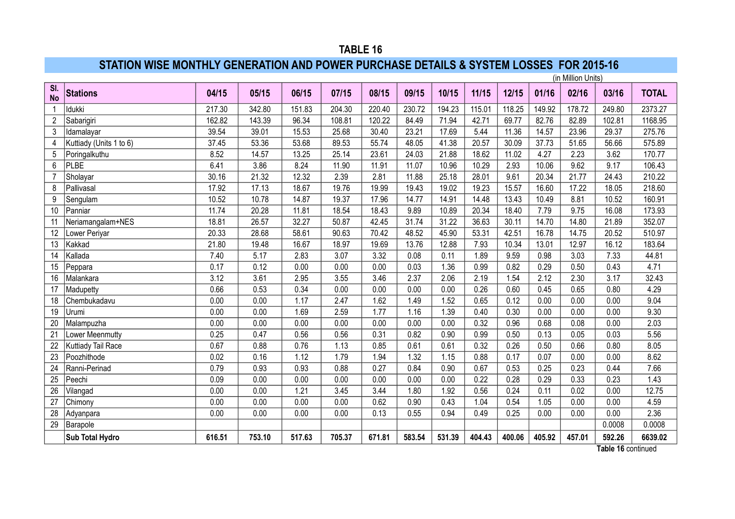# TABLE 16

## STATION WISE MONTHLY GENERATION AND POWER PURCHASE DETAILS & SYSTEM LOSSES FOR 2015-16

(in Million Units)

| Sl. No | Stations | 04/15 | 05/15 | 06/15 | 07/15 | 08/15 | 09/15 | 10/15 | 11/15 | 12/15 | 01/16 | 02/16 | 03/16 | TOTAL |
|---|---|---|---|---|---|---|---|---|---|---|---|---|---|---|
| 1 | Idukki | 217.30 | 342.80 | 151.83 | 204.30 | 220.40 | 230.72 | 194.23 | 115.01 | 118.25 | 149.92 | 178.72 | 249.80 | 2373.27 |
| 2 | Sabarigiri | 162.82 | 143.39 | 96.34 | 108.81 | 120.22 | 84.49 | 71.94 | 42.71 | 69.77 | 82.76 | 82.89 | 102.81 | 1168.95 |
| 3 | Idamalayar | 39.54 | 39.01 | 15.53 | 25.68 | 30.40 | 23.21 | 17.69 | 5.44 | 11.36 | 14.57 | 23.96 | 29.37 | 275.76 |
| 4 | Kuttiady (Units 1 to 6) | 37.45 | 53.36 | 53.68 | 89.53 | 55.74 | 48.05 | 41.38 | 20.57 | 30.09 | 37.73 | 51.65 | 56.66 | 575.89 |
| 5 | Poringalkuthu | 8.52 | 14.57 | 13.25 | 25.14 | 23.61 | 24.03 | 21.88 | 18.62 | 11.02 | 4.27 | 2.23 | 3.62 | 170.77 |
| 6 | PLBE | 6.41 | 3.86 | 8.24 | 11.90 | 11.91 | 11.07 | 10.96 | 10.29 | 2.93 | 10.06 | 9.62 | 9.17 | 106.43 |
| 7 | Sholayar | 30.16 | 21.32 | 12.32 | 2.39 | 2.81 | 11.88 | 25.18 | 28.01 | 9.61 | 20.34 | 21.77 | 24.43 | 210.22 |
| 8 | Pallivasal | 17.92 | 17.13 | 18.67 | 19.76 | 19.99 | 19.43 | 19.02 | 19.23 | 15.57 | 16.60 | 17.22 | 18.05 | 218.60 |
| 9 | Sengulam | 10.52 | 10.78 | 14.87 | 19.37 | 17.96 | 14.77 | 14.91 | 14.48 | 13.43 | 10.49 | 8.81 | 10.52 | 160.91 |
| 10 | Panniar | 11.74 | 20.28 | 11.81 | 18.54 | 18.43 | 9.89 | 10.89 | 20.34 | 18.40 | 7.79 | 9.75 | 16.08 | 173.93 |
| 11 | Neriamangalam+NES | 18.81 | 26.57 | 32.27 | 50.87 | 42.45 | 31.74 | 31.22 | 36.63 | 30.11 | 14.70 | 14.80 | 21.89 | 352.07 |
| 12 | Lower Periyar | 20.33 | 28.68 | 58.61 | 90.63 | 70.42 | 48.52 | 45.90 | 53.31 | 42.51 | 16.78 | 14.75 | 20.52 | 510.97 |
| 13 | Kakkad | 21.80 | 19.48 | 16.67 | 18.97 | 19.69 | 13.76 | 12.88 | 7.93 | 10.34 | 13.01 | 12.97 | 16.12 | 183.64 |
| 14 | Kallada | 7.40 | 5.17 | 2.83 | 3.07 | 3.32 | 0.08 | 0.11 | 1.89 | 9.59 | 0.98 | 3.03 | 7.33 | 44.81 |
| 15 | Peppara | 0.17 | 0.12 | 0.00 | 0.00 | 0.00 | 0.03 | 1.36 | 0.99 | 0.82 | 0.29 | 0.50 | 0.43 | 4.71 |
| 16 | Malankara | 3.12 | 3.61 | 2.95 | 3.55 | 3.46 | 2.37 | 2.06 | 2.19 | 1.54 | 2.12 | 2.30 | 3.17 | 32.43 |
| 17 | Madupetty | 0.66 | 0.53 | 0.34 | 0.00 | 0.00 | 0.00 | 0.00 | 0.26 | 0.60 | 0.45 | 0.65 | 0.80 | 4.29 |
| 18 | Chembukadavu | 0.00 | 0.00 | 1.17 | 2.47 | 1.62 | 1.49 | 1.52 | 0.65 | 0.12 | 0.00 | 0.00 | 0.00 | 9.04 |
| 19 | Urumi | 0.00 | 0.00 | 1.69 | 2.59 | 1.77 | 1.16 | 1.39 | 0.40 | 0.30 | 0.00 | 0.00 | 0.00 | 9.30 |
| 20 | Malampuzha | 0.00 | 0.00 | 0.00 | 0.00 | 0.00 | 0.00 | 0.00 | 0.32 | 0.96 | 0.68 | 0.08 | 0.00 | 2.03 |
| 21 | Lower Meenmutty | 0.25 | 0.47 | 0.56 | 0.56 | 0.31 | 0.82 | 0.90 | 0.99 | 0.50 | 0.13 | 0.05 | 0.03 | 5.56 |
| 22 | Kuttiady Tail Race | 0.67 | 0.88 | 0.76 | 1.13 | 0.85 | 0.61 | 0.61 | 0.32 | 0.26 | 0.50 | 0.66 | 0.80 | 8.05 |
| 23 | Poozhithode | 0.02 | 0.16 | 1.12 | 1.79 | 1.94 | 1.32 | 1.15 | 0.88 | 0.17 | 0.07 | 0.00 | 0.00 | 8.62 |
| 24 | Ranni-Perinad | 0.79 | 0.93 | 0.93 | 0.88 | 0.27 | 0.84 | 0.90 | 0.67 | 0.53 | 0.25 | 0.23 | 0.44 | 7.66 |
| 25 | Peechi | 0.09 | 0.00 | 0.00 | 0.00 | 0.00 | 0.00 | 0.00 | 0.22 | 0.28 | 0.29 | 0.33 | 0.23 | 1.43 |
| 26 | Vilangad | 0.00 | 0.00 | 1.21 | 3.45 | 3.44 | 1.80 | 1.92 | 0.56 | 0.24 | 0.11 | 0.02 | 0.00 | 12.75 |
| 27 | Chimony | 0.00 | 0.00 | 0.00 | 0.00 | 0.62 | 0.90 | 0.43 | 1.04 | 0.54 | 1.05 | 0.00 | 0.00 | 4.59 |
| 28 | Adyanpara | 0.00 | 0.00 | 0.00 | 0.00 | 0.13 | 0.55 | 0.94 | 0.49 | 0.25 | 0.00 | 0.00 | 0.00 | 2.36 |
| 29 | Barapole | | | | | | | | | | | | 0.0008 | 0.0008 |
| | **Sub Total Hydro** | **616.51** | **753.10** | **517.63** | **705.37** | **671.81** | **583.54** | **531.39** | **404.43** | **400.06** | **405.92** | **457.01** | **592.26** | **6639.02** |

**Table 16** continued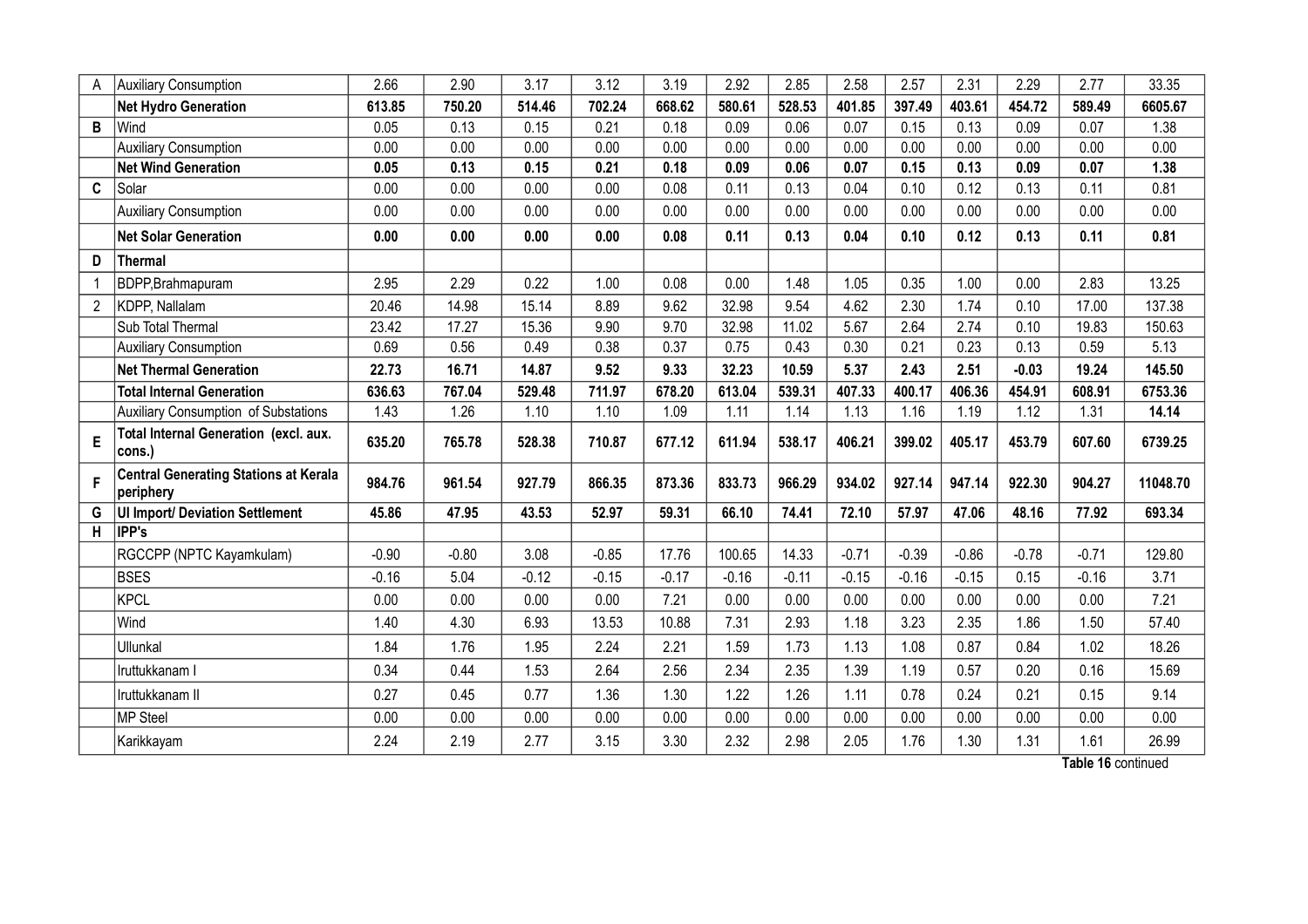| A | Auxiliary Consumption | 2.66 | 2.90 | 3.17 | 3.12 | 3.19 | 2.92 | 2.85 | 2.58 | 2.57 | 2.31 | 2.29 | 2.77 | 33.35 |
|---|---|---|---|---|---|---|---|---|---|---|---|---|---|---|
| | **Net Hydro Generation** | **613.85** | **750.20** | **514.46** | **702.24** | **668.62** | **580.61** | **528.53** | **401.85** | **397.49** | **403.61** | **454.72** | **589.49** | **6605.67** |
| **B** | Wind | 0.05 | 0.13 | 0.15 | 0.21 | 0.18 | 0.09 | 0.06 | 0.07 | 0.15 | 0.13 | 0.09 | 0.07 | 1.38 |
| | Auxiliary Consumption | 0.00 | 0.00 | 0.00 | 0.00 | 0.00 | 0.00 | 0.00 | 0.00 | 0.00 | 0.00 | 0.00 | 0.00 | 0.00 |
| | **Net Wind Generation** | **0.05** | **0.13** | **0.15** | **0.21** | **0.18** | **0.09** | **0.06** | **0.07** | **0.15** | **0.13** | **0.09** | **0.07** | **1.38** |
| **C** | Solar | 0.00 | 0.00 | 0.00 | 0.00 | 0.08 | 0.11 | 0.13 | 0.04 | 0.10 | 0.12 | 0.13 | 0.11 | 0.81 |
| | Auxiliary Consumption | 0.00 | 0.00 | 0.00 | 0.00 | 0.00 | 0.00 | 0.00 | 0.00 | 0.00 | 0.00 | 0.00 | 0.00 | 0.00 |
| | **Net Solar Generation** | **0.00** | **0.00** | **0.00** | **0.00** | **0.08** | **0.11** | **0.13** | **0.04** | **0.10** | **0.12** | **0.13** | **0.11** | **0.81** |
| **D** | **Thermal** | | | | | | | | | | | | | |
| 1 | BDPP,Brahmapuram | 2.95 | 2.29 | 0.22 | 1.00 | 0.08 | 0.00 | 1.48 | 1.05 | 0.35 | 1.00 | 0.00 | 2.83 | 13.25 |
| 2 | KDPP, Nallalam | 20.46 | 14.98 | 15.14 | 8.89 | 9.62 | 32.98 | 9.54 | 4.62 | 2.30 | 1.74 | 0.10 | 17.00 | 137.38 |
| | Sub Total Thermal | 23.42 | 17.27 | 15.36 | 9.90 | 9.70 | 32.98 | 11.02 | 5.67 | 2.64 | 2.74 | 0.10 | 19.83 | 150.63 |
| | Auxiliary Consumption | 0.69 | 0.56 | 0.49 | 0.38 | 0.37 | 0.75 | 0.43 | 0.30 | 0.21 | 0.23 | 0.13 | 0.59 | 5.13 |
| | **Net Thermal Generation** | **22.73** | **16.71** | **14.87** | **9.52** | **9.33** | **32.23** | **10.59** | **5.37** | **2.43** | **2.51** | **-0.03** | **19.24** | **145.50** |
| | **Total Internal Generation** | **636.63** | **767.04** | **529.48** | **711.97** | **678.20** | **613.04** | **539.31** | **407.33** | **400.17** | **406.36** | **454.91** | **608.91** | **6753.36** |
| | Auxiliary Consumption of Substations | 1.43 | 1.26 | 1.10 | 1.10 | 1.09 | 1.11 | 1.14 | 1.13 | 1.16 | 1.19 | 1.12 | 1.31 | **14.14** |
| **E** | **Total Internal Generation (excl. aux. cons.)** | **635.20** | **765.78** | **528.38** | **710.87** | **677.12** | **611.94** | **538.17** | **406.21** | **399.02** | **405.17** | **453.79** | **607.60** | **6739.25** |
| **F** | **Central Generating Stations at Kerala periphery** | **984.76** | **961.54** | **927.79** | **866.35** | **873.36** | **833.73** | **966.29** | **934.02** | **927.14** | **947.14** | **922.30** | **904.27** | **11048.70** |
| **G** | **UI Import/ Deviation Settlement** | **45.86** | **47.95** | **43.53** | **52.97** | **59.31** | **66.10** | **74.41** | **72.10** | **57.97** | **47.06** | **48.16** | **77.92** | **693.34** |
| **H** | **IPP's** | | | | | | | | | | | | | |
| | RGCCPP (NPTC Kayamkulam) | -0.90 | -0.80 | 3.08 | -0.85 | 17.76 | 100.65 | 14.33 | -0.71 | -0.39 | -0.86 | -0.78 | -0.71 | 129.80 |
| | BSES | -0.16 | 5.04 | -0.12 | -0.15 | -0.17 | -0.16 | -0.11 | -0.15 | -0.16 | -0.15 | 0.15 | -0.16 | 3.71 |
| | KPCL | 0.00 | 0.00 | 0.00 | 0.00 | 7.21 | 0.00 | 0.00 | 0.00 | 0.00 | 0.00 | 0.00 | 0.00 | 7.21 |
| | Wind | 1.40 | 4.30 | 6.93 | 13.53 | 10.88 | 7.31 | 2.93 | 1.18 | 3.23 | 2.35 | 1.86 | 1.50 | 57.40 |
| | Ullunkal | 1.84 | 1.76 | 1.95 | 2.24 | 2.21 | 1.59 | 1.73 | 1.13 | 1.08 | 0.87 | 0.84 | 1.02 | 18.26 |
| | Iruttukkanam I | 0.34 | 0.44 | 1.53 | 2.64 | 2.56 | 2.34 | 2.35 | 1.39 | 1.19 | 0.57 | 0.20 | 0.16 | 15.69 |
| | Iruttukkanam II | 0.27 | 0.45 | 0.77 | 1.36 | 1.30 | 1.22 | 1.26 | 1.11 | 0.78 | 0.24 | 0.21 | 0.15 | 9.14 |
| | MP Steel | 0.00 | 0.00 | 0.00 | 0.00 | 0.00 | 0.00 | 0.00 | 0.00 | 0.00 | 0.00 | 0.00 | 0.00 | 0.00 |
| | Karikkayam | 2.24 | 2.19 | 2.77 | 3.15 | 3.30 | 2.32 | 2.98 | 2.05 | 1.76 | 1.30 | 1.31 | 1.61 | 26.99 |

**Table 16** continued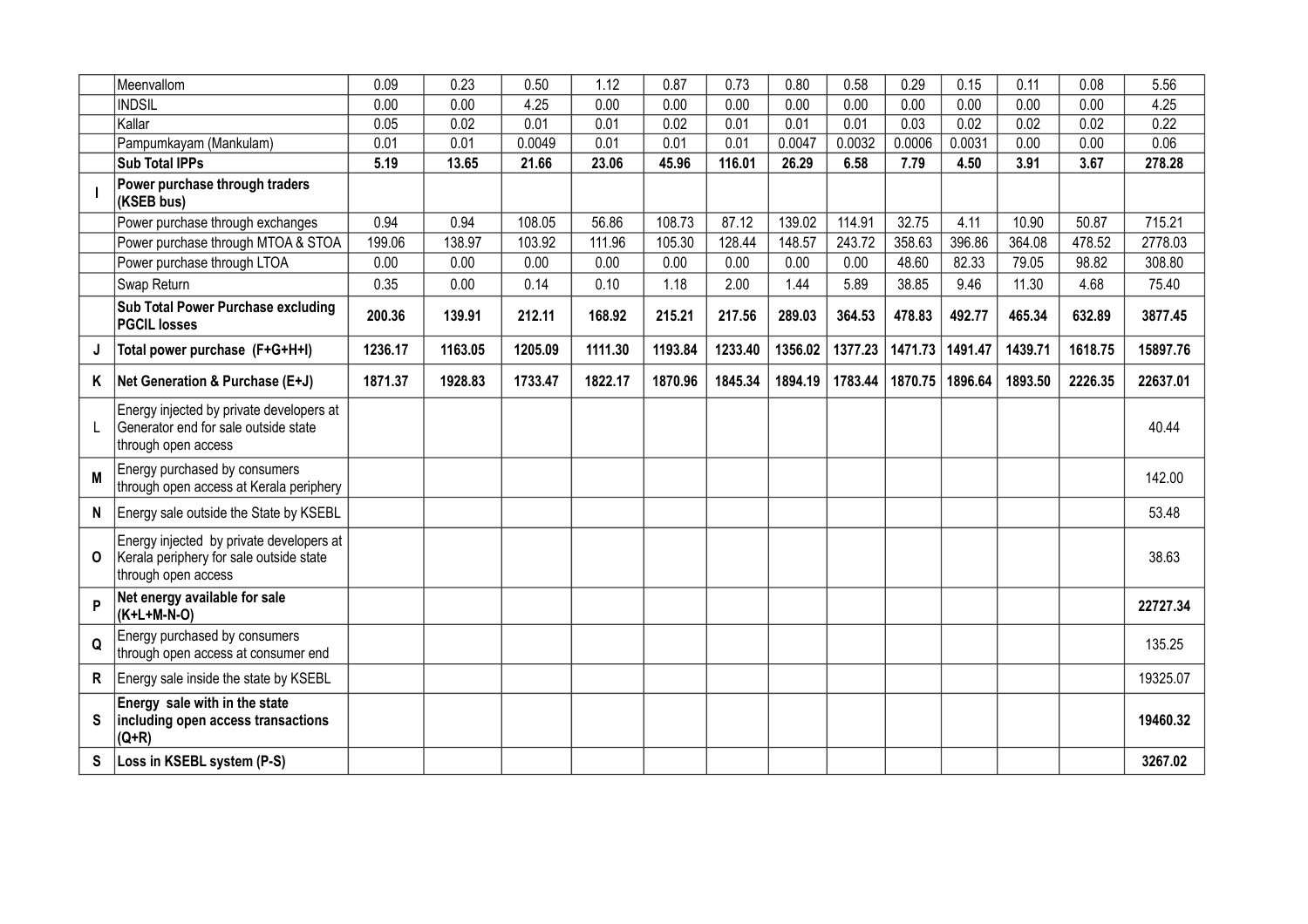| | | | | | | | | | | | | | | |
|---|---|---|---|---|---|---|---|---|---|---|---|---|---|---|
| | Meenvallom | 0.09 | 0.23 | 0.50 | 1.12 | 0.87 | 0.73 | 0.80 | 0.58 | 0.29 | 0.15 | 0.11 | 0.08 | 5.56 |
| | INDSIL | 0.00 | 0.00 | 4.25 | 0.00 | 0.00 | 0.00 | 0.00 | 0.00 | 0.00 | 0.00 | 0.00 | 0.00 | 4.25 |
| | Kallar | 0.05 | 0.02 | 0.01 | 0.01 | 0.02 | 0.01 | 0.01 | 0.01 | 0.03 | 0.02 | 0.02 | 0.02 | 0.22 |
| | Pampumkayam (Mankulam) | 0.01 | 0.01 | 0.0049 | 0.01 | 0.01 | 0.01 | 0.0047 | 0.0032 | 0.0006 | 0.0031 | 0.00 | 0.00 | 0.06 |
| | **Sub Total IPPs** | **5.19** | **13.65** | **21.66** | **23.06** | **45.96** | **116.01** | **26.29** | **6.58** | **7.79** | **4.50** | **3.91** | **3.67** | **278.28** |
| **I** | **Power purchase through traders (KSEB bus)** | | | | | | | | | | | | | |
| | Power purchase through exchanges | 0.94 | 0.94 | 108.05 | 56.86 | 108.73 | 87.12 | 139.02 | 114.91 | 32.75 | 4.11 | 10.90 | 50.87 | 715.21 |
| | Power purchase through MTOA & STOA | 199.06 | 138.97 | 103.92 | 111.96 | 105.30 | 128.44 | 148.57 | 243.72 | 358.63 | 396.86 | 364.08 | 478.52 | 2778.03 |
| | Power purchase through LTOA | 0.00 | 0.00 | 0.00 | 0.00 | 0.00 | 0.00 | 0.00 | 0.00 | 48.60 | 82.33 | 79.05 | 98.82 | 308.80 |
| | Swap Return | 0.35 | 0.00 | 0.14 | 0.10 | 1.18 | 2.00 | 1.44 | 5.89 | 38.85 | 9.46 | 11.30 | 4.68 | 75.40 |
| | **Sub Total Power Purchase excluding PGCIL losses** | **200.36** | **139.91** | **212.11** | **168.92** | **215.21** | **217.56** | **289.03** | **364.53** | **478.83** | **492.77** | **465.34** | **632.89** | **3877.45** |
| **J** | **Total power purchase (F+G+H+I)** | **1236.17** | **1163.05** | **1205.09** | **1111.30** | **1193.84** | **1233.40** | **1356.02** | **1377.23** | **1471.73** | **1491.47** | **1439.71** | **1618.75** | **15897.76** |
| **K** | **Net Generation & Purchase (E+J)** | **1871.37** | **1928.83** | **1733.47** | **1822.17** | **1870.96** | **1845.34** | **1894.19** | **1783.44** | **1870.75** | **1896.64** | **1893.50** | **2226.35** | **22637.01** |
| L | Energy injected by private developers at Generator end for sale outside state through open access | | | | | | | | | | | | | 40.44 |
| **M** | Energy purchased by consumers through open access at Kerala periphery | | | | | | | | | | | | | 142.00 |
| **N** | Energy sale outside the State by KSEBL | | | | | | | | | | | | | 53.48 |
| **O** | Energy injected by private developers at Kerala periphery for sale outside state through open access | | | | | | | | | | | | | 38.63 |
| **P** | **Net energy available for sale (K+L+M-N-O)** | | | | | | | | | | | | | **22727.34** |
| **Q** | Energy purchased by consumers through open access at consumer end | | | | | | | | | | | | | 135.25 |
| **R** | Energy sale inside the state by KSEBL | | | | | | | | | | | | | 19325.07 |
| **S** | **Energy sale with in the state including open access transactions (Q+R)** | | | | | | | | | | | | | **19460.32** |
| **S** | **Loss in KSEBL system (P-S)** | | | | | | | | | | | | | **3267.02** |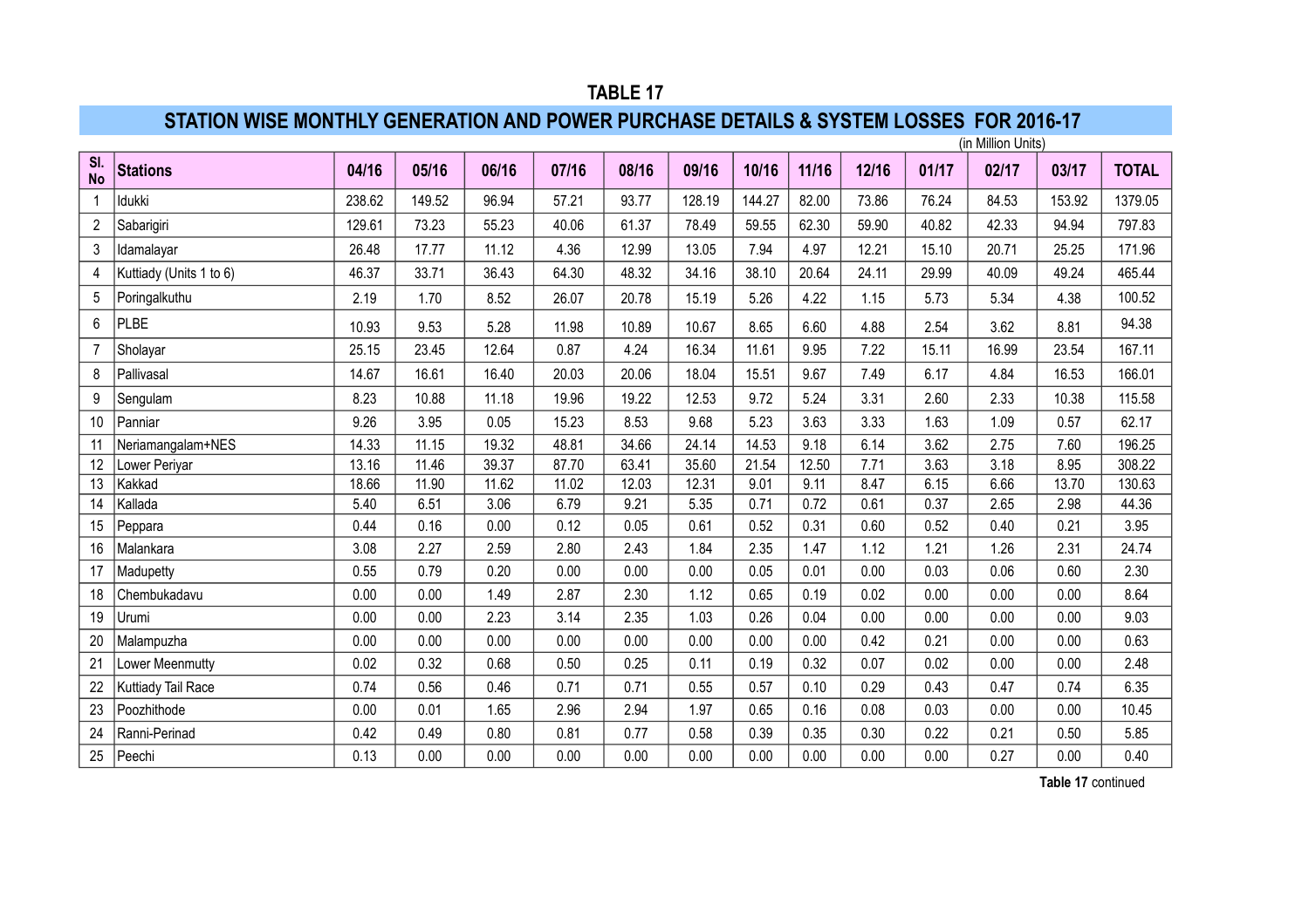## TABLE 17

### STATION WISE MONTHLY GENERATION AND POWER PURCHASE DETAILS & SYSTEM LOSSES FOR 2016-17

(in Million Units)

| Sl. No | Stations | 04/16 | 05/16 | 06/16 | 07/16 | 08/16 | 09/16 | 10/16 | 11/16 | 12/16 | 01/17 | 02/17 | 03/17 | TOTAL |
|---|---|---|---|---|---|---|---|---|---|---|---|---|---|---|
| 1 | Idukki | 238.62 | 149.52 | 96.94 | 57.21 | 93.77 | 128.19 | 144.27 | 82.00 | 73.86 | 76.24 | 84.53 | 153.92 | 1379.05 |
| 2 | Sabarigiri | 129.61 | 73.23 | 55.23 | 40.06 | 61.37 | 78.49 | 59.55 | 62.30 | 59.90 | 40.82 | 42.33 | 94.94 | 797.83 |
| 3 | Idamalayar | 26.48 | 17.77 | 11.12 | 4.36 | 12.99 | 13.05 | 7.94 | 4.97 | 12.21 | 15.10 | 20.71 | 25.25 | 171.96 |
| 4 | Kuttiady (Units 1 to 6) | 46.37 | 33.71 | 36.43 | 64.30 | 48.32 | 34.16 | 38.10 | 20.64 | 24.11 | 29.99 | 40.09 | 49.24 | 465.44 |
| 5 | Poringalkuthu | 2.19 | 1.70 | 8.52 | 26.07 | 20.78 | 15.19 | 5.26 | 4.22 | 1.15 | 5.73 | 5.34 | 4.38 | 100.52 |
| 6 | PLBE | 10.93 | 9.53 | 5.28 | 11.98 | 10.89 | 10.67 | 8.65 | 6.60 | 4.88 | 2.54 | 3.62 | 8.81 | 94.38 |
| 7 | Sholayar | 25.15 | 23.45 | 12.64 | 0.87 | 4.24 | 16.34 | 11.61 | 9.95 | 7.22 | 15.11 | 16.99 | 23.54 | 167.11 |
| 8 | Pallivasal | 14.67 | 16.61 | 16.40 | 20.03 | 20.06 | 18.04 | 15.51 | 9.67 | 7.49 | 6.17 | 4.84 | 16.53 | 166.01 |
| 9 | Sengulam | 8.23 | 10.88 | 11.18 | 19.96 | 19.22 | 12.53 | 9.72 | 5.24 | 3.31 | 2.60 | 2.33 | 10.38 | 115.58 |
| 10 | Panniar | 9.26 | 3.95 | 0.05 | 15.23 | 8.53 | 9.68 | 5.23 | 3.63 | 3.33 | 1.63 | 1.09 | 0.57 | 62.17 |
| 11 | Neriamangalam+NES | 14.33 | 11.15 | 19.32 | 48.81 | 34.66 | 24.14 | 14.53 | 9.18 | 6.14 | 3.62 | 2.75 | 7.60 | 196.25 |
| 12 | Lower Periyar | 13.16 | 11.46 | 39.37 | 87.70 | 63.41 | 35.60 | 21.54 | 12.50 | 7.71 | 3.63 | 3.18 | 8.95 | 308.22 |
| 13 | Kakkad | 18.66 | 11.90 | 11.62 | 11.02 | 12.03 | 12.31 | 9.01 | 9.11 | 8.47 | 6.15 | 6.66 | 13.70 | 130.63 |
| 14 | Kallada | 5.40 | 6.51 | 3.06 | 6.79 | 9.21 | 5.35 | 0.71 | 0.72 | 0.61 | 0.37 | 2.65 | 2.98 | 44.36 |
| 15 | Peppara | 0.44 | 0.16 | 0.00 | 0.12 | 0.05 | 0.61 | 0.52 | 0.31 | 0.60 | 0.52 | 0.40 | 0.21 | 3.95 |
| 16 | Malankara | 3.08 | 2.27 | 2.59 | 2.80 | 2.43 | 1.84 | 2.35 | 1.47 | 1.12 | 1.21 | 1.26 | 2.31 | 24.74 |
| 17 | Madupetty | 0.55 | 0.79 | 0.20 | 0.00 | 0.00 | 0.00 | 0.05 | 0.01 | 0.00 | 0.03 | 0.06 | 0.60 | 2.30 |
| 18 | Chembukadavu | 0.00 | 0.00 | 1.49 | 2.87 | 2.30 | 1.12 | 0.65 | 0.19 | 0.02 | 0.00 | 0.00 | 0.00 | 8.64 |
| 19 | Urumi | 0.00 | 0.00 | 2.23 | 3.14 | 2.35 | 1.03 | 0.26 | 0.04 | 0.00 | 0.00 | 0.00 | 0.00 | 9.03 |
| 20 | Malampuzha | 0.00 | 0.00 | 0.00 | 0.00 | 0.00 | 0.00 | 0.00 | 0.00 | 0.42 | 0.21 | 0.00 | 0.00 | 0.63 |
| 21 | Lower Meenmutty | 0.02 | 0.32 | 0.68 | 0.50 | 0.25 | 0.11 | 0.19 | 0.32 | 0.07 | 0.02 | 0.00 | 0.00 | 2.48 |
| 22 | Kuttiady Tail Race | 0.74 | 0.56 | 0.46 | 0.71 | 0.71 | 0.55 | 0.57 | 0.10 | 0.29 | 0.43 | 0.47 | 0.74 | 6.35 |
| 23 | Poozhithode | 0.00 | 0.01 | 1.65 | 2.96 | 2.94 | 1.97 | 0.65 | 0.16 | 0.08 | 0.03 | 0.00 | 0.00 | 10.45 |
| 24 | Ranni-Perinad | 0.42 | 0.49 | 0.80 | 0.81 | 0.77 | 0.58 | 0.39 | 0.35 | 0.30 | 0.22 | 0.21 | 0.50 | 5.85 |
| 25 | Peechi | 0.13 | 0.00 | 0.00 | 0.00 | 0.00 | 0.00 | 0.00 | 0.00 | 0.00 | 0.00 | 0.27 | 0.00 | 0.40 |

**Table 17** continued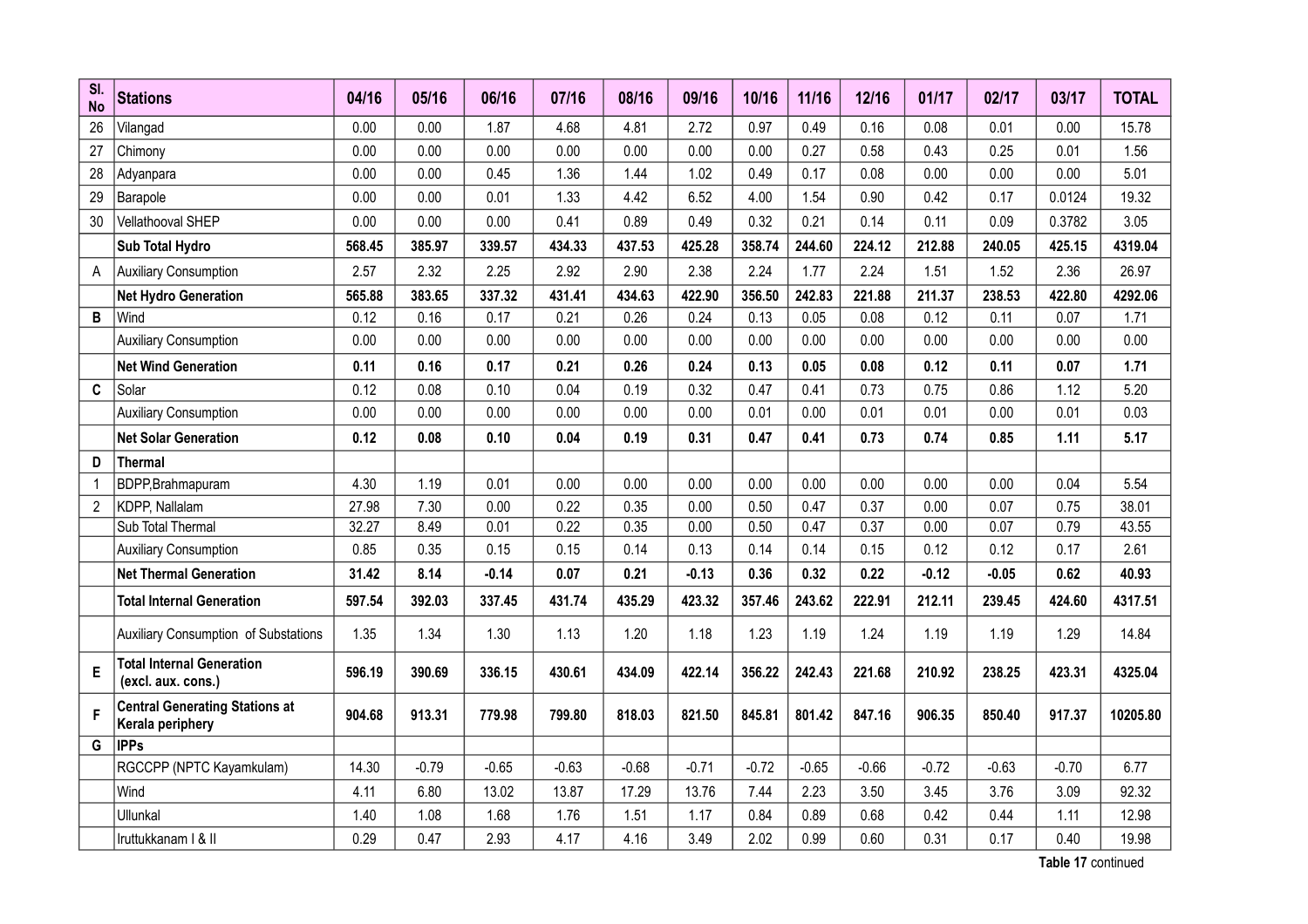| Sl. No | Stations | 04/16 | 05/16 | 06/16 | 07/16 | 08/16 | 09/16 | 10/16 | 11/16 | 12/16 | 01/17 | 02/17 | 03/17 | TOTAL |
|---|---|---|---|---|---|---|---|---|---|---|---|---|---|---|
| 26 | Vilangad | 0.00 | 0.00 | 1.87 | 4.68 | 4.81 | 2.72 | 0.97 | 0.49 | 0.16 | 0.08 | 0.01 | 0.00 | 15.78 |
| 27 | Chimony | 0.00 | 0.00 | 0.00 | 0.00 | 0.00 | 0.00 | 0.00 | 0.27 | 0.58 | 0.43 | 0.25 | 0.01 | 1.56 |
| 28 | Adyanpara | 0.00 | 0.00 | 0.45 | 1.36 | 1.44 | 1.02 | 0.49 | 0.17 | 0.08 | 0.00 | 0.00 | 0.00 | 5.01 |
| 29 | Barapole | 0.00 | 0.00 | 0.01 | 1.33 | 4.42 | 6.52 | 4.00 | 1.54 | 0.90 | 0.42 | 0.17 | 0.0124 | 19.32 |
| 30 | Vellathooval SHEP | 0.00 | 0.00 | 0.00 | 0.41 | 0.89 | 0.49 | 0.32 | 0.21 | 0.14 | 0.11 | 0.09 | 0.3782 | 3.05 |
| | **Sub Total Hydro** | **568.45** | **385.97** | **339.57** | **434.33** | **437.53** | **425.28** | **358.74** | **244.60** | **224.12** | **212.88** | **240.05** | **425.15** | **4319.04** |
| A | Auxiliary Consumption | 2.57 | 2.32 | 2.25 | 2.92 | 2.90 | 2.38 | 2.24 | 1.77 | 2.24 | 1.51 | 1.52 | 2.36 | 26.97 |
| | **Net Hydro Generation** | **565.88** | **383.65** | **337.32** | **431.41** | **434.63** | **422.90** | **356.50** | **242.83** | **221.88** | **211.37** | **238.53** | **422.80** | **4292.06** |
| **B** | Wind | 0.12 | 0.16 | 0.17 | 0.21 | 0.26 | 0.24 | 0.13 | 0.05 | 0.08 | 0.12 | 0.11 | 0.07 | 1.71 |
| | Auxiliary Consumption | 0.00 | 0.00 | 0.00 | 0.00 | 0.00 | 0.00 | 0.00 | 0.00 | 0.00 | 0.00 | 0.00 | 0.00 | 0.00 |
| | **Net Wind Generation** | **0.11** | **0.16** | **0.17** | **0.21** | **0.26** | **0.24** | **0.13** | **0.05** | **0.08** | **0.12** | **0.11** | **0.07** | **1.71** |
| **C** | Solar | 0.12 | 0.08 | 0.10 | 0.04 | 0.19 | 0.32 | 0.47 | 0.41 | 0.73 | 0.75 | 0.86 | 1.12 | 5.20 |
| | Auxiliary Consumption | 0.00 | 0.00 | 0.00 | 0.00 | 0.00 | 0.00 | 0.01 | 0.00 | 0.01 | 0.01 | 0.00 | 0.01 | 0.03 |
| | **Net Solar Generation** | **0.12** | **0.08** | **0.10** | **0.04** | **0.19** | **0.31** | **0.47** | **0.41** | **0.73** | **0.74** | **0.85** | **1.11** | **5.17** |
| **D** | **Thermal** | | | | | | | | | | | | | |
| 1 | BDPP,Brahmapuram | 4.30 | 1.19 | 0.01 | 0.00 | 0.00 | 0.00 | 0.00 | 0.00 | 0.00 | 0.00 | 0.00 | 0.04 | 5.54 |
| 2 | KDPP, Nallalam | 27.98 | 7.30 | 0.00 | 0.22 | 0.35 | 0.00 | 0.50 | 0.47 | 0.37 | 0.00 | 0.07 | 0.75 | 38.01 |
| | Sub Total Thermal | 32.27 | 8.49 | 0.01 | 0.22 | 0.35 | 0.00 | 0.50 | 0.47 | 0.37 | 0.00 | 0.07 | 0.79 | 43.55 |
| | Auxiliary Consumption | 0.85 | 0.35 | 0.15 | 0.15 | 0.14 | 0.13 | 0.14 | 0.14 | 0.15 | 0.12 | 0.12 | 0.17 | 2.61 |
| | **Net Thermal Generation** | **31.42** | **8.14** | **-0.14** | **0.07** | **0.21** | **-0.13** | **0.36** | **0.32** | **0.22** | **-0.12** | **-0.05** | **0.62** | **40.93** |
| | **Total Internal Generation** | **597.54** | **392.03** | **337.45** | **431.74** | **435.29** | **423.32** | **357.46** | **243.62** | **222.91** | **212.11** | **239.45** | **424.60** | **4317.51** |
| | Auxiliary Consumption of Substations | 1.35 | 1.34 | 1.30 | 1.13 | 1.20 | 1.18 | 1.23 | 1.19 | 1.24 | 1.19 | 1.19 | 1.29 | 14.84 |
| **E** | **Total Internal Generation (excl. aux. cons.)** | **596.19** | **390.69** | **336.15** | **430.61** | **434.09** | **422.14** | **356.22** | **242.43** | **221.68** | **210.92** | **238.25** | **423.31** | **4325.04** |
| **F** | **Central Generating Stations at Kerala periphery** | **904.68** | **913.31** | **779.98** | **799.80** | **818.03** | **821.50** | **845.81** | **801.42** | **847.16** | **906.35** | **850.40** | **917.37** | **10205.80** |
| **G** | **IPPs** | | | | | | | | | | | | | |
| | RGCCPP (NPTC Kayamkulam) | 14.30 | -0.79 | -0.65 | -0.63 | -0.68 | -0.71 | -0.72 | -0.65 | -0.66 | -0.72 | -0.63 | -0.70 | 6.77 |
| | Wind | 4.11 | 6.80 | 13.02 | 13.87 | 17.29 | 13.76 | 7.44 | 2.23 | 3.50 | 3.45 | 3.76 | 3.09 | 92.32 |
| | Ullunkal | 1.40 | 1.08 | 1.68 | 1.76 | 1.51 | 1.17 | 0.84 | 0.89 | 0.68 | 0.42 | 0.44 | 1.11 | 12.98 |
| | Iruttukkanam I & II | 0.29 | 0.47 | 2.93 | 4.17 | 4.16 | 3.49 | 2.02 | 0.99 | 0.60 | 0.31 | 0.17 | 0.40 | 19.98 |

**Table 17** continued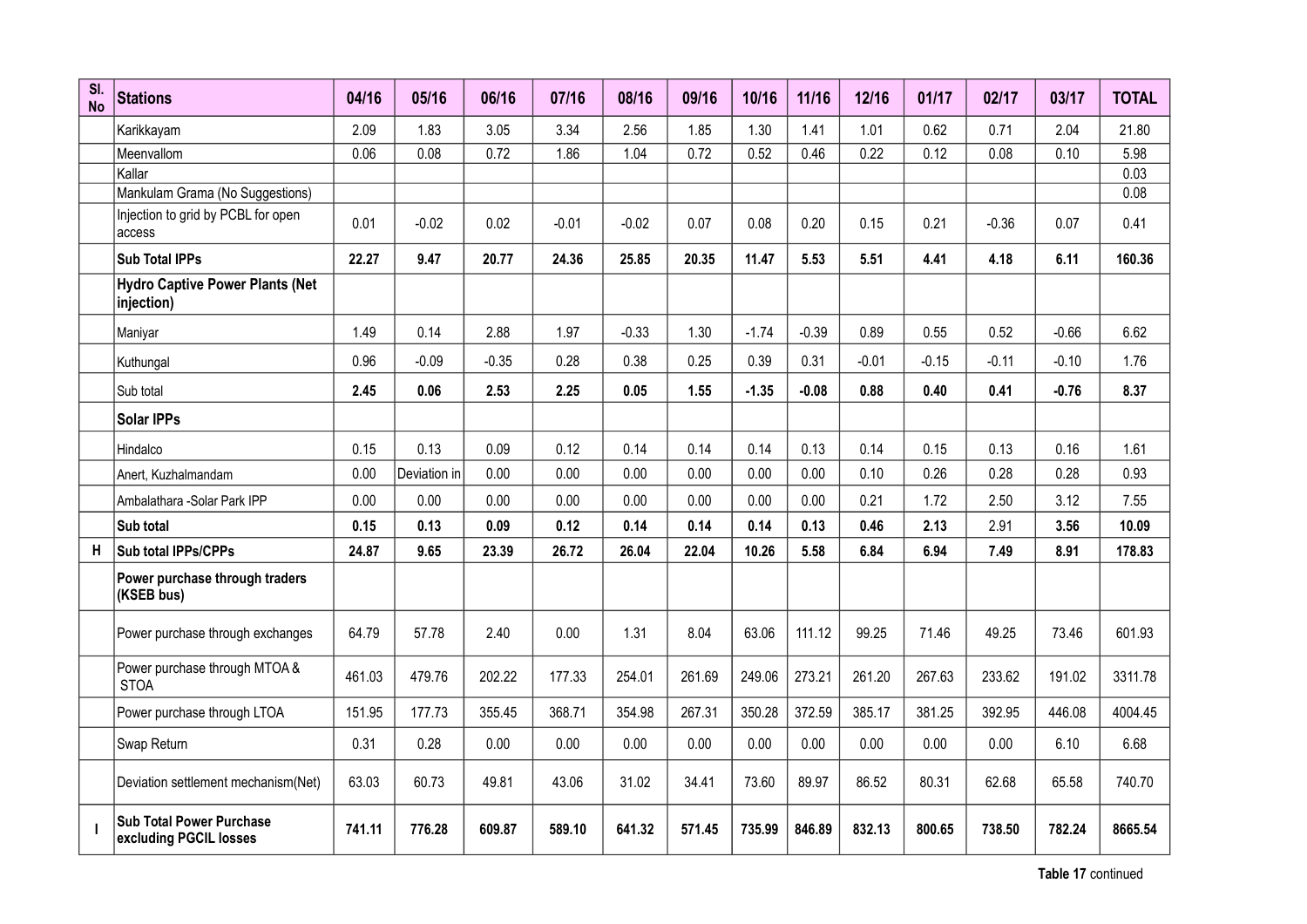| Sl. No | Stations | 04/16 | 05/16 | 06/16 | 07/16 | 08/16 | 09/16 | 10/16 | 11/16 | 12/16 | 01/17 | 02/17 | 03/17 | TOTAL |
|---|---|---|---|---|---|---|---|---|---|---|---|---|---|---|
| | Karikkayam | 2.09 | 1.83 | 3.05 | 3.34 | 2.56 | 1.85 | 1.30 | 1.41 | 1.01 | 0.62 | 0.71 | 2.04 | 21.80 |
| | Meenvallom | 0.06 | 0.08 | 0.72 | 1.86 | 1.04 | 0.72 | 0.52 | 0.46 | 0.22 | 0.12 | 0.08 | 0.10 | 5.98 |
| | Kallar | | | | | | | | | | | | | 0.03 |
| | Mankulam Grama (No Suggestions) | | | | | | | | | | | | | 0.08 |
| | Injection to grid by PCBL for open access | 0.01 | -0.02 | 0.02 | -0.01 | -0.02 | 0.07 | 0.08 | 0.20 | 0.15 | 0.21 | -0.36 | 0.07 | 0.41 |
| | **Sub Total IPPs** | **22.27** | **9.47** | **20.77** | **24.36** | **25.85** | **20.35** | **11.47** | **5.53** | **5.51** | **4.41** | **4.18** | **6.11** | **160.36** |
| | **Hydro Captive Power Plants (Net injection)** | | | | | | | | | | | | | |
| | Maniyar | 1.49 | 0.14 | 2.88 | 1.97 | -0.33 | 1.30 | -1.74 | -0.39 | 0.89 | 0.55 | 0.52 | -0.66 | 6.62 |
| | Kuthungal | 0.96 | -0.09 | -0.35 | 0.28 | 0.38 | 0.25 | 0.39 | 0.31 | -0.01 | -0.15 | -0.11 | -0.10 | 1.76 |
| | Sub total | **2.45** | **0.06** | **2.53** | **2.25** | **0.05** | **1.55** | **-1.35** | **-0.08** | **0.88** | **0.40** | **0.41** | **-0.76** | **8.37** |
| | **Solar IPPs** | | | | | | | | | | | | | |
| | Hindalco | 0.15 | 0.13 | 0.09 | 0.12 | 0.14 | 0.14 | 0.14 | 0.13 | 0.14 | 0.15 | 0.13 | 0.16 | 1.61 |
| | Anert, Kuzhalmandam | 0.00 | Deviation in | 0.00 | 0.00 | 0.00 | 0.00 | 0.00 | 0.00 | 0.10 | 0.26 | 0.28 | 0.28 | 0.93 |
| | Ambalathara -Solar Park IPP | 0.00 | 0.00 | 0.00 | 0.00 | 0.00 | 0.00 | 0.00 | 0.00 | 0.21 | 1.72 | 2.50 | 3.12 | 7.55 |
| | **Sub total** | **0.15** | **0.13** | **0.09** | **0.12** | **0.14** | **0.14** | **0.14** | **0.13** | **0.46** | **2.13** | 2.91 | **3.56** | **10.09** |
| **H** | **Sub total IPPs/CPPs** | **24.87** | **9.65** | **23.39** | **26.72** | **26.04** | **22.04** | **10.26** | **5.58** | **6.84** | **6.94** | **7.49** | **8.91** | **178.83** |
| | **Power purchase through traders (KSEB bus)** | | | | | | | | | | | | | |
| | Power purchase through exchanges | 64.79 | 57.78 | 2.40 | 0.00 | 1.31 | 8.04 | 63.06 | 111.12 | 99.25 | 71.46 | 49.25 | 73.46 | 601.93 |
| | Power purchase through MTOA & STOA | 461.03 | 479.76 | 202.22 | 177.33 | 254.01 | 261.69 | 249.06 | 273.21 | 261.20 | 267.63 | 233.62 | 191.02 | 3311.78 |
| | Power purchase through LTOA | 151.95 | 177.73 | 355.45 | 368.71 | 354.98 | 267.31 | 350.28 | 372.59 | 385.17 | 381.25 | 392.95 | 446.08 | 4004.45 |
| | Swap Return | 0.31 | 0.28 | 0.00 | 0.00 | 0.00 | 0.00 | 0.00 | 0.00 | 0.00 | 0.00 | 0.00 | 6.10 | 6.68 |
| | Deviation settlement mechanism(Net) | 63.03 | 60.73 | 49.81 | 43.06 | 31.02 | 34.41 | 73.60 | 89.97 | 86.52 | 80.31 | 62.68 | 65.58 | 740.70 |
| **I** | **Sub Total Power Purchase excluding PGCIL losses** | **741.11** | **776.28** | **609.87** | **589.10** | **641.32** | **571.45** | **735.99** | **846.89** | **832.13** | **800.65** | **738.50** | **782.24** | **8665.54** |

**Table 17** continued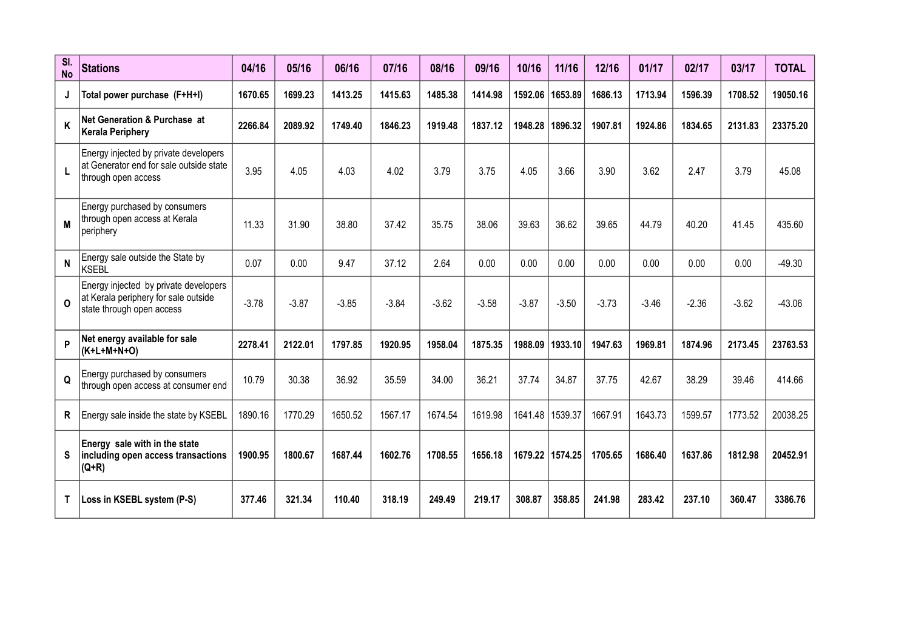| Sl. No | Stations | 04/16 | 05/16 | 06/16 | 07/16 | 08/16 | 09/16 | 10/16 | 11/16 | 12/16 | 01/17 | 02/17 | 03/17 | TOTAL |
|---|---|---|---|---|---|---|---|---|---|---|---|---|---|---|
| **J** | **Total power purchase (F+H+I)** | **1670.65** | **1699.23** | **1413.25** | **1415.63** | **1485.38** | **1414.98** | **1592.06** | **1653.89** | **1686.13** | **1713.94** | **1596.39** | **1708.52** | **19050.16** |
| **K** | **Net Generation & Purchase at Kerala Periphery** | **2266.84** | **2089.92** | **1749.40** | **1846.23** | **1919.48** | **1837.12** | **1948.28** | **1896.32** | **1907.81** | **1924.86** | **1834.65** | **2131.83** | **23375.20** |
| **L** | Energy injected by private developers at Generator end for sale outside state through open access | 3.95 | 4.05 | 4.03 | 4.02 | 3.79 | 3.75 | 4.05 | 3.66 | 3.90 | 3.62 | 2.47 | 3.79 | 45.08 |
| **M** | Energy purchased by consumers through open access at Kerala periphery | 11.33 | 31.90 | 38.80 | 37.42 | 35.75 | 38.06 | 39.63 | 36.62 | 39.65 | 44.79 | 40.20 | 41.45 | 435.60 |
| **N** | Energy sale outside the State by KSEBL | 0.07 | 0.00 | 9.47 | 37.12 | 2.64 | 0.00 | 0.00 | 0.00 | 0.00 | 0.00 | 0.00 | 0.00 | -49.30 |
| **O** | Energy injected by private developers at Kerala periphery for sale outside state through open access | -3.78 | -3.87 | -3.85 | -3.84 | -3.62 | -3.58 | -3.87 | -3.50 | -3.73 | -3.46 | -2.36 | -3.62 | -43.06 |
| **P** | **Net energy available for sale (K+L+M+N+O)** | **2278.41** | **2122.01** | **1797.85** | **1920.95** | **1958.04** | **1875.35** | **1988.09** | **1933.10** | **1947.63** | **1969.81** | **1874.96** | **2173.45** | **23763.53** |
| **Q** | Energy purchased by consumers through open access at consumer end | 10.79 | 30.38 | 36.92 | 35.59 | 34.00 | 36.21 | 37.74 | 34.87 | 37.75 | 42.67 | 38.29 | 39.46 | 414.66 |
| **R** | Energy sale inside the state by KSEBL | 1890.16 | 1770.29 | 1650.52 | 1567.17 | 1674.54 | 1619.98 | 1641.48 | 1539.37 | 1667.91 | 1643.73 | 1599.57 | 1773.52 | 20038.25 |
| **S** | **Energy sale with in the state including open access transactions (Q+R)** | **1900.95** | **1800.67** | **1687.44** | **1602.76** | **1708.55** | **1656.18** | **1679.22** | **1574.25** | **1705.65** | **1686.40** | **1637.86** | **1812.98** | **20452.91** |
| **T** | **Loss in KSEBL system (P-S)** | **377.46** | **321.34** | **110.40** | **318.19** | **249.49** | **219.17** | **308.87** | **358.85** | **241.98** | **283.42** | **237.10** | **360.47** | **3386.76** |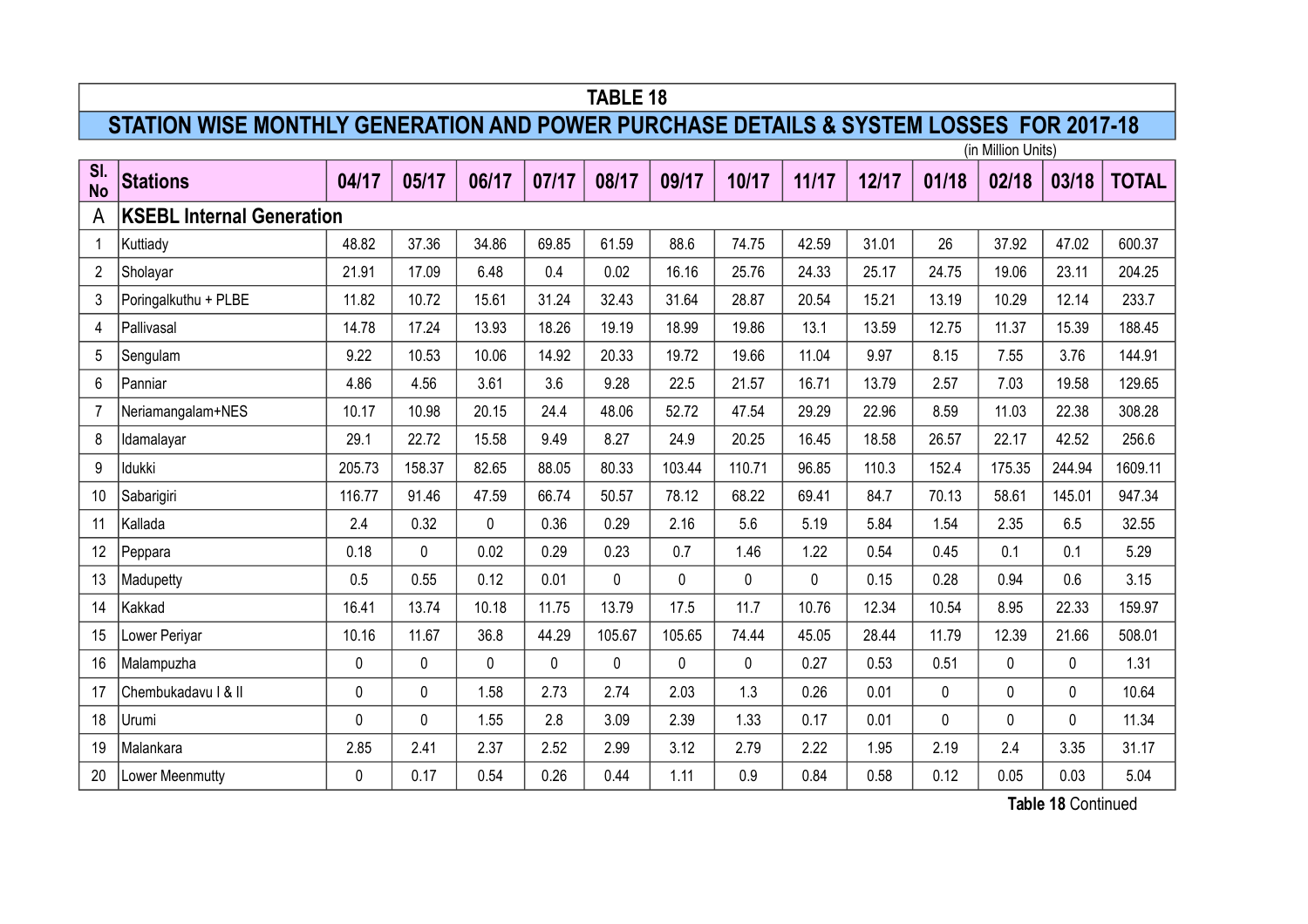# TABLE 18

## STATION WISE MONTHLY GENERATION AND POWER PURCHASE DETAILS & SYSTEM LOSSES FOR 2017-18

(in Million Units)

| Sl. No | Stations | 04/17 | 05/17 | 06/17 | 07/17 | 08/17 | 09/17 | 10/17 | 11/17 | 12/17 | 01/18 | 02/18 | 03/18 | TOTAL |
|---|---|---|---|---|---|---|---|---|---|---|---|---|---|---|
| A | **KSEBL Internal Generation** | | | | | | | | | | | | | |
| 1 | Kuttiady | 48.82 | 37.36 | 34.86 | 69.85 | 61.59 | 88.6 | 74.75 | 42.59 | 31.01 | 26 | 37.92 | 47.02 | 600.37 |
| 2 | Sholayar | 21.91 | 17.09 | 6.48 | 0.4 | 0.02 | 16.16 | 25.76 | 24.33 | 25.17 | 24.75 | 19.06 | 23.11 | 204.25 |
| 3 | Poringalkuthu + PLBE | 11.82 | 10.72 | 15.61 | 31.24 | 32.43 | 31.64 | 28.87 | 20.54 | 15.21 | 13.19 | 10.29 | 12.14 | 233.7 |
| 4 | Pallivasal | 14.78 | 17.24 | 13.93 | 18.26 | 19.19 | 18.99 | 19.86 | 13.1 | 13.59 | 12.75 | 11.37 | 15.39 | 188.45 |
| 5 | Sengulam | 9.22 | 10.53 | 10.06 | 14.92 | 20.33 | 19.72 | 19.66 | 11.04 | 9.97 | 8.15 | 7.55 | 3.76 | 144.91 |
| 6 | Panniar | 4.86 | 4.56 | 3.61 | 3.6 | 9.28 | 22.5 | 21.57 | 16.71 | 13.79 | 2.57 | 7.03 | 19.58 | 129.65 |
| 7 | Neriamangalam+NES | 10.17 | 10.98 | 20.15 | 24.4 | 48.06 | 52.72 | 47.54 | 29.29 | 22.96 | 8.59 | 11.03 | 22.38 | 308.28 |
| 8 | Idamalayar | 29.1 | 22.72 | 15.58 | 9.49 | 8.27 | 24.9 | 20.25 | 16.45 | 18.58 | 26.57 | 22.17 | 42.52 | 256.6 |
| 9 | Idukki | 205.73 | 158.37 | 82.65 | 88.05 | 80.33 | 103.44 | 110.71 | 96.85 | 110.3 | 152.4 | 175.35 | 244.94 | 1609.11 |
| 10 | Sabarigiri | 116.77 | 91.46 | 47.59 | 66.74 | 50.57 | 78.12 | 68.22 | 69.41 | 84.7 | 70.13 | 58.61 | 145.01 | 947.34 |
| 11 | Kallada | 2.4 | 0.32 | 0 | 0.36 | 0.29 | 2.16 | 5.6 | 5.19 | 5.84 | 1.54 | 2.35 | 6.5 | 32.55 |
| 12 | Peppara | 0.18 | 0 | 0.02 | 0.29 | 0.23 | 0.7 | 1.46 | 1.22 | 0.54 | 0.45 | 0.1 | 0.1 | 5.29 |
| 13 | Madupetty | 0.5 | 0.55 | 0.12 | 0.01 | 0 | 0 | 0 | 0 | 0.15 | 0.28 | 0.94 | 0.6 | 3.15 |
| 14 | Kakkad | 16.41 | 13.74 | 10.18 | 11.75 | 13.79 | 17.5 | 11.7 | 10.76 | 12.34 | 10.54 | 8.95 | 22.33 | 159.97 |
| 15 | Lower Periyar | 10.16 | 11.67 | 36.8 | 44.29 | 105.67 | 105.65 | 74.44 | 45.05 | 28.44 | 11.79 | 12.39 | 21.66 | 508.01 |
| 16 | Malampuzha | 0 | 0 | 0 | 0 | 0 | 0 | 0 | 0.27 | 0.53 | 0.51 | 0 | 0 | 1.31 |
| 17 | Chembukadavu I & II | 0 | 0 | 1.58 | 2.73 | 2.74 | 2.03 | 1.3 | 0.26 | 0.01 | 0 | 0 | 0 | 10.64 |
| 18 | Urumi | 0 | 0 | 1.55 | 2.8 | 3.09 | 2.39 | 1.33 | 0.17 | 0.01 | 0 | 0 | 0 | 11.34 |
| 19 | Malankara | 2.85 | 2.41 | 2.37 | 2.52 | 2.99 | 3.12 | 2.79 | 2.22 | 1.95 | 2.19 | 2.4 | 3.35 | 31.17 |
| 20 | Lower Meenmutty | 0 | 0.17 | 0.54 | 0.26 | 0.44 | 1.11 | 0.9 | 0.84 | 0.58 | 0.12 | 0.05 | 0.03 | 5.04 |

**Table 18** Continued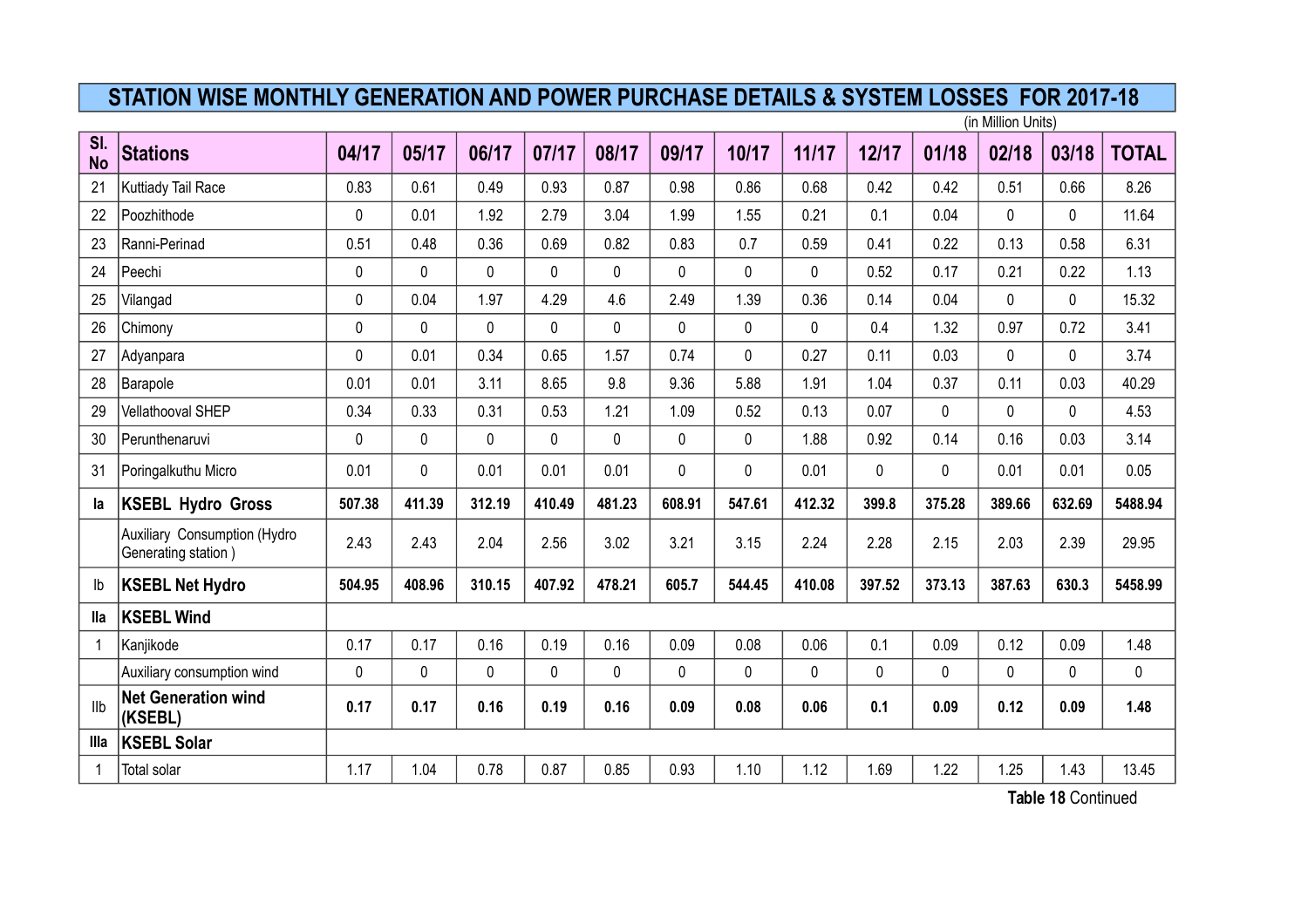# STATION WISE MONTHLY GENERATION AND POWER PURCHASE DETAILS & SYSTEM LOSSES FOR 2017-18

(in Million Units)

| Sl. No | Stations | 04/17 | 05/17 | 06/17 | 07/17 | 08/17 | 09/17 | 10/17 | 11/17 | 12/17 | 01/18 | 02/18 | 03/18 | TOTAL |
|---|---|---|---|---|---|---|---|---|---|---|---|---|---|---|
| 21 | Kuttiady Tail Race | 0.83 | 0.61 | 0.49 | 0.93 | 0.87 | 0.98 | 0.86 | 0.68 | 0.42 | 0.42 | 0.51 | 0.66 | 8.26 |
| 22 | Poozhithode | 0 | 0.01 | 1.92 | 2.79 | 3.04 | 1.99 | 1.55 | 0.21 | 0.1 | 0.04 | 0 | 0 | 11.64 |
| 23 | Ranni-Perinad | 0.51 | 0.48 | 0.36 | 0.69 | 0.82 | 0.83 | 0.7 | 0.59 | 0.41 | 0.22 | 0.13 | 0.58 | 6.31 |
| 24 | Peechi | 0 | 0 | 0 | 0 | 0 | 0 | 0 | 0 | 0.52 | 0.17 | 0.21 | 0.22 | 1.13 |
| 25 | Vilangad | 0 | 0.04 | 1.97 | 4.29 | 4.6 | 2.49 | 1.39 | 0.36 | 0.14 | 0.04 | 0 | 0 | 15.32 |
| 26 | Chimony | 0 | 0 | 0 | 0 | 0 | 0 | 0 | 0 | 0.4 | 1.32 | 0.97 | 0.72 | 3.41 |
| 27 | Adyanpara | 0 | 0.01 | 0.34 | 0.65 | 1.57 | 0.74 | 0 | 0.27 | 0.11 | 0.03 | 0 | 0 | 3.74 |
| 28 | Barapole | 0.01 | 0.01 | 3.11 | 8.65 | 9.8 | 9.36 | 5.88 | 1.91 | 1.04 | 0.37 | 0.11 | 0.03 | 40.29 |
| 29 | Vellathooval SHEP | 0.34 | 0.33 | 0.31 | 0.53 | 1.21 | 1.09 | 0.52 | 0.13 | 0.07 | 0 | 0 | 0 | 4.53 |
| 30 | Perunthenaruvi | 0 | 0 | 0 | 0 | 0 | 0 | 0 | 1.88 | 0.92 | 0.14 | 0.16 | 0.03 | 3.14 |
| 31 | Poringalkuthu Micro | 0.01 | 0 | 0.01 | 0.01 | 0.01 | 0 | 0 | 0.01 | 0 | 0 | 0.01 | 0.01 | 0.05 |
| **Ia** | **KSEBL Hydro Gross** | **507.38** | **411.39** | **312.19** | **410.49** | **481.23** | **608.91** | **547.61** | **412.32** | **399.8** | **375.28** | **389.66** | **632.69** | **5488.94** |
| | Auxiliary Consumption (Hydro Generating station ) | 2.43 | 2.43 | 2.04 | 2.56 | 3.02 | 3.21 | 3.15 | 2.24 | 2.28 | 2.15 | 2.03 | 2.39 | 29.95 |
| Ib | **KSEBL Net Hydro** | **504.95** | **408.96** | **310.15** | **407.92** | **478.21** | **605.7** | **544.45** | **410.08** | **397.52** | **373.13** | **387.63** | **630.3** | **5458.99** |
| **IIa** | **KSEBL Wind** | | | | | | | | | | | | | |
| 1 | Kanjikode | 0.17 | 0.17 | 0.16 | 0.19 | 0.16 | 0.09 | 0.08 | 0.06 | 0.1 | 0.09 | 0.12 | 0.09 | 1.48 |
| | Auxiliary consumption wind | 0 | 0 | 0 | 0 | 0 | 0 | 0 | 0 | 0 | 0 | 0 | 0 | 0 |
| IIb | **Net Generation wind (KSEBL)** | **0.17** | **0.17** | **0.16** | **0.19** | **0.16** | **0.09** | **0.08** | **0.06** | **0.1** | **0.09** | **0.12** | **0.09** | **1.48** |
| **IIIa** | **KSEBL Solar** | | | | | | | | | | | | | |
| 1 | Total solar | 1.17 | 1.04 | 0.78 | 0.87 | 0.85 | 0.93 | 1.10 | 1.12 | 1.69 | 1.22 | 1.25 | 1.43 | 13.45 |

**Table 18** Continued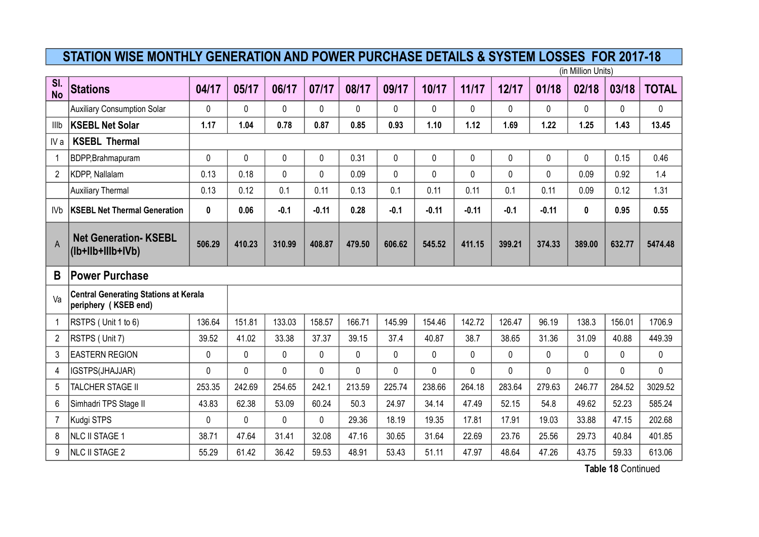# STATION WISE MONTHLY GENERATION AND POWER PURCHASE DETAILS & SYSTEM LOSSES FOR 2017-18

(in Million Units)

| Sl. No | Stations | 04/17 | 05/17 | 06/17 | 07/17 | 08/17 | 09/17 | 10/17 | 11/17 | 12/17 | 01/18 | 02/18 | 03/18 | TOTAL |
|---|---|---|---|---|---|---|---|---|---|---|---|---|---|---|
| | Auxiliary Consumption Solar | 0 | 0 | 0 | 0 | 0 | 0 | 0 | 0 | 0 | 0 | 0 | 0 | 0 |
| IIIb | **KSEBL Net Solar** | **1.17** | **1.04** | **0.78** | **0.87** | **0.85** | **0.93** | **1.10** | **1.12** | **1.69** | **1.22** | **1.25** | **1.43** | **13.45** |
| IV a | **KSEBL Thermal** | | | | | | | | | | | | | |
| 1 | BDPP,Brahmapuram | 0 | 0 | 0 | 0 | 0.31 | 0 | 0 | 0 | 0 | 0 | 0 | 0.15 | 0.46 |
| 2 | KDPP, Nallalam | 0.13 | 0.18 | 0 | 0 | 0.09 | 0 | 0 | 0 | 0 | 0 | 0.09 | 0.92 | 1.4 |
| | Auxiliary Thermal | 0.13 | 0.12 | 0.1 | 0.11 | 0.13 | 0.1 | 0.11 | 0.11 | 0.1 | 0.11 | 0.09 | 0.12 | 1.31 |
| IVb | **KSEBL Net Thermal Generation** | **0** | **0.06** | **-0.1** | **-0.11** | **0.28** | **-0.1** | **-0.11** | **-0.11** | **-0.1** | **-0.11** | **0** | **0.95** | **0.55** |
| A | **Net Generation- KSEBL (Ib+IIb+IIIb+IVb)** | **506.29** | **410.23** | **310.99** | **408.87** | **479.50** | **606.62** | **545.52** | **411.15** | **399.21** | **374.33** | **389.00** | **632.77** | **5474.48** |
| **B** | **Power Purchase** | | | | | | | | | | | | | |
| Va | **Central Generating Stations at Kerala periphery ( KSEB end)** | | | | | | | | | | | | | |
| 1 | RSTPS ( Unit 1 to 6) | 136.64 | 151.81 | 133.03 | 158.57 | 166.71 | 145.99 | 154.46 | 142.72 | 126.47 | 96.19 | 138.3 | 156.01 | 1706.9 |
| 2 | RSTPS ( Unit 7) | 39.52 | 41.02 | 33.38 | 37.37 | 39.15 | 37.4 | 40.87 | 38.7 | 38.65 | 31.36 | 31.09 | 40.88 | 449.39 |
| 3 | EASTERN REGION | 0 | 0 | 0 | 0 | 0 | 0 | 0 | 0 | 0 | 0 | 0 | 0 | 0 |
| 4 | IGSTPS(JHAJJAR) | 0 | 0 | 0 | 0 | 0 | 0 | 0 | 0 | 0 | 0 | 0 | 0 | 0 |
| 5 | TALCHER STAGE II | 253.35 | 242.69 | 254.65 | 242.1 | 213.59 | 225.74 | 238.66 | 264.18 | 283.64 | 279.63 | 246.77 | 284.52 | 3029.52 |
| 6 | Simhadri TPS Stage II | 43.83 | 62.38 | 53.09 | 60.24 | 50.3 | 24.97 | 34.14 | 47.49 | 52.15 | 54.8 | 49.62 | 52.23 | 585.24 |
| 7 | Kudgi STPS | 0 | 0 | 0 | 0 | 29.36 | 18.19 | 19.35 | 17.81 | 17.91 | 19.03 | 33.88 | 47.15 | 202.68 |
| 8 | NLC II STAGE 1 | 38.71 | 47.64 | 31.41 | 32.08 | 47.16 | 30.65 | 31.64 | 22.69 | 23.76 | 25.56 | 29.73 | 40.84 | 401.85 |
| 9 | NLC II STAGE 2 | 55.29 | 61.42 | 36.42 | 59.53 | 48.91 | 53.43 | 51.11 | 47.97 | 48.64 | 47.26 | 43.75 | 59.33 | 613.06 |

**Table 18** Continued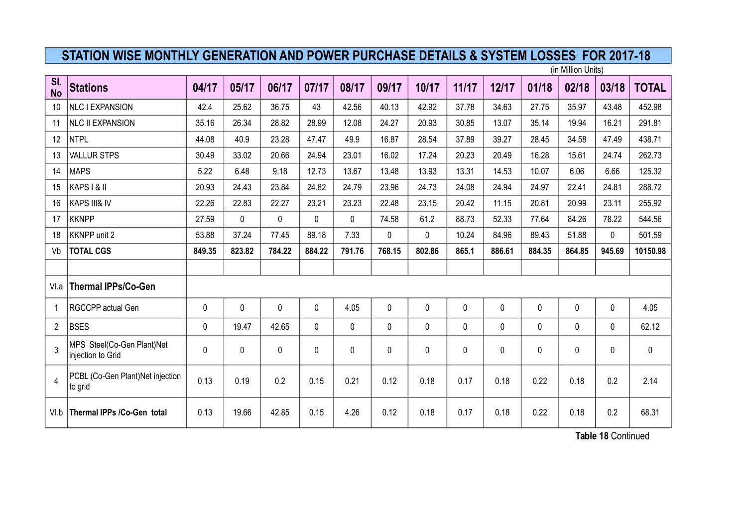# STATION WISE MONTHLY GENERATION AND POWER PURCHASE DETAILS & SYSTEM LOSSES FOR 2017-18

(in Million Units)

| Sl. No | Stations | 04/17 | 05/17 | 06/17 | 07/17 | 08/17 | 09/17 | 10/17 | 11/17 | 12/17 | 01/18 | 02/18 | 03/18 | TOTAL |
|---|---|---|---|---|---|---|---|---|---|---|---|---|---|---|
| 10 | NLC I EXPANSION | 42.4 | 25.62 | 36.75 | 43 | 42.56 | 40.13 | 42.92 | 37.78 | 34.63 | 27.75 | 35.97 | 43.48 | 452.98 |
| 11 | NLC II EXPANSION | 35.16 | 26.34 | 28.82 | 28.99 | 12.08 | 24.27 | 20.93 | 30.85 | 13.07 | 35.14 | 19.94 | 16.21 | 291.81 |
| 12 | NTPL | 44.08 | 40.9 | 23.28 | 47.47 | 49.9 | 16.87 | 28.54 | 37.89 | 39.27 | 28.45 | 34.58 | 47.49 | 438.71 |
| 13 | VALLUR STPS | 30.49 | 33.02 | 20.66 | 24.94 | 23.01 | 16.02 | 17.24 | 20.23 | 20.49 | 16.28 | 15.61 | 24.74 | 262.73 |
| 14 | MAPS | 5.22 | 6.48 | 9.18 | 12.73 | 13.67 | 13.48 | 13.93 | 13.31 | 14.53 | 10.07 | 6.06 | 6.66 | 125.32 |
| 15 | KAPS I & II | 20.93 | 24.43 | 23.84 | 24.82 | 24.79 | 23.96 | 24.73 | 24.08 | 24.94 | 24.97 | 22.41 | 24.81 | 288.72 |
| 16 | KAPS III& IV | 22.26 | 22.83 | 22.27 | 23.21 | 23.23 | 22.48 | 23.15 | 20.42 | 11.15 | 20.81 | 20.99 | 23.11 | 255.92 |
| 17 | KKNPP | 27.59 | 0 | 0 | 0 | 0 | 74.58 | 61.2 | 88.73 | 52.33 | 77.64 | 84.26 | 78.22 | 544.56 |
| 18 | KKNPP unit 2 | 53.88 | 37.24 | 77.45 | 89.18 | 7.33 | 0 | 0 | 10.24 | 84.96 | 89.43 | 51.88 | 0 | 501.59 |
| Vb | **TOTAL CGS** | **849.35** | **823.82** | **784.22** | **884.22** | **791.76** | **768.15** | **802.86** | **865.1** | **886.61** | **884.35** | **864.85** | **945.69** | **10150.98** |
| | | | | | | | | | | | | | | |
| VI.a | **Thermal IPPs/Co-Gen** | | | | | | | | | | | | | |
| 1 | RGCCPP actual Gen | 0 | 0 | 0 | 0 | 4.05 | 0 | 0 | 0 | 0 | 0 | 0 | 0 | 4.05 |
| 2 | BSES | 0 | 19.47 | 42.65 | 0 | 0 | 0 | 0 | 0 | 0 | 0 | 0 | 0 | 62.12 |
| 3 | MPS Steel(Co-Gen Plant)Net injection to Grid | 0 | 0 | 0 | 0 | 0 | 0 | 0 | 0 | 0 | 0 | 0 | 0 | 0 |
| 4 | PCBL (Co-Gen Plant)Net injection to grid | 0.13 | 0.19 | 0.2 | 0.15 | 0.21 | 0.12 | 0.18 | 0.17 | 0.18 | 0.22 | 0.18 | 0.2 | 2.14 |
| VI.b | **Thermal IPPs /Co-Gen total** | 0.13 | 19.66 | 42.85 | 0.15 | 4.26 | 0.12 | 0.18 | 0.17 | 0.18 | 0.22 | 0.18 | 0.2 | 68.31 |

**Table 18** Continued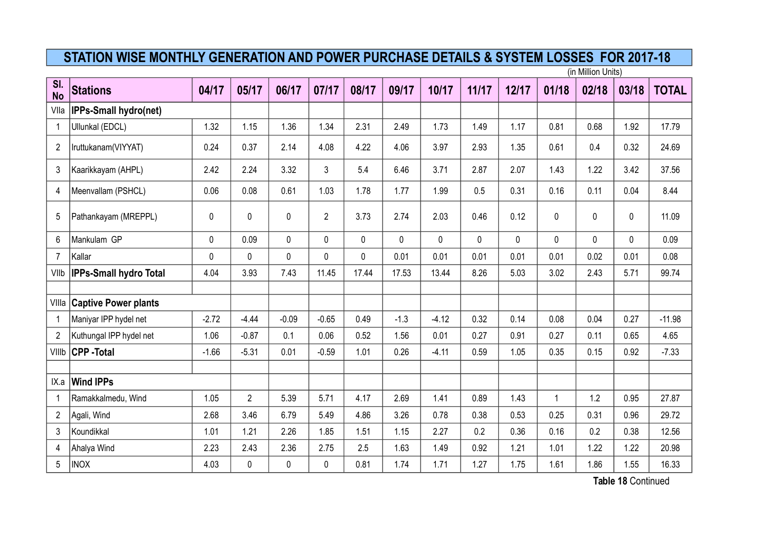## STATION WISE MONTHLY GENERATION AND POWER PURCHASE DETAILS & SYSTEM LOSSES FOR 2017-18

(in Million Units)

| Sl. No | Stations | 04/17 | 05/17 | 06/17 | 07/17 | 08/17 | 09/17 | 10/17 | 11/17 | 12/17 | 01/18 | 02/18 | 03/18 | TOTAL |
|---|---|---|---|---|---|---|---|---|---|---|---|---|---|---|
| VIIa | **IPPs-Small hydro(net)** | | | | | | | | | | | | | |
| 1 | Ullunkal (EDCL) | 1.32 | 1.15 | 1.36 | 1.34 | 2.31 | 2.49 | 1.73 | 1.49 | 1.17 | 0.81 | 0.68 | 1.92 | 17.79 |
| 2 | Iruttukanam(VIYYAT) | 0.24 | 0.37 | 2.14 | 4.08 | 4.22 | 4.06 | 3.97 | 2.93 | 1.35 | 0.61 | 0.4 | 0.32 | 24.69 |
| 3 | Kaarikkayam (AHPL) | 2.42 | 2.24 | 3.32 | 3 | 5.4 | 6.46 | 3.71 | 2.87 | 2.07 | 1.43 | 1.22 | 3.42 | 37.56 |
| 4 | Meenvallam (PSHCL) | 0.06 | 0.08 | 0.61 | 1.03 | 1.78 | 1.77 | 1.99 | 0.5 | 0.31 | 0.16 | 0.11 | 0.04 | 8.44 |
| 5 | Pathankayam (MREPPL) | 0 | 0 | 0 | 2 | 3.73 | 2.74 | 2.03 | 0.46 | 0.12 | 0 | 0 | 0 | 11.09 |
| 6 | Mankulam GP | 0 | 0.09 | 0 | 0 | 0 | 0 | 0 | 0 | 0 | 0 | 0 | 0 | 0.09 |
| 7 | Kallar | 0 | 0 | 0 | 0 | 0 | 0.01 | 0.01 | 0.01 | 0.01 | 0.01 | 0.02 | 0.01 | 0.08 |
| VIIb | **IPPs-Small hydro Total** | 4.04 | 3.93 | 7.43 | 11.45 | 17.44 | 17.53 | 13.44 | 8.26 | 5.03 | 3.02 | 2.43 | 5.71 | 99.74 |
| | | | | | | | | | | | | | | |
| VIIIa | **Captive Power plants** | | | | | | | | | | | | | |
| 1 | Maniyar IPP hydel net | -2.72 | -4.44 | -0.09 | -0.65 | 0.49 | -1.3 | -4.12 | 0.32 | 0.14 | 0.08 | 0.04 | 0.27 | -11.98 |
| 2 | Kuthungal IPP hydel net | 1.06 | -0.87 | 0.1 | 0.06 | 0.52 | 1.56 | 0.01 | 0.27 | 0.91 | 0.27 | 0.11 | 0.65 | 4.65 |
| VIIIb | **CPP -Total** | -1.66 | -5.31 | 0.01 | -0.59 | 1.01 | 0.26 | -4.11 | 0.59 | 1.05 | 0.35 | 0.15 | 0.92 | -7.33 |
| | | | | | | | | | | | | | | |
| IX.a | **Wind IPPs** | | | | | | | | | | | | | |
| 1 | Ramakkalmedu, Wind | 1.05 | 2 | 5.39 | 5.71 | 4.17 | 2.69 | 1.41 | 0.89 | 1.43 | 1 | 1.2 | 0.95 | 27.87 |
| 2 | Agali, Wind | 2.68 | 3.46 | 6.79 | 5.49 | 4.86 | 3.26 | 0.78 | 0.38 | 0.53 | 0.25 | 0.31 | 0.96 | 29.72 |
| 3 | Koundikkal | 1.01 | 1.21 | 2.26 | 1.85 | 1.51 | 1.15 | 2.27 | 0.2 | 0.36 | 0.16 | 0.2 | 0.38 | 12.56 |
| 4 | Ahalya Wind | 2.23 | 2.43 | 2.36 | 2.75 | 2.5 | 1.63 | 1.49 | 0.92 | 1.21 | 1.01 | 1.22 | 1.22 | 20.98 |
| 5 | INOX | 4.03 | 0 | 0 | 0 | 0.81 | 1.74 | 1.71 | 1.27 | 1.75 | 1.61 | 1.86 | 1.55 | 16.33 |

**Table 18** Continued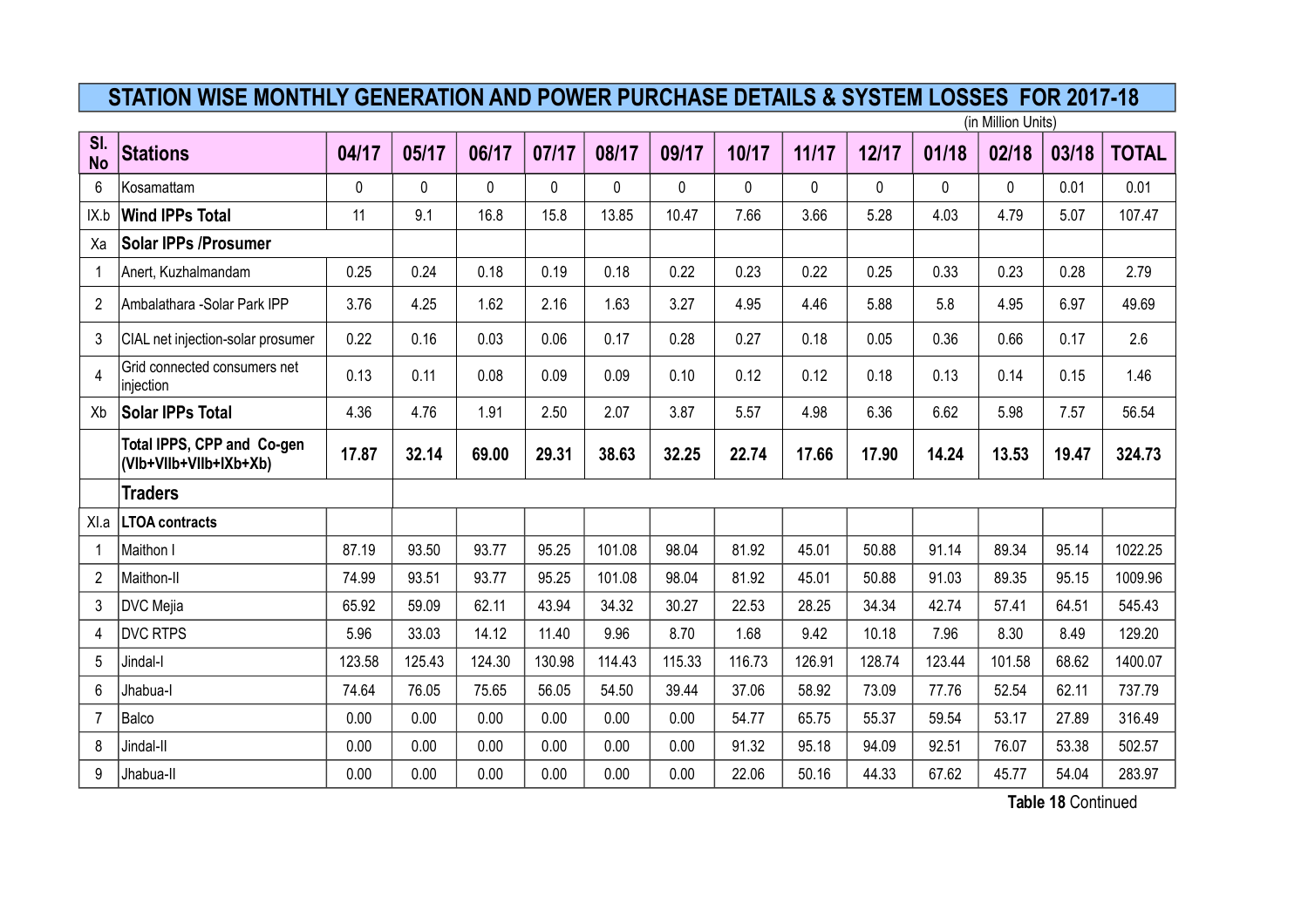## STATION WISE MONTHLY GENERATION AND POWER PURCHASE DETAILS & SYSTEM LOSSES FOR 2017-18

(in Million Units)

| Sl. No | Stations | 04/17 | 05/17 | 06/17 | 07/17 | 08/17 | 09/17 | 10/17 | 11/17 | 12/17 | 01/18 | 02/18 | 03/18 | TOTAL |
|---|---|---|---|---|---|---|---|---|---|---|---|---|---|---|
| 6 | Kosamattam | 0 | 0 | 0 | 0 | 0 | 0 | 0 | 0 | 0 | 0 | 0 | 0.01 | 0.01 |
| IX.b | **Wind IPPs Total** | 11 | 9.1 | 16.8 | 15.8 | 13.85 | 10.47 | 7.66 | 3.66 | 5.28 | 4.03 | 4.79 | 5.07 | 107.47 |
| Xa | **Solar IPPs /Prosumer** | | | | | | | | | | | | | |
| 1 | Anert, Kuzhalmandam | 0.25 | 0.24 | 0.18 | 0.19 | 0.18 | 0.22 | 0.23 | 0.22 | 0.25 | 0.33 | 0.23 | 0.28 | 2.79 |
| 2 | Ambalathara -Solar Park IPP | 3.76 | 4.25 | 1.62 | 2.16 | 1.63 | 3.27 | 4.95 | 4.46 | 5.88 | 5.8 | 4.95 | 6.97 | 49.69 |
| 3 | CIAL net injection-solar prosumer | 0.22 | 0.16 | 0.03 | 0.06 | 0.17 | 0.28 | 0.27 | 0.18 | 0.05 | 0.36 | 0.66 | 0.17 | 2.6 |
| 4 | Grid connected consumers net injection | 0.13 | 0.11 | 0.08 | 0.09 | 0.09 | 0.10 | 0.12 | 0.12 | 0.18 | 0.13 | 0.14 | 0.15 | 1.46 |
| Xb | **Solar IPPs Total** | 4.36 | 4.76 | 1.91 | 2.50 | 2.07 | 3.87 | 5.57 | 4.98 | 6.36 | 6.62 | 5.98 | 7.57 | 56.54 |
| | **Total IPPS, CPP and Co-gen (VIb+VIIb+VIIb+IXb+Xb)** | **17.87** | **32.14** | **69.00** | **29.31** | **38.63** | **32.25** | **22.74** | **17.66** | **17.90** | **14.24** | **13.53** | **19.47** | **324.73** |
| | **Traders** | | | | | | | | | | | | | |
| XI.a | **LTOA contracts** | | | | | | | | | | | | | |
| 1 | Maithon I | 87.19 | 93.50 | 93.77 | 95.25 | 101.08 | 98.04 | 81.92 | 45.01 | 50.88 | 91.14 | 89.34 | 95.14 | 1022.25 |
| 2 | Maithon-II | 74.99 | 93.51 | 93.77 | 95.25 | 101.08 | 98.04 | 81.92 | 45.01 | 50.88 | 91.03 | 89.35 | 95.15 | 1009.96 |
| 3 | DVC Mejia | 65.92 | 59.09 | 62.11 | 43.94 | 34.32 | 30.27 | 22.53 | 28.25 | 34.34 | 42.74 | 57.41 | 64.51 | 545.43 |
| 4 | DVC RTPS | 5.96 | 33.03 | 14.12 | 11.40 | 9.96 | 8.70 | 1.68 | 9.42 | 10.18 | 7.96 | 8.30 | 8.49 | 129.20 |
| 5 | Jindal-I | 123.58 | 125.43 | 124.30 | 130.98 | 114.43 | 115.33 | 116.73 | 126.91 | 128.74 | 123.44 | 101.58 | 68.62 | 1400.07 |
| 6 | Jhabua-I | 74.64 | 76.05 | 75.65 | 56.05 | 54.50 | 39.44 | 37.06 | 58.92 | 73.09 | 77.76 | 52.54 | 62.11 | 737.79 |
| 7 | Balco | 0.00 | 0.00 | 0.00 | 0.00 | 0.00 | 0.00 | 54.77 | 65.75 | 55.37 | 59.54 | 53.17 | 27.89 | 316.49 |
| 8 | Jindal-II | 0.00 | 0.00 | 0.00 | 0.00 | 0.00 | 0.00 | 91.32 | 95.18 | 94.09 | 92.51 | 76.07 | 53.38 | 502.57 |
| 9 | Jhabua-II | 0.00 | 0.00 | 0.00 | 0.00 | 0.00 | 0.00 | 22.06 | 50.16 | 44.33 | 67.62 | 45.77 | 54.04 | 283.97 |

**Table 18** Continued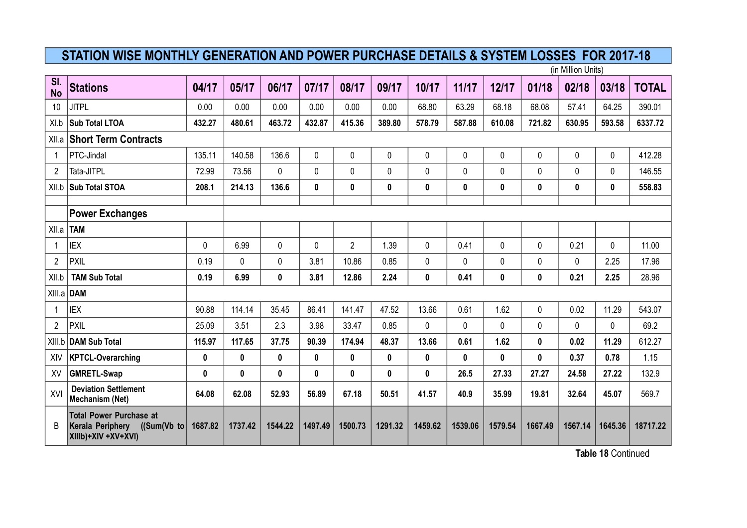## STATION WISE MONTHLY GENERATION AND POWER PURCHASE DETAILS & SYSTEM LOSSES FOR 2017-18

(in Million Units)

| Sl. No | Stations | 04/17 | 05/17 | 06/17 | 07/17 | 08/17 | 09/17 | 10/17 | 11/17 | 12/17 | 01/18 | 02/18 | 03/18 | TOTAL |
|---|---|---|---|---|---|---|---|---|---|---|---|---|---|---|
| 10 | JITPL | 0.00 | 0.00 | 0.00 | 0.00 | 0.00 | 0.00 | 68.80 | 63.29 | 68.18 | 68.08 | 57.41 | 64.25 | 390.01 |
| XI.b | **Sub Total LTOA** | **432.27** | **480.61** | **463.72** | **432.87** | **415.36** | **389.80** | **578.79** | **587.88** | **610.08** | **721.82** | **630.95** | **593.58** | **6337.72** |
| XII.a | **Short Term Contracts** | | | | | | | | | | | | | |
| 1 | PTC-Jindal | 135.11 | 140.58 | 136.6 | 0 | 0 | 0 | 0 | 0 | 0 | 0 | 0 | 0 | 412.28 |
| 2 | Tata-JITPL | 72.99 | 73.56 | 0 | 0 | 0 | 0 | 0 | 0 | 0 | 0 | 0 | 0 | 146.55 |
| XII.b | **Sub Total STOA** | **208.1** | **214.13** | **136.6** | **0** | **0** | **0** | **0** | **0** | **0** | **0** | **0** | **0** | **558.83** |
| | | | | | | | | | | | | | | |
| | **Power Exchanges** | | | | | | | | | | | | | |
| XII.a | **TAM** | | | | | | | | | | | | | |
| 1 | IEX | 0 | 6.99 | 0 | 0 | 2 | 1.39 | 0 | 0.41 | 0 | 0 | 0.21 | 0 | 11.00 |
| 2 | PXIL | 0.19 | 0 | 0 | 3.81 | 10.86 | 0.85 | 0 | 0 | 0 | 0 | 0 | 2.25 | 17.96 |
| XII.b | **TAM Sub Total** | **0.19** | **6.99** | **0** | **3.81** | **12.86** | **2.24** | **0** | **0.41** | **0** | **0** | **0.21** | **2.25** | 28.96 |
| XIII.a | **DAM** | | | | | | | | | | | | | |
| 1 | IEX | 90.88 | 114.14 | 35.45 | 86.41 | 141.47 | 47.52 | 13.66 | 0.61 | 1.62 | 0 | 0.02 | 11.29 | 543.07 |
| 2 | PXIL | 25.09 | 3.51 | 2.3 | 3.98 | 33.47 | 0.85 | 0 | 0 | 0 | 0 | 0 | 0 | 69.2 |
| XIII.b | **DAM Sub Total** | **115.97** | **117.65** | **37.75** | **90.39** | **174.94** | **48.37** | **13.66** | **0.61** | **1.62** | **0** | **0.02** | **11.29** | 612.27 |
| XIV | **KPTCL-Overarching** | **0** | **0** | **0** | **0** | **0** | **0** | **0** | **0** | **0** | **0** | **0.37** | **0.78** | 1.15 |
| XV | **GMRETL-Swap** | **0** | **0** | **0** | **0** | **0** | **0** | **0** | **26.5** | **27.33** | **27.27** | **24.58** | **27.22** | 132.9 |
| XVI | **Deviation Settlement Mechanism (Net)** | **64.08** | **62.08** | **52.93** | **56.89** | **67.18** | **50.51** | **41.57** | **40.9** | **35.99** | **19.81** | **32.64** | **45.07** | 569.7 |
| B | **Total Power Purchase at Kerala Periphery ((Sum(Vb to XIIIb)+XIV +XV+XVI)** | **1687.82** | **1737.42** | **1544.22** | **1497.49** | **1500.73** | **1291.32** | **1459.62** | **1539.06** | **1579.54** | **1667.49** | **1567.14** | **1645.36** | **18717.22** |

**Table 18** Continued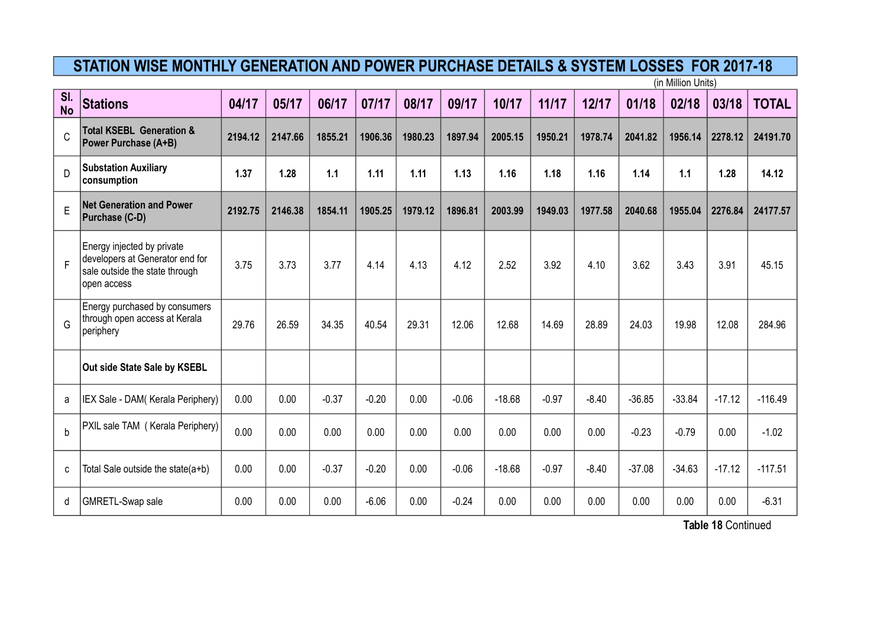# STATION WISE MONTHLY GENERATION AND POWER PURCHASE DETAILS & SYSTEM LOSSES FOR 2017-18

(in Million Units)

| Sl. No | Stations | 04/17 | 05/17 | 06/17 | 07/17 | 08/17 | 09/17 | 10/17 | 11/17 | 12/17 | 01/18 | 02/18 | 03/18 | TOTAL |
|---|---|---|---|---|---|---|---|---|---|---|---|---|---|---|
| C | **Total KSEBL Generation & Power Purchase (A+B)** | **2194.12** | **2147.66** | **1855.21** | **1906.36** | **1980.23** | **1897.94** | **2005.15** | **1950.21** | **1978.74** | **2041.82** | **1956.14** | **2278.12** | **24191.70** |
| D | **Substation Auxiliary consumption** | **1.37** | **1.28** | **1.1** | **1.11** | **1.11** | **1.13** | **1.16** | **1.18** | **1.16** | **1.14** | **1.1** | **1.28** | **14.12** |
| E | **Net Generation and Power Purchase (C-D)** | **2192.75** | **2146.38** | **1854.11** | **1905.25** | **1979.12** | **1896.81** | **2003.99** | **1949.03** | **1977.58** | **2040.68** | **1955.04** | **2276.84** | **24177.57** |
| F | Energy injected by private developers at Generator end for sale outside the state through open access | 3.75 | 3.73 | 3.77 | 4.14 | 4.13 | 4.12 | 2.52 | 3.92 | 4.10 | 3.62 | 3.43 | 3.91 | 45.15 |
| G | Energy purchased by consumers through open access at Kerala periphery | 29.76 | 26.59 | 34.35 | 40.54 | 29.31 | 12.06 | 12.68 | 14.69 | 28.89 | 24.03 | 19.98 | 12.08 | 284.96 |
| | **Out side State Sale by KSEBL** | | | | | | | | | | | | | |
| a | IEX Sale - DAM( Kerala Periphery) | 0.00 | 0.00 | -0.37 | -0.20 | 0.00 | -0.06 | -18.68 | -0.97 | -8.40 | -36.85 | -33.84 | -17.12 | -116.49 |
| b | PXIL sale TAM ( Kerala Periphery) | 0.00 | 0.00 | 0.00 | 0.00 | 0.00 | 0.00 | 0.00 | 0.00 | 0.00 | -0.23 | -0.79 | 0.00 | -1.02 |
| c | Total Sale outside the state(a+b) | 0.00 | 0.00 | -0.37 | -0.20 | 0.00 | -0.06 | -18.68 | -0.97 | -8.40 | -37.08 | -34.63 | -17.12 | -117.51 |
| d | GMRETL-Swap sale | 0.00 | 0.00 | 0.00 | -6.06 | 0.00 | -0.24 | 0.00 | 0.00 | 0.00 | 0.00 | 0.00 | 0.00 | -6.31 |

**Table 18** Continued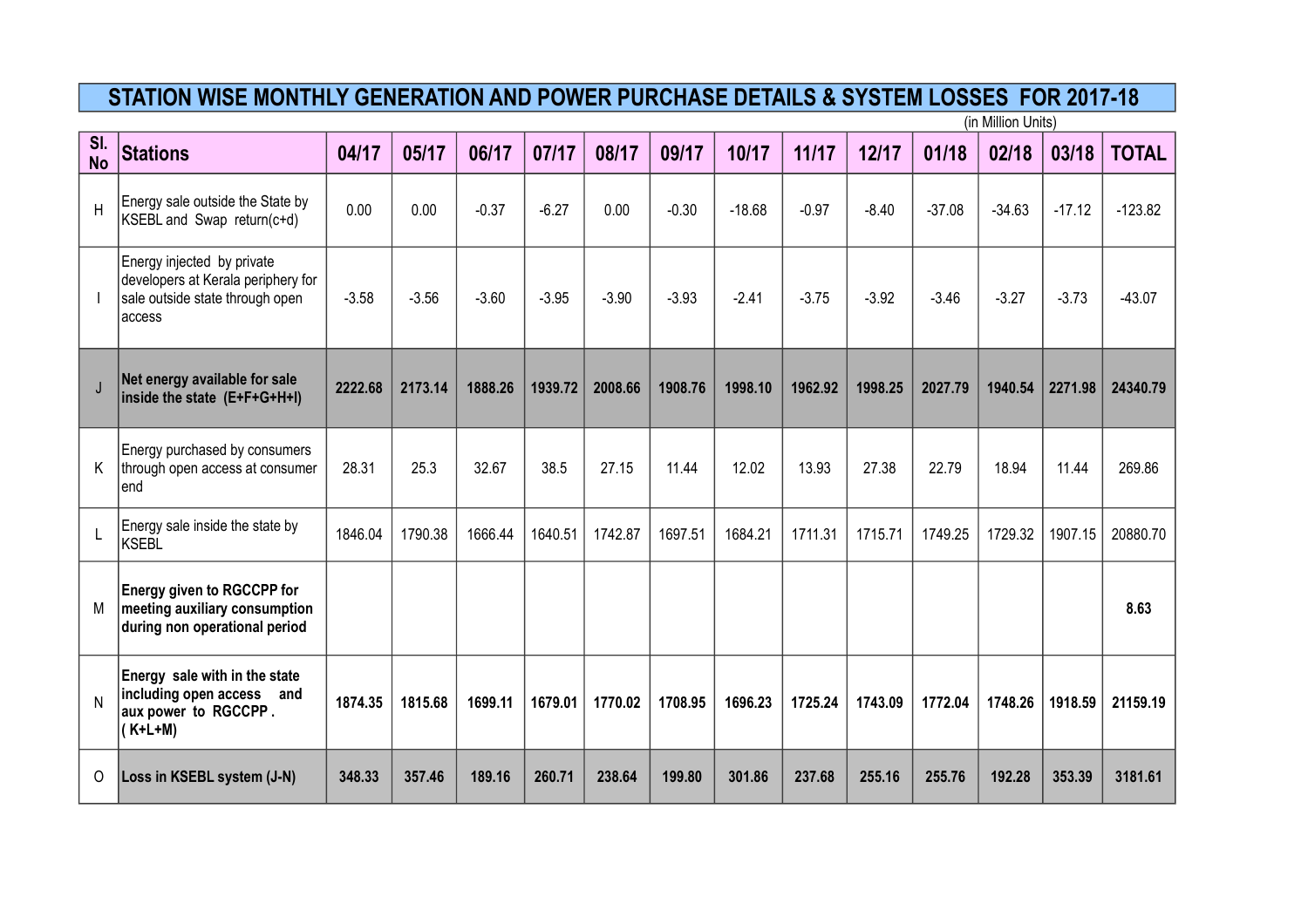# STATION WISE MONTHLY GENERATION AND POWER PURCHASE DETAILS & SYSTEM LOSSES FOR 2017-18

(in Million Units)

| Sl. No | Stations | 04/17 | 05/17 | 06/17 | 07/17 | 08/17 | 09/17 | 10/17 | 11/17 | 12/17 | 01/18 | 02/18 | 03/18 | TOTAL |
|---|---|---|---|---|---|---|---|---|---|---|---|---|---|---|
| H | Energy sale outside the State by KSEBL and Swap return(c+d) | 0.00 | 0.00 | -0.37 | -6.27 | 0.00 | -0.30 | -18.68 | -0.97 | -8.40 | -37.08 | -34.63 | -17.12 | -123.82 |
| I | Energy injected by private developers at Kerala periphery for sale outside state through open access | -3.58 | -3.56 | -3.60 | -3.95 | -3.90 | -3.93 | -2.41 | -3.75 | -3.92 | -3.46 | -3.27 | -3.73 | -43.07 |
| J | **Net energy available for sale inside the state (E+F+G+H+I)** | **2222.68** | **2173.14** | **1888.26** | **1939.72** | **2008.66** | **1908.76** | **1998.10** | **1962.92** | **1998.25** | **2027.79** | **1940.54** | **2271.98** | **24340.79** |
| K | Energy purchased by consumers through open access at consumer end | 28.31 | 25.3 | 32.67 | 38.5 | 27.15 | 11.44 | 12.02 | 13.93 | 27.38 | 22.79 | 18.94 | 11.44 | 269.86 |
| L | Energy sale inside the state by KSEBL | 1846.04 | 1790.38 | 1666.44 | 1640.51 | 1742.87 | 1697.51 | 1684.21 | 1711.31 | 1715.71 | 1749.25 | 1729.32 | 1907.15 | 20880.70 |
| M | **Energy given to RGCCPP for meeting auxiliary consumption during non operational period** | | | | | | | | | | | | | **8.63** |
| N | **Energy sale with in the state including open access and aux power to RGCCPP . ( K+L+M)** | **1874.35** | **1815.68** | **1699.11** | **1679.01** | **1770.02** | **1708.95** | **1696.23** | **1725.24** | **1743.09** | **1772.04** | **1748.26** | **1918.59** | **21159.19** |
| O | **Loss in KSEBL system (J-N)** | **348.33** | **357.46** | **189.16** | **260.71** | **238.64** | **199.80** | **301.86** | **237.68** | **255.16** | **255.76** | **192.28** | **353.39** | **3181.61** |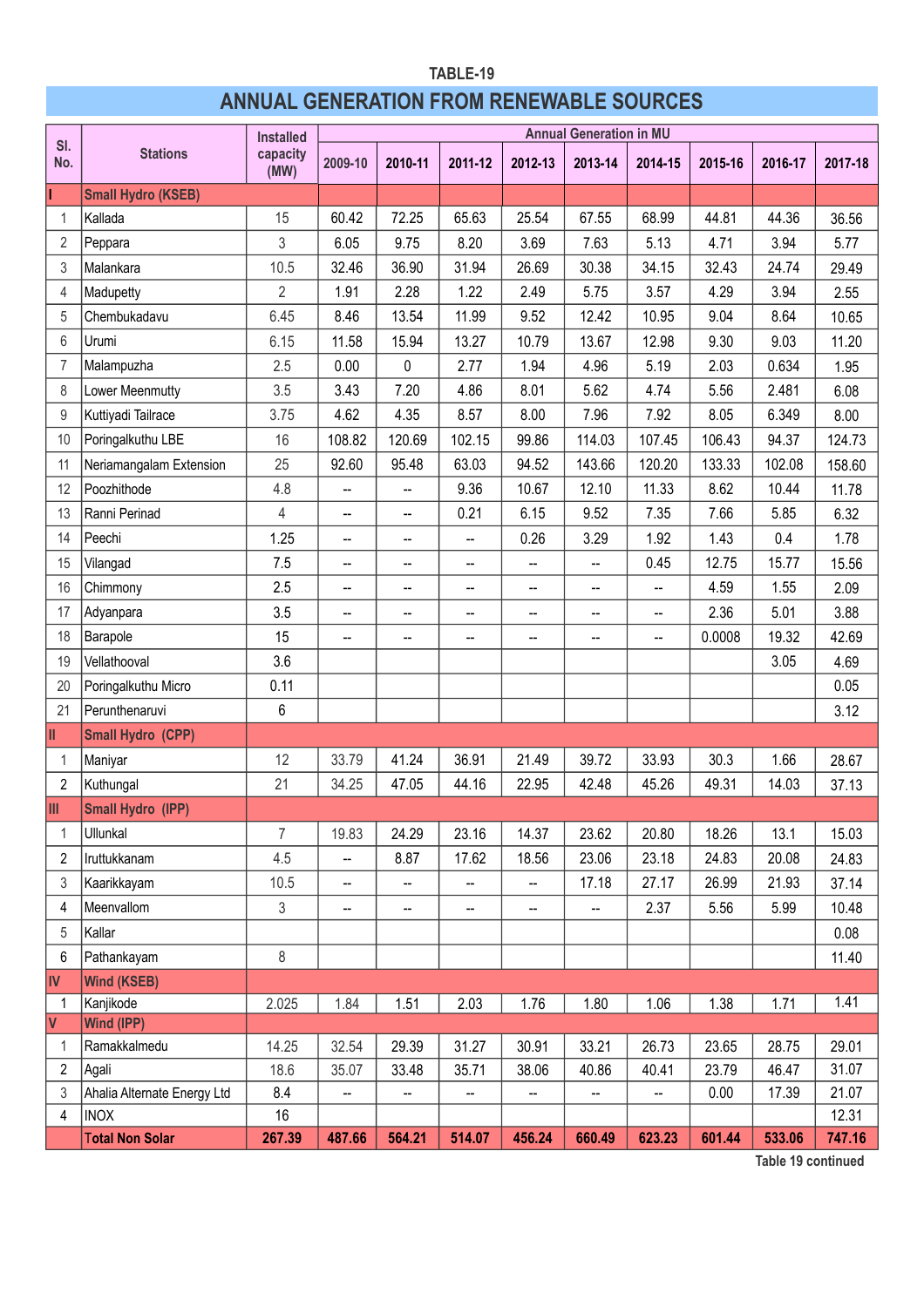TABLE-19

## ANNUAL GENERATION FROM RENEWABLE SOURCES

| Sl. No. | Stations | Installed capacity (MW) | Annual Generation in MU | | | | | | | | |
|---|---|---|---|---|---|---|---|---|---|---|---|
| | | | 2009-10 | 2010-11 | 2011-12 | 2012-13 | 2013-14 | 2014-15 | 2015-16 | 2016-17 | 2017-18 |
| I | **Small Hydro (KSEB)** | | | | | | | | | | |
| 1 | Kallada | 15 | 60.42 | 72.25 | 65.63 | 25.54 | 67.55 | 68.99 | 44.81 | 44.36 | 36.56 |
| 2 | Peppara | 3 | 6.05 | 9.75 | 8.20 | 3.69 | 7.63 | 5.13 | 4.71 | 3.94 | 5.77 |
| 3 | Malankara | 10.5 | 32.46 | 36.90 | 31.94 | 26.69 | 30.38 | 34.15 | 32.43 | 24.74 | 29.49 |
| 4 | Madupetty | 2 | 1.91 | 2.28 | 1.22 | 2.49 | 5.75 | 3.57 | 4.29 | 3.94 | 2.55 |
| 5 | Chembukadavu | 6.45 | 8.46 | 13.54 | 11.99 | 9.52 | 12.42 | 10.95 | 9.04 | 8.64 | 10.65 |
| 6 | Urumi | 6.15 | 11.58 | 15.94 | 13.27 | 10.79 | 13.67 | 12.98 | 9.30 | 9.03 | 11.20 |
| 7 | Malampuzha | 2.5 | 0.00 | 0 | 2.77 | 1.94 | 4.96 | 5.19 | 2.03 | 0.634 | 1.95 |
| 8 | Lower Meenmutty | 3.5 | 3.43 | 7.20 | 4.86 | 8.01 | 5.62 | 4.74 | 5.56 | 2.481 | 6.08 |
| 9 | Kuttiyadi Tailrace | 3.75 | 4.62 | 4.35 | 8.57 | 8.00 | 7.96 | 7.92 | 8.05 | 6.349 | 8.00 |
| 10 | Poringalkuthu LBE | 16 | 108.82 | 120.69 | 102.15 | 99.86 | 114.03 | 107.45 | 106.43 | 94.37 | 124.73 |
| 11 | Neriamangalam Extension | 25 | 92.60 | 95.48 | 63.03 | 94.52 | 143.66 | 120.20 | 133.33 | 102.08 | 158.60 |
| 12 | Poozhithode | 4.8 | -- | -- | 9.36 | 10.67 | 12.10 | 11.33 | 8.62 | 10.44 | 11.78 |
| 13 | Ranni Perinad | 4 | -- | -- | 0.21 | 6.15 | 9.52 | 7.35 | 7.66 | 5.85 | 6.32 |
| 14 | Peechi | 1.25 | -- | -- | -- | 0.26 | 3.29 | 1.92 | 1.43 | 0.4 | 1.78 |
| 15 | Vilangad | 7.5 | -- | -- | -- | -- | -- | 0.45 | 12.75 | 15.77 | 15.56 |
| 16 | Chimmony | 2.5 | -- | -- | -- | -- | -- | -- | 4.59 | 1.55 | 2.09 |
| 17 | Adyanpara | 3.5 | -- | -- | -- | -- | -- | -- | 2.36 | 5.01 | 3.88 |
| 18 | Barapole | 15 | -- | -- | -- | -- | -- | -- | 0.0008 | 19.32 | 42.69 |
| 19 | Vellathooval | 3.6 | | | | | | | | 3.05 | 4.69 |
| 20 | Poringalkuthu Micro | 0.11 | | | | | | | | | 0.05 |
| 21 | Perunthenaruvi | 6 | | | | | | | | | 3.12 |
| II | **Small Hydro (CPP)** | | | | | | | | | | |
| 1 | Maniyar | 12 | 33.79 | 41.24 | 36.91 | 21.49 | 39.72 | 33.93 | 30.3 | 1.66 | 28.67 |
| 2 | Kuthungal | 21 | 34.25 | 47.05 | 44.16 | 22.95 | 42.48 | 45.26 | 49.31 | 14.03 | 37.13 |
| III | **Small Hydro (IPP)** | | | | | | | | | | |
| 1 | Ullunkal | 7 | 19.83 | 24.29 | 23.16 | 14.37 | 23.62 | 20.80 | 18.26 | 13.1 | 15.03 |
| 2 | Iruttukkanam | 4.5 | -- | 8.87 | 17.62 | 18.56 | 23.06 | 23.18 | 24.83 | 20.08 | 24.83 |
| 3 | Kaarikkayam | 10.5 | -- | -- | -- | -- | 17.18 | 27.17 | 26.99 | 21.93 | 37.14 |
| 4 | Meenvallom | 3 | -- | -- | -- | -- | -- | 2.37 | 5.56 | 5.99 | 10.48 |
| 5 | Kallar | | | | | | | | | | 0.08 |
| 6 | Pathankayam | 8 | | | | | | | | | 11.40 |
| IV | **Wind (KSEB)** | | | | | | | | | | |
| 1 | Kanjikode | 2.025 | 1.84 | 1.51 | 2.03 | 1.76 | 1.80 | 1.06 | 1.38 | 1.71 | 1.41 |
| V | **Wind (IPP)** | | | | | | | | | | |
| 1 | Ramakkalmedu | 14.25 | 32.54 | 29.39 | 31.27 | 30.91 | 33.21 | 26.73 | 23.65 | 28.75 | 29.01 |
| 2 | Agali | 18.6 | 35.07 | 33.48 | 35.71 | 38.06 | 40.86 | 40.41 | 23.79 | 46.47 | 31.07 |
| 3 | Ahalia Alternate Energy Ltd | 8.4 | -- | -- | -- | -- | -- | -- | 0.00 | 17.39 | 21.07 |
| 4 | INOX | 16 | | | | | | | | | 12.31 |
| | **Total Non Solar** | **267.39** | **487.66** | **564.21** | **514.07** | **456.24** | **660.49** | **623.23** | **601.44** | **533.06** | **747.16** |

Table 19 continued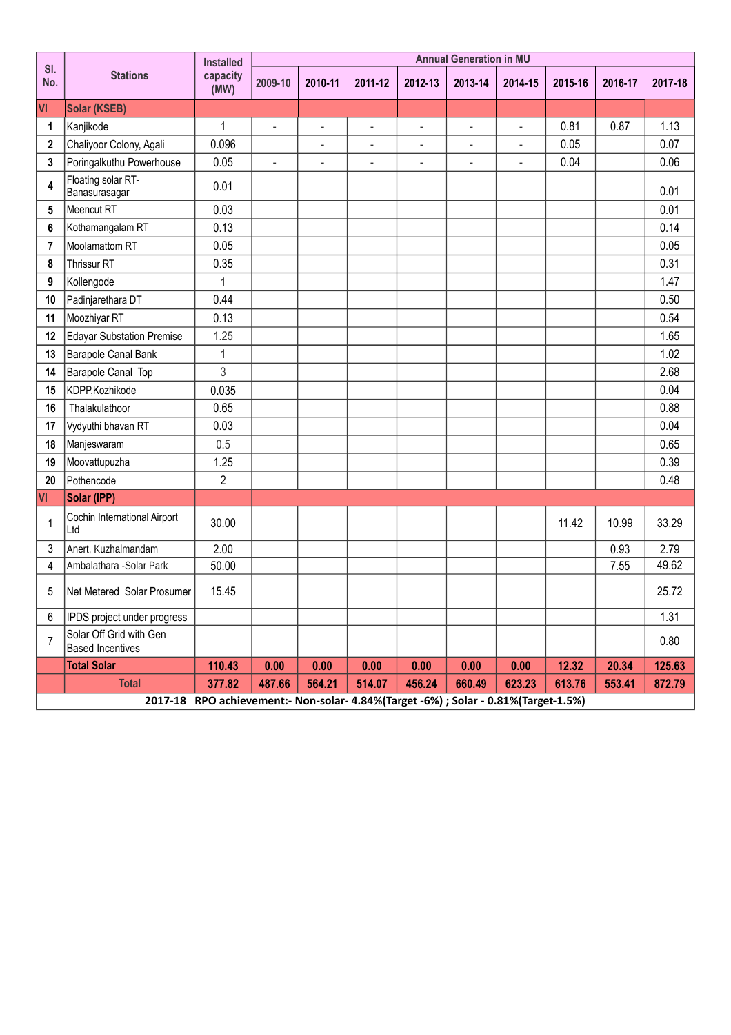| Sl. No. | Stations | Installed capacity (MW) | Annual Generation in MU | | | | | | | | |
|---|---|---|---|---|---|---|---|---|---|---|---|
| | | | 2009-10 | 2010-11 | 2011-12 | 2012-13 | 2013-14 | 2014-15 | 2015-16 | 2016-17 | 2017-18 |
| **VI** | **Solar (KSEB)** | | | | | | | | | | |
| **1** | Kanjikode | 1 | - | - | - | - | - | - | 0.81 | 0.87 | 1.13 |
| **2** | Chaliyoor Colony, Agali | 0.096 | | - | - | - | - | - | 0.05 | | 0.07 |
| **3** | Poringalkuthu Powerhouse | 0.05 | - | - | - | - | - | - | 0.04 | | 0.06 |
| **4** | Floating solar RT-Banasurasagar | 0.01 | | | | | | | | | 0.01 |
| **5** | Meencut RT | 0.03 | | | | | | | | | 0.01 |
| **6** | Kothamangalam RT | 0.13 | | | | | | | | | 0.14 |
| **7** | Moolamattom RT | 0.05 | | | | | | | | | 0.05 |
| **8** | Thrissur RT | 0.35 | | | | | | | | | 0.31 |
| **9** | Kollengode | 1 | | | | | | | | | 1.47 |
| **10** | Padinjarethara DT | 0.44 | | | | | | | | | 0.50 |
| **11** | Moozhiyar RT | 0.13 | | | | | | | | | 0.54 |
| **12** | Edayar Substation Premise | 1.25 | | | | | | | | | 1.65 |
| **13** | Barapole Canal Bank | 1 | | | | | | | | | 1.02 |
| **14** | Barapole Canal Top | 3 | | | | | | | | | 2.68 |
| **15** | KDPP,Kozhikode | 0.035 | | | | | | | | | 0.04 |
| **16** | Thalakulathoor | 0.65 | | | | | | | | | 0.88 |
| **17** | Vydyuthi bhavan RT | 0.03 | | | | | | | | | 0.04 |
| **18** | Manjeswaram | 0.5 | | | | | | | | | 0.65 |
| **19** | Moovattupuzha | 1.25 | | | | | | | | | 0.39 |
| **20** | Pothencode | 2 | | | | | | | | | 0.48 |
| **VI** | **Solar (IPP)** | | | | | | | | | | |
| 1 | Cochin International Airport Ltd | 30.00 | | | | | | | 11.42 | 10.99 | 33.29 |
| 3 | Anert, Kuzhalmandam | 2.00 | | | | | | | | 0.93 | 2.79 |
| 4 | Ambalathara -Solar Park | 50.00 | | | | | | | | 7.55 | 49.62 |
| 5 | Net Metered Solar Prosumer | 15.45 | | | | | | | | | 25.72 |
| 6 | IPDS project under progress | | | | | | | | | | 1.31 |
| 7 | Solar Off Grid with Gen Based Incentives | | | | | | | | | | 0.80 |
| | **Total Solar** | **110.43** | **0.00** | **0.00** | **0.00** | **0.00** | **0.00** | **0.00** | **12.32** | **20.34** | **125.63** |
| | **Total** | **377.82** | **487.66** | **564.21** | **514.07** | **456.24** | **660.49** | **623.23** | **613.76** | **553.41** | **872.79** |

**2017-18 RPO achievement:- Non-solar- 4.84%(Target -6%) ; Solar - 0.81%(Target-1.5%)**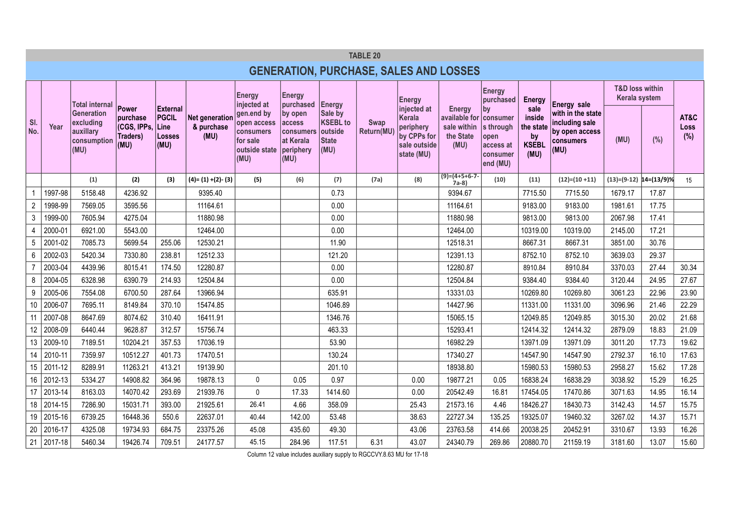## TABLE 20

# GENERATION, PURCHASE, SALES AND LOSSES

| Sl. No. | Year | Total internal Generation excluding auxillary consumption (MU) | Power purchase (CGS, IPPs, Traders) (MU) | External PGCIL Line Losses (MU) | Net generation & purchase (MU) | Energy injected at gen.end by open access consumers for sale outside state (MU) | Energy purchased by open access consumers at Kerala periphery (MU) | Energy Sale by KSEBL to outside State (MU) | Swap Return(MU) | Energy injected at Kerala periphery by CPPs for sale outside state (MU) | Energy available for sale within the State (MU) | Energy purchased by consumer s through open access at consumer end (MU) | Energy sale inside the state by KSEBL (MU) | Energy sale with in the state including sale by open access consumers (MU) | T&D loss within Kerala system | | AT&C Loss (%) |
|---|---|---|---|---|---|---|---|---|---|---|---|---|---|---|---|---|---|
| | | | | | | | | | | | | | | | (MU) | (%) | |
| | | (1) | (2) | (3) | (4)= (1) +(2)- (3) | (5) | (6) | (7) | (7a) | (8) | (9)=(4+5+6-7-7a-8) | (10) | (11) | (12)=(10 +11) | (13)=(9-12) | 14=(13/9)% | 15 |
| 1 | 1997-98 | 5158.48 | 4236.92 | | 9395.40 | | | 0.73 | | | 9394.67 | | 7715.50 | 7715.50 | 1679.17 | 17.87 | |
| 2 | 1998-99 | 7569.05 | 3595.56 | | 11164.61 | | | 0.00 | | | 11164.61 | | 9183.00 | 9183.00 | 1981.61 | 17.75 | |
| 3 | 1999-00 | 7605.94 | 4275.04 | | 11880.98 | | | 0.00 | | | 11880.98 | | 9813.00 | 9813.00 | 2067.98 | 17.41 | |
| 4 | 2000-01 | 6921.00 | 5543.00 | | 12464.00 | | | 0.00 | | | 12464.00 | | 10319.00 | 10319.00 | 2145.00 | 17.21 | |
| 5 | 2001-02 | 7085.73 | 5699.54 | 255.06 | 12530.21 | | | 11.90 | | | 12518.31 | | 8667.31 | 8667.31 | 3851.00 | 30.76 | |
| 6 | 2002-03 | 5420.34 | 7330.80 | 238.81 | 12512.33 | | | 121.20 | | | 12391.13 | | 8752.10 | 8752.10 | 3639.03 | 29.37 | |
| 7 | 2003-04 | 4439.96 | 8015.41 | 174.50 | 12280.87 | | | 0.00 | | | 12280.87 | | 8910.84 | 8910.84 | 3370.03 | 27.44 | 30.34 |
| 8 | 2004-05 | 6328.98 | 6390.79 | 214.93 | 12504.84 | | | 0.00 | | | 12504.84 | | 9384.40 | 9384.40 | 3120.44 | 24.95 | 27.67 |
| 9 | 2005-06 | 7554.08 | 6700.50 | 287.64 | 13966.94 | | | 635.91 | | | 13331.03 | | 10269.80 | 10269.80 | 3061.23 | 22.96 | 23.90 |
| 10 | 2006-07 | 7695.11 | 8149.84 | 370.10 | 15474.85 | | | 1046.89 | | | 14427.96 | | 11331.00 | 11331.00 | 3096.96 | 21.46 | 22.29 |
| 11 | 2007-08 | 8647.69 | 8074.62 | 310.40 | 16411.91 | | | 1346.76 | | | 15065.15 | | 12049.85 | 12049.85 | 3015.30 | 20.02 | 21.68 |
| 12 | 2008-09 | 6440.44 | 9628.87 | 312.57 | 15756.74 | | | 463.33 | | | 15293.41 | | 12414.32 | 12414.32 | 2879.09 | 18.83 | 21.09 |
| 13 | 2009-10 | 7189.51 | 10204.21 | 357.53 | 17036.19 | | | 53.90 | | | 16982.29 | | 13971.09 | 13971.09 | 3011.20 | 17.73 | 19.62 |
| 14 | 2010-11 | 7359.97 | 10512.27 | 401.73 | 17470.51 | | | 130.24 | | | 17340.27 | | 14547.90 | 14547.90 | 2792.37 | 16.10 | 17.63 |
| 15 | 2011-12 | 8289.91 | 11263.21 | 413.21 | 19139.90 | | | 201.10 | | | 18938.80 | | 15980.53 | 15980.53 | 2958.27 | 15.62 | 17.28 |
| 16 | 2012-13 | 5334.27 | 14908.82 | 364.96 | 19878.13 | 0 | 0.05 | 0.97 | | 0.00 | 19877.21 | 0.05 | 16838.24 | 16838.29 | 3038.92 | 15.29 | 16.25 |
| 17 | 2013-14 | 8163.03 | 14070.42 | 293.69 | 21939.76 | 0 | 17.33 | 1414.60 | | 0.00 | 20542.49 | 16.81 | 17454.05 | 17470.86 | 3071.63 | 14.95 | 16.14 |
| 18 | 2014-15 | 7286.90 | 15031.71 | 393.00 | 21925.61 | 26.41 | 4.66 | 358.09 | | 25.43 | 21573.16 | 4.46 | 18426.27 | 18430.73 | 3142.43 | 14.57 | 15.75 |
| 19 | 2015-16 | 6739.25 | 16448.36 | 550.6 | 22637.01 | 40.44 | 142.00 | 53.48 | | 38.63 | 22727.34 | 135.25 | 19325.07 | 19460.32 | 3267.02 | 14.37 | 15.71 |
| 20 | 2016-17 | 4325.08 | 19734.93 | 684.75 | 23375.26 | 45.08 | 435.60 | 49.30 | | 43.06 | 23763.58 | 414.66 | 20038.25 | 20452.91 | 3310.67 | 13.93 | 16.26 |
| 21 | 2017-18 | 5460.34 | 19426.74 | 709.51 | 24177.57 | 45.15 | 284.96 | 117.51 | 6.31 | 43.07 | 24340.79 | 269.86 | 20880.70 | 21159.19 | 3181.60 | 13.07 | 15.60 |

Column 12 value includes auxiliary supply to RGCCVY.8.63 MU for 17-18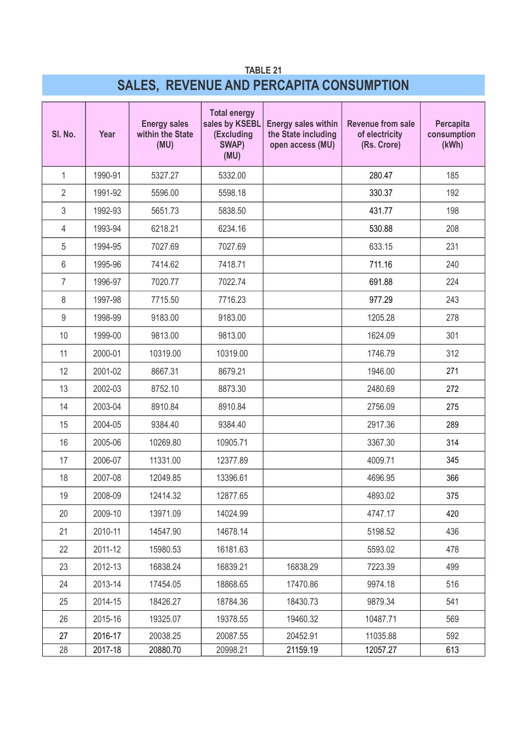TABLE 21

## SALES, REVENUE AND PERCAPITA CONSUMPTION

| Sl. No. | Year | Energy sales within the State (MU) | Total energy sales by KSEBL (Excluding SWAP) (MU) | Energy sales within the State including open access (MU) | Revenue from sale of electricity (Rs. Crore) | Percapita consumption (kWh) |
|---|---|---|---|---|---|---|
| 1 | 1990-91 | 5327.27 | 5332.00 | | 280.47 | 185 |
| 2 | 1991-92 | 5596.00 | 5598.18 | | 330.37 | 192 |
| 3 | 1992-93 | 5651.73 | 5838.50 | | 431.77 | 198 |
| 4 | 1993-94 | 6218.21 | 6234.16 | | 530.88 | 208 |
| 5 | 1994-95 | 7027.69 | 7027.69 | | 633.15 | 231 |
| 6 | 1995-96 | 7414.62 | 7418.71 | | 711.16 | 240 |
| 7 | 1996-97 | 7020.77 | 7022.74 | | 691.88 | 224 |
| 8 | 1997-98 | 7715.50 | 7716.23 | | 977.29 | 243 |
| 9 | 1998-99 | 9183.00 | 9183.00 | | 1205.28 | 278 |
| 10 | 1999-00 | 9813.00 | 9813.00 | | 1624.09 | 301 |
| 11 | 2000-01 | 10319.00 | 10319.00 | | 1746.79 | 312 |
| 12 | 2001-02 | 8667.31 | 8679.21 | | 1946.00 | 271 |
| 13 | 2002-03 | 8752.10 | 8873.30 | | 2480.69 | 272 |
| 14 | 2003-04 | 8910.84 | 8910.84 | | 2756.09 | 275 |
| 15 | 2004-05 | 9384.40 | 9384.40 | | 2917.36 | 289 |
| 16 | 2005-06 | 10269.80 | 10905.71 | | 3367.30 | 314 |
| 17 | 2006-07 | 11331.00 | 12377.89 | | 4009.71 | 345 |
| 18 | 2007-08 | 12049.85 | 13396.61 | | 4696.95 | 366 |
| 19 | 2008-09 | 12414.32 | 12877.65 | | 4893.02 | 375 |
| 20 | 2009-10 | 13971.09 | 14024.99 | | 4747.17 | 420 |
| 21 | 2010-11 | 14547.90 | 14678.14 | | 5198.52 | 436 |
| 22 | 2011-12 | 15980.53 | 16181.63 | | 5593.02 | 478 |
| 23 | 2012-13 | 16838.24 | 16839.21 | 16838.29 | 7223.39 | 499 |
| 24 | 2013-14 | 17454.05 | 18868.65 | 17470.86 | 9974.18 | 516 |
| 25 | 2014-15 | 18426.27 | 18784.36 | 18430.73 | 9879.34 | 541 |
| 26 | 2015-16 | 19325.07 | 19378.55 | 19460.32 | 10487.71 | 569 |
| 27 | 2016-17 | 20038.25 | 20087.55 | 20452.91 | 11035.88 | 592 |
| 28 | 2017-18 | 20880.70 | 20998.21 | 21159.19 | 12057.27 | 613 |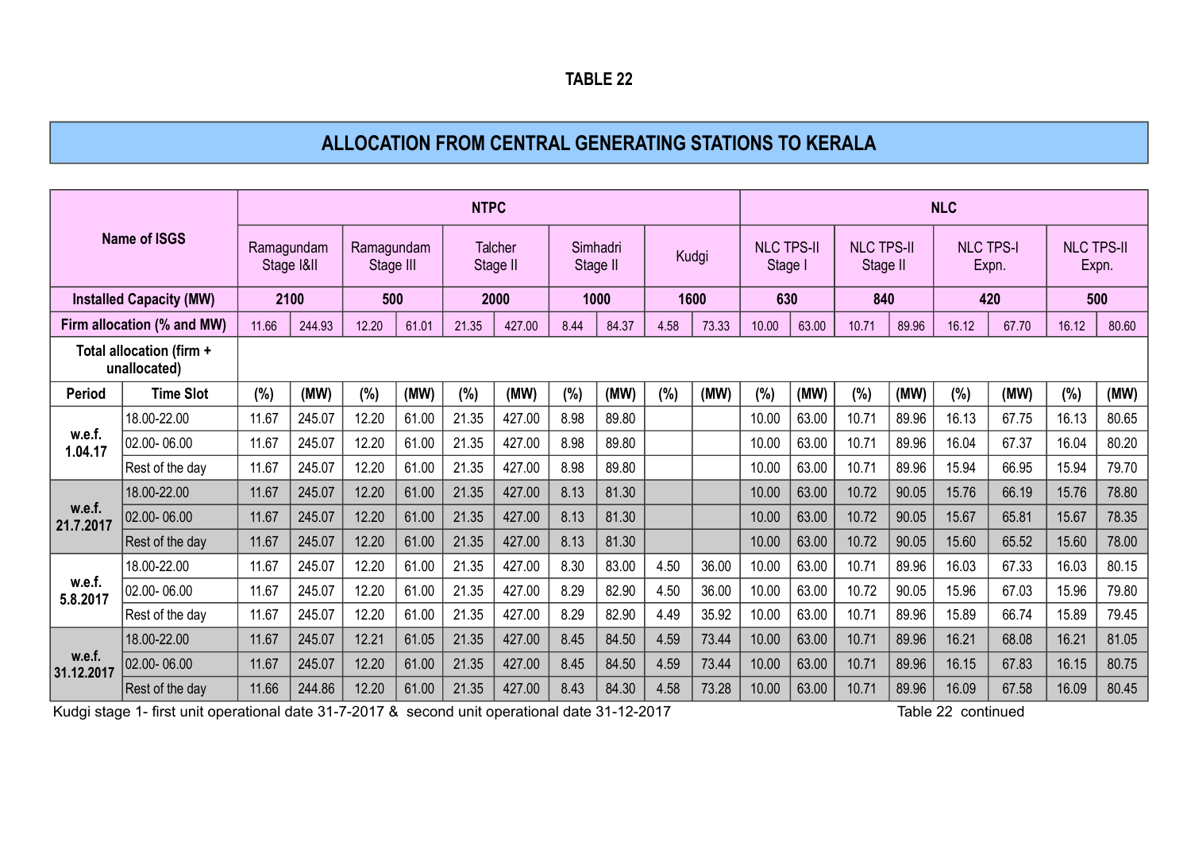**TABLE 22**

## ALLOCATION FROM CENTRAL GENERATING STATIONS TO KERALA

| Name of ISGS | | NTPC | | | | | | | | | | NLC | | | | | | | |
|---|---|---|---|---|---|---|---|---|---|---|---|---|---|---|---|---|---|---|---|
| | | Ramagundam Stage I&II | | Ramagundam Stage III | | Talcher Stage II | | Simhadri Stage II | | Kudgi | | NLC TPS-II Stage I | | NLC TPS-II Stage II | | NLC TPS-I Expn. | | NLC TPS-II Expn. | |
| Installed Capacity (MW) | | 2100 | | 500 | | 2000 | | 1000 | | 1600 | | 630 | | 840 | | 420 | | 500 | |
| Firm allocation (% and MW) | | 11.66 | 244.93 | 12.20 | 61.01 | 21.35 | 427.00 | 8.44 | 84.37 | 4.58 | 73.33 | 10.00 | 63.00 | 10.71 | 89.96 | 16.12 | 67.70 | 16.12 | 80.60 |
| Total allocation (firm + unallocated) | | | | | | | | | | | | | | | | | | | |
| Period | Time Slot | (%) | (MW) | (%) | (MW) | (%) | (MW) | (%) | (MW) | (%) | (MW) | (%) | (MW) | (%) | (MW) | (%) | (MW) | (%) | (MW) |
| w.e.f. 1.04.17 | 18.00-22.00 | 11.67 | 245.07 | 12.20 | 61.00 | 21.35 | 427.00 | 8.98 | 89.80 | | | 10.00 | 63.00 | 10.71 | 89.96 | 16.13 | 67.75 | 16.13 | 80.65 |
| | 02.00- 06.00 | 11.67 | 245.07 | 12.20 | 61.00 | 21.35 | 427.00 | 8.98 | 89.80 | | | 10.00 | 63.00 | 10.71 | 89.96 | 16.04 | 67.37 | 16.04 | 80.20 |
| | Rest of the day | 11.67 | 245.07 | 12.20 | 61.00 | 21.35 | 427.00 | 8.98 | 89.80 | | | 10.00 | 63.00 | 10.71 | 89.96 | 15.94 | 66.95 | 15.94 | 79.70 |
| w.e.f. 21.7.2017 | 18.00-22.00 | 11.67 | 245.07 | 12.20 | 61.00 | 21.35 | 427.00 | 8.13 | 81.30 | | | 10.00 | 63.00 | 10.72 | 90.05 | 15.76 | 66.19 | 15.76 | 78.80 |
| | 02.00- 06.00 | 11.67 | 245.07 | 12.20 | 61.00 | 21.35 | 427.00 | 8.13 | 81.30 | | | 10.00 | 63.00 | 10.72 | 90.05 | 15.67 | 65.81 | 15.67 | 78.35 |
| | Rest of the day | 11.67 | 245.07 | 12.20 | 61.00 | 21.35 | 427.00 | 8.13 | 81.30 | | | 10.00 | 63.00 | 10.72 | 90.05 | 15.60 | 65.52 | 15.60 | 78.00 |
| w.e.f. 5.8.2017 | 18.00-22.00 | 11.67 | 245.07 | 12.20 | 61.00 | 21.35 | 427.00 | 8.30 | 83.00 | 4.50 | 36.00 | 10.00 | 63.00 | 10.71 | 89.96 | 16.03 | 67.33 | 16.03 | 80.15 |
| | 02.00- 06.00 | 11.67 | 245.07 | 12.20 | 61.00 | 21.35 | 427.00 | 8.29 | 82.90 | 4.50 | 36.00 | 10.00 | 63.00 | 10.72 | 90.05 | 15.96 | 67.03 | 15.96 | 79.80 |
| | Rest of the day | 11.67 | 245.07 | 12.20 | 61.00 | 21.35 | 427.00 | 8.29 | 82.90 | 4.49 | 35.92 | 10.00 | 63.00 | 10.71 | 89.96 | 15.89 | 66.74 | 15.89 | 79.45 |
| w.e.f. 31.12.2017 | 18.00-22.00 | 11.67 | 245.07 | 12.21 | 61.05 | 21.35 | 427.00 | 8.45 | 84.50 | 4.59 | 73.44 | 10.00 | 63.00 | 10.71 | 89.96 | 16.21 | 68.08 | 16.21 | 81.05 |
| | 02.00- 06.00 | 11.67 | 245.07 | 12.20 | 61.00 | 21.35 | 427.00 | 8.45 | 84.50 | 4.59 | 73.44 | 10.00 | 63.00 | 10.71 | 89.96 | 16.15 | 67.83 | 16.15 | 80.75 |
| | Rest of the day | 11.66 | 244.86 | 12.20 | 61.00 | 21.35 | 427.00 | 8.43 | 84.30 | 4.58 | 73.28 | 10.00 | 63.00 | 10.71 | 89.96 | 16.09 | 67.58 | 16.09 | 80.45 |

Kudgi stage 1- first unit operational date 31-7-2017 & second unit operational date 31-12-2017

Table 22 continued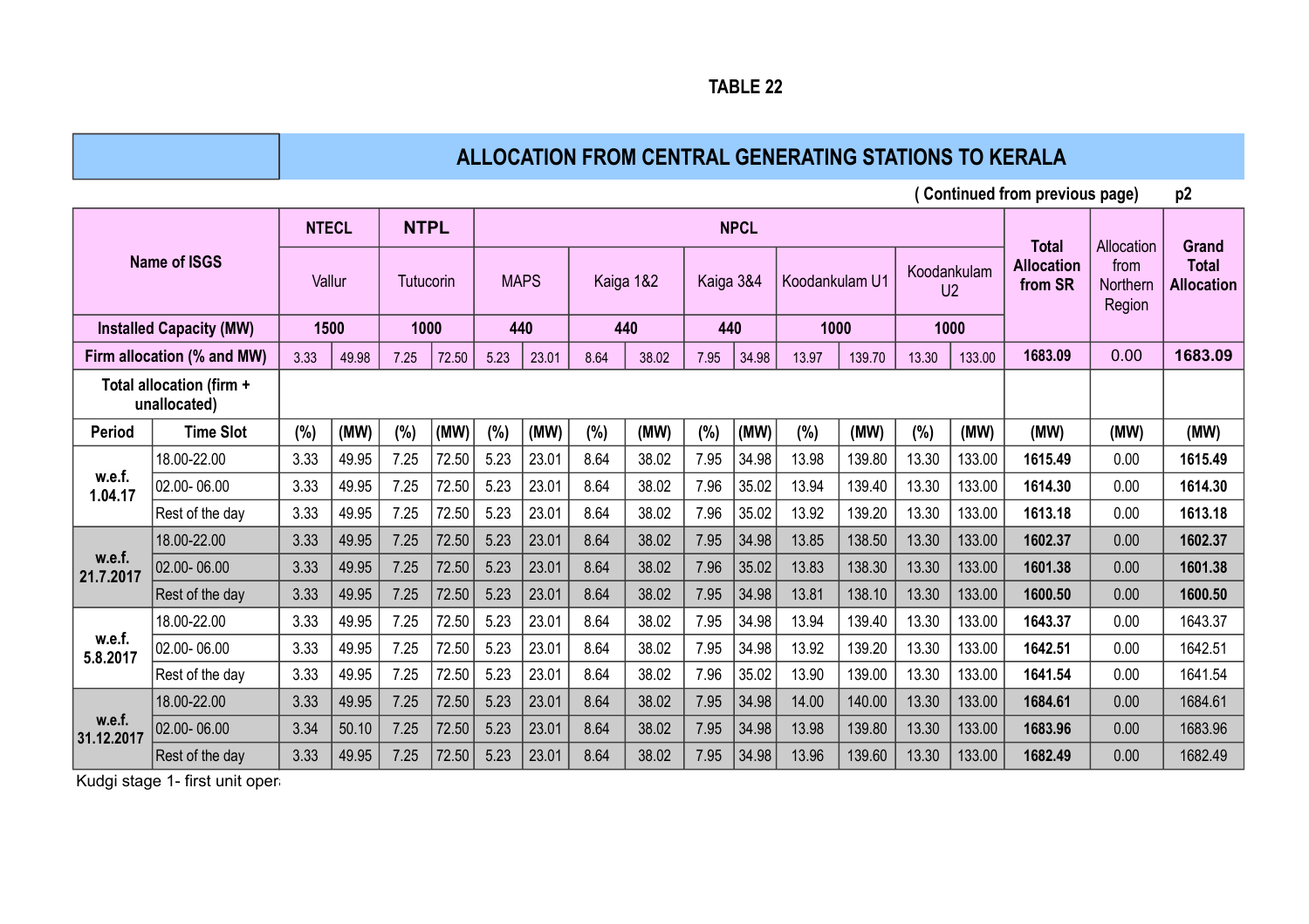TABLE 22

## ALLOCATION FROM CENTRAL GENERATING STATIONS TO KERALA

( Continued from previous page) p2

| Name of ISGS | | NTECL | | NTPL | | NPCL | | | | | | | | | | Total Allocation from SR | Allocation from Northern Region | Grand Total Allocation |
|---|---|---|---|---|---|---|---|---|---|---|---|---|---|---|---|---|---|---|
| | | Vallur | | Tutucorin | | MAPS | | Kaiga 1&2 | | Kaiga 3&4 | | Koodankulam U1 | | Koodankulam U2 | | | | |
| Installed Capacity (MW) | | 1500 | | 1000 | | 440 | | 440 | | 440 | | 1000 | | 1000 | | | | |
| Firm allocation (% and MW) | | 3.33 | 49.98 | 7.25 | 72.50 | 5.23 | 23.01 | 8.64 | 38.02 | 7.95 | 34.98 | 13.97 | 139.70 | 13.30 | 133.00 | 1683.09 | 0.00 | 1683.09 |
| Total allocation (firm + unallocated) | | | | | | | | | | | | | | | | | | |
| Period | Time Slot | (%) | (MW) | (%) | (MW) | (%) | (MW) | (%) | (MW) | (%) | (MW) | (%) | (MW) | (%) | (MW) | (MW) | (MW) | (MW) |
| w.e.f. 1.04.17 | 18.00-22.00 | 3.33 | 49.95 | 7.25 | 72.50 | 5.23 | 23.01 | 8.64 | 38.02 | 7.95 | 34.98 | 13.98 | 139.80 | 13.30 | 133.00 | 1615.49 | 0.00 | 1615.49 |
| | 02.00- 06.00 | 3.33 | 49.95 | 7.25 | 72.50 | 5.23 | 23.01 | 8.64 | 38.02 | 7.96 | 35.02 | 13.94 | 139.40 | 13.30 | 133.00 | 1614.30 | 0.00 | 1614.30 |
| | Rest of the day | 3.33 | 49.95 | 7.25 | 72.50 | 5.23 | 23.01 | 8.64 | 38.02 | 7.96 | 35.02 | 13.92 | 139.20 | 13.30 | 133.00 | 1613.18 | 0.00 | 1613.18 |
| w.e.f. 21.7.2017 | 18.00-22.00 | 3.33 | 49.95 | 7.25 | 72.50 | 5.23 | 23.01 | 8.64 | 38.02 | 7.95 | 34.98 | 13.85 | 138.50 | 13.30 | 133.00 | 1602.37 | 0.00 | 1602.37 |
| | 02.00- 06.00 | 3.33 | 49.95 | 7.25 | 72.50 | 5.23 | 23.01 | 8.64 | 38.02 | 7.96 | 35.02 | 13.83 | 138.30 | 13.30 | 133.00 | 1601.38 | 0.00 | 1601.38 |
| | Rest of the day | 3.33 | 49.95 | 7.25 | 72.50 | 5.23 | 23.01 | 8.64 | 38.02 | 7.95 | 34.98 | 13.81 | 138.10 | 13.30 | 133.00 | 1600.50 | 0.00 | 1600.50 |
| w.e.f. 5.8.2017 | 18.00-22.00 | 3.33 | 49.95 | 7.25 | 72.50 | 5.23 | 23.01 | 8.64 | 38.02 | 7.95 | 34.98 | 13.94 | 139.40 | 13.30 | 133.00 | 1643.37 | 0.00 | 1643.37 |
| | 02.00- 06.00 | 3.33 | 49.95 | 7.25 | 72.50 | 5.23 | 23.01 | 8.64 | 38.02 | 7.95 | 34.98 | 13.92 | 139.20 | 13.30 | 133.00 | 1642.51 | 0.00 | 1642.51 |
| | Rest of the day | 3.33 | 49.95 | 7.25 | 72.50 | 5.23 | 23.01 | 8.64 | 38.02 | 7.96 | 35.02 | 13.90 | 139.00 | 13.30 | 133.00 | 1641.54 | 0.00 | 1641.54 |
| w.e.f. 31.12.2017 | 18.00-22.00 | 3.33 | 49.95 | 7.25 | 72.50 | 5.23 | 23.01 | 8.64 | 38.02 | 7.95 | 34.98 | 14.00 | 140.00 | 13.30 | 133.00 | 1684.61 | 0.00 | 1684.61 |
| | 02.00- 06.00 | 3.34 | 50.10 | 7.25 | 72.50 | 5.23 | 23.01 | 8.64 | 38.02 | 7.95 | 34.98 | 13.98 | 139.80 | 13.30 | 133.00 | 1683.96 | 0.00 | 1683.96 |
| | Rest of the day | 3.33 | 49.95 | 7.25 | 72.50 | 5.23 | 23.01 | 8.64 | 38.02 | 7.95 | 34.98 | 13.96 | 139.60 | 13.30 | 133.00 | 1682.49 | 0.00 | 1682.49 |

Kudgi stage 1- first unit oper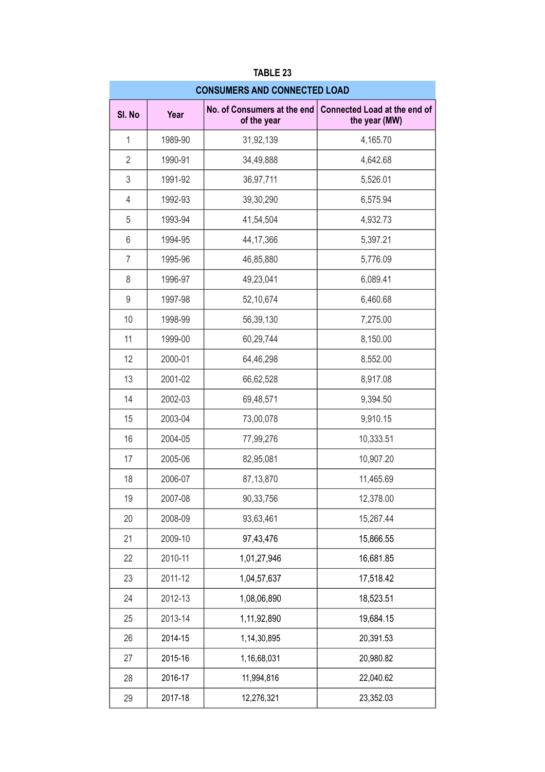**TABLE 23**

| CONSUMERS AND CONNECTED LOAD | | | |
|---|---|---|---|
| **Sl. No** | **Year** | **No. of Consumers at the end of the year** | **Connected Load at the end of the year (MW)** |
| 1 | 1989-90 | 31,92,139 | 4,165.70 |
| 2 | 1990-91 | 34,49,888 | 4,642.68 |
| 3 | 1991-92 | 36,97,711 | 5,526.01 |
| 4 | 1992-93 | 39,30,290 | 6,575.94 |
| 5 | 1993-94 | 41,54,504 | 4,932.73 |
| 6 | 1994-95 | 44,17,366 | 5,397.21 |
| 7 | 1995-96 | 46,85,880 | 5,776.09 |
| 8 | 1996-97 | 49,23,041 | 6,089.41 |
| 9 | 1997-98 | 52,10,674 | 6,460.68 |
| 10 | 1998-99 | 56,39,130 | 7,275.00 |
| 11 | 1999-00 | 60,29,744 | 8,150.00 |
| 12 | 2000-01 | 64,46,298 | 8,552.00 |
| 13 | 2001-02 | 66,62,528 | 8,917.08 |
| 14 | 2002-03 | 69,48,571 | 9,394.50 |
| 15 | 2003-04 | 73,00,078 | 9,910.15 |
| 16 | 2004-05 | 77,99,276 | 10,333.51 |
| 17 | 2005-06 | 82,95,081 | 10,907.20 |
| 18 | 2006-07 | 87,13,870 | 11,465.69 |
| 19 | 2007-08 | 90,33,756 | 12,378.00 |
| 20 | 2008-09 | 93,63,461 | 15,267.44 |
| 21 | 2009-10 | 97,43,476 | 15,866.55 |
| 22 | 2010-11 | 1,01,27,946 | 16,681.85 |
| 23 | 2011-12 | 1,04,57,637 | 17,518.42 |
| 24 | 2012-13 | 1,08,06,890 | 18,523.51 |
| 25 | 2013-14 | 1,11,92,890 | 19,684.15 |
| 26 | 2014-15 | 1,14,30,895 | 20,391.53 |
| 27 | 2015-16 | 1,16,68,031 | 20,980.82 |
| 28 | 2016-17 | 11,994,816 | 22,040.62 |
| 29 | 2017-18 | 12,276,321 | 23,352.03 |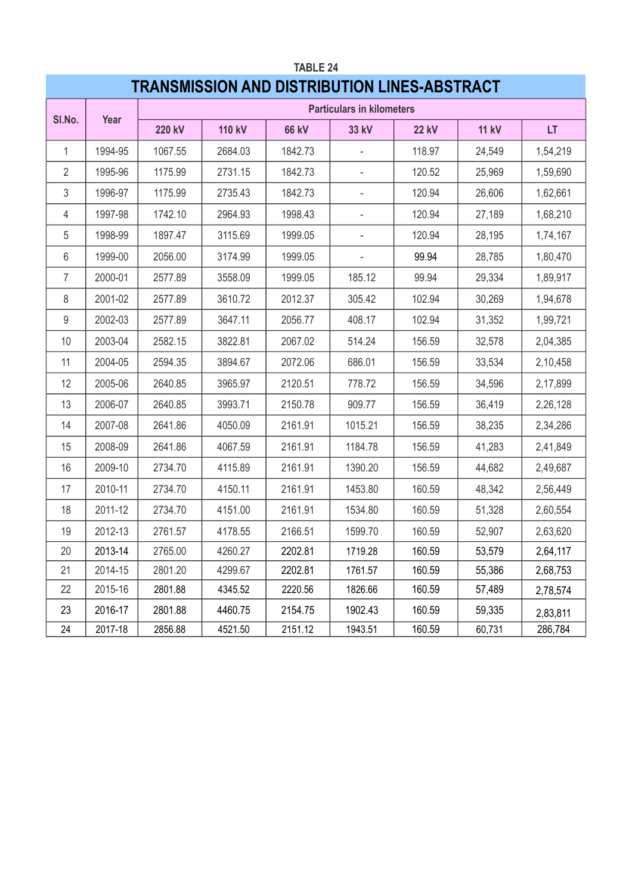TABLE 24

# TRANSMISSION AND DISTRIBUTION LINES-ABSTRACT

| Sl.No. | Year | Particulars in kilometers | | | | | | |
|---|---|---|---|---|---|---|---|---|
| | | 220 kV | 110 kV | 66 kV | 33 kV | 22 kV | 11 kV | LT |
| 1 | 1994-95 | 1067.55 | 2684.03 | 1842.73 | - | 118.97 | 24,549 | 1,54,219 |
| 2 | 1995-96 | 1175.99 | 2731.15 | 1842.73 | - | 120.52 | 25,969 | 1,59,690 |
| 3 | 1996-97 | 1175.99 | 2735.43 | 1842.73 | - | 120.94 | 26,606 | 1,62,661 |
| 4 | 1997-98 | 1742.10 | 2964.93 | 1998.43 | - | 120.94 | 27,189 | 1,68,210 |
| 5 | 1998-99 | 1897.47 | 3115.69 | 1999.05 | - | 120.94 | 28,195 | 1,74,167 |
| 6 | 1999-00 | 2056.00 | 3174.99 | 1999.05 | - | 99.94 | 28,785 | 1,80,470 |
| 7 | 2000-01 | 2577.89 | 3558.09 | 1999.05 | 185.12 | 99.94 | 29,334 | 1,89,917 |
| 8 | 2001-02 | 2577.89 | 3610.72 | 2012.37 | 305.42 | 102.94 | 30,269 | 1,94,678 |
| 9 | 2002-03 | 2577.89 | 3647.11 | 2056.77 | 408.17 | 102.94 | 31,352 | 1,99,721 |
| 10 | 2003-04 | 2582.15 | 3822.81 | 2067.02 | 514.24 | 156.59 | 32,578 | 2,04,385 |
| 11 | 2004-05 | 2594.35 | 3894.67 | 2072.06 | 686.01 | 156.59 | 33,534 | 2,10,458 |
| 12 | 2005-06 | 2640.85 | 3965.97 | 2120.51 | 778.72 | 156.59 | 34,596 | 2,17,899 |
| 13 | 2006-07 | 2640.85 | 3993.71 | 2150.78 | 909.77 | 156.59 | 36,419 | 2,26,128 |
| 14 | 2007-08 | 2641.86 | 4050.09 | 2161.91 | 1015.21 | 156.59 | 38,235 | 2,34,286 |
| 15 | 2008-09 | 2641.86 | 4067.59 | 2161.91 | 1184.78 | 156.59 | 41,283 | 2,41,849 |
| 16 | 2009-10 | 2734.70 | 4115.89 | 2161.91 | 1390.20 | 156.59 | 44,682 | 2,49,687 |
| 17 | 2010-11 | 2734.70 | 4150.11 | 2161.91 | 1453.80 | 160.59 | 48,342 | 2,56,449 |
| 18 | 2011-12 | 2734.70 | 4151.00 | 2161.91 | 1534.80 | 160.59 | 51,328 | 2,60,554 |
| 19 | 2012-13 | 2761.57 | 4178.55 | 2166.51 | 1599.70 | 160.59 | 52,907 | 2,63,620 |
| 20 | 2013-14 | 2765.00 | 4260.27 | 2202.81 | 1719.28 | 160.59 | 53,579 | 2,64,117 |
| 21 | 2014-15 | 2801.20 | 4299.67 | 2202.81 | 1761.57 | 160.59 | 55,386 | 2,68,753 |
| 22 | 2015-16 | 2801.88 | 4345.52 | 2220.56 | 1826.66 | 160.59 | 57,489 | 2,78,574 |
| 23 | 2016-17 | 2801.88 | 4460.75 | 2154.75 | 1902.43 | 160.59 | 59,335 | 2,83,811 |
| 24 | 2017-18 | 2856.88 | 4521.50 | 2151.12 | 1943.51 | 160.59 | 60,731 | 286,784 |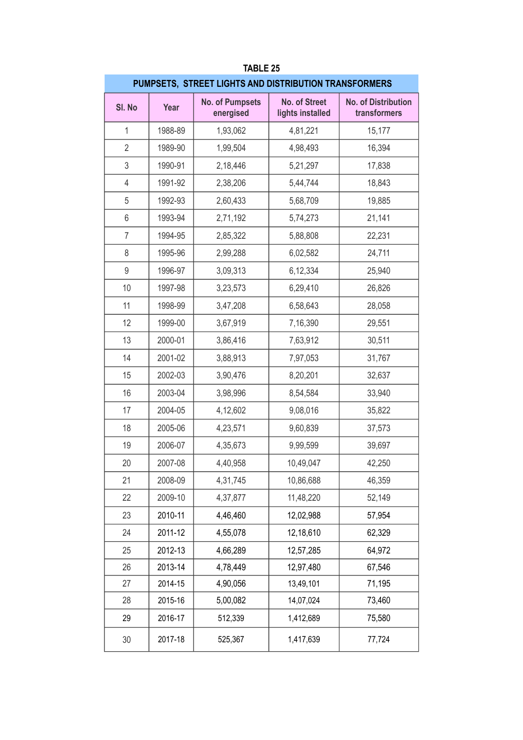**TABLE 25**

| PUMPSETS, STREET LIGHTS AND DISTRIBUTION TRANSFORMERS | | | | |
|---|---|---|---|---|
| Sl. No | Year | No. of Pumpsets energised | No. of Street lights installed | No. of Distribution transformers |
| 1 | 1988-89 | 1,93,062 | 4,81,221 | 15,177 |
| 2 | 1989-90 | 1,99,504 | 4,98,493 | 16,394 |
| 3 | 1990-91 | 2,18,446 | 5,21,297 | 17,838 |
| 4 | 1991-92 | 2,38,206 | 5,44,744 | 18,843 |
| 5 | 1992-93 | 2,60,433 | 5,68,709 | 19,885 |
| 6 | 1993-94 | 2,71,192 | 5,74,273 | 21,141 |
| 7 | 1994-95 | 2,85,322 | 5,88,808 | 22,231 |
| 8 | 1995-96 | 2,99,288 | 6,02,582 | 24,711 |
| 9 | 1996-97 | 3,09,313 | 6,12,334 | 25,940 |
| 10 | 1997-98 | 3,23,573 | 6,29,410 | 26,826 |
| 11 | 1998-99 | 3,47,208 | 6,58,643 | 28,058 |
| 12 | 1999-00 | 3,67,919 | 7,16,390 | 29,551 |
| 13 | 2000-01 | 3,86,416 | 7,63,912 | 30,511 |
| 14 | 2001-02 | 3,88,913 | 7,97,053 | 31,767 |
| 15 | 2002-03 | 3,90,476 | 8,20,201 | 32,637 |
| 16 | 2003-04 | 3,98,996 | 8,54,584 | 33,940 |
| 17 | 2004-05 | 4,12,602 | 9,08,016 | 35,822 |
| 18 | 2005-06 | 4,23,571 | 9,60,839 | 37,573 |
| 19 | 2006-07 | 4,35,673 | 9,99,599 | 39,697 |
| 20 | 2007-08 | 4,40,958 | 10,49,047 | 42,250 |
| 21 | 2008-09 | 4,31,745 | 10,86,688 | 46,359 |
| 22 | 2009-10 | 4,37,877 | 11,48,220 | 52,149 |
| 23 | 2010-11 | 4,46,460 | 12,02,988 | 57,954 |
| 24 | 2011-12 | 4,55,078 | 12,18,610 | 62,329 |
| 25 | 2012-13 | 4,66,289 | 12,57,285 | 64,972 |
| 26 | 2013-14 | 4,78,449 | 12,97,480 | 67,546 |
| 27 | 2014-15 | 4,90,056 | 13,49,101 | 71,195 |
| 28 | 2015-16 | 5,00,082 | 14,07,024 | 73,460 |
| 29 | 2016-17 | 512,339 | 1,412,689 | 75,580 |
| 30 | 2017-18 | 525,367 | 1,417,639 | 77,724 |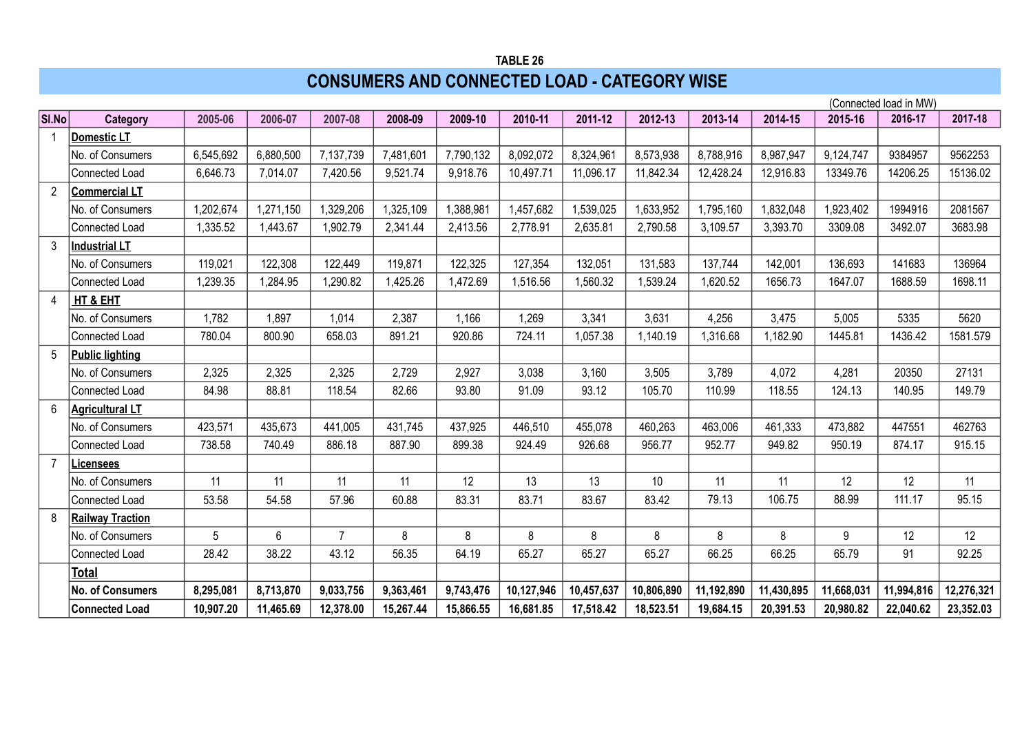TABLE 26

## CONSUMERS AND CONNECTED LOAD - CATEGORY WISE

(Connected load in MW)

| Sl.No | Category | 2005-06 | 2006-07 | 2007-08 | 2008-09 | 2009-10 | 2010-11 | 2011-12 | 2012-13 | 2013-14 | 2014-15 | 2015-16 | 2016-17 | 2017-18 |
|---|---|---|---|---|---|---|---|---|---|---|---|---|---|---|
| 1 | **Domestic LT** | | | | | | | | | | | | | |
| | No. of Consumers | 6,545,692 | 6,880,500 | 7,137,739 | 7,481,601 | 7,790,132 | 8,092,072 | 8,324,961 | 8,573,938 | 8,788,916 | 8,987,947 | 9,124,747 | 9384957 | 9562253 |
| | Connected Load | 6,646.73 | 7,014.07 | 7,420.56 | 9,521.74 | 9,918.76 | 10,497.71 | 11,096.17 | 11,842.34 | 12,428.24 | 12,916.83 | 13349.76 | 14206.25 | 15136.02 |
| 2 | **Commercial LT** | | | | | | | | | | | | | |
| | No. of Consumers | 1,202,674 | 1,271,150 | 1,329,206 | 1,325,109 | 1,388,981 | 1,457,682 | 1,539,025 | 1,633,952 | 1,795,160 | 1,832,048 | 1,923,402 | 1994916 | 2081567 |
| | Connected Load | 1,335.52 | 1,443.67 | 1,902.79 | 2,341.44 | 2,413.56 | 2,778.91 | 2,635.81 | 2,790.58 | 3,109.57 | 3,393.70 | 3309.08 | 3492.07 | 3683.98 |
| 3 | **Industrial LT** | | | | | | | | | | | | | |
| | No. of Consumers | 119,021 | 122,308 | 122,449 | 119,871 | 122,325 | 127,354 | 132,051 | 131,583 | 137,744 | 142,001 | 136,693 | 141683 | 136964 |
| | Connected Load | 1,239.35 | 1,284.95 | 1,290.82 | 1,425.26 | 1,472.69 | 1,516.56 | 1,560.32 | 1,539.24 | 1,620.52 | 1656.73 | 1647.07 | 1688.59 | 1698.11 |
| 4 | **HT & EHT** | | | | | | | | | | | | | |
| | No. of Consumers | 1,782 | 1,897 | 1,014 | 2,387 | 1,166 | 1,269 | 3,341 | 3,631 | 4,256 | 3,475 | 5,005 | 5335 | 5620 |
| | Connected Load | 780.04 | 800.90 | 658.03 | 891.21 | 920.86 | 724.11 | 1,057.38 | 1,140.19 | 1,316.68 | 1,182.90 | 1445.81 | 1436.42 | 1581.579 |
| 5 | **Public lighting** | | | | | | | | | | | | | |
| | No. of Consumers | 2,325 | 2,325 | 2,325 | 2,729 | 2,927 | 3,038 | 3,160 | 3,505 | 3,789 | 4,072 | 4,281 | 20350 | 27131 |
| | Connected Load | 84.98 | 88.81 | 118.54 | 82.66 | 93.80 | 91.09 | 93.12 | 105.70 | 110.99 | 118.55 | 124.13 | 140.95 | 149.79 |
| 6 | **Agricultural LT** | | | | | | | | | | | | | |
| | No. of Consumers | 423,571 | 435,673 | 441,005 | 431,745 | 437,925 | 446,510 | 455,078 | 460,263 | 463,006 | 461,333 | 473,882 | 447551 | 462763 |
| | Connected Load | 738.58 | 740.49 | 886.18 | 887.90 | 899.38 | 924.49 | 926.68 | 956.77 | 952.77 | 949.82 | 950.19 | 874.17 | 915.15 |
| 7 | **Licensees** | | | | | | | | | | | | | |
| | No. of Consumers | 11 | 11 | 11 | 11 | 12 | 13 | 13 | 10 | 11 | 11 | 12 | 12 | 11 |
| | Connected Load | 53.58 | 54.58 | 57.96 | 60.88 | 83.31 | 83.71 | 83.67 | 83.42 | 79.13 | 106.75 | 88.99 | 111.17 | 95.15 |
| 8 | **Railway Traction** | | | | | | | | | | | | | |
| | No. of Consumers | 5 | 6 | 7 | 8 | 8 | 8 | 8 | 8 | 8 | 8 | 9 | 12 | 12 |
| | Connected Load | 28.42 | 38.22 | 43.12 | 56.35 | 64.19 | 65.27 | 65.27 | 65.27 | 66.25 | 66.25 | 65.79 | 91 | 92.25 |
| | **Total** | | | | | | | | | | | | | |
| | **No. of Consumers** | **8,295,081** | **8,713,870** | **9,033,756** | **9,363,461** | **9,743,476** | **10,127,946** | **10,457,637** | **10,806,890** | **11,192,890** | **11,430,895** | **11,668,031** | **11,994,816** | **12,276,321** |
| | **Connected Load** | **10,907.20** | **11,465.69** | **12,378.00** | **15,267.44** | **15,866.55** | **16,681.85** | **17,518.42** | **18,523.51** | **19,684.15** | **20,391.53** | **20,980.82** | **22,040.62** | **23,352.03** |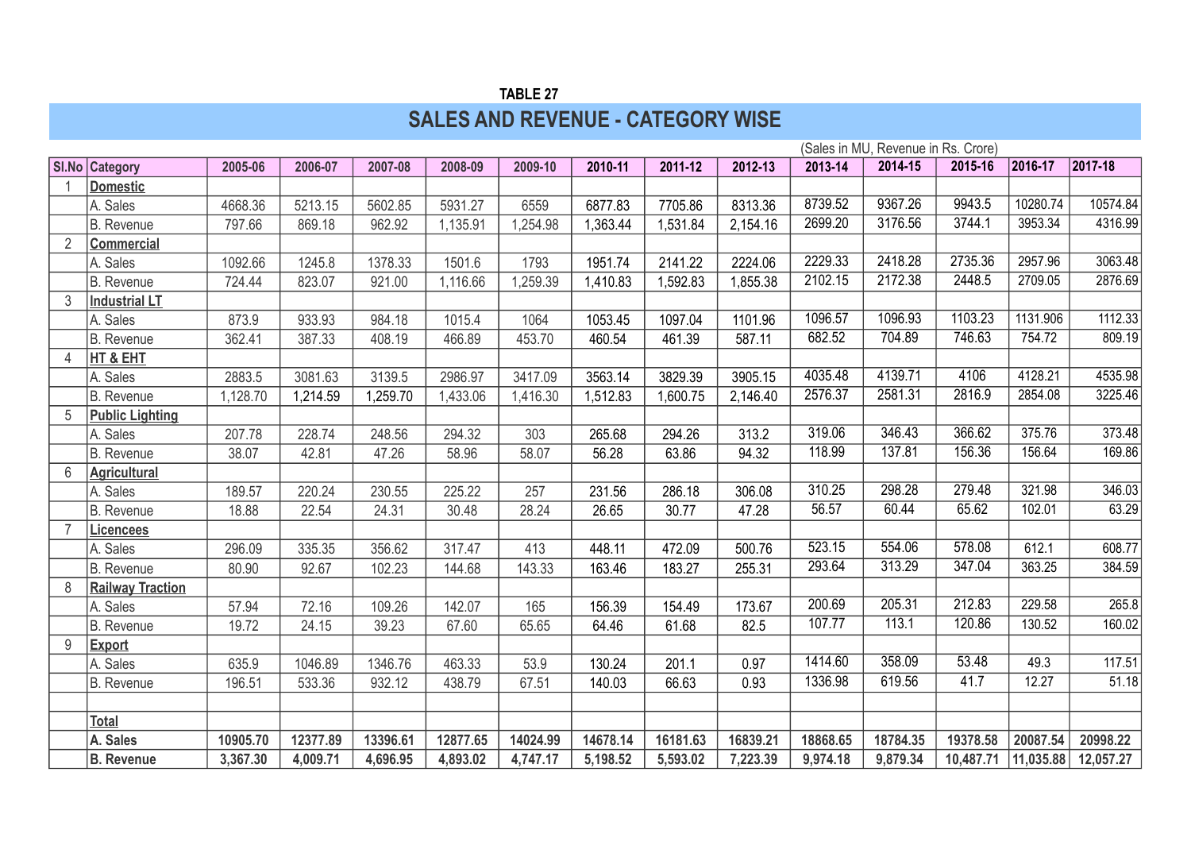TABLE 27

## SALES AND REVENUE - CATEGORY WISE

(Sales in MU, Revenue in Rs. Crore)

| Sl.No | Category | 2005-06 | 2006-07 | 2007-08 | 2008-09 | 2009-10 | 2010-11 | 2011-12 | 2012-13 | 2013-14 | 2014-15 | 2015-16 | 2016-17 | 2017-18 |
|---|---|---|---|---|---|---|---|---|---|---|---|---|---|---|
| 1 | **Domestic** | | | | | | | | | | | | | |
| | A. Sales | 4668.36 | 5213.15 | 5602.85 | 5931.27 | 6559 | 6877.83 | 7705.86 | 8313.36 | 8739.52 | 9367.26 | 9943.5 | 10280.74 | 10574.84 |
| | B. Revenue | 797.66 | 869.18 | 962.92 | 1,135.91 | 1,254.98 | 1,363.44 | 1,531.84 | 2,154.16 | 2699.20 | 3176.56 | 3744.1 | 3953.34 | 4316.99 |
| 2 | **Commercial** | | | | | | | | | | | | | |
| | A. Sales | 1092.66 | 1245.8 | 1378.33 | 1501.6 | 1793 | 1951.74 | 2141.22 | 2224.06 | 2229.33 | 2418.28 | 2735.36 | 2957.96 | 3063.48 |
| | B. Revenue | 724.44 | 823.07 | 921.00 | 1,116.66 | 1,259.39 | 1,410.83 | 1,592.83 | 1,855.38 | 2102.15 | 2172.38 | 2448.5 | 2709.05 | 2876.69 |
| 3 | **Industrial LT** | | | | | | | | | | | | | |
| | A. Sales | 873.9 | 933.93 | 984.18 | 1015.4 | 1064 | 1053.45 | 1097.04 | 1101.96 | 1096.57 | 1096.93 | 1103.23 | 1131.906 | 1112.33 |
| | B. Revenue | 362.41 | 387.33 | 408.19 | 466.89 | 453.70 | 460.54 | 461.39 | 587.11 | 682.52 | 704.89 | 746.63 | 754.72 | 809.19 |
| 4 | **HT & EHT** | | | | | | | | | | | | | |
| | A. Sales | 2883.5 | 3081.63 | 3139.5 | 2986.97 | 3417.09 | 3563.14 | 3829.39 | 3905.15 | 4035.48 | 4139.71 | 4106 | 4128.21 | 4535.98 |
| | B. Revenue | 1,128.70 | 1,214.59 | 1,259.70 | 1,433.06 | 1,416.30 | 1,512.83 | 1,600.75 | 2,146.40 | 2576.37 | 2581.31 | 2816.9 | 2854.08 | 3225.46 |
| 5 | **Public Lighting** | | | | | | | | | | | | | |
| | A. Sales | 207.78 | 228.74 | 248.56 | 294.32 | 303 | 265.68 | 294.26 | 313.2 | 319.06 | 346.43 | 366.62 | 375.76 | 373.48 |
| | B. Revenue | 38.07 | 42.81 | 47.26 | 58.96 | 58.07 | 56.28 | 63.86 | 94.32 | 118.99 | 137.81 | 156.36 | 156.64 | 169.86 |
| 6 | **Agricultural** | | | | | | | | | | | | | |
| | A. Sales | 189.57 | 220.24 | 230.55 | 225.22 | 257 | 231.56 | 286.18 | 306.08 | 310.25 | 298.28 | 279.48 | 321.98 | 346.03 |
| | B. Revenue | 18.88 | 22.54 | 24.31 | 30.48 | 28.24 | 26.65 | 30.77 | 47.28 | 56.57 | 60.44 | 65.62 | 102.01 | 63.29 |
| 7 | **Licencees** | | | | | | | | | | | | | |
| | A. Sales | 296.09 | 335.35 | 356.62 | 317.47 | 413 | 448.11 | 472.09 | 500.76 | 523.15 | 554.06 | 578.08 | 612.1 | 608.77 |
| | B. Revenue | 80.90 | 92.67 | 102.23 | 144.68 | 143.33 | 163.46 | 183.27 | 255.31 | 293.64 | 313.29 | 347.04 | 363.25 | 384.59 |
| 8 | **Railway Traction** | | | | | | | | | | | | | |
| | A. Sales | 57.94 | 72.16 | 109.26 | 142.07 | 165 | 156.39 | 154.49 | 173.67 | 200.69 | 205.31 | 212.83 | 229.58 | 265.8 |
| | B. Revenue | 19.72 | 24.15 | 39.23 | 67.60 | 65.65 | 64.46 | 61.68 | 82.5 | 107.77 | 113.1 | 120.86 | 130.52 | 160.02 |
| 9 | **Export** | | | | | | | | | | | | | |
| | A. Sales | 635.9 | 1046.89 | 1346.76 | 463.33 | 53.9 | 130.24 | 201.1 | 0.97 | 1414.60 | 358.09 | 53.48 | 49.3 | 117.51 |
| | B. Revenue | 196.51 | 533.36 | 932.12 | 438.79 | 67.51 | 140.03 | 66.63 | 0.93 | 1336.98 | 619.56 | 41.7 | 12.27 | 51.18 |
| | | | | | | | | | | | | | | |
| | **Total** | | | | | | | | | | | | | |
| | **A. Sales** | **10905.70** | **12377.89** | **13396.61** | **12877.65** | **14024.99** | **14678.14** | **16181.63** | **16839.21** | **18868.65** | **18784.35** | **19378.58** | **20087.54** | **20998.22** |
| | **B. Revenue** | **3,367.30** | **4,009.71** | **4,696.95** | **4,893.02** | **4,747.17** | **5,198.52** | **5,593.02** | **7,223.39** | **9,974.18** | **9,879.34** | **10,487.71** | **11,035.88** | **12,057.27** |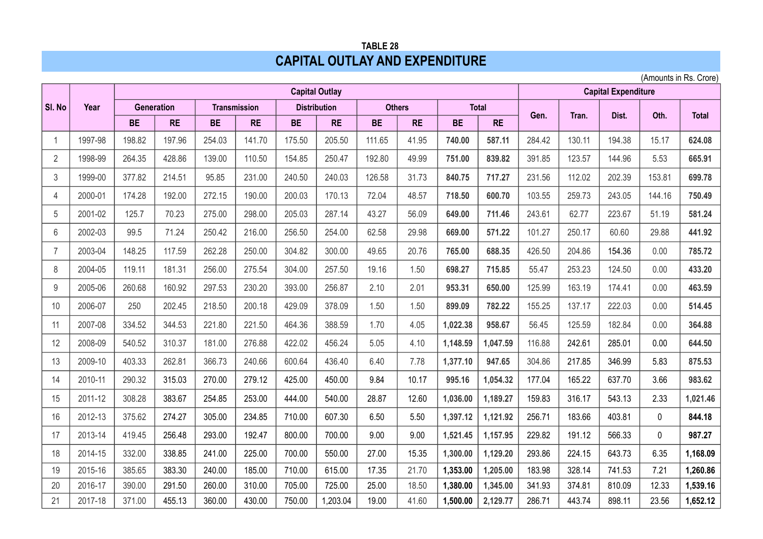TABLE 28

# CAPITAL OUTLAY AND EXPENDITURE

(Amounts in Rs. Crore)

| Sl. No | Year | Capital Outlay | | | | | | | | | | Capital Expenditure | | | | |
|---|---|---|---|---|---|---|---|---|---|---|---|---|---|---|---|---|
| | | Generation | | Transmission | | Distribution | | Others | | Total | | Gen. | Tran. | Dist. | Oth. | Total |
| | | BE | RE | BE | RE | BE | RE | BE | RE | BE | RE | | | | | |
| 1 | 1997-98 | 198.82 | 197.96 | 254.03 | 141.70 | 175.50 | 205.50 | 111.65 | 41.95 | **740.00** | **587.11** | 284.42 | 130.11 | 194.38 | 15.17 | **624.08** |
| 2 | 1998-99 | 264.35 | 428.86 | 139.00 | 110.50 | 154.85 | 250.47 | 192.80 | 49.99 | **751.00** | **839.82** | 391.85 | 123.57 | 144.96 | 5.53 | **665.91** |
| 3 | 1999-00 | 377.82 | 214.51 | 95.85 | 231.00 | 240.50 | 240.03 | 126.58 | 31.73 | **840.75** | **717.27** | 231.56 | 112.02 | 202.39 | 153.81 | **699.78** |
| 4 | 2000-01 | 174.28 | 192.00 | 272.15 | 190.00 | 200.03 | 170.13 | 72.04 | 48.57 | **718.50** | **600.70** | 103.55 | 259.73 | 243.05 | 144.16 | **750.49** |
| 5 | 2001-02 | 125.7 | 70.23 | 275.00 | 298.00 | 205.03 | 287.14 | 43.27 | 56.09 | **649.00** | **711.46** | 243.61 | 62.77 | 223.67 | 51.19 | **581.24** |
| 6 | 2002-03 | 99.5 | 71.24 | 250.42 | 216.00 | 256.50 | 254.00 | 62.58 | 29.98 | **669.00** | **571.22** | 101.27 | 250.17 | 60.60 | 29.88 | **441.92** |
| 7 | 2003-04 | 148.25 | 117.59 | 262.28 | 250.00 | 304.82 | 300.00 | 49.65 | 20.76 | **765.00** | **688.35** | 426.50 | 204.86 | 154.36 | 0.00 | **785.72** |
| 8 | 2004-05 | 119.11 | 181.31 | 256.00 | 275.54 | 304.00 | 257.50 | 19.16 | 1.50 | **698.27** | **715.85** | 55.47 | 253.23 | 124.50 | 0.00 | **433.20** |
| 9 | 2005-06 | 260.68 | 160.92 | 297.53 | 230.20 | 393.00 | 256.87 | 2.10 | 2.01 | **953.31** | **650.00** | 125.99 | 163.19 | 174.41 | 0.00 | **463.59** |
| 10 | 2006-07 | 250 | 202.45 | 218.50 | 200.18 | 429.09 | 378.09 | 1.50 | 1.50 | **899.09** | **782.22** | 155.25 | 137.17 | 222.03 | 0.00 | **514.45** |
| 11 | 2007-08 | 334.52 | 344.53 | 221.80 | 221.50 | 464.36 | 388.59 | 1.70 | 4.05 | **1,022.38** | **958.67** | 56.45 | 125.59 | 182.84 | 0.00 | **364.88** |
| 12 | 2008-09 | 540.52 | 310.37 | 181.00 | 276.88 | 422.02 | 456.24 | 5.05 | 4.10 | **1,148.59** | **1,047.59** | 116.88 | 242.61 | 285.01 | 0.00 | **644.50** |
| 13 | 2009-10 | 403.33 | 262.81 | 366.73 | 240.66 | 600.64 | 436.40 | 6.40 | 7.78 | **1,377.10** | **947.65** | 304.86 | 217.85 | 346.99 | 5.83 | **875.53** |
| 14 | 2010-11 | 290.32 | 315.03 | 270.00 | 279.12 | 425.00 | 450.00 | 9.84 | 10.17 | **995.16** | **1,054.32** | 177.04 | 165.22 | 637.70 | 3.66 | **983.62** |
| 15 | 2011-12 | 308.28 | 383.67 | 254.85 | 253.00 | 444.00 | 540.00 | 28.87 | 12.60 | **1,036.00** | **1,189.27** | 159.83 | 316.17 | 543.13 | 2.33 | **1,021.46** |
| 16 | 2012-13 | 375.62 | 274.27 | 305.00 | 234.85 | 710.00 | 607.30 | 6.50 | 5.50 | **1,397.12** | **1,121.92** | 256.71 | 183.66 | 403.81 | 0 | **844.18** |
| 17 | 2013-14 | 419.45 | 256.48 | 293.00 | 192.47 | 800.00 | 700.00 | 9.00 | 9.00 | **1,521.45** | **1,157.95** | 229.82 | 191.12 | 566.33 | 0 | **987.27** |
| 18 | 2014-15 | 332.00 | 338.85 | 241.00 | 225.00 | 700.00 | 550.00 | 27.00 | 15.35 | **1,300.00** | **1,129.20** | 293.86 | 224.15 | 643.73 | 6.35 | **1,168.09** |
| 19 | 2015-16 | 385.65 | 383.30 | 240.00 | 185.00 | 710.00 | 615.00 | 17.35 | 21.70 | **1,353.00** | **1,205.00** | 183.98 | 328.14 | 741.53 | 7.21 | **1,260.86** |
| 20 | 2016-17 | 390.00 | 291.50 | 260.00 | 310.00 | 705.00 | 725.00 | 25.00 | 18.50 | **1,380.00** | **1,345.00** | 341.93 | 374.81 | 810.09 | 12.33 | **1,539.16** |
| 21 | 2017-18 | 371.00 | 455.13 | 360.00 | 430.00 | 750.00 | 1,203.04 | 19.00 | 41.60 | **1,500.00** | **2,129.77** | 286.71 | 443.74 | 898.11 | 23.56 | **1,652.12** |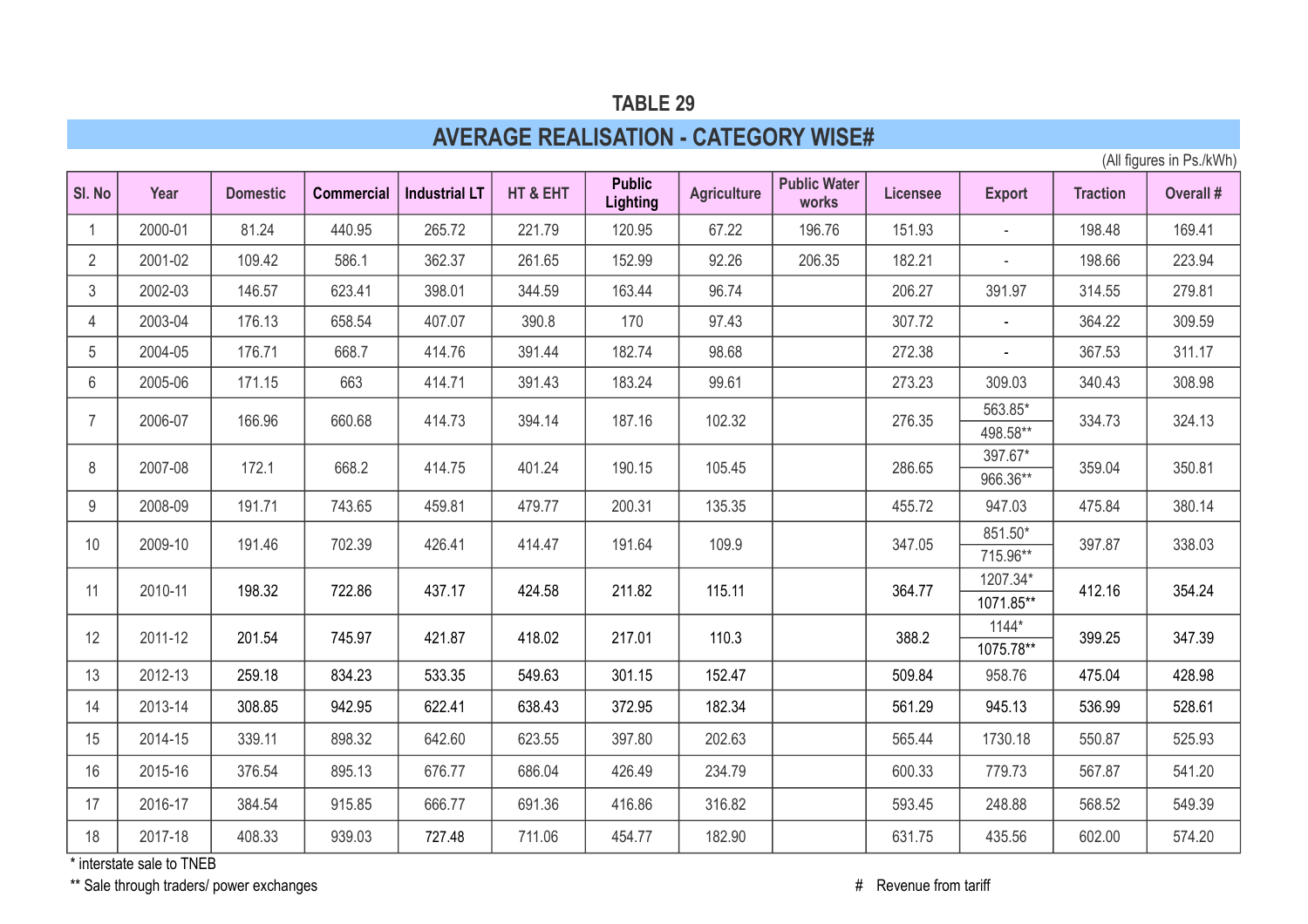# TABLE 29

## AVERAGE REALISATION - CATEGORY WISE#

(All figures in Ps./kWh)

| Sl. No | Year | Domestic | Commercial | Industrial LT | HT & EHT | Public Lighting | Agriculture | Public Water works | Licensee | Export | Traction | Overall # |
|---|---|---|---|---|---|---|---|---|---|---|---|---|
| 1 | 2000-01 | 81.24 | 440.95 | 265.72 | 221.79 | 120.95 | 67.22 | 196.76 | 151.93 | - | 198.48 | 169.41 |
| 2 | 2001-02 | 109.42 | 586.1 | 362.37 | 261.65 | 152.99 | 92.26 | 206.35 | 182.21 | - | 198.66 | 223.94 |
| 3 | 2002-03 | 146.57 | 623.41 | 398.01 | 344.59 | 163.44 | 96.74 | | 206.27 | 391.97 | 314.55 | 279.81 |
| 4 | 2003-04 | 176.13 | 658.54 | 407.07 | 390.8 | 170 | 97.43 | | 307.72 | - | 364.22 | 309.59 |
| 5 | 2004-05 | 176.71 | 668.7 | 414.76 | 391.44 | 182.74 | 98.68 | | 272.38 | - | 367.53 | 311.17 |
| 6 | 2005-06 | 171.15 | 663 | 414.71 | 391.43 | 183.24 | 99.61 | | 273.23 | 309.03 | 340.43 | 308.98 |
| 7 | 2006-07 | 166.96 | 660.68 | 414.73 | 394.14 | 187.16 | 102.32 | | 276.35 | 563.85*<br>498.58** | 334.73 | 324.13 |
| 8 | 2007-08 | 172.1 | 668.2 | 414.75 | 401.24 | 190.15 | 105.45 | | 286.65 | 397.67*<br>966.36** | 359.04 | 350.81 |
| 9 | 2008-09 | 191.71 | 743.65 | 459.81 | 479.77 | 200.31 | 135.35 | | 455.72 | 947.03 | 475.84 | 380.14 |
| 10 | 2009-10 | 191.46 | 702.39 | 426.41 | 414.47 | 191.64 | 109.9 | | 347.05 | 851.50*<br>715.96** | 397.87 | 338.03 |
| 11 | 2010-11 | 198.32 | 722.86 | 437.17 | 424.58 | 211.82 | 115.11 | | 364.77 | 1207.34*<br>1071.85** | 412.16 | 354.24 |
| 12 | 2011-12 | 201.54 | 745.97 | 421.87 | 418.02 | 217.01 | 110.3 | | 388.2 | 1144*<br>1075.78** | 399.25 | 347.39 |
| 13 | 2012-13 | 259.18 | 834.23 | 533.35 | 549.63 | 301.15 | 152.47 | | 509.84 | 958.76 | 475.04 | 428.98 |
| 14 | 2013-14 | 308.85 | 942.95 | 622.41 | 638.43 | 372.95 | 182.34 | | 561.29 | 945.13 | 536.99 | 528.61 |
| 15 | 2014-15 | 339.11 | 898.32 | 642.60 | 623.55 | 397.80 | 202.63 | | 565.44 | 1730.18 | 550.87 | 525.93 |
| 16 | 2015-16 | 376.54 | 895.13 | 676.77 | 686.04 | 426.49 | 234.79 | | 600.33 | 779.73 | 567.87 | 541.20 |
| 17 | 2016-17 | 384.54 | 915.85 | 666.77 | 691.36 | 416.86 | 316.82 | | 593.45 | 248.88 | 568.52 | 549.39 |
| 18 | 2017-18 | 408.33 | 939.03 | 727.48 | 711.06 | 454.77 | 182.90 | | 631.75 | 435.56 | 602.00 | 574.20 |

\* interstate sale to TNEB

** Sale through traders/ power exchanges

\# Revenue from tariff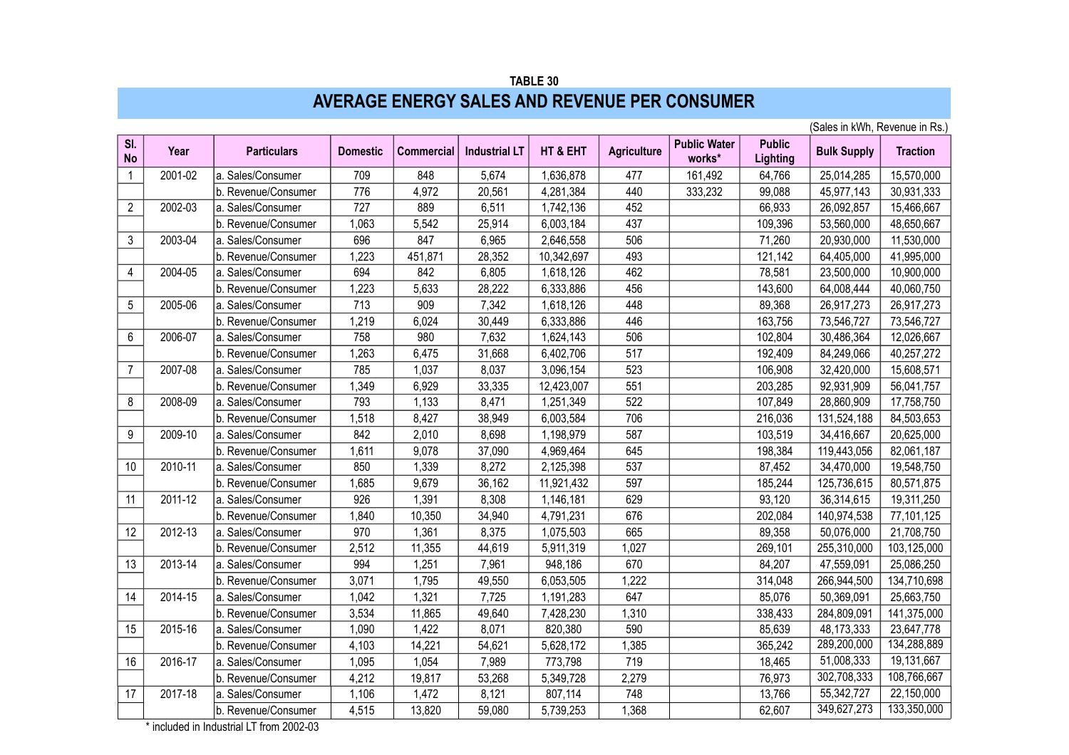**TABLE 30**

# AVERAGE ENERGY SALES AND REVENUE PER CONSUMER

(Sales in kWh, Revenue in Rs.)

| Sl. No | Year | Particulars | Domestic | Commercial | Industrial LT | HT & EHT | Agriculture | Public Water works* | Public Lighting | Bulk Supply | Traction |
|---|---|---|---|---|---|---|---|---|---|---|---|
| 1 | 2001-02 | a. Sales/Consumer | 709 | 848 | 5,674 | 1,636,878 | 477 | 161,492 | 64,766 | 25,014,285 | 15,570,000 |
| | | b. Revenue/Consumer | 776 | 4,972 | 20,561 | 4,281,384 | 440 | 333,232 | 99,088 | 45,977,143 | 30,931,333 |
| 2 | 2002-03 | a. Sales/Consumer | 727 | 889 | 6,511 | 1,742,136 | 452 | | 66,933 | 26,092,857 | 15,466,667 |
| | | b. Revenue/Consumer | 1,063 | 5,542 | 25,914 | 6,003,184 | 437 | | 109,396 | 53,560,000 | 48,650,667 |
| 3 | 2003-04 | a. Sales/Consumer | 696 | 847 | 6,965 | 2,646,558 | 506 | | 71,260 | 20,930,000 | 11,530,000 |
| | | b. Revenue/Consumer | 1,223 | 451,871 | 28,352 | 10,342,697 | 493 | | 121,142 | 64,405,000 | 41,995,000 |
| 4 | 2004-05 | a. Sales/Consumer | 694 | 842 | 6,805 | 1,618,126 | 462 | | 78,581 | 23,500,000 | 10,900,000 |
| | | b. Revenue/Consumer | 1,223 | 5,633 | 28,222 | 6,333,886 | 456 | | 143,600 | 64,008,444 | 40,060,750 |
| 5 | 2005-06 | a. Sales/Consumer | 713 | 909 | 7,342 | 1,618,126 | 448 | | 89,368 | 26,917,273 | 26,917,273 |
| | | b. Revenue/Consumer | 1,219 | 6,024 | 30,449 | 6,333,886 | 446 | | 163,756 | 73,546,727 | 73,546,727 |
| 6 | 2006-07 | a. Sales/Consumer | 758 | 980 | 7,632 | 1,624,143 | 506 | | 102,804 | 30,486,364 | 12,026,667 |
| | | b. Revenue/Consumer | 1,263 | 6,475 | 31,668 | 6,402,706 | 517 | | 192,409 | 84,249,066 | 40,257,272 |
| 7 | 2007-08 | a. Sales/Consumer | 785 | 1,037 | 8,037 | 3,096,154 | 523 | | 106,908 | 32,420,000 | 15,608,571 |
| | | b. Revenue/Consumer | 1,349 | 6,929 | 33,335 | 12,423,007 | 551 | | 203,285 | 92,931,909 | 56,041,757 |
| 8 | 2008-09 | a. Sales/Consumer | 793 | 1,133 | 8,471 | 1,251,349 | 522 | | 107,849 | 28,860,909 | 17,758,750 |
| | | b. Revenue/Consumer | 1,518 | 8,427 | 38,949 | 6,003,584 | 706 | | 216,036 | 131,524,188 | 84,503,653 |
| 9 | 2009-10 | a. Sales/Consumer | 842 | 2,010 | 8,698 | 1,198,979 | 587 | | 103,519 | 34,416,667 | 20,625,000 |
| | | b. Revenue/Consumer | 1,611 | 9,078 | 37,090 | 4,969,464 | 645 | | 198,384 | 119,443,056 | 82,061,187 |
| 10 | 2010-11 | a. Sales/Consumer | 850 | 1,339 | 8,272 | 2,125,398 | 537 | | 87,452 | 34,470,000 | 19,548,750 |
| | | b. Revenue/Consumer | 1,685 | 9,679 | 36,162 | 11,921,432 | 597 | | 185,244 | 125,736,615 | 80,571,875 |
| 11 | 2011-12 | a. Sales/Consumer | 926 | 1,391 | 8,308 | 1,146,181 | 629 | | 93,120 | 36,314,615 | 19,311,250 |
| | | b. Revenue/Consumer | 1,840 | 10,350 | 34,940 | 4,791,231 | 676 | | 202,084 | 140,974,538 | 77,101,125 |
| 12 | 2012-13 | a. Sales/Consumer | 970 | 1,361 | 8,375 | 1,075,503 | 665 | | 89,358 | 50,076,000 | 21,708,750 |
| | | b. Revenue/Consumer | 2,512 | 11,355 | 44,619 | 5,911,319 | 1,027 | | 269,101 | 255,310,000 | 103,125,000 |
| 13 | 2013-14 | a. Sales/Consumer | 994 | 1,251 | 7,961 | 948,186 | 670 | | 84,207 | 47,559,091 | 25,086,250 |
| | | b. Revenue/Consumer | 3,071 | 1,795 | 49,550 | 6,053,505 | 1,222 | | 314,048 | 266,944,500 | 134,710,698 |
| 14 | 2014-15 | a. Sales/Consumer | 1,042 | 1,321 | 7,725 | 1,191,283 | 647 | | 85,076 | 50,369,091 | 25,663,750 |
| | | b. Revenue/Consumer | 3,534 | 11,865 | 49,640 | 7,428,230 | 1,310 | | 338,433 | 284,809,091 | 141,375,000 |
| 15 | 2015-16 | a. Sales/Consumer | 1,090 | 1,422 | 8,071 | 820,380 | 590 | | 85,639 | 48,173,333 | 23,647,778 |
| | | b. Revenue/Consumer | 4,103 | 14,221 | 54,621 | 5,628,172 | 1,385 | | 365,242 | 289,200,000 | 134,288,889 |
| 16 | 2016-17 | a. Sales/Consumer | 1,095 | 1,054 | 7,989 | 773,798 | 719 | | 18,465 | 51,008,333 | 19,131,667 |
| | | b. Revenue/Consumer | 4,212 | 19,817 | 53,268 | 5,349,728 | 2,279 | | 76,973 | 302,708,333 | 108,766,667 |
| 17 | 2017-18 | a. Sales/Consumer | 1,106 | 1,472 | 8,121 | 807,114 | 748 | | 13,766 | 55,342,727 | 22,150,000 |
| | | b. Revenue/Consumer | 4,515 | 13,820 | 59,080 | 5,739,253 | 1,368 | | 62,607 | 349,627,273 | 133,350,000 |

\* included in Industrial LT from 2002-03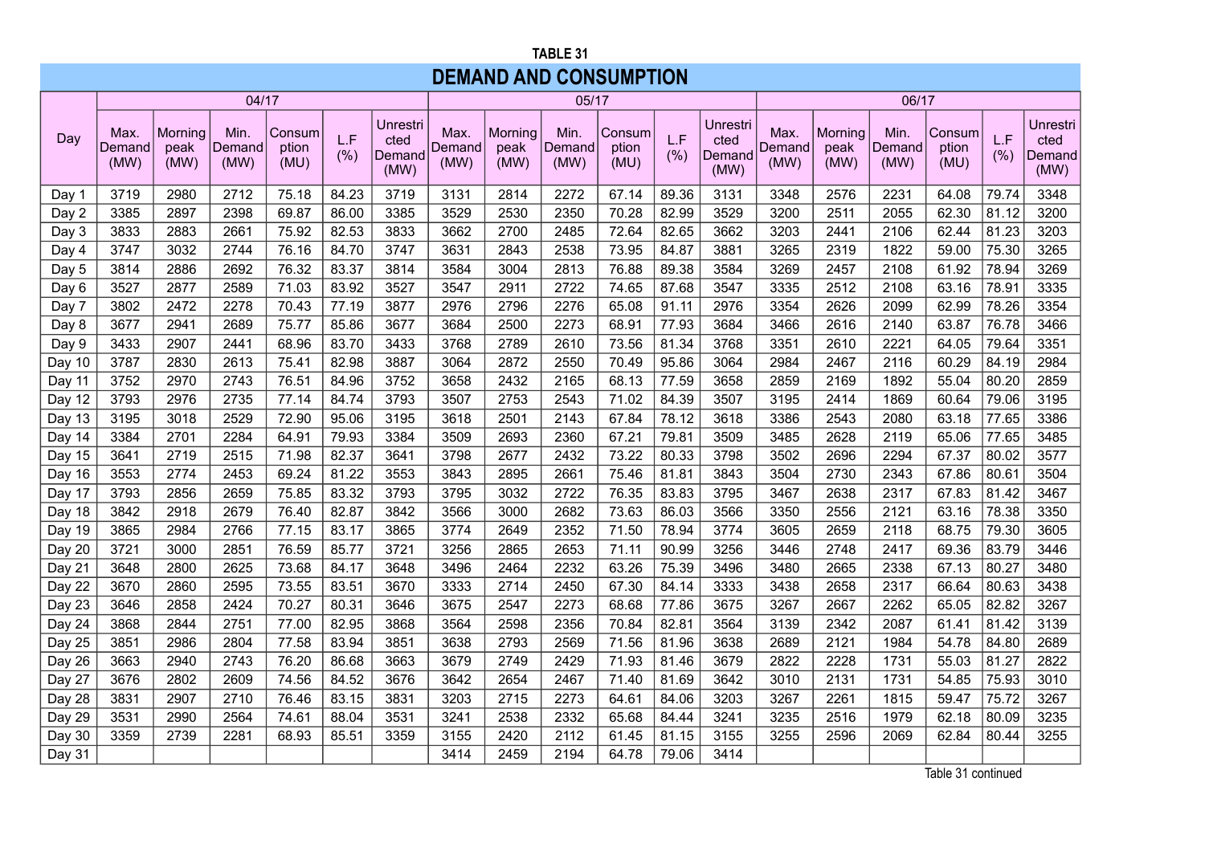**TABLE 31**

## DEMAND AND CONSUMPTION

| Day | 04/17 | | | | | | 05/17 | | | | | | 06/17 | | | | | |
|---|---|---|---|---|---|---|---|---|---|---|---|---|---|---|---|---|---|---|
| | Max. Demand (MW) | Morning peak (MW) | Min. Demand (MW) | Consumption (MU) | L.F (%) | Unrestricted Demand (MW) | Max. Demand (MW) | Morning peak (MW) | Min. Demand (MW) | Consumption (MU) | L.F (%) | Unrestricted Demand (MW) | Max. Demand (MW) | Morning peak (MW) | Min. Demand (MW) | Consumption (MU) | L.F (%) | Unrestricted Demand (MW) |
| Day 1 | 3719 | 2980 | 2712 | 75.18 | 84.23 | 3719 | 3131 | 2814 | 2272 | 67.14 | 89.36 | 3131 | 3348 | 2576 | 2231 | 64.08 | 79.74 | 3348 |
| Day 2 | 3385 | 2897 | 2398 | 69.87 | 86.00 | 3385 | 3529 | 2530 | 2350 | 70.28 | 82.99 | 3529 | 3200 | 2511 | 2055 | 62.30 | 81.12 | 3200 |
| Day 3 | 3833 | 2883 | 2661 | 75.92 | 82.53 | 3833 | 3662 | 2700 | 2485 | 72.64 | 82.65 | 3662 | 3203 | 2441 | 2106 | 62.44 | 81.23 | 3203 |
| Day 4 | 3747 | 3032 | 2744 | 76.16 | 84.70 | 3747 | 3631 | 2843 | 2538 | 73.95 | 84.87 | 3881 | 3265 | 2319 | 1822 | 59.00 | 75.30 | 3265 |
| Day 5 | 3814 | 2886 | 2692 | 76.32 | 83.37 | 3814 | 3584 | 3004 | 2813 | 76.88 | 89.38 | 3584 | 3269 | 2457 | 2108 | 61.92 | 78.94 | 3269 |
| Day 6 | 3527 | 2877 | 2589 | 71.03 | 83.92 | 3527 | 3547 | 2911 | 2722 | 74.65 | 87.68 | 3547 | 3335 | 2512 | 2108 | 63.16 | 78.91 | 3335 |
| Day 7 | 3802 | 2472 | 2278 | 70.43 | 77.19 | 3877 | 2976 | 2796 | 2276 | 65.08 | 91.11 | 2976 | 3354 | 2626 | 2099 | 62.99 | 78.26 | 3354 |
| Day 8 | 3677 | 2941 | 2689 | 75.77 | 85.86 | 3677 | 3684 | 2500 | 2273 | 68.91 | 77.93 | 3684 | 3466 | 2616 | 2140 | 63.87 | 76.78 | 3466 |
| Day 9 | 3433 | 2907 | 2441 | 68.96 | 83.70 | 3433 | 3768 | 2789 | 2610 | 73.56 | 81.34 | 3768 | 3351 | 2610 | 2221 | 64.05 | 79.64 | 3351 |
| Day 10 | 3787 | 2830 | 2613 | 75.41 | 82.98 | 3887 | 3064 | 2872 | 2550 | 70.49 | 95.86 | 3064 | 2984 | 2467 | 2116 | 60.29 | 84.19 | 2984 |
| Day 11 | 3752 | 2970 | 2743 | 76.51 | 84.96 | 3752 | 3658 | 2432 | 2165 | 68.13 | 77.59 | 3658 | 2859 | 2169 | 1892 | 55.04 | 80.20 | 2859 |
| Day 12 | 3793 | 2976 | 2735 | 77.14 | 84.74 | 3793 | 3507 | 2753 | 2543 | 71.02 | 84.39 | 3507 | 3195 | 2414 | 1869 | 60.64 | 79.06 | 3195 |
| Day 13 | 3195 | 3018 | 2529 | 72.90 | 95.06 | 3195 | 3618 | 2501 | 2143 | 67.84 | 78.12 | 3618 | 3386 | 2543 | 2080 | 63.18 | 77.65 | 3386 |
| Day 14 | 3384 | 2701 | 2284 | 64.91 | 79.93 | 3384 | 3509 | 2693 | 2360 | 67.21 | 79.81 | 3509 | 3485 | 2628 | 2119 | 65.06 | 77.65 | 3485 |
| Day 15 | 3641 | 2719 | 2515 | 71.98 | 82.37 | 3641 | 3798 | 2677 | 2432 | 73.22 | 80.33 | 3798 | 3502 | 2696 | 2294 | 67.37 | 80.02 | 3577 |
| Day 16 | 3553 | 2774 | 2453 | 69.24 | 81.22 | 3553 | 3843 | 2895 | 2661 | 75.46 | 81.81 | 3843 | 3504 | 2730 | 2343 | 67.86 | 80.61 | 3504 |
| Day 17 | 3793 | 2856 | 2659 | 75.85 | 83.32 | 3793 | 3795 | 3032 | 2722 | 76.35 | 83.83 | 3795 | 3467 | 2638 | 2317 | 67.83 | 81.42 | 3467 |
| Day 18 | 3842 | 2918 | 2679 | 76.40 | 82.87 | 3842 | 3566 | 3000 | 2682 | 73.63 | 86.03 | 3566 | 3350 | 2556 | 2121 | 63.16 | 78.38 | 3350 |
| Day 19 | 3865 | 2984 | 2766 | 77.15 | 83.17 | 3865 | 3774 | 2649 | 2352 | 71.50 | 78.94 | 3774 | 3605 | 2659 | 2118 | 68.75 | 79.30 | 3605 |
| Day 20 | 3721 | 3000 | 2851 | 76.59 | 85.77 | 3721 | 3256 | 2865 | 2653 | 71.11 | 90.99 | 3256 | 3446 | 2748 | 2417 | 69.36 | 83.79 | 3446 |
| Day 21 | 3648 | 2800 | 2625 | 73.68 | 84.17 | 3648 | 3496 | 2464 | 2232 | 63.26 | 75.39 | 3496 | 3480 | 2665 | 2338 | 67.13 | 80.27 | 3480 |
| Day 22 | 3670 | 2860 | 2595 | 73.55 | 83.51 | 3670 | 3333 | 2714 | 2450 | 67.30 | 84.14 | 3333 | 3438 | 2658 | 2317 | 66.64 | 80.63 | 3438 |
| Day 23 | 3646 | 2858 | 2424 | 70.27 | 80.31 | 3646 | 3675 | 2547 | 2273 | 68.68 | 77.86 | 3675 | 3267 | 2667 | 2262 | 65.05 | 82.82 | 3267 |
| Day 24 | 3868 | 2844 | 2751 | 77.00 | 82.95 | 3868 | 3564 | 2598 | 2356 | 70.84 | 82.81 | 3564 | 3139 | 2342 | 2087 | 61.41 | 81.42 | 3139 |
| Day 25 | 3851 | 2986 | 2804 | 77.58 | 83.94 | 3851 | 3638 | 2793 | 2569 | 71.56 | 81.96 | 3638 | 2689 | 2121 | 1984 | 54.78 | 84.80 | 2689 |
| Day 26 | 3663 | 2940 | 2743 | 76.20 | 86.68 | 3663 | 3679 | 2749 | 2429 | 71.93 | 81.46 | 3679 | 2822 | 2228 | 1731 | 55.03 | 81.27 | 2822 |
| Day 27 | 3676 | 2802 | 2609 | 74.56 | 84.52 | 3676 | 3642 | 2654 | 2467 | 71.40 | 81.69 | 3642 | 3010 | 2131 | 1731 | 54.85 | 75.93 | 3010 |
| Day 28 | 3831 | 2907 | 2710 | 76.46 | 83.15 | 3831 | 3203 | 2715 | 2273 | 64.61 | 84.06 | 3203 | 3267 | 2261 | 1815 | 59.47 | 75.72 | 3267 |
| Day 29 | 3531 | 2990 | 2564 | 74.61 | 88.04 | 3531 | 3241 | 2538 | 2332 | 65.68 | 84.44 | 3241 | 3235 | 2516 | 1979 | 62.18 | 80.09 | 3235 |
| Day 30 | 3359 | 2739 | 2281 | 68.93 | 85.51 | 3359 | 3155 | 2420 | 2112 | 61.45 | 81.15 | 3155 | 3255 | 2596 | 2069 | 62.84 | 80.44 | 3255 |
| Day 31 | | | | | | | 3414 | 2459 | 2194 | 64.78 | 79.06 | 3414 | | | | | | |

Table 31 continued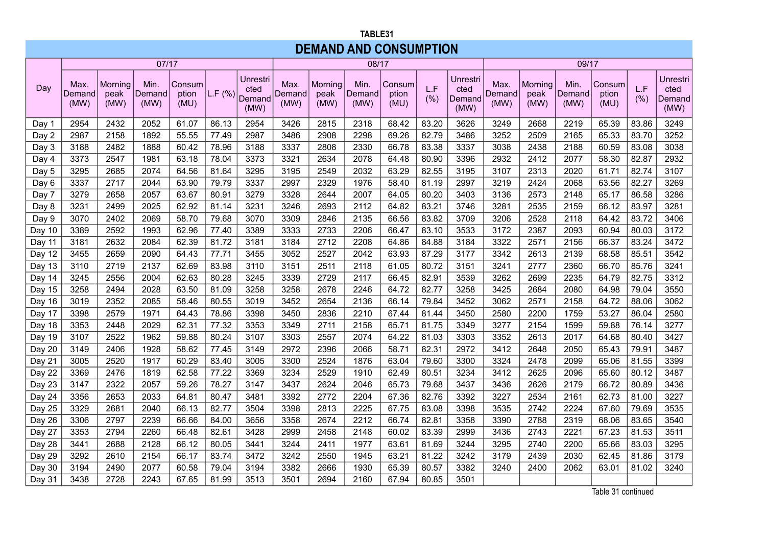TABLE31

# DEMAND AND CONSUMPTION

| Day | 07/17 | | | | | | 08/17 | | | | | | 09/17 | | | | | |
|---|---|---|---|---|---|---|---|---|---|---|---|---|---|---|---|---|---|---|
| | Max. Demand (MW) | Morning peak (MW) | Min. Demand (MW) | Consumption (MU) | L.F (%) | Unrestricted Demand (MW) | Max. Demand (MW) | Morning peak (MW) | Min. Demand (MW) | Consumption (MU) | L.F (%) | Unrestricted Demand (MW) | Max. Demand (MW) | Morning peak (MW) | Min. Demand (MW) | Consumption (MU) | L.F (%) | Unrestricted Demand (MW) |
| Day 1 | 2954 | 2432 | 2052 | 61.07 | 86.13 | 2954 | 3426 | 2815 | 2318 | 68.42 | 83.20 | 3626 | 3249 | 2668 | 2219 | 65.39 | 83.86 | 3249 |
| Day 2 | 2987 | 2158 | 1892 | 55.55 | 77.49 | 2987 | 3486 | 2908 | 2298 | 69.26 | 82.79 | 3486 | 3252 | 2509 | 2165 | 65.33 | 83.70 | 3252 |
| Day 3 | 3188 | 2482 | 1888 | 60.42 | 78.96 | 3188 | 3337 | 2808 | 2330 | 66.78 | 83.38 | 3337 | 3038 | 2438 | 2188 | 60.59 | 83.08 | 3038 |
| Day 4 | 3373 | 2547 | 1981 | 63.18 | 78.04 | 3373 | 3321 | 2634 | 2078 | 64.48 | 80.90 | 3396 | 2932 | 2412 | 2077 | 58.30 | 82.87 | 2932 |
| Day 5 | 3295 | 2685 | 2074 | 64.56 | 81.64 | 3295 | 3195 | 2549 | 2032 | 63.29 | 82.55 | 3195 | 3107 | 2313 | 2020 | 61.71 | 82.74 | 3107 |
| Day 6 | 3337 | 2717 | 2044 | 63.90 | 79.79 | 3337 | 2997 | 2329 | 1976 | 58.40 | 81.19 | 2997 | 3219 | 2424 | 2068 | 63.56 | 82.27 | 3269 |
| Day 7 | 3279 | 2658 | 2057 | 63.67 | 80.91 | 3279 | 3328 | 2644 | 2007 | 64.05 | 80.20 | 3403 | 3136 | 2573 | 2148 | 65.17 | 86.58 | 3286 |
| Day 8 | 3231 | 2499 | 2025 | 62.92 | 81.14 | 3231 | 3246 | 2693 | 2112 | 64.82 | 83.21 | 3746 | 3281 | 2535 | 2159 | 66.12 | 83.97 | 3281 |
| Day 9 | 3070 | 2402 | 2069 | 58.70 | 79.68 | 3070 | 3309 | 2846 | 2135 | 66.56 | 83.82 | 3709 | 3206 | 2528 | 2118 | 64.42 | 83.72 | 3406 |
| Day 10 | 3389 | 2592 | 1993 | 62.96 | 77.40 | 3389 | 3333 | 2733 | 2206 | 66.47 | 83.10 | 3533 | 3172 | 2387 | 2093 | 60.94 | 80.03 | 3172 |
| Day 11 | 3181 | 2632 | 2084 | 62.39 | 81.72 | 3181 | 3184 | 2712 | 2208 | 64.86 | 84.88 | 3184 | 3322 | 2571 | 2156 | 66.37 | 83.24 | 3472 |
| Day 12 | 3455 | 2659 | 2090 | 64.43 | 77.71 | 3455 | 3052 | 2527 | 2042 | 63.93 | 87.29 | 3177 | 3342 | 2613 | 2139 | 68.58 | 85.51 | 3542 |
| Day 13 | 3110 | 2719 | 2137 | 62.69 | 83.98 | 3110 | 3151 | 2511 | 2118 | 61.05 | 80.72 | 3151 | 3241 | 2777 | 2360 | 66.70 | 85.76 | 3241 |
| Day 14 | 3245 | 2556 | 2004 | 62.63 | 80.28 | 3245 | 3339 | 2729 | 2117 | 66.45 | 82.91 | 3539 | 3262 | 2699 | 2235 | 64.79 | 82.75 | 3312 |
| Day 15 | 3258 | 2494 | 2028 | 63.50 | 81.09 | 3258 | 3258 | 2678 | 2246 | 64.72 | 82.77 | 3258 | 3425 | 2684 | 2080 | 64.98 | 79.04 | 3550 |
| Day 16 | 3019 | 2352 | 2085 | 58.46 | 80.55 | 3019 | 3452 | 2654 | 2136 | 66.14 | 79.84 | 3452 | 3062 | 2571 | 2158 | 64.72 | 88.06 | 3062 |
| Day 17 | 3398 | 2579 | 1971 | 64.43 | 78.86 | 3398 | 3450 | 2836 | 2210 | 67.44 | 81.44 | 3450 | 2580 | 2200 | 1759 | 53.27 | 86.04 | 2580 |
| Day 18 | 3353 | 2448 | 2029 | 62.31 | 77.32 | 3353 | 3349 | 2711 | 2158 | 65.71 | 81.75 | 3349 | 3277 | 2154 | 1599 | 59.88 | 76.14 | 3277 |
| Day 19 | 3107 | 2522 | 1962 | 59.88 | 80.24 | 3107 | 3303 | 2557 | 2074 | 64.22 | 81.03 | 3303 | 3352 | 2613 | 2017 | 64.68 | 80.40 | 3427 |
| Day 20 | 3149 | 2406 | 1928 | 58.62 | 77.45 | 3149 | 2972 | 2396 | 2066 | 58.71 | 82.31 | 2972 | 3412 | 2648 | 2050 | 65.43 | 79.91 | 3487 |
| Day 21 | 3005 | 2520 | 1917 | 60.29 | 83.40 | 3005 | 3300 | 2524 | 1876 | 63.04 | 79.60 | 3300 | 3324 | 2478 | 2099 | 65.06 | 81.55 | 3399 |
| Day 22 | 3369 | 2476 | 1819 | 62.58 | 77.22 | 3369 | 3234 | 2529 | 1910 | 62.49 | 80.51 | 3234 | 3412 | 2625 | 2096 | 65.60 | 80.12 | 3487 |
| Day 23 | 3147 | 2322 | 2057 | 59.26 | 78.27 | 3147 | 3437 | 2624 | 2046 | 65.73 | 79.68 | 3437 | 3436 | 2626 | 2179 | 66.72 | 80.89 | 3436 |
| Day 24 | 3356 | 2653 | 2033 | 64.81 | 80.47 | 3481 | 3392 | 2772 | 2204 | 67.36 | 82.76 | 3392 | 3227 | 2534 | 2161 | 62.73 | 81.00 | 3227 |
| Day 25 | 3329 | 2681 | 2040 | 66.13 | 82.77 | 3504 | 3398 | 2813 | 2225 | 67.75 | 83.08 | 3398 | 3535 | 2742 | 2224 | 67.60 | 79.69 | 3535 |
| Day 26 | 3306 | 2797 | 2239 | 66.66 | 84.00 | 3656 | 3358 | 2674 | 2212 | 66.74 | 82.81 | 3358 | 3390 | 2788 | 2319 | 68.06 | 83.65 | 3540 |
| Day 27 | 3353 | 2794 | 2260 | 66.48 | 82.61 | 3428 | 2999 | 2458 | 2148 | 60.02 | 83.39 | 2999 | 3436 | 2743 | 2221 | 67.23 | 81.53 | 3511 |
| Day 28 | 3441 | 2688 | 2128 | 66.12 | 80.05 | 3441 | 3244 | 2411 | 1977 | 63.61 | 81.69 | 3244 | 3295 | 2740 | 2200 | 65.66 | 83.03 | 3295 |
| Day 29 | 3292 | 2610 | 2154 | 66.17 | 83.74 | 3472 | 3242 | 2550 | 1945 | 63.21 | 81.22 | 3242 | 3179 | 2439 | 2030 | 62.45 | 81.86 | 3179 |
| Day 30 | 3194 | 2490 | 2077 | 60.58 | 79.04 | 3194 | 3382 | 2666 | 1930 | 65.39 | 80.57 | 3382 | 3240 | 2400 | 2062 | 63.01 | 81.02 | 3240 |
| Day 31 | 3438 | 2728 | 2243 | 67.65 | 81.99 | 3513 | 3501 | 2694 | 2160 | 67.94 | 80.85 | 3501 | | | | | | |

Table 31 continued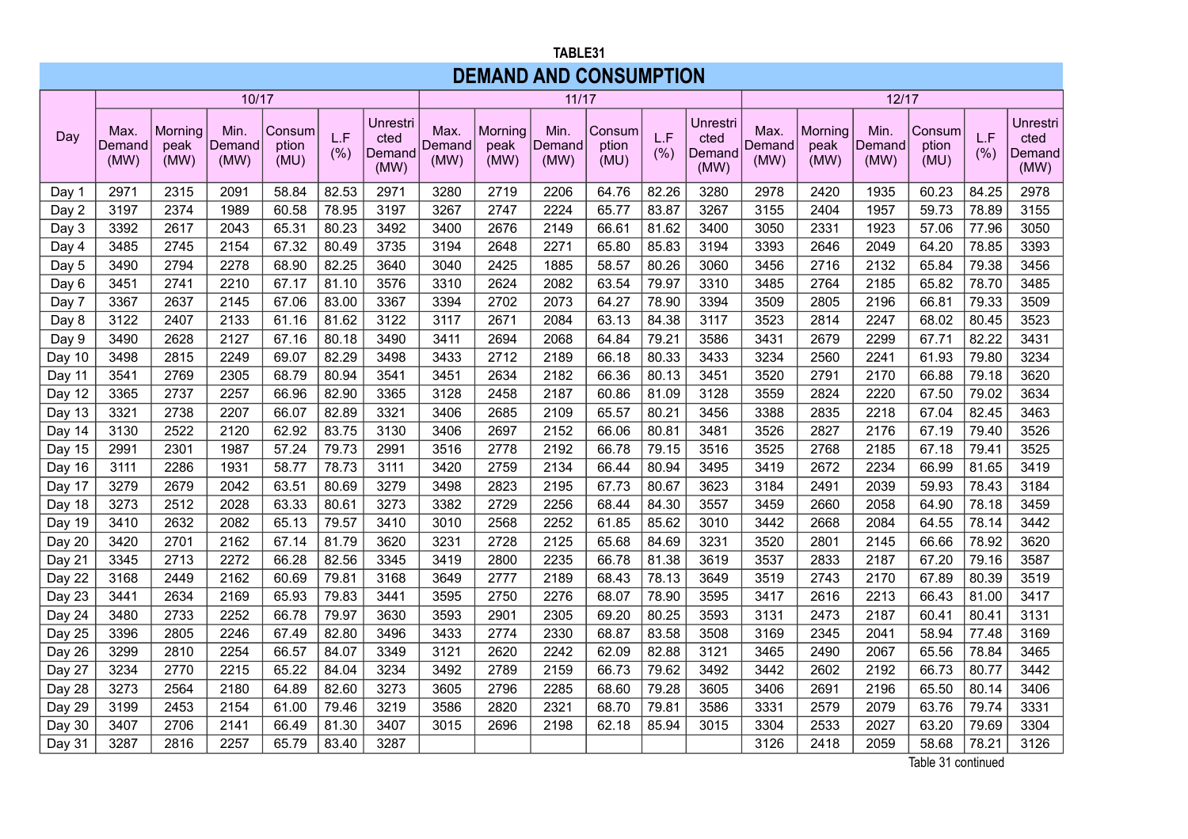TABLE31

## DEMAND AND CONSUMPTION

| Day | 10/17 | | | | | | 11/17 | | | | | | 12/17 | | | | | |
|---|---|---|---|---|---|---|---|---|---|---|---|---|---|---|---|---|---|---|
| | Max. Demand (MW) | Morning peak (MW) | Min. Demand (MW) | Consumption (MU) | L.F (%) | Unrestricted Demand (MW) | Max. Demand (MW) | Morning peak (MW) | Min. Demand (MW) | Consumption (MU) | L.F (%) | Unrestricted Demand (MW) | Max. Demand (MW) | Morning peak (MW) | Min. Demand (MW) | Consumption (MU) | L.F (%) | Unrestricted Demand (MW) |
| Day 1 | 2971 | 2315 | 2091 | 58.84 | 82.53 | 2971 | 3280 | 2719 | 2206 | 64.76 | 82.26 | 3280 | 2978 | 2420 | 1935 | 60.23 | 84.25 | 2978 |
| Day 2 | 3197 | 2374 | 1989 | 60.58 | 78.95 | 3197 | 3267 | 2747 | 2224 | 65.77 | 83.87 | 3267 | 3155 | 2404 | 1957 | 59.73 | 78.89 | 3155 |
| Day 3 | 3392 | 2617 | 2043 | 65.31 | 80.23 | 3492 | 3400 | 2676 | 2149 | 66.61 | 81.62 | 3400 | 3050 | 2331 | 1923 | 57.06 | 77.96 | 3050 |
| Day 4 | 3485 | 2745 | 2154 | 67.32 | 80.49 | 3735 | 3194 | 2648 | 2271 | 65.80 | 85.83 | 3194 | 3393 | 2646 | 2049 | 64.20 | 78.85 | 3393 |
| Day 5 | 3490 | 2794 | 2278 | 68.90 | 82.25 | 3640 | 3040 | 2425 | 1885 | 58.57 | 80.26 | 3060 | 3456 | 2716 | 2132 | 65.84 | 79.38 | 3456 |
| Day 6 | 3451 | 2741 | 2210 | 67.17 | 81.10 | 3576 | 3310 | 2624 | 2082 | 63.54 | 79.97 | 3310 | 3485 | 2764 | 2185 | 65.82 | 78.70 | 3485 |
| Day 7 | 3367 | 2637 | 2145 | 67.06 | 83.00 | 3367 | 3394 | 2702 | 2073 | 64.27 | 78.90 | 3394 | 3509 | 2805 | 2196 | 66.81 | 79.33 | 3509 |
| Day 8 | 3122 | 2407 | 2133 | 61.16 | 81.62 | 3122 | 3117 | 2671 | 2084 | 63.13 | 84.38 | 3117 | 3523 | 2814 | 2247 | 68.02 | 80.45 | 3523 |
| Day 9 | 3490 | 2628 | 2127 | 67.16 | 80.18 | 3490 | 3411 | 2694 | 2068 | 64.84 | 79.21 | 3586 | 3431 | 2679 | 2299 | 67.71 | 82.22 | 3431 |
| Day 10 | 3498 | 2815 | 2249 | 69.07 | 82.29 | 3498 | 3433 | 2712 | 2189 | 66.18 | 80.33 | 3433 | 3234 | 2560 | 2241 | 61.93 | 79.80 | 3234 |
| Day 11 | 3541 | 2769 | 2305 | 68.79 | 80.94 | 3541 | 3451 | 2634 | 2182 | 66.36 | 80.13 | 3451 | 3520 | 2791 | 2170 | 66.88 | 79.18 | 3620 |
| Day 12 | 3365 | 2737 | 2257 | 66.96 | 82.90 | 3365 | 3128 | 2458 | 2187 | 60.86 | 81.09 | 3128 | 3559 | 2824 | 2220 | 67.50 | 79.02 | 3634 |
| Day 13 | 3321 | 2738 | 2207 | 66.07 | 82.89 | 3321 | 3406 | 2685 | 2109 | 65.57 | 80.21 | 3456 | 3388 | 2835 | 2218 | 67.04 | 82.45 | 3463 |
| Day 14 | 3130 | 2522 | 2120 | 62.92 | 83.75 | 3130 | 3406 | 2697 | 2152 | 66.06 | 80.81 | 3481 | 3526 | 2827 | 2176 | 67.19 | 79.40 | 3526 |
| Day 15 | 2991 | 2301 | 1987 | 57.24 | 79.73 | 2991 | 3516 | 2778 | 2192 | 66.78 | 79.15 | 3516 | 3525 | 2768 | 2185 | 67.18 | 79.41 | 3525 |
| Day 16 | 3111 | 2286 | 1931 | 58.77 | 78.73 | 3111 | 3420 | 2759 | 2134 | 66.44 | 80.94 | 3495 | 3419 | 2672 | 2234 | 66.99 | 81.65 | 3419 |
| Day 17 | 3279 | 2679 | 2042 | 63.51 | 80.69 | 3279 | 3498 | 2823 | 2195 | 67.73 | 80.67 | 3623 | 3184 | 2491 | 2039 | 59.93 | 78.43 | 3184 |
| Day 18 | 3273 | 2512 | 2028 | 63.33 | 80.61 | 3273 | 3382 | 2729 | 2256 | 68.44 | 84.30 | 3557 | 3459 | 2660 | 2058 | 64.90 | 78.18 | 3459 |
| Day 19 | 3410 | 2632 | 2082 | 65.13 | 79.57 | 3410 | 3010 | 2568 | 2252 | 61.85 | 85.62 | 3010 | 3442 | 2668 | 2084 | 64.55 | 78.14 | 3442 |
| Day 20 | 3420 | 2701 | 2162 | 67.14 | 81.79 | 3620 | 3231 | 2728 | 2125 | 65.68 | 84.69 | 3231 | 3520 | 2801 | 2145 | 66.66 | 78.92 | 3620 |
| Day 21 | 3345 | 2713 | 2272 | 66.28 | 82.56 | 3345 | 3419 | 2800 | 2235 | 66.78 | 81.38 | 3619 | 3537 | 2833 | 2187 | 67.20 | 79.16 | 3587 |
| Day 22 | 3168 | 2449 | 2162 | 60.69 | 79.81 | 3168 | 3649 | 2777 | 2189 | 68.43 | 78.13 | 3649 | 3519 | 2743 | 2170 | 67.89 | 80.39 | 3519 |
| Day 23 | 3441 | 2634 | 2169 | 65.93 | 79.83 | 3441 | 3595 | 2750 | 2276 | 68.07 | 78.90 | 3595 | 3417 | 2616 | 2213 | 66.43 | 81.00 | 3417 |
| Day 24 | 3480 | 2733 | 2252 | 66.78 | 79.97 | 3630 | 3593 | 2901 | 2305 | 69.20 | 80.25 | 3593 | 3131 | 2473 | 2187 | 60.41 | 80.41 | 3131 |
| Day 25 | 3396 | 2805 | 2246 | 67.49 | 82.80 | 3496 | 3433 | 2774 | 2330 | 68.87 | 83.58 | 3508 | 3169 | 2345 | 2041 | 58.94 | 77.48 | 3169 |
| Day 26 | 3299 | 2810 | 2254 | 66.57 | 84.07 | 3349 | 3121 | 2620 | 2242 | 62.09 | 82.88 | 3121 | 3465 | 2490 | 2067 | 65.56 | 78.84 | 3465 |
| Day 27 | 3234 | 2770 | 2215 | 65.22 | 84.04 | 3234 | 3492 | 2789 | 2159 | 66.73 | 79.62 | 3492 | 3442 | 2602 | 2192 | 66.73 | 80.77 | 3442 |
| Day 28 | 3273 | 2564 | 2180 | 64.89 | 82.60 | 3273 | 3605 | 2796 | 2285 | 68.60 | 79.28 | 3605 | 3406 | 2691 | 2196 | 65.50 | 80.14 | 3406 |
| Day 29 | 3199 | 2453 | 2154 | 61.00 | 79.46 | 3219 | 3586 | 2820 | 2321 | 68.70 | 79.81 | 3586 | 3331 | 2579 | 2079 | 63.76 | 79.74 | 3331 |
| Day 30 | 3407 | 2706 | 2141 | 66.49 | 81.30 | 3407 | 3015 | 2696 | 2198 | 62.18 | 85.94 | 3015 | 3304 | 2533 | 2027 | 63.20 | 79.69 | 3304 |
| Day 31 | 3287 | 2816 | 2257 | 65.79 | 83.40 | 3287 | | | | | | | 3126 | 2418 | 2059 | 58.68 | 78.21 | 3126 |

Table 31 continued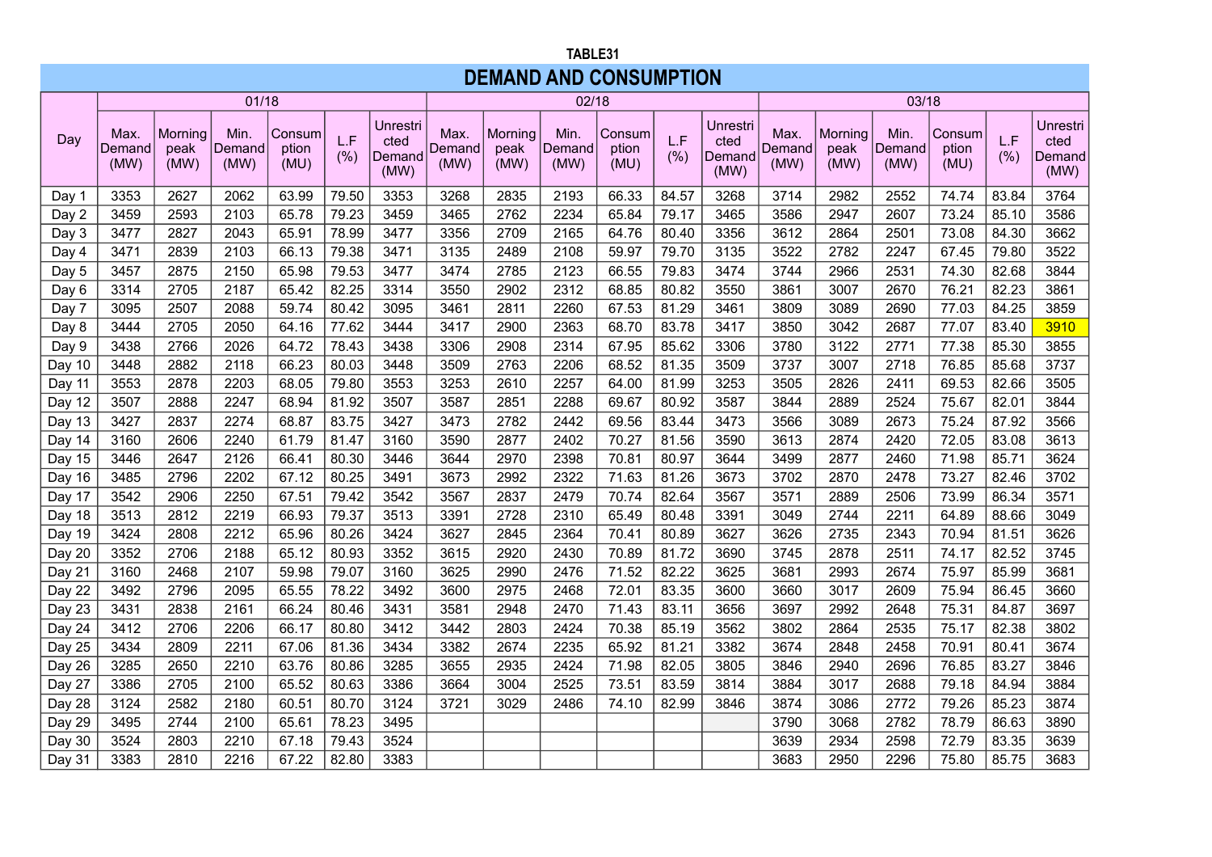TABLE31

## DEMAND AND CONSUMPTION

| Day | 01/18 | | | | | | 02/18 | | | | | | 03/18 | | | | | |
|---|---|---|---|---|---|---|---|---|---|---|---|---|---|---|---|---|---|---|
| | Max. Demand (MW) | Morning peak (MW) | Min. Demand (MW) | Consumption (MU) | L.F (%) | Unrestricted Demand (MW) | Max. Demand (MW) | Morning peak (MW) | Min. Demand (MW) | Consumption (MU) | L.F (%) | Unrestricted Demand (MW) | Max. Demand (MW) | Morning peak (MW) | Min. Demand (MW) | Consumption (MU) | L.F (%) | Unrestricted Demand (MW) |
| Day 1 | 3353 | 2627 | 2062 | 63.99 | 79.50 | 3353 | 3268 | 2835 | 2193 | 66.33 | 84.57 | 3268 | 3714 | 2982 | 2552 | 74.74 | 83.84 | 3764 |
| Day 2 | 3459 | 2593 | 2103 | 65.78 | 79.23 | 3459 | 3465 | 2762 | 2234 | 65.84 | 79.17 | 3465 | 3586 | 2947 | 2607 | 73.24 | 85.10 | 3586 |
| Day 3 | 3477 | 2827 | 2043 | 65.91 | 78.99 | 3477 | 3356 | 2709 | 2165 | 64.76 | 80.40 | 3356 | 3612 | 2864 | 2501 | 73.08 | 84.30 | 3662 |
| Day 4 | 3471 | 2839 | 2103 | 66.13 | 79.38 | 3471 | 3135 | 2489 | 2108 | 59.97 | 79.70 | 3135 | 3522 | 2782 | 2247 | 67.45 | 79.80 | 3522 |
| Day 5 | 3457 | 2875 | 2150 | 65.98 | 79.53 | 3477 | 3474 | 2785 | 2123 | 66.55 | 79.83 | 3474 | 3744 | 2966 | 2531 | 74.30 | 82.68 | 3844 |
| Day 6 | 3314 | 2705 | 2187 | 65.42 | 82.25 | 3314 | 3550 | 2902 | 2312 | 68.85 | 80.82 | 3550 | 3861 | 3007 | 2670 | 76.21 | 82.23 | 3861 |
| Day 7 | 3095 | 2507 | 2088 | 59.74 | 80.42 | 3095 | 3461 | 2811 | 2260 | 67.53 | 81.29 | 3461 | 3809 | 3089 | 2690 | 77.03 | 84.25 | 3859 |
| Day 8 | 3444 | 2705 | 2050 | 64.16 | 77.62 | 3444 | 3417 | 2900 | 2363 | 68.70 | 83.78 | 3417 | 3850 | 3042 | 2687 | 77.07 | 83.40 | 3910 |
| Day 9 | 3438 | 2766 | 2026 | 64.72 | 78.43 | 3438 | 3306 | 2908 | 2314 | 67.95 | 85.62 | 3306 | 3780 | 3122 | 2771 | 77.38 | 85.30 | 3855 |
| Day 10 | 3448 | 2882 | 2118 | 66.23 | 80.03 | 3448 | 3509 | 2763 | 2206 | 68.52 | 81.35 | 3509 | 3737 | 3007 | 2718 | 76.85 | 85.68 | 3737 |
| Day 11 | 3553 | 2878 | 2203 | 68.05 | 79.80 | 3553 | 3253 | 2610 | 2257 | 64.00 | 81.99 | 3253 | 3505 | 2826 | 2411 | 69.53 | 82.66 | 3505 |
| Day 12 | 3507 | 2888 | 2247 | 68.94 | 81.92 | 3507 | 3587 | 2851 | 2288 | 69.67 | 80.92 | 3587 | 3844 | 2889 | 2524 | 75.67 | 82.01 | 3844 |
| Day 13 | 3427 | 2837 | 2274 | 68.87 | 83.75 | 3427 | 3473 | 2782 | 2442 | 69.56 | 83.44 | 3473 | 3566 | 3089 | 2673 | 75.24 | 87.92 | 3566 |
| Day 14 | 3160 | 2606 | 2240 | 61.79 | 81.47 | 3160 | 3590 | 2877 | 2402 | 70.27 | 81.56 | 3590 | 3613 | 2874 | 2420 | 72.05 | 83.08 | 3613 |
| Day 15 | 3446 | 2647 | 2126 | 66.41 | 80.30 | 3446 | 3644 | 2970 | 2398 | 70.81 | 80.97 | 3644 | 3499 | 2877 | 2460 | 71.98 | 85.71 | 3624 |
| Day 16 | 3485 | 2796 | 2202 | 67.12 | 80.25 | 3491 | 3673 | 2992 | 2322 | 71.63 | 81.26 | 3673 | 3702 | 2870 | 2478 | 73.27 | 82.46 | 3702 |
| Day 17 | 3542 | 2906 | 2250 | 67.51 | 79.42 | 3542 | 3567 | 2837 | 2479 | 70.74 | 82.64 | 3567 | 3571 | 2889 | 2506 | 73.99 | 86.34 | 3571 |
| Day 18 | 3513 | 2812 | 2219 | 66.93 | 79.37 | 3513 | 3391 | 2728 | 2310 | 65.49 | 80.48 | 3391 | 3049 | 2744 | 2211 | 64.89 | 88.66 | 3049 |
| Day 19 | 3424 | 2808 | 2212 | 65.96 | 80.26 | 3424 | 3627 | 2845 | 2364 | 70.41 | 80.89 | 3627 | 3626 | 2735 | 2343 | 70.94 | 81.51 | 3626 |
| Day 20 | 3352 | 2706 | 2188 | 65.12 | 80.93 | 3352 | 3615 | 2920 | 2430 | 70.89 | 81.72 | 3690 | 3745 | 2878 | 2511 | 74.17 | 82.52 | 3745 |
| Day 21 | 3160 | 2468 | 2107 | 59.98 | 79.07 | 3160 | 3625 | 2990 | 2476 | 71.52 | 82.22 | 3625 | 3681 | 2993 | 2674 | 75.97 | 85.99 | 3681 |
| Day 22 | 3492 | 2796 | 2095 | 65.55 | 78.22 | 3492 | 3600 | 2975 | 2468 | 72.01 | 83.35 | 3600 | 3660 | 3017 | 2609 | 75.94 | 86.45 | 3660 |
| Day 23 | 3431 | 2838 | 2161 | 66.24 | 80.46 | 3431 | 3581 | 2948 | 2470 | 71.43 | 83.11 | 3656 | 3697 | 2992 | 2648 | 75.31 | 84.87 | 3697 |
| Day 24 | 3412 | 2706 | 2206 | 66.17 | 80.80 | 3412 | 3442 | 2803 | 2424 | 70.38 | 85.19 | 3562 | 3802 | 2864 | 2535 | 75.17 | 82.38 | 3802 |
| Day 25 | 3434 | 2809 | 2211 | 67.06 | 81.36 | 3434 | 3382 | 2674 | 2235 | 65.92 | 81.21 | 3382 | 3674 | 2848 | 2458 | 70.91 | 80.41 | 3674 |
| Day 26 | 3285 | 2650 | 2210 | 63.76 | 80.86 | 3285 | 3655 | 2935 | 2424 | 71.98 | 82.05 | 3805 | 3846 | 2940 | 2696 | 76.85 | 83.27 | 3846 |
| Day 27 | 3386 | 2705 | 2100 | 65.52 | 80.63 | 3386 | 3664 | 3004 | 2525 | 73.51 | 83.59 | 3814 | 3884 | 3017 | 2688 | 79.18 | 84.94 | 3884 |
| Day 28 | 3124 | 2582 | 2180 | 60.51 | 80.70 | 3124 | 3721 | 3029 | 2486 | 74.10 | 82.99 | 3846 | 3874 | 3086 | 2772 | 79.26 | 85.23 | 3874 |
| Day 29 | 3495 | 2744 | 2100 | 65.61 | 78.23 | 3495 | | | | | | | 3790 | 3068 | 2782 | 78.79 | 86.63 | 3890 |
| Day 30 | 3524 | 2803 | 2210 | 67.18 | 79.43 | 3524 | | | | | | | 3639 | 2934 | 2598 | 72.79 | 83.35 | 3639 |
| Day 31 | 3383 | 2810 | 2216 | 67.22 | 82.80 | 3383 | | | | | | | 3683 | 2950 | 2296 | 75.80 | 85.75 | 3683 |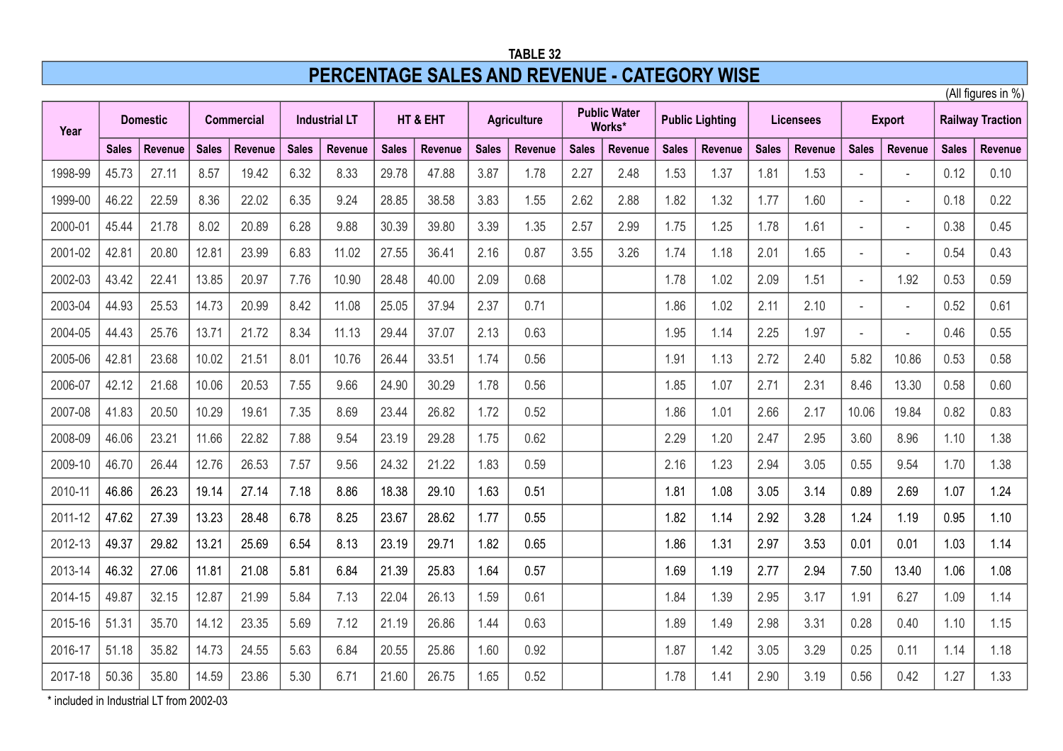TABLE 32

# PERCENTAGE SALES AND REVENUE - CATEGORY WISE

(All figures in %)

| Year | Domestic | | Commercial | | Industrial LT | | HT & EHT | | Agriculture | | Public Water Works* | | Public Lighting | | Licensees | | Export | | Railway Traction | |
|---|---|---|---|---|---|---|---|---|---|---|---|---|---|---|---|---|---|---|---|---|
| | Sales | Revenue | Sales | Revenue | Sales | Revenue | Sales | Revenue | Sales | Revenue | Sales | Revenue | Sales | Revenue | Sales | Revenue | Sales | Revenue | Sales | Revenue |
| 1998-99 | 45.73 | 27.11 | 8.57 | 19.42 | 6.32 | 8.33 | 29.78 | 47.88 | 3.87 | 1.78 | 2.27 | 2.48 | 1.53 | 1.37 | 1.81 | 1.53 | - | - | 0.12 | 0.10 |
| 1999-00 | 46.22 | 22.59 | 8.36 | 22.02 | 6.35 | 9.24 | 28.85 | 38.58 | 3.83 | 1.55 | 2.62 | 2.88 | 1.82 | 1.32 | 1.77 | 1.60 | - | - | 0.18 | 0.22 |
| 2000-01 | 45.44 | 21.78 | 8.02 | 20.89 | 6.28 | 9.88 | 30.39 | 39.80 | 3.39 | 1.35 | 2.57 | 2.99 | 1.75 | 1.25 | 1.78 | 1.61 | - | - | 0.38 | 0.45 |
| 2001-02 | 42.81 | 20.80 | 12.81 | 23.99 | 6.83 | 11.02 | 27.55 | 36.41 | 2.16 | 0.87 | 3.55 | 3.26 | 1.74 | 1.18 | 2.01 | 1.65 | - | - | 0.54 | 0.43 |
| 2002-03 | 43.42 | 22.41 | 13.85 | 20.97 | 7.76 | 10.90 | 28.48 | 40.00 | 2.09 | 0.68 | | | 1.78 | 1.02 | 2.09 | 1.51 | - | 1.92 | 0.53 | 0.59 |
| 2003-04 | 44.93 | 25.53 | 14.73 | 20.99 | 8.42 | 11.08 | 25.05 | 37.94 | 2.37 | 0.71 | | | 1.86 | 1.02 | 2.11 | 2.10 | - | - | 0.52 | 0.61 |
| 2004-05 | 44.43 | 25.76 | 13.71 | 21.72 | 8.34 | 11.13 | 29.44 | 37.07 | 2.13 | 0.63 | | | 1.95 | 1.14 | 2.25 | 1.97 | - | - | 0.46 | 0.55 |
| 2005-06 | 42.81 | 23.68 | 10.02 | 21.51 | 8.01 | 10.76 | 26.44 | 33.51 | 1.74 | 0.56 | | | 1.91 | 1.13 | 2.72 | 2.40 | 5.82 | 10.86 | 0.53 | 0.58 |
| 2006-07 | 42.12 | 21.68 | 10.06 | 20.53 | 7.55 | 9.66 | 24.90 | 30.29 | 1.78 | 0.56 | | | 1.85 | 1.07 | 2.71 | 2.31 | 8.46 | 13.30 | 0.58 | 0.60 |
| 2007-08 | 41.83 | 20.50 | 10.29 | 19.61 | 7.35 | 8.69 | 23.44 | 26.82 | 1.72 | 0.52 | | | 1.86 | 1.01 | 2.66 | 2.17 | 10.06 | 19.84 | 0.82 | 0.83 |
| 2008-09 | 46.06 | 23.21 | 11.66 | 22.82 | 7.88 | 9.54 | 23.19 | 29.28 | 1.75 | 0.62 | | | 2.29 | 1.20 | 2.47 | 2.95 | 3.60 | 8.96 | 1.10 | 1.38 |
| 2009-10 | 46.70 | 26.44 | 12.76 | 26.53 | 7.57 | 9.56 | 24.32 | 21.22 | 1.83 | 0.59 | | | 2.16 | 1.23 | 2.94 | 3.05 | 0.55 | 9.54 | 1.70 | 1.38 |
| 2010-11 | 46.86 | 26.23 | 19.14 | 27.14 | 7.18 | 8.86 | 18.38 | 29.10 | 1.63 | 0.51 | | | 1.81 | 1.08 | 3.05 | 3.14 | 0.89 | 2.69 | 1.07 | 1.24 |
| 2011-12 | 47.62 | 27.39 | 13.23 | 28.48 | 6.78 | 8.25 | 23.67 | 28.62 | 1.77 | 0.55 | | | 1.82 | 1.14 | 2.92 | 3.28 | 1.24 | 1.19 | 0.95 | 1.10 |
| 2012-13 | 49.37 | 29.82 | 13.21 | 25.69 | 6.54 | 8.13 | 23.19 | 29.71 | 1.82 | 0.65 | | | 1.86 | 1.31 | 2.97 | 3.53 | 0.01 | 0.01 | 1.03 | 1.14 |
| 2013-14 | 46.32 | 27.06 | 11.81 | 21.08 | 5.81 | 6.84 | 21.39 | 25.83 | 1.64 | 0.57 | | | 1.69 | 1.19 | 2.77 | 2.94 | 7.50 | 13.40 | 1.06 | 1.08 |
| 2014-15 | 49.87 | 32.15 | 12.87 | 21.99 | 5.84 | 7.13 | 22.04 | 26.13 | 1.59 | 0.61 | | | 1.84 | 1.39 | 2.95 | 3.17 | 1.91 | 6.27 | 1.09 | 1.14 |
| 2015-16 | 51.31 | 35.70 | 14.12 | 23.35 | 5.69 | 7.12 | 21.19 | 26.86 | 1.44 | 0.63 | | | 1.89 | 1.49 | 2.98 | 3.31 | 0.28 | 0.40 | 1.10 | 1.15 |
| 2016-17 | 51.18 | 35.82 | 14.73 | 24.55 | 5.63 | 6.84 | 20.55 | 25.86 | 1.60 | 0.92 | | | 1.87 | 1.42 | 3.05 | 3.29 | 0.25 | 0.11 | 1.14 | 1.18 |
| 2017-18 | 50.36 | 35.80 | 14.59 | 23.86 | 5.30 | 6.71 | 21.60 | 26.75 | 1.65 | 0.52 | | | 1.78 | 1.41 | 2.90 | 3.19 | 0.56 | 0.42 | 1.27 | 1.33 |

* included in Industrial LT from 2002-03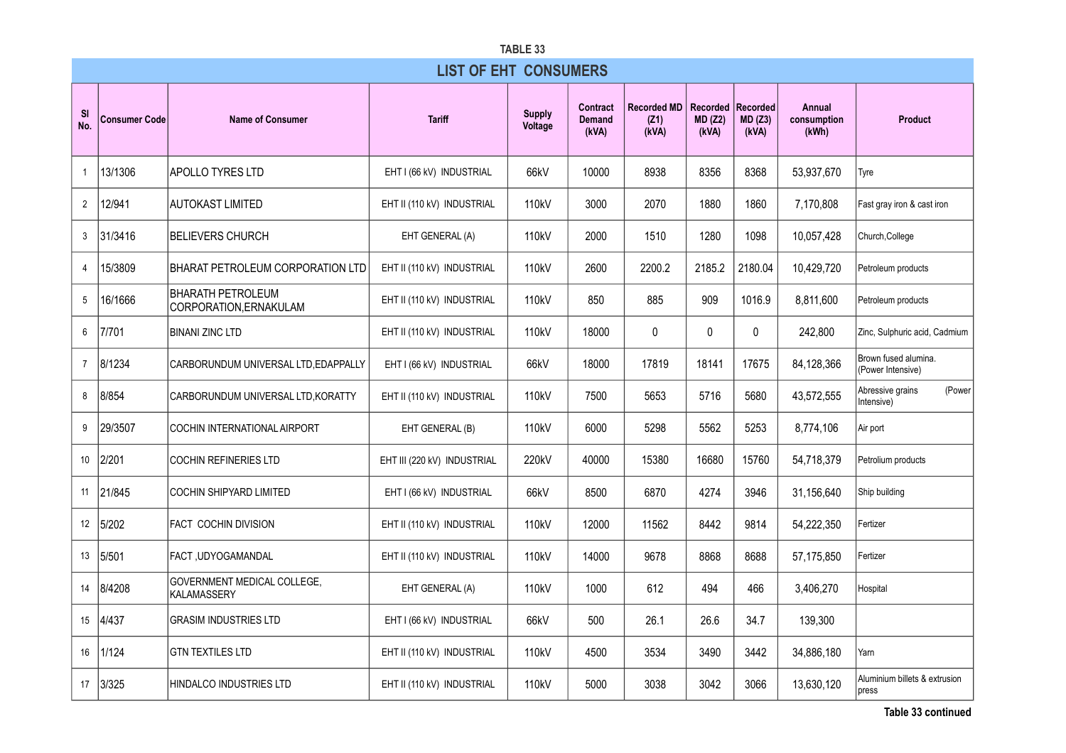TABLE 33

## LIST OF EHT CONSUMERS

| Sl No. | Consumer Code | Name of Consumer | Tariff | Supply Voltage | Contract Demand (kVA) | Recorded MD (Z1) (kVA) | Recorded MD (Z2) (kVA) | Recorded MD (Z3) (kVA) | Annual consumption (kWh) | Product |
|---|---|---|---|---|---|---|---|---|---|---|
| 1 | 13/1306 | APOLLO TYRES LTD | EHT I (66 kV) INDUSTRIAL | 66kV | 10000 | 8938 | 8356 | 8368 | 53,937,670 | Tyre |
| 2 | 12/941 | AUTOKAST LIMITED | EHT II (110 kV) INDUSTRIAL | 110kV | 3000 | 2070 | 1880 | 1860 | 7,170,808 | Fast gray iron & cast iron |
| 3 | 31/3416 | BELIEVERS CHURCH | EHT GENERAL (A) | 110kV | 2000 | 1510 | 1280 | 1098 | 10,057,428 | Church,College |
| 4 | 15/3809 | BHARAT PETROLEUM CORPORATION LTD | EHT II (110 kV) INDUSTRIAL | 110kV | 2600 | 2200.2 | 2185.2 | 2180.04 | 10,429,720 | Petroleum products |
| 5 | 16/1666 | BHARATH PETROLEUM CORPORATION,ERNAKULAM | EHT II (110 kV) INDUSTRIAL | 110kV | 850 | 885 | 909 | 1016.9 | 8,811,600 | Petroleum products |
| 6 | 7/701 | BINANI ZINC LTD | EHT II (110 kV) INDUSTRIAL | 110kV | 18000 | 0 | 0 | 0 | 242,800 | Zinc, Sulphuric acid, Cadmium |
| 7 | 8/1234 | CARBORUNDUM UNIVERSAL LTD,EDAPPALLY | EHT I (66 kV) INDUSTRIAL | 66kV | 18000 | 17819 | 18141 | 17675 | 84,128,366 | Brown fused alumina. (Power Intensive) |
| 8 | 8/854 | CARBORUNDUM UNIVERSAL LTD,KORATTY | EHT II (110 kV) INDUSTRIAL | 110kV | 7500 | 5653 | 5716 | 5680 | 43,572,555 | Abressive grains (Power Intensive) |
| 9 | 29/3507 | COCHIN INTERNATIONAL AIRPORT | EHT GENERAL (B) | 110kV | 6000 | 5298 | 5562 | 5253 | 8,774,106 | Air port |
| 10 | 2/201 | COCHIN REFINERIES LTD | EHT III (220 kV) INDUSTRIAL | 220kV | 40000 | 15380 | 16680 | 15760 | 54,718,379 | Petrolium products |
| 11 | 21/845 | COCHIN SHIPYARD LIMITED | EHT I (66 kV) INDUSTRIAL | 66kV | 8500 | 6870 | 4274 | 3946 | 31,156,640 | Ship building |
| 12 | 5/202 | FACT COCHIN DIVISION | EHT II (110 kV) INDUSTRIAL | 110kV | 12000 | 11562 | 8442 | 9814 | 54,222,350 | Fertizer |
| 13 | 5/501 | FACT ,UDYOGAMANDAL | EHT II (110 kV) INDUSTRIAL | 110kV | 14000 | 9678 | 8868 | 8688 | 57,175,850 | Fertizer |
| 14 | 8/4208 | GOVERNMENT MEDICAL COLLEGE, KALAMASSERY | EHT GENERAL (A) | 110kV | 1000 | 612 | 494 | 466 | 3,406,270 | Hospital |
| 15 | 4/437 | GRASIM INDUSTRIES LTD | EHT I (66 kV) INDUSTRIAL | 66kV | 500 | 26.1 | 26.6 | 34.7 | 139,300 | |
| 16 | 1/124 | GTN TEXTILES LTD | EHT II (110 kV) INDUSTRIAL | 110kV | 4500 | 3534 | 3490 | 3442 | 34,886,180 | Yarn |
| 17 | 3/325 | HINDALCO INDUSTRIES LTD | EHT II (110 kV) INDUSTRIAL | 110kV | 5000 | 3038 | 3042 | 3066 | 13,630,120 | Aluminium billets & extrusion press |

**Table 33 continued**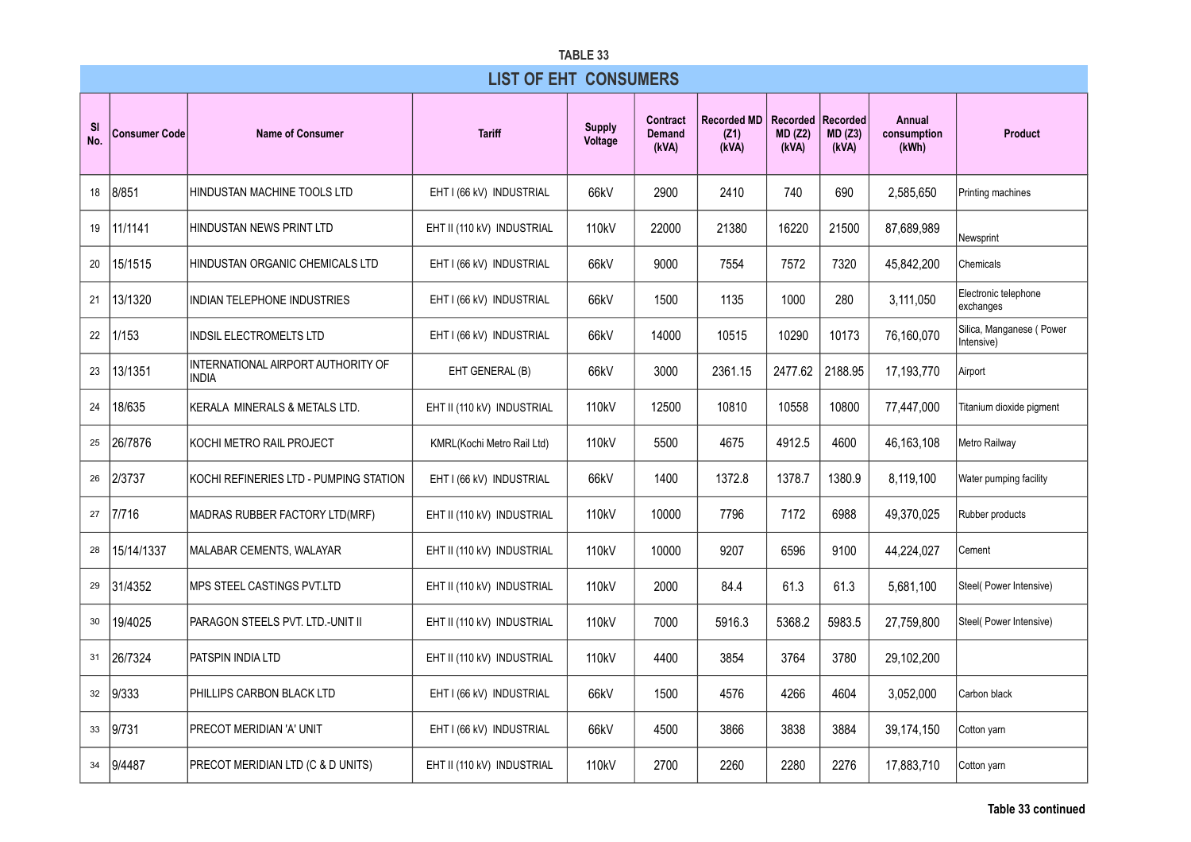**TABLE 33**

## LIST OF EHT CONSUMERS

| Sl No. | Consumer Code | Name of Consumer | Tariff | Supply Voltage | Contract Demand (kVA) | Recorded MD (Z1) (kVA) | Recorded MD (Z2) (kVA) | Recorded MD (Z3) (kVA) | Annual consumption (kWh) | Product |
|---|---|---|---|---|---|---|---|---|---|---|
| 18 | 8/851 | HINDUSTAN MACHINE TOOLS LTD | EHT I (66 kV) INDUSTRIAL | 66kV | 2900 | 2410 | 740 | 690 | 2,585,650 | Printing machines |
| 19 | 11/1141 | HINDUSTAN NEWS PRINT LTD | EHT II (110 kV) INDUSTRIAL | 110kV | 22000 | 21380 | 16220 | 21500 | 87,689,989 | Newsprint |
| 20 | 15/1515 | HINDUSTAN ORGANIC CHEMICALS LTD | EHT I (66 kV) INDUSTRIAL | 66kV | 9000 | 7554 | 7572 | 7320 | 45,842,200 | Chemicals |
| 21 | 13/1320 | INDIAN TELEPHONE INDUSTRIES | EHT I (66 kV) INDUSTRIAL | 66kV | 1500 | 1135 | 1000 | 280 | 3,111,050 | Electronic telephone exchanges |
| 22 | 1/153 | INDSIL ELECTROMELTS LTD | EHT I (66 kV) INDUSTRIAL | 66kV | 14000 | 10515 | 10290 | 10173 | 76,160,070 | Silica, Manganese ( Power Intensive) |
| 23 | 13/1351 | INTERNATIONAL AIRPORT AUTHORITY OF INDIA | EHT GENERAL (B) | 66kV | 3000 | 2361.15 | 2477.62 | 2188.95 | 17,193,770 | Airport |
| 24 | 18/635 | KERALA MINERALS & METALS LTD. | EHT II (110 kV) INDUSTRIAL | 110kV | 12500 | 10810 | 10558 | 10800 | 77,447,000 | Titanium dioxide pigment |
| 25 | 26/7876 | KOCHI METRO RAIL PROJECT | KMRL(Kochi Metro Rail Ltd) | 110kV | 5500 | 4675 | 4912.5 | 4600 | 46,163,108 | Metro Railway |
| 26 | 2/3737 | KOCHI REFINERIES LTD - PUMPING STATION | EHT I (66 kV) INDUSTRIAL | 66kV | 1400 | 1372.8 | 1378.7 | 1380.9 | 8,119,100 | Water pumping facility |
| 27 | 7/716 | MADRAS RUBBER FACTORY LTD(MRF) | EHT II (110 kV) INDUSTRIAL | 110kV | 10000 | 7796 | 7172 | 6988 | 49,370,025 | Rubber products |
| 28 | 15/14/1337 | MALABAR CEMENTS, WALAYAR | EHT II (110 kV) INDUSTRIAL | 110kV | 10000 | 9207 | 6596 | 9100 | 44,224,027 | Cement |
| 29 | 31/4352 | MPS STEEL CASTINGS PVT.LTD | EHT II (110 kV) INDUSTRIAL | 110kV | 2000 | 84.4 | 61.3 | 61.3 | 5,681,100 | Steel( Power Intensive) |
| 30 | 19/4025 | PARAGON STEELS PVT. LTD.-UNIT II | EHT II (110 kV) INDUSTRIAL | 110kV | 7000 | 5916.3 | 5368.2 | 5983.5 | 27,759,800 | Steel( Power Intensive) |
| 31 | 26/7324 | PATSPIN INDIA LTD | EHT II (110 kV) INDUSTRIAL | 110kV | 4400 | 3854 | 3764 | 3780 | 29,102,200 | |
| 32 | 9/333 | PHILLIPS CARBON BLACK LTD | EHT I (66 kV) INDUSTRIAL | 66kV | 1500 | 4576 | 4266 | 4604 | 3,052,000 | Carbon black |
| 33 | 9/731 | PRECOT MERIDIAN 'A' UNIT | EHT I (66 kV) INDUSTRIAL | 66kV | 4500 | 3866 | 3838 | 3884 | 39,174,150 | Cotton yarn |
| 34 | 9/4487 | PRECOT MERIDIAN LTD (C & D UNITS) | EHT II (110 kV) INDUSTRIAL | 110kV | 2700 | 2260 | 2280 | 2276 | 17,883,710 | Cotton yarn |

**Table 33 continued**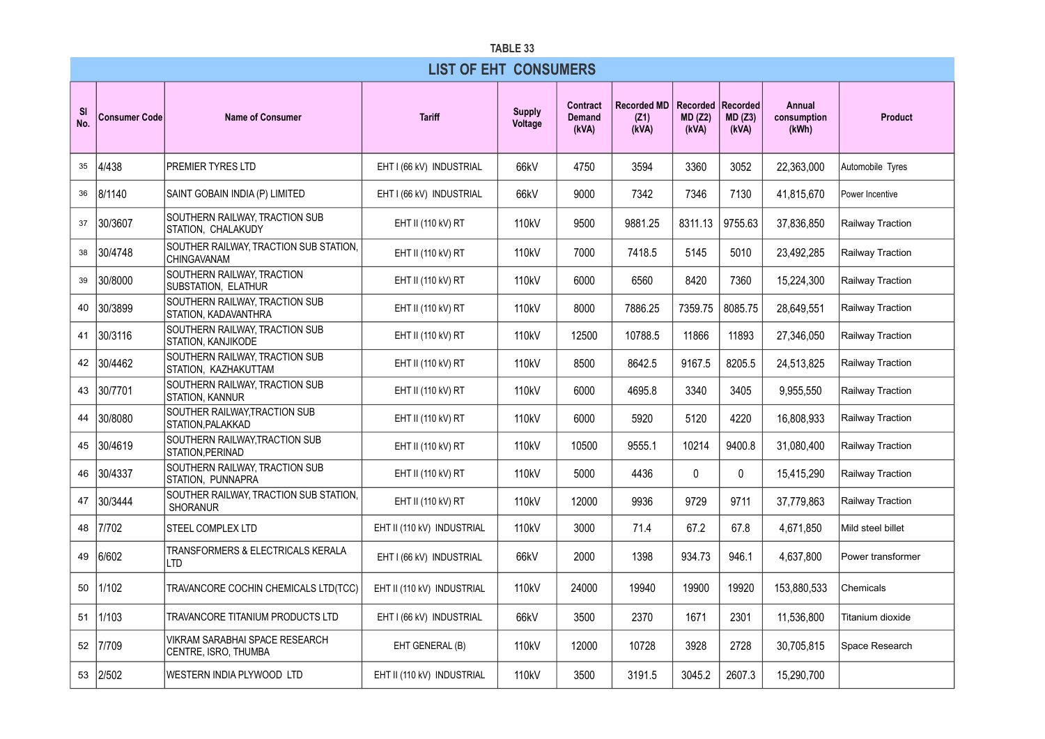TABLE 33

## LIST OF EHT CONSUMERS

| Sl No. | Consumer Code | Name of Consumer | Tariff | Supply Voltage | Contract Demand (kVA) | Recorded MD (Z1) (kVA) | Recorded MD (Z2) (kVA) | Recorded MD (Z3) (kVA) | Annual consumption (kWh) | Product |
|---|---|---|---|---|---|---|---|---|---|---|
| 35 | 4/438 | PREMIER TYRES LTD | EHT I (66 kV) INDUSTRIAL | 66kV | 4750 | 3594 | 3360 | 3052 | 22,363,000 | Automobile Tyres |
| 36 | 8/1140 | SAINT GOBAIN INDIA (P) LIMITED | EHT I (66 kV) INDUSTRIAL | 66kV | 9000 | 7342 | 7346 | 7130 | 41,815,670 | Power Incentive |
| 37 | 30/3607 | SOUTHERN RAILWAY, TRACTION SUB STATION, CHALAKUDY | EHT II (110 kV) RT | 110kV | 9500 | 9881.25 | 8311.13 | 9755.63 | 37,836,850 | Railway Traction |
| 38 | 30/4748 | SOUTHER RAILWAY, TRACTION SUB STATION, CHINGAVANAM | EHT II (110 kV) RT | 110kV | 7000 | 7418.5 | 5145 | 5010 | 23,492,285 | Railway Traction |
| 39 | 30/8000 | SOUTHERN RAILWAY, TRACTION SUBSTATION, ELATHUR | EHT II (110 kV) RT | 110kV | 6000 | 6560 | 8420 | 7360 | 15,224,300 | Railway Traction |
| 40 | 30/3899 | SOUTHERN RAILWAY, TRACTION SUB STATION, KADAVANTHRA | EHT II (110 kV) RT | 110kV | 8000 | 7886.25 | 7359.75 | 8085.75 | 28,649,551 | Railway Traction |
| 41 | 30/3116 | SOUTHERN RAILWAY, TRACTION SUB STATION, KANJIKODE | EHT II (110 kV) RT | 110kV | 12500 | 10788.5 | 11866 | 11893 | 27,346,050 | Railway Traction |
| 42 | 30/4462 | SOUTHERN RAILWAY, TRACTION SUB STATION, KAZHAKUTTAM | EHT II (110 kV) RT | 110kV | 8500 | 8642.5 | 9167.5 | 8205.5 | 24,513,825 | Railway Traction |
| 43 | 30/7701 | SOUTHERN RAILWAY, TRACTION SUB STATION, KANNUR | EHT II (110 kV) RT | 110kV | 6000 | 4695.8 | 3340 | 3405 | 9,955,550 | Railway Traction |
| 44 | 30/8080 | SOUTHER RAILWAY,TRACTION SUB STATION,PALAKKAD | EHT II (110 kV) RT | 110kV | 6000 | 5920 | 5120 | 4220 | 16,808,933 | Railway Traction |
| 45 | 30/4619 | SOUTHERN RAILWAY,TRACTION SUB STATION,PERINAD | EHT II (110 kV) RT | 110kV | 10500 | 9555.1 | 10214 | 9400.8 | 31,080,400 | Railway Traction |
| 46 | 30/4337 | SOUTHERN RAILWAY, TRACTION SUB STATION, PUNNAPRA | EHT II (110 kV) RT | 110kV | 5000 | 4436 | 0 | 0 | 15,415,290 | Railway Traction |
| 47 | 30/3444 | SOUTHER RAILWAY, TRACTION SUB STATION, SHORANUR | EHT II (110 kV) RT | 110kV | 12000 | 9936 | 9729 | 9711 | 37,779,863 | Railway Traction |
| 48 | 7/702 | STEEL COMPLEX LTD | EHT II (110 kV) INDUSTRIAL | 110kV | 3000 | 71.4 | 67.2 | 67.8 | 4,671,850 | Mild steel billet |
| 49 | 6/602 | TRANSFORMERS & ELECTRICALS KERALA LTD | EHT I (66 kV) INDUSTRIAL | 66kV | 2000 | 1398 | 934.73 | 946.1 | 4,637,800 | Power transformer |
| 50 | 1/102 | TRAVANCORE COCHIN CHEMICALS LTD(TCC) | EHT II (110 kV) INDUSTRIAL | 110kV | 24000 | 19940 | 19900 | 19920 | 153,880,533 | Chemicals |
| 51 | 1/103 | TRAVANCORE TITANIUM PRODUCTS LTD | EHT I (66 kV) INDUSTRIAL | 66kV | 3500 | 2370 | 1671 | 2301 | 11,536,800 | Titanium dioxide |
| 52 | 7/709 | VIKRAM SARABHAI SPACE RESEARCH CENTRE, ISRO, THUMBA | EHT GENERAL (B) | 110kV | 12000 | 10728 | 3928 | 2728 | 30,705,815 | Space Research |
| 53 | 2/502 | WESTERN INDIA PLYWOOD LTD | EHT II (110 kV) INDUSTRIAL | 110kV | 3500 | 3191.5 | 3045.2 | 2607.3 | 15,290,700 | |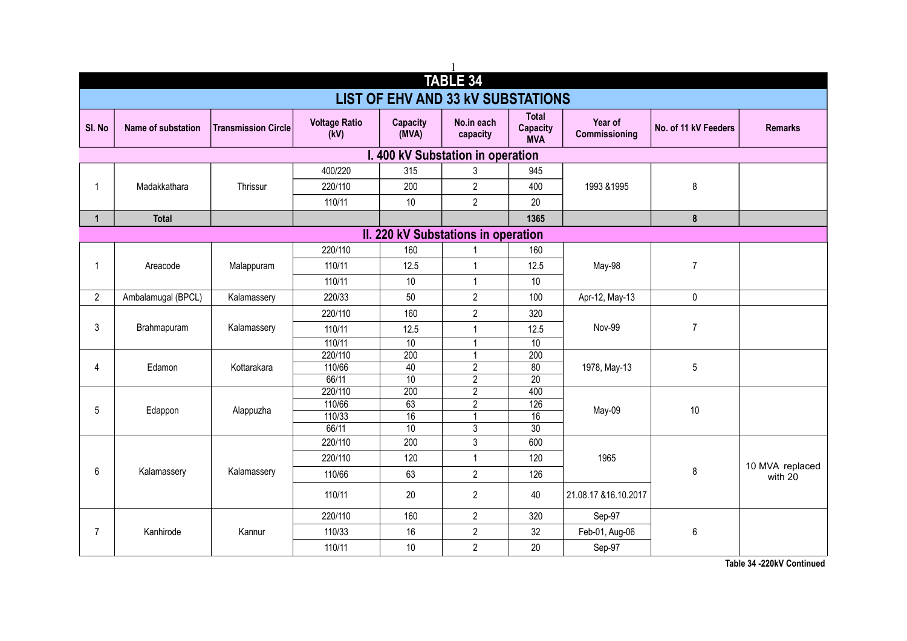# TABLE 34

## LIST OF EHV AND 33 kV SUBSTATIONS

| Sl. No | Name of substation | Transmission Circle | Voltage Ratio (kV) | Capacity (MVA) | No.in each capacity | Total Capacity MVA | Year of Commissioning | No. of 11 kV Feeders | Remarks |
|---|---|---|---|---|---|---|---|---|---|
| **I. 400 kV Substation in operation** | | | | | | | | | |
| 1 | Madakkathara | Thrissur | 400/220 | 315 | 3 | 945 | 1993 &1995 | 8 | |
| | | | 220/110 | 200 | 2 | 400 | | | |
| | | | 110/11 | 10 | 2 | 20 | | | |
| **1** | **Total** | | | | | **1365** | | **8** | |
| **II. 220 kV Substations in operation** | | | | | | | | | |
| 1 | Areacode | Malappuram | 220/110 | 160 | 1 | 160 | May-98 | 7 | |
| | | | 110/11 | 12.5 | 1 | 12.5 | | | |
| | | | 110/11 | 10 | 1 | 10 | | | |
| 2 | Ambalamugal (BPCL) | Kalamassery | 220/33 | 50 | 2 | 100 | Apr-12, May-13 | 0 | |
| 3 | Brahmapuram | Kalamassery | 220/110 | 160 | 2 | 320 | Nov-99 | 7 | |
| | | | 110/11 | 12.5 | 1 | 12.5 | | | |
| | | | 110/11 | 10 | 1 | 10 | | | |
| 4 | Edamon | Kottarakara | 220/110 | 200 | 1 | 200 | 1978, May-13 | 5 | |
| | | | 110/66 | 40 | 2 | 80 | | | |
| | | | 66/11 | 10 | 2 | 20 | | | |
| 5 | Edappon | Alappuzha | 220/110 | 200 | 2 | 400 | May-09 | 10 | |
| | | | 110/66 | 63 | 2 | 126 | | | |
| | | | 110/33 | 16 | 1 | 16 | | | |
| | | | 66/11 | 10 | 3 | 30 | | | |
| 6 | Kalamassery | Kalamassery | 220/110 | 200 | 3 | 600 | 1965 | 8 | 10 MVA replaced with 20 |
| | | | 220/110 | 120 | 1 | 120 | | | |
| | | | 110/66 | 63 | 2 | 126 | | | |
| | | | 110/11 | 20 | 2 | 40 | 21.08.17 &16.10.2017 | | |
| 7 | Kanhirode | Kannur | 220/110 | 160 | 2 | 320 | Sep-97 | 6 | |
| | | | 110/33 | 16 | 2 | 32 | Feb-01, Aug-06 | | |
| | | | 110/11 | 10 | 2 | 20 | Sep-97 | | |

**Table 34 -220kV Continued**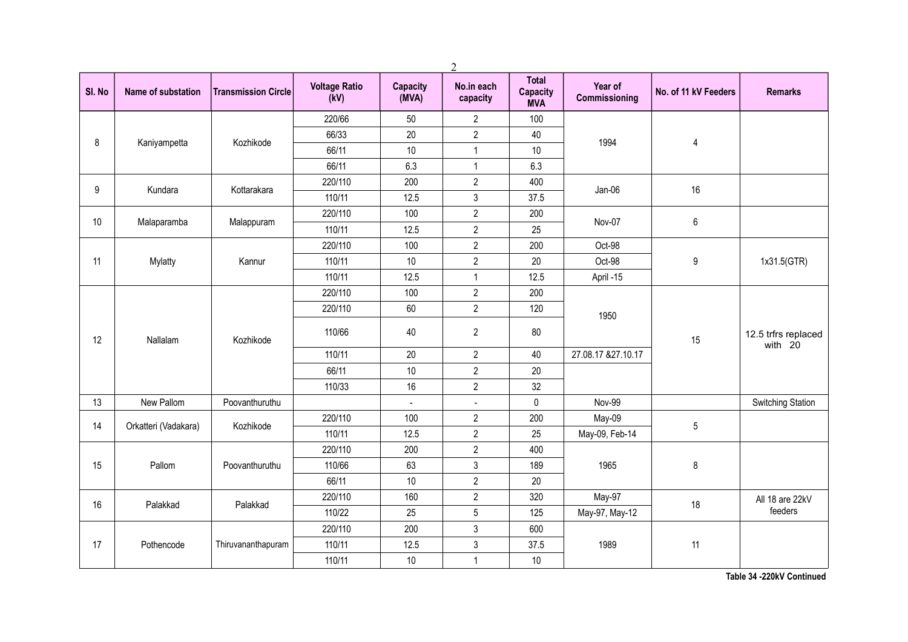| Sl. No | Name of substation | Transmission Circle | Voltage Ratio (kV) | Capacity (MVA) | No.in each capacity | Total Capacity MVA | Year of Commissioning | No. of 11 kV Feeders | Remarks |
|---|---|---|---|---|---|---|---|---|---|
| 8 | Kaniyampetta | Kozhikode | 220/66 | 50 | 2 | 100 | 1994 | 4 | |
| | | | 66/33 | 20 | 2 | 40 | | | |
| | | | 66/11 | 10 | 1 | 10 | | | |
| | | | 66/11 | 6.3 | 1 | 6.3 | | | |
| 9 | Kundara | Kottarakara | 220/110 | 200 | 2 | 400 | Jan-06 | 16 | |
| | | | 110/11 | 12.5 | 3 | 37.5 | | | |
| 10 | Malaparamba | Malappuram | 220/110 | 100 | 2 | 200 | Nov-07 | 6 | |
| | | | 110/11 | 12.5 | 2 | 25 | | | |
| 11 | Mylatty | Kannur | 220/110 | 100 | 2 | 200 | Oct-98 | 9 | 1x31.5(GTR) |
| | | | 110/11 | 10 | 2 | 20 | Oct-98 | | |
| | | | 110/11 | 12.5 | 1 | 12.5 | April -15 | | |
| 12 | Nallalam | Kozhikode | 220/110 | 100 | 2 | 200 | 1950 | 15 | 12.5 trfrs replaced with 20 |
| | | | 220/110 | 60 | 2 | 120 | | | |
| | | | 110/66 | 40 | 2 | 80 | | | |
| | | | 110/11 | 20 | 2 | 40 | 27.08.17 &27.10.17 | | |
| | | | 66/11 | 10 | 2 | 20 | | | |
| | | | 110/33 | 16 | 2 | 32 | | | |
| 13 | New Pallom | Poovanthuruthu | | - | - | 0 | Nov-99 | | Switching Station |
| 14 | Orkatteri (Vadakara) | Kozhikode | 220/110 | 100 | 2 | 200 | May-09 | 5 | |
| | | | 110/11 | 12.5 | 2 | 25 | May-09, Feb-14 | | |
| 15 | Pallom | Poovanthuruthu | 220/110 | 200 | 2 | 400 | 1965 | 8 | |
| | | | 110/66 | 63 | 3 | 189 | | | |
| | | | 66/11 | 10 | 2 | 20 | | | |
| 16 | Palakkad | Palakkad | 220/110 | 160 | 2 | 320 | May-97 | 18 | All 18 are 22kV feeders |
| | | | 110/22 | 25 | 5 | 125 | May-97, May-12 | | |
| 17 | Pothencode | Thiruvananthapuram | 220/110 | 200 | 3 | 600 | 1989 | 11 | |
| | | | 110/11 | 12.5 | 3 | 37.5 | | | |
| | | | 110/11 | 10 | 1 | 10 | | | |

**Table 34 -220kV Continued**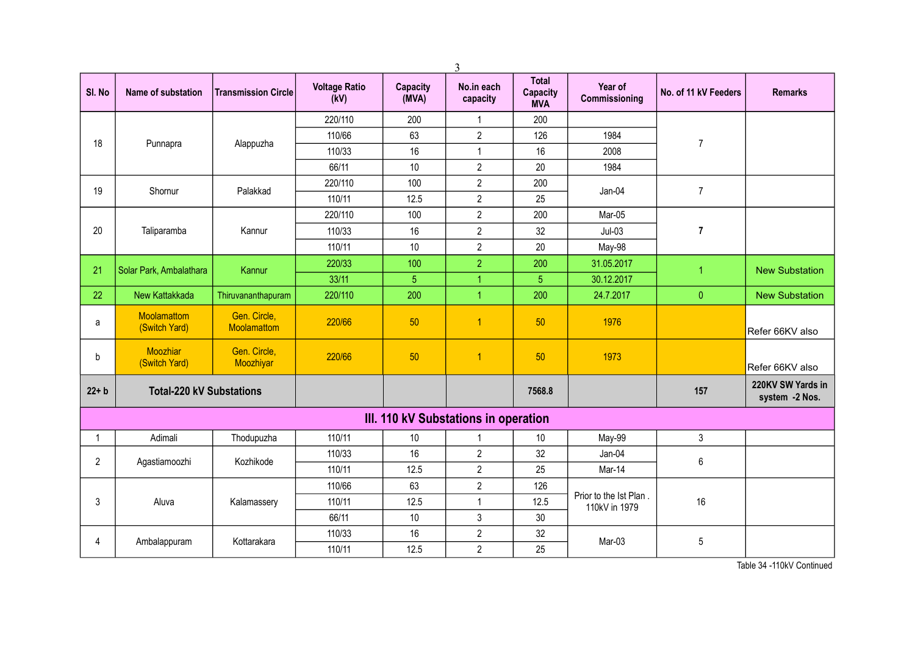| Sl. No | Name of substation | Transmission Circle | Voltage Ratio (kV) | Capacity (MVA) | No.in each capacity | Total Capacity MVA | Year of Commissioning | No. of 11 kV Feeders | Remarks |
|---|---|---|---|---|---|---|---|---|---|
| 18 | Punnapra | Alappuzha | 220/110 | 200 | 1 | 200 | | 7 | |
| | | | 110/66 | 63 | 2 | 126 | 1984 | | |
| | | | 110/33 | 16 | 1 | 16 | 2008 | | |
| | | | 66/11 | 10 | 2 | 20 | 1984 | | |
| 19 | Shornur | Palakkad | 220/110 | 100 | 2 | 200 | Jan-04 | 7 | |
| | | | 110/11 | 12.5 | 2 | 25 | | | |
| 20 | Taliparamba | Kannur | 220/110 | 100 | 2 | 200 | Mar-05 | **7** | |
| | | | 110/33 | 16 | 2 | 32 | Jul-03 | | |
| | | | 110/11 | 10 | 2 | 20 | May-98 | | |
| 21 | Solar Park, Ambalathara | Kannur | 220/33 | 100 | 2 | 200 | 31.05.2017 | 1 | New Substation |
| | | | 33/11 | 5 | 1 | 5 | 30.12.2017 | | |
| 22 | New Kattakkada | Thiruvananthapuram | 220/110 | 200 | 1 | 200 | 24.7.2017 | 0 | New Substation |
| a | Moolamattom (Switch Yard) | Gen. Circle, Moolamattom | 220/66 | 50 | 1 | 50 | 1976 | | Refer 66KV also |
| b | Moozhiar (Switch Yard) | Gen. Circle, Moozhiyar | 220/66 | 50 | 1 | 50 | 1973 | | Refer 66KV also |
| **22+ b** | **Total-220 kV Substations** | | | | | **7568.8** | | **157** | **220KV SW Yards in system -2 Nos.** |
| **III. 110 kV Substations in operation** | | | | | | | | | |
| 1 | Adimali | Thodupuzha | 110/11 | 10 | 1 | 10 | May-99 | 3 | |
| 2 | Agastiamoozhi | Kozhikode | 110/33 | 16 | 2 | 32 | Jan-04 | 6 | |
| | | | 110/11 | 12.5 | 2 | 25 | Mar-14 | | |
| 3 | Aluva | Kalamassery | 110/66 | 63 | 2 | 126 | Prior to the Ist Plan . 110kV in 1979 | 16 | |
| | | | 110/11 | 12.5 | 1 | 12.5 | | | |
| | | | 66/11 | 10 | 3 | 30 | | | |
| 4 | Ambalappuram | Kottarakara | 110/33 | 16 | 2 | 32 | Mar-03 | 5 | |
| | | | 110/11 | 12.5 | 2 | 25 | | | |

Table 34 -110kV Continued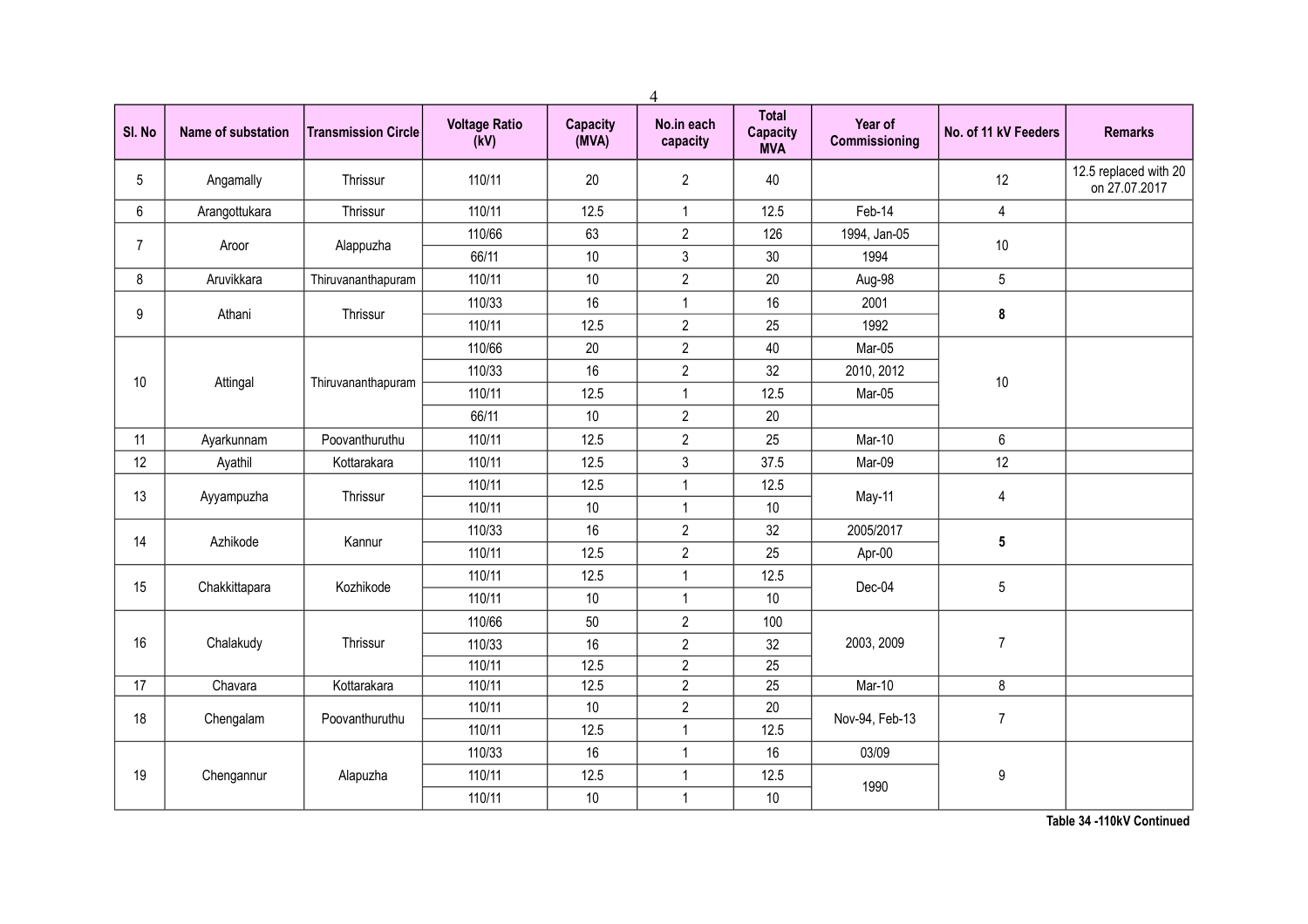| Sl. No | Name of substation | Transmission Circle | Voltage Ratio (kV) | Capacity (MVA) | No.in each capacity | Total Capacity MVA | Year of Commissioning | No. of 11 kV Feeders | Remarks |
|---|---|---|---|---|---|---|---|---|---|
| 5 | Angamally | Thrissur | 110/11 | 20 | 2 | 40 | | 12 | 12.5 replaced with 20 on 27.07.2017 |
| 6 | Arangottukara | Thrissur | 110/11 | 12.5 | 1 | 12.5 | Feb-14 | 4 | |
| 7 | Aroor | Alappuzha | 110/66 | 63 | 2 | 126 | 1994, Jan-05 | 10 | |
| | | | 66/11 | 10 | 3 | 30 | 1994 | | |
| 8 | Aruvikkara | Thiruvananthapuram | 110/11 | 10 | 2 | 20 | Aug-98 | 5 | |
| 9 | Athani | Thrissur | 110/33 | 16 | 1 | 16 | 2001 | **8** | |
| | | | 110/11 | 12.5 | 2 | 25 | 1992 | | |
| 10 | Attingal | Thiruvananthapuram | 110/66 | 20 | 2 | 40 | Mar-05 | 10 | |
| | | | 110/33 | 16 | 2 | 32 | 2010, 2012 | | |
| | | | 110/11 | 12.5 | 1 | 12.5 | Mar-05 | | |
| | | | 66/11 | 10 | 2 | 20 | | | |
| 11 | Ayarkunnam | Poovanthuruthu | 110/11 | 12.5 | 2 | 25 | Mar-10 | 6 | |
| 12 | Ayathil | Kottarakara | 110/11 | 12.5 | 3 | 37.5 | Mar-09 | 12 | |
| 13 | Ayyampuzha | Thrissur | 110/11 | 12.5 | 1 | 12.5 | May-11 | 4 | |
| | | | 110/11 | 10 | 1 | 10 | | | |
| 14 | Azhikode | Kannur | 110/33 | 16 | 2 | 32 | 2005/2017 | **5** | |
| | | | 110/11 | 12.5 | 2 | 25 | Apr-00 | | |
| 15 | Chakkittapara | Kozhikode | 110/11 | 12.5 | 1 | 12.5 | Dec-04 | 5 | |
| | | | 110/11 | 10 | 1 | 10 | | | |
| 16 | Chalakudy | Thrissur | 110/66 | 50 | 2 | 100 | 2003, 2009 | 7 | |
| | | | 110/33 | 16 | 2 | 32 | | | |
| | | | 110/11 | 12.5 | 2 | 25 | | | |
| 17 | Chavara | Kottarakara | 110/11 | 12.5 | 2 | 25 | Mar-10 | 8 | |
| 18 | Chengalam | Poovanthuruthu | 110/11 | 10 | 2 | 20 | Nov-94, Feb-13 | 7 | |
| | | | 110/11 | 12.5 | 1 | 12.5 | | | |
| 19 | Chengannur | Alapuzha | 110/33 | 16 | 1 | 16 | 03/09 | 9 | |
| | | | 110/11 | 12.5 | 1 | 12.5 | 1990 | | |
| | | | 110/11 | 10 | 1 | 10 | | | |

**Table 34 -110kV Continued**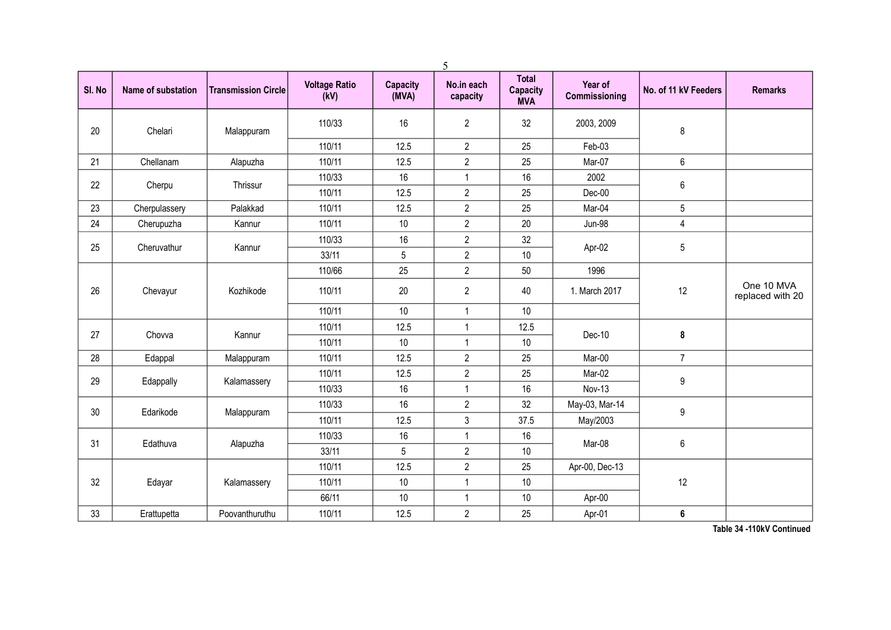| Sl. No | Name of substation | Transmission Circle | Voltage Ratio (kV) | Capacity (MVA) | No.in each capacity | Total Capacity MVA | Year of Commissioning | No. of 11 kV Feeders | Remarks |
|---|---|---|---|---|---|---|---|---|---|
| 20 | Chelari | Malappuram | 110/33 | 16 | 2 | 32 | 2003, 2009 | 8 | |
| | | | 110/11 | 12.5 | 2 | 25 | Feb-03 | | |
| 21 | Chellanam | Alapuzha | 110/11 | 12.5 | 2 | 25 | Mar-07 | 6 | |
| 22 | Cherpu | Thrissur | 110/33 | 16 | 1 | 16 | 2002 | 6 | |
| | | | 110/11 | 12.5 | 2 | 25 | Dec-00 | | |
| 23 | Cherpulassery | Palakkad | 110/11 | 12.5 | 2 | 25 | Mar-04 | 5 | |
| 24 | Cherupuzha | Kannur | 110/11 | 10 | 2 | 20 | Jun-98 | 4 | |
| 25 | Cheruvathur | Kannur | 110/33 | 16 | 2 | 32 | Apr-02 | 5 | |
| | | | 33/11 | 5 | 2 | 10 | | | |
| 26 | Chevayur | Kozhikode | 110/66 | 25 | 2 | 50 | 1996 | 12 | One 10 MVA replaced with 20 |
| | | | 110/11 | 20 | 2 | 40 | 1. March 2017 | | |
| | | | 110/11 | 10 | 1 | 10 | | | |
| 27 | Chovva | Kannur | 110/11 | 12.5 | 1 | 12.5 | Dec-10 | **8** | |
| | | | 110/11 | 10 | 1 | 10 | | | |
| 28 | Edappal | Malappuram | 110/11 | 12.5 | 2 | 25 | Mar-00 | 7 | |
| 29 | Edappally | Kalamassery | 110/11 | 12.5 | 2 | 25 | Mar-02 | 9 | |
| | | | 110/33 | 16 | 1 | 16 | Nov-13 | | |
| 30 | Edarikode | Malappuram | 110/33 | 16 | 2 | 32 | May-03, Mar-14 | 9 | |
| | | | 110/11 | 12.5 | 3 | 37.5 | May/2003 | | |
| 31 | Edathuva | Alapuzha | 110/33 | 16 | 1 | 16 | Mar-08 | 6 | |
| | | | 33/11 | 5 | 2 | 10 | | | |
| 32 | Edayar | Kalamassery | 110/11 | 12.5 | 2 | 25 | Apr-00, Dec-13 | 12 | |
| | | | 110/11 | 10 | 1 | 10 | | | |
| | | | 66/11 | 10 | 1 | 10 | Apr-00 | | |
| 33 | Erattupetta | Poovanthuruthu | 110/11 | 12.5 | 2 | 25 | Apr-01 | **6** | |

**Table 34 -110kV Continued**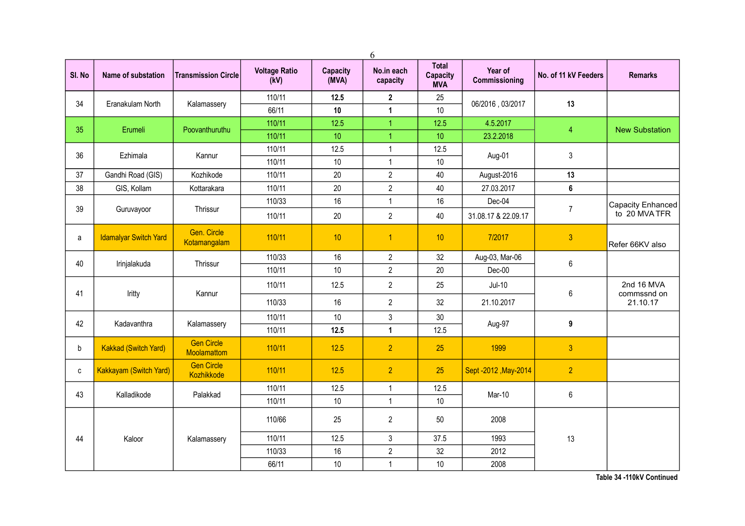| Sl. No | Name of substation | Transmission Circle | Voltage Ratio (kV) | Capacity (MVA) | No.in each capacity | Total Capacity MVA | Year of Commissioning | No. of 11 kV Feeders | Remarks |
|---|---|---|---|---|---|---|---|---|---|
| 34 | Eranakulam North | Kalamassery | 110/11 | **12.5** | **2** | 25 | 06/2016 , 03/2017 | **13** | |
| | | | 66/11 | **10** | **1** | 10 | | | |
| 35 | Erumeli | Poovanthuruthu | 110/11 | 12.5 | 1 | 12.5 | 4.5.2017 | 4 | New Substation |
| | | | 110/11 | 10 | 1 | 10 | 23.2.2018 | | |
| 36 | Ezhimala | Kannur | 110/11 | 12.5 | 1 | 12.5 | Aug-01 | 3 | |
| | | | 110/11 | 10 | 1 | 10 | | | |
| 37 | Gandhi Road (GIS) | Kozhikode | 110/11 | 20 | 2 | 40 | August-2016 | **13** | |
| 38 | GIS, Kollam | Kottarakara | 110/11 | 20 | 2 | 40 | 27.03.2017 | **6** | |
| 39 | Guruvayoor | Thrissur | 110/33 | 16 | 1 | 16 | Dec-04 | 7 | Capacity Enhanced to 20 MVA TFR |
| | | | 110/11 | 20 | 2 | 40 | 31.08.17 & 22.09.17 | | |
| a | Idamalyar Switch Yard | Gen. Circle Kotamangalam | 110/11 | 10 | 1 | 10 | 7/2017 | 3 | Refer 66KV also |
| 40 | Irinjalakuda | Thrissur | 110/33 | 16 | 2 | 32 | Aug-03, Mar-06 | 6 | |
| | | | 110/11 | 10 | 2 | 20 | Dec-00 | | |
| 41 | Iritty | Kannur | 110/11 | 12.5 | 2 | 25 | Jul-10 | 6 | 2nd 16 MVA commssnd on 21.10.17 |
| | | | 110/33 | 16 | 2 | 32 | 21.10.2017 | | |
| 42 | Kadavanthra | Kalamassery | 110/11 | 10 | 3 | 30 | Aug-97 | **9** | |
| | | | 110/11 | **12.5** | **1** | 12.5 | | | |
| b | Kakkad (Switch Yard) | Gen Circle Moolamattom | 110/11 | 12.5 | 2 | 25 | 1999 | 3 | |
| c | Kakkayam (Switch Yard) | Gen Circle Kozhikkode | 110/11 | 12.5 | 2 | 25 | Sept -2012 ,May-2014 | 2 | |
| 43 | Kalladikode | Palakkad | 110/11 | 12.5 | 1 | 12.5 | Mar-10 | 6 | |
| | | | 110/11 | 10 | 1 | 10 | | | |
| 44 | Kaloor | Kalamassery | 110/66 | 25 | 2 | 50 | 2008 | 13 | |
| | | | 110/11 | 12.5 | 3 | 37.5 | 1993 | | |
| | | | 110/33 | 16 | 2 | 32 | 2012 | | |
| | | | 66/11 | 10 | 1 | 10 | 2008 | | |

**Table 34 -110kV Continued**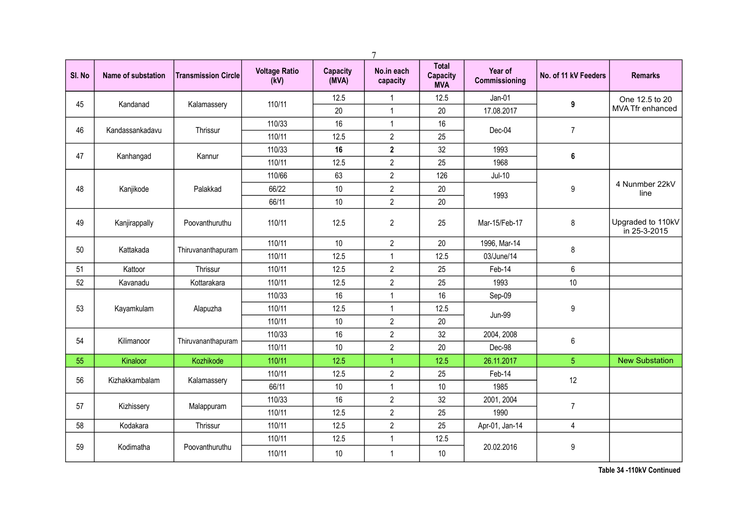| Sl. No | Name of substation | Transmission Circle | Voltage Ratio (kV) | Capacity (MVA) | No.in each capacity | Total Capacity MVA | Year of Commissioning | No. of 11 kV Feeders | Remarks |
|---|---|---|---|---|---|---|---|---|---|
| 45 | Kandanad | Kalamassery | 110/11 | 12.5 | 1 | 12.5 | Jan-01 | **9** | One 12.5 to 20 MVA Tfr enhanced |
| | | | | 20 | 1 | 20 | 17.08.2017 | | |
| 46 | Kandassankadavu | Thrissur | 110/33 | 16 | 1 | 16 | Dec-04 | 7 | |
| | | | 110/11 | 12.5 | 2 | 25 | | | |
| 47 | Kanhangad | Kannur | 110/33 | **16** | **2** | 32 | 1993 | **6** | |
| | | | 110/11 | 12.5 | 2 | 25 | 1968 | | |
| 48 | Kanjikode | Palakkad | 110/66 | 63 | 2 | 126 | Jul-10 | 9 | 4 Nunmber 22kV line |
| | | | 66/22 | 10 | 2 | 20 | 1993 | | |
| | | | 66/11 | 10 | 2 | 20 | | | |
| 49 | Kanjirappally | Poovanthuruthu | 110/11 | 12.5 | 2 | 25 | Mar-15/Feb-17 | 8 | Upgraded to 110kV in 25-3-2015 |
| 50 | Kattakada | Thiruvananthapuram | 110/11 | 10 | 2 | 20 | 1996, Mar-14 | 8 | |
| | | | 110/11 | 12.5 | 1 | 12.5 | 03/June/14 | | |
| 51 | Kattoor | Thrissur | 110/11 | 12.5 | 2 | 25 | Feb-14 | 6 | |
| 52 | Kavanadu | Kottarakara | 110/11 | 12.5 | 2 | 25 | 1993 | 10 | |
| 53 | Kayamkulam | Alapuzha | 110/33 | 16 | 1 | 16 | Sep-09 | 9 | |
| | | | 110/11 | 12.5 | 1 | 12.5 | Jun-99 | | |
| | | | 110/11 | 10 | 2 | 20 | | | |
| 54 | Kilimanoor | Thiruvananthapuram | 110/33 | 16 | 2 | 32 | 2004, 2008 | 6 | |
| | | | 110/11 | 10 | 2 | 20 | Dec-98 | | |
| 55 | Kinaloor | Kozhikode | 110/11 | 12.5 | 1 | 12.5 | 26.11.2017 | 5 | New Substation |
| 56 | Kizhakkambalam | Kalamassery | 110/11 | 12.5 | 2 | 25 | Feb-14 | 12 | |
| | | | 66/11 | 10 | 1 | 10 | 1985 | | |
| 57 | Kizhissery | Malappuram | 110/33 | 16 | 2 | 32 | 2001, 2004 | 7 | |
| | | | 110/11 | 12.5 | 2 | 25 | 1990 | | |
| 58 | Kodakara | Thrissur | 110/11 | 12.5 | 2 | 25 | Apr-01, Jan-14 | 4 | |
| 59 | Kodimatha | Poovanthuruthu | 110/11 | 12.5 | 1 | 12.5 | 20.02.2016 | 9 | |
| | | | 110/11 | 10 | 1 | 10 | | | |

**Table 34 -110kV Continued**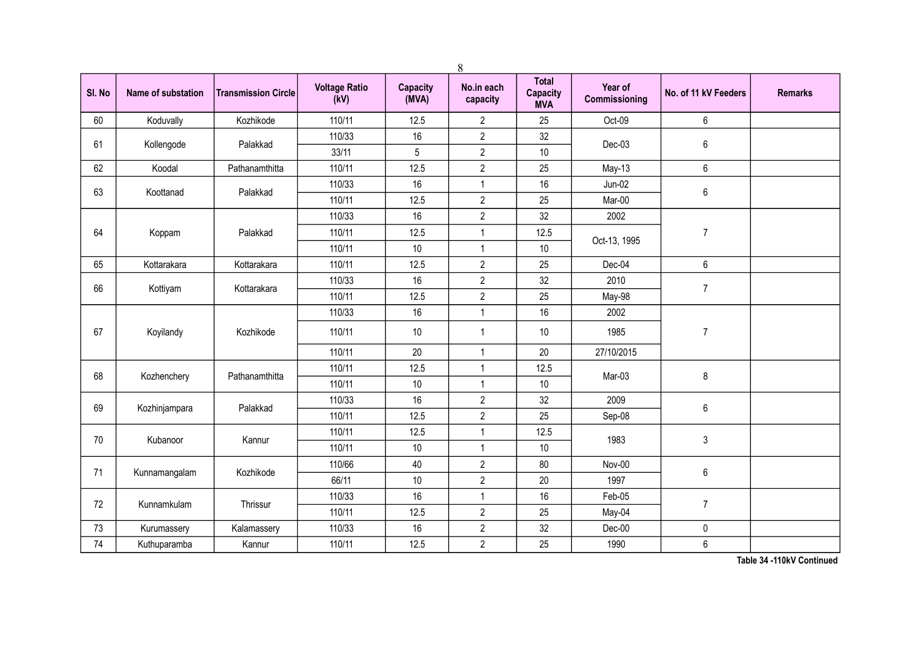| Sl. No | Name of substation | Transmission Circle | Voltage Ratio (kV) | Capacity (MVA) | No.in each capacity | Total Capacity MVA | Year of Commissioning | No. of 11 kV Feeders | Remarks |
|---|---|---|---|---|---|---|---|---|---|
| 60 | Koduvally | Kozhikode | 110/11 | 12.5 | 2 | 25 | Oct-09 | 6 | |
| 61 | Kollengode | Palakkad | 110/33 | 16 | 2 | 32 | Dec-03 | 6 | |
| | | | 33/11 | 5 | 2 | 10 | | | |
| 62 | Koodal | Pathanamthitta | 110/11 | 12.5 | 2 | 25 | May-13 | 6 | |
| 63 | Koottanad | Palakkad | 110/33 | 16 | 1 | 16 | Jun-02 | 6 | |
| | | | 110/11 | 12.5 | 2 | 25 | Mar-00 | | |
| 64 | Koppam | Palakkad | 110/33 | 16 | 2 | 32 | 2002 | 7 | |
| | | | 110/11 | 12.5 | 1 | 12.5 | Oct-13, 1995 | | |
| | | | 110/11 | 10 | 1 | 10 | | | |
| 65 | Kottarakara | Kottarakara | 110/11 | 12.5 | 2 | 25 | Dec-04 | 6 | |
| 66 | Kottiyam | Kottarakara | 110/33 | 16 | 2 | 32 | 2010 | 7 | |
| | | | 110/11 | 12.5 | 2 | 25 | May-98 | | |
| 67 | Koyilandy | Kozhikode | 110/33 | 16 | 1 | 16 | 2002 | 7 | |
| | | | 110/11 | 10 | 1 | 10 | 1985 | | |
| | | | 110/11 | 20 | 1 | 20 | 27/10/2015 | | |
| 68 | Kozhenchery | Pathanamthitta | 110/11 | 12.5 | 1 | 12.5 | Mar-03 | 8 | |
| | | | 110/11 | 10 | 1 | 10 | | | |
| 69 | Kozhinjampara | Palakkad | 110/33 | 16 | 2 | 32 | 2009 | 6 | |
| | | | 110/11 | 12.5 | 2 | 25 | Sep-08 | | |
| 70 | Kubanoor | Kannur | 110/11 | 12.5 | 1 | 12.5 | 1983 | 3 | |
| | | | 110/11 | 10 | 1 | 10 | | | |
| 71 | Kunnamangalam | Kozhikode | 110/66 | 40 | 2 | 80 | Nov-00 | 6 | |
| | | | 66/11 | 10 | 2 | 20 | 1997 | | |
| 72 | Kunnamkulam | Thrissur | 110/33 | 16 | 1 | 16 | Feb-05 | 7 | |
| | | | 110/11 | 12.5 | 2 | 25 | May-04 | | |
| 73 | Kurumassery | Kalamassery | 110/33 | 16 | 2 | 32 | Dec-00 | 0 | |
| 74 | Kuthuparamba | Kannur | 110/11 | 12.5 | 2 | 25 | 1990 | 6 | |

**Table 34 -110kV Continued**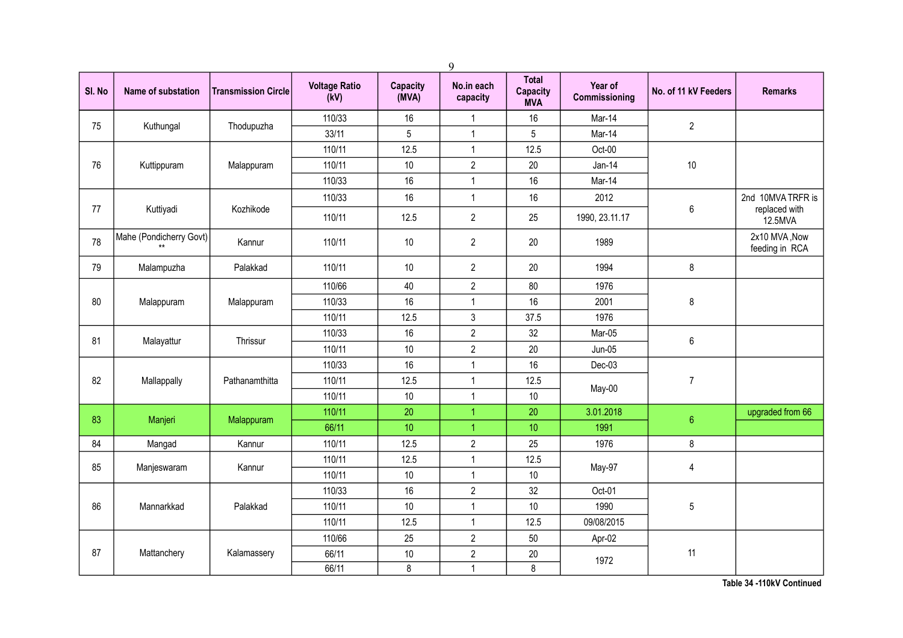| Sl. No | Name of substation | Transmission Circle | Voltage Ratio (kV) | Capacity (MVA) | No.in each capacity | Total Capacity MVA | Year of Commissioning | No. of 11 kV Feeders | Remarks |
|---|---|---|---|---|---|---|---|---|---|
| 75 | Kuthungal | Thodupuzha | 110/33 | 16 | 1 | 16 | Mar-14 | 2 | |
| | | | 33/11 | 5 | 1 | 5 | Mar-14 | | |
| 76 | Kuttippuram | Malappuram | 110/11 | 12.5 | 1 | 12.5 | Oct-00 | 10 | |
| | | | 110/11 | 10 | 2 | 20 | Jan-14 | | |
| | | | 110/33 | 16 | 1 | 16 | Mar-14 | | |
| 77 | Kuttiyadi | Kozhikode | 110/33 | 16 | 1 | 16 | 2012 | 6 | 2nd 10MVA TRFR is replaced with 12.5MVA |
| | | | 110/11 | 12.5 | 2 | 25 | 1990, 23.11.17 | | |
| 78 | Mahe (Pondicherry Govt) ** | Kannur | 110/11 | 10 | 2 | 20 | 1989 | | 2x10 MVA ,Now feeding in RCA |
| 79 | Malampuzha | Palakkad | 110/11 | 10 | 2 | 20 | 1994 | 8 | |
| 80 | Malappuram | Malappuram | 110/66 | 40 | 2 | 80 | 1976 | 8 | |
| | | | 110/33 | 16 | 1 | 16 | 2001 | | |
| | | | 110/11 | 12.5 | 3 | 37.5 | 1976 | | |
| 81 | Malayattur | Thrissur | 110/33 | 16 | 2 | 32 | Mar-05 | 6 | |
| | | | 110/11 | 10 | 2 | 20 | Jun-05 | | |
| 82 | Mallappally | Pathanamthitta | 110/33 | 16 | 1 | 16 | Dec-03 | 7 | |
| | | | 110/11 | 12.5 | 1 | 12.5 | May-00 | | |
| | | | 110/11 | 10 | 1 | 10 | | | |
| 83 | Manjeri | Malappuram | 110/11 | 20 | 1 | 20 | 3.01.2018 | 6 | upgraded from 66 |
| | | | 66/11 | 10 | 1 | 10 | 1991 | | |
| 84 | Mangad | Kannur | 110/11 | 12.5 | 2 | 25 | 1976 | 8 | |
| 85 | Manjeswaram | Kannur | 110/11 | 12.5 | 1 | 12.5 | May-97 | 4 | |
| | | | 110/11 | 10 | 1 | 10 | | | |
| 86 | Mannarkkad | Palakkad | 110/33 | 16 | 2 | 32 | Oct-01 | 5 | |
| | | | 110/11 | 10 | 1 | 10 | 1990 | | |
| | | | 110/11 | 12.5 | 1 | 12.5 | 09/08/2015 | | |
| 87 | Mattanchery | Kalamassery | 110/66 | 25 | 2 | 50 | Apr-02 | 11 | |
| | | | 66/11 | 10 | 2 | 20 | 1972 | | |
| | | | 66/11 | 8 | 1 | 8 | | | |

**Table 34 -110kV Continued**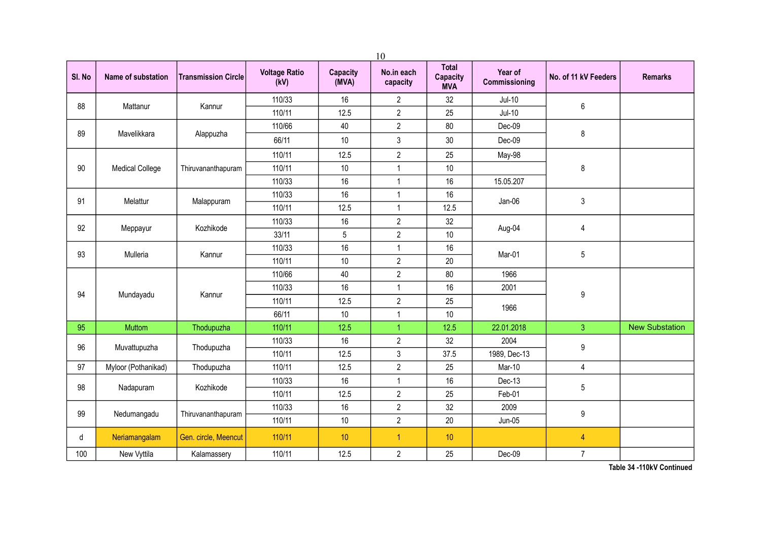| Sl. No | Name of substation | Transmission Circle | Voltage Ratio (kV) | Capacity (MVA) | No.in each capacity | Total Capacity MVA | Year of Commissioning | No. of 11 kV Feeders | Remarks |
|---|---|---|---|---|---|---|---|---|---|
| 88 | Mattanur | Kannur | 110/33 | 16 | 2 | 32 | Jul-10 | 6 | |
| | | | 110/11 | 12.5 | 2 | 25 | Jul-10 | | |
| 89 | Mavelikkara | Alappuzha | 110/66 | 40 | 2 | 80 | Dec-09 | 8 | |
| | | | 66/11 | 10 | 3 | 30 | Dec-09 | | |
| 90 | Medical College | Thiruvananthapuram | 110/11 | 12.5 | 2 | 25 | May-98 | 8 | |
| | | | 110/11 | 10 | 1 | 10 | | | |
| | | | 110/33 | 16 | 1 | 16 | 15.05.207 | | |
| 91 | Melattur | Malappuram | 110/33 | 16 | 1 | 16 | Jan-06 | 3 | |
| | | | 110/11 | 12.5 | 1 | 12.5 | | | |
| 92 | Meppayur | Kozhikode | 110/33 | 16 | 2 | 32 | Aug-04 | 4 | |
| | | | 33/11 | 5 | 2 | 10 | | | |
| 93 | Mulleria | Kannur | 110/33 | 16 | 1 | 16 | Mar-01 | 5 | |
| | | | 110/11 | 10 | 2 | 20 | | | |
| 94 | Mundayadu | Kannur | 110/66 | 40 | 2 | 80 | 1966 | 9 | |
| | | | 110/33 | 16 | 1 | 16 | 2001 | | |
| | | | 110/11 | 12.5 | 2 | 25 | 1966 | | |
| | | | 66/11 | 10 | 1 | 10 | | | |
| 95 | Muttom | Thodupuzha | 110/11 | 12.5 | 1 | 12.5 | 22.01.2018 | 3 | New Substation |
| 96 | Muvattupuzha | Thodupuzha | 110/33 | 16 | 2 | 32 | 2004 | 9 | |
| | | | 110/11 | 12.5 | 3 | 37.5 | 1989, Dec-13 | | |
| 97 | Myloor (Pothanikad) | Thodupuzha | 110/11 | 12.5 | 2 | 25 | Mar-10 | 4 | |
| 98 | Nadapuram | Kozhikode | 110/33 | 16 | 1 | 16 | Dec-13 | 5 | |
| | | | 110/11 | 12.5 | 2 | 25 | Feb-01 | | |
| 99 | Nedumangadu | Thiruvananthapuram | 110/33 | 16 | 2 | 32 | 2009 | 9 | |
| | | | 110/11 | 10 | 2 | 20 | Jun-05 | | |
| d | Neriamangalam | Gen. circle, Meencut | 110/11 | 10 | 1 | 10 | | 4 | |
| 100 | New Vyttila | Kalamassery | 110/11 | 12.5 | 2 | 25 | Dec-09 | 7 | |

Table 34 -110kV Continued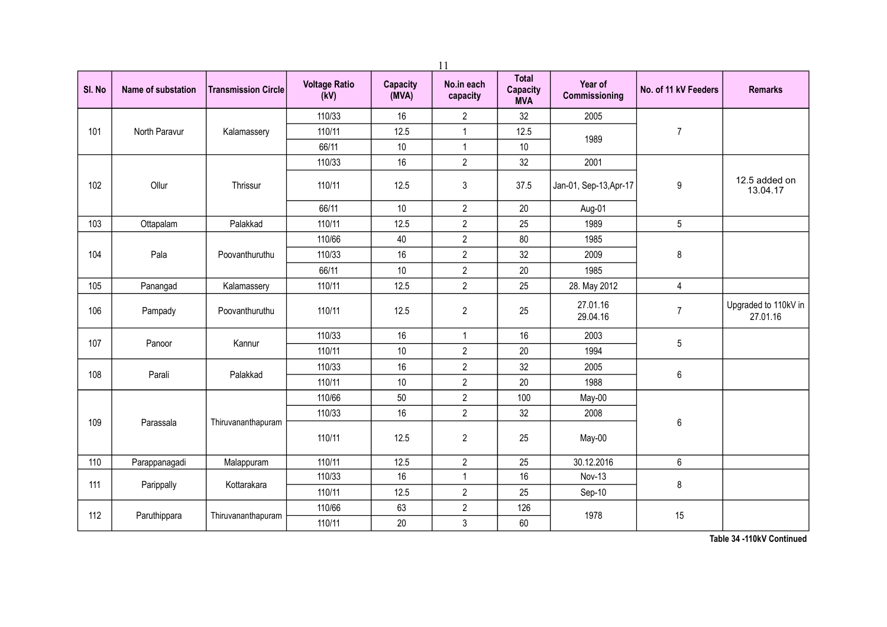| Sl. No | Name of substation | Transmission Circle | Voltage Ratio (kV) | Capacity (MVA) | No.in each capacity | Total Capacity MVA | Year of Commissioning | No. of 11 kV Feeders | Remarks |
|---|---|---|---|---|---|---|---|---|---|
| 101 | North Paravur | Kalamassery | 110/33 | 16 | 2 | 32 | 2005 | 7 | |
| | | | 110/11 | 12.5 | 1 | 12.5 | 1989 | | |
| | | | 66/11 | 10 | 1 | 10 | | | |
| 102 | Ollur | Thrissur | 110/33 | 16 | 2 | 32 | 2001 | 9 | 12.5 added on 13.04.17 |
| | | | 110/11 | 12.5 | 3 | 37.5 | Jan-01, Sep-13,Apr-17 | | |
| | | | 66/11 | 10 | 2 | 20 | Aug-01 | | |
| 103 | Ottapalam | Palakkad | 110/11 | 12.5 | 2 | 25 | 1989 | 5 | |
| 104 | Pala | Poovanthuruthu | 110/66 | 40 | 2 | 80 | 1985 | 8 | |
| | | | 110/33 | 16 | 2 | 32 | 2009 | | |
| | | | 66/11 | 10 | 2 | 20 | 1985 | | |
| 105 | Panangad | Kalamassery | 110/11 | 12.5 | 2 | 25 | 28. May 2012 | 4 | |
| 106 | Pampady | Poovanthuruthu | 110/11 | 12.5 | 2 | 25 | 27.01.16 29.04.16 | 7 | Upgraded to 110kV in 27.01.16 |
| 107 | Panoor | Kannur | 110/33 | 16 | 1 | 16 | 2003 | 5 | |
| | | | 110/11 | 10 | 2 | 20 | 1994 | | |
| 108 | Parali | Palakkad | 110/33 | 16 | 2 | 32 | 2005 | 6 | |
| | | | 110/11 | 10 | 2 | 20 | 1988 | | |
| 109 | Parassala | Thiruvananthapuram | 110/66 | 50 | 2 | 100 | May-00 | 6 | |
| | | | 110/33 | 16 | 2 | 32 | 2008 | | |
| | | | 110/11 | 12.5 | 2 | 25 | May-00 | | |
| 110 | Parappanagadi | Malappuram | 110/11 | 12.5 | 2 | 25 | 30.12.2016 | 6 | |
| 111 | Parippally | Kottarakara | 110/33 | 16 | 1 | 16 | Nov-13 | 8 | |
| | | | 110/11 | 12.5 | 2 | 25 | Sep-10 | | |
| 112 | Paruthippara | Thiruvananthapuram | 110/66 | 63 | 2 | 126 | 1978 | 15 | |
| | | | 110/11 | 20 | 3 | 60 | | | |

**Table 34 -110kV Continued**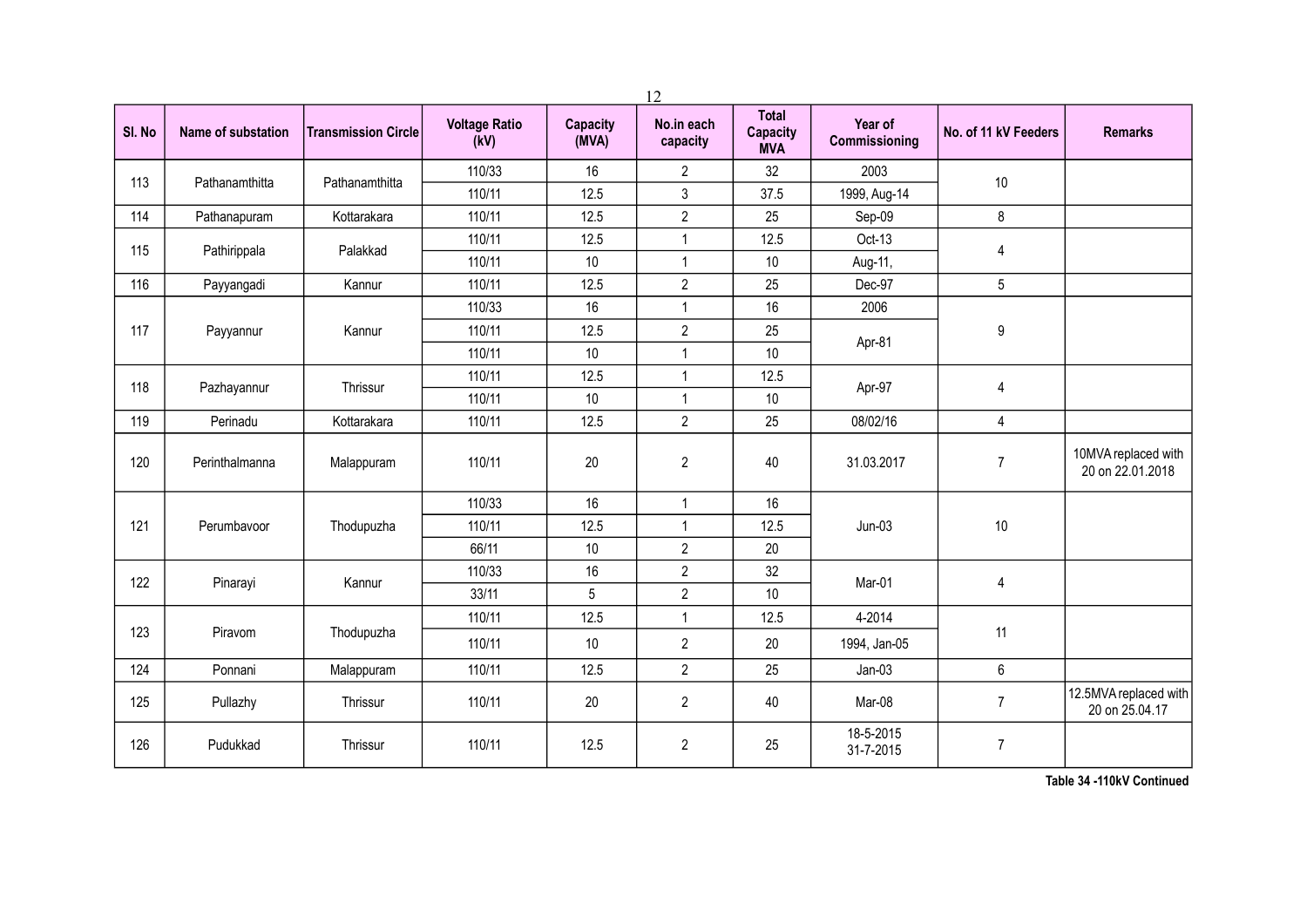| Sl. No | Name of substation | Transmission Circle | Voltage Ratio (kV) | Capacity (MVA) | No.in each capacity | Total Capacity MVA | Year of Commissioning | No. of 11 kV Feeders | Remarks |
|---|---|---|---|---|---|---|---|---|---|
| 113 | Pathanamthitta | Pathanamthitta | 110/33 | 16 | 2 | 32 | 2003 | 10 | |
| | | | 110/11 | 12.5 | 3 | 37.5 | 1999, Aug-14 | | |
| 114 | Pathanapuram | Kottarakara | 110/11 | 12.5 | 2 | 25 | Sep-09 | 8 | |
| 115 | Pathirippala | Palakkad | 110/11 | 12.5 | 1 | 12.5 | Oct-13 | 4 | |
| | | | 110/11 | 10 | 1 | 10 | Aug-11, | | |
| 116 | Payyangadi | Kannur | 110/11 | 12.5 | 2 | 25 | Dec-97 | 5 | |
| 117 | Payyannur | Kannur | 110/33 | 16 | 1 | 16 | 2006 | 9 | |
| | | | 110/11 | 12.5 | 2 | 25 | Apr-81 | | |
| | | | 110/11 | 10 | 1 | 10 | | | |
| 118 | Pazhayannur | Thrissur | 110/11 | 12.5 | 1 | 12.5 | Apr-97 | 4 | |
| | | | 110/11 | 10 | 1 | 10 | | | |
| 119 | Perinadu | Kottarakara | 110/11 | 12.5 | 2 | 25 | 08/02/16 | 4 | |
| 120 | Perinthalmanna | Malappuram | 110/11 | 20 | 2 | 40 | 31.03.2017 | 7 | 10MVA replaced with 20 on 22.01.2018 |
| 121 | Perumbavoor | Thodupuzha | 110/33 | 16 | 1 | 16 | Jun-03 | 10 | |
| | | | 110/11 | 12.5 | 1 | 12.5 | | | |
| | | | 66/11 | 10 | 2 | 20 | | | |
| 122 | Pinarayi | Kannur | 110/33 | 16 | 2 | 32 | Mar-01 | 4 | |
| | | | 33/11 | 5 | 2 | 10 | | | |
| 123 | Piravom | Thodupuzha | 110/11 | 12.5 | 1 | 12.5 | 4-2014 | 11 | |
| | | | 110/11 | 10 | 2 | 20 | 1994, Jan-05 | | |
| 124 | Ponnani | Malappuram | 110/11 | 12.5 | 2 | 25 | Jan-03 | 6 | |
| 125 | Pullazhy | Thrissur | 110/11 | 20 | 2 | 40 | Mar-08 | 7 | 12.5MVA replaced with 20 on 25.04.17 |
| 126 | Pudukkad | Thrissur | 110/11 | 12.5 | 2 | 25 | 18-5-2015 31-7-2015 | 7 | |

**Table 34 -110kV Continued**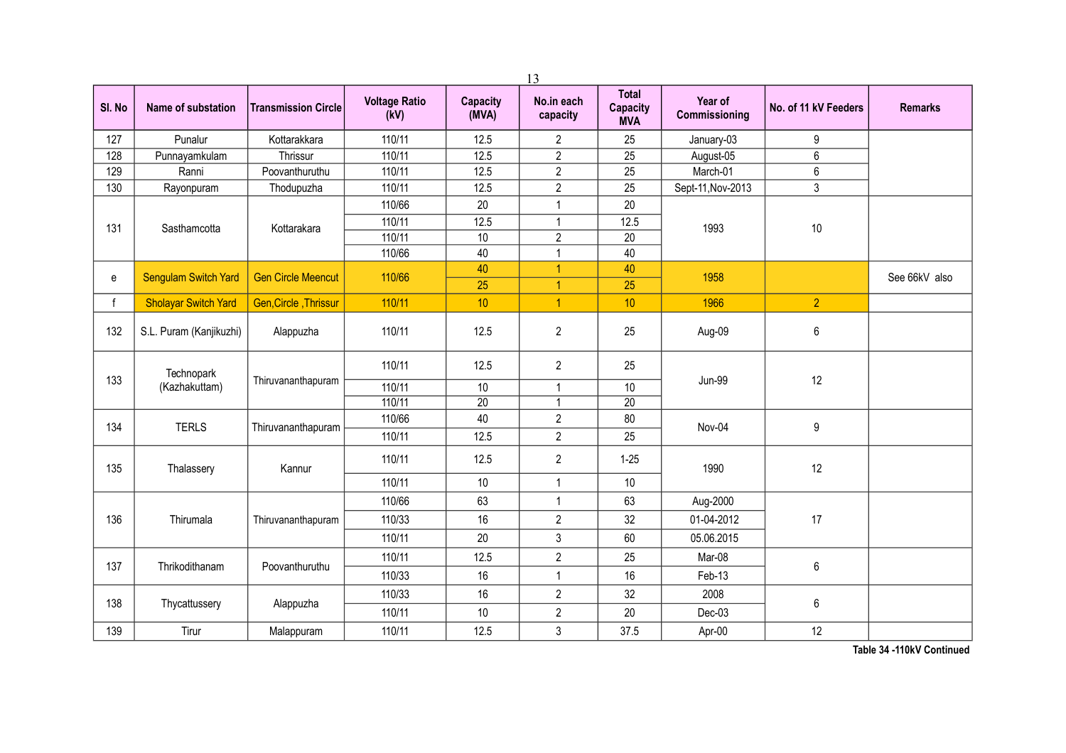| Sl. No | Name of substation | Transmission Circle | Voltage Ratio (kV) | Capacity (MVA) | No.in each capacity | Total Capacity MVA | Year of Commissioning | No. of 11 kV Feeders | Remarks |
|---|---|---|---|---|---|---|---|---|---|
| 127 | Punalur | Kottarakkara | 110/11 | 12.5 | 2 | 25 | January-03 | 9 | |
| 128 | Punnayamkulam | Thrissur | 110/11 | 12.5 | 2 | 25 | August-05 | 6 | |
| 129 | Ranni | Poovanthuruthu | 110/11 | 12.5 | 2 | 25 | March-01 | 6 | |
| 130 | Rayonpuram | Thodupuzha | 110/11 | 12.5 | 2 | 25 | Sept-11,Nov-2013 | 3 | |
| 131 | Sasthamcotta | Kottarakara | 110/66 | 20 | 1 | 20 | 1993 | 10 | |
| | | | 110/11 | 12.5 | 1 | 12.5 | | | |
| | | | 110/11 | 10 | 2 | 20 | | | |
| | | | 110/66 | 40 | 1 | 40 | | | |
| e | Sengulam Switch Yard | Gen Circle Meencut | 110/66 | 40 | 1 | 40 | 1958 | | See 66kV also |
| | | | | 25 | 1 | 25 | | | |
| f | Sholayar Switch Yard | Gen,Circle ,Thrissur | 110/11 | 10 | 1 | 10 | 1966 | 2 | |
| 132 | S.L. Puram (Kanjikuzhi) | Alappuzha | 110/11 | 12.5 | 2 | 25 | Aug-09 | 6 | |
| 133 | Technopark (Kazhakuttam) | Thiruvananthapuram | 110/11 | 12.5 | 2 | 25 | Jun-99 | 12 | |
| | | | 110/11 | 10 | 1 | 10 | | | |
| | | | 110/11 | 20 | 1 | 20 | | | |
| 134 | TERLS | Thiruvananthapuram | 110/66 | 40 | 2 | 80 | Nov-04 | 9 | |
| | | | 110/11 | 12.5 | 2 | 25 | | | |
| 135 | Thalassery | Kannur | 110/11 | 12.5 | 2 | 1-25 | 1990 | 12 | |
| | | | 110/11 | 10 | 1 | 10 | | | |
| 136 | Thirumala | Thiruvananthapuram | 110/66 | 63 | 1 | 63 | Aug-2000 | 17 | |
| | | | 110/33 | 16 | 2 | 32 | 01-04-2012 | | |
| | | | 110/11 | 20 | 3 | 60 | 05.06.2015 | | |
| 137 | Thrikodithanam | Poovanthuruthu | 110/11 | 12.5 | 2 | 25 | Mar-08 | 6 | |
| | | | 110/33 | 16 | 1 | 16 | Feb-13 | | |
| 138 | Thycattussery | Alappuzha | 110/33 | 16 | 2 | 32 | 2008 | 6 | |
| | | | 110/11 | 10 | 2 | 20 | Dec-03 | | |
| 139 | Tirur | Malappuram | 110/11 | 12.5 | 3 | 37.5 | Apr-00 | 12 | |

**Table 34 -110kV Continued**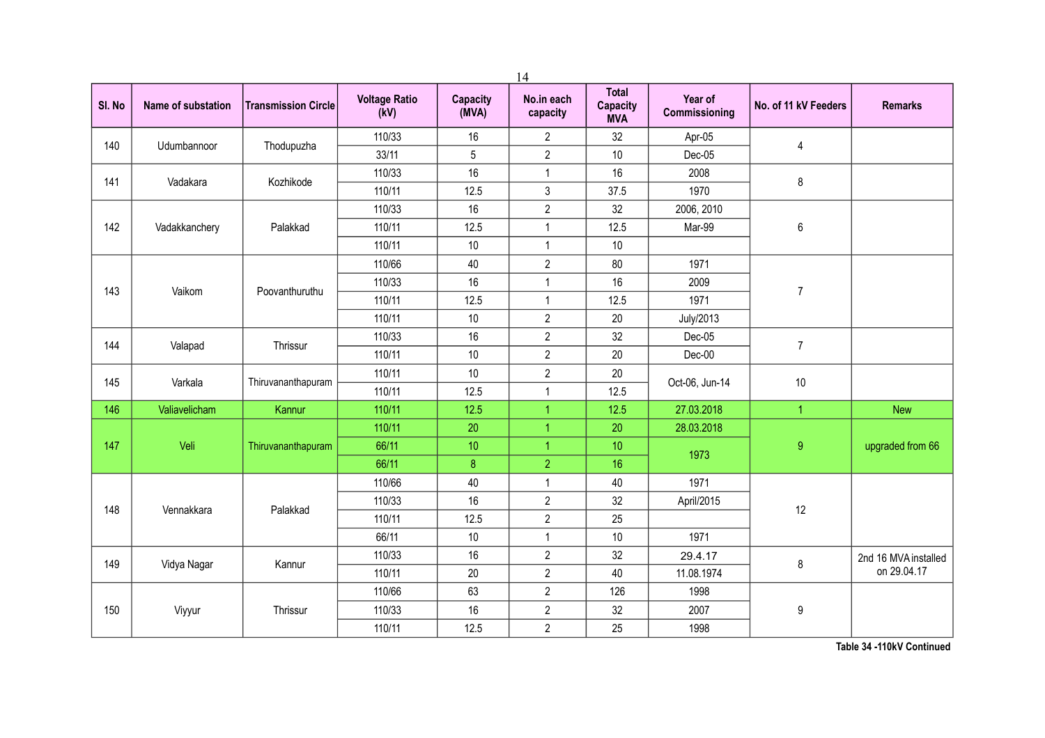| Sl. No | Name of substation | Transmission Circle | Voltage Ratio (kV) | Capacity (MVA) | No.in each capacity | Total Capacity MVA | Year of Commissioning | No. of 11 kV Feeders | Remarks |
|---|---|---|---|---|---|---|---|---|---|
| 140 | Udumbannoor | Thodupuzha | 110/33 | 16 | 2 | 32 | Apr-05 | 4 | |
| | | | 33/11 | 5 | 2 | 10 | Dec-05 | | |
| 141 | Vadakara | Kozhikode | 110/33 | 16 | 1 | 16 | 2008 | 8 | |
| | | | 110/11 | 12.5 | 3 | 37.5 | 1970 | | |
| 142 | Vadakkanchery | Palakkad | 110/33 | 16 | 2 | 32 | 2006, 2010 | 6 | |
| | | | 110/11 | 12.5 | 1 | 12.5 | Mar-99 | | |
| | | | 110/11 | 10 | 1 | 10 | | | |
| 143 | Vaikom | Poovanthuruthu | 110/66 | 40 | 2 | 80 | 1971 | 7 | |
| | | | 110/33 | 16 | 1 | 16 | 2009 | | |
| | | | 110/11 | 12.5 | 1 | 12.5 | 1971 | | |
| | | | 110/11 | 10 | 2 | 20 | July/2013 | | |
| 144 | Valapad | Thrissur | 110/33 | 16 | 2 | 32 | Dec-05 | 7 | |
| | | | 110/11 | 10 | 2 | 20 | Dec-00 | | |
| 145 | Varkala | Thiruvananthapuram | 110/11 | 10 | 2 | 20 | Oct-06, Jun-14 | 10 | |
| | | | 110/11 | 12.5 | 1 | 12.5 | | | |
| 146 | Valiavelicham | Kannur | 110/11 | 12.5 | 1 | 12.5 | 27.03.2018 | 1 | New |
| 147 | Veli | Thiruvananthapuram | 110/11 | 20 | 1 | 20 | 28.03.2018 | 9 | upgraded from 66 |
| | | | 66/11 | 10 | 1 | 10 | 1973 | | |
| | | | 66/11 | 8 | 2 | 16 | | | |
| 148 | Vennakkara | Palakkad | 110/66 | 40 | 1 | 40 | 1971 | 12 | |
| | | | 110/33 | 16 | 2 | 32 | April/2015 | | |
| | | | 110/11 | 12.5 | 2 | 25 | | | |
| | | | 66/11 | 10 | 1 | 10 | 1971 | | |
| 149 | Vidya Nagar | Kannur | 110/33 | 16 | 2 | 32 | 29.4.17 | 8 | 2nd 16 MVA installed on 29.04.17 |
| | | | 110/11 | 20 | 2 | 40 | 11.08.1974 | | |
| 150 | Viyyur | Thrissur | 110/66 | 63 | 2 | 126 | 1998 | 9 | |
| | | | 110/33 | 16 | 2 | 32 | 2007 | | |
| | | | 110/11 | 12.5 | 2 | 25 | 1998 | | |

**Table 34 -110kV Continued**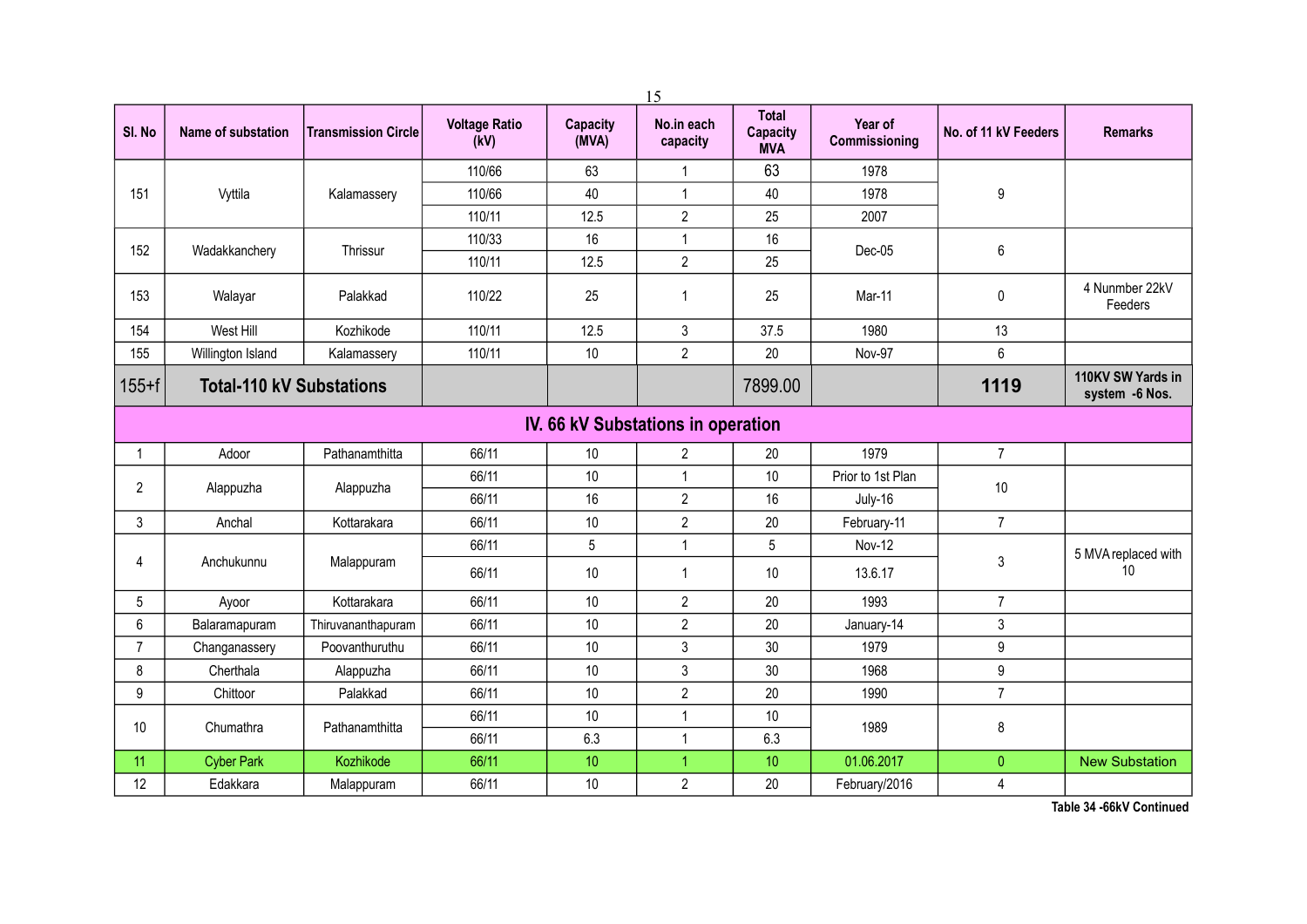| Sl. No | Name of substation | Transmission Circle | Voltage Ratio (kV) | Capacity (MVA) | No.in each capacity | Total Capacity MVA | Year of Commissioning | No. of 11 kV Feeders | Remarks |
|---|---|---|---|---|---|---|---|---|---|
| 151 | Vyttila | Kalamassery | 110/66 | 63 | 1 | 63 | 1978 | 9 | |
| | | | 110/66 | 40 | 1 | 40 | 1978 | | |
| | | | 110/11 | 12.5 | 2 | 25 | 2007 | | |
| 152 | Wadakkanchery | Thrissur | 110/33 | 16 | 1 | 16 | Dec-05 | 6 | |
| | | | 110/11 | 12.5 | 2 | 25 | | | |
| 153 | Walayar | Palakkad | 110/22 | 25 | 1 | 25 | Mar-11 | 0 | 4 Nunmber 22kV Feeders |
| 154 | West Hill | Kozhikode | 110/11 | 12.5 | 3 | 37.5 | 1980 | 13 | |
| 155 | Willington Island | Kalamassery | 110/11 | 10 | 2 | 20 | Nov-97 | 6 | |
| 155+f | **Total-110 kV Substations** | | | | | 7899.00 | | **1119** | **110KV SW Yards in system -6 Nos.** |
| **IV. 66 kV Substations in operation** | | | | | | | | | |
| 1 | Adoor | Pathanamthitta | 66/11 | 10 | 2 | 20 | 1979 | 7 | |
| 2 | Alappuzha | Alappuzha | 66/11 | 10 | 1 | 10 | Prior to 1st Plan | 10 | |
| | | | 66/11 | 16 | 2 | 16 | July-16 | | |
| 3 | Anchal | Kottarakara | 66/11 | 10 | 2 | 20 | February-11 | 7 | |
| 4 | Anchukunnu | Malappuram | 66/11 | 5 | 1 | 5 | Nov-12 | 3 | 5 MVA replaced with 10 |
| | | | 66/11 | 10 | 1 | 10 | 13.6.17 | | |
| 5 | Ayoor | Kottarakara | 66/11 | 10 | 2 | 20 | 1993 | 7 | |
| 6 | Balaramapuram | Thiruvananthapuram | 66/11 | 10 | 2 | 20 | January-14 | 3 | |
| 7 | Changanassery | Poovanthuruthu | 66/11 | 10 | 3 | 30 | 1979 | 9 | |
| 8 | Cherthala | Alappuzha | 66/11 | 10 | 3 | 30 | 1968 | 9 | |
| 9 | Chittoor | Palakkad | 66/11 | 10 | 2 | 20 | 1990 | 7 | |
| 10 | Chumathra | Pathanamthitta | 66/11 | 10 | 1 | 10 | 1989 | 8 | |
| | | | 66/11 | 6.3 | 1 | 6.3 | | | |
| 11 | Cyber Park | Kozhikode | 66/11 | 10 | 1 | 10 | 01.06.2017 | 0 | New Substation |
| 12 | Edakkara | Malappuram | 66/11 | 10 | 2 | 20 | February/2016 | 4 | |

**Table 34 -66kV Continued**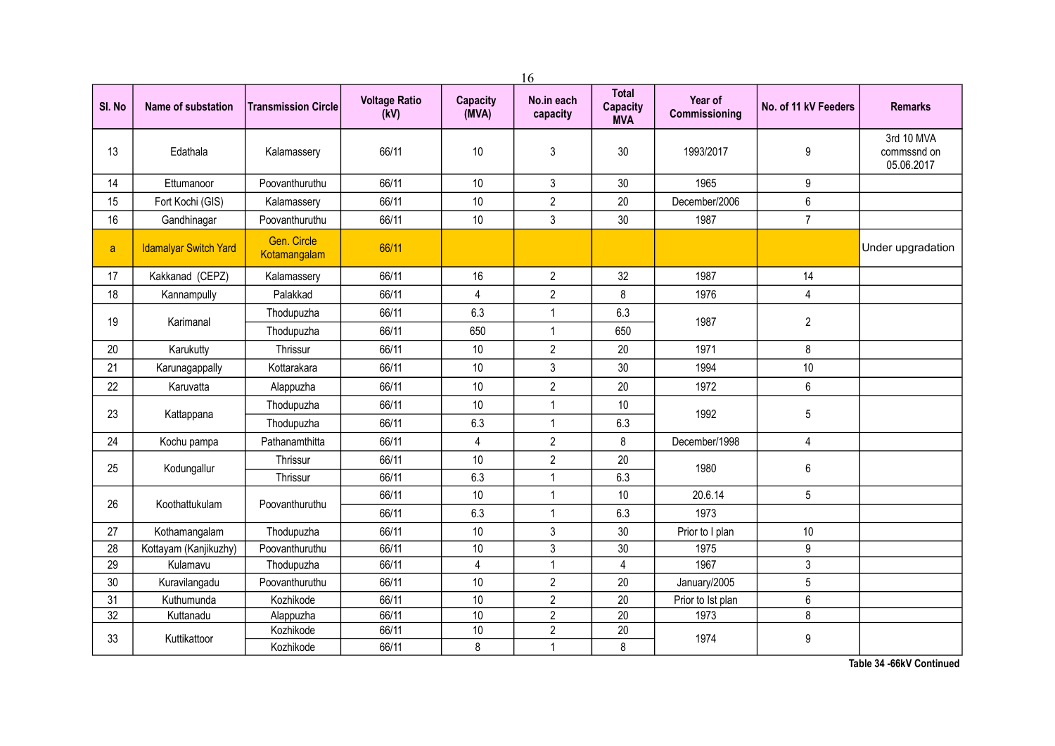| Sl. No | Name of substation | Transmission Circle | Voltage Ratio (kV) | Capacity (MVA) | No.in each capacity | Total Capacity MVA | Year of Commissioning | No. of 11 kV Feeders | Remarks |
|---|---|---|---|---|---|---|---|---|---|
| 13 | Edathala | Kalamassery | 66/11 | 10 | 3 | 30 | 1993/2017 | 9 | 3rd 10 MVA commssnd on 05.06.2017 |
| 14 | Ettumanoor | Poovanthuruthu | 66/11 | 10 | 3 | 30 | 1965 | 9 | |
| 15 | Fort Kochi (GIS) | Kalamassery | 66/11 | 10 | 2 | 20 | December/2006 | 6 | |
| 16 | Gandhinagar | Poovanthuruthu | 66/11 | 10 | 3 | 30 | 1987 | 7 | |
| a | Idamalyar Switch Yard | Gen. Circle Kotamangalam | 66/11 | | | | | | Under upgradation |
| 17 | Kakkanad (CEPZ) | Kalamassery | 66/11 | 16 | 2 | 32 | 1987 | 14 | |
| 18 | Kannampully | Palakkad | 66/11 | 4 | 2 | 8 | 1976 | 4 | |
| 19 | Karimanal | Thodupuzha | 66/11 | 6.3 | 1 | 6.3 | 1987 | 2 | |
| | | Thodupuzha | 66/11 | 650 | 1 | 650 | | | |
| 20 | Karukutty | Thrissur | 66/11 | 10 | 2 | 20 | 1971 | 8 | |
| 21 | Karunagappally | Kottarakara | 66/11 | 10 | 3 | 30 | 1994 | 10 | |
| 22 | Karuvatta | Alappuzha | 66/11 | 10 | 2 | 20 | 1972 | 6 | |
| 23 | Kattappana | Thodupuzha | 66/11 | 10 | 1 | 10 | 1992 | 5 | |
| | | Thodupuzha | 66/11 | 6.3 | 1 | 6.3 | | | |
| 24 | Kochu pampa | Pathanamthitta | 66/11 | 4 | 2 | 8 | December/1998 | 4 | |
| 25 | Kodungallur | Thrissur | 66/11 | 10 | 2 | 20 | 1980 | 6 | |
| | | Thrissur | 66/11 | 6.3 | 1 | 6.3 | | | |
| 26 | Koothattukulam | Poovanthuruthu | 66/11 | 10 | 1 | 10 | 20.6.14 | 5 | |
| | | | 66/11 | 6.3 | 1 | 6.3 | 1973 | | |
| 27 | Kothamangalam | Thodupuzha | 66/11 | 10 | 3 | 30 | Prior to I plan | 10 | |
| 28 | Kottayam (Kanjikuzhy) | Poovanthuruthu | 66/11 | 10 | 3 | 30 | 1975 | 9 | |
| 29 | Kulamavu | Thodupuzha | 66/11 | 4 | 1 | 4 | 1967 | 3 | |
| 30 | Kuravilangadu | Poovanthuruthu | 66/11 | 10 | 2 | 20 | January/2005 | 5 | |
| 31 | Kuthumunda | Kozhikode | 66/11 | 10 | 2 | 20 | Prior to Ist plan | 6 | |
| 32 | Kuttanadu | Alappuzha | 66/11 | 10 | 2 | 20 | 1973 | 8 | |
| 33 | Kuttikattoor | Kozhikode | 66/11 | 10 | 2 | 20 | 1974 | 9 | |
| | | Kozhikode | 66/11 | 8 | 1 | 8 | | | |

**Table 34 -66kV Continued**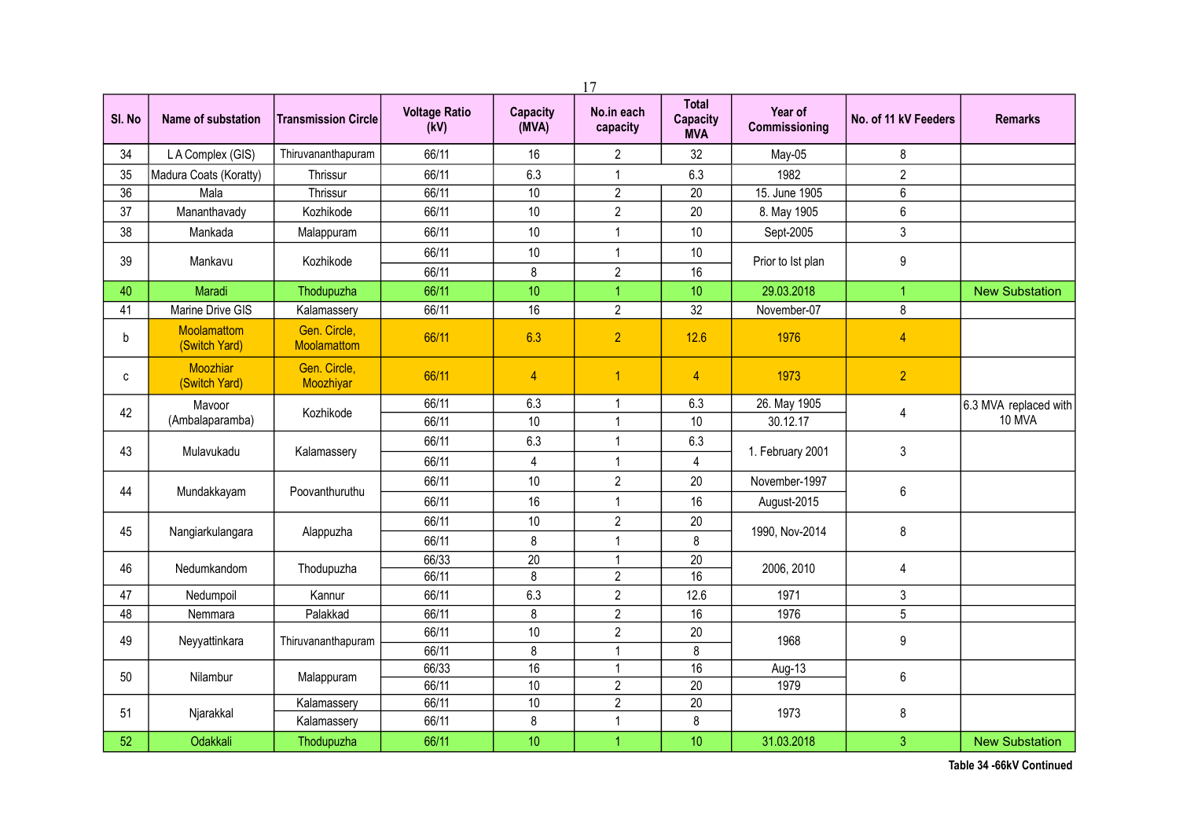| Sl. No | Name of substation | Transmission Circle | Voltage Ratio (kV) | Capacity (MVA) | No.in each capacity | Total Capacity MVA | Year of Commissioning | No. of 11 kV Feeders | Remarks |
|---|---|---|---|---|---|---|---|---|---|
| 34 | L A Complex (GIS) | Thiruvananthapuram | 66/11 | 16 | 2 | 32 | May-05 | 8 | |
| 35 | Madura Coats (Koratty) | Thrissur | 66/11 | 6.3 | 1 | 6.3 | 1982 | 2 | |
| 36 | Mala | Thrissur | 66/11 | 10 | 2 | 20 | 15. June 1905 | 6 | |
| 37 | Mananthavady | Kozhikode | 66/11 | 10 | 2 | 20 | 8. May 1905 | 6 | |
| 38 | Mankada | Malappuram | 66/11 | 10 | 1 | 10 | Sept-2005 | 3 | |
| 39 | Mankavu | Kozhikode | 66/11 | 10 | 1 | 10 | Prior to Ist plan | 9 | |
| | | | 66/11 | 8 | 2 | 16 | | | |
| 40 | Maradi | Thodupuzha | 66/11 | 10 | 1 | 10 | 29.03.2018 | 1 | New Substation |
| 41 | Marine Drive GIS | Kalamassery | 66/11 | 16 | 2 | 32 | November-07 | 8 | |
| b | Moolamattom (Switch Yard) | Gen. Circle, Moolamattom | 66/11 | 6.3 | 2 | 12.6 | 1976 | 4 | |
| c | Moozhiar (Switch Yard) | Gen. Circle, Moozhiyar | 66/11 | 4 | 1 | 4 | 1973 | 2 | |
| 42 | Mavoor (Ambalaparamba) | Kozhikode | 66/11 | 6.3 | 1 | 6.3 | 26. May 1905 | 4 | 6.3 MVA replaced with 10 MVA |
| | | | 66/11 | 10 | 1 | 10 | 30.12.17 | | |
| 43 | Mulavukadu | Kalamassery | 66/11 | 6.3 | 1 | 6.3 | 1. February 2001 | 3 | |
| | | | 66/11 | 4 | 1 | 4 | | | |
| 44 | Mundakkayam | Poovanthuruthu | 66/11 | 10 | 2 | 20 | November-1997 | 6 | |
| | | | 66/11 | 16 | 1 | 16 | August-2015 | | |
| 45 | Nangiarkulangara | Alappuzha | 66/11 | 10 | 2 | 20 | 1990, Nov-2014 | 8 | |
| | | | 66/11 | 8 | 1 | 8 | | | |
| 46 | Nedumkandom | Thodupuzha | 66/33 | 20 | 1 | 20 | 2006, 2010 | 4 | |
| | | | 66/11 | 8 | 2 | 16 | | | |
| 47 | Nedumpoil | Kannur | 66/11 | 6.3 | 2 | 12.6 | 1971 | 3 | |
| 48 | Nemmara | Palakkad | 66/11 | 8 | 2 | 16 | 1976 | 5 | |
| 49 | Neyyattinkara | Thiruvananthapuram | 66/11 | 10 | 2 | 20 | 1968 | 9 | |
| | | | 66/11 | 8 | 1 | 8 | | | |
| 50 | Nilambur | Malappuram | 66/33 | 16 | 1 | 16 | Aug-13 | 6 | |
| | | | 66/11 | 10 | 2 | 20 | 1979 | | |
| 51 | Njarakkal | Kalamassery | 66/11 | 10 | 2 | 20 | 1973 | 8 | |
| | | Kalamassery | 66/11 | 8 | 1 | 8 | | | |
| 52 | Odakkali | Thodupuzha | 66/11 | 10 | 1 | 10 | 31.03.2018 | 3 | New Substation |

**Table 34 -66kV Continued**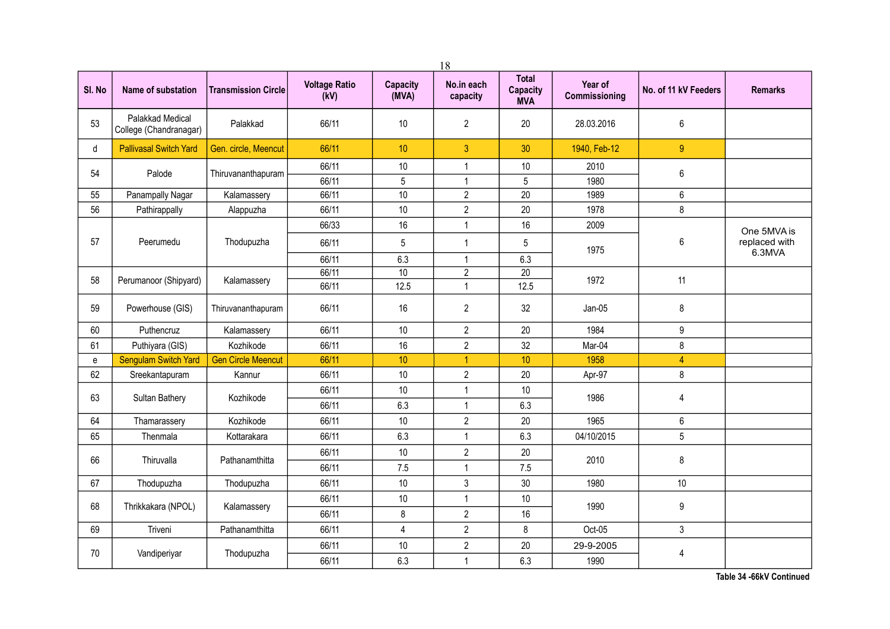| Sl. No | Name of substation | Transmission Circle | Voltage Ratio (kV) | Capacity (MVA) | No.in each capacity | Total Capacity MVA | Year of Commissioning | No. of 11 kV Feeders | Remarks |
|---|---|---|---|---|---|---|---|---|---|
| 53 | Palakkad Medical College (Chandranagar) | Palakkad | 66/11 | 10 | 2 | 20 | 28.03.2016 | 6 | |
| d | Pallivasal Switch Yard | Gen. circle, Meencut | 66/11 | 10 | 3 | 30 | 1940, Feb-12 | 9 | |
| 54 | Palode | Thiruvananthapuram | 66/11 | 10 | 1 | 10 | 2010 | 6 | |
| | | | 66/11 | 5 | 1 | 5 | 1980 | | |
| 55 | Panampally Nagar | Kalamassery | 66/11 | 10 | 2 | 20 | 1989 | 6 | |
| 56 | Pathirappally | Alappuzha | 66/11 | 10 | 2 | 20 | 1978 | 8 | |
| 57 | Peerumedu | Thodupuzha | 66/33 | 16 | 1 | 16 | 2009 | 6 | One 5MVA is replaced with 6.3MVA |
| | | | 66/11 | 5 | 1 | 5 | 1975 | | |
| | | | 66/11 | 6.3 | 1 | 6.3 | | | |
| 58 | Perumanoor (Shipyard) | Kalamassery | 66/11 | 10 | 2 | 20 | 1972 | 11 | |
| | | | 66/11 | 12.5 | 1 | 12.5 | | | |
| 59 | Powerhouse (GIS) | Thiruvananthapuram | 66/11 | 16 | 2 | 32 | Jan-05 | 8 | |
| 60 | Puthencruz | Kalamassery | 66/11 | 10 | 2 | 20 | 1984 | 9 | |
| 61 | Puthiyara (GIS) | Kozhikode | 66/11 | 16 | 2 | 32 | Mar-04 | 8 | |
| e | Sengulam Switch Yard | Gen Circle Meencut | 66/11 | 10 | 1 | 10 | 1958 | 4 | |
| 62 | Sreekantapuram | Kannur | 66/11 | 10 | 2 | 20 | Apr-97 | 8 | |
| 63 | Sultan Bathery | Kozhikode | 66/11 | 10 | 1 | 10 | 1986 | 4 | |
| | | | 66/11 | 6.3 | 1 | 6.3 | | | |
| 64 | Thamarassery | Kozhikode | 66/11 | 10 | 2 | 20 | 1965 | 6 | |
| 65 | Thenmala | Kottarakara | 66/11 | 6.3 | 1 | 6.3 | 04/10/2015 | 5 | |
| 66 | Thiruvalla | Pathanamthitta | 66/11 | 10 | 2 | 20 | 2010 | 8 | |
| | | | 66/11 | 7.5 | 1 | 7.5 | | | |
| 67 | Thodupuzha | Thodupuzha | 66/11 | 10 | 3 | 30 | 1980 | 10 | |
| 68 | Thrikkakara (NPOL) | Kalamassery | 66/11 | 10 | 1 | 10 | 1990 | 9 | |
| | | | 66/11 | 8 | 2 | 16 | | | |
| 69 | Triveni | Pathanamthitta | 66/11 | 4 | 2 | 8 | Oct-05 | 3 | |
| 70 | Vandiperiyar | Thodupuzha | 66/11 | 10 | 2 | 20 | 29-9-2005 | 4 | |
| | | | 66/11 | 6.3 | 1 | 6.3 | 1990 | | |

**Table 34 -66kV Continued**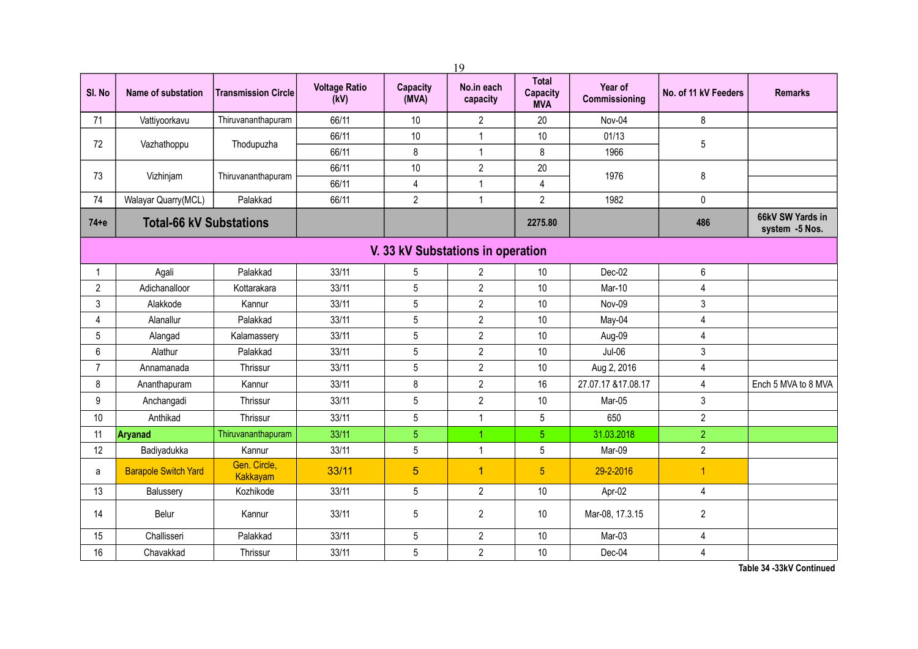| Sl. No | Name of substation | Transmission Circle | Voltage Ratio (kV) | Capacity (MVA) | No.in each capacity | Total Capacity MVA | Year of Commissioning | No. of 11 kV Feeders | Remarks |
|---|---|---|---|---|---|---|---|---|---|
| 71 | Vattiyoorkavu | Thiruvananthapuram | 66/11 | 10 | 2 | 20 | Nov-04 | 8 | |
| 72 | Vazhathoppu | Thodupuzha | 66/11 | 10 | 1 | 10 | 01/13 | 5 | |
| | | | 66/11 | 8 | 1 | 8 | 1966 | | |
| 73 | Vizhinjam | Thiruvananthapuram | 66/11 | 10 | 2 | 20 | 1976 | 8 | |
| | | | 66/11 | 4 | 1 | 4 | | | |
| 74 | Walayar Quarry(MCL) | Palakkad | 66/11 | 2 | 1 | 2 | 1982 | 0 | |
| 74+e | **Total-66 kV Substations** | | | | | **2275.80** | | **486** | **66kV SW Yards in system -5 Nos.** |
| | | | | **V. 33 kV Substations in operation** | | | | | |
| 1 | Agali | Palakkad | 33/11 | 5 | 2 | 10 | Dec-02 | 6 | |
| 2 | Adichanalloor | Kottarakara | 33/11 | 5 | 2 | 10 | Mar-10 | 4 | |
| 3 | Alakkode | Kannur | 33/11 | 5 | 2 | 10 | Nov-09 | 3 | |
| 4 | Alanallur | Palakkad | 33/11 | 5 | 2 | 10 | May-04 | 4 | |
| 5 | Alangad | Kalamassery | 33/11 | 5 | 2 | 10 | Aug-09 | 4 | |
| 6 | Alathur | Palakkad | 33/11 | 5 | 2 | 10 | Jul-06 | 3 | |
| 7 | Annamanada | Thrissur | 33/11 | 5 | 2 | 10 | Aug 2, 2016 | 4 | |
| 8 | Ananthapuram | Kannur | 33/11 | 8 | 2 | 16 | 27.07.17 &17.08.17 | 4 | Ench 5 MVA to 8 MVA |
| 9 | Anchangadi | Thrissur | 33/11 | 5 | 2 | 10 | Mar-05 | 3 | |
| 10 | Anthikad | Thrissur | 33/11 | 5 | 1 | 5 | 650 | 2 | |
| 11 | **Aryanad** | Thiruvananthapuram | 33/11 | 5 | 1 | 5 | 31.03.2018 | 2 | |
| 12 | Badiyadukka | Kannur | 33/11 | 5 | 1 | 5 | Mar-09 | 2 | |
| a | Barapole Switch Yard | Gen. Circle, Kakkayam | 33/11 | 5 | 1 | 5 | 29-2-2016 | 1 | |
| 13 | Balussery | Kozhikode | 33/11 | 5 | 2 | 10 | Apr-02 | 4 | |
| 14 | Belur | Kannur | 33/11 | 5 | 2 | 10 | Mar-08, 17.3.15 | 2 | |
| 15 | Challisseri | Palakkad | 33/11 | 5 | 2 | 10 | Mar-03 | 4 | |
| 16 | Chavakkad | Thrissur | 33/11 | 5 | 2 | 10 | Dec-04 | 4 | |

**Table 34 -33kV Continued**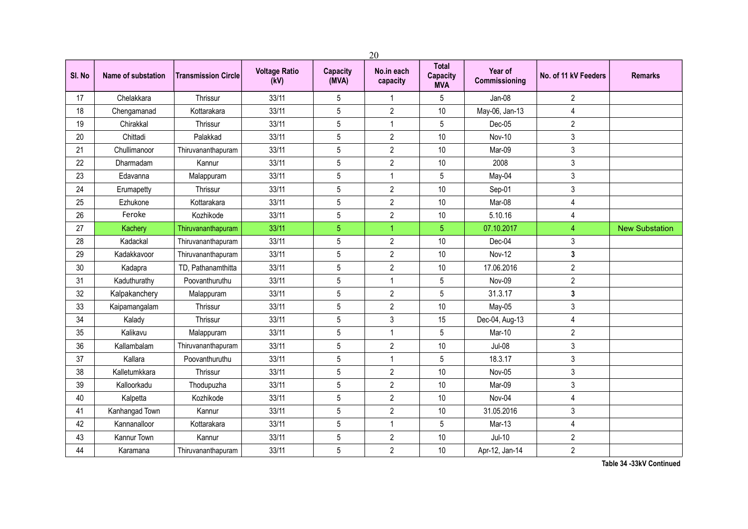| Sl. No | Name of substation | Transmission Circle | Voltage Ratio (kV) | Capacity (MVA) | No.in each capacity | Total Capacity MVA | Year of Commissioning | No. of 11 kV Feeders | Remarks |
|---|---|---|---|---|---|---|---|---|---|
| 17 | Chelakkara | Thrissur | 33/11 | 5 | 1 | 5 | Jan-08 | 2 | |
| 18 | Chengamanad | Kottarakara | 33/11 | 5 | 2 | 10 | May-06, Jan-13 | 4 | |
| 19 | Chirakkal | Thrissur | 33/11 | 5 | 1 | 5 | Dec-05 | 2 | |
| 20 | Chittadi | Palakkad | 33/11 | 5 | 2 | 10 | Nov-10 | 3 | |
| 21 | Chullimanoor | Thiruvananthapuram | 33/11 | 5 | 2 | 10 | Mar-09 | 3 | |
| 22 | Dharmadam | Kannur | 33/11 | 5 | 2 | 10 | 2008 | 3 | |
| 23 | Edavanna | Malappuram | 33/11 | 5 | 1 | 5 | May-04 | 3 | |
| 24 | Erumapetty | Thrissur | 33/11 | 5 | 2 | 10 | Sep-01 | 3 | |
| 25 | Ezhukone | Kottarakara | 33/11 | 5 | 2 | 10 | Mar-08 | 4 | |
| 26 | Feroke | Kozhikode | 33/11 | 5 | 2 | 10 | 5.10.16 | 4 | |
| 27 | Kachery | Thiruvananthapuram | 33/11 | 5 | 1 | 5 | 07.10.2017 | 4 | New Substation |
| 28 | Kadackal | Thiruvananthapuram | 33/11 | 5 | 2 | 10 | Dec-04 | 3 | |
| 29 | Kadakkavoor | Thiruvananthapuram | 33/11 | 5 | 2 | 10 | Nov-12 | **3** | |
| 30 | Kadapra | TD, Pathanamthitta | 33/11 | 5 | 2 | 10 | 17.06.2016 | 2 | |
| 31 | Kaduthurathy | Poovanthuruthu | 33/11 | 5 | 1 | 5 | Nov-09 | 2 | |
| 32 | Kalpakanchery | Malappuram | 33/11 | 5 | 2 | 5 | 31.3.17 | **3** | |
| 33 | Kaipamangalam | Thrissur | 33/11 | 5 | 2 | 10 | May-05 | 3 | |
| 34 | Kalady | Thrissur | 33/11 | 5 | 3 | 15 | Dec-04, Aug-13 | 4 | |
| 35 | Kalikavu | Malappuram | 33/11 | 5 | 1 | 5 | Mar-10 | 2 | |
| 36 | Kallambalam | Thiruvananthapuram | 33/11 | 5 | 2 | 10 | Jul-08 | 3 | |
| 37 | Kallara | Poovanthuruthu | 33/11 | 5 | 1 | 5 | 18.3.17 | 3 | |
| 38 | Kalletumkkara | Thrissur | 33/11 | 5 | 2 | 10 | Nov-05 | 3 | |
| 39 | Kalloorkadu | Thodupuzha | 33/11 | 5 | 2 | 10 | Mar-09 | 3 | |
| 40 | Kalpetta | Kozhikode | 33/11 | 5 | 2 | 10 | Nov-04 | 4 | |
| 41 | Kanhangad Town | Kannur | 33/11 | 5 | 2 | 10 | 31.05.2016 | 3 | |
| 42 | Kannanalloor | Kottarakara | 33/11 | 5 | 1 | 5 | Mar-13 | 4 | |
| 43 | Kannur Town | Kannur | 33/11 | 5 | 2 | 10 | Jul-10 | 2 | |
| 44 | Karamana | Thiruvananthapuram | 33/11 | 5 | 2 | 10 | Apr-12, Jan-14 | 2 | |

**Table 34 -33kV Continued**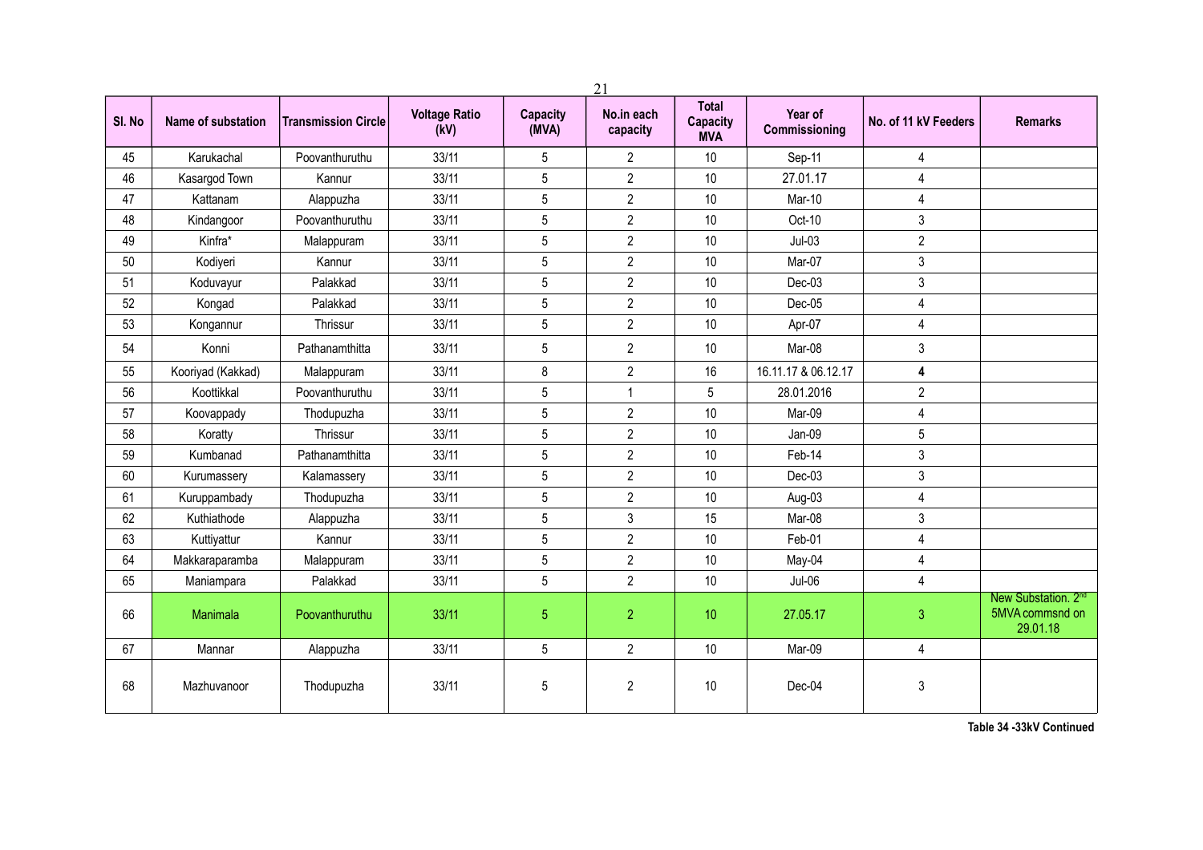| Sl. No | Name of substation | Transmission Circle | Voltage Ratio (kV) | Capacity (MVA) | No.in each capacity | Total Capacity MVA | Year of Commissioning | No. of 11 kV Feeders | Remarks |
|---|---|---|---|---|---|---|---|---|---|
| 45 | Karukachal | Poovanthuruthu | 33/11 | 5 | 2 | 10 | Sep-11 | 4 | |
| 46 | Kasargod Town | Kannur | 33/11 | 5 | 2 | 10 | 27.01.17 | 4 | |
| 47 | Kattanam | Alappuzha | 33/11 | 5 | 2 | 10 | Mar-10 | 4 | |
| 48 | Kindangoor | Poovanthuruthu | 33/11 | 5 | 2 | 10 | Oct-10 | 3 | |
| 49 | Kinfra* | Malappuram | 33/11 | 5 | 2 | 10 | Jul-03 | 2 | |
| 50 | Kodiyeri | Kannur | 33/11 | 5 | 2 | 10 | Mar-07 | 3 | |
| 51 | Koduvayur | Palakkad | 33/11 | 5 | 2 | 10 | Dec-03 | 3 | |
| 52 | Kongad | Palakkad | 33/11 | 5 | 2 | 10 | Dec-05 | 4 | |
| 53 | Kongannur | Thrissur | 33/11 | 5 | 2 | 10 | Apr-07 | 4 | |
| 54 | Konni | Pathanamthitta | 33/11 | 5 | 2 | 10 | Mar-08 | 3 | |
| 55 | Kooriyad (Kakkad) | Malappuram | 33/11 | 8 | 2 | 16 | 16.11.17 & 06.12.17 | **4** | |
| 56 | Koottikkal | Poovanthuruthu | 33/11 | 5 | 1 | 5 | 28.01.2016 | 2 | |
| 57 | Koovappady | Thodupuzha | 33/11 | 5 | 2 | 10 | Mar-09 | 4 | |
| 58 | Koratty | Thrissur | 33/11 | 5 | 2 | 10 | Jan-09 | 5 | |
| 59 | Kumbanad | Pathanamthitta | 33/11 | 5 | 2 | 10 | Feb-14 | 3 | |
| 60 | Kurumassery | Kalamassery | 33/11 | 5 | 2 | 10 | Dec-03 | 3 | |
| 61 | Kuruppambady | Thodupuzha | 33/11 | 5 | 2 | 10 | Aug-03 | 4 | |
| 62 | Kuthiathode | Alappuzha | 33/11 | 5 | 3 | 15 | Mar-08 | 3 | |
| 63 | Kuttiyattur | Kannur | 33/11 | 5 | 2 | 10 | Feb-01 | 4 | |
| 64 | Makkaraparamba | Malappuram | 33/11 | 5 | 2 | 10 | May-04 | 4 | |
| 65 | Maniampara | Palakkad | 33/11 | 5 | 2 | 10 | Jul-06 | 4 | |
| 66 | Manimala | Poovanthuruthu | 33/11 | 5 | 2 | 10 | 27.05.17 | 3 | New Substation. 2nd 5MVA commsnd on 29.01.18 |
| 67 | Mannar | Alappuzha | 33/11 | 5 | 2 | 10 | Mar-09 | 4 | |
| 68 | Mazhuvanoor | Thodupuzha | 33/11 | 5 | 2 | 10 | Dec-04 | 3 | |

**Table 34 -33kV Continued**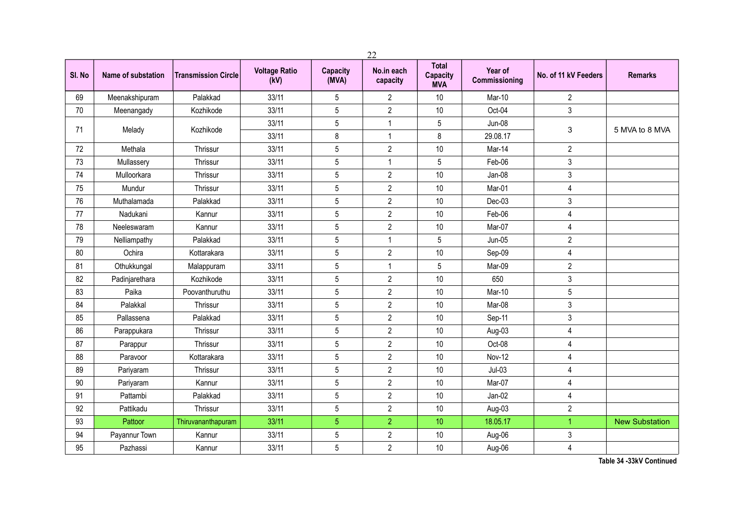| Sl. No | Name of substation | Transmission Circle | Voltage Ratio (kV) | Capacity (MVA) | No.in each capacity | Total Capacity MVA | Year of Commissioning | No. of 11 kV Feeders | Remarks |
|---|---|---|---|---|---|---|---|---|---|
| 69 | Meenakshipuram | Palakkad | 33/11 | 5 | 2 | 10 | Mar-10 | 2 | |
| 70 | Meenangady | Kozhikode | 33/11 | 5 | 2 | 10 | Oct-04 | 3 | |
| 71 | Melady | Kozhikode | 33/11 | 5 | 1 | 5 | Jun-08 | 3 | 5 MVA to 8 MVA |
| | | | 33/11 | 8 | 1 | 8 | 29.08.17 | | |
| 72 | Methala | Thrissur | 33/11 | 5 | 2 | 10 | Mar-14 | 2 | |
| 73 | Mullassery | Thrissur | 33/11 | 5 | 1 | 5 | Feb-06 | 3 | |
| 74 | Mulloorkara | Thrissur | 33/11 | 5 | 2 | 10 | Jan-08 | 3 | |
| 75 | Mundur | Thrissur | 33/11 | 5 | 2 | 10 | Mar-01 | 4 | |
| 76 | Muthalamada | Palakkad | 33/11 | 5 | 2 | 10 | Dec-03 | 3 | |
| 77 | Nadukani | Kannur | 33/11 | 5 | 2 | 10 | Feb-06 | 4 | |
| 78 | Neeleswaram | Kannur | 33/11 | 5 | 2 | 10 | Mar-07 | 4 | |
| 79 | Nelliampathy | Palakkad | 33/11 | 5 | 1 | 5 | Jun-05 | 2 | |
| 80 | Ochira | Kottarakara | 33/11 | 5 | 2 | 10 | Sep-09 | 4 | |
| 81 | Othukkungal | Malappuram | 33/11 | 5 | 1 | 5 | Mar-09 | 2 | |
| 82 | Padinjarethara | Kozhikode | 33/11 | 5 | 2 | 10 | 650 | 3 | |
| 83 | Paika | Poovanthuruthu | 33/11 | 5 | 2 | 10 | Mar-10 | 5 | |
| 84 | Palakkal | Thrissur | 33/11 | 5 | 2 | 10 | Mar-08 | 3 | |
| 85 | Pallassena | Palakkad | 33/11 | 5 | 2 | 10 | Sep-11 | 3 | |
| 86 | Parappukara | Thrissur | 33/11 | 5 | 2 | 10 | Aug-03 | 4 | |
| 87 | Parappur | Thrissur | 33/11 | 5 | 2 | 10 | Oct-08 | 4 | |
| 88 | Paravoor | Kottarakara | 33/11 | 5 | 2 | 10 | Nov-12 | 4 | |
| 89 | Pariyaram | Thrissur | 33/11 | 5 | 2 | 10 | Jul-03 | 4 | |
| 90 | Pariyaram | Kannur | 33/11 | 5 | 2 | 10 | Mar-07 | 4 | |
| 91 | Pattambi | Palakkad | 33/11 | 5 | 2 | 10 | Jan-02 | 4 | |
| 92 | Pattikadu | Thrissur | 33/11 | 5 | 2 | 10 | Aug-03 | 2 | |
| 93 | Pattoor | Thiruvananthapuram | 33/11 | 5 | 2 | 10 | 18.05.17 | 1 | New Substation |
| 94 | Payannur Town | Kannur | 33/11 | 5 | 2 | 10 | Aug-06 | 3 | |
| 95 | Pazhassi | Kannur | 33/11 | 5 | 2 | 10 | Aug-06 | 4 | |

**Table 34 -33kV Continued**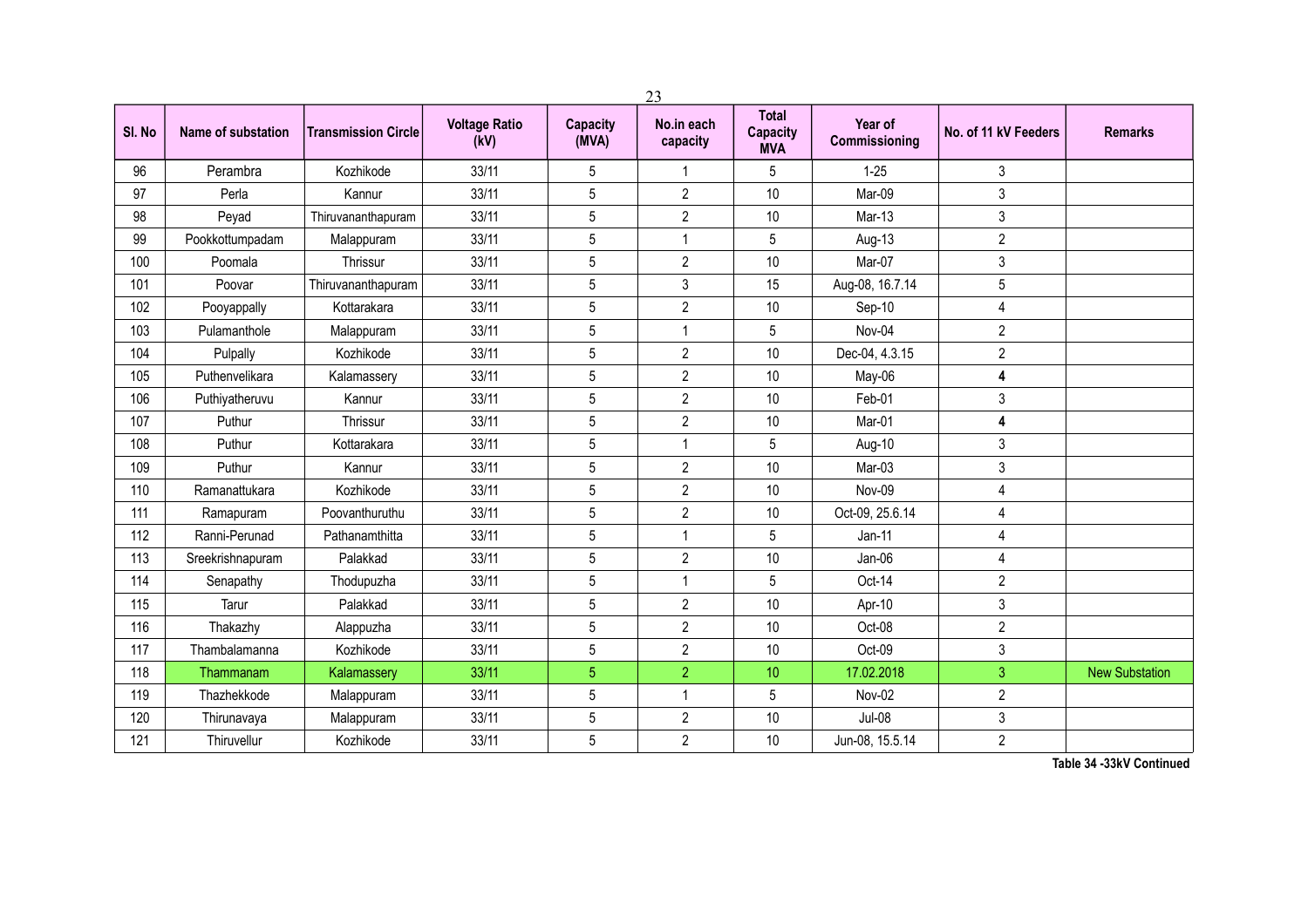| Sl. No | Name of substation | Transmission Circle | Voltage Ratio (kV) | Capacity (MVA) | No.in each capacity | Total Capacity MVA | Year of Commissioning | No. of 11 kV Feeders | Remarks |
|---|---|---|---|---|---|---|---|---|---|
| 96 | Perambra | Kozhikode | 33/11 | 5 | 1 | 5 | 1-25 | 3 | |
| 97 | Perla | Kannur | 33/11 | 5 | 2 | 10 | Mar-09 | 3 | |
| 98 | Peyad | Thiruvananthapuram | 33/11 | 5 | 2 | 10 | Mar-13 | 3 | |
| 99 | Pookkottumpadam | Malappuram | 33/11 | 5 | 1 | 5 | Aug-13 | 2 | |
| 100 | Poomala | Thrissur | 33/11 | 5 | 2 | 10 | Mar-07 | 3 | |
| 101 | Poovar | Thiruvananthapuram | 33/11 | 5 | 3 | 15 | Aug-08, 16.7.14 | 5 | |
| 102 | Pooyappally | Kottarakara | 33/11 | 5 | 2 | 10 | Sep-10 | 4 | |
| 103 | Pulamanthole | Malappuram | 33/11 | 5 | 1 | 5 | Nov-04 | 2 | |
| 104 | Pulpally | Kozhikode | 33/11 | 5 | 2 | 10 | Dec-04, 4.3.15 | 2 | |
| 105 | Puthenvelikara | Kalamassery | 33/11 | 5 | 2 | 10 | May-06 | **4** | |
| 106 | Puthiyatheruvu | Kannur | 33/11 | 5 | 2 | 10 | Feb-01 | 3 | |
| 107 | Puthur | Thrissur | 33/11 | 5 | 2 | 10 | Mar-01 | **4** | |
| 108 | Puthur | Kottarakara | 33/11 | 5 | 1 | 5 | Aug-10 | 3 | |
| 109 | Puthur | Kannur | 33/11 | 5 | 2 | 10 | Mar-03 | 3 | |
| 110 | Ramanattukara | Kozhikode | 33/11 | 5 | 2 | 10 | Nov-09 | 4 | |
| 111 | Ramapuram | Poovanthuruthu | 33/11 | 5 | 2 | 10 | Oct-09, 25.6.14 | 4 | |
| 112 | Ranni-Perunad | Pathanamthitta | 33/11 | 5 | 1 | 5 | Jan-11 | 4 | |
| 113 | Sreekrishnapuram | Palakkad | 33/11 | 5 | 2 | 10 | Jan-06 | 4 | |
| 114 | Senapathy | Thodupuzha | 33/11 | 5 | 1 | 5 | Oct-14 | 2 | |
| 115 | Tarur | Palakkad | 33/11 | 5 | 2 | 10 | Apr-10 | 3 | |
| 116 | Thakazhy | Alappuzha | 33/11 | 5 | 2 | 10 | Oct-08 | 2 | |
| 117 | Thambalamanna | Kozhikode | 33/11 | 5 | 2 | 10 | Oct-09 | 3 | |
| 118 | Thammanam | Kalamassery | 33/11 | 5 | 2 | 10 | 17.02.2018 | 3 | New Substation |
| 119 | Thazhekkode | Malappuram | 33/11 | 5 | 1 | 5 | Nov-02 | 2 | |
| 120 | Thirunavaya | Malappuram | 33/11 | 5 | 2 | 10 | Jul-08 | 3 | |
| 121 | Thiruvellur | Kozhikode | 33/11 | 5 | 2 | 10 | Jun-08, 15.5.14 | 2 | |

**Table 34 -33kV Continued**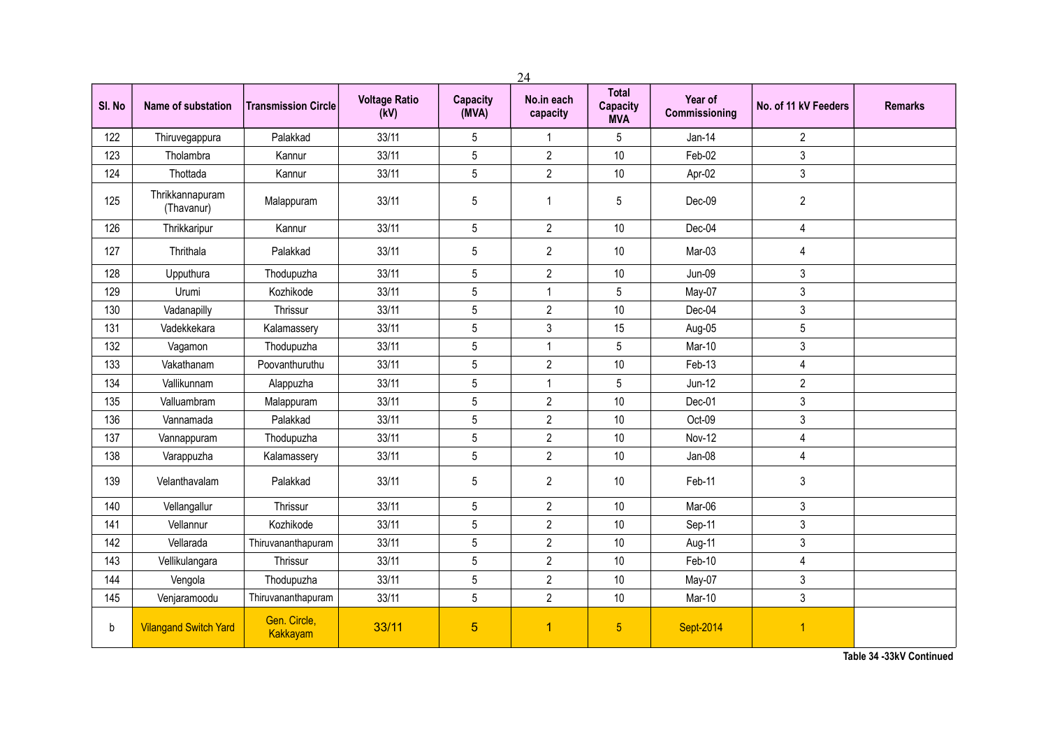| Sl. No | Name of substation | Transmission Circle | Voltage Ratio (kV) | Capacity (MVA) | No.in each capacity | Total Capacity MVA | Year of Commissioning | No. of 11 kV Feeders | Remarks |
|---|---|---|---|---|---|---|---|---|---|
| 122 | Thiruvegappura | Palakkad | 33/11 | 5 | 1 | 5 | Jan-14 | 2 | |
| 123 | Tholambra | Kannur | 33/11 | 5 | 2 | 10 | Feb-02 | 3 | |
| 124 | Thottada | Kannur | 33/11 | 5 | 2 | 10 | Apr-02 | 3 | |
| 125 | Thrikkannapuram (Thavanur) | Malappuram | 33/11 | 5 | 1 | 5 | Dec-09 | 2 | |
| 126 | Thrikkaripur | Kannur | 33/11 | 5 | 2 | 10 | Dec-04 | 4 | |
| 127 | Thrithala | Palakkad | 33/11 | 5 | 2 | 10 | Mar-03 | 4 | |
| 128 | Upputhura | Thodupuzha | 33/11 | 5 | 2 | 10 | Jun-09 | 3 | |
| 129 | Urumi | Kozhikode | 33/11 | 5 | 1 | 5 | May-07 | 3 | |
| 130 | Vadanapilly | Thrissur | 33/11 | 5 | 2 | 10 | Dec-04 | 3 | |
| 131 | Vadekkekara | Kalamassery | 33/11 | 5 | 3 | 15 | Aug-05 | 5 | |
| 132 | Vagamon | Thodupuzha | 33/11 | 5 | 1 | 5 | Mar-10 | 3 | |
| 133 | Vakathanam | Poovanthuruthu | 33/11 | 5 | 2 | 10 | Feb-13 | 4 | |
| 134 | Vallikunnam | Alappuzha | 33/11 | 5 | 1 | 5 | Jun-12 | 2 | |
| 135 | Valluambram | Malappuram | 33/11 | 5 | 2 | 10 | Dec-01 | 3 | |
| 136 | Vannamada | Palakkad | 33/11 | 5 | 2 | 10 | Oct-09 | 3 | |
| 137 | Vannappuram | Thodupuzha | 33/11 | 5 | 2 | 10 | Nov-12 | 4 | |
| 138 | Varappuzha | Kalamassery | 33/11 | 5 | 2 | 10 | Jan-08 | 4 | |
| 139 | Velanthavalam | Palakkad | 33/11 | 5 | 2 | 10 | Feb-11 | 3 | |
| 140 | Vellangallur | Thrissur | 33/11 | 5 | 2 | 10 | Mar-06 | 3 | |
| 141 | Vellannur | Kozhikode | 33/11 | 5 | 2 | 10 | Sep-11 | 3 | |
| 142 | Vellarada | Thiruvananthapuram | 33/11 | 5 | 2 | 10 | Aug-11 | 3 | |
| 143 | Vellikulangara | Thrissur | 33/11 | 5 | 2 | 10 | Feb-10 | 4 | |
| 144 | Vengola | Thodupuzha | 33/11 | 5 | 2 | 10 | May-07 | 3 | |
| 145 | Venjaramoodu | Thiruvananthapuram | 33/11 | 5 | 2 | 10 | Mar-10 | 3 | |
| b | Vilangand Switch Yard | Gen. Circle, Kakkayam | 33/11 | 5 | 1 | 5 | Sept-2014 | 1 | |

**Table 34 -33kV Continued**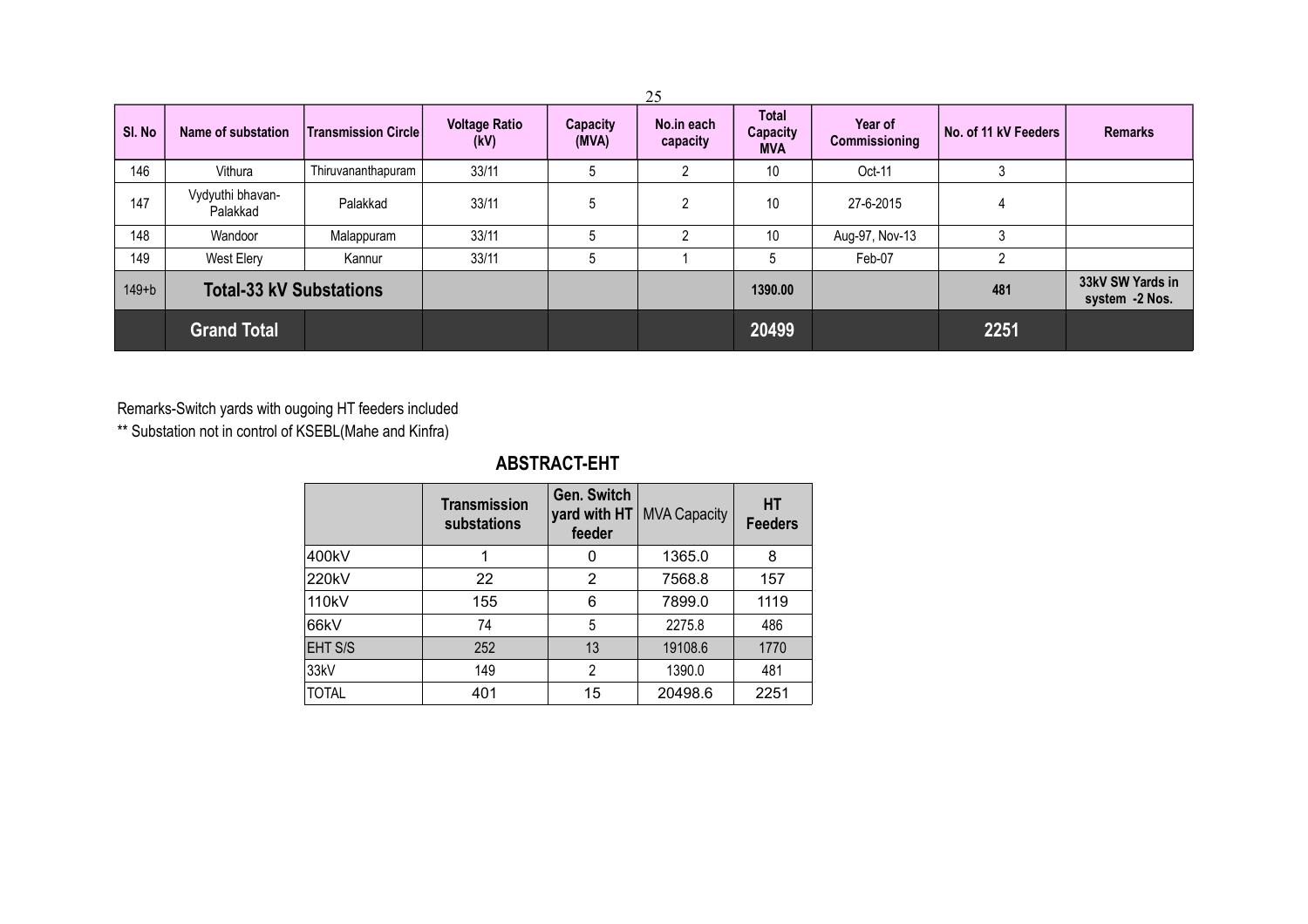| Sl. No | Name of substation | Transmission Circle | Voltage Ratio (kV) | Capacity (MVA) | No.in each capacity | Total Capacity MVA | Year of Commissioning | No. of 11 kV Feeders | Remarks |
|---|---|---|---|---|---|---|---|---|---|
| 146 | Vithura | Thiruvananthapuram | 33/11 | 5 | 2 | 10 | Oct-11 | 3 | |
| 147 | Vydyuthi bhavan-Palakkad | Palakkad | 33/11 | 5 | 2 | 10 | 27-6-2015 | 4 | |
| 148 | Wandoor | Malappuram | 33/11 | 5 | 2 | 10 | Aug-97, Nov-13 | 3 | |
| 149 | West Elery | Kannur | 33/11 | 5 | 1 | 5 | Feb-07 | 2 | |
| 149+b | **Total-33 kV Substations** | | | | | **1390.00** | | **481** | **33kV SW Yards in system -2 Nos.** |
| | **Grand Total** | | | | | **20499** | | **2251** | |

Remarks-Switch yards with ougoing HT feeders included

** Substation not in control of KSEBL(Mahe and Kinfra)

## ABSTRACT-EHT

| | Transmission substations | Gen. Switch yard with HT feeder | MVA Capacity | HT Feeders |
|---|---|---|---|---|
| 400kV | 1 | 0 | 1365.0 | 8 |
| 220kV | 22 | 2 | 7568.8 | 157 |
| 110kV | 155 | 6 | 7899.0 | 1119 |
| 66kV | 74 | 5 | 2275.8 | 486 |
| EHT S/S | 252 | 13 | 19108.6 | 1770 |
| 33kV | 149 | 2 | 1390.0 | 481 |
| TOTAL | 401 | 15 | 20498.6 | 2251 |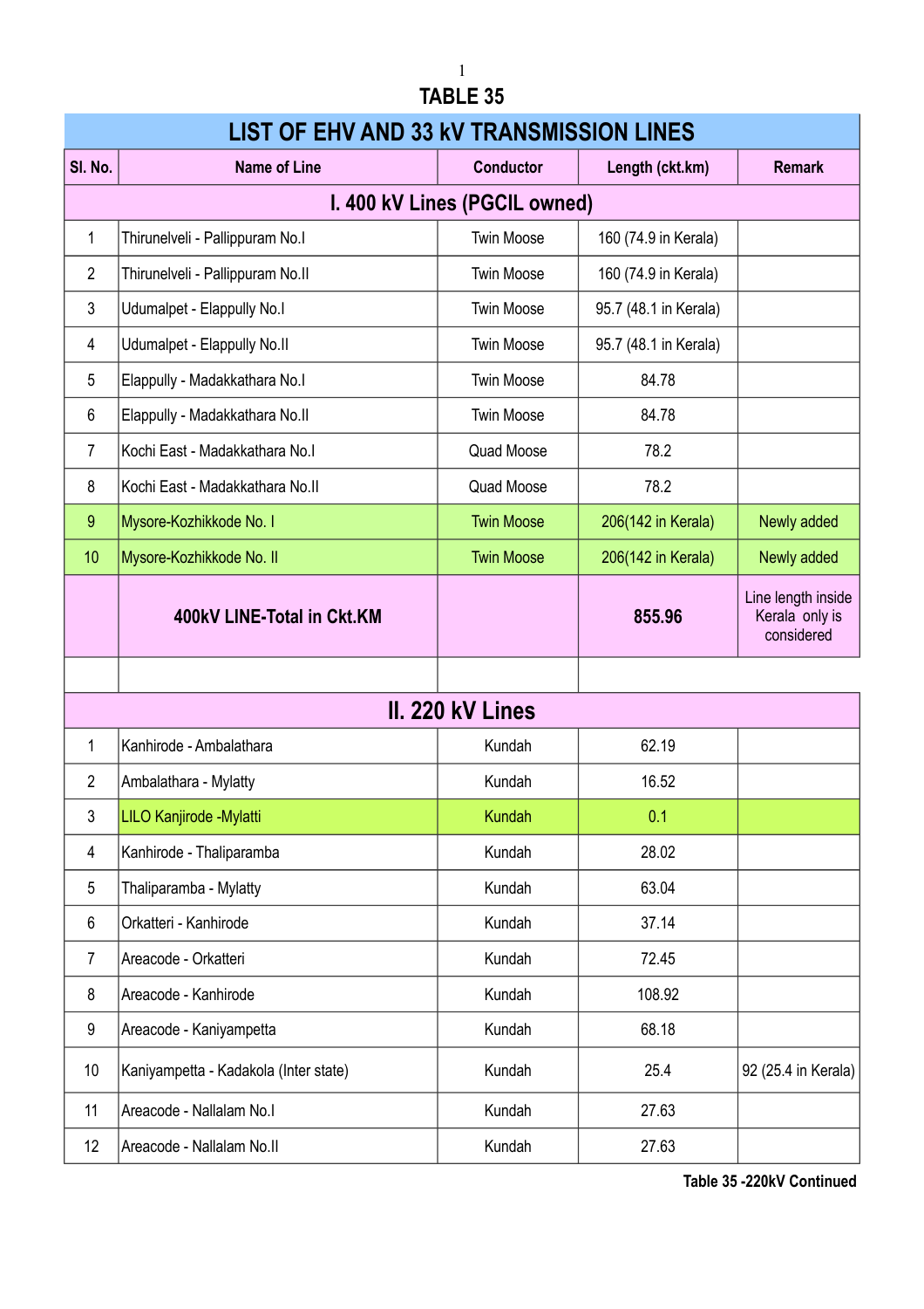# TABLE 35

## LIST OF EHV AND 33 kV TRANSMISSION LINES

| Sl. No. | Name of Line | Conductor | Length (ckt.km) | Remark |
|---|---|---|---|---|
| **I. 400 kV Lines (PGCIL owned)** | | | | |
| 1 | Thirunelveli - Pallippuram No.I | Twin Moose | 160 (74.9 in Kerala) | |
| 2 | Thirunelveli - Pallippuram No.II | Twin Moose | 160 (74.9 in Kerala) | |
| 3 | Udumalpet - Elappully No.I | Twin Moose | 95.7 (48.1 in Kerala) | |
| 4 | Udumalpet - Elappully No.II | Twin Moose | 95.7 (48.1 in Kerala) | |
| 5 | Elappully - Madakkathara No.I | Twin Moose | 84.78 | |
| 6 | Elappully - Madakkathara No.II | Twin Moose | 84.78 | |
| 7 | Kochi East - Madakkathara No.I | Quad Moose | 78.2 | |
| 8 | Kochi East - Madakkathara No.II | Quad Moose | 78.2 | |
| 9 | Mysore-Kozhikkode No. I | Twin Moose | 206(142 in Kerala) | Newly added |
| 10 | Mysore-Kozhikkode No. II | Twin Moose | 206(142 in Kerala) | Newly added |
| | **400kV LINE-Total in Ckt.KM** | | **855.96** | Line length inside Kerala only is considered |
| | | | | |
| **II. 220 kV Lines** | | | | |
| 1 | Kanhirode - Ambalathara | Kundah | 62.19 | |
| 2 | Ambalathara - Mylatty | Kundah | 16.52 | |
| 3 | LILO Kanjirode -Mylatti | Kundah | 0.1 | |
| 4 | Kanhirode - Thaliparamba | Kundah | 28.02 | |
| 5 | Thaliparamba - Mylatty | Kundah | 63.04 | |
| 6 | Orkatteri - Kanhirode | Kundah | 37.14 | |
| 7 | Areacode - Orkatteri | Kundah | 72.45 | |
| 8 | Areacode - Kanhirode | Kundah | 108.92 | |
| 9 | Areacode - Kaniyampetta | Kundah | 68.18 | |
| 10 | Kaniyampetta - Kadakola (Inter state) | Kundah | 25.4 | 92 (25.4 in Kerala) |
| 11 | Areacode - Nallalam No.I | Kundah | 27.63 | |
| 12 | Areacode - Nallalam No.II | Kundah | 27.63 | |

**Table 35 -220kV Continued**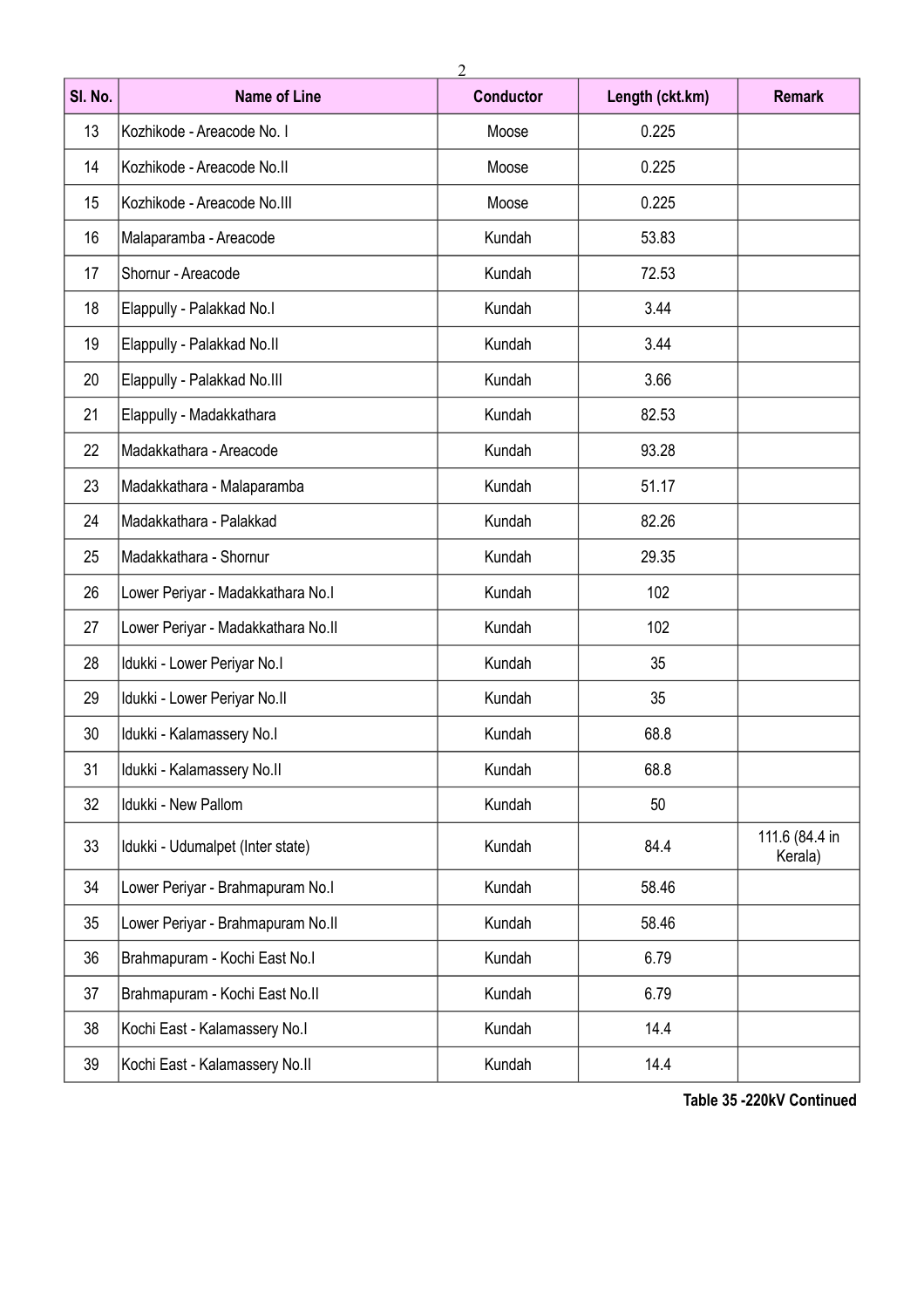| Sl. No. | Name of Line | Conductor | Length (ckt.km) | Remark |
|---|---|---|---|---|
| 13 | Kozhikode - Areacode No. I | Moose | 0.225 | |
| 14 | Kozhikode - Areacode No.II | Moose | 0.225 | |
| 15 | Kozhikode - Areacode No.III | Moose | 0.225 | |
| 16 | Malaparamba - Areacode | Kundah | 53.83 | |
| 17 | Shornur - Areacode | Kundah | 72.53 | |
| 18 | Elappully - Palakkad No.I | Kundah | 3.44 | |
| 19 | Elappully - Palakkad No.II | Kundah | 3.44 | |
| 20 | Elappully - Palakkad No.III | Kundah | 3.66 | |
| 21 | Elappully - Madakkathara | Kundah | 82.53 | |
| 22 | Madakkathara - Areacode | Kundah | 93.28 | |
| 23 | Madakkathara - Malaparamba | Kundah | 51.17 | |
| 24 | Madakkathara - Palakkad | Kundah | 82.26 | |
| 25 | Madakkathara - Shornur | Kundah | 29.35 | |
| 26 | Lower Periyar - Madakkathara No.I | Kundah | 102 | |
| 27 | Lower Periyar - Madakkathara No.II | Kundah | 102 | |
| 28 | Idukki - Lower Periyar No.I | Kundah | 35 | |
| 29 | Idukki - Lower Periyar No.II | Kundah | 35 | |
| 30 | Idukki - Kalamassery No.I | Kundah | 68.8 | |
| 31 | Idukki - Kalamassery No.II | Kundah | 68.8 | |
| 32 | Idukki - New Pallom | Kundah | 50 | |
| 33 | Idukki - Udumalpet (Inter state) | Kundah | 84.4 | 111.6 (84.4 in Kerala) |
| 34 | Lower Periyar - Brahmapuram No.I | Kundah | 58.46 | |
| 35 | Lower Periyar - Brahmapuram No.II | Kundah | 58.46 | |
| 36 | Brahmapuram - Kochi East No.I | Kundah | 6.79 | |
| 37 | Brahmapuram - Kochi East No.II | Kundah | 6.79 | |
| 38 | Kochi East - Kalamassery No.I | Kundah | 14.4 | |
| 39 | Kochi East - Kalamassery No.II | Kundah | 14.4 | |

**Table 35 -220kV Continued**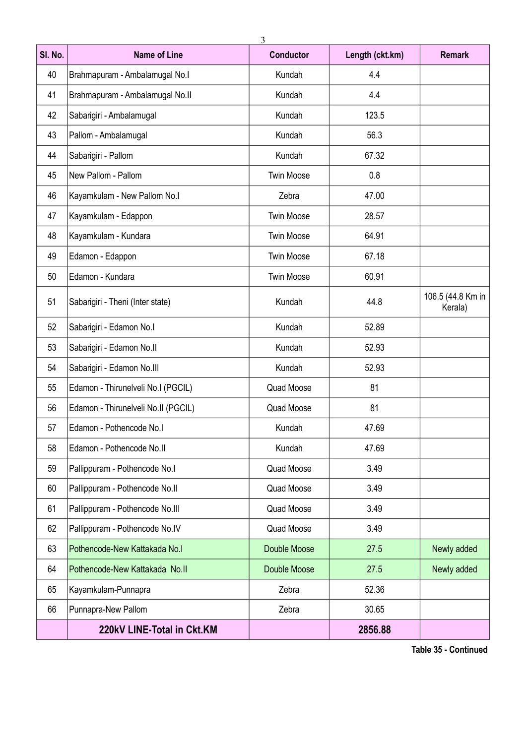| Sl. No. | Name of Line | Conductor | Length (ckt.km) | Remark |
|---|---|---|---|---|
| 40 | Brahmapuram - Ambalamugal No.I | Kundah | 4.4 | |
| 41 | Brahmapuram - Ambalamugal No.II | Kundah | 4.4 | |
| 42 | Sabarigiri - Ambalamugal | Kundah | 123.5 | |
| 43 | Pallom - Ambalamugal | Kundah | 56.3 | |
| 44 | Sabarigiri - Pallom | Kundah | 67.32 | |
| 45 | New Pallom - Pallom | Twin Moose | 0.8 | |
| 46 | Kayamkulam - New Pallom No.I | Zebra | 47.00 | |
| 47 | Kayamkulam - Edappon | Twin Moose | 28.57 | |
| 48 | Kayamkulam - Kundara | Twin Moose | 64.91 | |
| 49 | Edamon - Edappon | Twin Moose | 67.18 | |
| 50 | Edamon - Kundara | Twin Moose | 60.91 | |
| 51 | Sabarigiri - Theni (Inter state) | Kundah | 44.8 | 106.5 (44.8 Km in Kerala) |
| 52 | Sabarigiri - Edamon No.I | Kundah | 52.89 | |
| 53 | Sabarigiri - Edamon No.II | Kundah | 52.93 | |
| 54 | Sabarigiri - Edamon No.III | Kundah | 52.93 | |
| 55 | Edamon - Thirunelveli No.I (PGCIL) | Quad Moose | 81 | |
| 56 | Edamon - Thirunelveli No.II (PGCIL) | Quad Moose | 81 | |
| 57 | Edamon - Pothencode No.I | Kundah | 47.69 | |
| 58 | Edamon - Pothencode No.II | Kundah | 47.69 | |
| 59 | Pallippuram - Pothencode No.I | Quad Moose | 3.49 | |
| 60 | Pallippuram - Pothencode No.II | Quad Moose | 3.49 | |
| 61 | Pallippuram - Pothencode No.III | Quad Moose | 3.49 | |
| 62 | Pallippuram - Pothencode No.IV | Quad Moose | 3.49 | |
| 63 | Pothencode-New Kattakada No.I | Double Moose | 27.5 | Newly added |
| 64 | Pothencode-New Kattakada No.II | Double Moose | 27.5 | Newly added |
| 65 | Kayamkulam-Punnapra | Zebra | 52.36 | |
| 66 | Punnapra-New Pallom | Zebra | 30.65 | |
| | **220kV LINE-Total in Ckt.KM** | | **2856.88** | |

**Table 35 - Continued**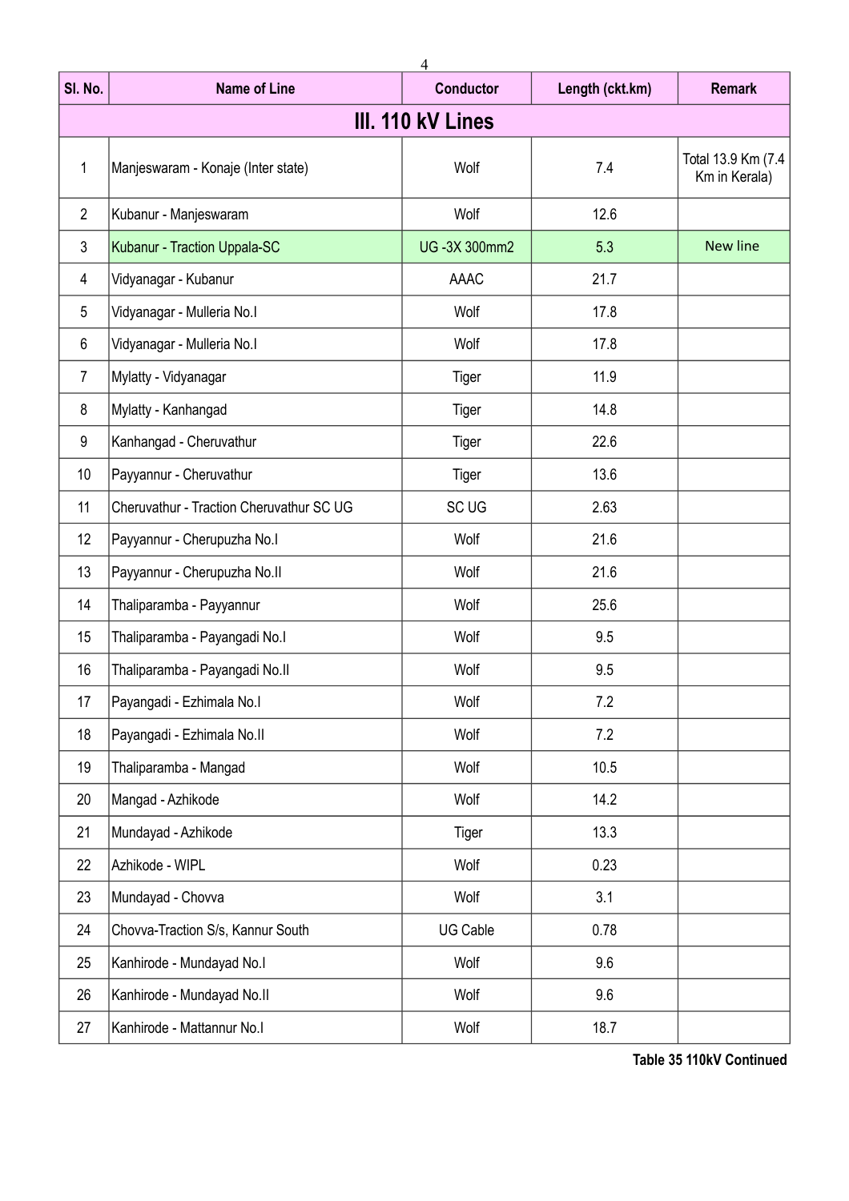| Sl. No. | Name of Line | Conductor | Length (ckt.km) | Remark |
|---|---|---|---|---|
| **III. 110 kV Lines** | | | | |
| 1 | Manjeswaram - Konaje (Inter state) | Wolf | 7.4 | Total 13.9 Km (7.4 Km in Kerala) |
| 2 | Kubanur - Manjeswaram | Wolf | 12.6 | |
| 3 | Kubanur - Traction Uppala-SC | UG -3X 300mm2 | 5.3 | New line |
| 4 | Vidyanagar - Kubanur | AAAC | 21.7 | |
| 5 | Vidyanagar - Mulleria No.I | Wolf | 17.8 | |
| 6 | Vidyanagar - Mulleria No.I | Wolf | 17.8 | |
| 7 | Mylatty - Vidyanagar | Tiger | 11.9 | |
| 8 | Mylatty - Kanhangad | Tiger | 14.8 | |
| 9 | Kanhangad - Cheruvathur | Tiger | 22.6 | |
| 10 | Payyannur - Cheruvathur | Tiger | 13.6 | |
| 11 | Cheruvathur - Traction Cheruvathur SC UG | SC UG | 2.63 | |
| 12 | Payyannur - Cherupuzha No.I | Wolf | 21.6 | |
| 13 | Payyannur - Cherupuzha No.II | Wolf | 21.6 | |
| 14 | Thaliparamba - Payyannur | Wolf | 25.6 | |
| 15 | Thaliparamba - Payangadi No.I | Wolf | 9.5 | |
| 16 | Thaliparamba - Payangadi No.II | Wolf | 9.5 | |
| 17 | Payangadi - Ezhimala No.I | Wolf | 7.2 | |
| 18 | Payangadi - Ezhimala No.II | Wolf | 7.2 | |
| 19 | Thaliparamba - Mangad | Wolf | 10.5 | |
| 20 | Mangad - Azhikode | Wolf | 14.2 | |
| 21 | Mundayad - Azhikode | Tiger | 13.3 | |
| 22 | Azhikode - WIPL | Wolf | 0.23 | |
| 23 | Mundayad - Chovva | Wolf | 3.1 | |
| 24 | Chovva-Traction S/s, Kannur South | UG Cable | 0.78 | |
| 25 | Kanhirode - Mundayad No.I | Wolf | 9.6 | |
| 26 | Kanhirode - Mundayad No.II | Wolf | 9.6 | |
| 27 | Kanhirode - Mattannur No.I | Wolf | 18.7 | |

**Table 35 110kV Continued**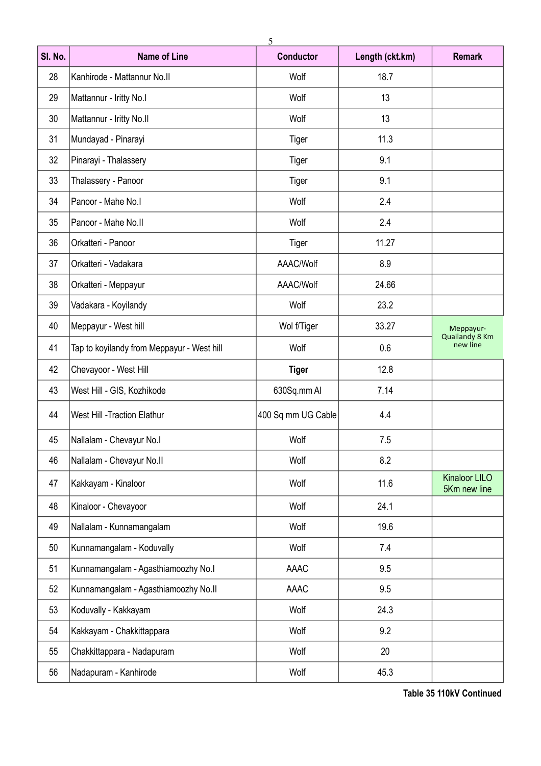| Sl. No. | Name of Line | Conductor | Length (ckt.km) | Remark |
|---|---|---|---|---|
| 28 | Kanhirode - Mattannur No.II | Wolf | 18.7 | |
| 29 | Mattannur - Iritty No.I | Wolf | 13 | |
| 30 | Mattannur - Iritty No.II | Wolf | 13 | |
| 31 | Mundayad - Pinarayi | Tiger | 11.3 | |
| 32 | Pinarayi - Thalassery | Tiger | 9.1 | |
| 33 | Thalassery - Panoor | Tiger | 9.1 | |
| 34 | Panoor - Mahe No.I | Wolf | 2.4 | |
| 35 | Panoor - Mahe No.II | Wolf | 2.4 | |
| 36 | Orkatteri - Panoor | Tiger | 11.27 | |
| 37 | Orkatteri - Vadakara | AAAC/Wolf | 8.9 | |
| 38 | Orkatteri - Meppayur | AAAC/Wolf | 24.66 | |
| 39 | Vadakara - Koyilandy | Wolf | 23.2 | |
| 40 | Meppayur - West hill | Wol f/Tiger | 33.27 | Meppayur-Quailandy 8 Km new line |
| 41 | Tap to koyilandy from Meppayur - West hill | Wolf | 0.6 | |
| 42 | Chevayoor - West Hill | **Tiger** | 12.8 | |
| 43 | West Hill - GIS, Kozhikode | 630Sq.mm Al | 7.14 | |
| 44 | West Hill -Traction Elathur | 400 Sq mm UG Cable | 4.4 | |
| 45 | Nallalam - Chevayur No.I | Wolf | 7.5 | |
| 46 | Nallalam - Chevayur No.II | Wolf | 8.2 | |
| 47 | Kakkayam - Kinaloor | Wolf | 11.6 | Kinaloor LILO 5Km new line |
| 48 | Kinaloor - Chevayoor | Wolf | 24.1 | |
| 49 | Nallalam - Kunnamangalam | Wolf | 19.6 | |
| 50 | Kunnamangalam - Koduvally | Wolf | 7.4 | |
| 51 | Kunnamangalam - Agasthiamoozhy No.I | AAAC | 9.5 | |
| 52 | Kunnamangalam - Agasthiamoozhy No.II | AAAC | 9.5 | |
| 53 | Koduvally - Kakkayam | Wolf | 24.3 | |
| 54 | Kakkayam - Chakkittappara | Wolf | 9.2 | |
| 55 | Chakkittappara - Nadapuram | Wolf | 20 | |
| 56 | Nadapuram - Kanhirode | Wolf | 45.3 | |

**Table 35 110kV Continued**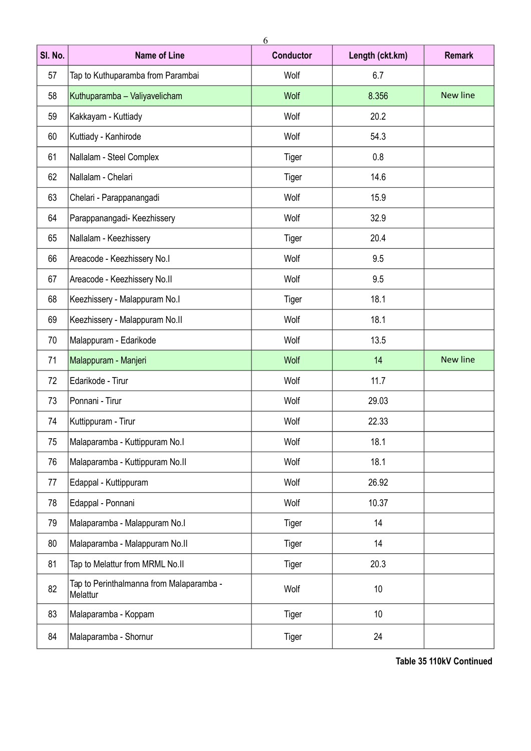| Sl. No. | Name of Line | Conductor | Length (ckt.km) | Remark |
|---|---|---|---|---|
| 57 | Tap to Kuthuparamba from Parambai | Wolf | 6.7 | |
| 58 | Kuthuparamba – Valiyavelicham | Wolf | 8.356 | New line |
| 59 | Kakkayam - Kuttiady | Wolf | 20.2 | |
| 60 | Kuttiady - Kanhirode | Wolf | 54.3 | |
| 61 | Nallalam - Steel Complex | Tiger | 0.8 | |
| 62 | Nallalam - Chelari | Tiger | 14.6 | |
| 63 | Chelari - Parappanangadi | Wolf | 15.9 | |
| 64 | Parappanangadi- Keezhissery | Wolf | 32.9 | |
| 65 | Nallalam - Keezhissery | Tiger | 20.4 | |
| 66 | Areacode - Keezhissery No.I | Wolf | 9.5 | |
| 67 | Areacode - Keezhissery No.II | Wolf | 9.5 | |
| 68 | Keezhissery - Malappuram No.I | Tiger | 18.1 | |
| 69 | Keezhissery - Malappuram No.II | Wolf | 18.1 | |
| 70 | Malappuram - Edarikode | Wolf | 13.5 | |
| 71 | Malappuram - Manjeri | Wolf | 14 | New line |
| 72 | Edarikode - Tirur | Wolf | 11.7 | |
| 73 | Ponnani - Tirur | Wolf | 29.03 | |
| 74 | Kuttippuram - Tirur | Wolf | 22.33 | |
| 75 | Malaparamba - Kuttippuram No.I | Wolf | 18.1 | |
| 76 | Malaparamba - Kuttippuram No.II | Wolf | 18.1 | |
| 77 | Edappal - Kuttippuram | Wolf | 26.92 | |
| 78 | Edappal - Ponnani | Wolf | 10.37 | |
| 79 | Malaparamba - Malappuram No.I | Tiger | 14 | |
| 80 | Malaparamba - Malappuram No.II | Tiger | 14 | |
| 81 | Tap to Melattur from MRML No.II | Tiger | 20.3 | |
| 82 | Tap to Perinthalmanna from Malaparamba - Melattur | Wolf | 10 | |
| 83 | Malaparamba - Koppam | Tiger | 10 | |
| 84 | Malaparamba - Shornur | Tiger | 24 | |

**Table 35 110kV Continued**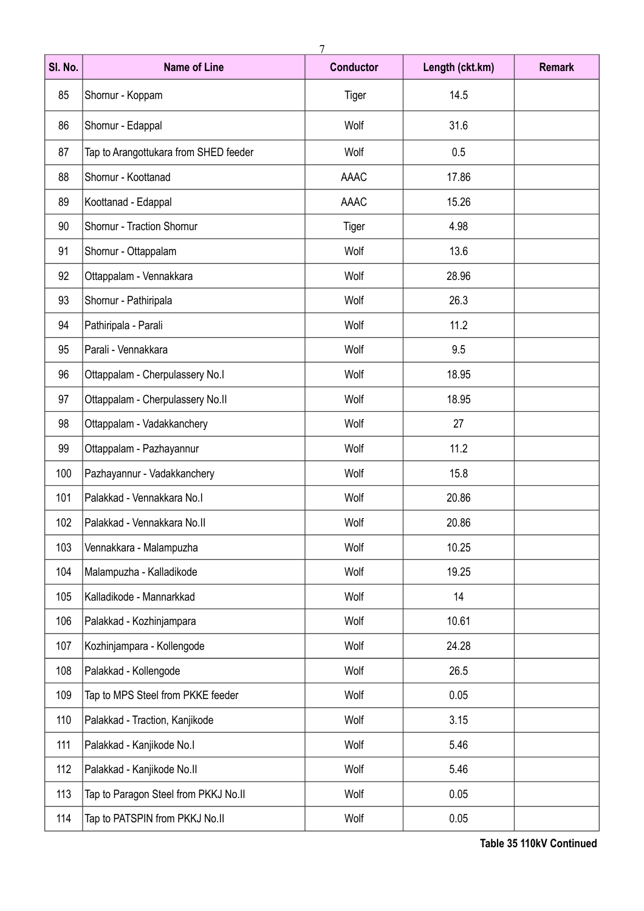| Sl. No. | Name of Line | Conductor | Length (ckt.km) | Remark |
|---|---|---|---|---|
| 85 | Shornur - Koppam | Tiger | 14.5 | |
| 86 | Shornur - Edappal | Wolf | 31.6 | |
| 87 | Tap to Arangottukara from SHED feeder | Wolf | 0.5 | |
| 88 | Shornur - Koottanad | AAAC | 17.86 | |
| 89 | Koottanad - Edappal | AAAC | 15.26 | |
| 90 | Shornur - Traction Shornur | Tiger | 4.98 | |
| 91 | Shornur - Ottappalam | Wolf | 13.6 | |
| 92 | Ottappalam - Vennakkara | Wolf | 28.96 | |
| 93 | Shornur - Pathiripala | Wolf | 26.3 | |
| 94 | Pathiripala - Parali | Wolf | 11.2 | |
| 95 | Parali - Vennakkara | Wolf | 9.5 | |
| 96 | Ottappalam - Cherpulassery No.I | Wolf | 18.95 | |
| 97 | Ottappalam - Cherpulassery No.II | Wolf | 18.95 | |
| 98 | Ottappalam - Vadakkanchery | Wolf | 27 | |
| 99 | Ottappalam - Pazhayannur | Wolf | 11.2 | |
| 100 | Pazhayannur - Vadakkanchery | Wolf | 15.8 | |
| 101 | Palakkad - Vennakkara No.I | Wolf | 20.86 | |
| 102 | Palakkad - Vennakkara No.II | Wolf | 20.86 | |
| 103 | Vennakkara - Malampuzha | Wolf | 10.25 | |
| 104 | Malampuzha - Kalladikode | Wolf | 19.25 | |
| 105 | Kalladikode - Mannarkkad | Wolf | 14 | |
| 106 | Palakkad - Kozhinjampara | Wolf | 10.61 | |
| 107 | Kozhinjampara - Kollengode | Wolf | 24.28 | |
| 108 | Palakkad - Kollengode | Wolf | 26.5 | |
| 109 | Tap to MPS Steel from PKKE feeder | Wolf | 0.05 | |
| 110 | Palakkad - Traction, Kanjikode | Wolf | 3.15 | |
| 111 | Palakkad - Kanjikode No.I | Wolf | 5.46 | |
| 112 | Palakkad - Kanjikode No.II | Wolf | 5.46 | |
| 113 | Tap to Paragon Steel from PKKJ No.II | Wolf | 0.05 | |
| 114 | Tap to PATSPIN from PKKJ No.II | Wolf | 0.05 | |

**Table 35 110kV Continued**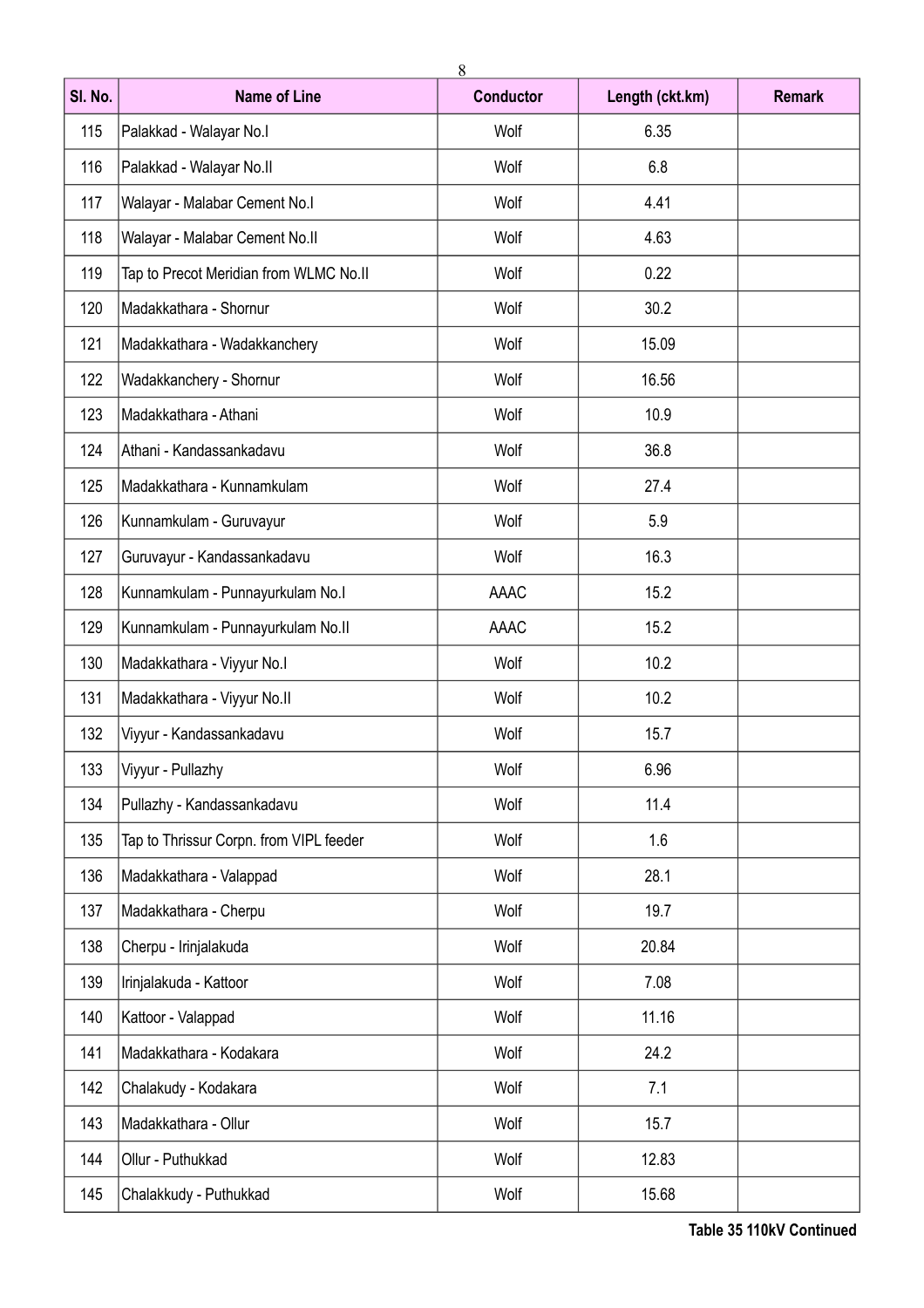| Sl. No. | Name of Line | Conductor | Length (ckt.km) | Remark |
|---|---|---|---|---|
| 115 | Palakkad - Walayar No.I | Wolf | 6.35 | |
| 116 | Palakkad - Walayar No.II | Wolf | 6.8 | |
| 117 | Walayar - Malabar Cement No.I | Wolf | 4.41 | |
| 118 | Walayar - Malabar Cement No.II | Wolf | 4.63 | |
| 119 | Tap to Precot Meridian from WLMC No.II | Wolf | 0.22 | |
| 120 | Madakkathara - Shornur | Wolf | 30.2 | |
| 121 | Madakkathara - Wadakkanchery | Wolf | 15.09 | |
| 122 | Wadakkanchery - Shornur | Wolf | 16.56 | |
| 123 | Madakkathara - Athani | Wolf | 10.9 | |
| 124 | Athani - Kandassankadavu | Wolf | 36.8 | |
| 125 | Madakkathara - Kunnamkulam | Wolf | 27.4 | |
| 126 | Kunnamkulam - Guruvayur | Wolf | 5.9 | |
| 127 | Guruvayur - Kandassankadavu | Wolf | 16.3 | |
| 128 | Kunnamkulam - Punnayurkulam No.I | AAAC | 15.2 | |
| 129 | Kunnamkulam - Punnayurkulam No.II | AAAC | 15.2 | |
| 130 | Madakkathara - Viyyur No.I | Wolf | 10.2 | |
| 131 | Madakkathara - Viyyur No.II | Wolf | 10.2 | |
| 132 | Viyyur - Kandassankadavu | Wolf | 15.7 | |
| 133 | Viyyur - Pullazhy | Wolf | 6.96 | |
| 134 | Pullazhy - Kandassankadavu | Wolf | 11.4 | |
| 135 | Tap to Thrissur Corpn. from VIPL feeder | Wolf | 1.6 | |
| 136 | Madakkathara - Valappad | Wolf | 28.1 | |
| 137 | Madakkathara - Cherpu | Wolf | 19.7 | |
| 138 | Cherpu - Irinjalakuda | Wolf | 20.84 | |
| 139 | Irinjalakuda - Kattoor | Wolf | 7.08 | |
| 140 | Kattoor - Valappad | Wolf | 11.16 | |
| 141 | Madakkathara - Kodakara | Wolf | 24.2 | |
| 142 | Chalakudy - Kodakara | Wolf | 7.1 | |
| 143 | Madakkathara - Ollur | Wolf | 15.7 | |
| 144 | Ollur - Puthukkad | Wolf | 12.83 | |
| 145 | Chalakkudy - Puthukkad | Wolf | 15.68 | |

**Table 35 110kV Continued**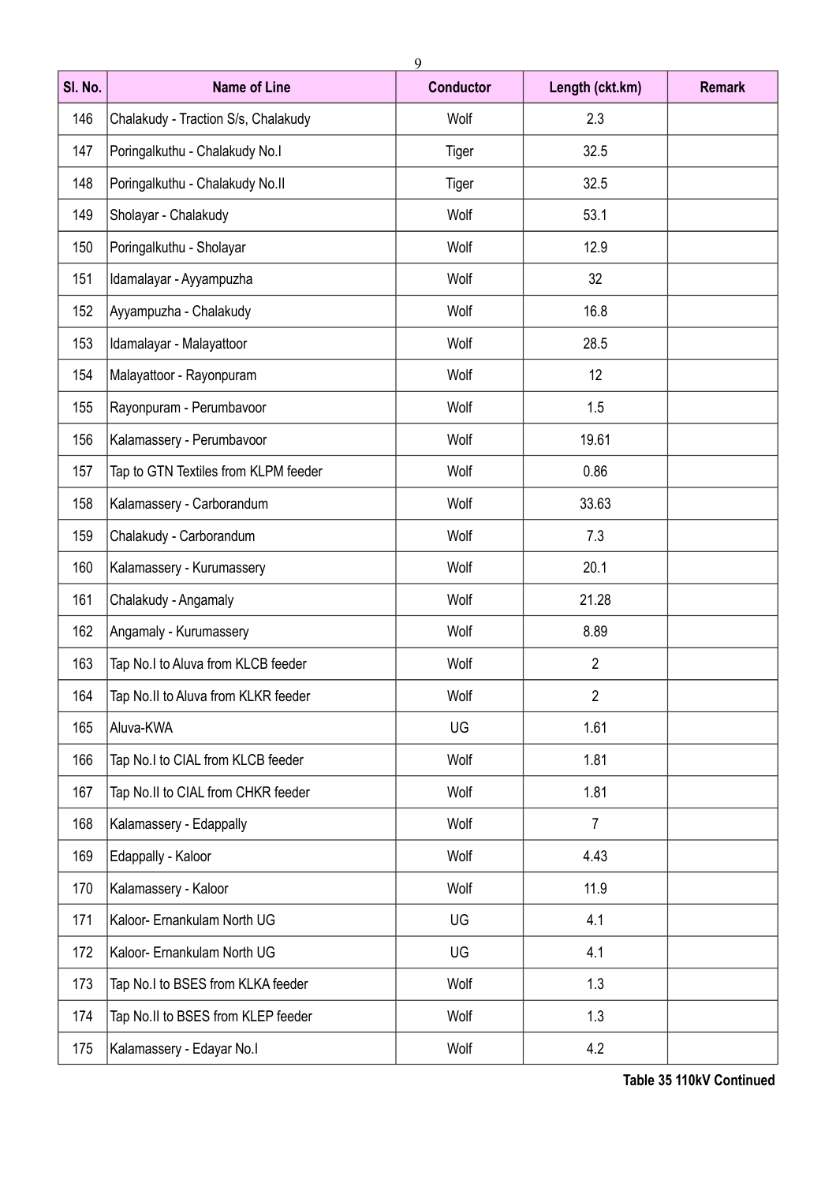| Sl. No. | Name of Line | Conductor | Length (ckt.km) | Remark |
|---|---|---|---|---|
| 146 | Chalakudy - Traction S/s, Chalakudy | Wolf | 2.3 | |
| 147 | Poringalkuthu - Chalakudy No.I | Tiger | 32.5 | |
| 148 | Poringalkuthu - Chalakudy No.II | Tiger | 32.5 | |
| 149 | Sholayar - Chalakudy | Wolf | 53.1 | |
| 150 | Poringalkuthu - Sholayar | Wolf | 12.9 | |
| 151 | Idamalayar - Ayyampuzha | Wolf | 32 | |
| 152 | Ayyampuzha - Chalakudy | Wolf | 16.8 | |
| 153 | Idamalayar - Malayattoor | Wolf | 28.5 | |
| 154 | Malayattoor - Rayonpuram | Wolf | 12 | |
| 155 | Rayonpuram - Perumbavoor | Wolf | 1.5 | |
| 156 | Kalamassery - Perumbavoor | Wolf | 19.61 | |
| 157 | Tap to GTN Textiles from KLPM feeder | Wolf | 0.86 | |
| 158 | Kalamassery - Carborandum | Wolf | 33.63 | |
| 159 | Chalakudy - Carborandum | Wolf | 7.3 | |
| 160 | Kalamassery - Kurumassery | Wolf | 20.1 | |
| 161 | Chalakudy - Angamaly | Wolf | 21.28 | |
| 162 | Angamaly - Kurumassery | Wolf | 8.89 | |
| 163 | Tap No.I to Aluva from KLCB feeder | Wolf | 2 | |
| 164 | Tap No.II to Aluva from KLKR feeder | Wolf | 2 | |
| 165 | Aluva-KWA | UG | 1.61 | |
| 166 | Tap No.I to CIAL from KLCB feeder | Wolf | 1.81 | |
| 167 | Tap No.II to CIAL from CHKR feeder | Wolf | 1.81 | |
| 168 | Kalamassery - Edappally | Wolf | 7 | |
| 169 | Edappally - Kaloor | Wolf | 4.43 | |
| 170 | Kalamassery - Kaloor | Wolf | 11.9 | |
| 171 | Kaloor- Ernankulam North UG | UG | 4.1 | |
| 172 | Kaloor- Ernankulam North UG | UG | 4.1 | |
| 173 | Tap No.I to BSES from KLKA feeder | Wolf | 1.3 | |
| 174 | Tap No.II to BSES from KLEP feeder | Wolf | 1.3 | |
| 175 | Kalamassery - Edayar No.I | Wolf | 4.2 | |

**Table 35 110kV Continued**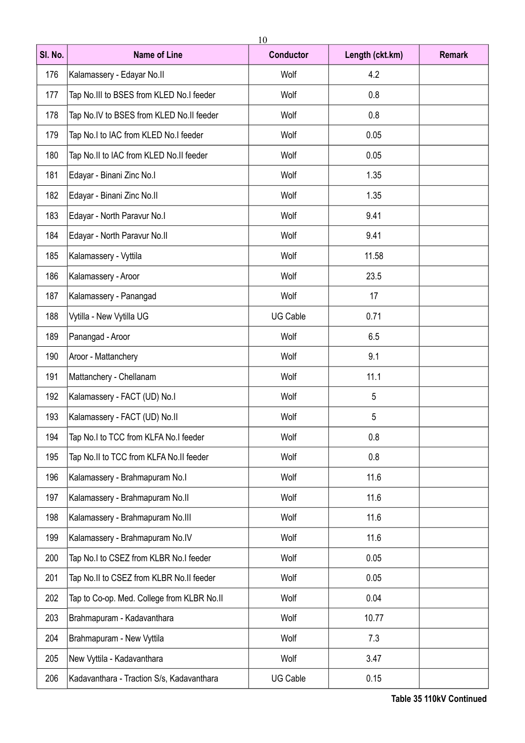| Sl. No. | Name of Line | Conductor | Length (ckt.km) | Remark |
|---|---|---|---|---|
| 176 | Kalamassery - Edayar No.II | Wolf | 4.2 | |
| 177 | Tap No.III to BSES from KLED No.I feeder | Wolf | 0.8 | |
| 178 | Tap No.IV to BSES from KLED No.II feeder | Wolf | 0.8 | |
| 179 | Tap No.I to IAC from KLED No.I feeder | Wolf | 0.05 | |
| 180 | Tap No.II to IAC from KLED No.II feeder | Wolf | 0.05 | |
| 181 | Edayar - Binani Zinc No.I | Wolf | 1.35 | |
| 182 | Edayar - Binani Zinc No.II | Wolf | 1.35 | |
| 183 | Edayar - North Paravur No.I | Wolf | 9.41 | |
| 184 | Edayar - North Paravur No.II | Wolf | 9.41 | |
| 185 | Kalamassery - Vyttila | Wolf | 11.58 | |
| 186 | Kalamassery - Aroor | Wolf | 23.5 | |
| 187 | Kalamassery - Panangad | Wolf | 17 | |
| 188 | Vytilla - New Vytilla UG | UG Cable | 0.71 | |
| 189 | Panangad - Aroor | Wolf | 6.5 | |
| 190 | Aroor - Mattanchery | Wolf | 9.1 | |
| 191 | Mattanchery - Chellanam | Wolf | 11.1 | |
| 192 | Kalamassery - FACT (UD) No.I | Wolf | 5 | |
| 193 | Kalamassery - FACT (UD) No.II | Wolf | 5 | |
| 194 | Tap No.I to TCC from KLFA No.I feeder | Wolf | 0.8 | |
| 195 | Tap No.II to TCC from KLFA No.II feeder | Wolf | 0.8 | |
| 196 | Kalamassery - Brahmapuram No.I | Wolf | 11.6 | |
| 197 | Kalamassery - Brahmapuram No.II | Wolf | 11.6 | |
| 198 | Kalamassery - Brahmapuram No.III | Wolf | 11.6 | |
| 199 | Kalamassery - Brahmapuram No.IV | Wolf | 11.6 | |
| 200 | Tap No.I to CSEZ from KLBR No.I feeder | Wolf | 0.05 | |
| 201 | Tap No.II to CSEZ from KLBR No.II feeder | Wolf | 0.05 | |
| 202 | Tap to Co-op. Med. College from KLBR No.II | Wolf | 0.04 | |
| 203 | Brahmapuram - Kadavanthara | Wolf | 10.77 | |
| 204 | Brahmapuram - New Vyttila | Wolf | 7.3 | |
| 205 | New Vyttila - Kadavanthara | Wolf | 3.47 | |
| 206 | Kadavanthara - Traction S/s, Kadavanthara | UG Cable | 0.15 | |

**Table 35 110kV Continued**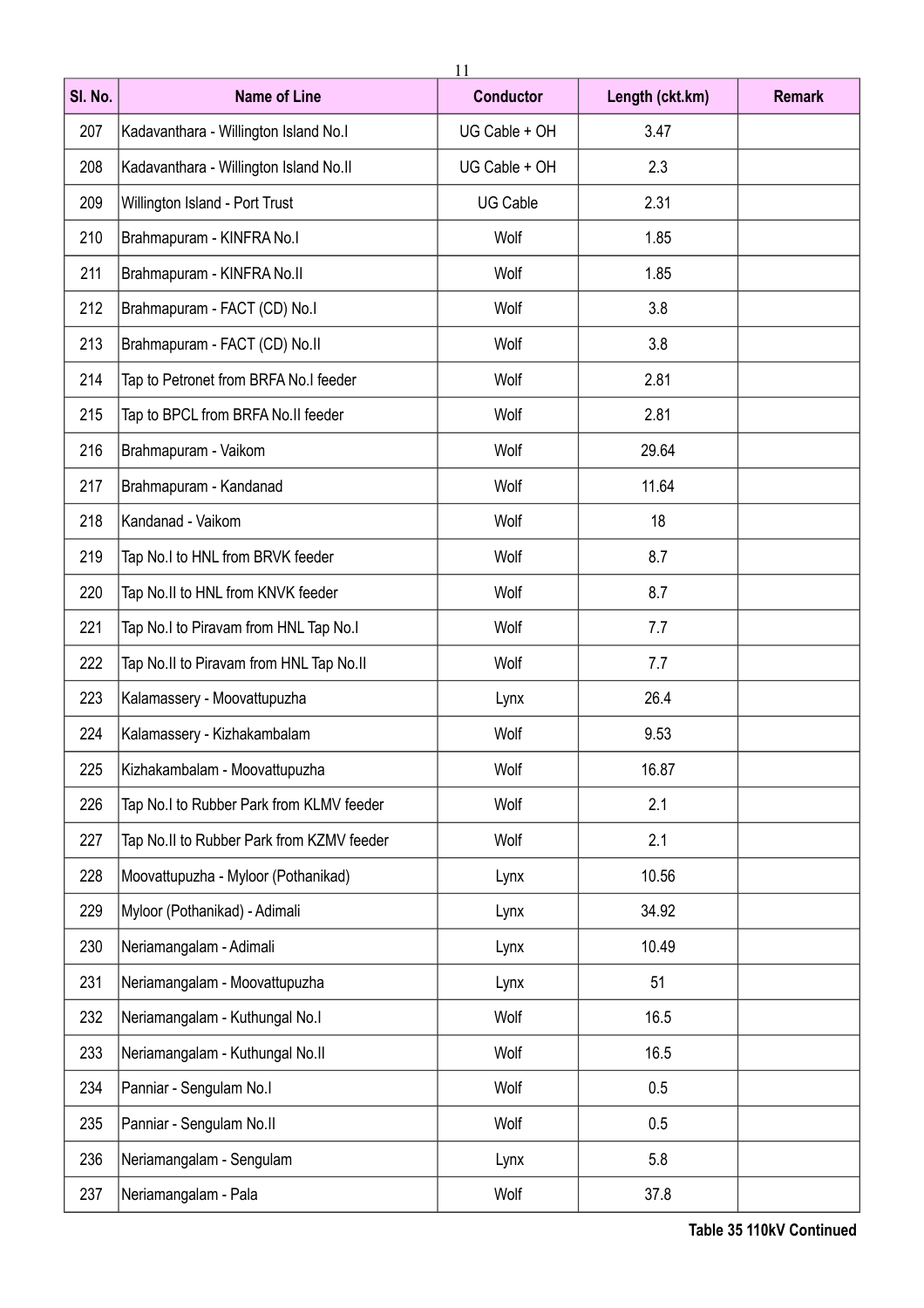| Sl. No. | Name of Line | Conductor | Length (ckt.km) | Remark |
|---|---|---|---|---|
| 207 | Kadavanthara - Willington Island No.I | UG Cable + OH | 3.47 | |
| 208 | Kadavanthara - Willington Island No.II | UG Cable + OH | 2.3 | |
| 209 | Willington Island - Port Trust | UG Cable | 2.31 | |
| 210 | Brahmapuram - KINFRA No.I | Wolf | 1.85 | |
| 211 | Brahmapuram - KINFRA No.II | Wolf | 1.85 | |
| 212 | Brahmapuram - FACT (CD) No.I | Wolf | 3.8 | |
| 213 | Brahmapuram - FACT (CD) No.II | Wolf | 3.8 | |
| 214 | Tap to Petronet from BRFA No.I feeder | Wolf | 2.81 | |
| 215 | Tap to BPCL from BRFA No.II feeder | Wolf | 2.81 | |
| 216 | Brahmapuram - Vaikom | Wolf | 29.64 | |
| 217 | Brahmapuram - Kandanad | Wolf | 11.64 | |
| 218 | Kandanad - Vaikom | Wolf | 18 | |
| 219 | Tap No.I to HNL from BRVK feeder | Wolf | 8.7 | |
| 220 | Tap No.II to HNL from KNVK feeder | Wolf | 8.7 | |
| 221 | Tap No.I to Piravam from HNL Tap No.I | Wolf | 7.7 | |
| 222 | Tap No.II to Piravam from HNL Tap No.II | Wolf | 7.7 | |
| 223 | Kalamassery - Moovattupuzha | Lynx | 26.4 | |
| 224 | Kalamassery - Kizhakambalam | Wolf | 9.53 | |
| 225 | Kizhakambalam - Moovattupuzha | Wolf | 16.87 | |
| 226 | Tap No.I to Rubber Park from KLMV feeder | Wolf | 2.1 | |
| 227 | Tap No.II to Rubber Park from KZMV feeder | Wolf | 2.1 | |
| 228 | Moovattupuzha - Myloor (Pothanikad) | Lynx | 10.56 | |
| 229 | Myloor (Pothanikad) - Adimali | Lynx | 34.92 | |
| 230 | Neriamangalam - Adimali | Lynx | 10.49 | |
| 231 | Neriamangalam - Moovattupuzha | Lynx | 51 | |
| 232 | Neriamangalam - Kuthungal No.I | Wolf | 16.5 | |
| 233 | Neriamangalam - Kuthungal No.II | Wolf | 16.5 | |
| 234 | Panniar - Sengulam No.I | Wolf | 0.5 | |
| 235 | Panniar - Sengulam No.II | Wolf | 0.5 | |
| 236 | Neriamangalam - Sengulam | Lynx | 5.8 | |
| 237 | Neriamangalam - Pala | Wolf | 37.8 | |

**Table 35 110kV Continued**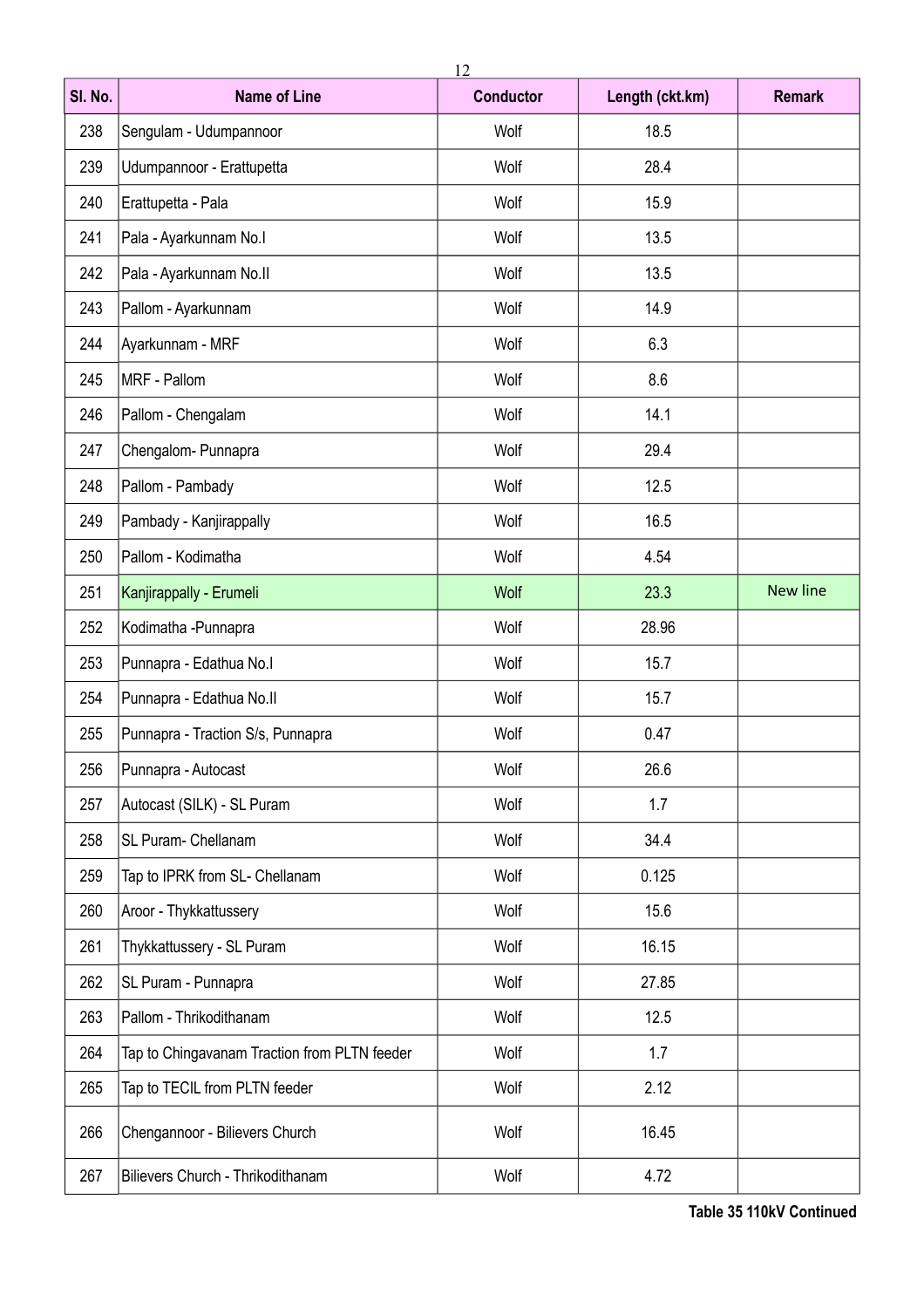| Sl. No. | Name of Line | Conductor | Length (ckt.km) | Remark |
|---|---|---|---|---|
| 238 | Sengulam - Udumpannoor | Wolf | 18.5 | |
| 239 | Udumpannoor - Erattupetta | Wolf | 28.4 | |
| 240 | Erattupetta - Pala | Wolf | 15.9 | |
| 241 | Pala - Ayarkunnam No.I | Wolf | 13.5 | |
| 242 | Pala - Ayarkunnam No.II | Wolf | 13.5 | |
| 243 | Pallom - Ayarkunnam | Wolf | 14.9 | |
| 244 | Ayarkunnam - MRF | Wolf | 6.3 | |
| 245 | MRF - Pallom | Wolf | 8.6 | |
| 246 | Pallom - Chengalam | Wolf | 14.1 | |
| 247 | Chengalom- Punnapra | Wolf | 29.4 | |
| 248 | Pallom - Pambady | Wolf | 12.5 | |
| 249 | Pambady - Kanjirappally | Wolf | 16.5 | |
| 250 | Pallom - Kodimatha | Wolf | 4.54 | |
| 251 | Kanjirappally - Erumeli | Wolf | 23.3 | New line |
| 252 | Kodimatha -Punnapra | Wolf | 28.96 | |
| 253 | Punnapra - Edathua No.I | Wolf | 15.7 | |
| 254 | Punnapra - Edathua No.II | Wolf | 15.7 | |
| 255 | Punnapra - Traction S/s, Punnapra | Wolf | 0.47 | |
| 256 | Punnapra - Autocast | Wolf | 26.6 | |
| 257 | Autocast (SILK) - SL Puram | Wolf | 1.7 | |
| 258 | SL Puram- Chellanam | Wolf | 34.4 | |
| 259 | Tap to IPRK from SL- Chellanam | Wolf | 0.125 | |
| 260 | Aroor - Thykkattussery | Wolf | 15.6 | |
| 261 | Thykkattussery - SL Puram | Wolf | 16.15 | |
| 262 | SL Puram - Punnapra | Wolf | 27.85 | |
| 263 | Pallom - Thrikodithanam | Wolf | 12.5 | |
| 264 | Tap to Chingavanam Traction from PLTN feeder | Wolf | 1.7 | |
| 265 | Tap to TECIL from PLTN feeder | Wolf | 2.12 | |
| 266 | Chengannoor - Bilievers Church | Wolf | 16.45 | |
| 267 | Bilievers Church - Thrikodithanam | Wolf | 4.72 | |

**Table 35 110kV Continued**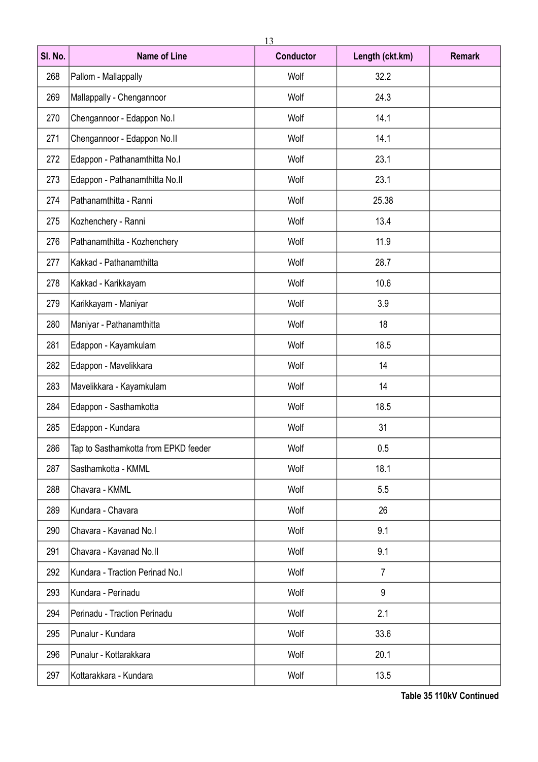| Sl. No. | Name of Line | Conductor | Length (ckt.km) | Remark |
|---|---|---|---|---|
| 268 | Pallom - Mallappally | Wolf | 32.2 | |
| 269 | Mallappally - Chengannoor | Wolf | 24.3 | |
| 270 | Chengannoor - Edappon No.I | Wolf | 14.1 | |
| 271 | Chengannoor - Edappon No.II | Wolf | 14.1 | |
| 272 | Edappon - Pathanamthitta No.I | Wolf | 23.1 | |
| 273 | Edappon - Pathanamthitta No.II | Wolf | 23.1 | |
| 274 | Pathanamthitta - Ranni | Wolf | 25.38 | |
| 275 | Kozhenchery - Ranni | Wolf | 13.4 | |
| 276 | Pathanamthitta - Kozhenchery | Wolf | 11.9 | |
| 277 | Kakkad - Pathanamthitta | Wolf | 28.7 | |
| 278 | Kakkad - Karikkayam | Wolf | 10.6 | |
| 279 | Karikkayam - Maniyar | Wolf | 3.9 | |
| 280 | Maniyar - Pathanamthitta | Wolf | 18 | |
| 281 | Edappon - Kayamkulam | Wolf | 18.5 | |
| 282 | Edappon - Mavelikkara | Wolf | 14 | |
| 283 | Mavelikkara - Kayamkulam | Wolf | 14 | |
| 284 | Edappon - Sasthamkotta | Wolf | 18.5 | |
| 285 | Edappon - Kundara | Wolf | 31 | |
| 286 | Tap to Sasthamkotta from EPKD feeder | Wolf | 0.5 | |
| 287 | Sasthamkotta - KMML | Wolf | 18.1 | |
| 288 | Chavara - KMML | Wolf | 5.5 | |
| 289 | Kundara - Chavara | Wolf | 26 | |
| 290 | Chavara - Kavanad No.I | Wolf | 9.1 | |
| 291 | Chavara - Kavanad No.II | Wolf | 9.1 | |
| 292 | Kundara - Traction Perinad No.I | Wolf | 7 | |
| 293 | Kundara - Perinadu | Wolf | 9 | |
| 294 | Perinadu - Traction Perinadu | Wolf | 2.1 | |
| 295 | Punalur - Kundara | Wolf | 33.6 | |
| 296 | Punalur - Kottarakkara | Wolf | 20.1 | |
| 297 | Kottarakkara - Kundara | Wolf | 13.5 | |

**Table 35 110kV Continued**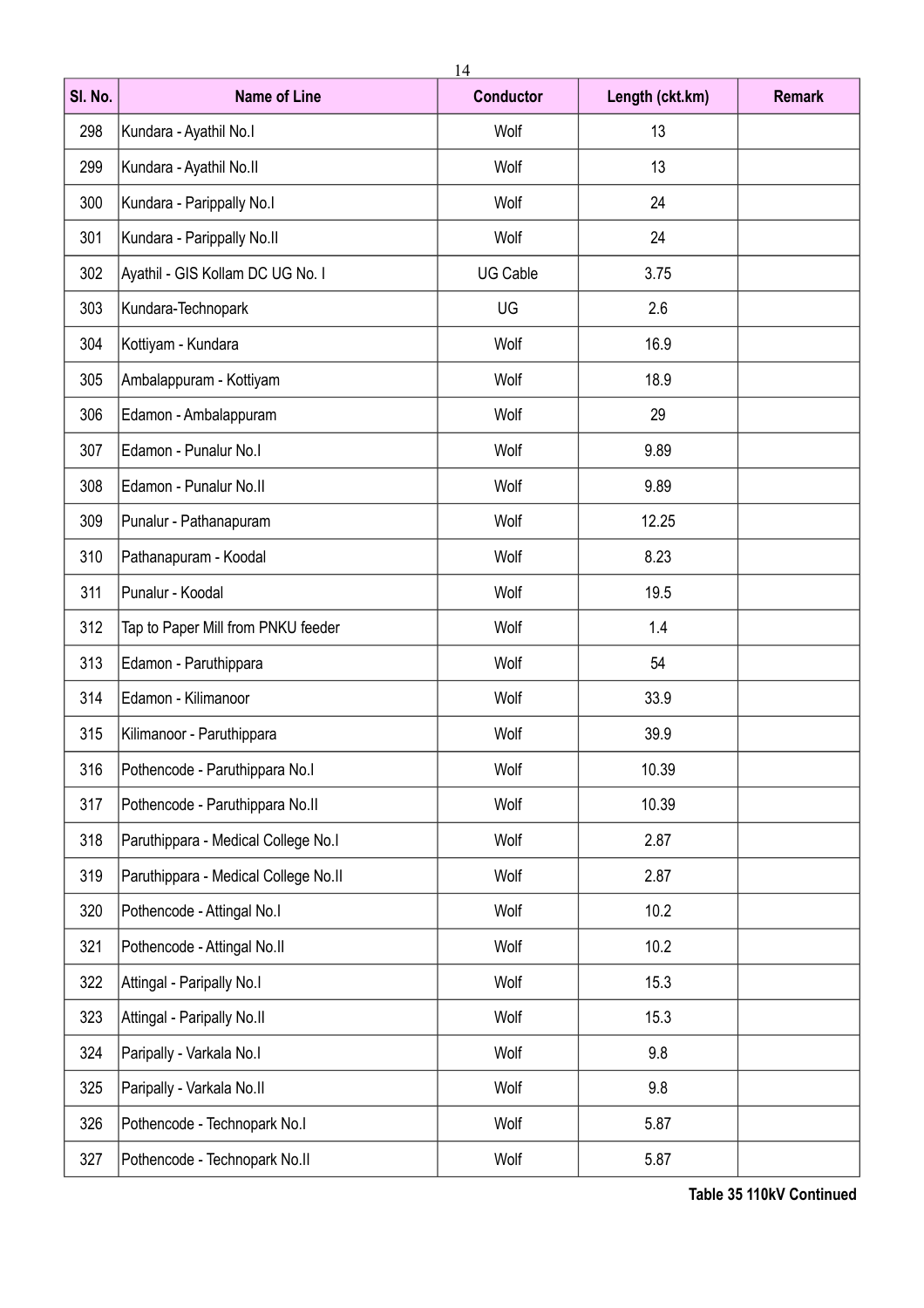| Sl. No. | Name of Line | Conductor | Length (ckt.km) | Remark |
|---|---|---|---|---|
| 298 | Kundara - Ayathil No.I | Wolf | 13 | |
| 299 | Kundara - Ayathil No.II | Wolf | 13 | |
| 300 | Kundara - Parippally No.I | Wolf | 24 | |
| 301 | Kundara - Parippally No.II | Wolf | 24 | |
| 302 | Ayathil - GIS Kollam DC UG No. I | UG Cable | 3.75 | |
| 303 | Kundara-Technopark | UG | 2.6 | |
| 304 | Kottiyam - Kundara | Wolf | 16.9 | |
| 305 | Ambalappuram - Kottiyam | Wolf | 18.9 | |
| 306 | Edamon - Ambalappuram | Wolf | 29 | |
| 307 | Edamon - Punalur No.I | Wolf | 9.89 | |
| 308 | Edamon - Punalur No.II | Wolf | 9.89 | |
| 309 | Punalur - Pathanapuram | Wolf | 12.25 | |
| 310 | Pathanapuram - Koodal | Wolf | 8.23 | |
| 311 | Punalur - Koodal | Wolf | 19.5 | |
| 312 | Tap to Paper Mill from PNKU feeder | Wolf | 1.4 | |
| 313 | Edamon - Paruthippara | Wolf | 54 | |
| 314 | Edamon - Kilimanoor | Wolf | 33.9 | |
| 315 | Kilimanoor - Paruthippara | Wolf | 39.9 | |
| 316 | Pothencode - Paruthippara No.I | Wolf | 10.39 | |
| 317 | Pothencode - Paruthippara No.II | Wolf | 10.39 | |
| 318 | Paruthippara - Medical College No.I | Wolf | 2.87 | |
| 319 | Paruthippara - Medical College No.II | Wolf | 2.87 | |
| 320 | Pothencode - Attingal No.I | Wolf | 10.2 | |
| 321 | Pothencode - Attingal No.II | Wolf | 10.2 | |
| 322 | Attingal - Paripally No.I | Wolf | 15.3 | |
| 323 | Attingal - Paripally No.II | Wolf | 15.3 | |
| 324 | Paripally - Varkala No.I | Wolf | 9.8 | |
| 325 | Paripally - Varkala No.II | Wolf | 9.8 | |
| 326 | Pothencode - Technopark No.I | Wolf | 5.87 | |
| 327 | Pothencode - Technopark No.II | Wolf | 5.87 | |

**Table 35 110kV Continued**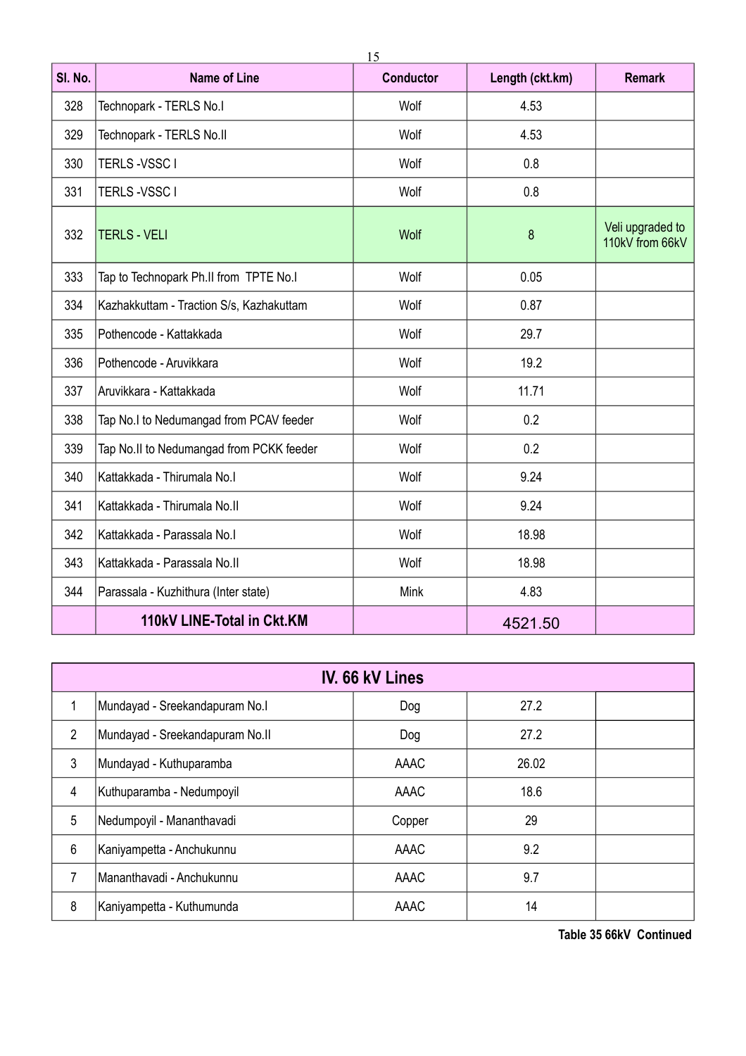| Sl. No. | Name of Line | Conductor | Length (ckt.km) | Remark |
|---|---|---|---|---|
| 328 | Technopark - TERLS No.I | Wolf | 4.53 | |
| 329 | Technopark - TERLS No.II | Wolf | 4.53 | |
| 330 | TERLS -VSSC I | Wolf | 0.8 | |
| 331 | TERLS -VSSC I | Wolf | 0.8 | |
| 332 | TERLS - VELI | Wolf | 8 | Veli upgraded to 110kV from 66kV |
| 333 | Tap to Technopark Ph.II from TPTE No.I | Wolf | 0.05 | |
| 334 | Kazhakkuttam - Traction S/s, Kazhakuttam | Wolf | 0.87 | |
| 335 | Pothencode - Kattakkada | Wolf | 29.7 | |
| 336 | Pothencode - Aruvikkara | Wolf | 19.2 | |
| 337 | Aruvikkara - Kattakkada | Wolf | 11.71 | |
| 338 | Tap No.I to Nedumangad from PCAV feeder | Wolf | 0.2 | |
| 339 | Tap No.II to Nedumangad from PCKK feeder | Wolf | 0.2 | |
| 340 | Kattakkada - Thirumala No.I | Wolf | 9.24 | |
| 341 | Kattakkada - Thirumala No.II | Wolf | 9.24 | |
| 342 | Kattakkada - Parassala No.I | Wolf | 18.98 | |
| 343 | Kattakkada - Parassala No.II | Wolf | 18.98 | |
| 344 | Parassala - Kuzhithura (Inter state) | Mink | 4.83 | |
| | **110kV LINE-Total in Ckt.KM** | | 4521.50 | |

| **IV. 66 kV Lines** | | | | |
|---|---|---|---|---|
| 1 | Mundayad - Sreekandapuram No.I | Dog | 27.2 | |
| 2 | Mundayad - Sreekandapuram No.II | Dog | 27.2 | |
| 3 | Mundayad - Kuthuparamba | AAAC | 26.02 | |
| 4 | Kuthuparamba - Nedumpoyil | AAAC | 18.6 | |
| 5 | Nedumpoyil - Mananthavadi | Copper | 29 | |
| 6 | Kaniyampetta - Anchukunnu | AAAC | 9.2 | |
| 7 | Mananthavadi - Anchukunnu | AAAC | 9.7 | |
| 8 | Kaniyampetta - Kuthumunda | AAAC | 14 | |

**Table 35 66kV Continued**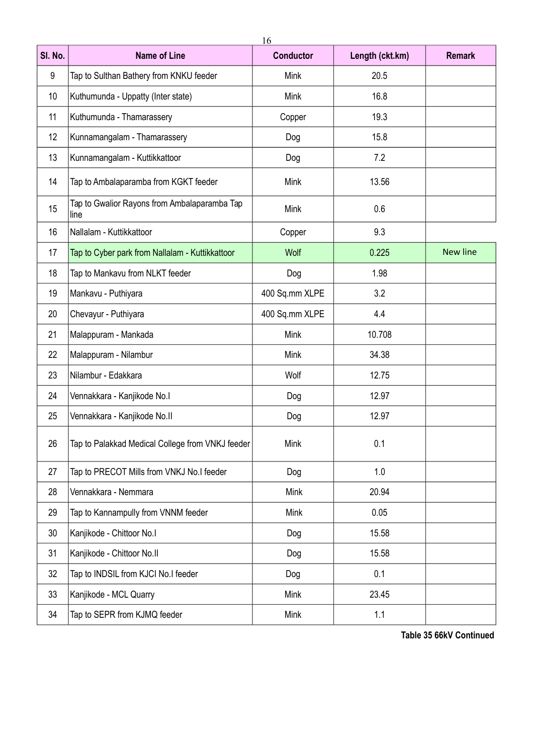| Sl. No. | Name of Line | Conductor | Length (ckt.km) | Remark |
|---|---|---|---|---|
| 9 | Tap to Sulthan Bathery from KNKU feeder | Mink | 20.5 | |
| 10 | Kuthumunda - Uppatty (Inter state) | Mink | 16.8 | |
| 11 | Kuthumunda - Thamarassery | Copper | 19.3 | |
| 12 | Kunnamangalam - Thamarassery | Dog | 15.8 | |
| 13 | Kunnamangalam - Kuttikkattoor | Dog | 7.2 | |
| 14 | Tap to Ambalaparamba from KGKT feeder | Mink | 13.56 | |
| 15 | Tap to Gwalior Rayons from Ambalaparamba Tap line | Mink | 0.6 | |
| 16 | Nallalam - Kuttikkattoor | Copper | 9.3 | |
| 17 | Tap to Cyber park from Nallalam - Kuttikkattoor | Wolf | 0.225 | New line |
| 18 | Tap to Mankavu from NLKT feeder | Dog | 1.98 | |
| 19 | Mankavu - Puthiyara | 400 Sq.mm XLPE | 3.2 | |
| 20 | Chevayur - Puthiyara | 400 Sq.mm XLPE | 4.4 | |
| 21 | Malappuram - Mankada | Mink | 10.708 | |
| 22 | Malappuram - Nilambur | Mink | 34.38 | |
| 23 | Nilambur - Edakkara | Wolf | 12.75 | |
| 24 | Vennakkara - Kanjikode No.I | Dog | 12.97 | |
| 25 | Vennakkara - Kanjikode No.II | Dog | 12.97 | |
| 26 | Tap to Palakkad Medical College from VNKJ feeder | Mink | 0.1 | |
| 27 | Tap to PRECOT Mills from VNKJ No.I feeder | Dog | 1.0 | |
| 28 | Vennakkara - Nemmara | Mink | 20.94 | |
| 29 | Tap to Kannampully from VNNM feeder | Mink | 0.05 | |
| 30 | Kanjikode - Chittoor No.I | Dog | 15.58 | |
| 31 | Kanjikode - Chittoor No.II | Dog | 15.58 | |
| 32 | Tap to INDSIL from KJCI No.I feeder | Dog | 0.1 | |
| 33 | Kanjikode - MCL Quarry | Mink | 23.45 | |
| 34 | Tap to SEPR from KJMQ feeder | Mink | 1.1 | |

**Table 35 66kV Continued**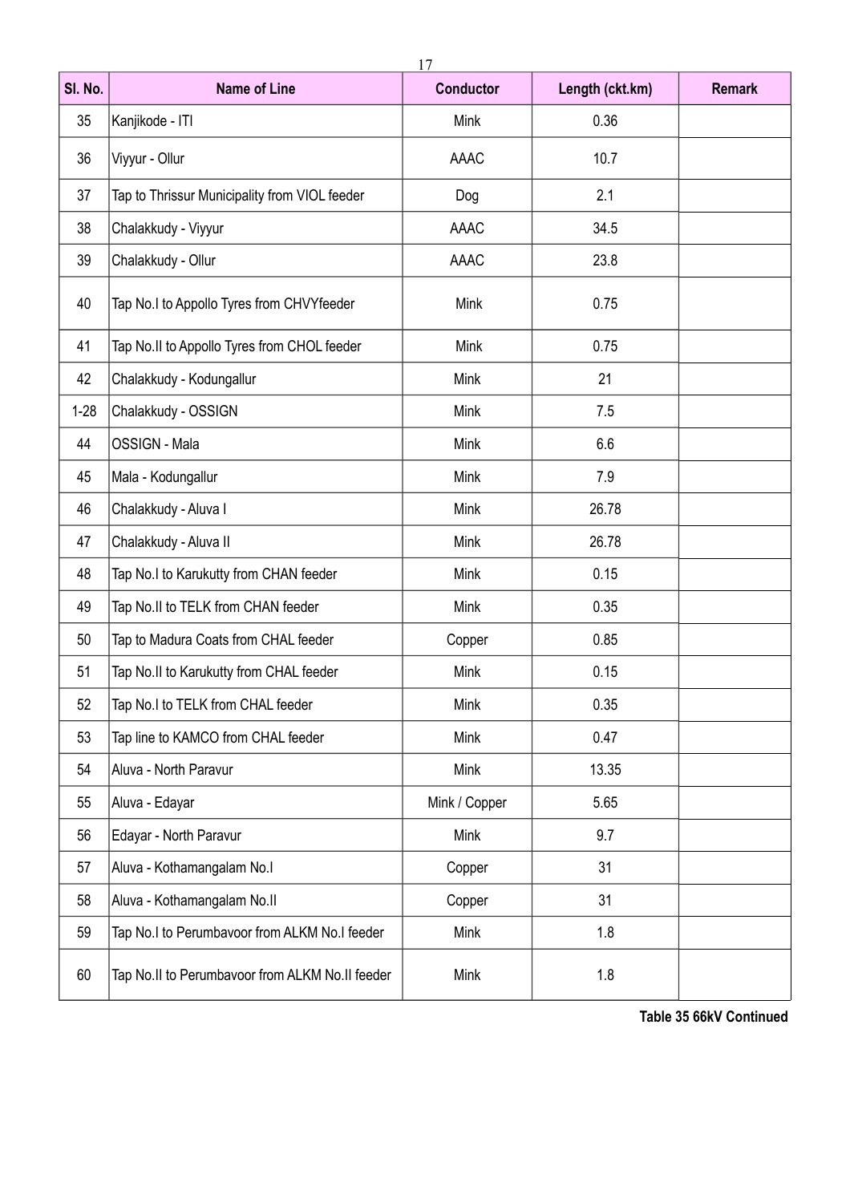| Sl. No. | Name of Line | Conductor | Length (ckt.km) | Remark |
|---|---|---|---|---|
| 35 | Kanjikode - ITI | Mink | 0.36 | |
| 36 | Viyyur - Ollur | AAAC | 10.7 | |
| 37 | Tap to Thrissur Municipality from VIOL feeder | Dog | 2.1 | |
| 38 | Chalakkudy - Viyyur | AAAC | 34.5 | |
| 39 | Chalakkudy - Ollur | AAAC | 23.8 | |
| 40 | Tap No.I to Appollo Tyres from CHVYfeeder | Mink | 0.75 | |
| 41 | Tap No.II to Appollo Tyres from CHOL feeder | Mink | 0.75 | |
| 42 | Chalakkudy - Kodungallur | Mink | 21 | |
| 1-28 | Chalakkudy - OSSIGN | Mink | 7.5 | |
| 44 | OSSIGN - Mala | Mink | 6.6 | |
| 45 | Mala - Kodungallur | Mink | 7.9 | |
| 46 | Chalakkudy - Aluva I | Mink | 26.78 | |
| 47 | Chalakkudy - Aluva II | Mink | 26.78 | |
| 48 | Tap No.I to Karukutty from CHAN feeder | Mink | 0.15 | |
| 49 | Tap No.II to TELK from CHAN feeder | Mink | 0.35 | |
| 50 | Tap to Madura Coats from CHAL feeder | Copper | 0.85 | |
| 51 | Tap No.II to Karukutty from CHAL feeder | Mink | 0.15 | |
| 52 | Tap No.I to TELK from CHAL feeder | Mink | 0.35 | |
| 53 | Tap line to KAMCO from CHAL feeder | Mink | 0.47 | |
| 54 | Aluva - North Paravur | Mink | 13.35 | |
| 55 | Aluva - Edayar | Mink / Copper | 5.65 | |
| 56 | Edayar - North Paravur | Mink | 9.7 | |
| 57 | Aluva - Kothamangalam No.I | Copper | 31 | |
| 58 | Aluva - Kothamangalam No.II | Copper | 31 | |
| 59 | Tap No.I to Perumbavoor from ALKM No.I feeder | Mink | 1.8 | |
| 60 | Tap No.II to Perumbavoor from ALKM No.II feeder | Mink | 1.8 | |

**Table 35 66kV Continued**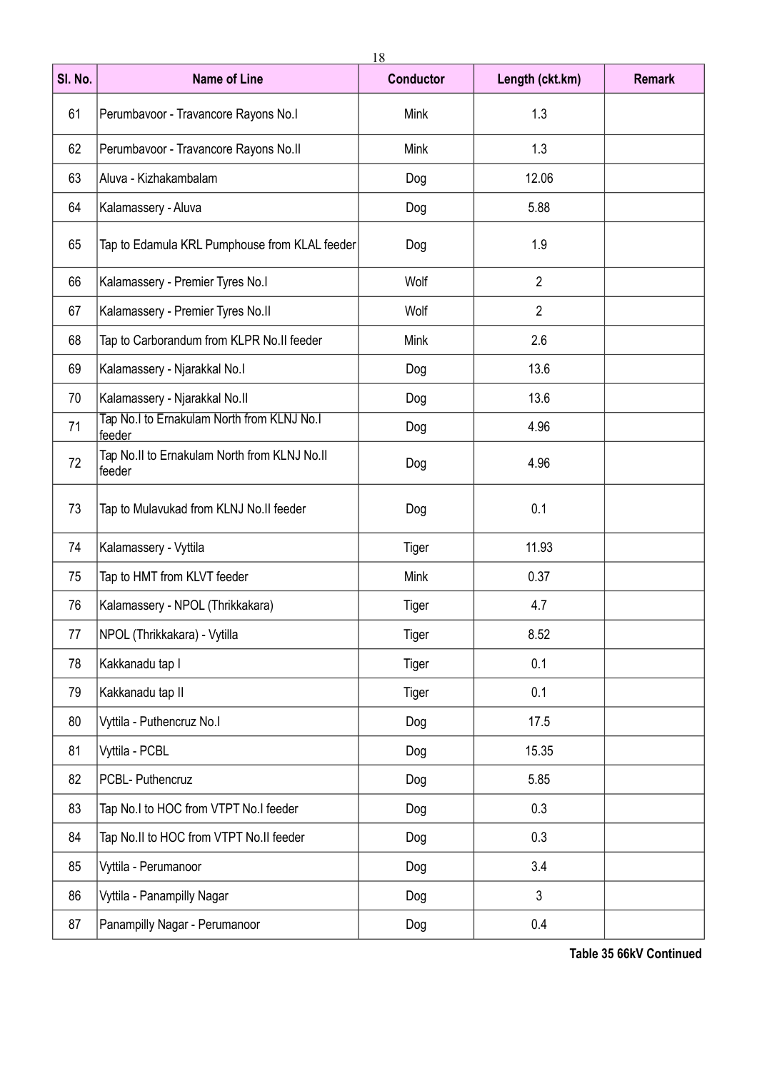| Sl. No. | Name of Line | Conductor | Length (ckt.km) | Remark |
|---|---|---|---|---|
| 61 | Perumbavoor - Travancore Rayons No.I | Mink | 1.3 | |
| 62 | Perumbavoor - Travancore Rayons No.II | Mink | 1.3 | |
| 63 | Aluva - Kizhakambalam | Dog | 12.06 | |
| 64 | Kalamassery - Aluva | Dog | 5.88 | |
| 65 | Tap to Edamula KRL Pumphouse from KLAL feeder | Dog | 1.9 | |
| 66 | Kalamassery - Premier Tyres No.I | Wolf | 2 | |
| 67 | Kalamassery - Premier Tyres No.II | Wolf | 2 | |
| 68 | Tap to Carborandum from KLPR No.II feeder | Mink | 2.6 | |
| 69 | Kalamassery - Njarakkal No.I | Dog | 13.6 | |
| 70 | Kalamassery - Njarakkal No.II | Dog | 13.6 | |
| 71 | Tap No.I to Ernakulam North from KLNJ No.I feeder | Dog | 4.96 | |
| 72 | Tap No.II to Ernakulam North from KLNJ No.II feeder | Dog | 4.96 | |
| 73 | Tap to Mulavukad from KLNJ No.II feeder | Dog | 0.1 | |
| 74 | Kalamassery - Vyttila | Tiger | 11.93 | |
| 75 | Tap to HMT from KLVT feeder | Mink | 0.37 | |
| 76 | Kalamassery - NPOL (Thrikkakara) | Tiger | 4.7 | |
| 77 | NPOL (Thrikkakara) - Vytilla | Tiger | 8.52 | |
| 78 | Kakkanadu tap I | Tiger | 0.1 | |
| 79 | Kakkanadu tap II | Tiger | 0.1 | |
| 80 | Vyttila - Puthencruz No.I | Dog | 17.5 | |
| 81 | Vyttila - PCBL | Dog | 15.35 | |
| 82 | PCBL- Puthencruz | Dog | 5.85 | |
| 83 | Tap No.I to HOC from VTPT No.I feeder | Dog | 0.3 | |
| 84 | Tap No.II to HOC from VTPT No.II feeder | Dog | 0.3 | |
| 85 | Vyttila - Perumanoor | Dog | 3.4 | |
| 86 | Vyttila - Panampilly Nagar | Dog | 3 | |
| 87 | Panampilly Nagar - Perumanoor | Dog | 0.4 | |

**Table 35 66kV Continued**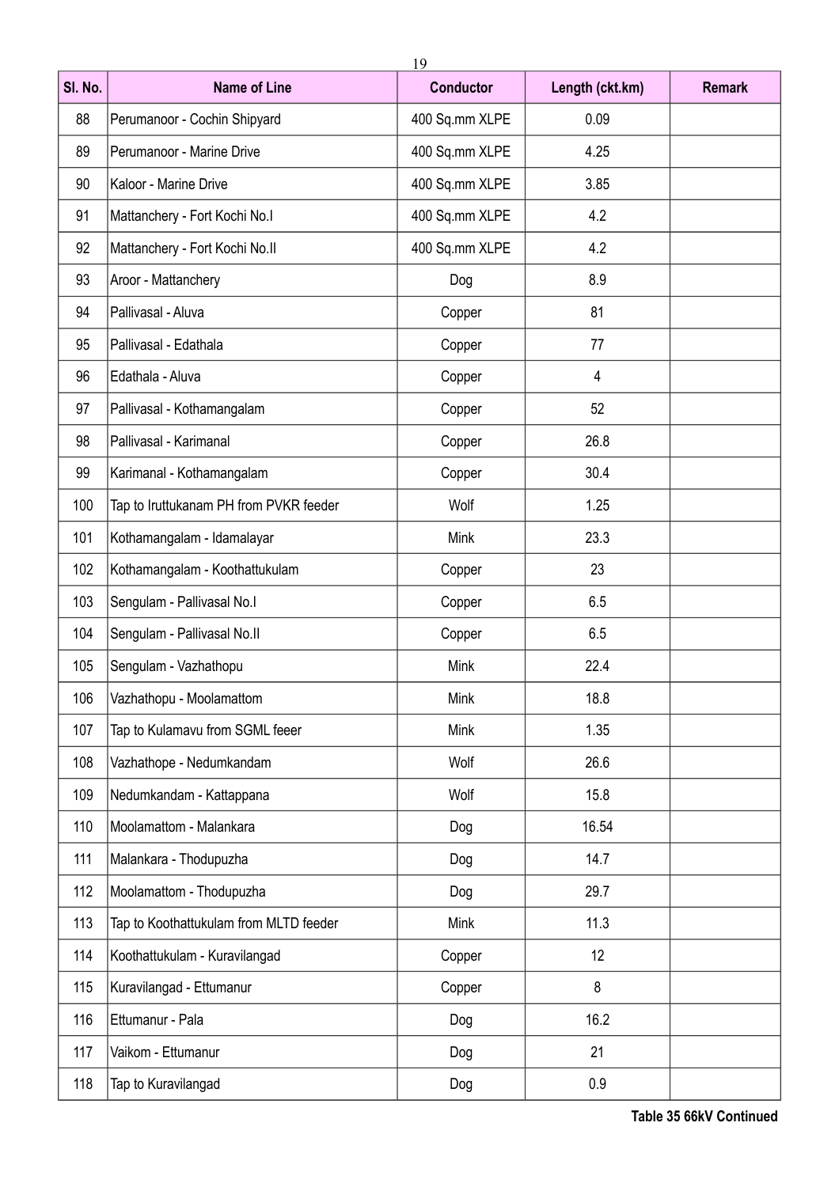| Sl. No. | Name of Line | Conductor | Length (ckt.km) | Remark |
|---|---|---|---|---|
| 88 | Perumanoor - Cochin Shipyard | 400 Sq.mm XLPE | 0.09 | |
| 89 | Perumanoor - Marine Drive | 400 Sq.mm XLPE | 4.25 | |
| 90 | Kaloor - Marine Drive | 400 Sq.mm XLPE | 3.85 | |
| 91 | Mattanchery - Fort Kochi No.I | 400 Sq.mm XLPE | 4.2 | |
| 92 | Mattanchery - Fort Kochi No.II | 400 Sq.mm XLPE | 4.2 | |
| 93 | Aroor - Mattanchery | Dog | 8.9 | |
| 94 | Pallivasal - Aluva | Copper | 81 | |
| 95 | Pallivasal - Edathala | Copper | 77 | |
| 96 | Edathala - Aluva | Copper | 4 | |
| 97 | Pallivasal - Kothamangalam | Copper | 52 | |
| 98 | Pallivasal - Karimanal | Copper | 26.8 | |
| 99 | Karimanal - Kothamangalam | Copper | 30.4 | |
| 100 | Tap to Iruttukanam PH from PVKR feeder | Wolf | 1.25 | |
| 101 | Kothamangalam - Idamalayar | Mink | 23.3 | |
| 102 | Kothamangalam - Koothattukulam | Copper | 23 | |
| 103 | Sengulam - Pallivasal No.I | Copper | 6.5 | |
| 104 | Sengulam - Pallivasal No.II | Copper | 6.5 | |
| 105 | Sengulam - Vazhathopu | Mink | 22.4 | |
| 106 | Vazhathopu - Moolamattom | Mink | 18.8 | |
| 107 | Tap to Kulamavu from SGML feeer | Mink | 1.35 | |
| 108 | Vazhathope - Nedumkandam | Wolf | 26.6 | |
| 109 | Nedumkandam - Kattappana | Wolf | 15.8 | |
| 110 | Moolamattom - Malankara | Dog | 16.54 | |
| 111 | Malankara - Thodupuzha | Dog | 14.7 | |
| 112 | Moolamattom - Thodupuzha | Dog | 29.7 | |
| 113 | Tap to Koothattukulam from MLTD feeder | Mink | 11.3 | |
| 114 | Koothattukulam - Kuravilangad | Copper | 12 | |
| 115 | Kuravilangad - Ettumanur | Copper | 8 | |
| 116 | Ettumanur - Pala | Dog | 16.2 | |
| 117 | Vaikom - Ettumanur | Dog | 21 | |
| 118 | Tap to Kuravilangad | Dog | 0.9 | |

**Table 35 66kV Continued**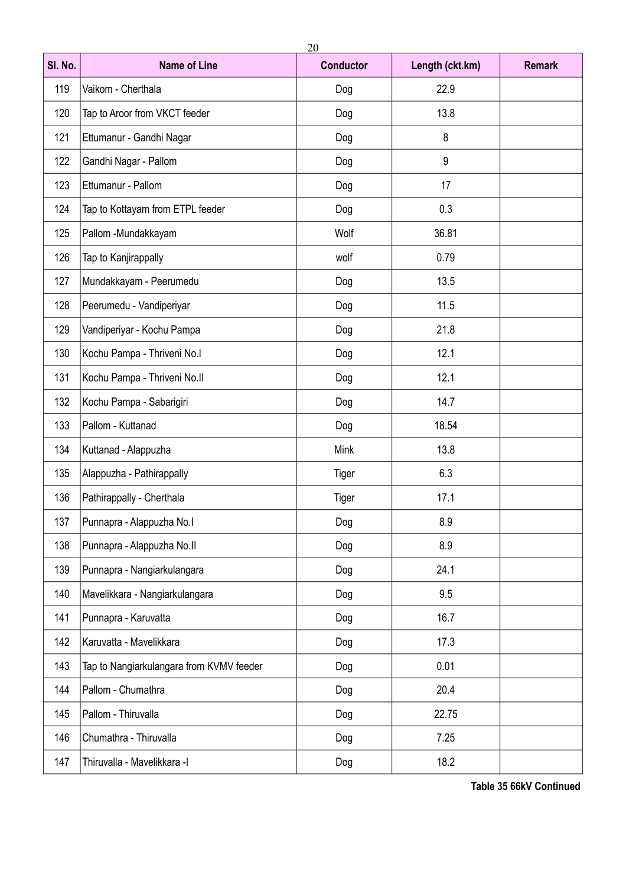| Sl. No. | Name of Line | Conductor | Length (ckt.km) | Remark |
|---|---|---|---|---|
| 119 | Vaikom - Cherthala | Dog | 22.9 | |
| 120 | Tap to Aroor from VKCT feeder | Dog | 13.8 | |
| 121 | Ettumanur - Gandhi Nagar | Dog | 8 | |
| 122 | Gandhi Nagar - Pallom | Dog | 9 | |
| 123 | Ettumanur - Pallom | Dog | 17 | |
| 124 | Tap to Kottayam from ETPL feeder | Dog | 0.3 | |
| 125 | Pallom -Mundakkayam | Wolf | 36.81 | |
| 126 | Tap to Kanjirappally | wolf | 0.79 | |
| 127 | Mundakkayam - Peerumedu | Dog | 13.5 | |
| 128 | Peerumedu - Vandiperiyar | Dog | 11.5 | |
| 129 | Vandiperiyar - Kochu Pampa | Dog | 21.8 | |
| 130 | Kochu Pampa - Thriveni No.I | Dog | 12.1 | |
| 131 | Kochu Pampa - Thriveni No.II | Dog | 12.1 | |
| 132 | Kochu Pampa - Sabarigiri | Dog | 14.7 | |
| 133 | Pallom - Kuttanad | Dog | 18.54 | |
| 134 | Kuttanad - Alappuzha | Mink | 13.8 | |
| 135 | Alappuzha - Pathirappally | Tiger | 6.3 | |
| 136 | Pathirappally - Cherthala | Tiger | 17.1 | |
| 137 | Punnapra - Alappuzha No.I | Dog | 8.9 | |
| 138 | Punnapra - Alappuzha No.II | Dog | 8.9 | |
| 139 | Punnapra - Nangiarkulangara | Dog | 24.1 | |
| 140 | Mavelikkara - Nangiarkulangara | Dog | 9.5 | |
| 141 | Punnapra - Karuvatta | Dog | 16.7 | |
| 142 | Karuvatta - Mavelikkara | Dog | 17.3 | |
| 143 | Tap to Nangiarkulangara from KVMV feeder | Dog | 0.01 | |
| 144 | Pallom - Chumathra | Dog | 20.4 | |
| 145 | Pallom - Thiruvalla | Dog | 22.75 | |
| 146 | Chumathra - Thiruvalla | Dog | 7.25 | |
| 147 | Thiruvalla - Mavelikkara -I | Dog | 18.2 | |

**Table 35 66kV Continued**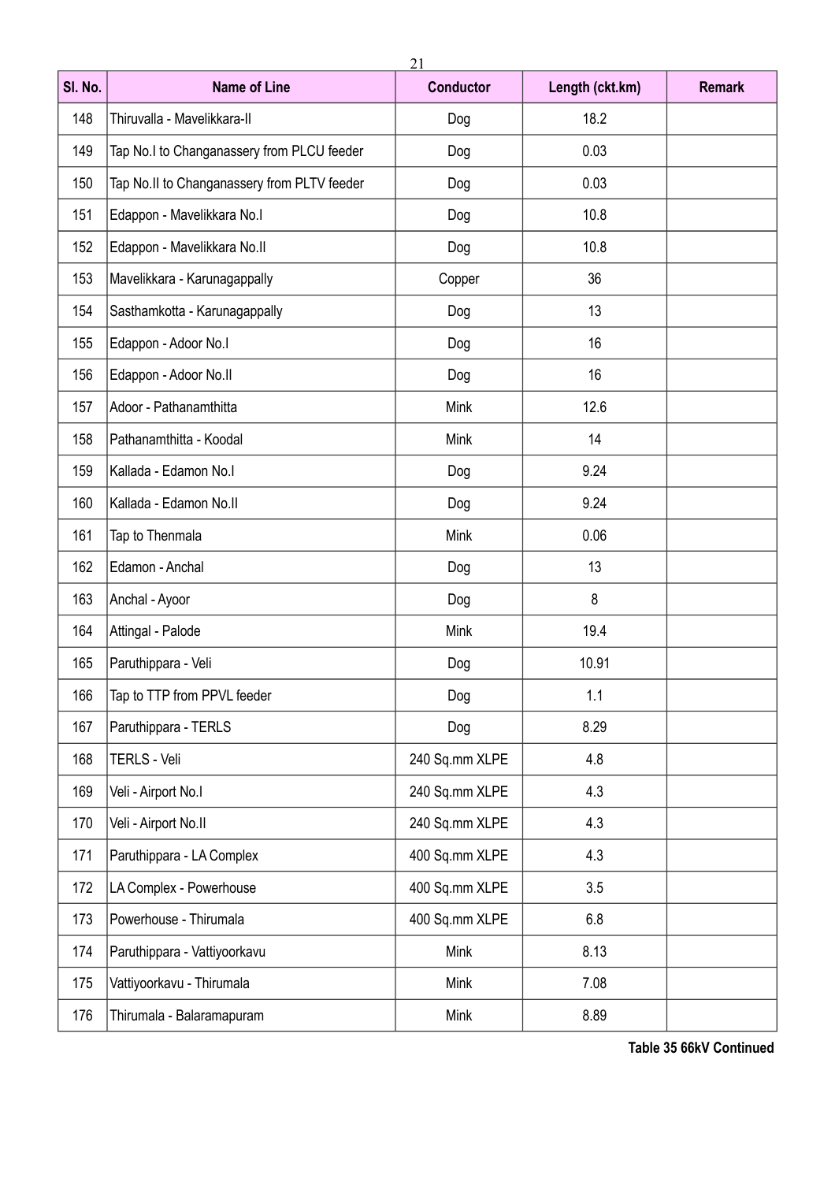| Sl. No. | Name of Line | Conductor | Length (ckt.km) | Remark |
|---|---|---|---|---|
| 148 | Thiruvalla - Mavelikkara-II | Dog | 18.2 | |
| 149 | Tap No.I to Changanassery from PLCU feeder | Dog | 0.03 | |
| 150 | Tap No.II to Changanassery from PLTV feeder | Dog | 0.03 | |
| 151 | Edappon - Mavelikkara No.I | Dog | 10.8 | |
| 152 | Edappon - Mavelikkara No.II | Dog | 10.8 | |
| 153 | Mavelikkara - Karunagappally | Copper | 36 | |
| 154 | Sasthamkotta - Karunagappally | Dog | 13 | |
| 155 | Edappon - Adoor No.I | Dog | 16 | |
| 156 | Edappon - Adoor No.II | Dog | 16 | |
| 157 | Adoor - Pathanamthitta | Mink | 12.6 | |
| 158 | Pathanamthitta - Koodal | Mink | 14 | |
| 159 | Kallada - Edamon No.I | Dog | 9.24 | |
| 160 | Kallada - Edamon No.II | Dog | 9.24 | |
| 161 | Tap to Thenmala | Mink | 0.06 | |
| 162 | Edamon - Anchal | Dog | 13 | |
| 163 | Anchal - Ayoor | Dog | 8 | |
| 164 | Attingal - Palode | Mink | 19.4 | |
| 165 | Paruthippara - Veli | Dog | 10.91 | |
| 166 | Tap to TTP from PPVL feeder | Dog | 1.1 | |
| 167 | Paruthippara - TERLS | Dog | 8.29 | |
| 168 | TERLS - Veli | 240 Sq.mm XLPE | 4.8 | |
| 169 | Veli - Airport No.I | 240 Sq.mm XLPE | 4.3 | |
| 170 | Veli - Airport No.II | 240 Sq.mm XLPE | 4.3 | |
| 171 | Paruthippara - LA Complex | 400 Sq.mm XLPE | 4.3 | |
| 172 | LA Complex - Powerhouse | 400 Sq.mm XLPE | 3.5 | |
| 173 | Powerhouse - Thirumala | 400 Sq.mm XLPE | 6.8 | |
| 174 | Paruthippara - Vattiyoorkavu | Mink | 8.13 | |
| 175 | Vattiyoorkavu - Thirumala | Mink | 7.08 | |
| 176 | Thirumala - Balaramapuram | Mink | 8.89 | |

**Table 35 66kV Continued**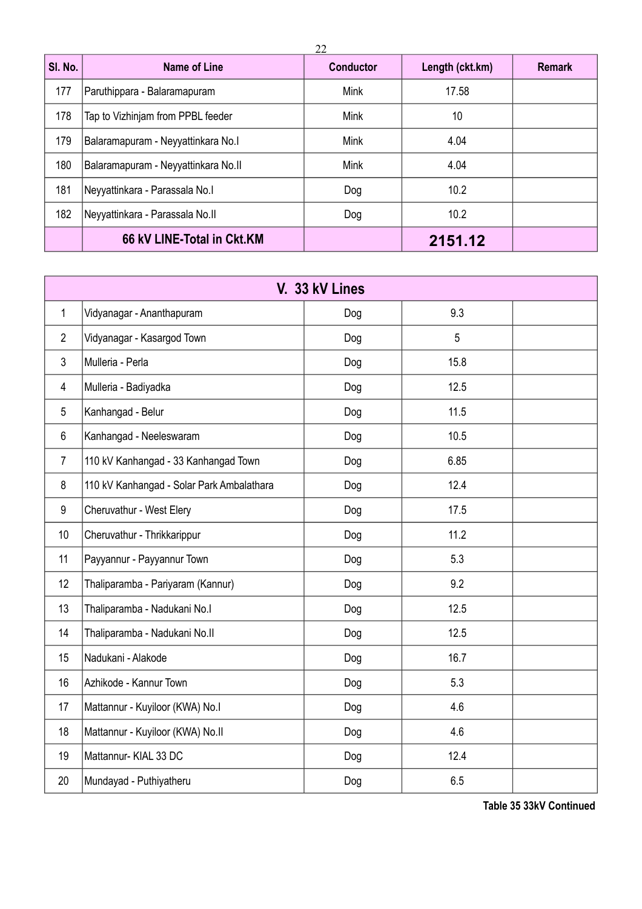| Sl. No. | Name of Line | Conductor | Length (ckt.km) | Remark |
|---|---|---|---|---|
| 177 | Paruthippara - Balaramapuram | Mink | 17.58 | |
| 178 | Tap to Vizhinjam from PPBL feeder | Mink | 10 | |
| 179 | Balaramapuram - Neyyattinkara No.I | Mink | 4.04 | |
| 180 | Balaramapuram - Neyyattinkara No.II | Mink | 4.04 | |
| 181 | Neyyattinkara - Parassala No.I | Dog | 10.2 | |
| 182 | Neyyattinkara - Parassala No.II | Dog | 10.2 | |
| | **66 kV LINE-Total in Ckt.KM** | | **2151.12** | |

| V. 33 kV Lines | | | | |
|---|---|---|---|---|
| 1 | Vidyanagar - Ananthapuram | Dog | 9.3 | |
| 2 | Vidyanagar - Kasargod Town | Dog | 5 | |
| 3 | Mulleria - Perla | Dog | 15.8 | |
| 4 | Mulleria - Badiyadka | Dog | 12.5 | |
| 5 | Kanhangad - Belur | Dog | 11.5 | |
| 6 | Kanhangad - Neeleswaram | Dog | 10.5 | |
| 7 | 110 kV Kanhangad - 33 Kanhangad Town | Dog | 6.85 | |
| 8 | 110 kV Kanhangad - Solar Park Ambalathara | Dog | 12.4 | |
| 9 | Cheruvathur - West Elery | Dog | 17.5 | |
| 10 | Cheruvathur - Thrikkarippur | Dog | 11.2 | |
| 11 | Payyannur - Payyannur Town | Dog | 5.3 | |
| 12 | Thaliparamba - Pariyaram (Kannur) | Dog | 9.2 | |
| 13 | Thaliparamba - Nadukani No.I | Dog | 12.5 | |
| 14 | Thaliparamba - Nadukani No.II | Dog | 12.5 | |
| 15 | Nadukani - Alakode | Dog | 16.7 | |
| 16 | Azhikode - Kannur Town | Dog | 5.3 | |
| 17 | Mattannur - Kuyiloor (KWA) No.I | Dog | 4.6 | |
| 18 | Mattannur - Kuyiloor (KWA) No.II | Dog | 4.6 | |
| 19 | Mattannur- KIAL 33 DC | Dog | 12.4 | |
| 20 | Mundayad - Puthiyatheru | Dog | 6.5 | |

**Table 35 33kV Continued**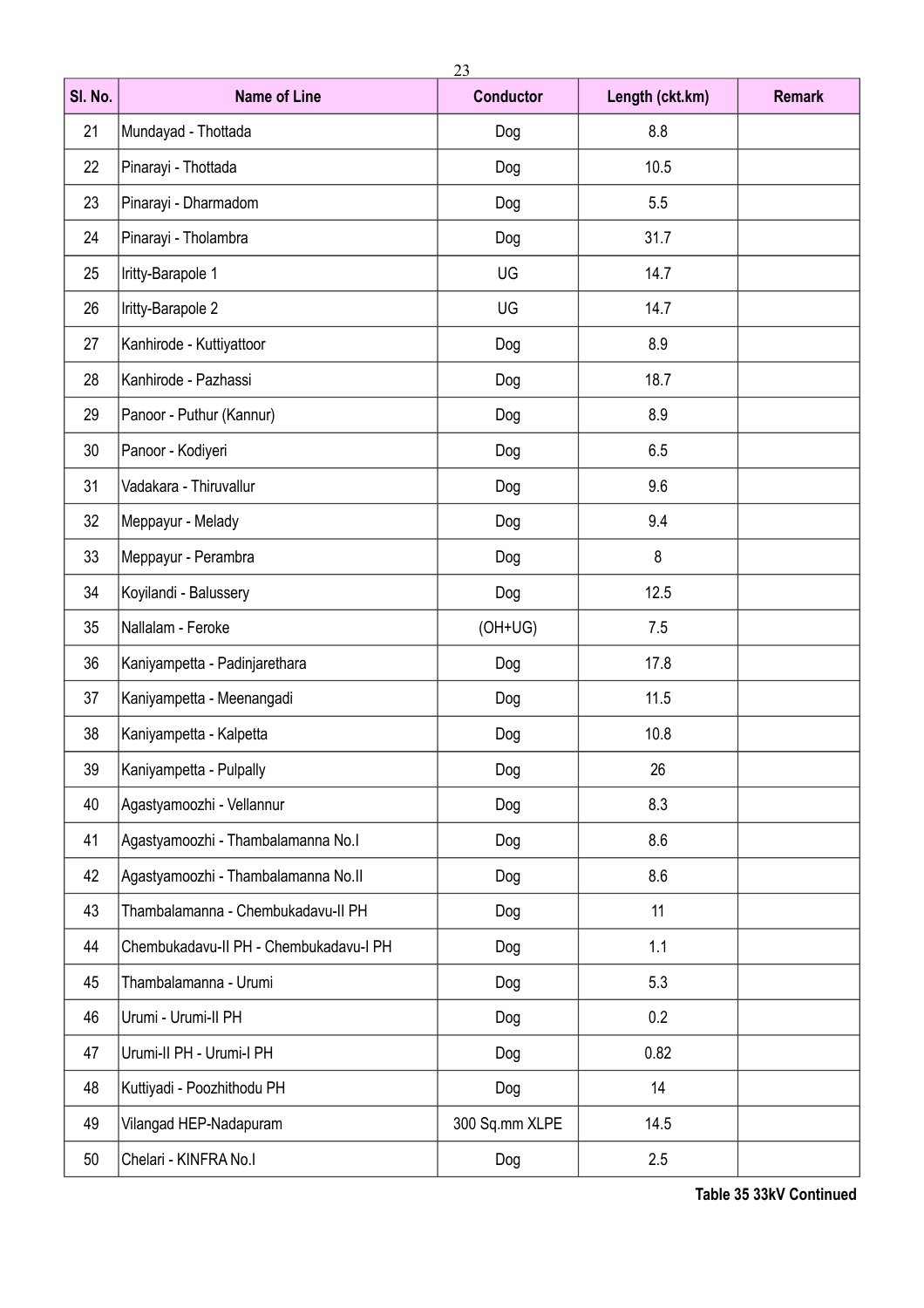| Sl. No. | Name of Line | Conductor | Length (ckt.km) | Remark |
|---|---|---|---|---|
| 21 | Mundayad - Thottada | Dog | 8.8 | |
| 22 | Pinarayi - Thottada | Dog | 10.5 | |
| 23 | Pinarayi - Dharmadom | Dog | 5.5 | |
| 24 | Pinarayi - Tholambra | Dog | 31.7 | |
| 25 | Iritty-Barapole 1 | UG | 14.7 | |
| 26 | Iritty-Barapole 2 | UG | 14.7 | |
| 27 | Kanhirode - Kuttiyattoor | Dog | 8.9 | |
| 28 | Kanhirode - Pazhassi | Dog | 18.7 | |
| 29 | Panoor - Puthur (Kannur) | Dog | 8.9 | |
| 30 | Panoor - Kodiyeri | Dog | 6.5 | |
| 31 | Vadakara - Thiruvallur | Dog | 9.6 | |
| 32 | Meppayur - Melady | Dog | 9.4 | |
| 33 | Meppayur - Perambra | Dog | 8 | |
| 34 | Koyilandi - Balussery | Dog | 12.5 | |
| 35 | Nallalam - Feroke | (OH+UG) | 7.5 | |
| 36 | Kaniyampetta - Padinjarethara | Dog | 17.8 | |
| 37 | Kaniyampetta - Meenangadi | Dog | 11.5 | |
| 38 | Kaniyampetta - Kalpetta | Dog | 10.8 | |
| 39 | Kaniyampetta - Pulpally | Dog | 26 | |
| 40 | Agastyamoozhi - Vellannur | Dog | 8.3 | |
| 41 | Agastyamoozhi - Thambalamanna No.I | Dog | 8.6 | |
| 42 | Agastyamoozhi - Thambalamanna No.II | Dog | 8.6 | |
| 43 | Thambalamanna - Chembukadavu-II PH | Dog | 11 | |
| 44 | Chembukadavu-II PH - Chembukadavu-I PH | Dog | 1.1 | |
| 45 | Thambalamanna - Urumi | Dog | 5.3 | |
| 46 | Urumi - Urumi-II PH | Dog | 0.2 | |
| 47 | Urumi-II PH - Urumi-I PH | Dog | 0.82 | |
| 48 | Kuttiyadi - Poozhithodu PH | Dog | 14 | |
| 49 | Vilangad HEP-Nadapuram | 300 Sq.mm XLPE | 14.5 | |
| 50 | Chelari - KINFRA No.I | Dog | 2.5 | |

**Table 35 33kV Continued**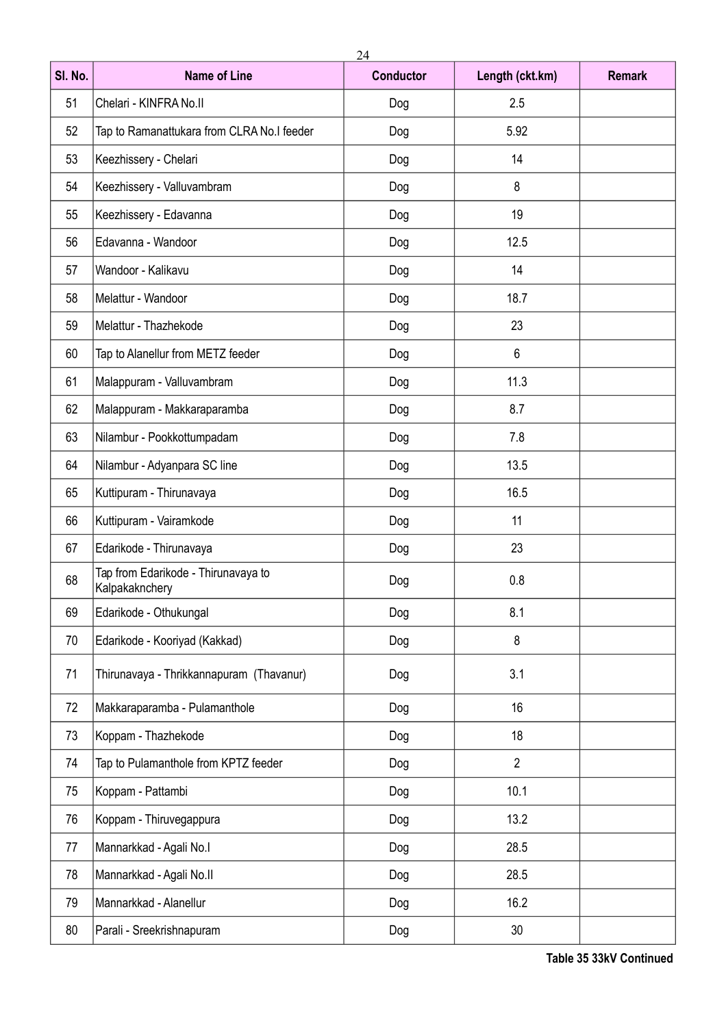| Sl. No. | Name of Line | Conductor | Length (ckt.km) | Remark |
|---|---|---|---|---|
| 51 | Chelari - KINFRA No.II | Dog | 2.5 | |
| 52 | Tap to Ramanattukara from CLRA No.I feeder | Dog | 5.92 | |
| 53 | Keezhissery - Chelari | Dog | 14 | |
| 54 | Keezhissery - Valluvambram | Dog | 8 | |
| 55 | Keezhissery - Edavanna | Dog | 19 | |
| 56 | Edavanna - Wandoor | Dog | 12.5 | |
| 57 | Wandoor - Kalikavu | Dog | 14 | |
| 58 | Melattur - Wandoor | Dog | 18.7 | |
| 59 | Melattur - Thazhekode | Dog | 23 | |
| 60 | Tap to Alanellur from METZ feeder | Dog | 6 | |
| 61 | Malappuram - Valluvambram | Dog | 11.3 | |
| 62 | Malappuram - Makkaraparamba | Dog | 8.7 | |
| 63 | Nilambur - Pookkottumpadam | Dog | 7.8 | |
| 64 | Nilambur - Adyanpara SC line | Dog | 13.5 | |
| 65 | Kuttipuram - Thirunavaya | Dog | 16.5 | |
| 66 | Kuttipuram - Vairamkode | Dog | 11 | |
| 67 | Edarikode - Thirunavaya | Dog | 23 | |
| 68 | Tap from Edarikode - Thirunavaya to Kalpakaknchery | Dog | 0.8 | |
| 69 | Edarikode - Othukungal | Dog | 8.1 | |
| 70 | Edarikode - Kooriyad (Kakkad) | Dog | 8 | |
| 71 | Thirunavaya - Thrikkannapuram (Thavanur) | Dog | 3.1 | |
| 72 | Makkaraparamba - Pulamanthole | Dog | 16 | |
| 73 | Koppam - Thazhekode | Dog | 18 | |
| 74 | Tap to Pulamanthole from KPTZ feeder | Dog | 2 | |
| 75 | Koppam - Pattambi | Dog | 10.1 | |
| 76 | Koppam - Thiruvegappura | Dog | 13.2 | |
| 77 | Mannarkkad - Agali No.I | Dog | 28.5 | |
| 78 | Mannarkkad - Agali No.II | Dog | 28.5 | |
| 79 | Mannarkkad - Alanellur | Dog | 16.2 | |
| 80 | Parali - Sreekrishnapuram | Dog | 30 | |

**Table 35 33kV Continued**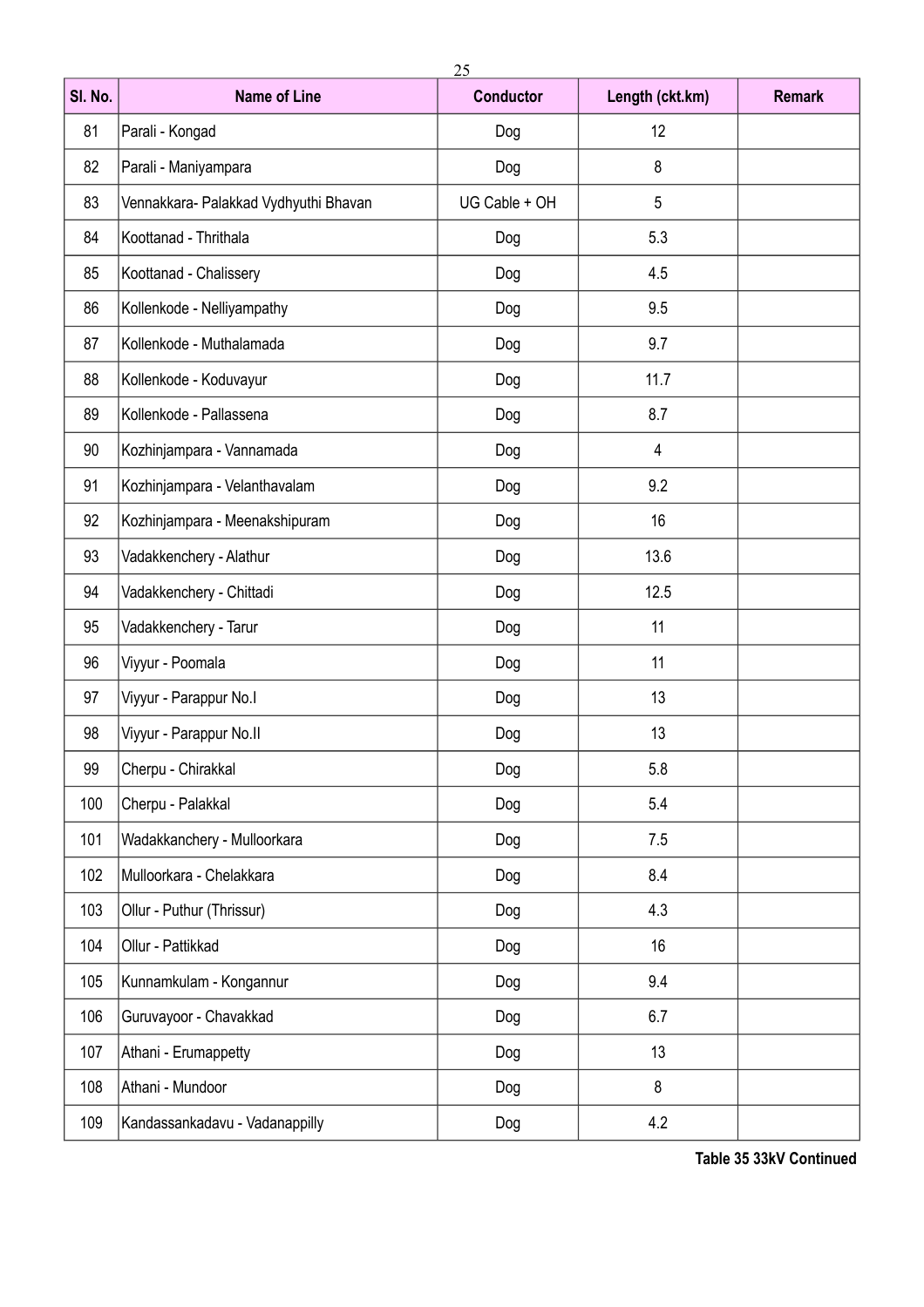| Sl. No. | Name of Line | Conductor | Length (ckt.km) | Remark |
|---|---|---|---|---|
| 81 | Parali - Kongad | Dog | 12 | |
| 82 | Parali - Maniyampara | Dog | 8 | |
| 83 | Vennakkara- Palakkad Vydhyuthi Bhavan | UG Cable + OH | 5 | |
| 84 | Koottanad - Thrithala | Dog | 5.3 | |
| 85 | Koottanad - Chalissery | Dog | 4.5 | |
| 86 | Kollenkode - Nelliyampathy | Dog | 9.5 | |
| 87 | Kollenkode - Muthalamada | Dog | 9.7 | |
| 88 | Kollenkode - Koduvayur | Dog | 11.7 | |
| 89 | Kollenkode - Pallassena | Dog | 8.7 | |
| 90 | Kozhinjampara - Vannamada | Dog | 4 | |
| 91 | Kozhinjampara - Velanthavalam | Dog | 9.2 | |
| 92 | Kozhinjampara - Meenakshipuram | Dog | 16 | |
| 93 | Vadakkenchery - Alathur | Dog | 13.6 | |
| 94 | Vadakkenchery - Chittadi | Dog | 12.5 | |
| 95 | Vadakkenchery - Tarur | Dog | 11 | |
| 96 | Viyyur - Poomala | Dog | 11 | |
| 97 | Viyyur - Parappur No.I | Dog | 13 | |
| 98 | Viyyur - Parappur No.II | Dog | 13 | |
| 99 | Cherpu - Chirakkal | Dog | 5.8 | |
| 100 | Cherpu - Palakkal | Dog | 5.4 | |
| 101 | Wadakkanchery - Mulloorkara | Dog | 7.5 | |
| 102 | Mulloorkara - Chelakkara | Dog | 8.4 | |
| 103 | Ollur - Puthur (Thrissur) | Dog | 4.3 | |
| 104 | Ollur - Pattikkad | Dog | 16 | |
| 105 | Kunnamkulam - Kongannur | Dog | 9.4 | |
| 106 | Guruvayoor - Chavakkad | Dog | 6.7 | |
| 107 | Athani - Erumappetty | Dog | 13 | |
| 108 | Athani - Mundoor | Dog | 8 | |
| 109 | Kandassankadavu - Vadanappilly | Dog | 4.2 | |

**Table 35 33kV Continued**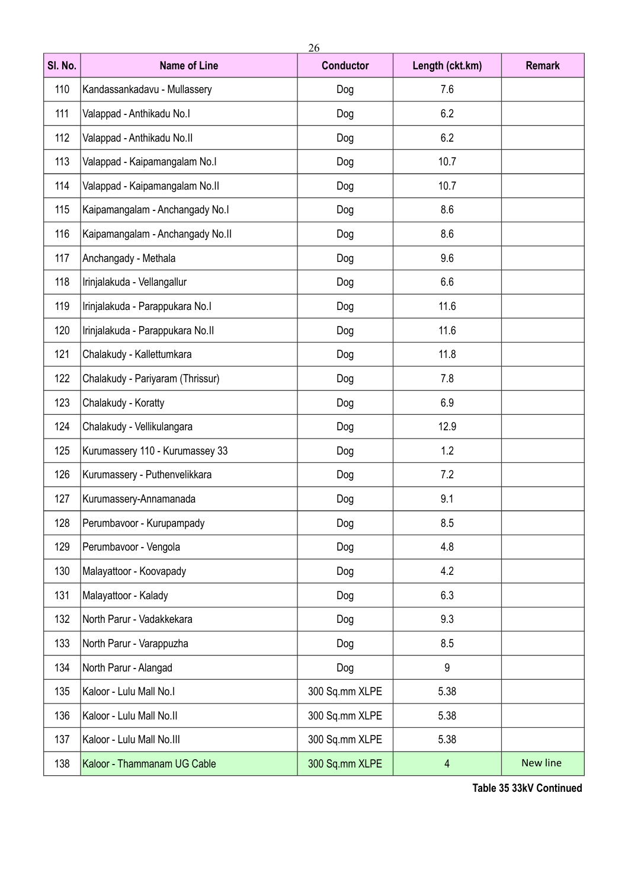| Sl. No. | Name of Line | Conductor | Length (ckt.km) | Remark |
|---|---|---|---|---|
| 110 | Kandassankadavu - Mullassery | Dog | 7.6 | |
| 111 | Valappad - Anthikadu No.I | Dog | 6.2 | |
| 112 | Valappad - Anthikadu No.II | Dog | 6.2 | |
| 113 | Valappad - Kaipamangalam No.I | Dog | 10.7 | |
| 114 | Valappad - Kaipamangalam No.II | Dog | 10.7 | |
| 115 | Kaipamangalam - Anchangady No.I | Dog | 8.6 | |
| 116 | Kaipamangalam - Anchangady No.II | Dog | 8.6 | |
| 117 | Anchangady - Methala | Dog | 9.6 | |
| 118 | Irinjalakuda - Vellangallur | Dog | 6.6 | |
| 119 | Irinjalakuda - Parappukara No.I | Dog | 11.6 | |
| 120 | Irinjalakuda - Parappukara No.II | Dog | 11.6 | |
| 121 | Chalakudy - Kallettumkara | Dog | 11.8 | |
| 122 | Chalakudy - Pariyaram (Thrissur) | Dog | 7.8 | |
| 123 | Chalakudy - Koratty | Dog | 6.9 | |
| 124 | Chalakudy - Vellikulangara | Dog | 12.9 | |
| 125 | Kurumassery 110 - Kurumassey 33 | Dog | 1.2 | |
| 126 | Kurumassery - Puthenvelikkara | Dog | 7.2 | |
| 127 | Kurumassery-Annamanada | Dog | 9.1 | |
| 128 | Perumbavoor - Kurupampady | Dog | 8.5 | |
| 129 | Perumbavoor - Vengola | Dog | 4.8 | |
| 130 | Malayattoor - Koovapady | Dog | 4.2 | |
| 131 | Malayattoor - Kalady | Dog | 6.3 | |
| 132 | North Parur - Vadakkekara | Dog | 9.3 | |
| 133 | North Parur - Varappuzha | Dog | 8.5 | |
| 134 | North Parur - Alangad | Dog | 9 | |
| 135 | Kaloor - Lulu Mall No.I | 300 Sq.mm XLPE | 5.38 | |
| 136 | Kaloor - Lulu Mall No.II | 300 Sq.mm XLPE | 5.38 | |
| 137 | Kaloor - Lulu Mall No.III | 300 Sq.mm XLPE | 5.38 | |
| 138 | Kaloor - Thammanam UG Cable | 300 Sq.mm XLPE | 4 | New line |

**Table 35 33kV Continued**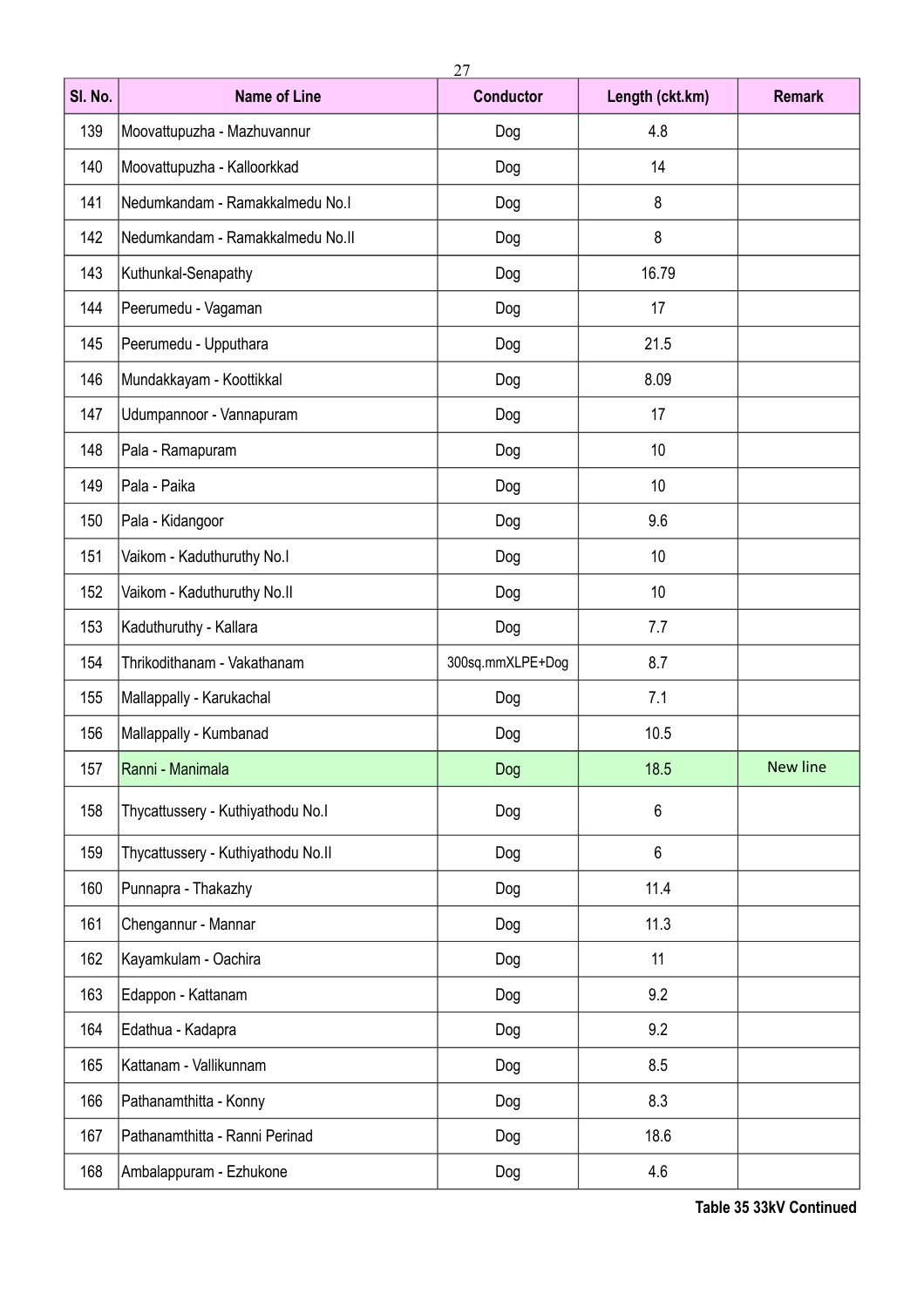| Sl. No. | Name of Line | Conductor | Length (ckt.km) | Remark |
|---|---|---|---|---|
| 139 | Moovattupuzha - Mazhuvannur | Dog | 4.8 | |
| 140 | Moovattupuzha - Kalloorkkad | Dog | 14 | |
| 141 | Nedumkandam - Ramakkalmedu No.I | Dog | 8 | |
| 142 | Nedumkandam - Ramakkalmedu No.II | Dog | 8 | |
| 143 | Kuthunkal-Senapathy | Dog | 16.79 | |
| 144 | Peerumedu - Vagaman | Dog | 17 | |
| 145 | Peerumedu - Upputhara | Dog | 21.5 | |
| 146 | Mundakkayam - Koottikkal | Dog | 8.09 | |
| 147 | Udumpannoor - Vannapuram | Dog | 17 | |
| 148 | Pala - Ramapuram | Dog | 10 | |
| 149 | Pala - Paika | Dog | 10 | |
| 150 | Pala - Kidangoor | Dog | 9.6 | |
| 151 | Vaikom - Kaduthuruthy No.I | Dog | 10 | |
| 152 | Vaikom - Kaduthuruthy No.II | Dog | 10 | |
| 153 | Kaduthuruthy - Kallara | Dog | 7.7 | |
| 154 | Thrikodithanam - Vakathanam | 300sq.mmXLPE+Dog | 8.7 | |
| 155 | Mallappally - Karukachal | Dog | 7.1 | |
| 156 | Mallappally - Kumbanad | Dog | 10.5 | |
| 157 | Ranni - Manimala | Dog | 18.5 | New line |
| 158 | Thycattussery - Kuthiyathodu No.I | Dog | 6 | |
| 159 | Thycattussery - Kuthiyathodu No.II | Dog | 6 | |
| 160 | Punnapra - Thakazhy | Dog | 11.4 | |
| 161 | Chengannur - Mannar | Dog | 11.3 | |
| 162 | Kayamkulam - Oachira | Dog | 11 | |
| 163 | Edappon - Kattanam | Dog | 9.2 | |
| 164 | Edathua - Kadapra | Dog | 9.2 | |
| 165 | Kattanam - Vallikunnam | Dog | 8.5 | |
| 166 | Pathanamthitta - Konny | Dog | 8.3 | |
| 167 | Pathanamthitta - Ranni Perinad | Dog | 18.6 | |
| 168 | Ambalappuram - Ezhukone | Dog | 4.6 | |

**Table 35 33kV Continued**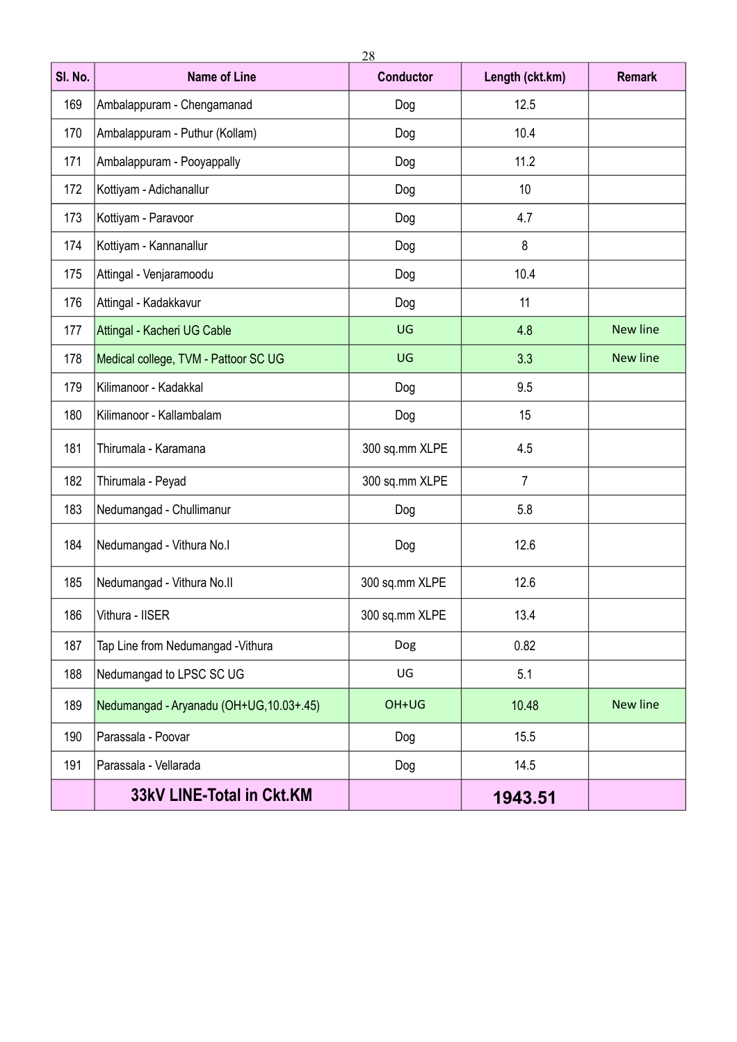| Sl. No. | Name of Line | Conductor | Length (ckt.km) | Remark |
|---|---|---|---|---|
| 169 | Ambalappuram - Chengamanad | Dog | 12.5 | |
| 170 | Ambalappuram - Puthur (Kollam) | Dog | 10.4 | |
| 171 | Ambalappuram - Pooyappally | Dog | 11.2 | |
| 172 | Kottiyam - Adichanallur | Dog | 10 | |
| 173 | Kottiyam - Paravoor | Dog | 4.7 | |
| 174 | Kottiyam - Kannanallur | Dog | 8 | |
| 175 | Attingal - Venjaramoodu | Dog | 10.4 | |
| 176 | Attingal - Kadakkavur | Dog | 11 | |
| 177 | Attingal - Kacheri UG Cable | UG | 4.8 | New line |
| 178 | Medical college, TVM - Pattoor SC UG | UG | 3.3 | New line |
| 179 | Kilimanoor - Kadakkal | Dog | 9.5 | |
| 180 | Kilimanoor - Kallambalam | Dog | 15 | |
| 181 | Thirumala - Karamana | 300 sq.mm XLPE | 4.5 | |
| 182 | Thirumala - Peyad | 300 sq.mm XLPE | 7 | |
| 183 | Nedumangad - Chullimanur | Dog | 5.8 | |
| 184 | Nedumangad - Vithura No.I | Dog | 12.6 | |
| 185 | Nedumangad - Vithura No.II | 300 sq.mm XLPE | 12.6 | |
| 186 | Vithura - IISER | 300 sq.mm XLPE | 13.4 | |
| 187 | Tap Line from Nedumangad -Vithura | Dog | 0.82 | |
| 188 | Nedumangad to LPSC SC UG | UG | 5.1 | |
| 189 | Nedumangad - Aryanadu (OH+UG,10.03+.45) | OH+UG | 10.48 | New line |
| 190 | Parassala - Poovar | Dog | 15.5 | |
| 191 | Parassala - Vellarada | Dog | 14.5 | |
| | **33kV LINE-Total in Ckt.KM** | | **1943.51** | |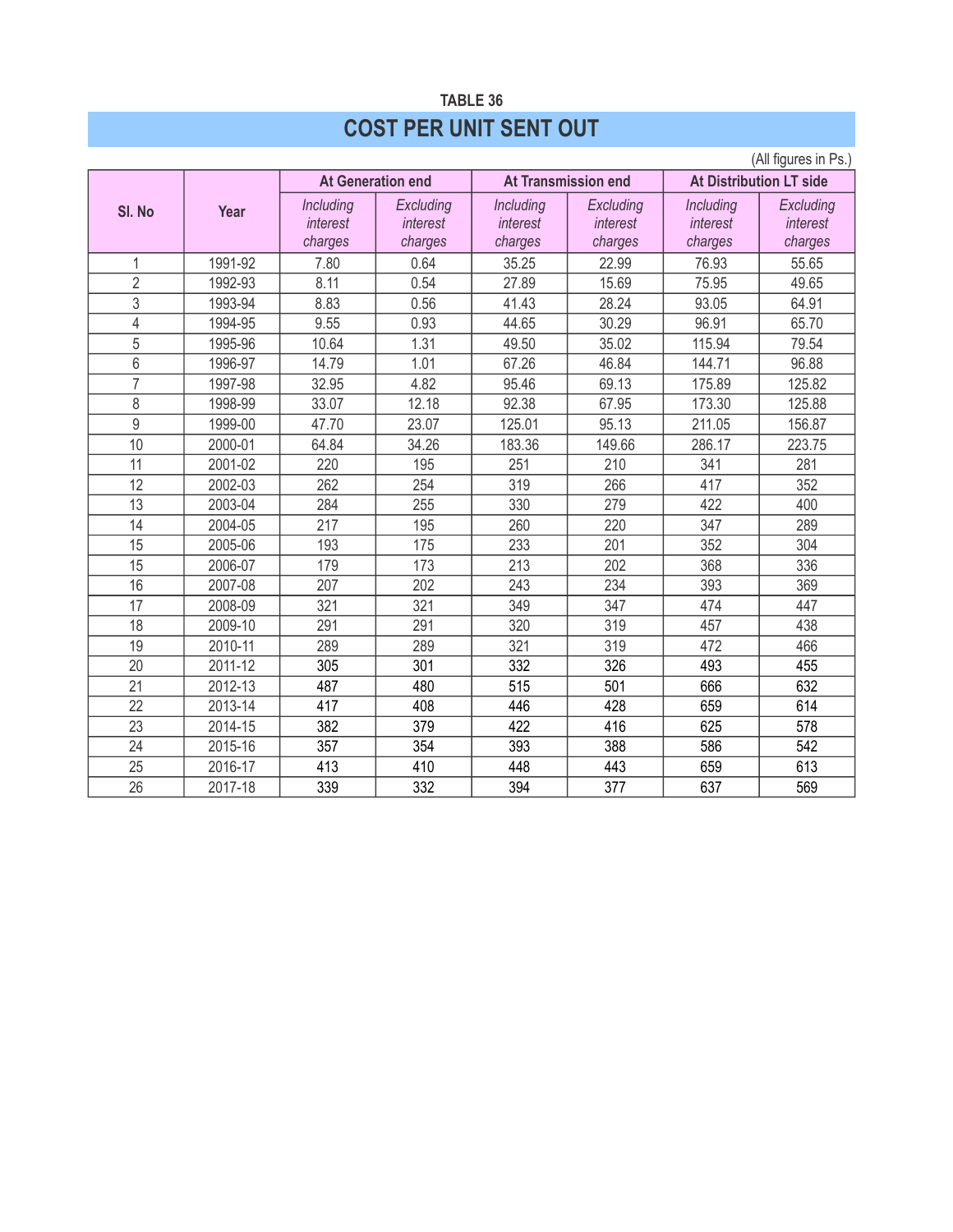TABLE 36

# COST PER UNIT SENT OUT

(All figures in Ps.)

| Sl. No | Year | At Generation end | | At Transmission end | | At Distribution LT side | |
|---|---|---|---|---|---|---|---|
| | | *Including interest charges* | *Excluding interest charges* | *Including interest charges* | *Excluding interest charges* | *Including interest charges* | *Excluding interest charges* |
| 1 | 1991-92 | 7.80 | 0.64 | 35.25 | 22.99 | 76.93 | 55.65 |
| 2 | 1992-93 | 8.11 | 0.54 | 27.89 | 15.69 | 75.95 | 49.65 |
| 3 | 1993-94 | 8.83 | 0.56 | 41.43 | 28.24 | 93.05 | 64.91 |
| 4 | 1994-95 | 9.55 | 0.93 | 44.65 | 30.29 | 96.91 | 65.70 |
| 5 | 1995-96 | 10.64 | 1.31 | 49.50 | 35.02 | 115.94 | 79.54 |
| 6 | 1996-97 | 14.79 | 1.01 | 67.26 | 46.84 | 144.71 | 96.88 |
| 7 | 1997-98 | 32.95 | 4.82 | 95.46 | 69.13 | 175.89 | 125.82 |
| 8 | 1998-99 | 33.07 | 12.18 | 92.38 | 67.95 | 173.30 | 125.88 |
| 9 | 1999-00 | 47.70 | 23.07 | 125.01 | 95.13 | 211.05 | 156.87 |
| 10 | 2000-01 | 64.84 | 34.26 | 183.36 | 149.66 | 286.17 | 223.75 |
| 11 | 2001-02 | 220 | 195 | 251 | 210 | 341 | 281 |
| 12 | 2002-03 | 262 | 254 | 319 | 266 | 417 | 352 |
| 13 | 2003-04 | 284 | 255 | 330 | 279 | 422 | 400 |
| 14 | 2004-05 | 217 | 195 | 260 | 220 | 347 | 289 |
| 15 | 2005-06 | 193 | 175 | 233 | 201 | 352 | 304 |
| 15 | 2006-07 | 179 | 173 | 213 | 202 | 368 | 336 |
| 16 | 2007-08 | 207 | 202 | 243 | 234 | 393 | 369 |
| 17 | 2008-09 | 321 | 321 | 349 | 347 | 474 | 447 |
| 18 | 2009-10 | 291 | 291 | 320 | 319 | 457 | 438 |
| 19 | 2010-11 | 289 | 289 | 321 | 319 | 472 | 466 |
| 20 | 2011-12 | 305 | 301 | 332 | 326 | 493 | 455 |
| 21 | 2012-13 | 487 | 480 | 515 | 501 | 666 | 632 |
| 22 | 2013-14 | 417 | 408 | 446 | 428 | 659 | 614 |
| 23 | 2014-15 | 382 | 379 | 422 | 416 | 625 | 578 |
| 24 | 2015-16 | 357 | 354 | 393 | 388 | 586 | 542 |
| 25 | 2016-17 | 413 | 410 | 448 | 443 | 659 | 613 |
| 26 | 2017-18 | 339 | 332 | 394 | 377 | 637 | 569 |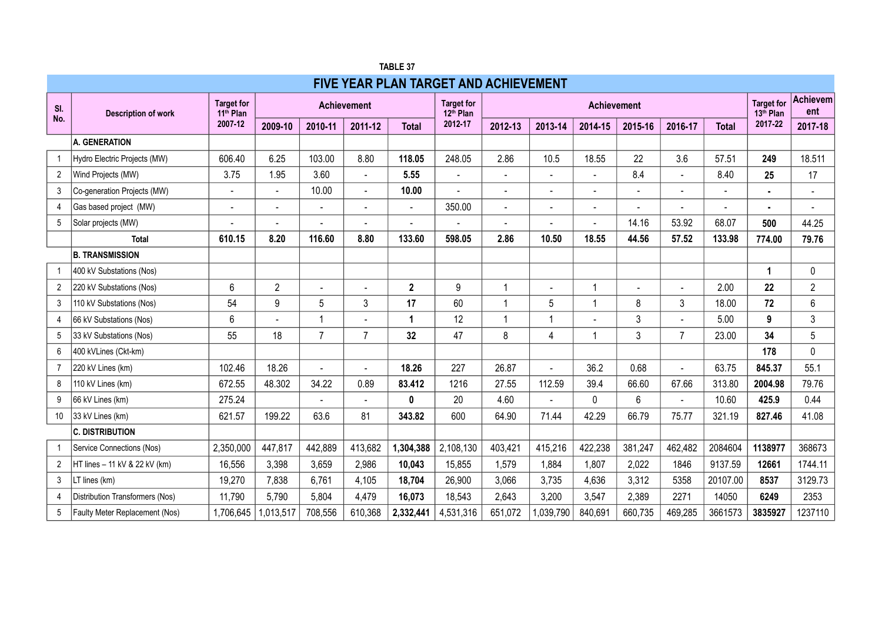TABLE 37

# FIVE YEAR PLAN TARGET AND ACHIEVEMENT

| Sl. No. | Description of work | Target for 11th Plan 2007-12 | Achievement | | | | Target for 12th Plan 2012-17 | Achievement | | | | | | Target for 13th Plan 2017-22 | Achievement |
|---|---|---|---|---|---|---|---|---|---|---|---|---|---|---|---|
| | | | 2009-10 | 2010-11 | 2011-12 | Total | | 2012-13 | 2013-14 | 2014-15 | 2015-16 | 2016-17 | Total | | 2017-18 |
| | **A. GENERATION** | | | | | | | | | | | | | | |
| 1 | Hydro Electric Projects (MW) | 606.40 | 6.25 | 103.00 | 8.80 | **118.05** | 248.05 | 2.86 | 10.5 | 18.55 | 22 | 3.6 | 57.51 | **249** | 18.511 |
| 2 | Wind Projects (MW) | 3.75 | 1.95 | 3.60 | - | **5.55** | - | - | - | - | 8.4 | - | 8.40 | **25** | 17 |
| 3 | Co-generation Projects (MW) | - | - | 10.00 | - | **10.00** | - | - | - | - | - | - | - | **-** | - |
| 4 | Gas based project (MW) | - | - | - | - | - | 350.00 | - | - | - | - | - | - | **-** | - |
| 5 | Solar projects (MW) | - | - | - | - | - | - | - | - | - | 14.16 | 53.92 | 68.07 | **500** | 44.25 |
| | **Total** | **610.15** | **8.20** | **116.60** | **8.80** | **133.60** | **598.05** | **2.86** | **10.50** | **18.55** | **44.56** | **57.52** | **133.98** | **774.00** | **79.76** |
| | **B. TRANSMISSION** | | | | | | | | | | | | | | |
| 1 | 400 kV Substations (Nos) | | | | | | | | | | | | | **1** | 0 |
| 2 | 220 kV Substations (Nos) | 6 | 2 | - | - | **2** | 9 | 1 | - | 1 | - | - | 2.00 | **22** | 2 |
| 3 | 110 kV Substations (Nos) | 54 | 9 | 5 | 3 | **17** | 60 | 1 | 5 | 1 | 8 | 3 | 18.00 | **72** | 6 |
| 4 | 66 kV Substations (Nos) | 6 | - | 1 | - | **1** | 12 | 1 | 1 | - | 3 | - | 5.00 | **9** | 3 |
| 5 | 33 kV Substations (Nos) | 55 | 18 | 7 | 7 | **32** | 47 | 8 | 4 | 1 | 3 | 7 | 23.00 | **34** | 5 |
| 6 | 400 kVLines (Ckt-km) | | | | | | | | | | | | | **178** | 0 |
| 7 | 220 kV Lines (km) | 102.46 | 18.26 | - | - | **18.26** | 227 | 26.87 | - | 36.2 | 0.68 | - | 63.75 | **845.37** | 55.1 |
| 8 | 110 kV Lines (km) | 672.55 | 48.302 | 34.22 | 0.89 | **83.412** | 1216 | 27.55 | 112.59 | 39.4 | 66.60 | 67.66 | 313.80 | **2004.98** | 79.76 |
| 9 | 66 kV Lines (km) | 275.24 | | - | - | **0** | 20 | 4.60 | - | 0 | 6 | - | 10.60 | **425.9** | 0.44 |
| 10 | 33 kV Lines (km) | 621.57 | 199.22 | 63.6 | 81 | **343.82** | 600 | 64.90 | 71.44 | 42.29 | 66.79 | 75.77 | 321.19 | **827.46** | 41.08 |
| | **C. DISTRIBUTION** | | | | | | | | | | | | | | |
| 1 | Service Connections (Nos) | 2,350,000 | 447,817 | 442,889 | 413,682 | **1,304,388** | 2,108,130 | 403,421 | 415,216 | 422,238 | 381,247 | 462,482 | 2084604 | **1138977** | 368673 |
| 2 | HT lines – 11 kV & 22 kV (km) | 16,556 | 3,398 | 3,659 | 2,986 | **10,043** | 15,855 | 1,579 | 1,884 | 1,807 | 2,022 | 1846 | 9137.59 | **12661** | 1744.11 |
| 3 | LT lines (km) | 19,270 | 7,838 | 6,761 | 4,105 | **18,704** | 26,900 | 3,066 | 3,735 | 4,636 | 3,312 | 5358 | 20107.00 | **8537** | 3129.73 |
| 4 | Distribution Transformers (Nos) | 11,790 | 5,790 | 5,804 | 4,479 | **16,073** | 18,543 | 2,643 | 3,200 | 3,547 | 2,389 | 2271 | 14050 | **6249** | 2353 |
| 5 | Faulty Meter Replacement (Nos) | 1,706,645 | 1,013,517 | 708,556 | 610,368 | **2,332,441** | 4,531,316 | 651,072 | 1,039,790 | 840,691 | 660,735 | 469,285 | 3661573 | **3835927** | 1237110 |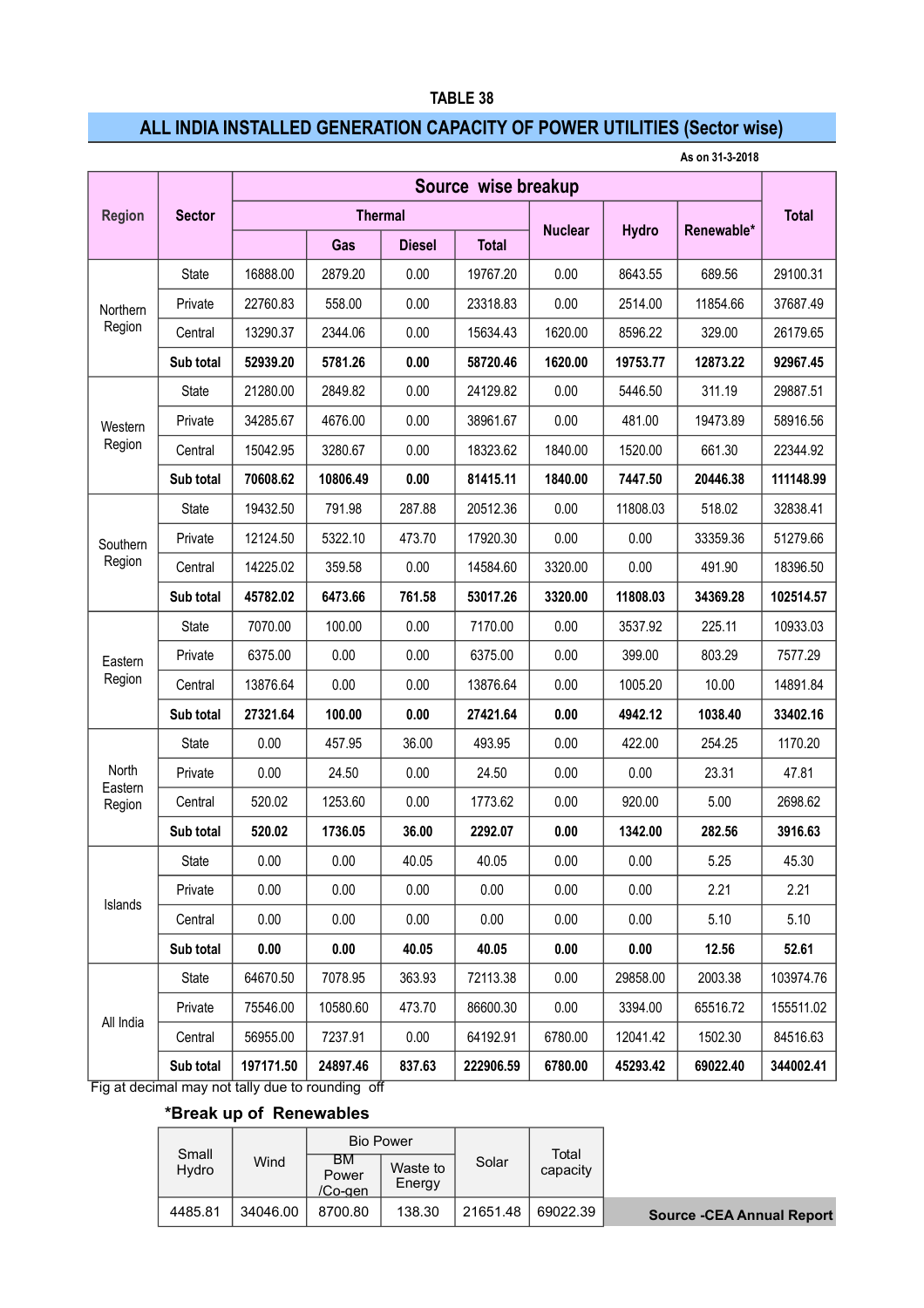TABLE 38

## ALL INDIA INSTALLED GENERATION CAPACITY OF POWER UTILITIES (Sector wise)

As on 31-3-2018

| Region | Sector | Source wise breakup | | | | | | | Total |
|---|---|---|---|---|---|---|---|---|---|
| | | Thermal | | | | Nuclear | Hydro | Renewable* | |
| | | | Gas | Diesel | Total | | | | |
| Northern Region | State | 16888.00 | 2879.20 | 0.00 | 19767.20 | 0.00 | 8643.55 | 689.56 | 29100.31 |
| | Private | 22760.83 | 558.00 | 0.00 | 23318.83 | 0.00 | 2514.00 | 11854.66 | 37687.49 |
| | Central | 13290.37 | 2344.06 | 0.00 | 15634.43 | 1620.00 | 8596.22 | 329.00 | 26179.65 |
| | **Sub total** | **52939.20** | **5781.26** | **0.00** | **58720.46** | **1620.00** | **19753.77** | **12873.22** | **92967.45** |
| Western Region | State | 21280.00 | 2849.82 | 0.00 | 24129.82 | 0.00 | 5446.50 | 311.19 | 29887.51 |
| | Private | 34285.67 | 4676.00 | 0.00 | 38961.67 | 0.00 | 481.00 | 19473.89 | 58916.56 |
| | Central | 15042.95 | 3280.67 | 0.00 | 18323.62 | 1840.00 | 1520.00 | 661.30 | 22344.92 |
| | **Sub total** | **70608.62** | **10806.49** | **0.00** | **81415.11** | **1840.00** | **7447.50** | **20446.38** | **111148.99** |
| Southern Region | State | 19432.50 | 791.98 | 287.88 | 20512.36 | 0.00 | 11808.03 | 518.02 | 32838.41 |
| | Private | 12124.50 | 5322.10 | 473.70 | 17920.30 | 0.00 | 0.00 | 33359.36 | 51279.66 |
| | Central | 14225.02 | 359.58 | 0.00 | 14584.60 | 3320.00 | 0.00 | 491.90 | 18396.50 |
| | **Sub total** | **45782.02** | **6473.66** | **761.58** | **53017.26** | **3320.00** | **11808.03** | **34369.28** | **102514.57** |
| Eastern Region | State | 7070.00 | 100.00 | 0.00 | 7170.00 | 0.00 | 3537.92 | 225.11 | 10933.03 |
| | Private | 6375.00 | 0.00 | 0.00 | 6375.00 | 0.00 | 399.00 | 803.29 | 7577.29 |
| | Central | 13876.64 | 0.00 | 0.00 | 13876.64 | 0.00 | 1005.20 | 10.00 | 14891.84 |
| | **Sub total** | **27321.64** | **100.00** | **0.00** | **27421.64** | **0.00** | **4942.12** | **1038.40** | **33402.16** |
| North Eastern Region | State | 0.00 | 457.95 | 36.00 | 493.95 | 0.00 | 422.00 | 254.25 | 1170.20 |
| | Private | 0.00 | 24.50 | 0.00 | 24.50 | 0.00 | 0.00 | 23.31 | 47.81 |
| | Central | 520.02 | 1253.60 | 0.00 | 1773.62 | 0.00 | 920.00 | 5.00 | 2698.62 |
| | **Sub total** | **520.02** | **1736.05** | **36.00** | **2292.07** | **0.00** | **1342.00** | **282.56** | **3916.63** |
| Islands | State | 0.00 | 0.00 | 40.05 | 40.05 | 0.00 | 0.00 | 5.25 | 45.30 |
| | Private | 0.00 | 0.00 | 0.00 | 0.00 | 0.00 | 0.00 | 2.21 | 2.21 |
| | Central | 0.00 | 0.00 | 0.00 | 0.00 | 0.00 | 0.00 | 5.10 | 5.10 |
| | **Sub total** | **0.00** | **0.00** | **40.05** | **40.05** | **0.00** | **0.00** | **12.56** | **52.61** |
| All India | State | 64670.50 | 7078.95 | 363.93 | 72113.38 | 0.00 | 29858.00 | 2003.38 | 103974.76 |
| | Private | 75546.00 | 10580.60 | 473.70 | 86600.30 | 0.00 | 3394.00 | 65516.72 | 155511.02 |
| | Central | 56955.00 | 7237.91 | 0.00 | 64192.91 | 6780.00 | 12041.42 | 1502.30 | 84516.63 |
| | **Sub total** | **197171.50** | **24897.46** | **837.63** | **222906.59** | **6780.00** | **45293.42** | **69022.40** | **344002.41** |

Fig at decimal may not tally due to rounding off

**\*Break up of Renewables**

| Small Hydro | Wind | Bio Power | | Solar | Total capacity |
|---|---|---|---|---|---|
| | | BM Power /Co-gen | Waste to Energy | | |
| 4485.81 | 34046.00 | 8700.80 | 138.30 | 21651.48 | 69022.39 |

**Source -CEA Annual Report**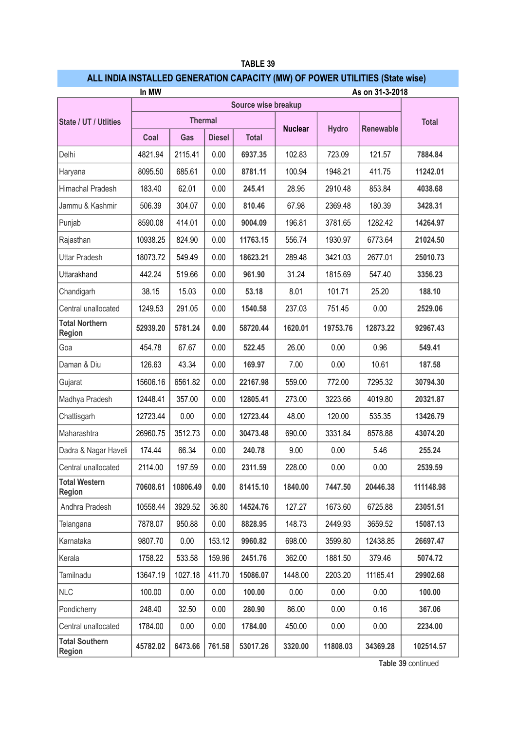**TABLE 39**

## ALL INDIA INSTALLED GENERATION CAPACITY (MW) OF POWER UTILITIES (State wise)

In MW | As on 31-3-2018

| State / UT / Utlities | Source wise breakup | | | | | | | Total |
|---|---|---|---|---|---|---|---|---|
| | Thermal | | | | Nuclear | Hydro | Renewable | |
| | Coal | Gas | Diesel | Total | | | | |
| Delhi | 4821.94 | 2115.41 | 0.00 | **6937.35** | 102.83 | 723.09 | 121.57 | **7884.84** |
| Haryana | 8095.50 | 685.61 | 0.00 | **8781.11** | 100.94 | 1948.21 | 411.75 | **11242.01** |
| Himachal Pradesh | 183.40 | 62.01 | 0.00 | **245.41** | 28.95 | 2910.48 | 853.84 | **4038.68** |
| Jammu & Kashmir | 506.39 | 304.07 | 0.00 | **810.46** | 67.98 | 2369.48 | 180.39 | **3428.31** |
| Punjab | 8590.08 | 414.01 | 0.00 | **9004.09** | 196.81 | 3781.65 | 1282.42 | **14264.97** |
| Rajasthan | 10938.25 | 824.90 | 0.00 | **11763.15** | 556.74 | 1930.97 | 6773.64 | **21024.50** |
| Uttar Pradesh | 18073.72 | 549.49 | 0.00 | **18623.21** | 289.48 | 3421.03 | 2677.01 | **25010.73** |
| Uttarakhand | 442.24 | 519.66 | 0.00 | **961.90** | 31.24 | 1815.69 | 547.40 | **3356.23** |
| Chandigarh | 38.15 | 15.03 | 0.00 | **53.18** | 8.01 | 101.71 | 25.20 | **188.10** |
| Central unallocated | 1249.53 | 291.05 | 0.00 | **1540.58** | 237.03 | 751.45 | 0.00 | **2529.06** |
| **Total Northern Region** | **52939.20** | **5781.24** | **0.00** | **58720.44** | **1620.01** | **19753.76** | **12873.22** | **92967.43** |
| Goa | 454.78 | 67.67 | 0.00 | **522.45** | 26.00 | 0.00 | 0.96 | **549.41** |
| Daman & Diu | 126.63 | 43.34 | 0.00 | **169.97** | 7.00 | 0.00 | 10.61 | **187.58** |
| Gujarat | 15606.16 | 6561.82 | 0.00 | **22167.98** | 559.00 | 772.00 | 7295.32 | **30794.30** |
| Madhya Pradesh | 12448.41 | 357.00 | 0.00 | **12805.41** | 273.00 | 3223.66 | 4019.80 | **20321.87** |
| Chattisgarh | 12723.44 | 0.00 | 0.00 | **12723.44** | 48.00 | 120.00 | 535.35 | **13426.79** |
| Maharashtra | 26960.75 | 3512.73 | 0.00 | **30473.48** | 690.00 | 3331.84 | 8578.88 | **43074.20** |
| Dadra & Nagar Haveli | 174.44 | 66.34 | 0.00 | **240.78** | 9.00 | 0.00 | 5.46 | **255.24** |
| Central unallocated | 2114.00 | 197.59 | 0.00 | **2311.59** | 228.00 | 0.00 | 0.00 | **2539.59** |
| **Total Western Region** | **70608.61** | **10806.49** | **0.00** | **81415.10** | **1840.00** | **7447.50** | **20446.38** | **111148.98** |
| Andhra Pradesh | 10558.44 | 3929.52 | 36.80 | **14524.76** | 127.27 | 1673.60 | 6725.88 | **23051.51** |
| Telangana | 7878.07 | 950.88 | 0.00 | **8828.95** | 148.73 | 2449.93 | 3659.52 | **15087.13** |
| Karnataka | 9807.70 | 0.00 | 153.12 | **9960.82** | 698.00 | 3599.80 | 12438.85 | **26697.47** |
| Kerala | 1758.22 | 533.58 | 159.96 | **2451.76** | 362.00 | 1881.50 | 379.46 | **5074.72** |
| Tamilnadu | 13647.19 | 1027.18 | 411.70 | **15086.07** | 1448.00 | 2203.20 | 11165.41 | **29902.68** |
| NLC | 100.00 | 0.00 | 0.00 | **100.00** | 0.00 | 0.00 | 0.00 | **100.00** |
| Pondicherry | 248.40 | 32.50 | 0.00 | **280.90** | 86.00 | 0.00 | 0.16 | **367.06** |
| Central unallocated | 1784.00 | 0.00 | 0.00 | **1784.00** | 450.00 | 0.00 | 0.00 | **2234.00** |
| **Total Southern Region** | **45782.02** | **6473.66** | **761.58** | **53017.26** | **3320.00** | **11808.03** | **34369.28** | **102514.57** |

**Table 39** continued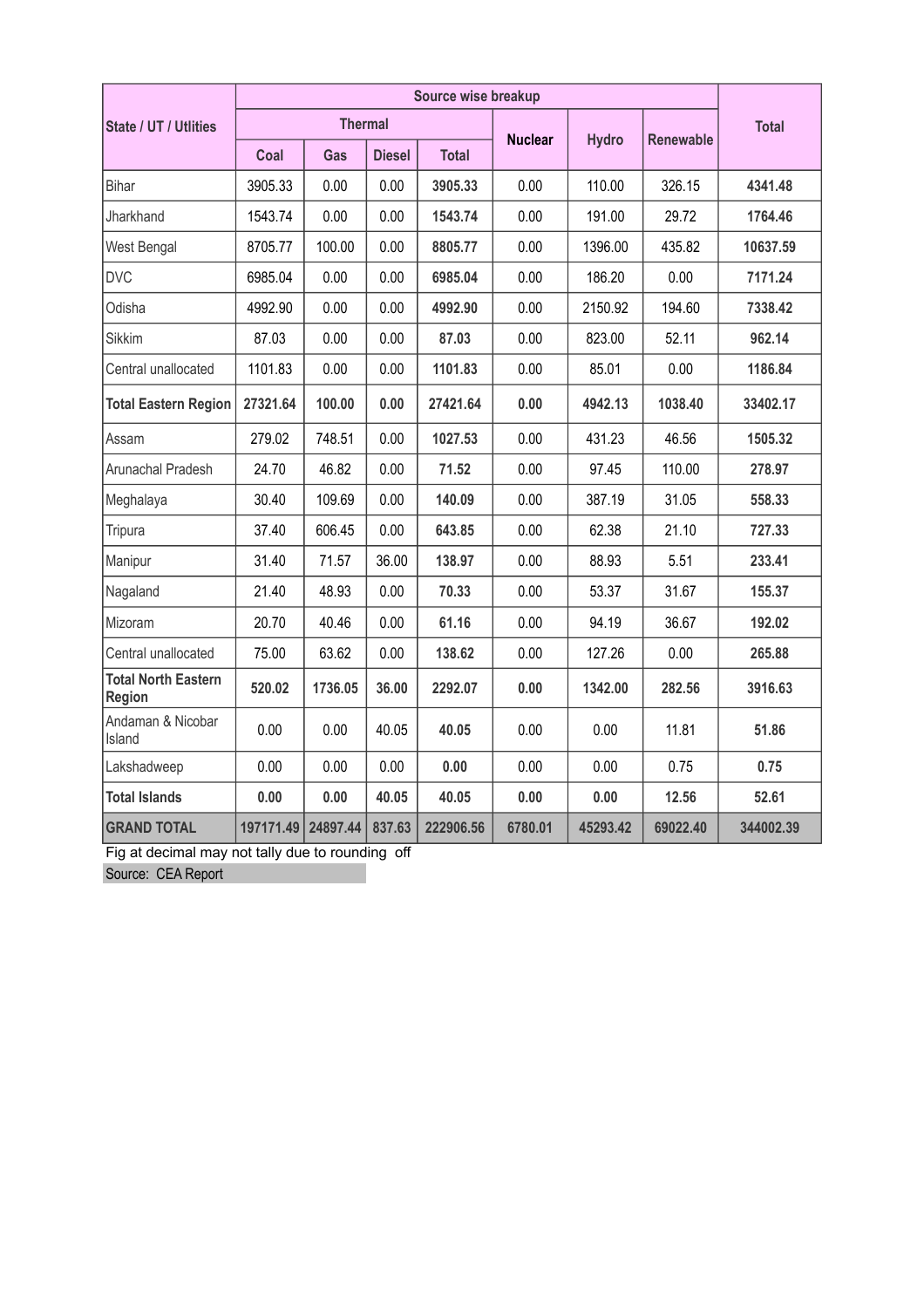| State / UT / Utlities | Source wise breakup | | | | | | | Total |
|---|---|---|---|---|---|---|---|---|
| | Thermal | | | | Nuclear | Hydro | Renewable | |
| | Coal | Gas | Diesel | Total | | | | |
| Bihar | 3905.33 | 0.00 | 0.00 | **3905.33** | 0.00 | 110.00 | 326.15 | **4341.48** |
| Jharkhand | 1543.74 | 0.00 | 0.00 | **1543.74** | 0.00 | 191.00 | 29.72 | **1764.46** |
| West Bengal | 8705.77 | 100.00 | 0.00 | **8805.77** | 0.00 | 1396.00 | 435.82 | **10637.59** |
| DVC | 6985.04 | 0.00 | 0.00 | **6985.04** | 0.00 | 186.20 | 0.00 | **7171.24** |
| Odisha | 4992.90 | 0.00 | 0.00 | **4992.90** | 0.00 | 2150.92 | 194.60 | **7338.42** |
| Sikkim | 87.03 | 0.00 | 0.00 | **87.03** | 0.00 | 823.00 | 52.11 | **962.14** |
| Central unallocated | 1101.83 | 0.00 | 0.00 | **1101.83** | 0.00 | 85.01 | 0.00 | **1186.84** |
| **Total Eastern Region** | **27321.64** | **100.00** | **0.00** | **27421.64** | **0.00** | **4942.13** | **1038.40** | **33402.17** |
| Assam | 279.02 | 748.51 | 0.00 | **1027.53** | 0.00 | 431.23 | 46.56 | **1505.32** |
| Arunachal Pradesh | 24.70 | 46.82 | 0.00 | **71.52** | 0.00 | 97.45 | 110.00 | **278.97** |
| Meghalaya | 30.40 | 109.69 | 0.00 | **140.09** | 0.00 | 387.19 | 31.05 | **558.33** |
| Tripura | 37.40 | 606.45 | 0.00 | **643.85** | 0.00 | 62.38 | 21.10 | **727.33** |
| Manipur | 31.40 | 71.57 | 36.00 | **138.97** | 0.00 | 88.93 | 5.51 | **233.41** |
| Nagaland | 21.40 | 48.93 | 0.00 | **70.33** | 0.00 | 53.37 | 31.67 | **155.37** |
| Mizoram | 20.70 | 40.46 | 0.00 | **61.16** | 0.00 | 94.19 | 36.67 | **192.02** |
| Central unallocated | 75.00 | 63.62 | 0.00 | **138.62** | 0.00 | 127.26 | 0.00 | **265.88** |
| **Total North Eastern Region** | **520.02** | **1736.05** | **36.00** | **2292.07** | **0.00** | **1342.00** | **282.56** | **3916.63** |
| Andaman & Nicobar Island | 0.00 | 0.00 | 40.05 | **40.05** | 0.00 | 0.00 | 11.81 | **51.86** |
| Lakshadweep | 0.00 | 0.00 | 0.00 | **0.00** | 0.00 | 0.00 | 0.75 | **0.75** |
| **Total Islands** | **0.00** | **0.00** | **40.05** | **40.05** | **0.00** | **0.00** | **12.56** | **52.61** |
| **GRAND TOTAL** | **197171.49** | **24897.44** | **837.63** | **222906.56** | **6780.01** | **45293.42** | **69022.40** | **344002.39** |

Fig at decimal may not tally due to rounding off

Source: CEA Report